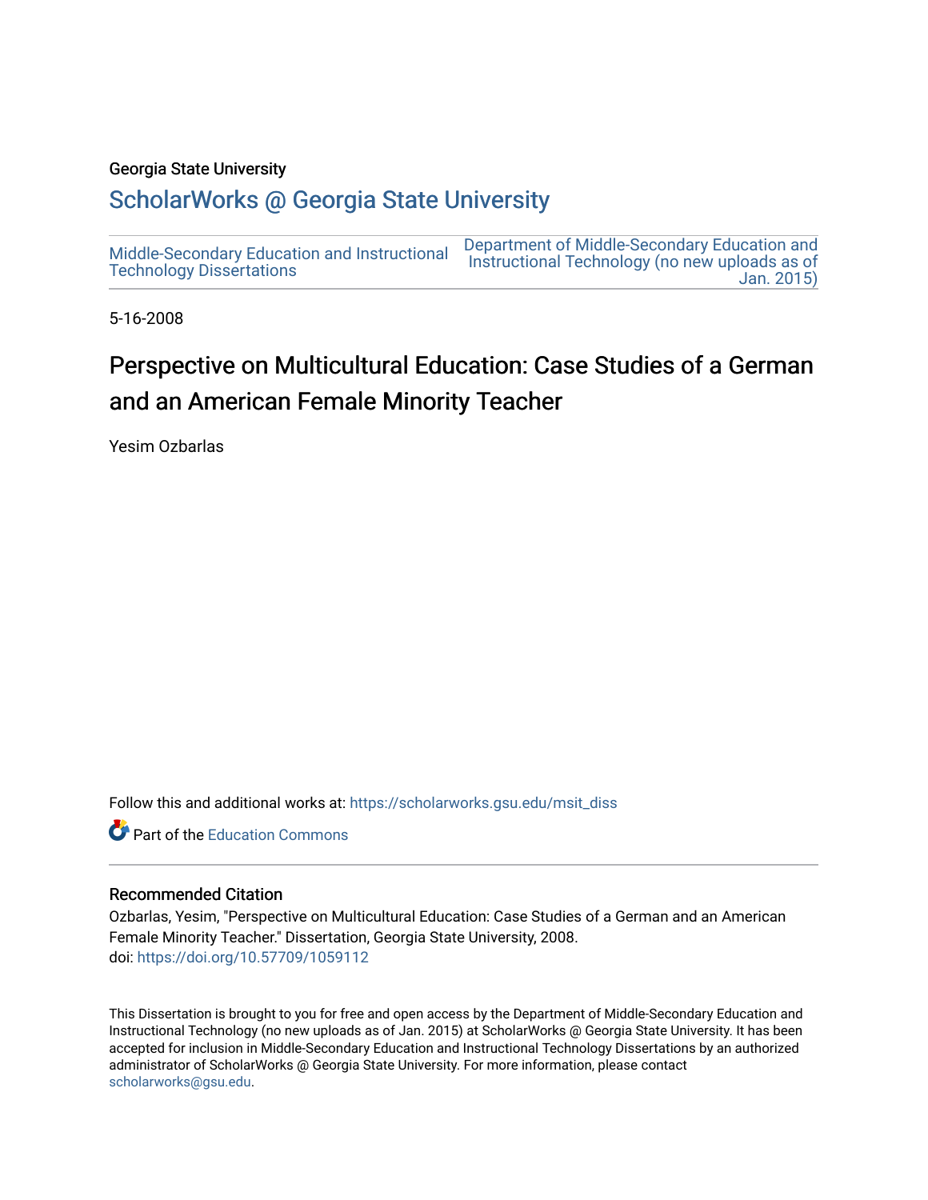Georgia State University

# ScholarWorks @ Georgia State University

Middle-Secondary Education and Instructional Technology Dissertations

Department of Middle-Secondary Education and Instructional Technology (no new uploads as of Jan. 2015)

5-16-2008

## Perspective on Multicultural Education: Case Studies of a German and an American Female Minority Teacher

Yesim Ozbarlas

Follow this and additional works at: https://scholarworks.gsu.edu/msit_diss

Part of the Education Commons

### Recommended Citation

Ozbarlas, Yesim, "Perspective on Multicultural Education: Case Studies of a German and an American Female Minority Teacher." Dissertation, Georgia State University, 2008.
doi: https://doi.org/10.57709/1059112

This Dissertation is brought to you for free and open access by the Department of Middle-Secondary Education and Instructional Technology (no new uploads as of Jan. 2015) at ScholarWorks @ Georgia State University. It has been accepted for inclusion in Middle-Secondary Education and Instructional Technology Dissertations by an authorized administrator of ScholarWorks @ Georgia State University. For more information, please contact scholarworks@gsu.edu.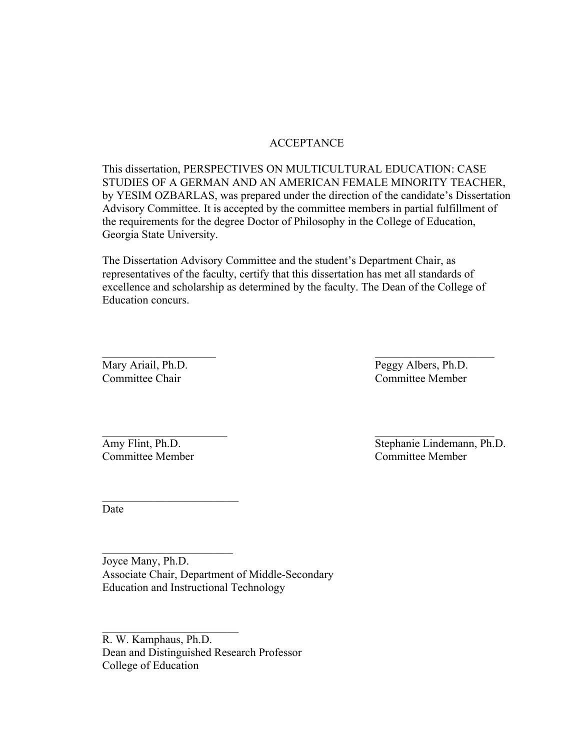# ACCEPTANCE

This dissertation, PERSPECTIVES ON MULTICULTURAL EDUCATION: CASE STUDIES OF A GERMAN AND AN AMERICAN FEMALE MINORITY TEACHER, by YESIM OZBARLAS, was prepared under the direction of the candidate's Dissertation Advisory Committee. It is accepted by the committee members in partial fulfillment of the requirements for the degree Doctor of Philosophy in the College of Education, Georgia State University.

The Dissertation Advisory Committee and the student's Department Chair, as representatives of the faculty, certify that this dissertation has met all standards of excellence and scholarship as determined by the faculty. The Dean of the College of Education concurs.

______________________
Mary Ariail, Ph.D.
Committee Chair

______________________
Peggy Albers, Ph.D.
Committee Member

______________________
Amy Flint, Ph.D.
Committee Member

______________________
Stephanie Lindemann, Ph.D.
Committee Member

______________________
Date

______________________
Joyce Many, Ph.D.
Associate Chair, Department of Middle-Secondary Education and Instructional Technology

______________________
R. W. Kamphaus, Ph.D.
Dean and Distinguished Research Professor
College of Education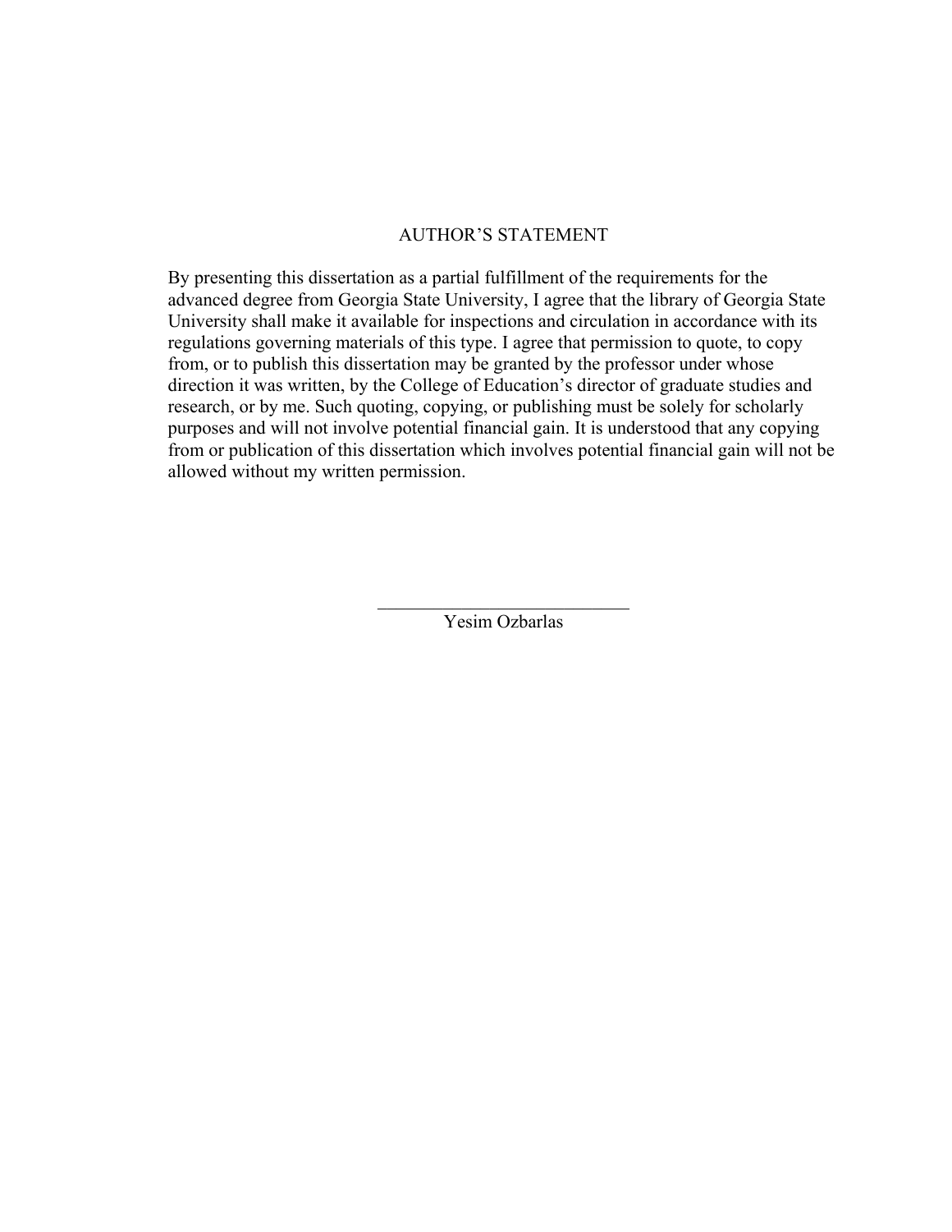# AUTHOR'S STATEMENT

By presenting this dissertation as a partial fulfillment of the requirements for the advanced degree from Georgia State University, I agree that the library of Georgia State University shall make it available for inspections and circulation in accordance with its regulations governing materials of this type. I agree that permission to quote, to copy from, or to publish this dissertation may be granted by the professor under whose direction it was written, by the College of Education's director of graduate studies and research, or by me. Such quoting, copying, or publishing must be solely for scholarly purposes and will not involve potential financial gain. It is understood that any copying from or publication of this dissertation which involves potential financial gain will not be allowed without my written permission.

\_\_\_\_\_\_\_\_\_\_\_\_\_\_\_\_\_\_\_\_\_\_\_\_\_\_\_\_

Yesim Ozbarlas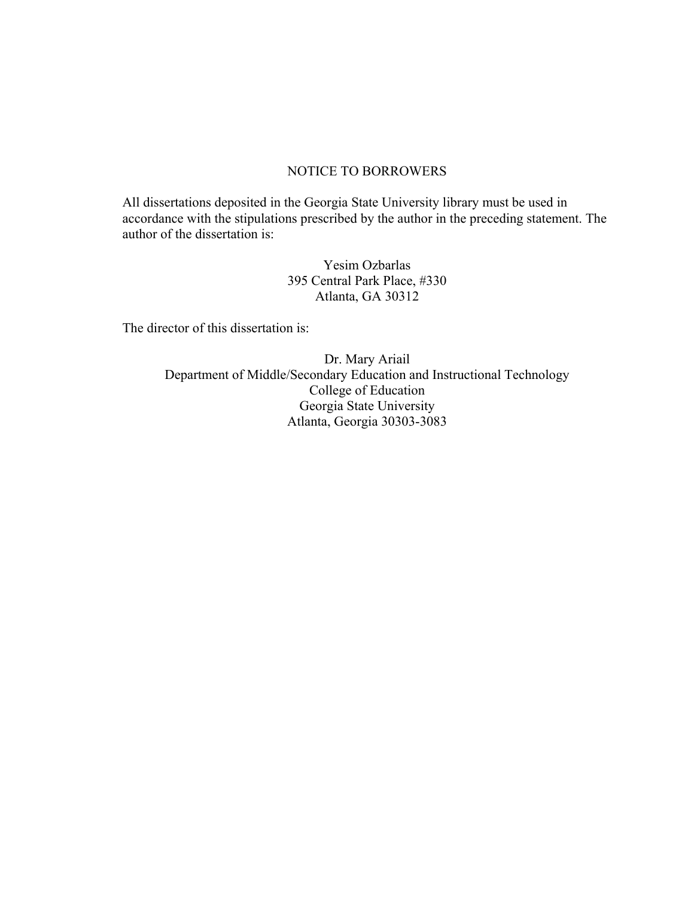# NOTICE TO BORROWERS

All dissertations deposited in the Georgia State University library must be used in accordance with the stipulations prescribed by the author in the preceding statement. The author of the dissertation is:

Yesim Ozbarlas
395 Central Park Place, #330
Atlanta, GA 30312

The director of this dissertation is:

Dr. Mary Ariail
Department of Middle/Secondary Education and Instructional Technology
College of Education
Georgia State University
Atlanta, Georgia 30303-3083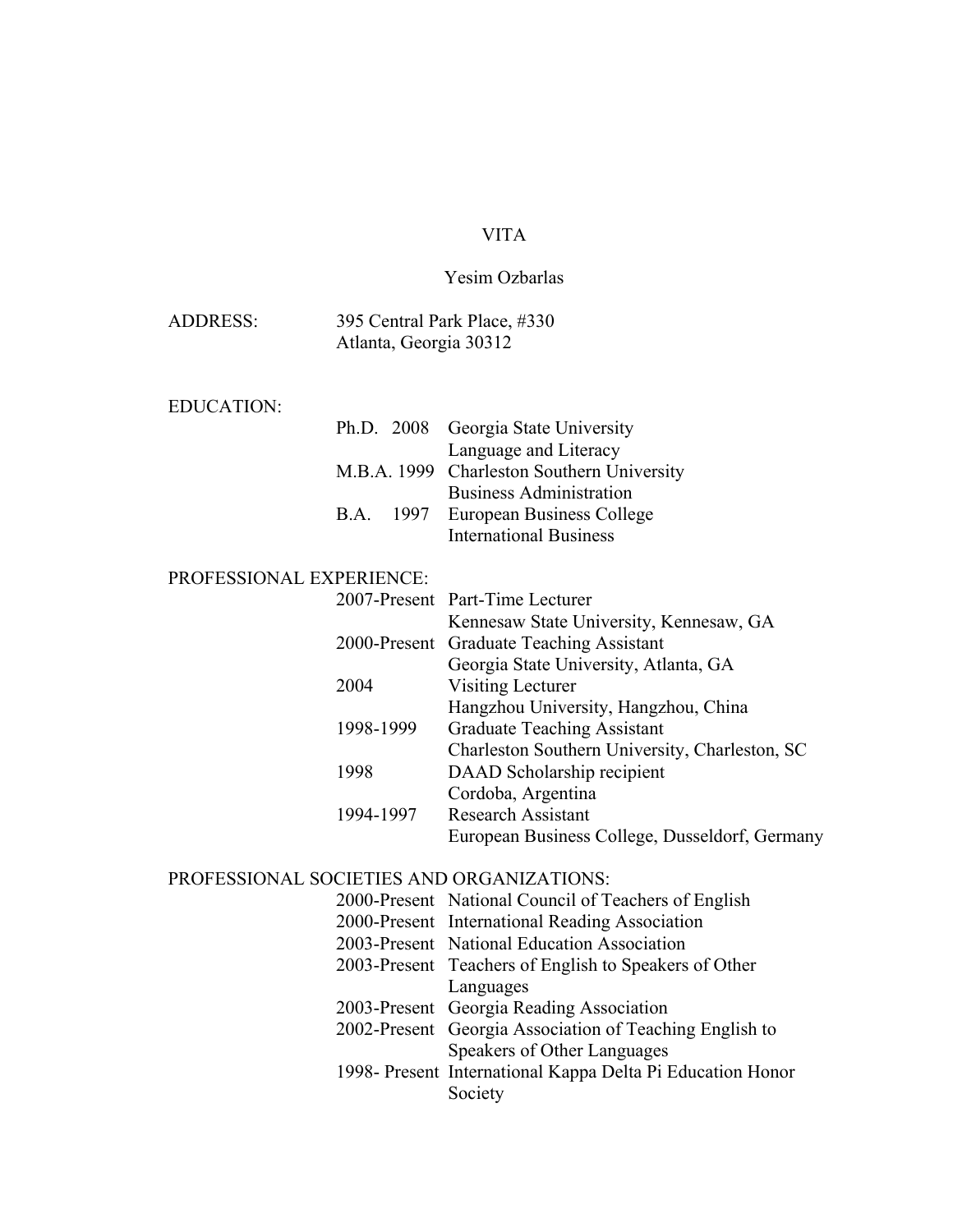# VITA

## Yesim Ozbarlas

ADDRESS:

395 Central Park Place, #330
Atlanta, Georgia 30312

EDUCATION:

| | |
|---|---|
| Ph.D. 2008 | Georgia State University<br>Language and Literacy |
| M.B.A. 1999 | Charleston Southern University<br>Business Administration |
| B.A. 1997 | European Business College<br>International Business |

PROFESSIONAL EXPERIENCE:

| | |
|---|---|
| 2007-Present | Part-Time Lecturer<br>Kennesaw State University, Kennesaw, GA |
| 2000-Present | Graduate Teaching Assistant<br>Georgia State University, Atlanta, GA |
| 2004 | Visiting Lecturer<br>Hangzhou University, Hangzhou, China |
| 1998-1999 | Graduate Teaching Assistant<br>Charleston Southern University, Charleston, SC |
| 1998 | DAAD Scholarship recipient<br>Cordoba, Argentina |
| 1994-1997 | Research Assistant<br>European Business College, Dusseldorf, Germany |

PROFESSIONAL SOCIETIES AND ORGANIZATIONS:

| | |
|---|---|
| 2000-Present | National Council of Teachers of English |
| 2000-Present | International Reading Association |
| 2003-Present | National Education Association |
| 2003-Present | Teachers of English to Speakers of Other Languages |
| 2003-Present | Georgia Reading Association |
| 2002-Present | Georgia Association of Teaching English to Speakers of Other Languages |
| 1998- Present | International Kappa Delta Pi Education Honor Society |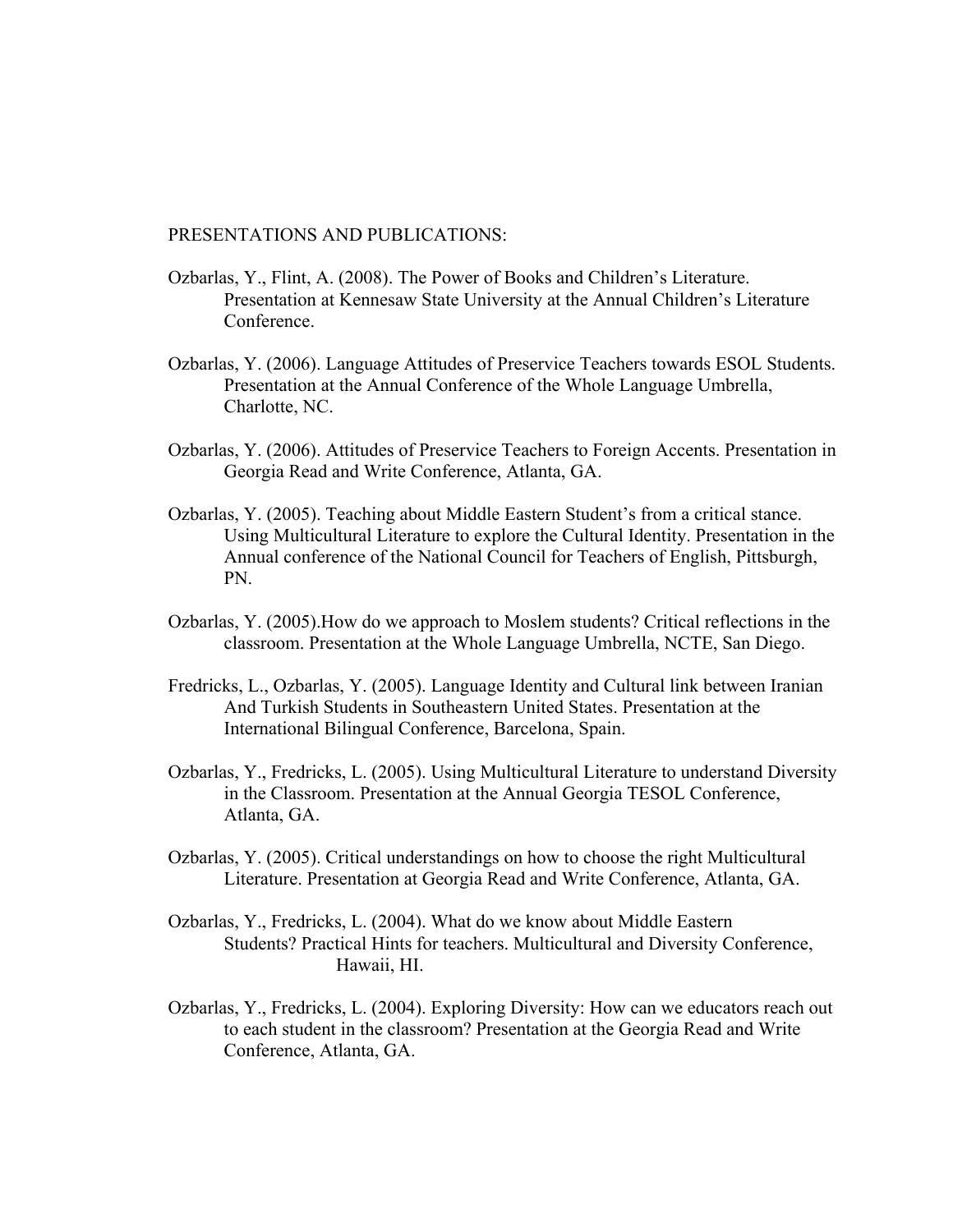PRESENTATIONS AND PUBLICATIONS:

Ozbarlas, Y., Flint, A. (2008). The Power of Books and Children's Literature. Presentation at Kennesaw State University at the Annual Children's Literature Conference.

Ozbarlas, Y. (2006). Language Attitudes of Preservice Teachers towards ESOL Students. Presentation at the Annual Conference of the Whole Language Umbrella, Charlotte, NC.

Ozbarlas, Y. (2006). Attitudes of Preservice Teachers to Foreign Accents. Presentation in Georgia Read and Write Conference, Atlanta, GA.

Ozbarlas, Y. (2005). Teaching about Middle Eastern Student's from a critical stance. Using Multicultural Literature to explore the Cultural Identity. Presentation in the Annual conference of the National Council for Teachers of English, Pittsburgh, PN.

Ozbarlas, Y. (2005).How do we approach to Moslem students? Critical reflections in the classroom. Presentation at the Whole Language Umbrella, NCTE, San Diego.

Fredricks, L., Ozbarlas, Y. (2005). Language Identity and Cultural link between Iranian And Turkish Students in Southeastern United States. Presentation at the International Bilingual Conference, Barcelona, Spain.

Ozbarlas, Y., Fredricks, L. (2005). Using Multicultural Literature to understand Diversity in the Classroom. Presentation at the Annual Georgia TESOL Conference, Atlanta, GA.

Ozbarlas, Y. (2005). Critical understandings on how to choose the right Multicultural Literature. Presentation at Georgia Read and Write Conference, Atlanta, GA.

Ozbarlas, Y., Fredricks, L. (2004). What do we know about Middle Eastern Students? Practical Hints for teachers. Multicultural and Diversity Conference, Hawaii, HI.

Ozbarlas, Y., Fredricks, L. (2004). Exploring Diversity: How can we educators reach out to each student in the classroom? Presentation at the Georgia Read and Write Conference, Atlanta, GA.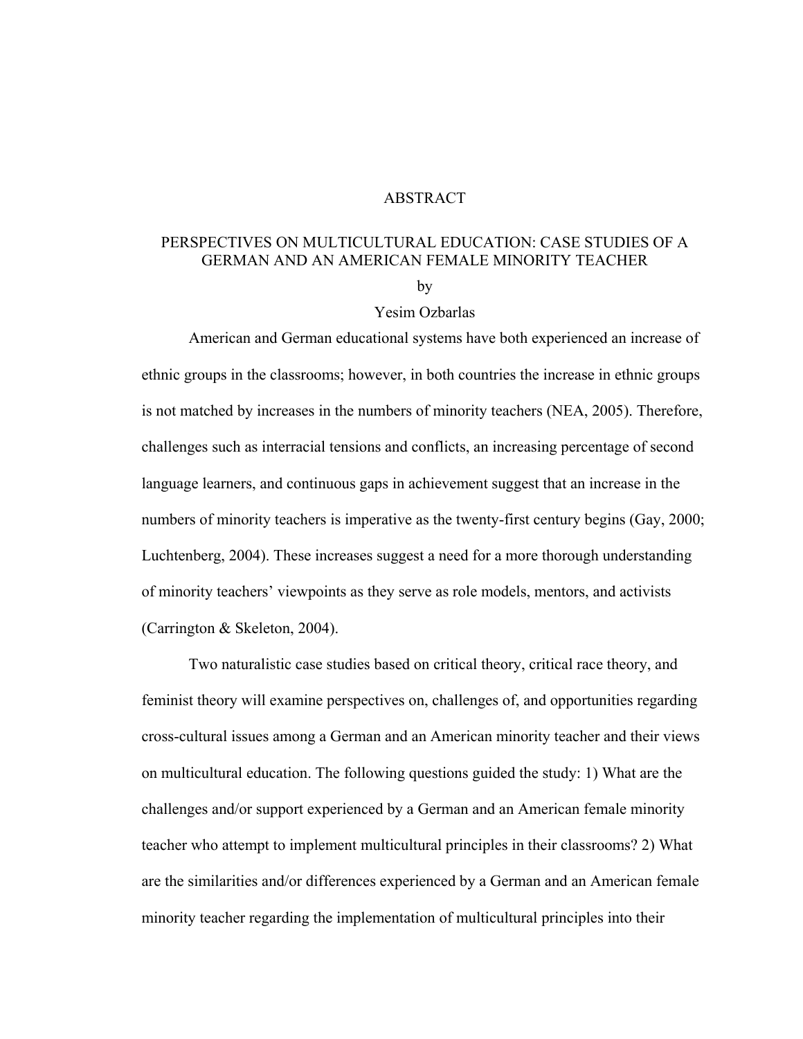# ABSTRACT

## PERSPECTIVES ON MULTICULTURAL EDUCATION: CASE STUDIES OF A GERMAN AND AN AMERICAN FEMALE MINORITY TEACHER

by

Yesim Ozbarlas

American and German educational systems have both experienced an increase of ethnic groups in the classrooms; however, in both countries the increase in ethnic groups is not matched by increases in the numbers of minority teachers (NEA, 2005). Therefore, challenges such as interracial tensions and conflicts, an increasing percentage of second language learners, and continuous gaps in achievement suggest that an increase in the numbers of minority teachers is imperative as the twenty-first century begins (Gay, 2000; Luchtenberg, 2004). These increases suggest a need for a more thorough understanding of minority teachers' viewpoints as they serve as role models, mentors, and activists (Carrington & Skeleton, 2004).

Two naturalistic case studies based on critical theory, critical race theory, and feminist theory will examine perspectives on, challenges of, and opportunities regarding cross-cultural issues among a German and an American minority teacher and their views on multicultural education. The following questions guided the study: 1) What are the challenges and/or support experienced by a German and an American female minority teacher who attempt to implement multicultural principles in their classrooms? 2) What are the similarities and/or differences experienced by a German and an American female minority teacher regarding the implementation of multicultural principles into their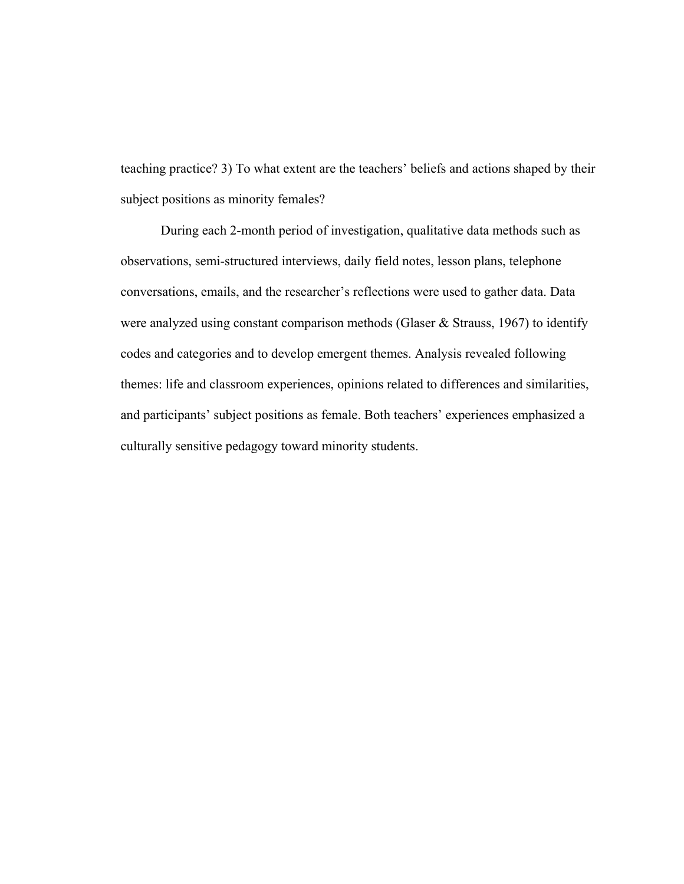teaching practice? 3) To what extent are the teachers' beliefs and actions shaped by their subject positions as minority females?

During each 2-month period of investigation, qualitative data methods such as observations, semi-structured interviews, daily field notes, lesson plans, telephone conversations, emails, and the researcher's reflections were used to gather data. Data were analyzed using constant comparison methods (Glaser & Strauss, 1967) to identify codes and categories and to develop emergent themes. Analysis revealed following themes: life and classroom experiences, opinions related to differences and similarities, and participants' subject positions as female. Both teachers' experiences emphasized a culturally sensitive pedagogy toward minority students.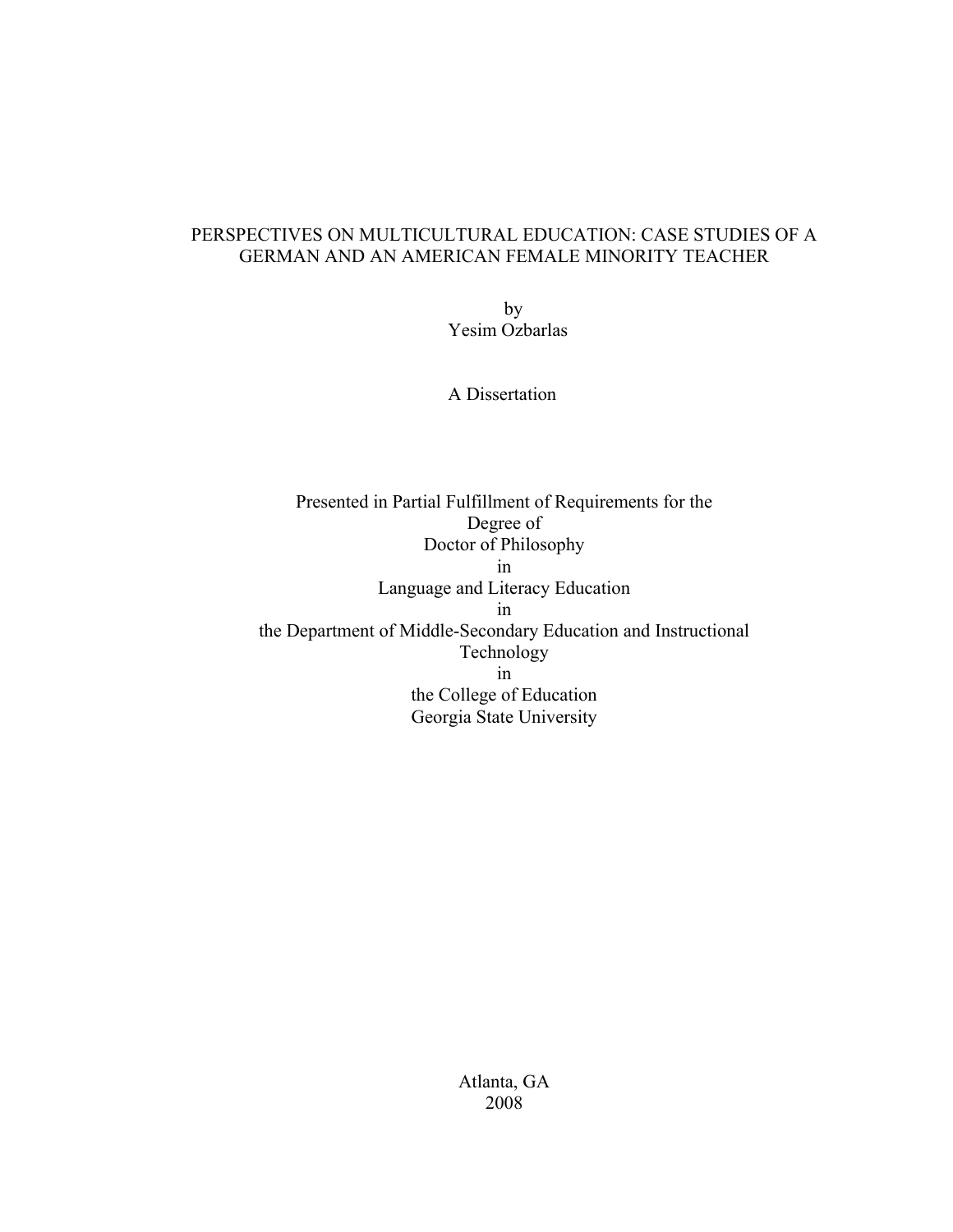# PERSPECTIVES ON MULTICULTURAL EDUCATION: CASE STUDIES OF A GERMAN AND AN AMERICAN FEMALE MINORITY TEACHER

by
Yesim Ozbarlas

A Dissertation

Presented in Partial Fulfillment of Requirements for the
Degree of
Doctor of Philosophy
in
Language and Literacy Education
in
the Department of Middle-Secondary Education and Instructional Technology
in
the College of Education
Georgia State University

Atlanta, GA
2008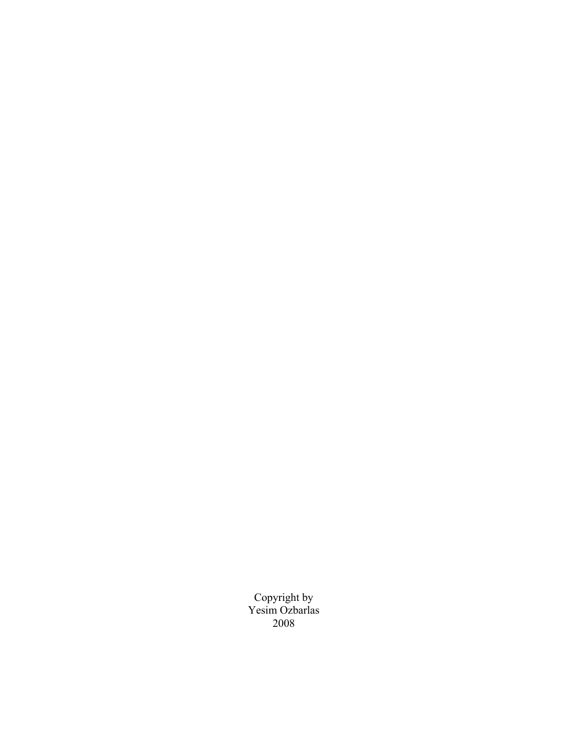Copyright by
Yesim Ozbarlas
2008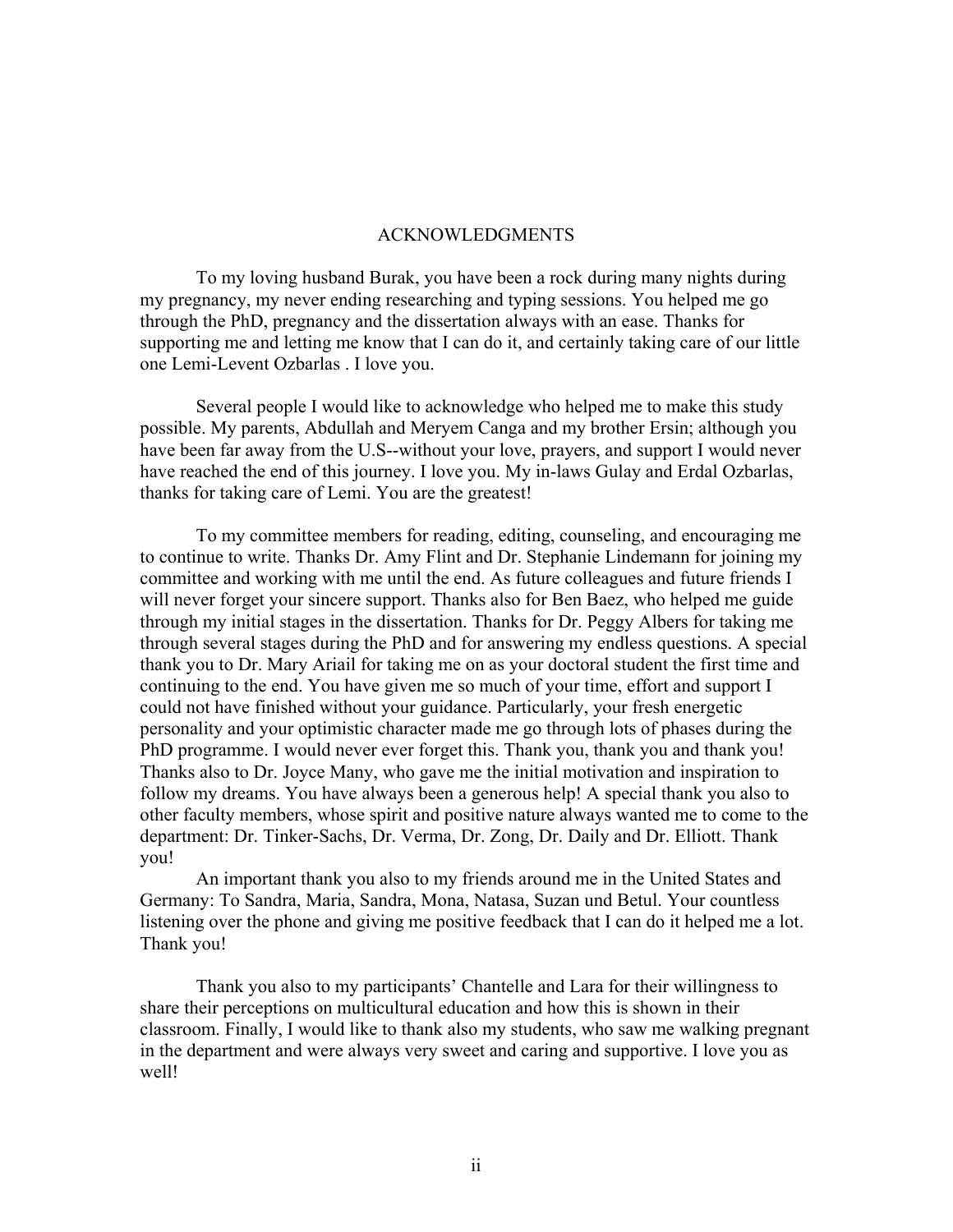# ACKNOWLEDGMENTS

To my loving husband Burak, you have been a rock during many nights during my pregnancy, my never ending researching and typing sessions. You helped me go through the PhD, pregnancy and the dissertation always with an ease. Thanks for supporting me and letting me know that I can do it, and certainly taking care of our little one Lemi-Levent Ozbarlas . I love you.

Several people I would like to acknowledge who helped me to make this study possible. My parents, Abdullah and Meryem Canga and my brother Ersin; although you have been far away from the U.S--without your love, prayers, and support I would never have reached the end of this journey. I love you. My in-laws Gulay and Erdal Ozbarlas, thanks for taking care of Lemi. You are the greatest!

To my committee members for reading, editing, counseling, and encouraging me to continue to write. Thanks Dr. Amy Flint and Dr. Stephanie Lindemann for joining my committee and working with me until the end. As future colleagues and future friends I will never forget your sincere support. Thanks also for Ben Baez, who helped me guide through my initial stages in the dissertation. Thanks for Dr. Peggy Albers for taking me through several stages during the PhD and for answering my endless questions. A special thank you to Dr. Mary Ariail for taking me on as your doctoral student the first time and continuing to the end. You have given me so much of your time, effort and support I could not have finished without your guidance. Particularly, your fresh energetic personality and your optimistic character made me go through lots of phases during the PhD programme. I would never ever forget this. Thank you, thank you and thank you! Thanks also to Dr. Joyce Many, who gave me the initial motivation and inspiration to follow my dreams. You have always been a generous help! A special thank you also to other faculty members, whose spirit and positive nature always wanted me to come to the department: Dr. Tinker-Sachs, Dr. Verma, Dr. Zong, Dr. Daily and Dr. Elliott. Thank you!

An important thank you also to my friends around me in the United States and Germany: To Sandra, Maria, Sandra, Mona, Natasa, Suzan und Betul. Your countless listening over the phone and giving me positive feedback that I can do it helped me a lot. Thank you!

Thank you also to my participants' Chantelle and Lara for their willingness to share their perceptions on multicultural education and how this is shown in their classroom. Finally, I would like to thank also my students, who saw me walking pregnant in the department and were always very sweet and caring and supportive. I love you as well!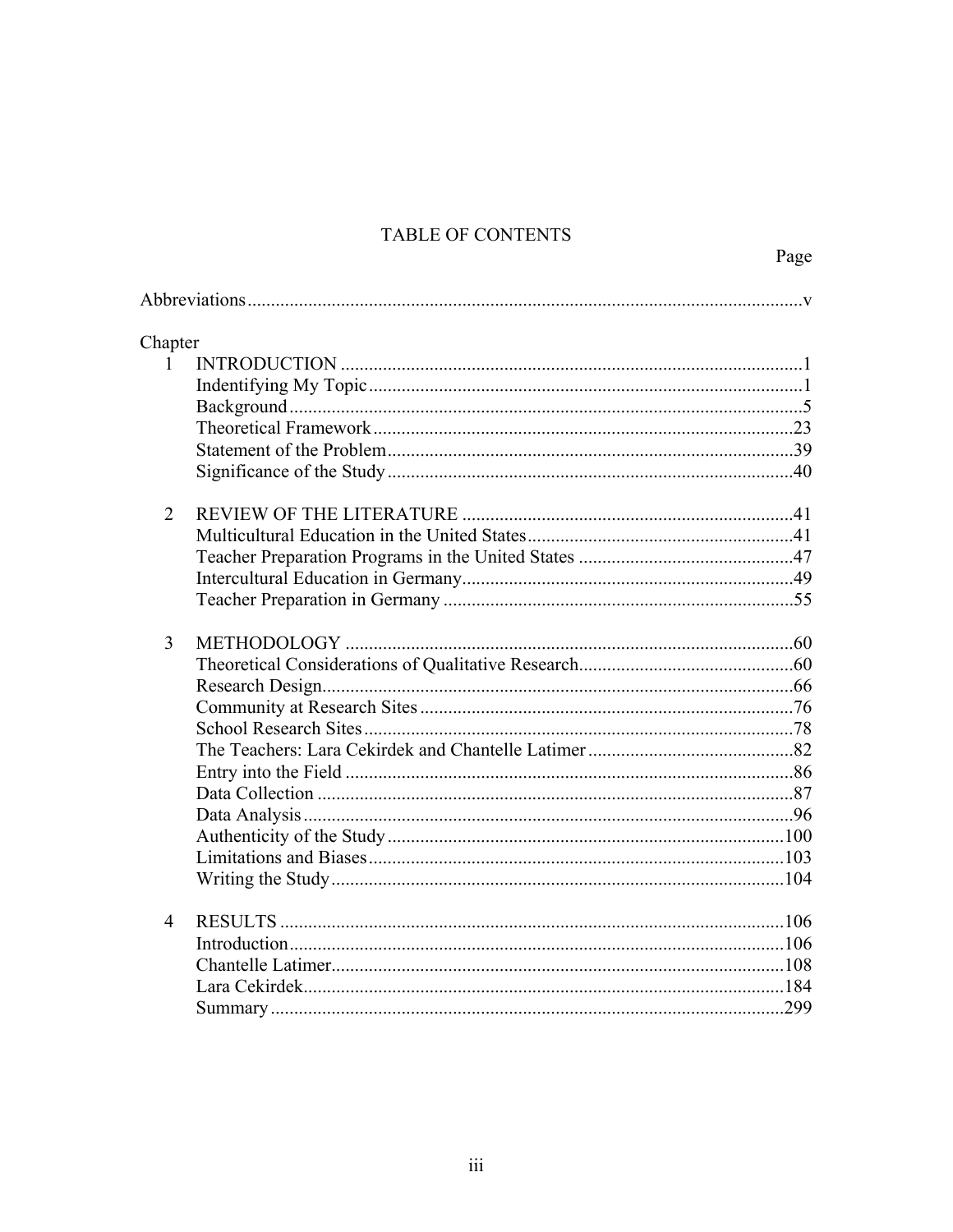# TABLE OF CONTENTS

| | | Page |
|---|---|---|
| Abbreviations | | v |
| Chapter | | |
| 1 | INTRODUCTION | 1 |
| | Indentifying My Topic | 1 |
| | Background | 5 |
| | Theoretical Framework | 23 |
| | Statement of the Problem | 39 |
| | Significance of the Study | 40 |
| 2 | REVIEW OF THE LITERATURE | 41 |
| | Multicultural Education in the United States | 41 |
| | Teacher Preparation Programs in the United States | 47 |
| | Intercultural Education in Germany | 49 |
| | Teacher Preparation in Germany | 55 |
| 3 | METHODOLOGY | 60 |
| | Theoretical Considerations of Qualitative Research | 60 |
| | Research Design | 66 |
| | Community at Research Sites | 76 |
| | School Research Sites | 78 |
| | The Teachers: Lara Cekirdek and Chantelle Latimer | 82 |
| | Entry into the Field | 86 |
| | Data Collection | 87 |
| | Data Analysis | 96 |
| | Authenticity of the Study | 100 |
| | Limitations and Biases | 103 |
| | Writing the Study | 104 |
| 4 | RESULTS | 106 |
| | Introduction | 106 |
| | Chantelle Latimer | 108 |
| | Lara Cekirdek | 184 |
| | Summary | 299 |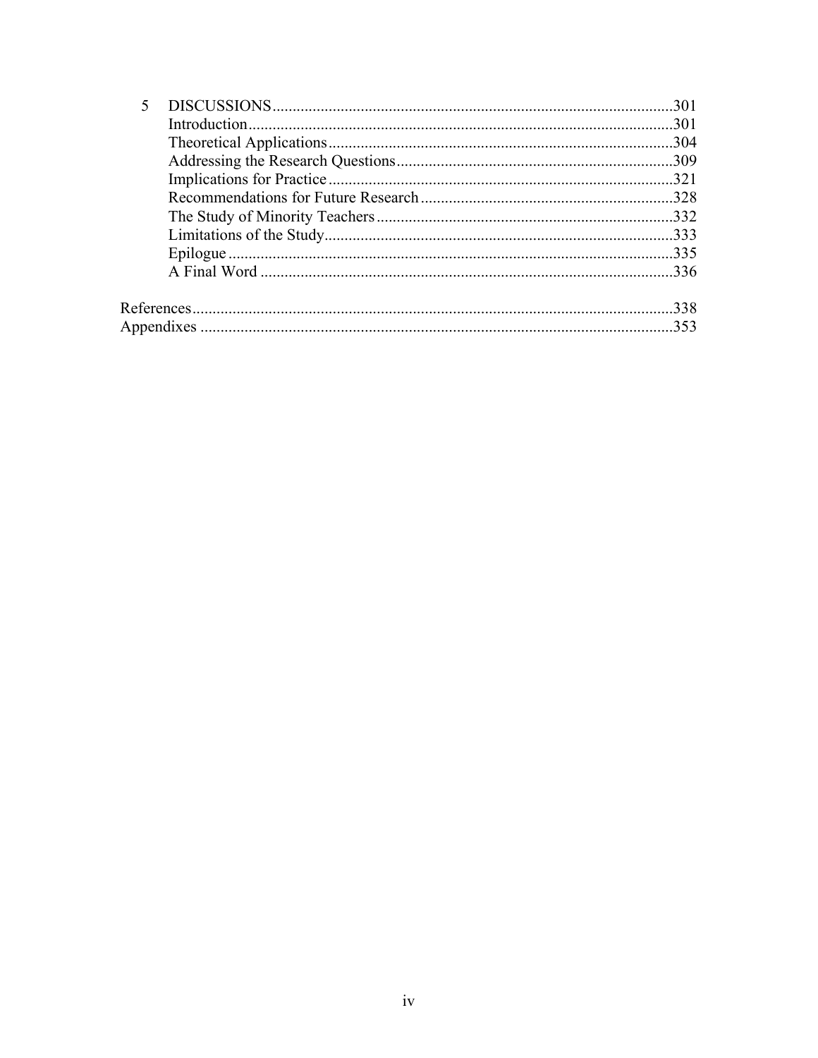| | | |
|---|---|---|
| 5 | DISCUSSIONS | 301 |
| | Introduction | 301 |
| | Theoretical Applications | 304 |
| | Addressing the Research Questions | 309 |
| | Implications for Practice | 321 |
| | Recommendations for Future Research | 328 |
| | The Study of Minority Teachers | 332 |
| | Limitations of the Study | 333 |
| | Epilogue | 335 |
| | A Final Word | 336 |
| References | | 338 |
| Appendixes | | 353 |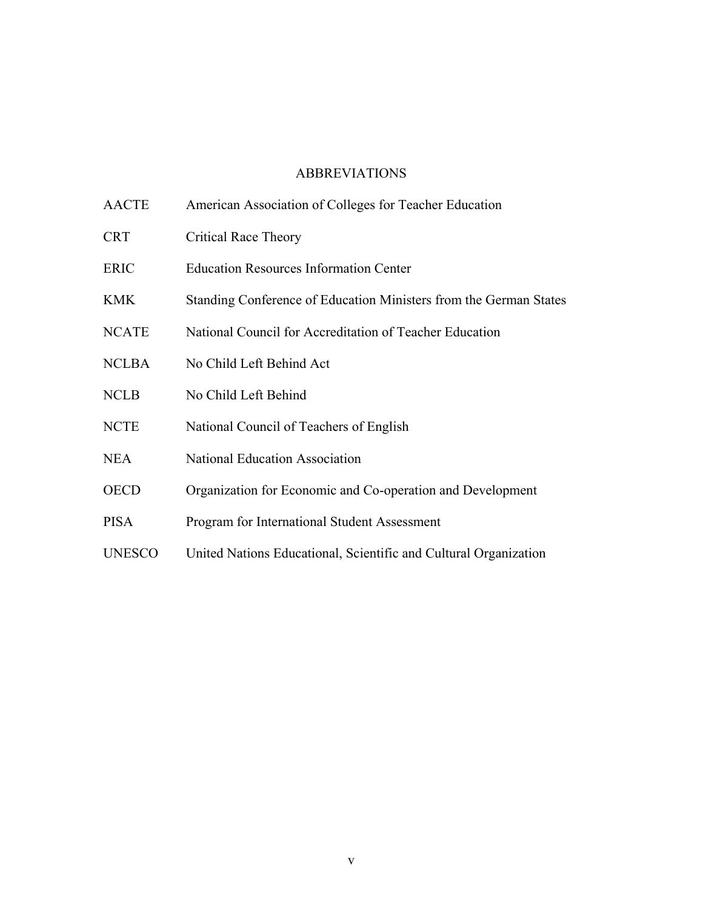# ABBREVIATIONS

| | |
|---|---|
| AACTE | American Association of Colleges for Teacher Education |
| CRT | Critical Race Theory |
| ERIC | Education Resources Information Center |
| KMK | Standing Conference of Education Ministers from the German States |
| NCATE | National Council for Accreditation of Teacher Education |
| NCLBA | No Child Left Behind Act |
| NCLB | No Child Left Behind |
| NCTE | National Council of Teachers of English |
| NEA | National Education Association |
| OECD | Organization for Economic and Co-operation and Development |
| PISA | Program for International Student Assessment |
| UNESCO | United Nations Educational, Scientific and Cultural Organization |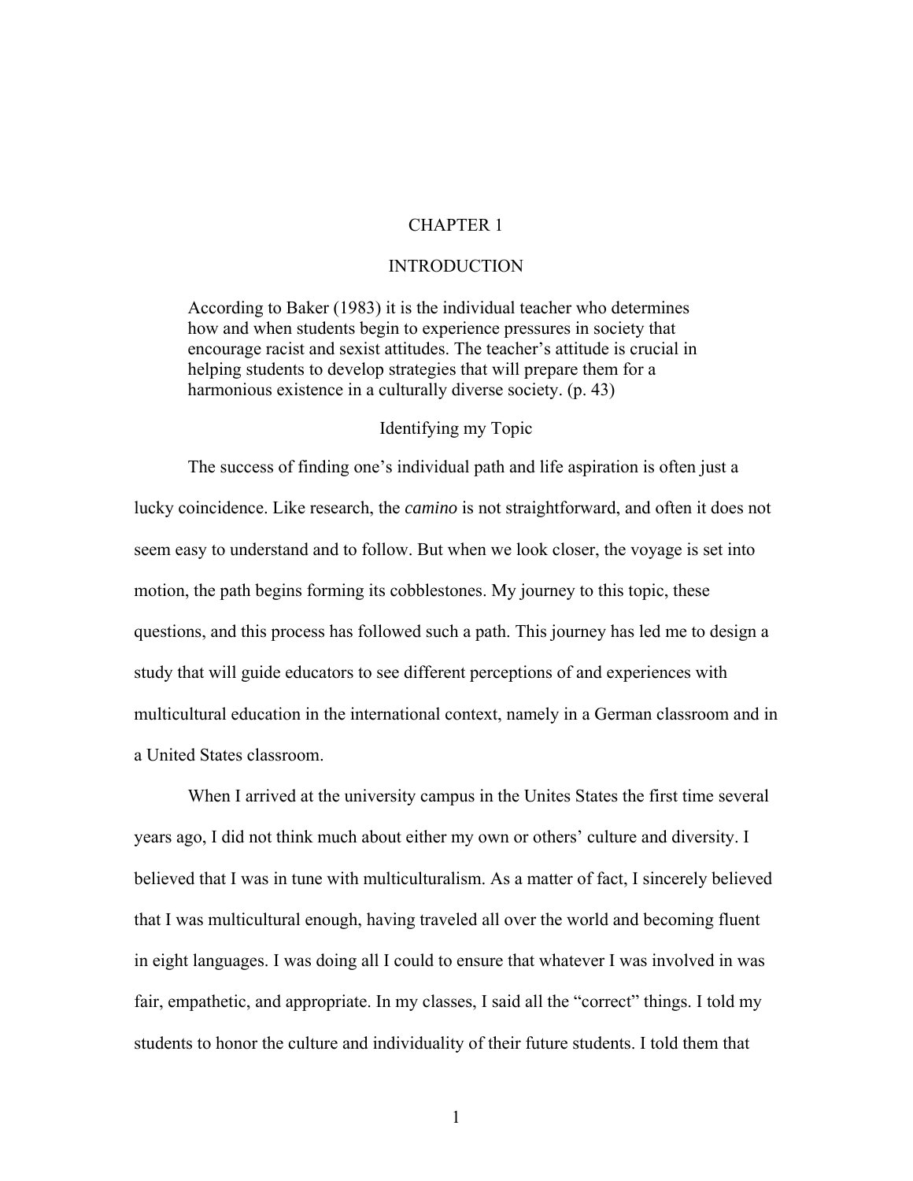# CHAPTER 1

# INTRODUCTION

> According to Baker (1983) it is the individual teacher who determines how and when students begin to experience pressures in society that encourage racist and sexist attitudes. The teacher's attitude is crucial in helping students to develop strategies that will prepare them for a harmonious existence in a culturally diverse society. (p. 43)

## Identifying my Topic

The success of finding one's individual path and life aspiration is often just a lucky coincidence. Like research, the *camino* is not straightforward, and often it does not seem easy to understand and to follow. But when we look closer, the voyage is set into motion, the path begins forming its cobblestones. My journey to this topic, these questions, and this process has followed such a path. This journey has led me to design a study that will guide educators to see different perceptions of and experiences with multicultural education in the international context, namely in a German classroom and in a United States classroom.

When I arrived at the university campus in the Unites States the first time several years ago, I did not think much about either my own or others' culture and diversity. I believed that I was in tune with multiculturalism. As a matter of fact, I sincerely believed that I was multicultural enough, having traveled all over the world and becoming fluent in eight languages. I was doing all I could to ensure that whatever I was involved in was fair, empathetic, and appropriate. In my classes, I said all the "correct" things. I told my students to honor the culture and individuality of their future students. I told them that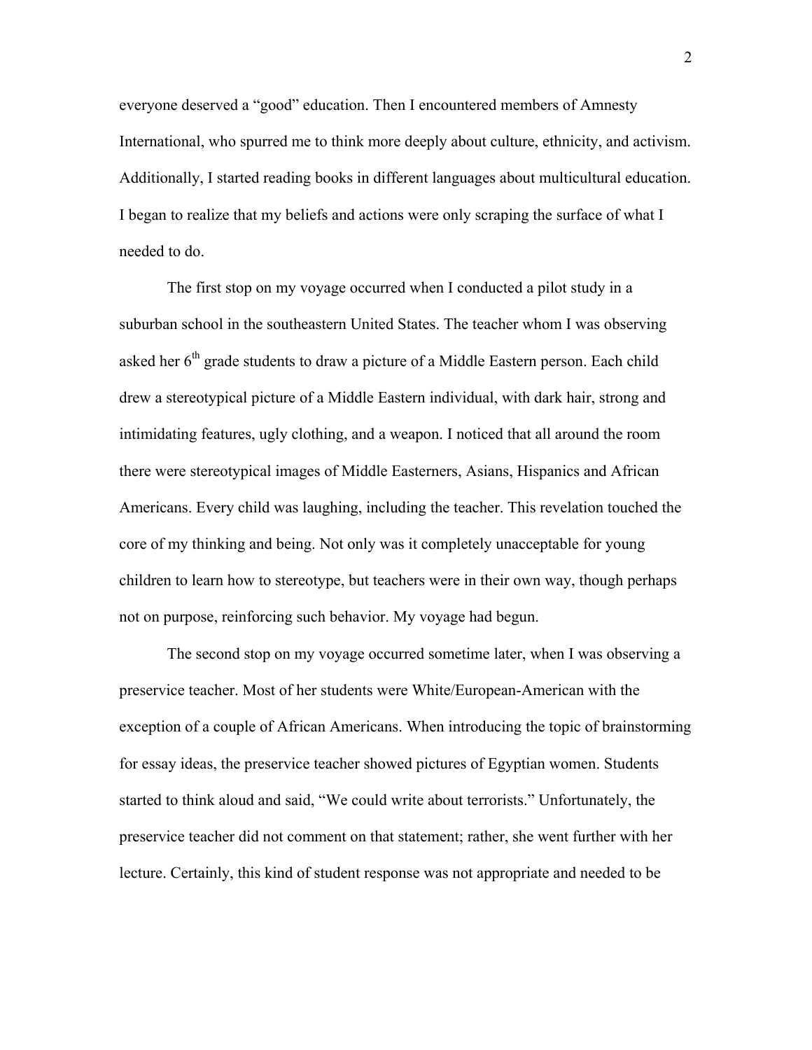everyone deserved a "good" education. Then I encountered members of Amnesty International, who spurred me to think more deeply about culture, ethnicity, and activism. Additionally, I started reading books in different languages about multicultural education. I began to realize that my beliefs and actions were only scraping the surface of what I needed to do.

The first stop on my voyage occurred when I conducted a pilot study in a suburban school in the southeastern United States. The teacher whom I was observing asked her 6th grade students to draw a picture of a Middle Eastern person. Each child drew a stereotypical picture of a Middle Eastern individual, with dark hair, strong and intimidating features, ugly clothing, and a weapon. I noticed that all around the room there were stereotypical images of Middle Easterners, Asians, Hispanics and African Americans. Every child was laughing, including the teacher. This revelation touched the core of my thinking and being. Not only was it completely unacceptable for young children to learn how to stereotype, but teachers were in their own way, though perhaps not on purpose, reinforcing such behavior. My voyage had begun.

The second stop on my voyage occurred sometime later, when I was observing a preservice teacher. Most of her students were White/European-American with the exception of a couple of African Americans. When introducing the topic of brainstorming for essay ideas, the preservice teacher showed pictures of Egyptian women. Students started to think aloud and said, "We could write about terrorists." Unfortunately, the preservice teacher did not comment on that statement; rather, she went further with her lecture. Certainly, this kind of student response was not appropriate and needed to be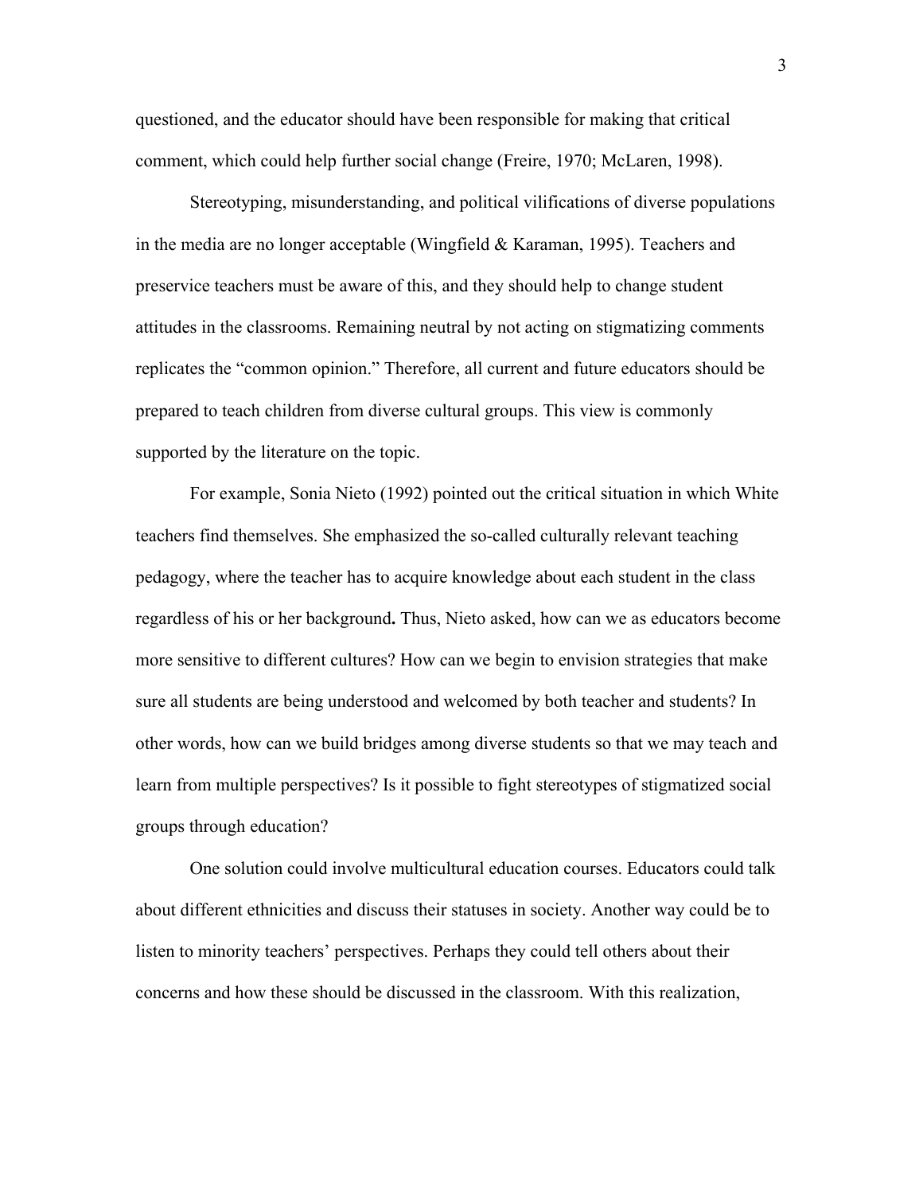questioned, and the educator should have been responsible for making that critical comment, which could help further social change (Freire, 1970; McLaren, 1998).

Stereotyping, misunderstanding, and political vilifications of diverse populations in the media are no longer acceptable (Wingfield & Karaman, 1995). Teachers and preservice teachers must be aware of this, and they should help to change student attitudes in the classrooms. Remaining neutral by not acting on stigmatizing comments replicates the "common opinion." Therefore, all current and future educators should be prepared to teach children from diverse cultural groups. This view is commonly supported by the literature on the topic.

For example, Sonia Nieto (1992) pointed out the critical situation in which White teachers find themselves. She emphasized the so-called culturally relevant teaching pedagogy, where the teacher has to acquire knowledge about each student in the class regardless of his or her background**.** Thus, Nieto asked, how can we as educators become more sensitive to different cultures? How can we begin to envision strategies that make sure all students are being understood and welcomed by both teacher and students? In other words, how can we build bridges among diverse students so that we may teach and learn from multiple perspectives? Is it possible to fight stereotypes of stigmatized social groups through education?

One solution could involve multicultural education courses. Educators could talk about different ethnicities and discuss their statuses in society. Another way could be to listen to minority teachers' perspectives. Perhaps they could tell others about their concerns and how these should be discussed in the classroom. With this realization,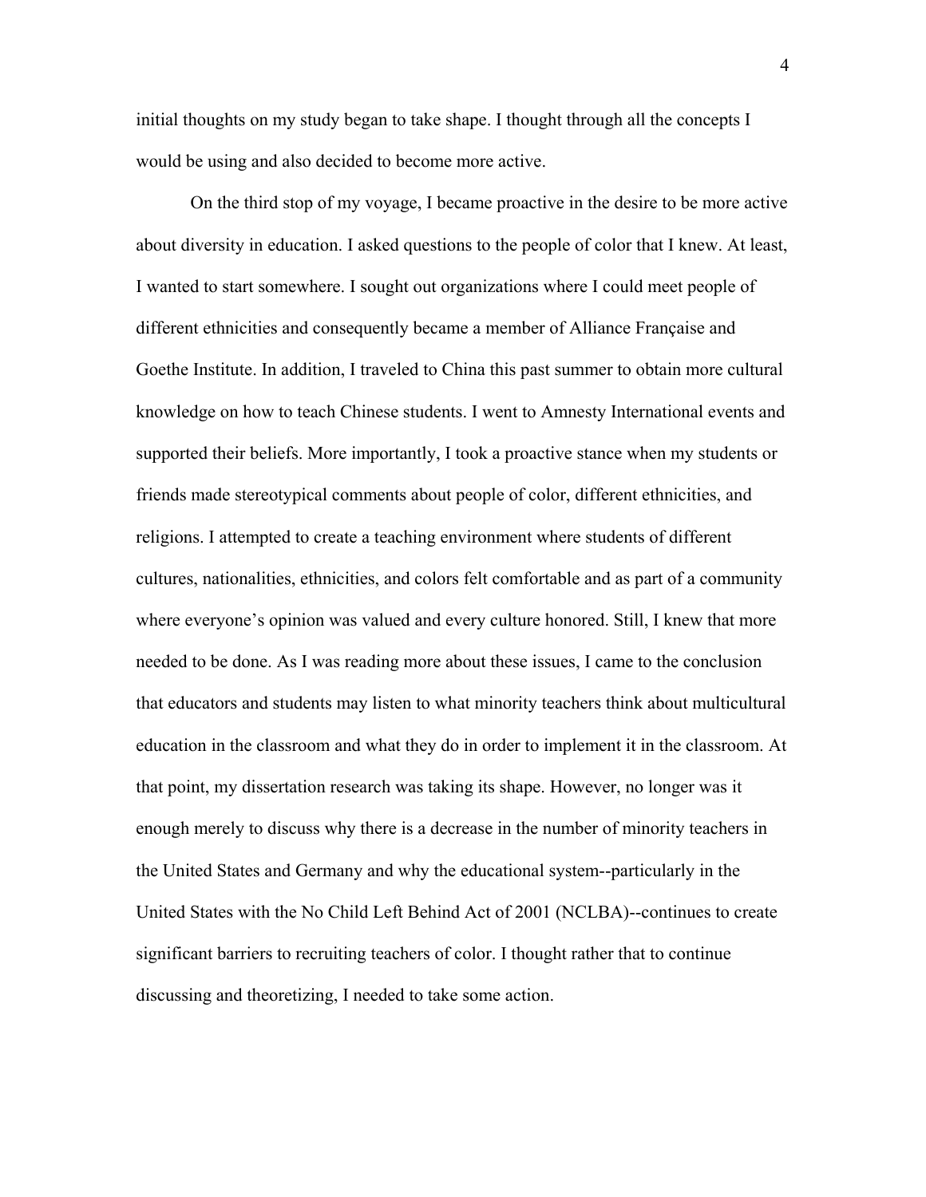initial thoughts on my study began to take shape. I thought through all the concepts I would be using and also decided to become more active.

On the third stop of my voyage, I became proactive in the desire to be more active about diversity in education. I asked questions to the people of color that I knew. At least, I wanted to start somewhere. I sought out organizations where I could meet people of different ethnicities and consequently became a member of Alliance Française and Goethe Institute. In addition, I traveled to China this past summer to obtain more cultural knowledge on how to teach Chinese students. I went to Amnesty International events and supported their beliefs. More importantly, I took a proactive stance when my students or friends made stereotypical comments about people of color, different ethnicities, and religions. I attempted to create a teaching environment where students of different cultures, nationalities, ethnicities, and colors felt comfortable and as part of a community where everyone's opinion was valued and every culture honored. Still, I knew that more needed to be done. As I was reading more about these issues, I came to the conclusion that educators and students may listen to what minority teachers think about multicultural education in the classroom and what they do in order to implement it in the classroom. At that point, my dissertation research was taking its shape. However, no longer was it enough merely to discuss why there is a decrease in the number of minority teachers in the United States and Germany and why the educational system--particularly in the United States with the No Child Left Behind Act of 2001 (NCLBA)--continues to create significant barriers to recruiting teachers of color. I thought rather that to continue discussing and theoretizing, I needed to take some action.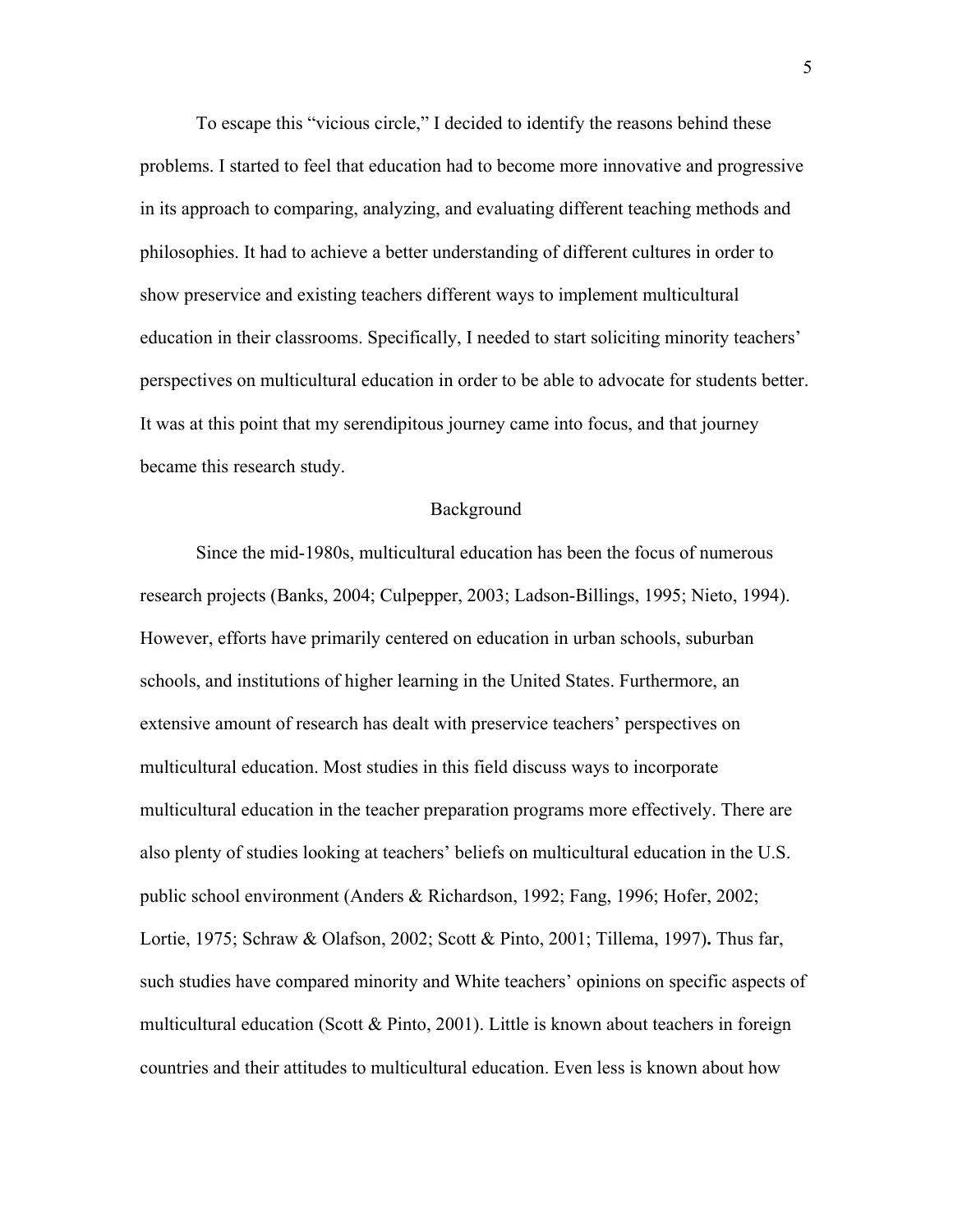To escape this "vicious circle," I decided to identify the reasons behind these problems. I started to feel that education had to become more innovative and progressive in its approach to comparing, analyzing, and evaluating different teaching methods and philosophies. It had to achieve a better understanding of different cultures in order to show preservice and existing teachers different ways to implement multicultural education in their classrooms. Specifically, I needed to start soliciting minority teachers' perspectives on multicultural education in order to be able to advocate for students better. It was at this point that my serendipitous journey came into focus, and that journey became this research study.

## Background

Since the mid-1980s, multicultural education has been the focus of numerous research projects (Banks, 2004; Culpepper, 2003; Ladson-Billings, 1995; Nieto, 1994). However, efforts have primarily centered on education in urban schools, suburban schools, and institutions of higher learning in the United States. Furthermore, an extensive amount of research has dealt with preservice teachers' perspectives on multicultural education. Most studies in this field discuss ways to incorporate multicultural education in the teacher preparation programs more effectively. There are also plenty of studies looking at teachers' beliefs on multicultural education in the U.S. public school environment (Anders & Richardson, 1992; Fang, 1996; Hofer, 2002; Lortie, 1975; Schraw & Olafson, 2002; Scott & Pinto, 2001; Tillema, 1997)**.** Thus far, such studies have compared minority and White teachers' opinions on specific aspects of multicultural education (Scott & Pinto, 2001). Little is known about teachers in foreign countries and their attitudes to multicultural education. Even less is known about how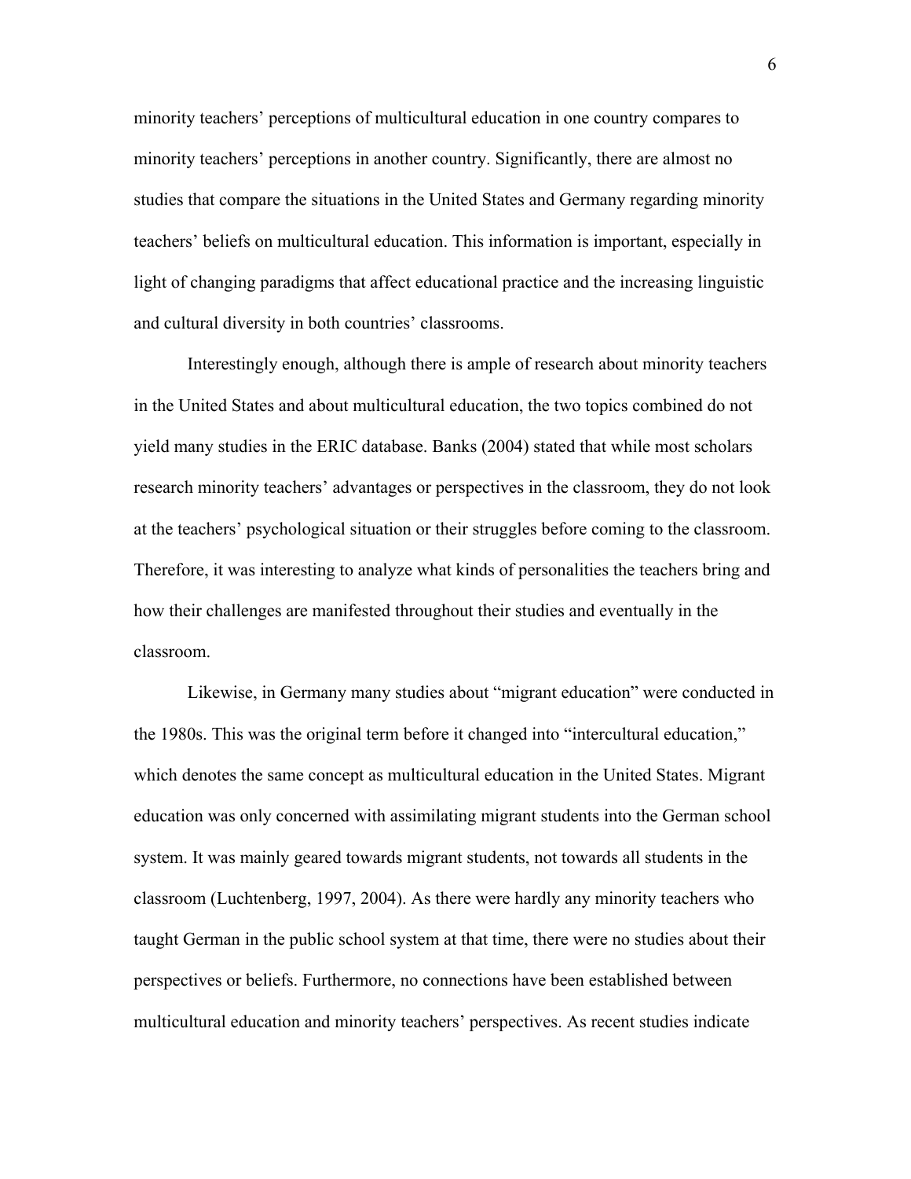minority teachers' perceptions of multicultural education in one country compares to minority teachers' perceptions in another country. Significantly, there are almost no studies that compare the situations in the United States and Germany regarding minority teachers' beliefs on multicultural education. This information is important, especially in light of changing paradigms that affect educational practice and the increasing linguistic and cultural diversity in both countries' classrooms.

Interestingly enough, although there is ample of research about minority teachers in the United States and about multicultural education, the two topics combined do not yield many studies in the ERIC database. Banks (2004) stated that while most scholars research minority teachers' advantages or perspectives in the classroom, they do not look at the teachers' psychological situation or their struggles before coming to the classroom. Therefore, it was interesting to analyze what kinds of personalities the teachers bring and how their challenges are manifested throughout their studies and eventually in the classroom.

Likewise, in Germany many studies about "migrant education" were conducted in the 1980s. This was the original term before it changed into "intercultural education," which denotes the same concept as multicultural education in the United States. Migrant education was only concerned with assimilating migrant students into the German school system. It was mainly geared towards migrant students, not towards all students in the classroom (Luchtenberg, 1997, 2004). As there were hardly any minority teachers who taught German in the public school system at that time, there were no studies about their perspectives or beliefs. Furthermore, no connections have been established between multicultural education and minority teachers' perspectives. As recent studies indicate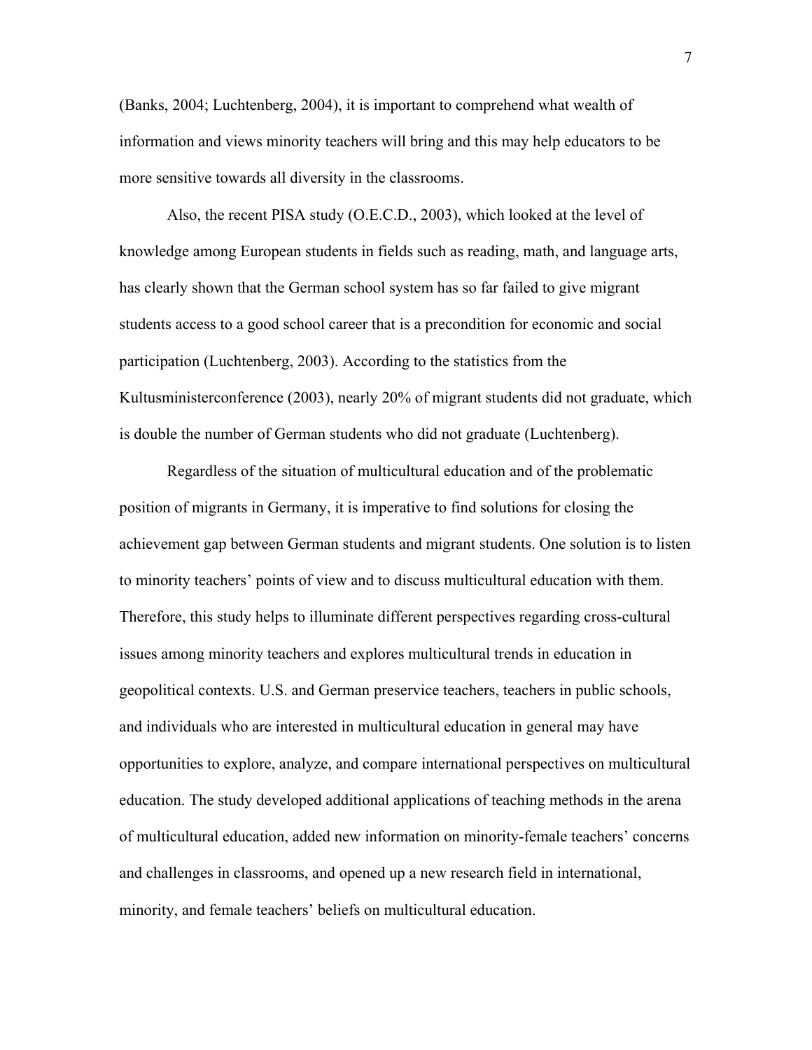(Banks, 2004; Luchtenberg, 2004), it is important to comprehend what wealth of information and views minority teachers will bring and this may help educators to be more sensitive towards all diversity in the classrooms.

Also, the recent PISA study (O.E.C.D., 2003), which looked at the level of knowledge among European students in fields such as reading, math, and language arts, has clearly shown that the German school system has so far failed to give migrant students access to a good school career that is a precondition for economic and social participation (Luchtenberg, 2003). According to the statistics from the Kultusministerconference (2003), nearly 20% of migrant students did not graduate, which is double the number of German students who did not graduate (Luchtenberg).

Regardless of the situation of multicultural education and of the problematic position of migrants in Germany, it is imperative to find solutions for closing the achievement gap between German students and migrant students. One solution is to listen to minority teachers' points of view and to discuss multicultural education with them. Therefore, this study helps to illuminate different perspectives regarding cross-cultural issues among minority teachers and explores multicultural trends in education in geopolitical contexts. U.S. and German preservice teachers, teachers in public schools, and individuals who are interested in multicultural education in general may have opportunities to explore, analyze, and compare international perspectives on multicultural education. The study developed additional applications of teaching methods in the arena of multicultural education, added new information on minority-female teachers' concerns and challenges in classrooms, and opened up a new research field in international, minority, and female teachers' beliefs on multicultural education.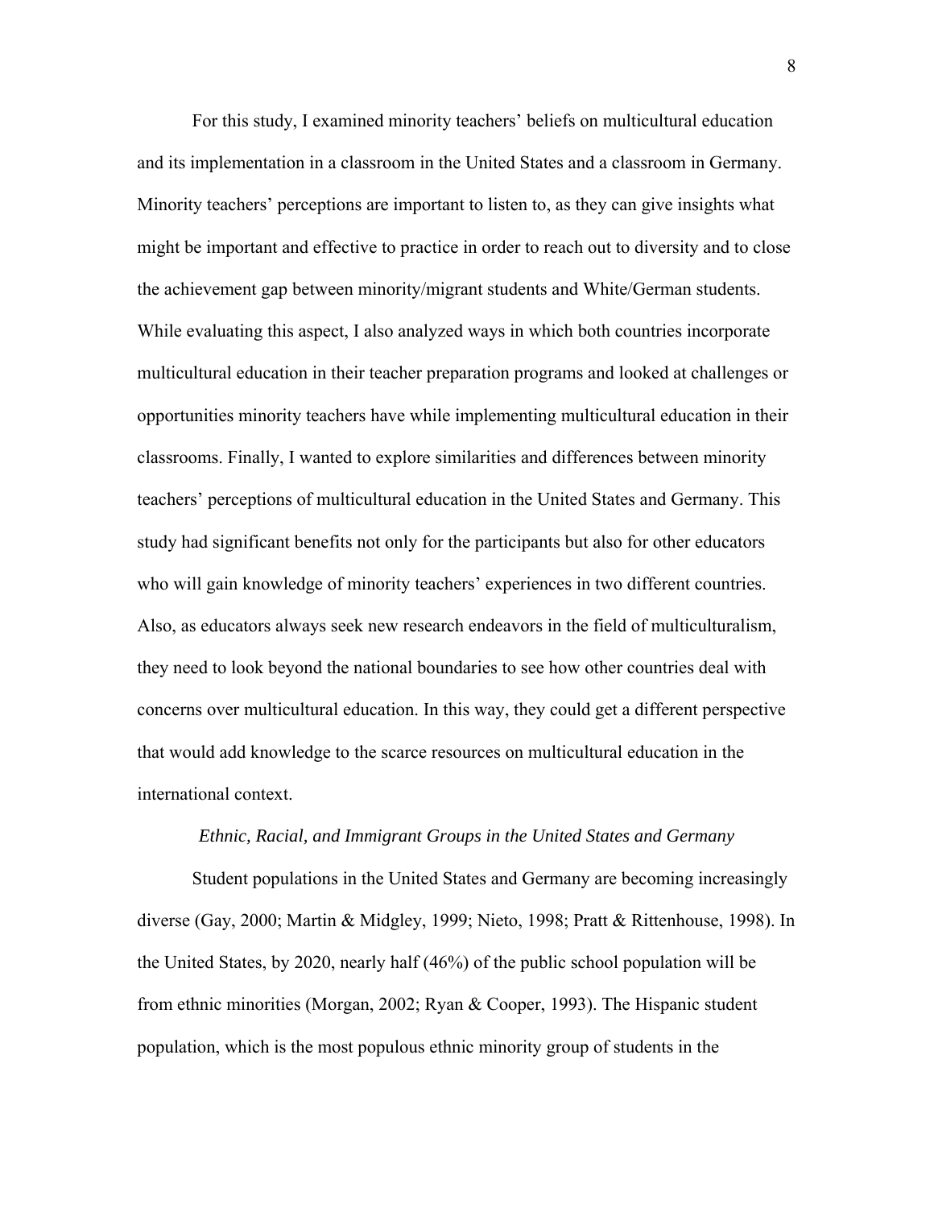For this study, I examined minority teachers' beliefs on multicultural education and its implementation in a classroom in the United States and a classroom in Germany. Minority teachers' perceptions are important to listen to, as they can give insights what might be important and effective to practice in order to reach out to diversity and to close the achievement gap between minority/migrant students and White/German students. While evaluating this aspect, I also analyzed ways in which both countries incorporate multicultural education in their teacher preparation programs and looked at challenges or opportunities minority teachers have while implementing multicultural education in their classrooms. Finally, I wanted to explore similarities and differences between minority teachers' perceptions of multicultural education in the United States and Germany. This study had significant benefits not only for the participants but also for other educators who will gain knowledge of minority teachers' experiences in two different countries. Also, as educators always seek new research endeavors in the field of multiculturalism, they need to look beyond the national boundaries to see how other countries deal with concerns over multicultural education. In this way, they could get a different perspective that would add knowledge to the scarce resources on multicultural education in the international context.

### *Ethnic, Racial, and Immigrant Groups in the United States and Germany*

Student populations in the United States and Germany are becoming increasingly diverse (Gay, 2000; Martin & Midgley, 1999; Nieto, 1998; Pratt & Rittenhouse, 1998). In the United States, by 2020, nearly half (46%) of the public school population will be from ethnic minorities (Morgan, 2002; Ryan & Cooper, 1993). The Hispanic student population, which is the most populous ethnic minority group of students in the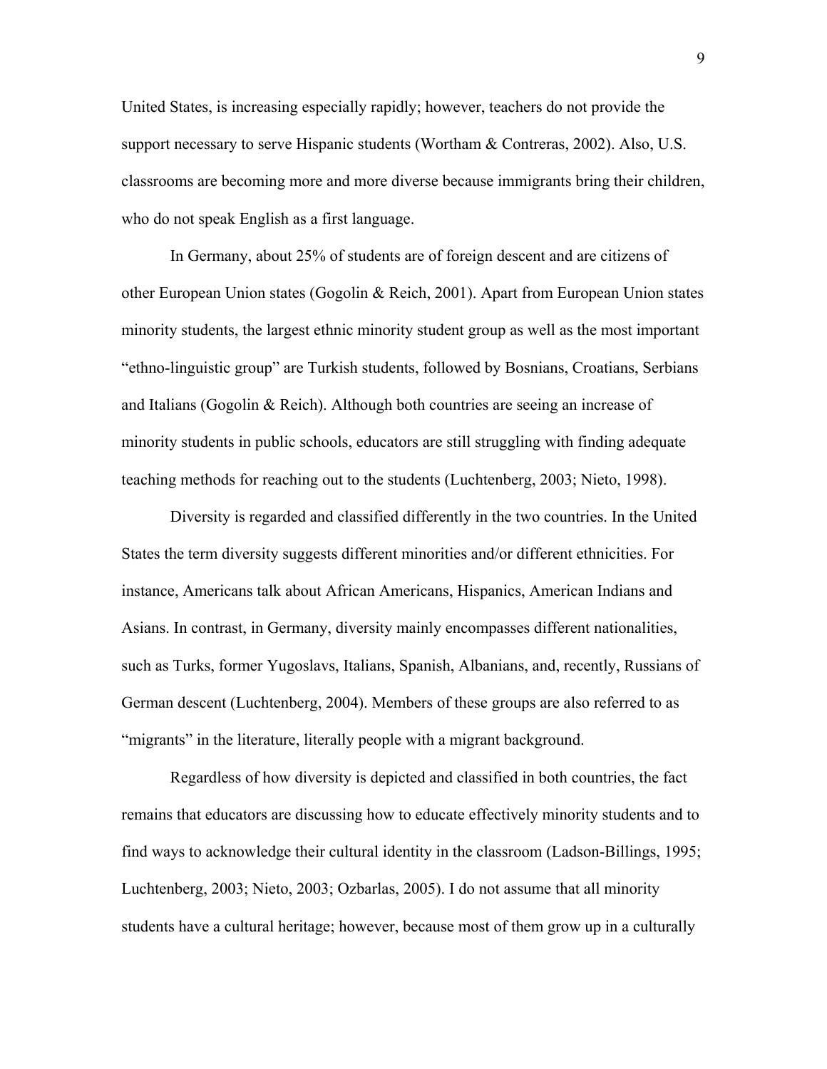United States, is increasing especially rapidly; however, teachers do not provide the support necessary to serve Hispanic students (Wortham & Contreras, 2002). Also, U.S. classrooms are becoming more and more diverse because immigrants bring their children, who do not speak English as a first language.

In Germany, about 25% of students are of foreign descent and are citizens of other European Union states (Gogolin & Reich, 2001). Apart from European Union states minority students, the largest ethnic minority student group as well as the most important "ethno-linguistic group" are Turkish students, followed by Bosnians, Croatians, Serbians and Italians (Gogolin & Reich). Although both countries are seeing an increase of minority students in public schools, educators are still struggling with finding adequate teaching methods for reaching out to the students (Luchtenberg, 2003; Nieto, 1998).

Diversity is regarded and classified differently in the two countries. In the United States the term diversity suggests different minorities and/or different ethnicities. For instance, Americans talk about African Americans, Hispanics, American Indians and Asians. In contrast, in Germany, diversity mainly encompasses different nationalities, such as Turks, former Yugoslavs, Italians, Spanish, Albanians, and, recently, Russians of German descent (Luchtenberg, 2004). Members of these groups are also referred to as "migrants" in the literature, literally people with a migrant background.

Regardless of how diversity is depicted and classified in both countries, the fact remains that educators are discussing how to educate effectively minority students and to find ways to acknowledge their cultural identity in the classroom (Ladson-Billings, 1995; Luchtenberg, 2003; Nieto, 2003; Ozbarlas, 2005). I do not assume that all minority students have a cultural heritage; however, because most of them grow up in a culturally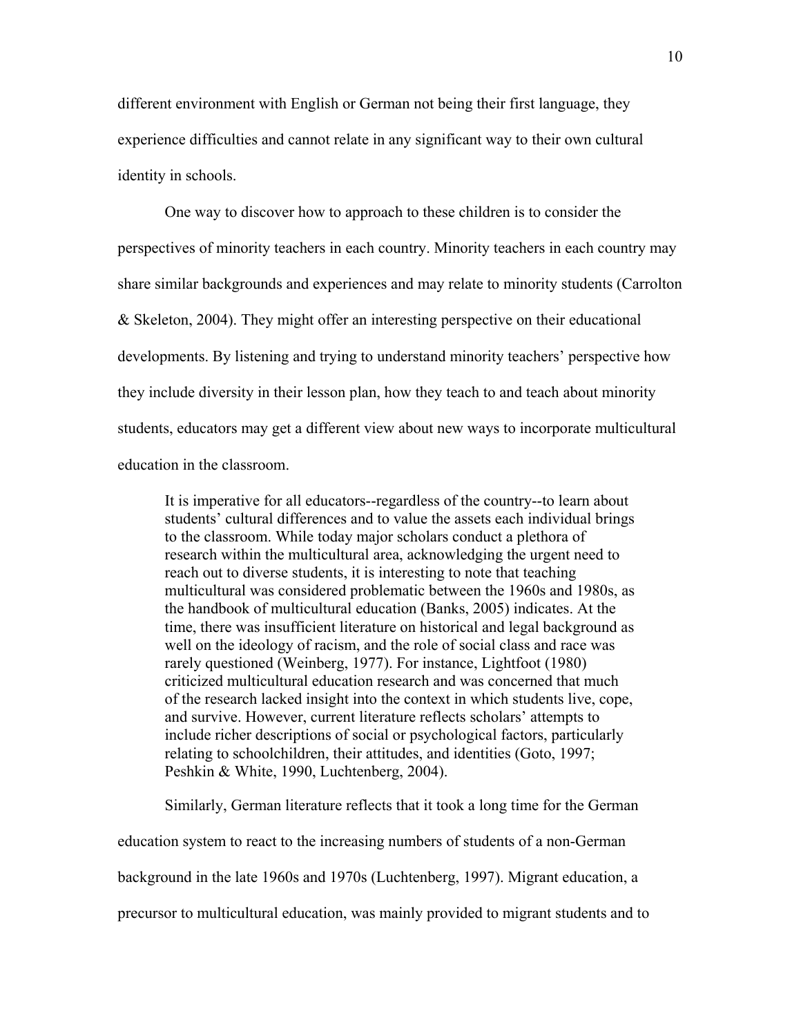different environment with English or German not being their first language, they experience difficulties and cannot relate in any significant way to their own cultural identity in schools.

One way to discover how to approach to these children is to consider the perspectives of minority teachers in each country. Minority teachers in each country may share similar backgrounds and experiences and may relate to minority students (Carrolton & Skeleton, 2004). They might offer an interesting perspective on their educational developments. By listening and trying to understand minority teachers' perspective how they include diversity in their lesson plan, how they teach to and teach about minority students, educators may get a different view about new ways to incorporate multicultural education in the classroom.

> It is imperative for all educators--regardless of the country--to learn about students' cultural differences and to value the assets each individual brings to the classroom. While today major scholars conduct a plethora of research within the multicultural area, acknowledging the urgent need to reach out to diverse students, it is interesting to note that teaching multicultural was considered problematic between the 1960s and 1980s, as the handbook of multicultural education (Banks, 2005) indicates. At the time, there was insufficient literature on historical and legal background as well on the ideology of racism, and the role of social class and race was rarely questioned (Weinberg, 1977). For instance, Lightfoot (1980) criticized multicultural education research and was concerned that much of the research lacked insight into the context in which students live, cope, and survive. However, current literature reflects scholars' attempts to include richer descriptions of social or psychological factors, particularly relating to schoolchildren, their attitudes, and identities (Goto, 1997; Peshkin & White, 1990, Luchtenberg, 2004).

Similarly, German literature reflects that it took a long time for the German education system to react to the increasing numbers of students of a non-German background in the late 1960s and 1970s (Luchtenberg, 1997). Migrant education, a precursor to multicultural education, was mainly provided to migrant students and to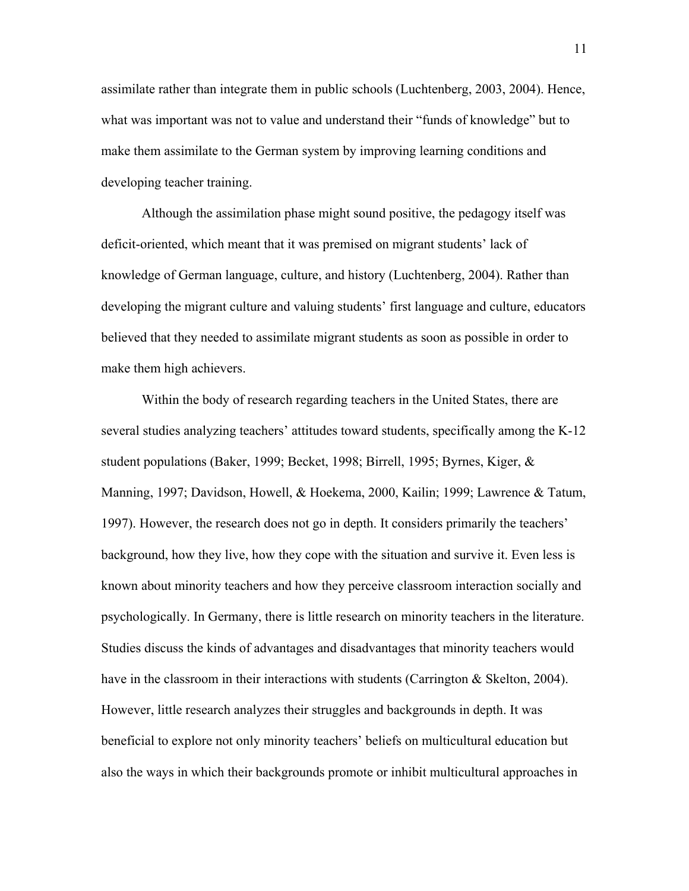assimilate rather than integrate them in public schools (Luchtenberg, 2003, 2004). Hence, what was important was not to value and understand their "funds of knowledge" but to make them assimilate to the German system by improving learning conditions and developing teacher training.

Although the assimilation phase might sound positive, the pedagogy itself was deficit-oriented, which meant that it was premised on migrant students' lack of knowledge of German language, culture, and history (Luchtenberg, 2004). Rather than developing the migrant culture and valuing students' first language and culture, educators believed that they needed to assimilate migrant students as soon as possible in order to make them high achievers.

Within the body of research regarding teachers in the United States, there are several studies analyzing teachers' attitudes toward students, specifically among the K-12 student populations (Baker, 1999; Becket, 1998; Birrell, 1995; Byrnes, Kiger, & Manning, 1997; Davidson, Howell, & Hoekema, 2000, Kailin; 1999; Lawrence & Tatum, 1997). However, the research does not go in depth. It considers primarily the teachers' background, how they live, how they cope with the situation and survive it. Even less is known about minority teachers and how they perceive classroom interaction socially and psychologically. In Germany, there is little research on minority teachers in the literature. Studies discuss the kinds of advantages and disadvantages that minority teachers would have in the classroom in their interactions with students (Carrington & Skelton, 2004). However, little research analyzes their struggles and backgrounds in depth. It was beneficial to explore not only minority teachers' beliefs on multicultural education but also the ways in which their backgrounds promote or inhibit multicultural approaches in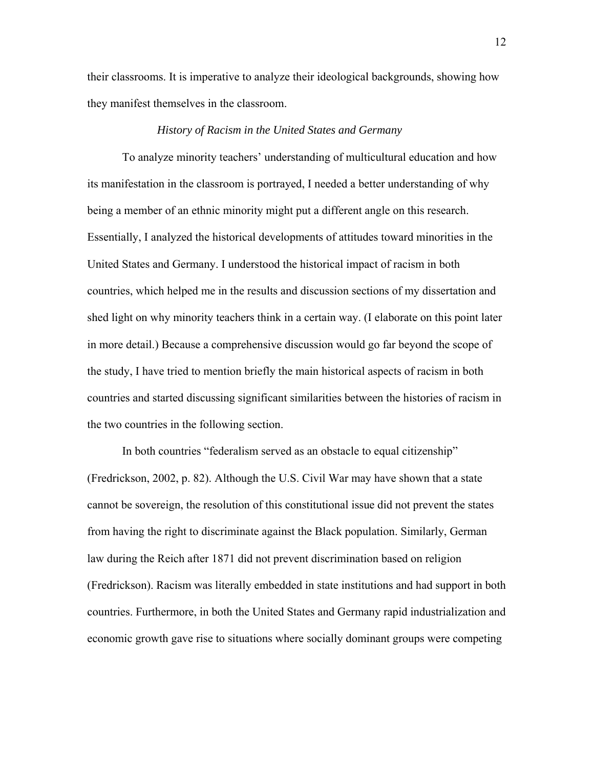their classrooms. It is imperative to analyze their ideological backgrounds, showing how they manifest themselves in the classroom.

### *History of Racism in the United States and Germany*

To analyze minority teachers' understanding of multicultural education and how its manifestation in the classroom is portrayed, I needed a better understanding of why being a member of an ethnic minority might put a different angle on this research. Essentially, I analyzed the historical developments of attitudes toward minorities in the United States and Germany. I understood the historical impact of racism in both countries, which helped me in the results and discussion sections of my dissertation and shed light on why minority teachers think in a certain way. (I elaborate on this point later in more detail.) Because a comprehensive discussion would go far beyond the scope of the study, I have tried to mention briefly the main historical aspects of racism in both countries and started discussing significant similarities between the histories of racism in the two countries in the following section.

In both countries "federalism served as an obstacle to equal citizenship" (Fredrickson, 2002, p. 82). Although the U.S. Civil War may have shown that a state cannot be sovereign, the resolution of this constitutional issue did not prevent the states from having the right to discriminate against the Black population. Similarly, German law during the Reich after 1871 did not prevent discrimination based on religion (Fredrickson). Racism was literally embedded in state institutions and had support in both countries. Furthermore, in both the United States and Germany rapid industrialization and economic growth gave rise to situations where socially dominant groups were competing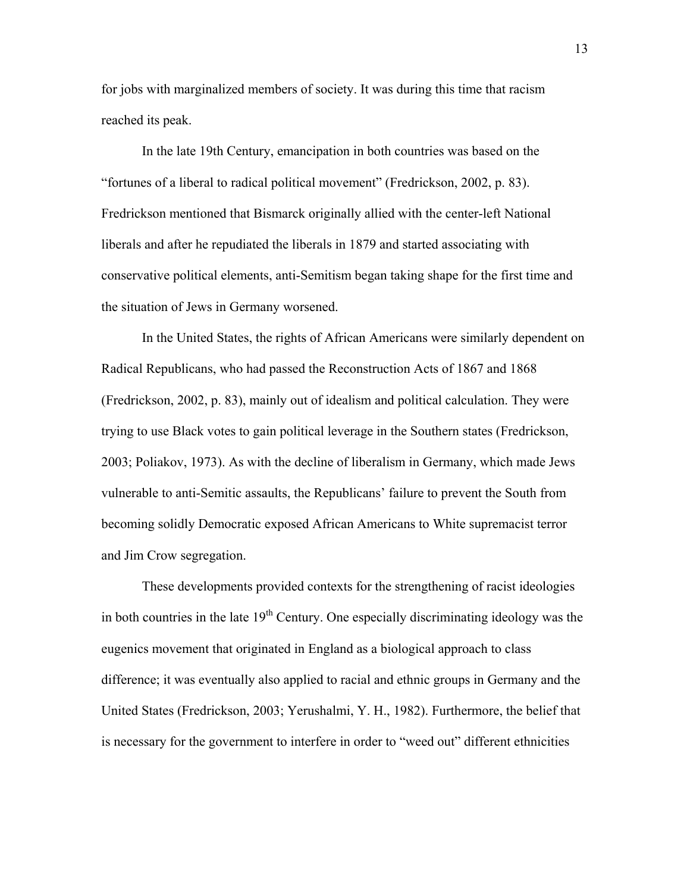for jobs with marginalized members of society. It was during this time that racism reached its peak.

In the late 19th Century, emancipation in both countries was based on the "fortunes of a liberal to radical political movement" (Fredrickson, 2002, p. 83). Fredrickson mentioned that Bismarck originally allied with the center-left National liberals and after he repudiated the liberals in 1879 and started associating with conservative political elements, anti-Semitism began taking shape for the first time and the situation of Jews in Germany worsened.

In the United States, the rights of African Americans were similarly dependent on Radical Republicans, who had passed the Reconstruction Acts of 1867 and 1868 (Fredrickson, 2002, p. 83), mainly out of idealism and political calculation. They were trying to use Black votes to gain political leverage in the Southern states (Fredrickson, 2003; Poliakov, 1973). As with the decline of liberalism in Germany, which made Jews vulnerable to anti-Semitic assaults, the Republicans' failure to prevent the South from becoming solidly Democratic exposed African Americans to White supremacist terror and Jim Crow segregation.

These developments provided contexts for the strengthening of racist ideologies in both countries in the late 19th Century. One especially discriminating ideology was the eugenics movement that originated in England as a biological approach to class difference; it was eventually also applied to racial and ethnic groups in Germany and the United States (Fredrickson, 2003; Yerushalmi, Y. H., 1982). Furthermore, the belief that is necessary for the government to interfere in order to "weed out" different ethnicities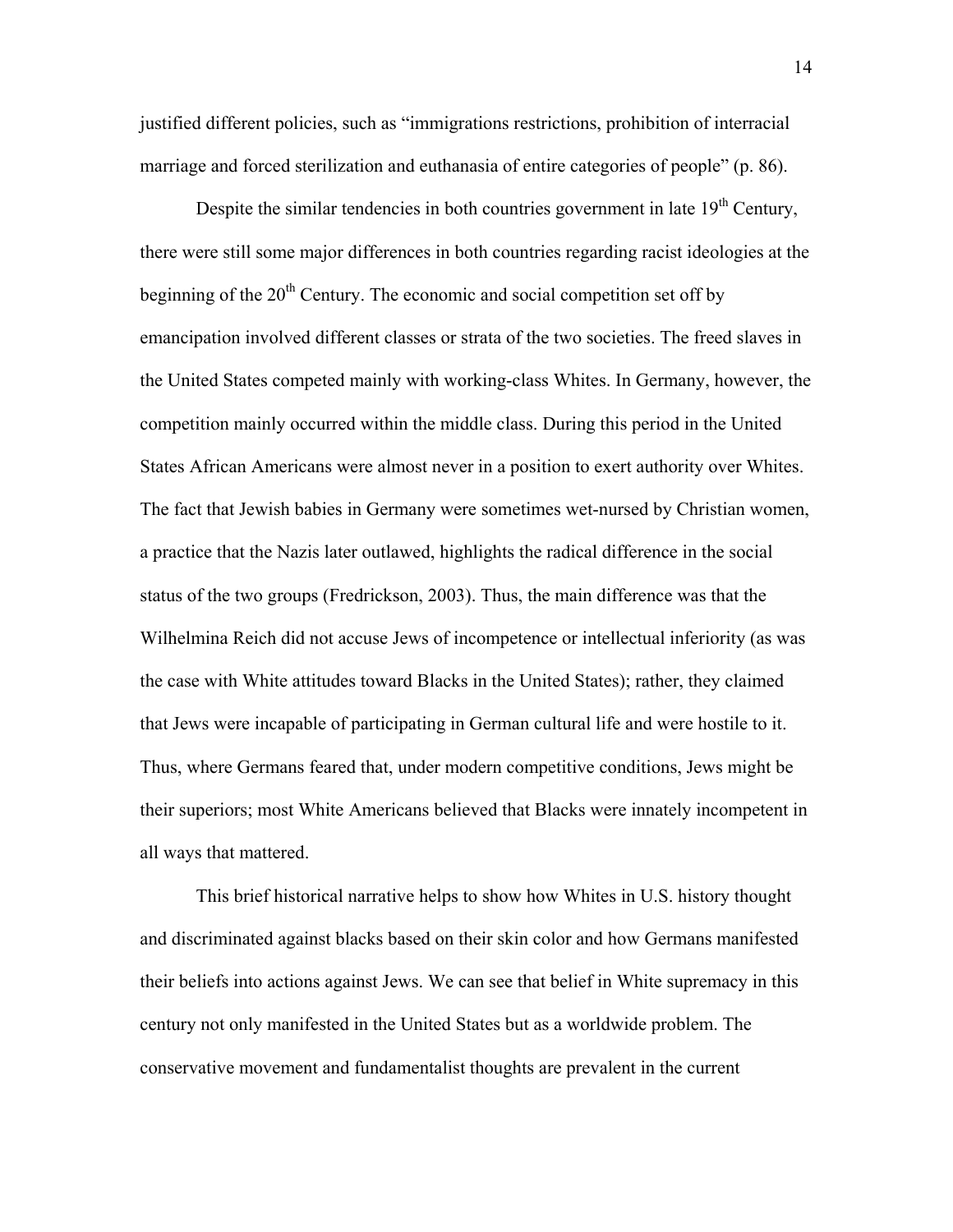justified different policies, such as "immigrations restrictions, prohibition of interracial marriage and forced sterilization and euthanasia of entire categories of people" (p. 86).

Despite the similar tendencies in both countries government in late 19th Century, there were still some major differences in both countries regarding racist ideologies at the beginning of the 20th Century. The economic and social competition set off by emancipation involved different classes or strata of the two societies. The freed slaves in the United States competed mainly with working-class Whites. In Germany, however, the competition mainly occurred within the middle class. During this period in the United States African Americans were almost never in a position to exert authority over Whites. The fact that Jewish babies in Germany were sometimes wet-nursed by Christian women, a practice that the Nazis later outlawed, highlights the radical difference in the social status of the two groups (Fredrickson, 2003). Thus, the main difference was that the Wilhelmina Reich did not accuse Jews of incompetence or intellectual inferiority (as was the case with White attitudes toward Blacks in the United States); rather, they claimed that Jews were incapable of participating in German cultural life and were hostile to it. Thus, where Germans feared that, under modern competitive conditions, Jews might be their superiors; most White Americans believed that Blacks were innately incompetent in all ways that mattered.

This brief historical narrative helps to show how Whites in U.S. history thought and discriminated against blacks based on their skin color and how Germans manifested their beliefs into actions against Jews. We can see that belief in White supremacy in this century not only manifested in the United States but as a worldwide problem. The conservative movement and fundamentalist thoughts are prevalent in the current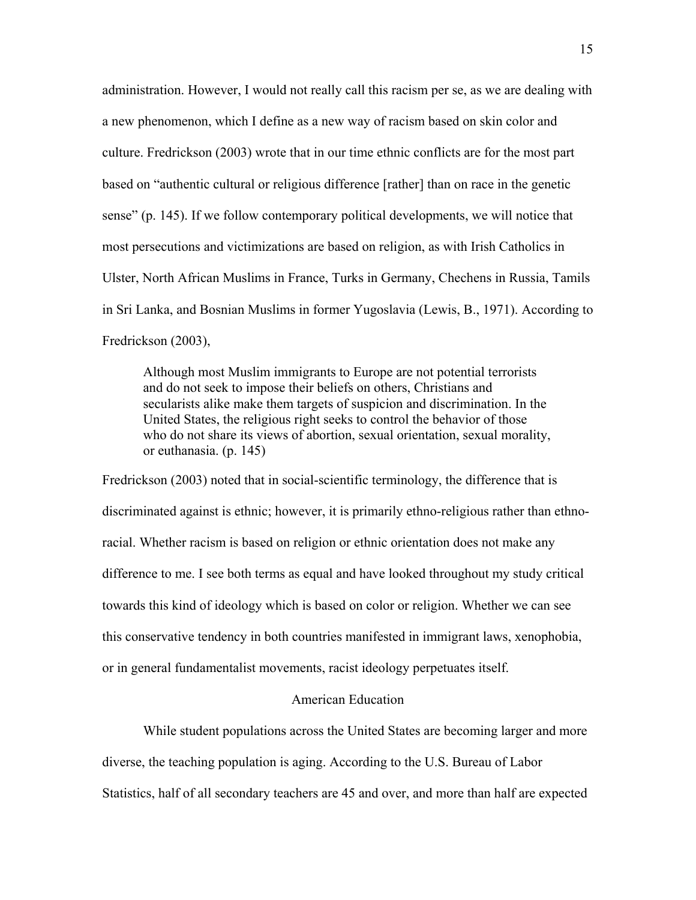administration. However, I would not really call this racism per se, as we are dealing with a new phenomenon, which I define as a new way of racism based on skin color and culture. Fredrickson (2003) wrote that in our time ethnic conflicts are for the most part based on "authentic cultural or religious difference [rather] than on race in the genetic sense" (p. 145). If we follow contemporary political developments, we will notice that most persecutions and victimizations are based on religion, as with Irish Catholics in Ulster, North African Muslims in France, Turks in Germany, Chechens in Russia, Tamils in Sri Lanka, and Bosnian Muslims in former Yugoslavia (Lewis, B., 1971). According to Fredrickson (2003),

> Although most Muslim immigrants to Europe are not potential terrorists and do not seek to impose their beliefs on others, Christians and secularists alike make them targets of suspicion and discrimination. In the United States, the religious right seeks to control the behavior of those who do not share its views of abortion, sexual orientation, sexual morality, or euthanasia. (p. 145)

Fredrickson (2003) noted that in social-scientific terminology, the difference that is discriminated against is ethnic; however, it is primarily ethno-religious rather than ethno-racial. Whether racism is based on religion or ethnic orientation does not make any difference to me. I see both terms as equal and have looked throughout my study critical towards this kind of ideology which is based on color or religion. Whether we can see this conservative tendency in both countries manifested in immigrant laws, xenophobia, or in general fundamentalist movements, racist ideology perpetuates itself.

## American Education

While student populations across the United States are becoming larger and more diverse, the teaching population is aging. According to the U.S. Bureau of Labor Statistics, half of all secondary teachers are 45 and over, and more than half are expected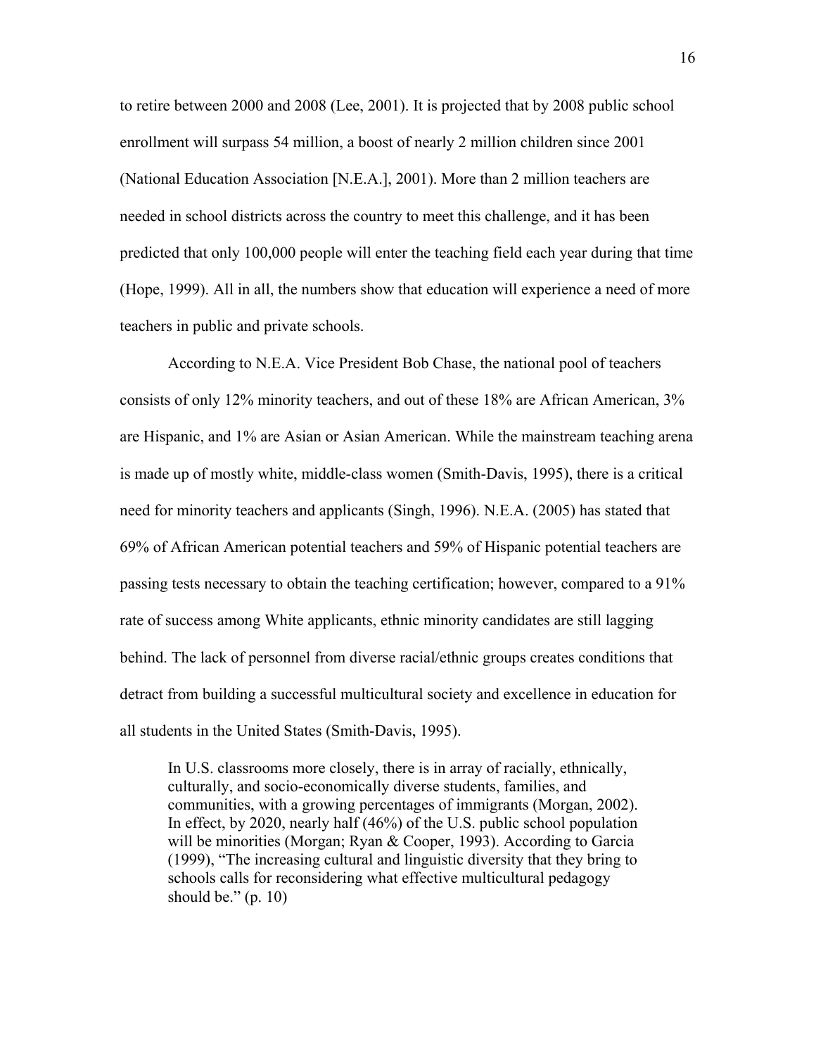to retire between 2000 and 2008 (Lee, 2001). It is projected that by 2008 public school enrollment will surpass 54 million, a boost of nearly 2 million children since 2001 (National Education Association [N.E.A.], 2001). More than 2 million teachers are needed in school districts across the country to meet this challenge, and it has been predicted that only 100,000 people will enter the teaching field each year during that time (Hope, 1999). All in all, the numbers show that education will experience a need of more teachers in public and private schools.

According to N.E.A. Vice President Bob Chase, the national pool of teachers consists of only 12% minority teachers, and out of these 18% are African American, 3% are Hispanic, and 1% are Asian or Asian American. While the mainstream teaching arena is made up of mostly white, middle-class women (Smith-Davis, 1995), there is a critical need for minority teachers and applicants (Singh, 1996). N.E.A. (2005) has stated that 69% of African American potential teachers and 59% of Hispanic potential teachers are passing tests necessary to obtain the teaching certification; however, compared to a 91% rate of success among White applicants, ethnic minority candidates are still lagging behind. The lack of personnel from diverse racial/ethnic groups creates conditions that detract from building a successful multicultural society and excellence in education for all students in the United States (Smith-Davis, 1995).

> In U.S. classrooms more closely, there is in array of racially, ethnically, culturally, and socio-economically diverse students, families, and communities, with a growing percentages of immigrants (Morgan, 2002). In effect, by 2020, nearly half (46%) of the U.S. public school population will be minorities (Morgan; Ryan & Cooper, 1993). According to Garcia (1999), "The increasing cultural and linguistic diversity that they bring to schools calls for reconsidering what effective multicultural pedagogy should be." (p. 10)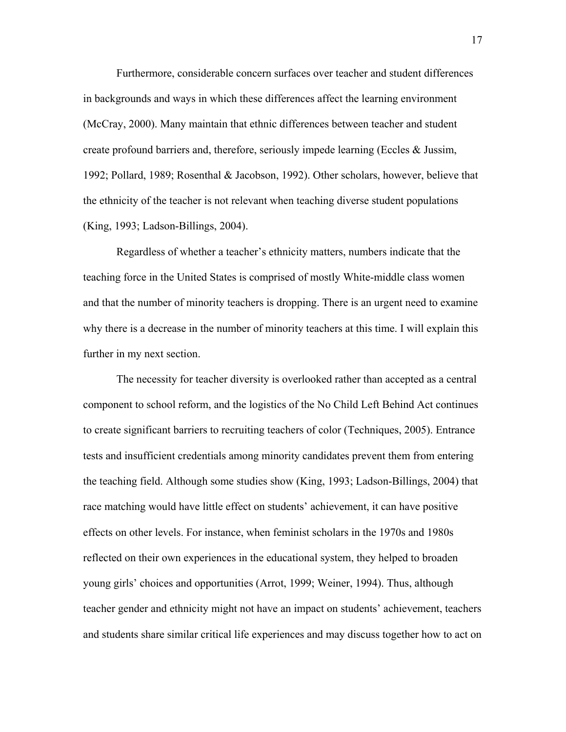Furthermore, considerable concern surfaces over teacher and student differences in backgrounds and ways in which these differences affect the learning environment (McCray, 2000). Many maintain that ethnic differences between teacher and student create profound barriers and, therefore, seriously impede learning (Eccles & Jussim, 1992; Pollard, 1989; Rosenthal & Jacobson, 1992). Other scholars, however, believe that the ethnicity of the teacher is not relevant when teaching diverse student populations (King, 1993; Ladson-Billings, 2004).

Regardless of whether a teacher's ethnicity matters, numbers indicate that the teaching force in the United States is comprised of mostly White-middle class women and that the number of minority teachers is dropping. There is an urgent need to examine why there is a decrease in the number of minority teachers at this time. I will explain this further in my next section.

The necessity for teacher diversity is overlooked rather than accepted as a central component to school reform, and the logistics of the No Child Left Behind Act continues to create significant barriers to recruiting teachers of color (Techniques, 2005). Entrance tests and insufficient credentials among minority candidates prevent them from entering the teaching field. Although some studies show (King, 1993; Ladson-Billings, 2004) that race matching would have little effect on students' achievement, it can have positive effects on other levels. For instance, when feminist scholars in the 1970s and 1980s reflected on their own experiences in the educational system, they helped to broaden young girls' choices and opportunities (Arrot, 1999; Weiner, 1994). Thus, although teacher gender and ethnicity might not have an impact on students' achievement, teachers and students share similar critical life experiences and may discuss together how to act on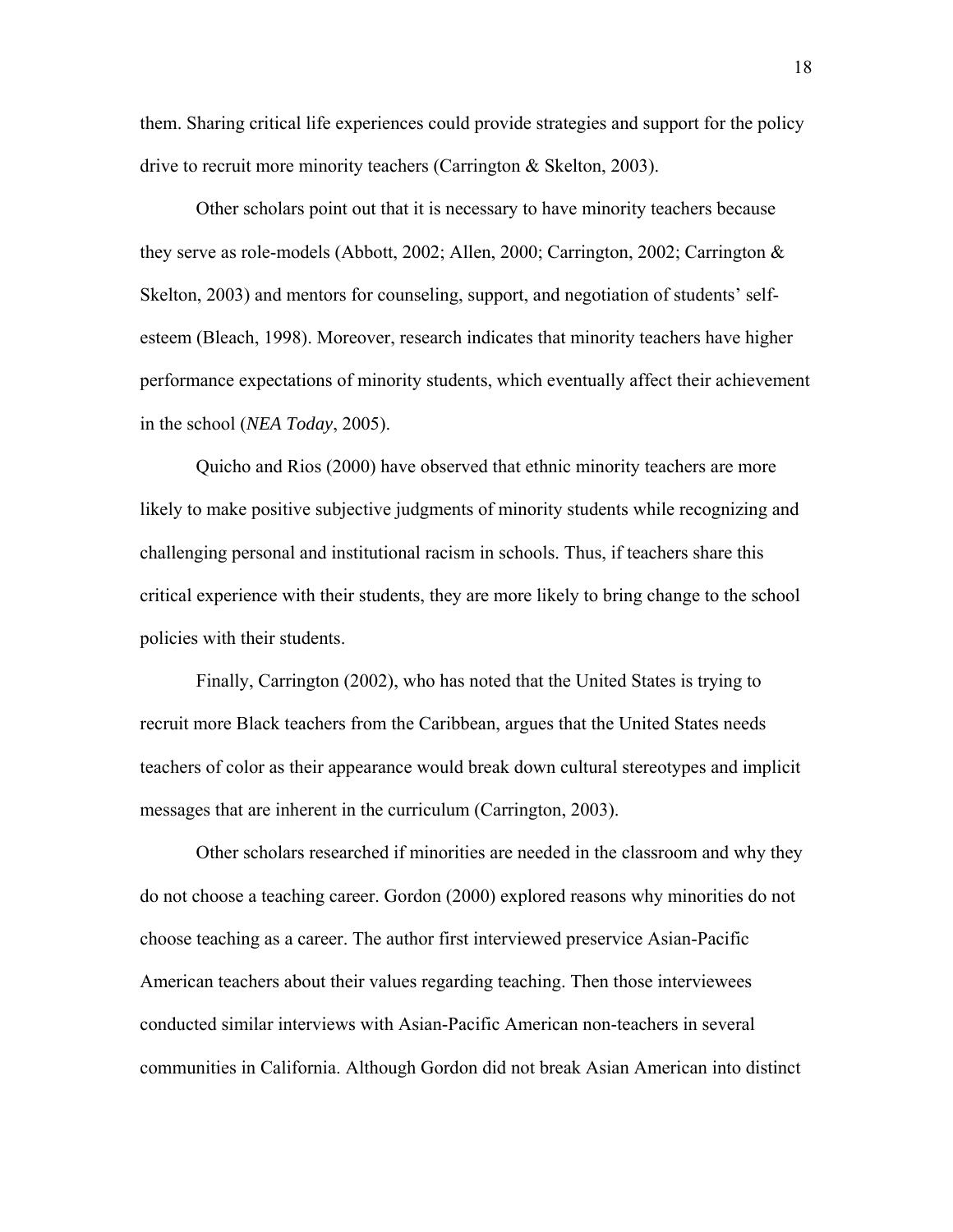them. Sharing critical life experiences could provide strategies and support for the policy drive to recruit more minority teachers (Carrington & Skelton, 2003).

Other scholars point out that it is necessary to have minority teachers because they serve as role-models (Abbott, 2002; Allen, 2000; Carrington, 2002; Carrington & Skelton, 2003) and mentors for counseling, support, and negotiation of students' self-esteem (Bleach, 1998). Moreover, research indicates that minority teachers have higher performance expectations of minority students, which eventually affect their achievement in the school (*NEA Today*, 2005).

Quicho and Rios (2000) have observed that ethnic minority teachers are more likely to make positive subjective judgments of minority students while recognizing and challenging personal and institutional racism in schools. Thus, if teachers share this critical experience with their students, they are more likely to bring change to the school policies with their students.

Finally, Carrington (2002), who has noted that the United States is trying to recruit more Black teachers from the Caribbean, argues that the United States needs teachers of color as their appearance would break down cultural stereotypes and implicit messages that are inherent in the curriculum (Carrington, 2003).

Other scholars researched if minorities are needed in the classroom and why they do not choose a teaching career. Gordon (2000) explored reasons why minorities do not choose teaching as a career. The author first interviewed preservice Asian-Pacific American teachers about their values regarding teaching. Then those interviewees conducted similar interviews with Asian-Pacific American non-teachers in several communities in California. Although Gordon did not break Asian American into distinct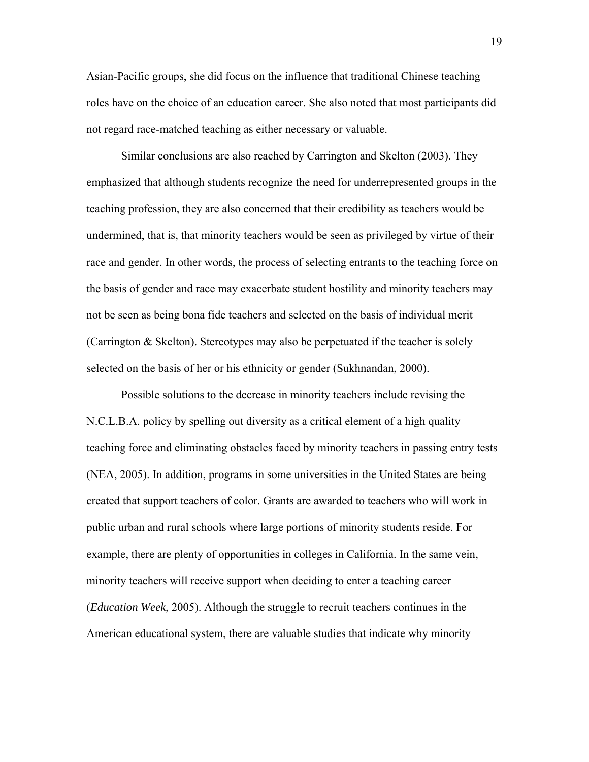Asian-Pacific groups, she did focus on the influence that traditional Chinese teaching roles have on the choice of an education career. She also noted that most participants did not regard race-matched teaching as either necessary or valuable.

Similar conclusions are also reached by Carrington and Skelton (2003). They emphasized that although students recognize the need for underrepresented groups in the teaching profession, they are also concerned that their credibility as teachers would be undermined, that is, that minority teachers would be seen as privileged by virtue of their race and gender. In other words, the process of selecting entrants to the teaching force on the basis of gender and race may exacerbate student hostility and minority teachers may not be seen as being bona fide teachers and selected on the basis of individual merit (Carrington & Skelton). Stereotypes may also be perpetuated if the teacher is solely selected on the basis of her or his ethnicity or gender (Sukhnandan, 2000).

Possible solutions to the decrease in minority teachers include revising the N.C.L.B.A. policy by spelling out diversity as a critical element of a high quality teaching force and eliminating obstacles faced by minority teachers in passing entry tests (NEA, 2005). In addition, programs in some universities in the United States are being created that support teachers of color. Grants are awarded to teachers who will work in public urban and rural schools where large portions of minority students reside. For example, there are plenty of opportunities in colleges in California. In the same vein, minority teachers will receive support when deciding to enter a teaching career (*Education Week*, 2005). Although the struggle to recruit teachers continues in the American educational system, there are valuable studies that indicate why minority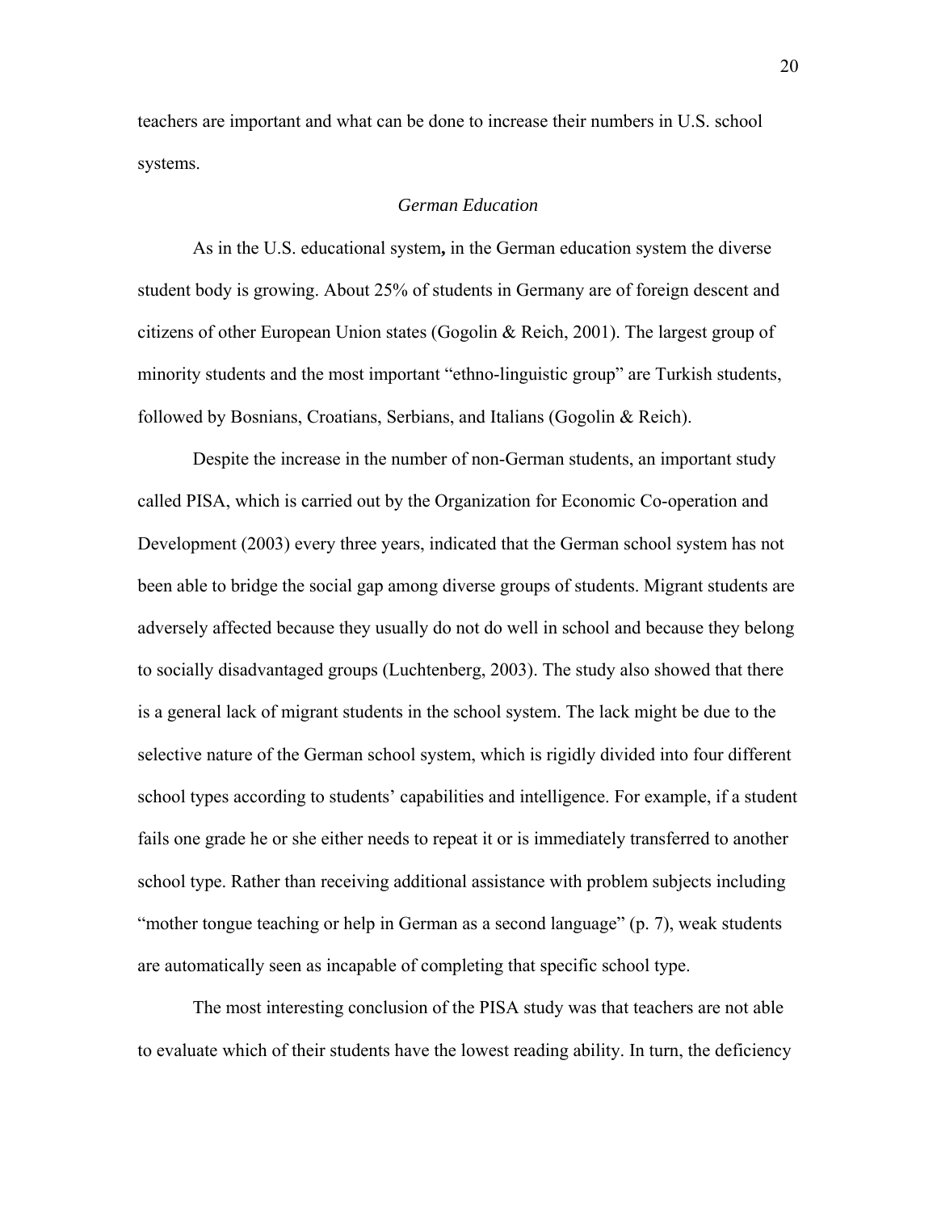teachers are important and what can be done to increase their numbers in U.S. school systems.

### *German Education*

As in the U.S. educational system**,** in the German education system the diverse student body is growing. About 25% of students in Germany are of foreign descent and citizens of other European Union states (Gogolin & Reich, 2001). The largest group of minority students and the most important "ethno-linguistic group" are Turkish students, followed by Bosnians, Croatians, Serbians, and Italians (Gogolin & Reich).

Despite the increase in the number of non-German students, an important study called PISA, which is carried out by the Organization for Economic Co-operation and Development (2003) every three years, indicated that the German school system has not been able to bridge the social gap among diverse groups of students. Migrant students are adversely affected because they usually do not do well in school and because they belong to socially disadvantaged groups (Luchtenberg, 2003). The study also showed that there is a general lack of migrant students in the school system. The lack might be due to the selective nature of the German school system, which is rigidly divided into four different school types according to students' capabilities and intelligence. For example, if a student fails one grade he or she either needs to repeat it or is immediately transferred to another school type. Rather than receiving additional assistance with problem subjects including "mother tongue teaching or help in German as a second language" (p. 7), weak students are automatically seen as incapable of completing that specific school type.

The most interesting conclusion of the PISA study was that teachers are not able to evaluate which of their students have the lowest reading ability. In turn, the deficiency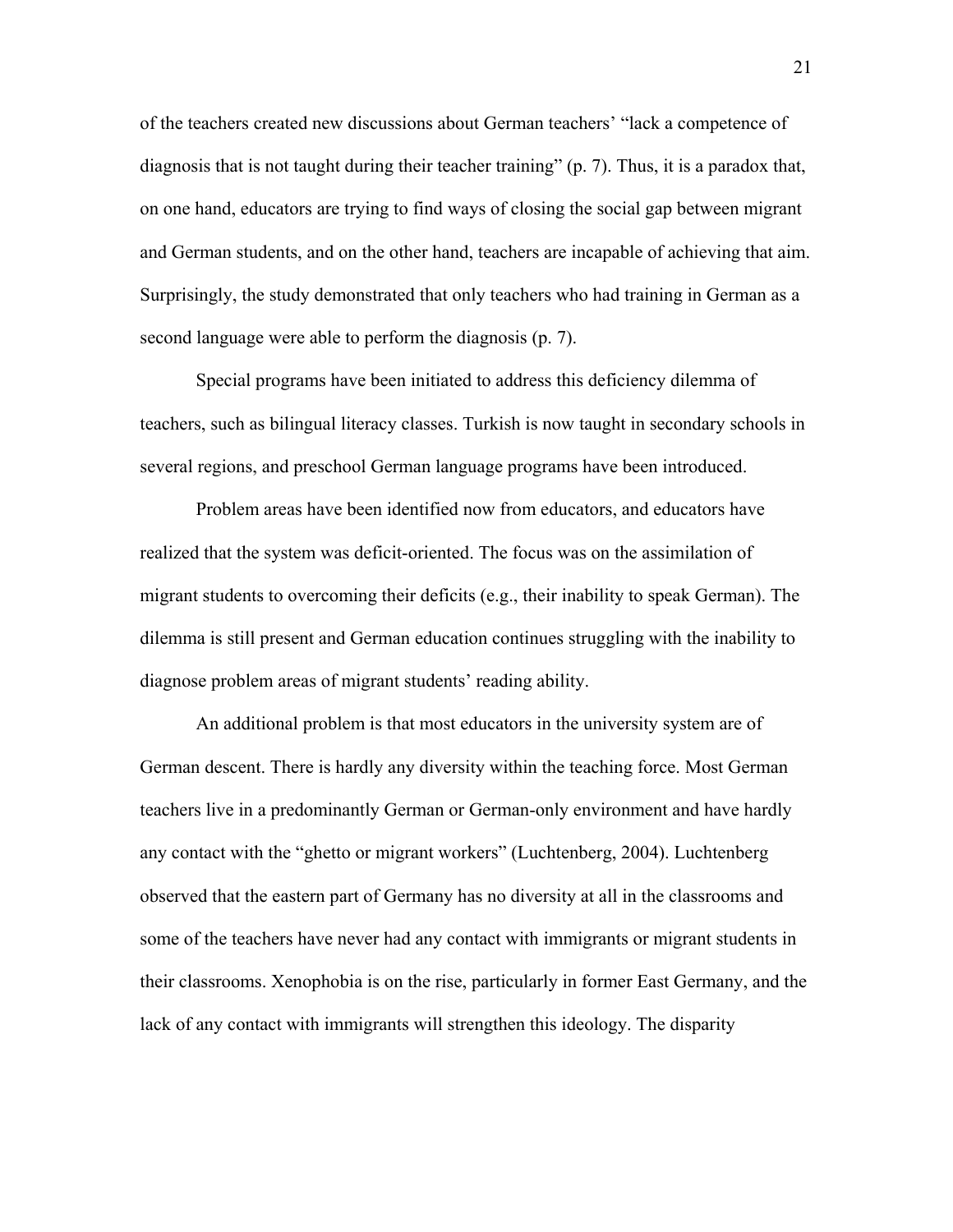of the teachers created new discussions about German teachers' "lack a competence of diagnosis that is not taught during their teacher training" (p. 7). Thus, it is a paradox that, on one hand, educators are trying to find ways of closing the social gap between migrant and German students, and on the other hand, teachers are incapable of achieving that aim. Surprisingly, the study demonstrated that only teachers who had training in German as a second language were able to perform the diagnosis (p. 7).

Special programs have been initiated to address this deficiency dilemma of teachers, such as bilingual literacy classes. Turkish is now taught in secondary schools in several regions, and preschool German language programs have been introduced.

Problem areas have been identified now from educators, and educators have realized that the system was deficit-oriented. The focus was on the assimilation of migrant students to overcoming their deficits (e.g., their inability to speak German). The dilemma is still present and German education continues struggling with the inability to diagnose problem areas of migrant students' reading ability.

An additional problem is that most educators in the university system are of German descent. There is hardly any diversity within the teaching force. Most German teachers live in a predominantly German or German-only environment and have hardly any contact with the "ghetto or migrant workers" (Luchtenberg, 2004). Luchtenberg observed that the eastern part of Germany has no diversity at all in the classrooms and some of the teachers have never had any contact with immigrants or migrant students in their classrooms. Xenophobia is on the rise, particularly in former East Germany, and the lack of any contact with immigrants will strengthen this ideology. The disparity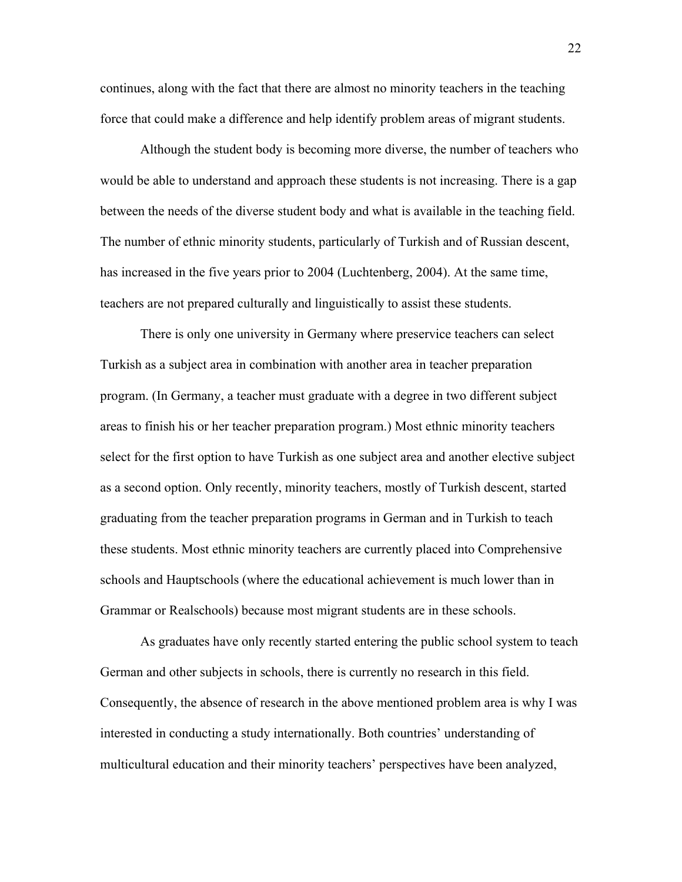continues, along with the fact that there are almost no minority teachers in the teaching force that could make a difference and help identify problem areas of migrant students.

Although the student body is becoming more diverse, the number of teachers who would be able to understand and approach these students is not increasing. There is a gap between the needs of the diverse student body and what is available in the teaching field. The number of ethnic minority students, particularly of Turkish and of Russian descent, has increased in the five years prior to 2004 (Luchtenberg, 2004). At the same time, teachers are not prepared culturally and linguistically to assist these students.

There is only one university in Germany where preservice teachers can select Turkish as a subject area in combination with another area in teacher preparation program. (In Germany, a teacher must graduate with a degree in two different subject areas to finish his or her teacher preparation program.) Most ethnic minority teachers select for the first option to have Turkish as one subject area and another elective subject as a second option. Only recently, minority teachers, mostly of Turkish descent, started graduating from the teacher preparation programs in German and in Turkish to teach these students. Most ethnic minority teachers are currently placed into Comprehensive schools and Hauptschools (where the educational achievement is much lower than in Grammar or Realschools) because most migrant students are in these schools.

As graduates have only recently started entering the public school system to teach German and other subjects in schools, there is currently no research in this field. Consequently, the absence of research in the above mentioned problem area is why I was interested in conducting a study internationally. Both countries' understanding of multicultural education and their minority teachers' perspectives have been analyzed,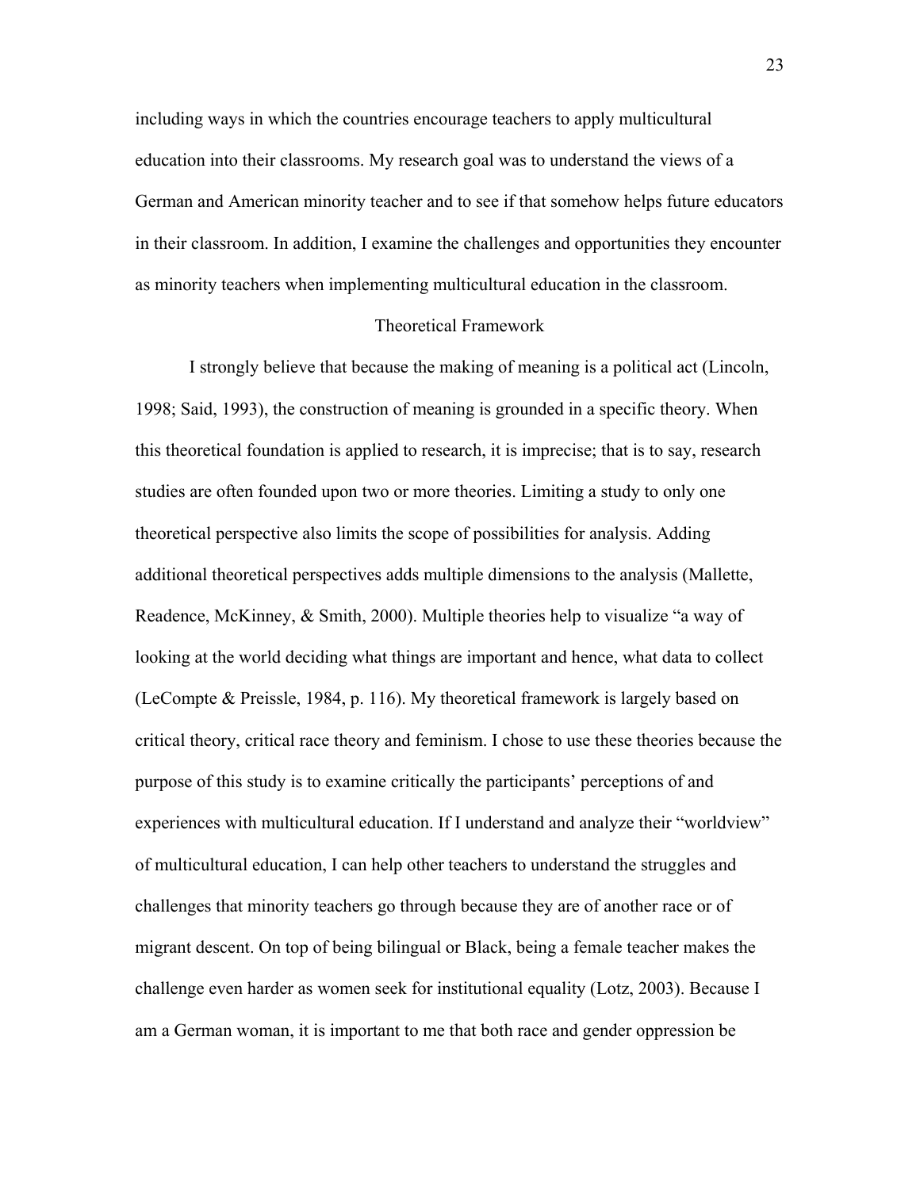including ways in which the countries encourage teachers to apply multicultural education into their classrooms. My research goal was to understand the views of a German and American minority teacher and to see if that somehow helps future educators in their classroom. In addition, I examine the challenges and opportunities they encounter as minority teachers when implementing multicultural education in the classroom.

## Theoretical Framework

I strongly believe that because the making of meaning is a political act (Lincoln, 1998; Said, 1993), the construction of meaning is grounded in a specific theory. When this theoretical foundation is applied to research, it is imprecise; that is to say, research studies are often founded upon two or more theories. Limiting a study to only one theoretical perspective also limits the scope of possibilities for analysis. Adding additional theoretical perspectives adds multiple dimensions to the analysis (Mallette, Readence, McKinney, & Smith, 2000). Multiple theories help to visualize "a way of looking at the world deciding what things are important and hence, what data to collect (LeCompte & Preissle, 1984, p. 116). My theoretical framework is largely based on critical theory, critical race theory and feminism. I chose to use these theories because the purpose of this study is to examine critically the participants' perceptions of and experiences with multicultural education. If I understand and analyze their "worldview" of multicultural education, I can help other teachers to understand the struggles and challenges that minority teachers go through because they are of another race or of migrant descent. On top of being bilingual or Black, being a female teacher makes the challenge even harder as women seek for institutional equality (Lotz, 2003). Because I am a German woman, it is important to me that both race and gender oppression be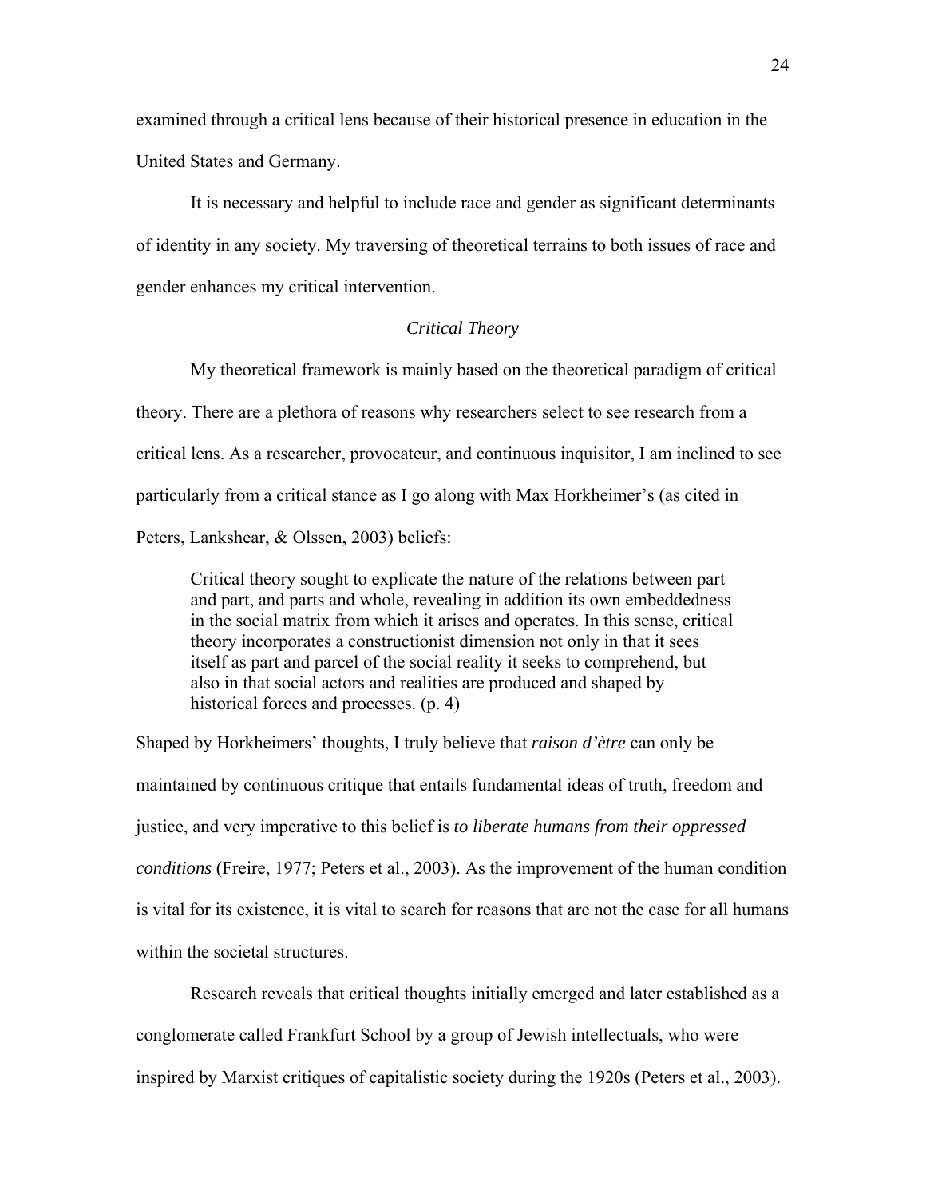examined through a critical lens because of their historical presence in education in the United States and Germany.

It is necessary and helpful to include race and gender as significant determinants of identity in any society. My traversing of theoretical terrains to both issues of race and gender enhances my critical intervention.

### *Critical Theory*

My theoretical framework is mainly based on the theoretical paradigm of critical theory. There are a plethora of reasons why researchers select to see research from a critical lens. As a researcher, provocateur, and continuous inquisitor, I am inclined to see particularly from a critical stance as I go along with Max Horkheimer's (as cited in Peters, Lankshear, & Olssen, 2003) beliefs:

> Critical theory sought to explicate the nature of the relations between part and part, and parts and whole, revealing in addition its own embeddedness in the social matrix from which it arises and operates. In this sense, critical theory incorporates a constructionist dimension not only in that it sees itself as part and parcel of the social reality it seeks to comprehend, but also in that social actors and realities are produced and shaped by historical forces and processes. (p. 4)

Shaped by Horkheimers' thoughts, I truly believe that *raison d'ètre* can only be maintained by continuous critique that entails fundamental ideas of truth, freedom and justice, and very imperative to this belief is *to liberate humans from their oppressed conditions* (Freire, 1977; Peters et al., 2003). As the improvement of the human condition is vital for its existence, it is vital to search for reasons that are not the case for all humans within the societal structures.

Research reveals that critical thoughts initially emerged and later established as a conglomerate called Frankfurt School by a group of Jewish intellectuals, who were inspired by Marxist critiques of capitalistic society during the 1920s (Peters et al., 2003).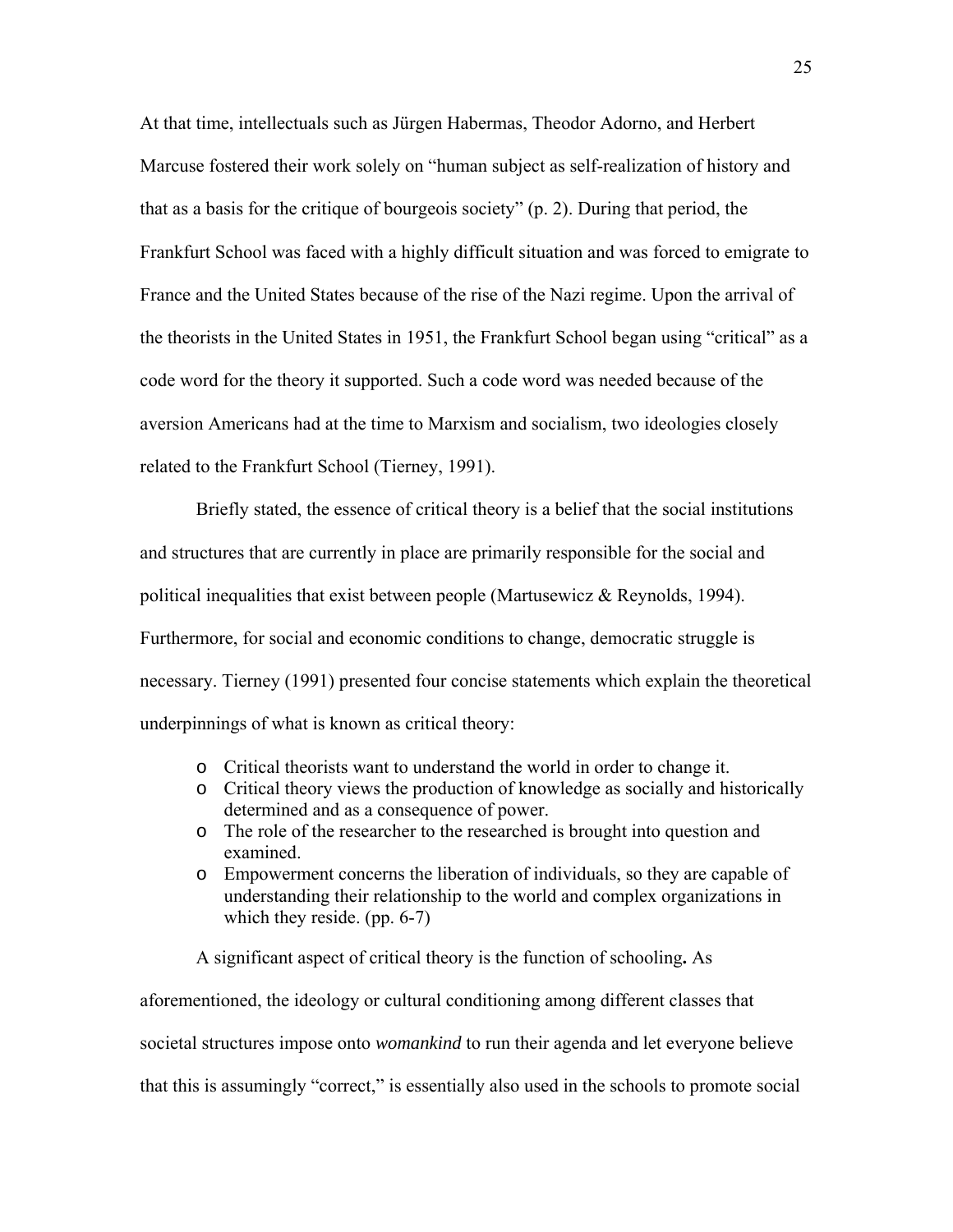At that time, intellectuals such as Jürgen Habermas, Theodor Adorno, and Herbert Marcuse fostered their work solely on "human subject as self-realization of history and that as a basis for the critique of bourgeois society" (p. 2). During that period, the Frankfurt School was faced with a highly difficult situation and was forced to emigrate to France and the United States because of the rise of the Nazi regime. Upon the arrival of the theorists in the United States in 1951, the Frankfurt School began using "critical" as a code word for the theory it supported. Such a code word was needed because of the aversion Americans had at the time to Marxism and socialism, two ideologies closely related to the Frankfurt School (Tierney, 1991).

Briefly stated, the essence of critical theory is a belief that the social institutions and structures that are currently in place are primarily responsible for the social and political inequalities that exist between people (Martusewicz & Reynolds, 1994). Furthermore, for social and economic conditions to change, democratic struggle is necessary. Tierney (1991) presented four concise statements which explain the theoretical underpinnings of what is known as critical theory:

- Critical theorists want to understand the world in order to change it.
- Critical theory views the production of knowledge as socially and historically determined and as a consequence of power.
- The role of the researcher to the researched is brought into question and examined.
- Empowerment concerns the liberation of individuals, so they are capable of understanding their relationship to the world and complex organizations in which they reside. (pp. 6-7)

A significant aspect of critical theory is the function of schooling**.** As aforementioned, the ideology or cultural conditioning among different classes that societal structures impose onto *womankind* to run their agenda and let everyone believe that this is assumingly "correct," is essentially also used in the schools to promote social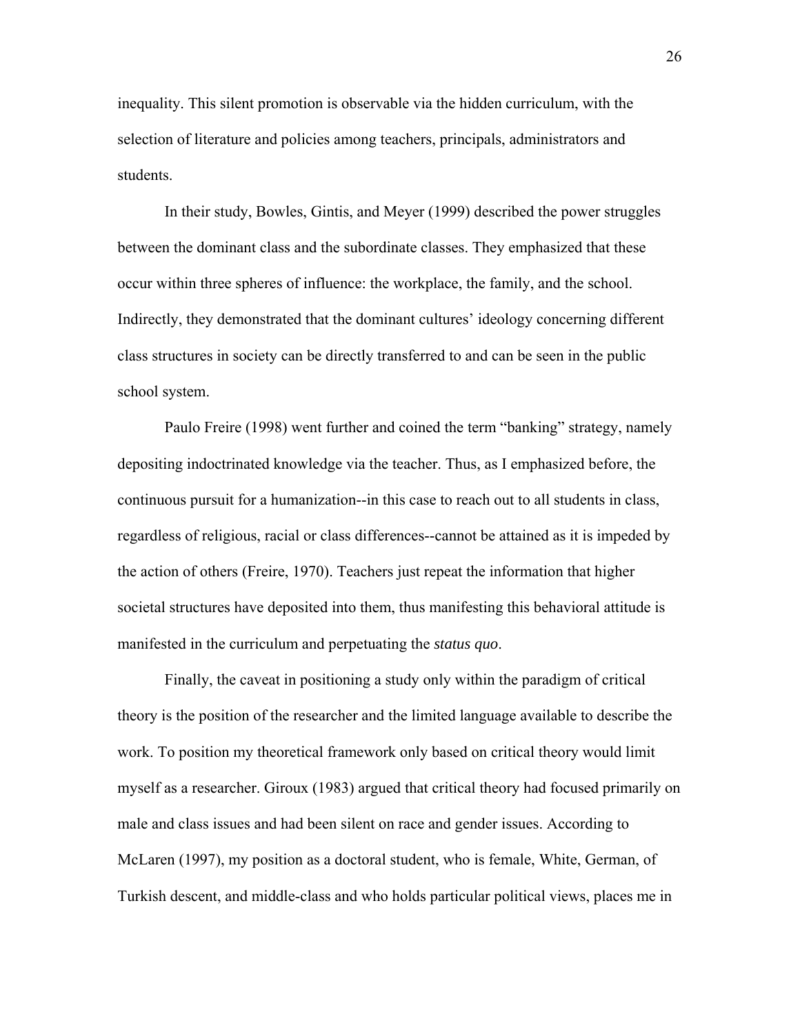inequality. This silent promotion is observable via the hidden curriculum, with the selection of literature and policies among teachers, principals, administrators and students.

In their study, Bowles, Gintis, and Meyer (1999) described the power struggles between the dominant class and the subordinate classes. They emphasized that these occur within three spheres of influence: the workplace, the family, and the school. Indirectly, they demonstrated that the dominant cultures' ideology concerning different class structures in society can be directly transferred to and can be seen in the public school system.

Paulo Freire (1998) went further and coined the term "banking" strategy, namely depositing indoctrinated knowledge via the teacher. Thus, as I emphasized before, the continuous pursuit for a humanization--in this case to reach out to all students in class, regardless of religious, racial or class differences--cannot be attained as it is impeded by the action of others (Freire, 1970). Teachers just repeat the information that higher societal structures have deposited into them, thus manifesting this behavioral attitude is manifested in the curriculum and perpetuating the *status quo*.

Finally, the caveat in positioning a study only within the paradigm of critical theory is the position of the researcher and the limited language available to describe the work. To position my theoretical framework only based on critical theory would limit myself as a researcher. Giroux (1983) argued that critical theory had focused primarily on male and class issues and had been silent on race and gender issues. According to McLaren (1997), my position as a doctoral student, who is female, White, German, of Turkish descent, and middle-class and who holds particular political views, places me in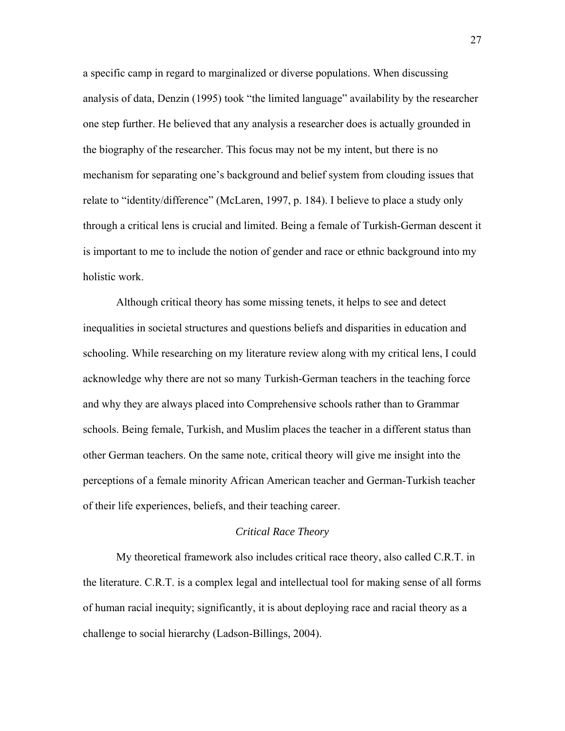a specific camp in regard to marginalized or diverse populations. When discussing analysis of data, Denzin (1995) took "the limited language" availability by the researcher one step further. He believed that any analysis a researcher does is actually grounded in the biography of the researcher. This focus may not be my intent, but there is no mechanism for separating one's background and belief system from clouding issues that relate to "identity/difference" (McLaren, 1997, p. 184). I believe to place a study only through a critical lens is crucial and limited. Being a female of Turkish-German descent it is important to me to include the notion of gender and race or ethnic background into my holistic work.

Although critical theory has some missing tenets, it helps to see and detect inequalities in societal structures and questions beliefs and disparities in education and schooling. While researching on my literature review along with my critical lens, I could acknowledge why there are not so many Turkish-German teachers in the teaching force and why they are always placed into Comprehensive schools rather than to Grammar schools. Being female, Turkish, and Muslim places the teacher in a different status than other German teachers. On the same note, critical theory will give me insight into the perceptions of a female minority African American teacher and German-Turkish teacher of their life experiences, beliefs, and their teaching career.

### *Critical Race Theory*

My theoretical framework also includes critical race theory, also called C.R.T. in the literature. C.R.T. is a complex legal and intellectual tool for making sense of all forms of human racial inequity; significantly, it is about deploying race and racial theory as a challenge to social hierarchy (Ladson-Billings, 2004).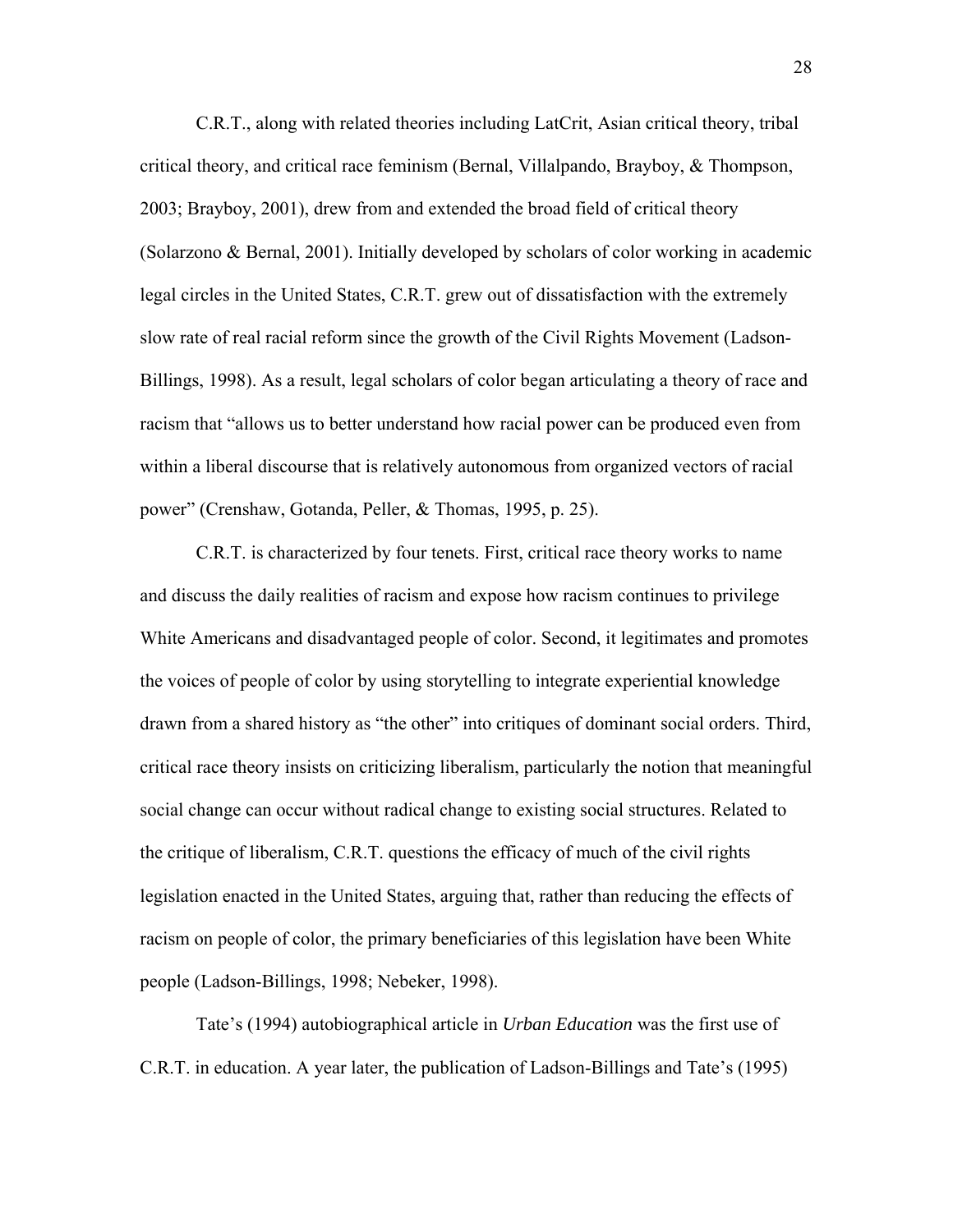C.R.T., along with related theories including LatCrit, Asian critical theory, tribal critical theory, and critical race feminism (Bernal, Villalpando, Brayboy, & Thompson, 2003; Brayboy, 2001), drew from and extended the broad field of critical theory (Solarzono & Bernal, 2001). Initially developed by scholars of color working in academic legal circles in the United States, C.R.T. grew out of dissatisfaction with the extremely slow rate of real racial reform since the growth of the Civil Rights Movement (Ladson-Billings, 1998). As a result, legal scholars of color began articulating a theory of race and racism that "allows us to better understand how racial power can be produced even from within a liberal discourse that is relatively autonomous from organized vectors of racial power" (Crenshaw, Gotanda, Peller, & Thomas, 1995, p. 25).

C.R.T. is characterized by four tenets. First, critical race theory works to name and discuss the daily realities of racism and expose how racism continues to privilege White Americans and disadvantaged people of color. Second, it legitimates and promotes the voices of people of color by using storytelling to integrate experiential knowledge drawn from a shared history as "the other" into critiques of dominant social orders. Third, critical race theory insists on criticizing liberalism, particularly the notion that meaningful social change can occur without radical change to existing social structures. Related to the critique of liberalism, C.R.T. questions the efficacy of much of the civil rights legislation enacted in the United States, arguing that, rather than reducing the effects of racism on people of color, the primary beneficiaries of this legislation have been White people (Ladson-Billings, 1998; Nebeker, 1998).

Tate's (1994) autobiographical article in *Urban Education* was the first use of C.R.T. in education. A year later, the publication of Ladson-Billings and Tate's (1995)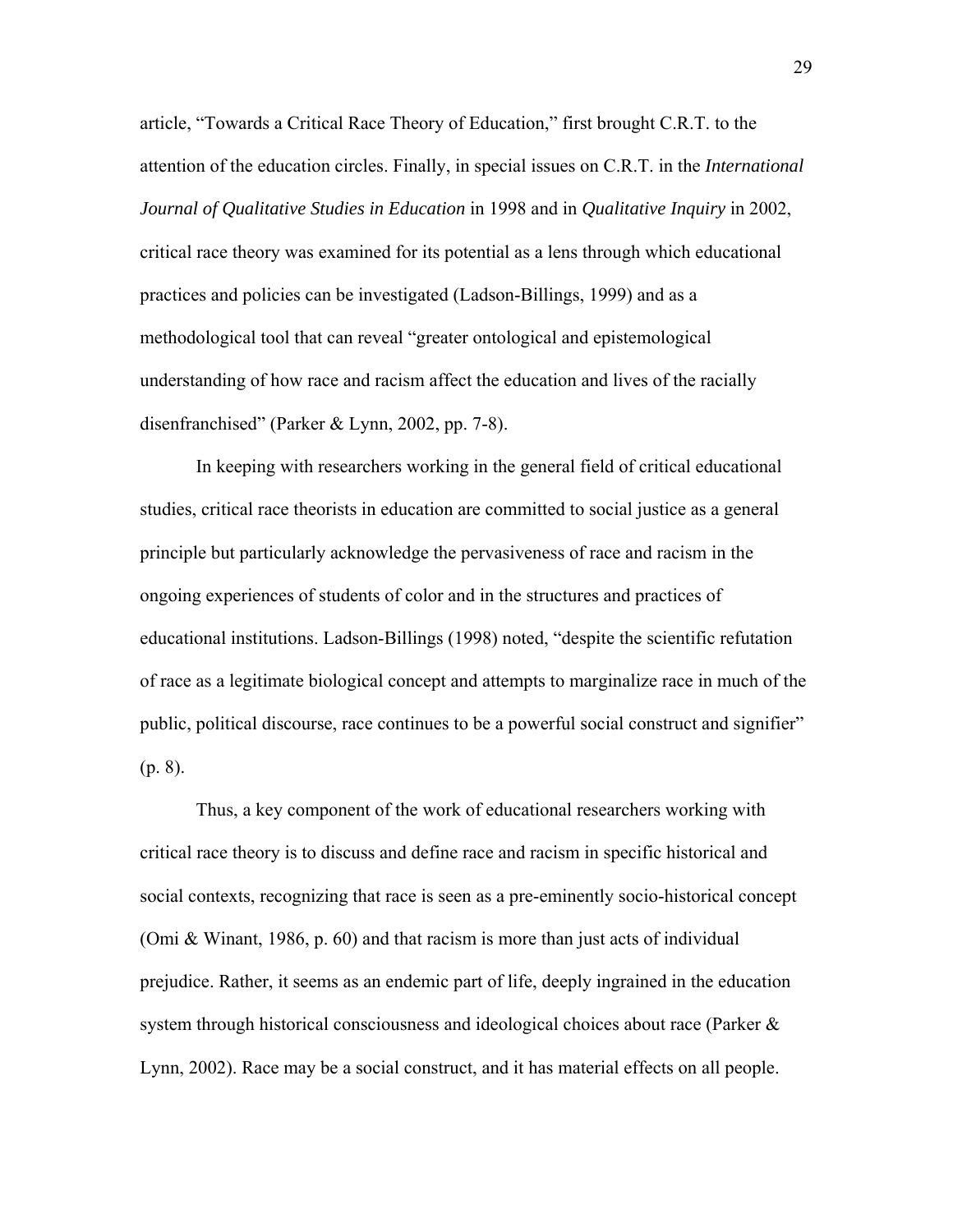article, "Towards a Critical Race Theory of Education," first brought C.R.T. to the attention of the education circles. Finally, in special issues on C.R.T. in the *International Journal of Qualitative Studies in Education* in 1998 and in *Qualitative Inquiry* in 2002, critical race theory was examined for its potential as a lens through which educational practices and policies can be investigated (Ladson-Billings, 1999) and as a methodological tool that can reveal "greater ontological and epistemological understanding of how race and racism affect the education and lives of the racially disenfranchised" (Parker & Lynn, 2002, pp. 7-8).

In keeping with researchers working in the general field of critical educational studies, critical race theorists in education are committed to social justice as a general principle but particularly acknowledge the pervasiveness of race and racism in the ongoing experiences of students of color and in the structures and practices of educational institutions. Ladson-Billings (1998) noted, "despite the scientific refutation of race as a legitimate biological concept and attempts to marginalize race in much of the public, political discourse, race continues to be a powerful social construct and signifier" (p. 8).

Thus, a key component of the work of educational researchers working with critical race theory is to discuss and define race and racism in specific historical and social contexts, recognizing that race is seen as a pre-eminently socio-historical concept (Omi & Winant, 1986, p. 60) and that racism is more than just acts of individual prejudice. Rather, it seems as an endemic part of life, deeply ingrained in the education system through historical consciousness and ideological choices about race (Parker & Lynn, 2002). Race may be a social construct, and it has material effects on all people.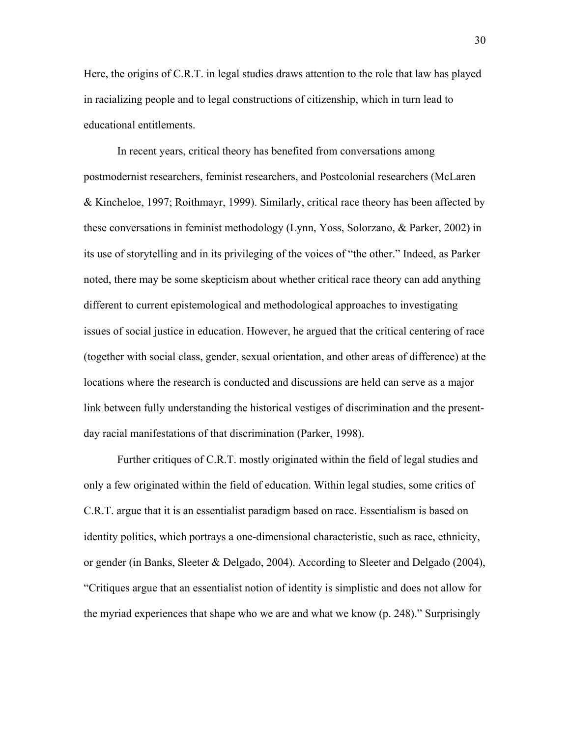Here, the origins of C.R.T. in legal studies draws attention to the role that law has played in racializing people and to legal constructions of citizenship, which in turn lead to educational entitlements.

In recent years, critical theory has benefited from conversations among postmodernist researchers, feminist researchers, and Postcolonial researchers (McLaren & Kincheloe, 1997; Roithmayr, 1999). Similarly, critical race theory has been affected by these conversations in feminist methodology (Lynn, Yoss, Solorzano, & Parker, 2002) in its use of storytelling and in its privileging of the voices of "the other." Indeed, as Parker noted, there may be some skepticism about whether critical race theory can add anything different to current epistemological and methodological approaches to investigating issues of social justice in education. However, he argued that the critical centering of race (together with social class, gender, sexual orientation, and other areas of difference) at the locations where the research is conducted and discussions are held can serve as a major link between fully understanding the historical vestiges of discrimination and the present-day racial manifestations of that discrimination (Parker, 1998).

Further critiques of C.R.T. mostly originated within the field of legal studies and only a few originated within the field of education. Within legal studies, some critics of C.R.T. argue that it is an essentialist paradigm based on race. Essentialism is based on identity politics, which portrays a one-dimensional characteristic, such as race, ethnicity, or gender (in Banks, Sleeter & Delgado, 2004). According to Sleeter and Delgado (2004), "Critiques argue that an essentialist notion of identity is simplistic and does not allow for the myriad experiences that shape who we are and what we know (p. 248)." Surprisingly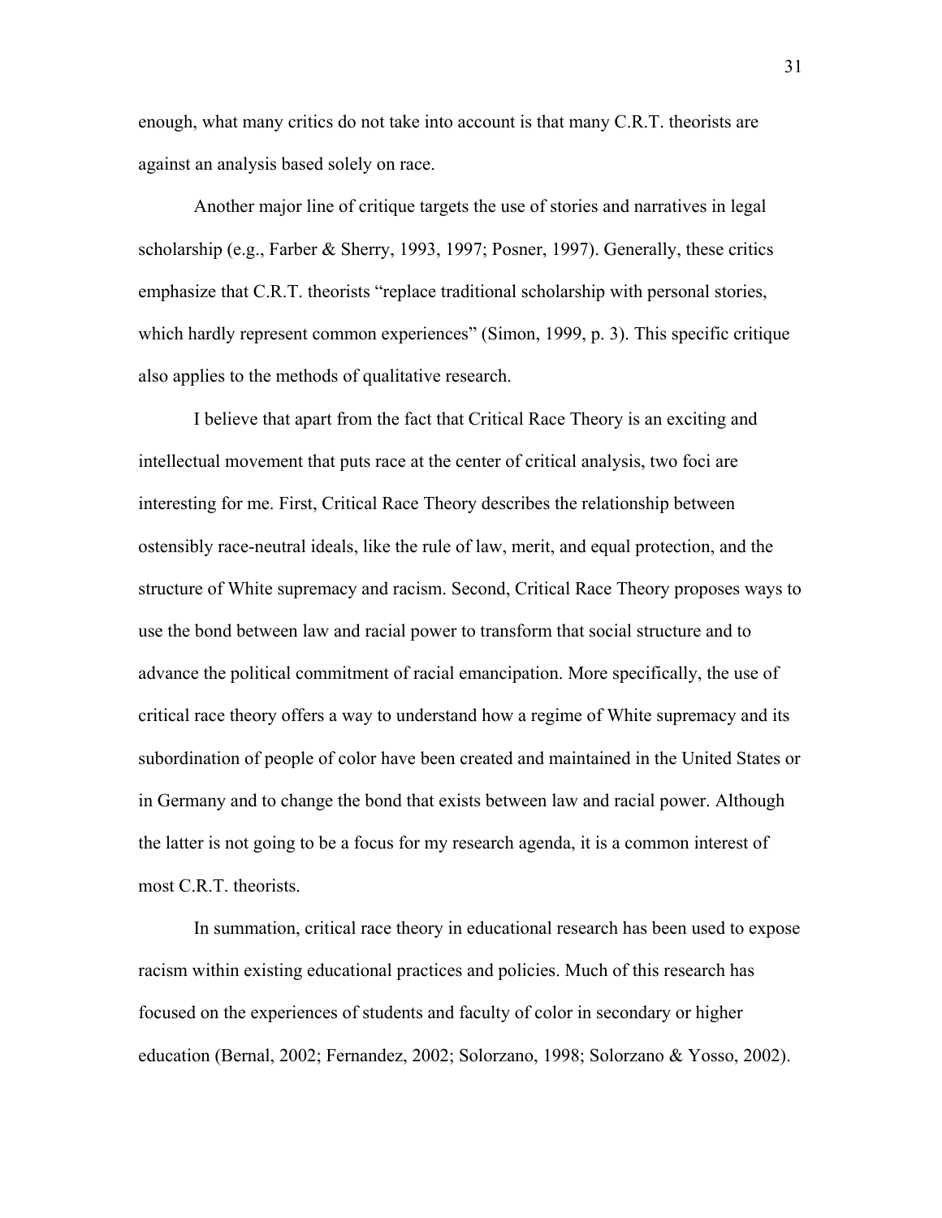enough, what many critics do not take into account is that many C.R.T. theorists are against an analysis based solely on race.

Another major line of critique targets the use of stories and narratives in legal scholarship (e.g., Farber & Sherry, 1993, 1997; Posner, 1997). Generally, these critics emphasize that C.R.T. theorists "replace traditional scholarship with personal stories, which hardly represent common experiences" (Simon, 1999, p. 3). This specific critique also applies to the methods of qualitative research.

I believe that apart from the fact that Critical Race Theory is an exciting and intellectual movement that puts race at the center of critical analysis, two foci are interesting for me. First, Critical Race Theory describes the relationship between ostensibly race-neutral ideals, like the rule of law, merit, and equal protection, and the structure of White supremacy and racism. Second, Critical Race Theory proposes ways to use the bond between law and racial power to transform that social structure and to advance the political commitment of racial emancipation. More specifically, the use of critical race theory offers a way to understand how a regime of White supremacy and its subordination of people of color have been created and maintained in the United States or in Germany and to change the bond that exists between law and racial power. Although the latter is not going to be a focus for my research agenda, it is a common interest of most C.R.T. theorists.

In summation, critical race theory in educational research has been used to expose racism within existing educational practices and policies. Much of this research has focused on the experiences of students and faculty of color in secondary or higher education (Bernal, 2002; Fernandez, 2002; Solorzano, 1998; Solorzano & Yosso, 2002).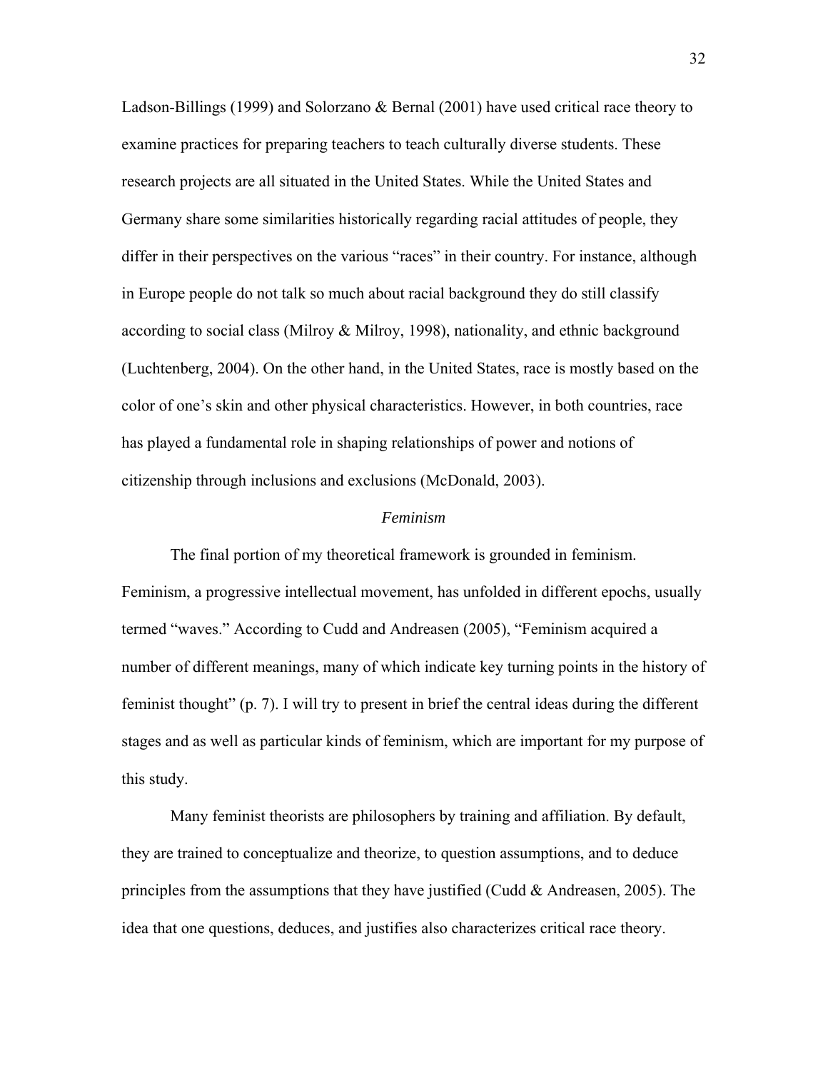Ladson-Billings (1999) and Solorzano & Bernal (2001) have used critical race theory to examine practices for preparing teachers to teach culturally diverse students. These research projects are all situated in the United States. While the United States and Germany share some similarities historically regarding racial attitudes of people, they differ in their perspectives on the various "races" in their country. For instance, although in Europe people do not talk so much about racial background they do still classify according to social class (Milroy & Milroy, 1998), nationality, and ethnic background (Luchtenberg, 2004). On the other hand, in the United States, race is mostly based on the color of one's skin and other physical characteristics. However, in both countries, race has played a fundamental role in shaping relationships of power and notions of citizenship through inclusions and exclusions (McDonald, 2003).

### *Feminism*

The final portion of my theoretical framework is grounded in feminism. Feminism, a progressive intellectual movement, has unfolded in different epochs, usually termed "waves." According to Cudd and Andreasen (2005), "Feminism acquired a number of different meanings, many of which indicate key turning points in the history of feminist thought" (p. 7). I will try to present in brief the central ideas during the different stages and as well as particular kinds of feminism, which are important for my purpose of this study.

Many feminist theorists are philosophers by training and affiliation. By default, they are trained to conceptualize and theorize, to question assumptions, and to deduce principles from the assumptions that they have justified (Cudd & Andreasen, 2005). The idea that one questions, deduces, and justifies also characterizes critical race theory.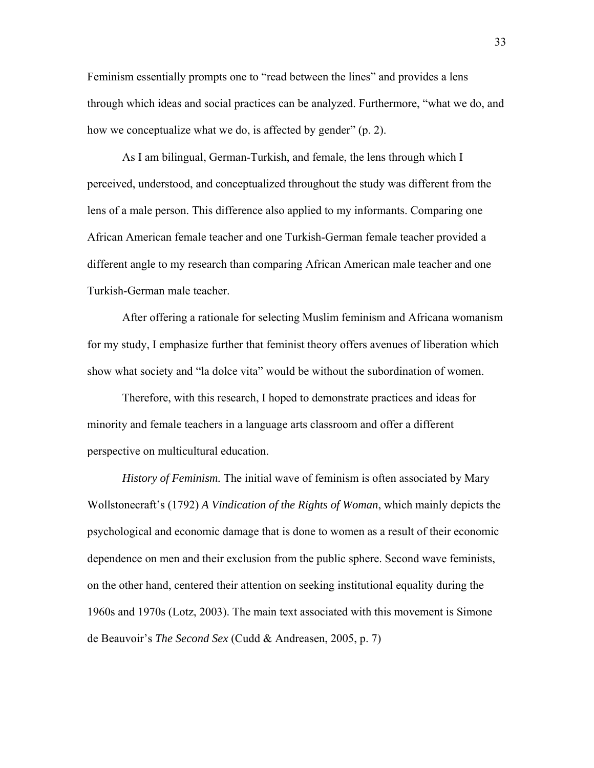Feminism essentially prompts one to "read between the lines" and provides a lens through which ideas and social practices can be analyzed. Furthermore, "what we do, and how we conceptualize what we do, is affected by gender" (p. 2).

As I am bilingual, German-Turkish, and female, the lens through which I perceived, understood, and conceptualized throughout the study was different from the lens of a male person. This difference also applied to my informants. Comparing one African American female teacher and one Turkish-German female teacher provided a different angle to my research than comparing African American male teacher and one Turkish-German male teacher.

After offering a rationale for selecting Muslim feminism and Africana womanism for my study, I emphasize further that feminist theory offers avenues of liberation which show what society and "la dolce vita" would be without the subordination of women.

Therefore, with this research, I hoped to demonstrate practices and ideas for minority and female teachers in a language arts classroom and offer a different perspective on multicultural education.

*History of Feminism.* The initial wave of feminism is often associated by Mary Wollstonecraft's (1792) *A Vindication of the Rights of Woman*, which mainly depicts the psychological and economic damage that is done to women as a result of their economic dependence on men and their exclusion from the public sphere. Second wave feminists, on the other hand, centered their attention on seeking institutional equality during the 1960s and 1970s (Lotz, 2003). The main text associated with this movement is Simone de Beauvoir's *The Second Sex* (Cudd & Andreasen, 2005, p. 7)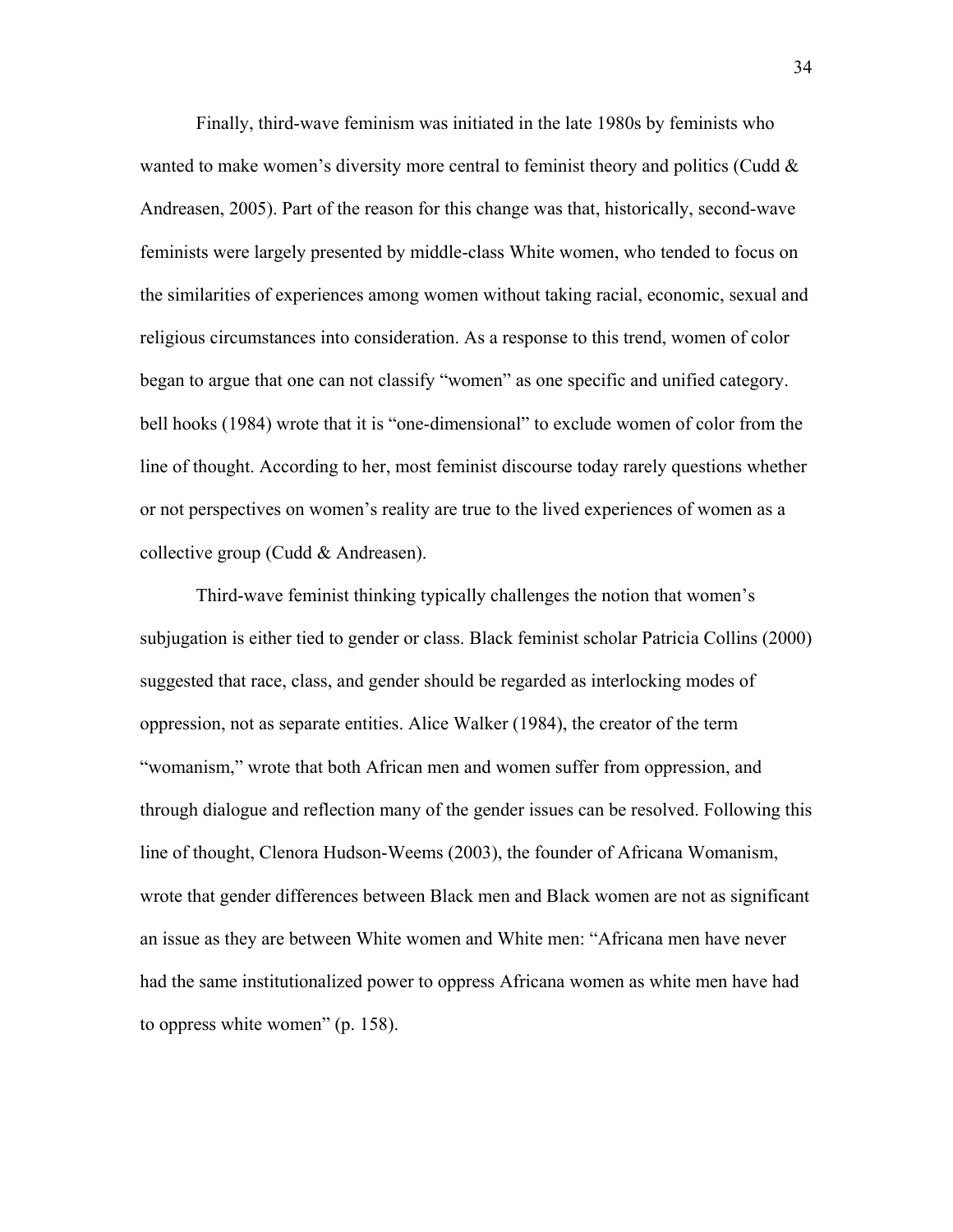Finally, third-wave feminism was initiated in the late 1980s by feminists who wanted to make women's diversity more central to feminist theory and politics (Cudd & Andreasen, 2005). Part of the reason for this change was that, historically, second-wave feminists were largely presented by middle-class White women, who tended to focus on the similarities of experiences among women without taking racial, economic, sexual and religious circumstances into consideration. As a response to this trend, women of color began to argue that one can not classify "women" as one specific and unified category. bell hooks (1984) wrote that it is "one-dimensional" to exclude women of color from the line of thought. According to her, most feminist discourse today rarely questions whether or not perspectives on women's reality are true to the lived experiences of women as a collective group (Cudd & Andreasen).

Third-wave feminist thinking typically challenges the notion that women's subjugation is either tied to gender or class. Black feminist scholar Patricia Collins (2000) suggested that race, class, and gender should be regarded as interlocking modes of oppression, not as separate entities. Alice Walker (1984), the creator of the term "womanism," wrote that both African men and women suffer from oppression, and through dialogue and reflection many of the gender issues can be resolved. Following this line of thought, Clenora Hudson-Weems (2003), the founder of Africana Womanism, wrote that gender differences between Black men and Black women are not as significant an issue as they are between White women and White men: "Africana men have never had the same institutionalized power to oppress Africana women as white men have had to oppress white women" (p. 158).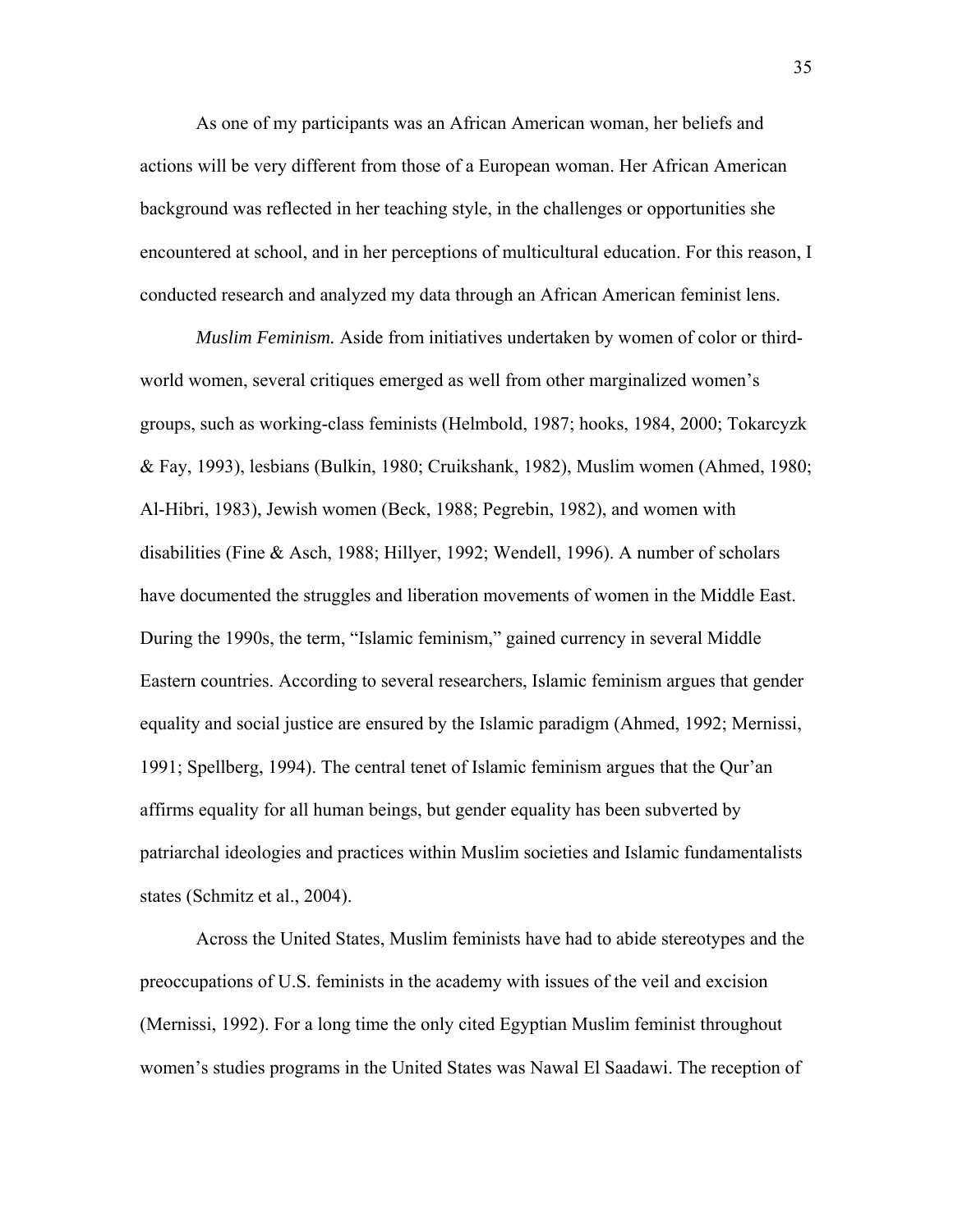As one of my participants was an African American woman, her beliefs and actions will be very different from those of a European woman. Her African American background was reflected in her teaching style, in the challenges or opportunities she encountered at school, and in her perceptions of multicultural education. For this reason, I conducted research and analyzed my data through an African American feminist lens.

*Muslim Feminism.* Aside from initiatives undertaken by women of color or third-world women, several critiques emerged as well from other marginalized women's groups, such as working-class feminists (Helmbold, 1987; hooks, 1984, 2000; Tokarcyzk & Fay, 1993), lesbians (Bulkin, 1980; Cruikshank, 1982), Muslim women (Ahmed, 1980; Al-Hibri, 1983), Jewish women (Beck, 1988; Pegrebin, 1982), and women with disabilities (Fine & Asch, 1988; Hillyer, 1992; Wendell, 1996). A number of scholars have documented the struggles and liberation movements of women in the Middle East. During the 1990s, the term, "Islamic feminism," gained currency in several Middle Eastern countries. According to several researchers, Islamic feminism argues that gender equality and social justice are ensured by the Islamic paradigm (Ahmed, 1992; Mernissi, 1991; Spellberg, 1994). The central tenet of Islamic feminism argues that the Qur'an affirms equality for all human beings, but gender equality has been subverted by patriarchal ideologies and practices within Muslim societies and Islamic fundamentalists states (Schmitz et al., 2004).

Across the United States, Muslim feminists have had to abide stereotypes and the preoccupations of U.S. feminists in the academy with issues of the veil and excision (Mernissi, 1992). For a long time the only cited Egyptian Muslim feminist throughout women's studies programs in the United States was Nawal El Saadawi. The reception of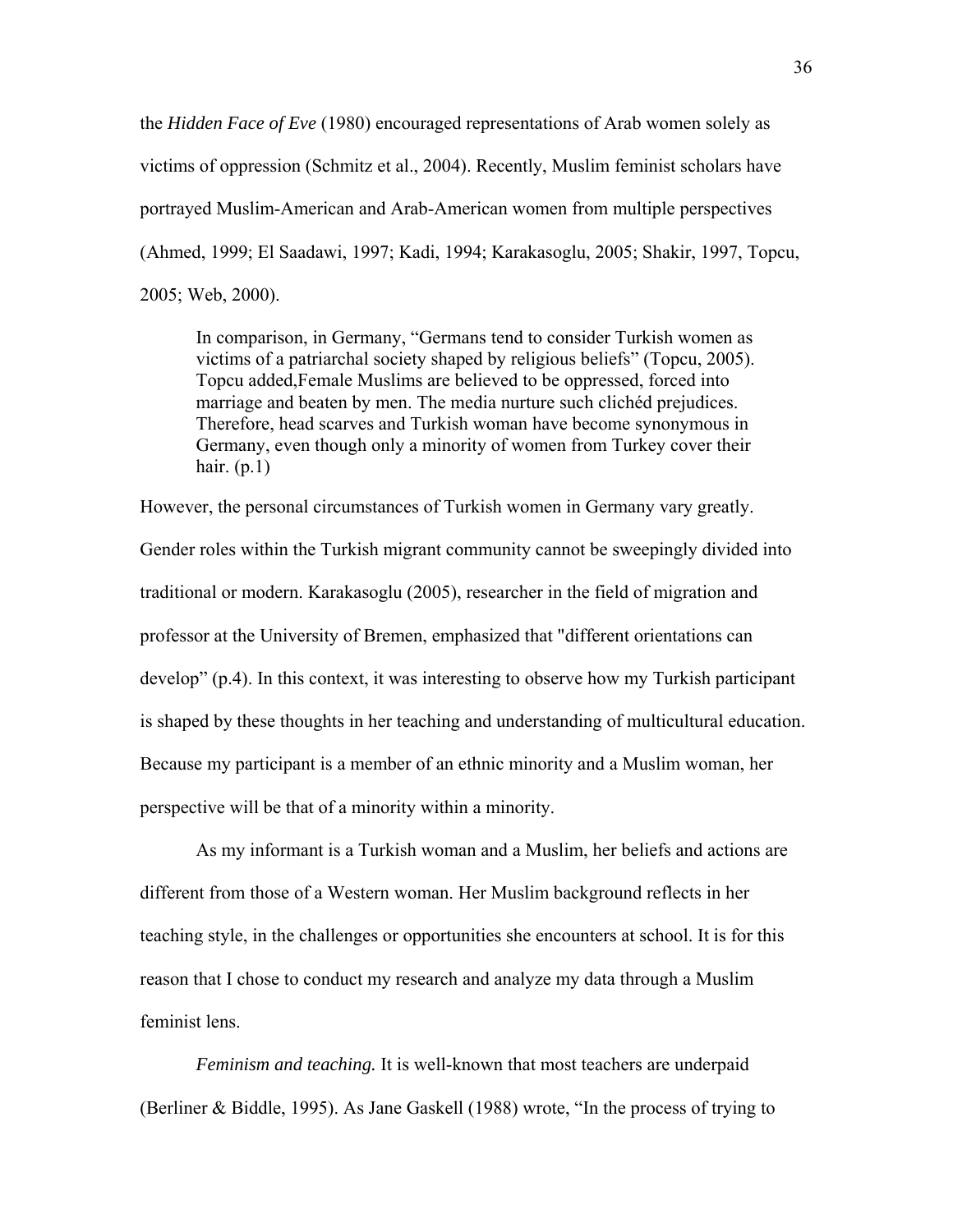the *Hidden Face of Eve* (1980) encouraged representations of Arab women solely as victims of oppression (Schmitz et al., 2004). Recently, Muslim feminist scholars have portrayed Muslim-American and Arab-American women from multiple perspectives (Ahmed, 1999; El Saadawi, 1997; Kadi, 1994; Karakasoglu, 2005; Shakir, 1997, Topcu, 2005; Web, 2000).

> In comparison, in Germany, "Germans tend to consider Turkish women as victims of a patriarchal society shaped by religious beliefs" (Topcu, 2005). Topcu added,Female Muslims are believed to be oppressed, forced into marriage and beaten by men. The media nurture such clichéd prejudices. Therefore, head scarves and Turkish woman have become synonymous in Germany, even though only a minority of women from Turkey cover their hair. (p.1)

However, the personal circumstances of Turkish women in Germany vary greatly. Gender roles within the Turkish migrant community cannot be sweepingly divided into traditional or modern. Karakasoglu (2005), researcher in the field of migration and professor at the University of Bremen, emphasized that "different orientations can develop" (p.4). In this context, it was interesting to observe how my Turkish participant is shaped by these thoughts in her teaching and understanding of multicultural education. Because my participant is a member of an ethnic minority and a Muslim woman, her perspective will be that of a minority within a minority.

As my informant is a Turkish woman and a Muslim, her beliefs and actions are different from those of a Western woman. Her Muslim background reflects in her teaching style, in the challenges or opportunities she encounters at school. It is for this reason that I chose to conduct my research and analyze my data through a Muslim feminist lens.

*Feminism and teaching.* It is well-known that most teachers are underpaid (Berliner & Biddle, 1995). As Jane Gaskell (1988) wrote, "In the process of trying to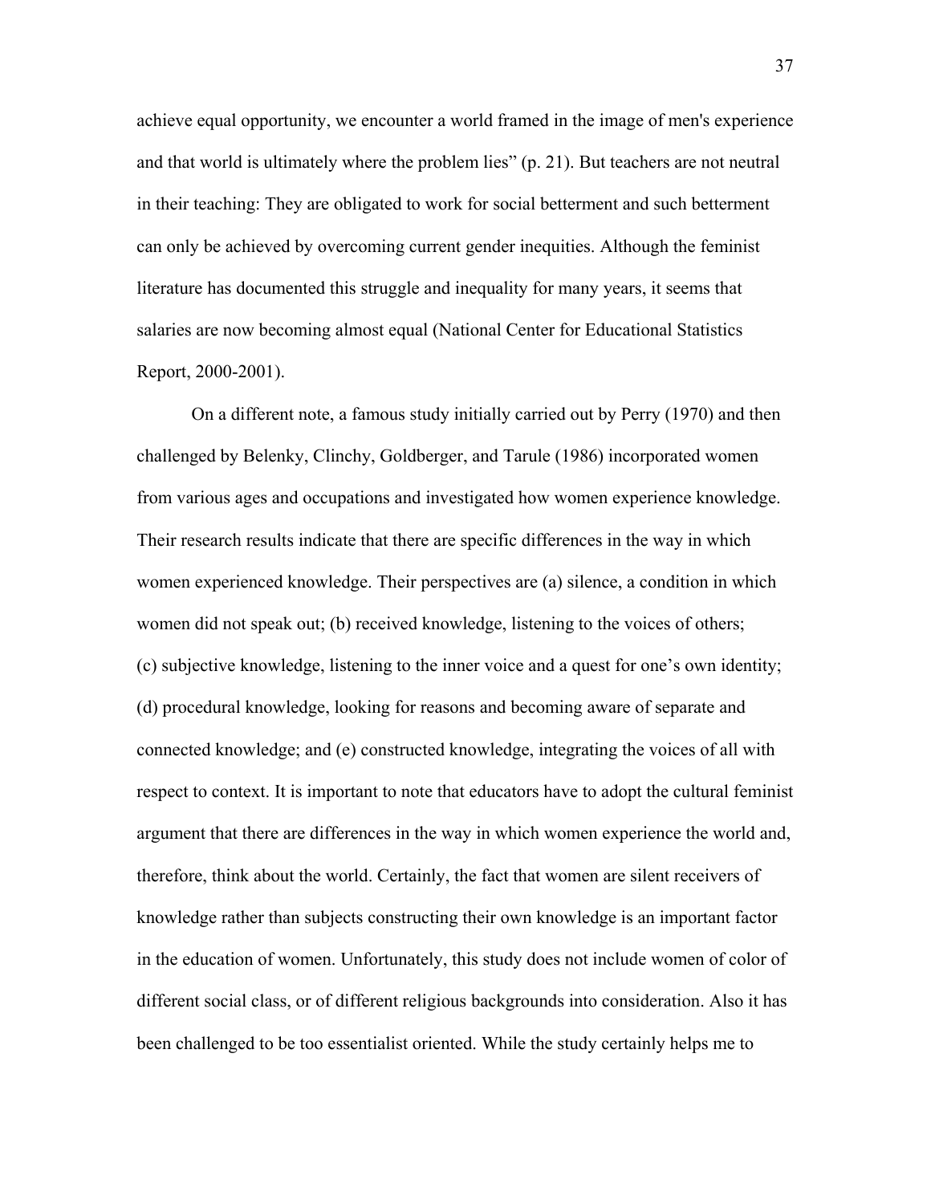achieve equal opportunity, we encounter a world framed in the image of men's experience and that world is ultimately where the problem lies" (p. 21). But teachers are not neutral in their teaching: They are obligated to work for social betterment and such betterment can only be achieved by overcoming current gender inequities. Although the feminist literature has documented this struggle and inequality for many years, it seems that salaries are now becoming almost equal (National Center for Educational Statistics Report, 2000-2001).

On a different note, a famous study initially carried out by Perry (1970) and then challenged by Belenky, Clinchy, Goldberger, and Tarule (1986) incorporated women from various ages and occupations and investigated how women experience knowledge. Their research results indicate that there are specific differences in the way in which women experienced knowledge. Their perspectives are (a) silence, a condition in which women did not speak out; (b) received knowledge, listening to the voices of others; (c) subjective knowledge, listening to the inner voice and a quest for one's own identity; (d) procedural knowledge, looking for reasons and becoming aware of separate and connected knowledge; and (e) constructed knowledge, integrating the voices of all with respect to context. It is important to note that educators have to adopt the cultural feminist argument that there are differences in the way in which women experience the world and, therefore, think about the world. Certainly, the fact that women are silent receivers of knowledge rather than subjects constructing their own knowledge is an important factor in the education of women. Unfortunately, this study does not include women of color of different social class, or of different religious backgrounds into consideration. Also it has been challenged to be too essentialist oriented. While the study certainly helps me to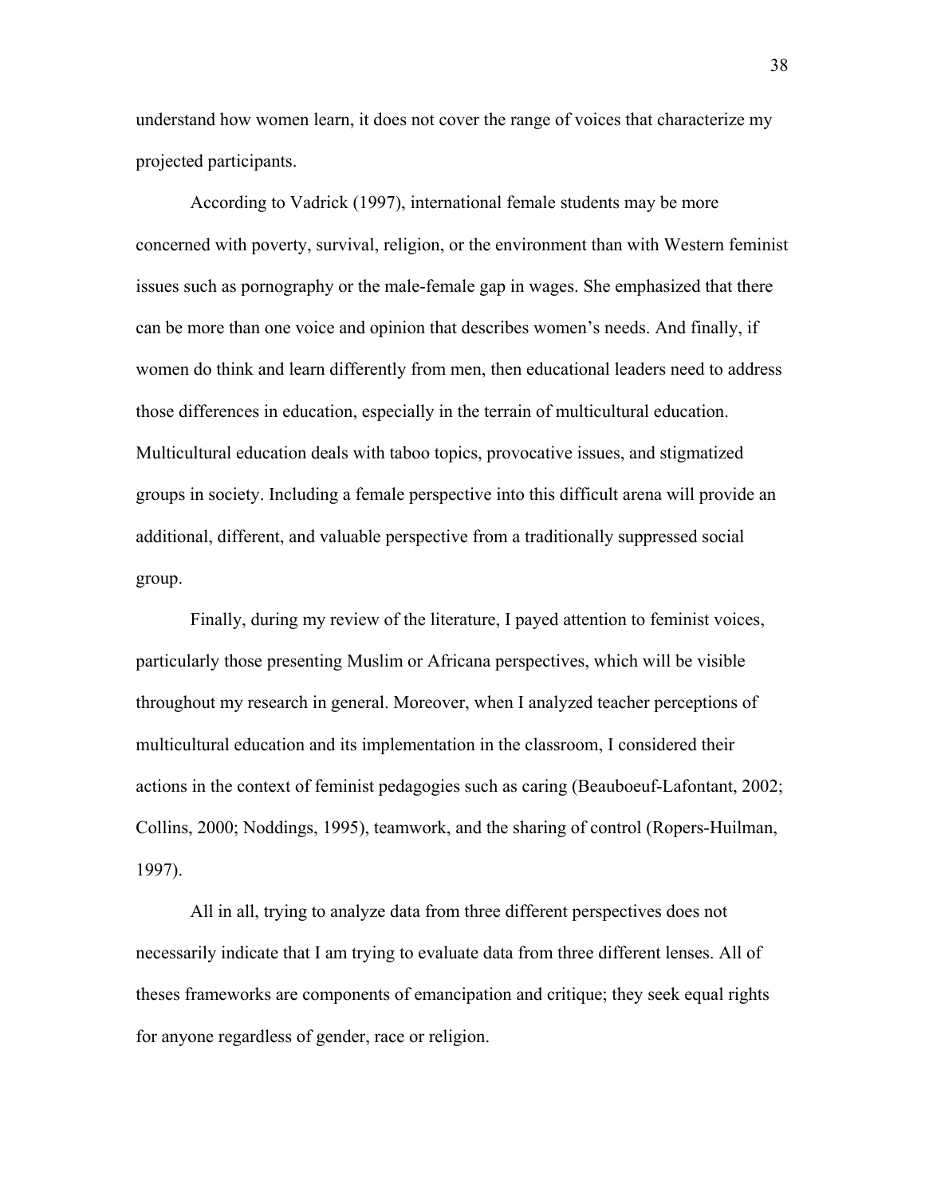understand how women learn, it does not cover the range of voices that characterize my projected participants.

According to Vadrick (1997), international female students may be more concerned with poverty, survival, religion, or the environment than with Western feminist issues such as pornography or the male-female gap in wages. She emphasized that there can be more than one voice and opinion that describes women's needs. And finally, if women do think and learn differently from men, then educational leaders need to address those differences in education, especially in the terrain of multicultural education. Multicultural education deals with taboo topics, provocative issues, and stigmatized groups in society. Including a female perspective into this difficult arena will provide an additional, different, and valuable perspective from a traditionally suppressed social group.

Finally, during my review of the literature, I payed attention to feminist voices, particularly those presenting Muslim or Africana perspectives, which will be visible throughout my research in general. Moreover, when I analyzed teacher perceptions of multicultural education and its implementation in the classroom, I considered their actions in the context of feminist pedagogies such as caring (Beauboeuf-Lafontant, 2002; Collins, 2000; Noddings, 1995), teamwork, and the sharing of control (Ropers-Huilman, 1997).

All in all, trying to analyze data from three different perspectives does not necessarily indicate that I am trying to evaluate data from three different lenses. All of theses frameworks are components of emancipation and critique; they seek equal rights for anyone regardless of gender, race or religion.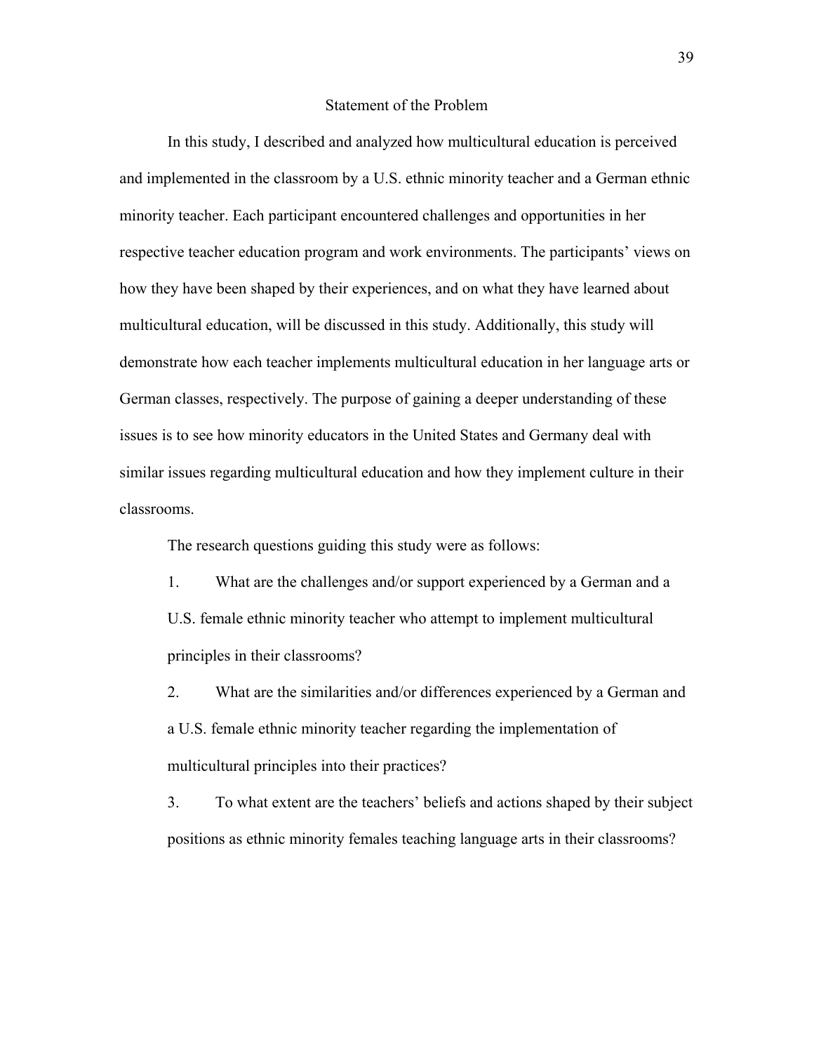## Statement of the Problem

In this study, I described and analyzed how multicultural education is perceived and implemented in the classroom by a U.S. ethnic minority teacher and a German ethnic minority teacher. Each participant encountered challenges and opportunities in her respective teacher education program and work environments. The participants' views on how they have been shaped by their experiences, and on what they have learned about multicultural education, will be discussed in this study. Additionally, this study will demonstrate how each teacher implements multicultural education in her language arts or German classes, respectively. The purpose of gaining a deeper understanding of these issues is to see how minority educators in the United States and Germany deal with similar issues regarding multicultural education and how they implement culture in their classrooms.

The research questions guiding this study were as follows:

1. What are the challenges and/or support experienced by a German and a U.S. female ethnic minority teacher who attempt to implement multicultural principles in their classrooms?
2. What are the similarities and/or differences experienced by a German and a U.S. female ethnic minority teacher regarding the implementation of multicultural principles into their practices?
3. To what extent are the teachers' beliefs and actions shaped by their subject positions as ethnic minority females teaching language arts in their classrooms?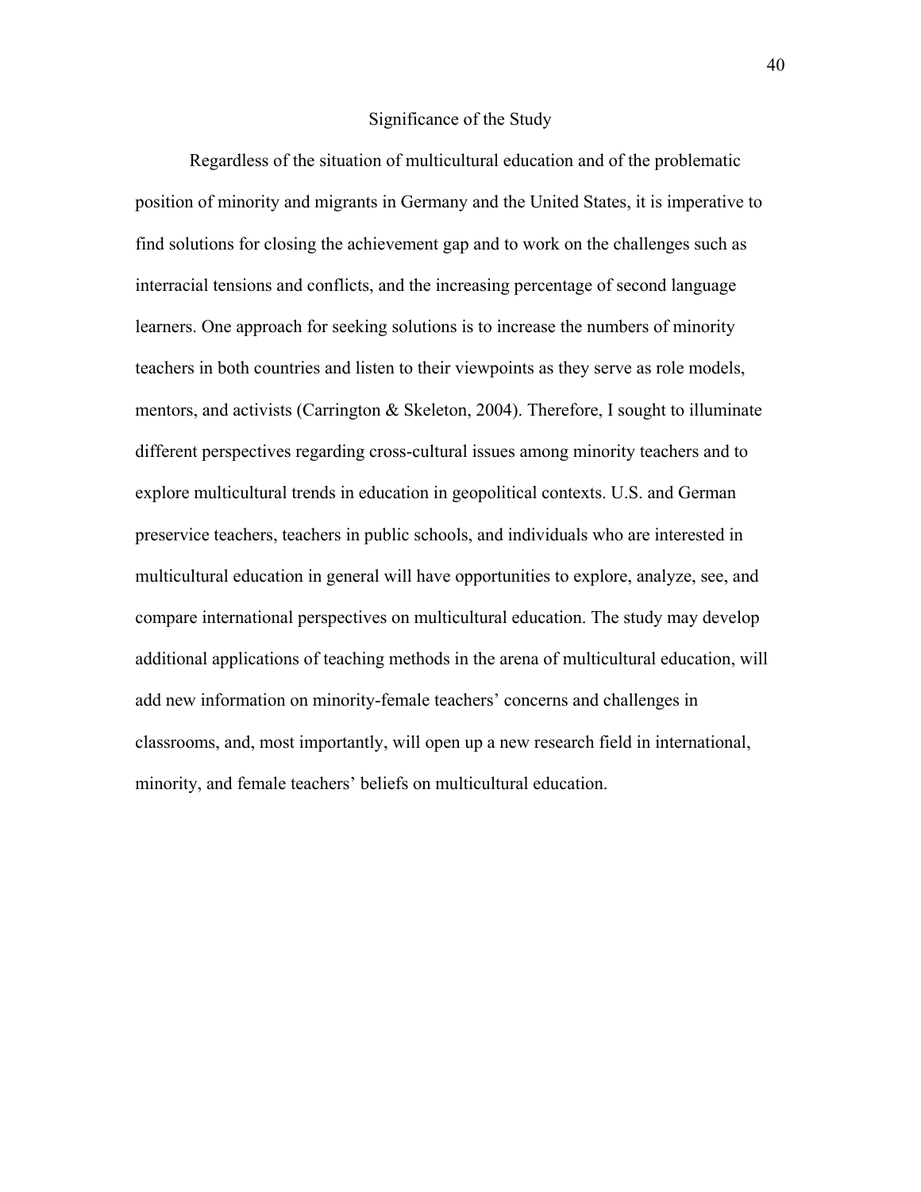## Significance of the Study

Regardless of the situation of multicultural education and of the problematic position of minority and migrants in Germany and the United States, it is imperative to find solutions for closing the achievement gap and to work on the challenges such as interracial tensions and conflicts, and the increasing percentage of second language learners. One approach for seeking solutions is to increase the numbers of minority teachers in both countries and listen to their viewpoints as they serve as role models, mentors, and activists (Carrington & Skeleton, 2004). Therefore, I sought to illuminate different perspectives regarding cross-cultural issues among minority teachers and to explore multicultural trends in education in geopolitical contexts. U.S. and German preservice teachers, teachers in public schools, and individuals who are interested in multicultural education in general will have opportunities to explore, analyze, see, and compare international perspectives on multicultural education. The study may develop additional applications of teaching methods in the arena of multicultural education, will add new information on minority-female teachers' concerns and challenges in classrooms, and, most importantly, will open up a new research field in international, minority, and female teachers' beliefs on multicultural education.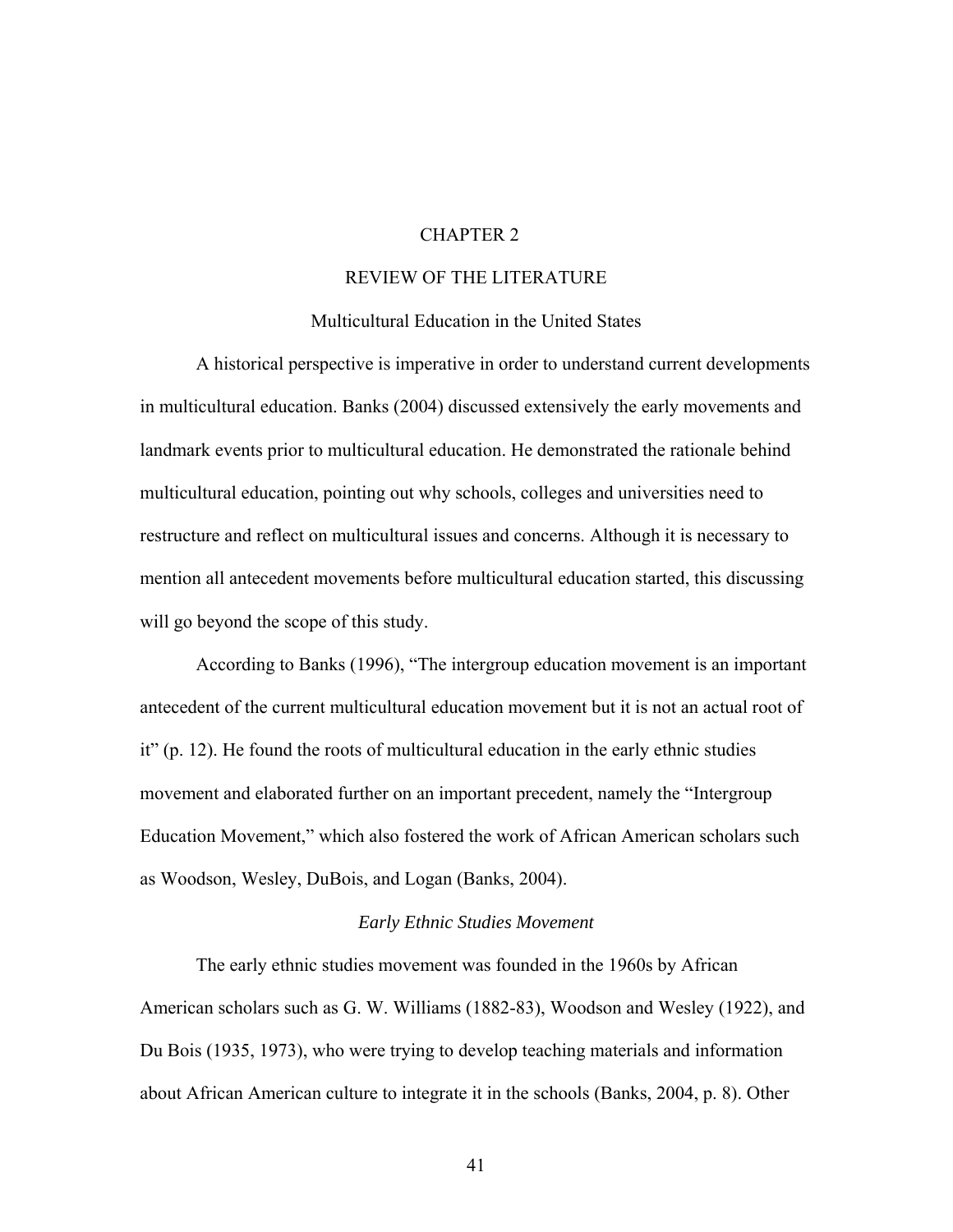# CHAPTER 2

# REVIEW OF THE LITERATURE

## Multicultural Education in the United States

A historical perspective is imperative in order to understand current developments in multicultural education. Banks (2004) discussed extensively the early movements and landmark events prior to multicultural education. He demonstrated the rationale behind multicultural education, pointing out why schools, colleges and universities need to restructure and reflect on multicultural issues and concerns. Although it is necessary to mention all antecedent movements before multicultural education started, this discussing will go beyond the scope of this study.

According to Banks (1996), "The intergroup education movement is an important antecedent of the current multicultural education movement but it is not an actual root of it" (p. 12). He found the roots of multicultural education in the early ethnic studies movement and elaborated further on an important precedent, namely the "Intergroup Education Movement," which also fostered the work of African American scholars such as Woodson, Wesley, DuBois, and Logan (Banks, 2004).

### *Early Ethnic Studies Movement*

The early ethnic studies movement was founded in the 1960s by African American scholars such as G. W. Williams (1882-83), Woodson and Wesley (1922), and Du Bois (1935, 1973), who were trying to develop teaching materials and information about African American culture to integrate it in the schools (Banks, 2004, p. 8). Other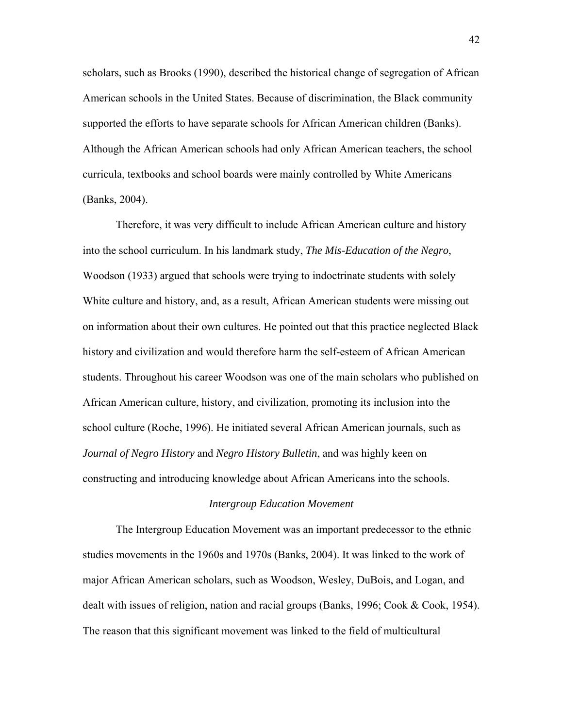scholars, such as Brooks (1990), described the historical change of segregation of African American schools in the United States. Because of discrimination, the Black community supported the efforts to have separate schools for African American children (Banks). Although the African American schools had only African American teachers, the school curricula, textbooks and school boards were mainly controlled by White Americans (Banks, 2004).

Therefore, it was very difficult to include African American culture and history into the school curriculum. In his landmark study, *The Mis-Education of the Negro*, Woodson (1933) argued that schools were trying to indoctrinate students with solely White culture and history, and, as a result, African American students were missing out on information about their own cultures. He pointed out that this practice neglected Black history and civilization and would therefore harm the self-esteem of African American students. Throughout his career Woodson was one of the main scholars who published on African American culture, history, and civilization, promoting its inclusion into the school culture (Roche, 1996). He initiated several African American journals, such as *Journal of Negro History* and *Negro History Bulletin*, and was highly keen on constructing and introducing knowledge about African Americans into the schools.

### *Intergroup Education Movement*

The Intergroup Education Movement was an important predecessor to the ethnic studies movements in the 1960s and 1970s (Banks, 2004). It was linked to the work of major African American scholars, such as Woodson, Wesley, DuBois, and Logan, and dealt with issues of religion, nation and racial groups (Banks, 1996; Cook & Cook, 1954). The reason that this significant movement was linked to the field of multicultural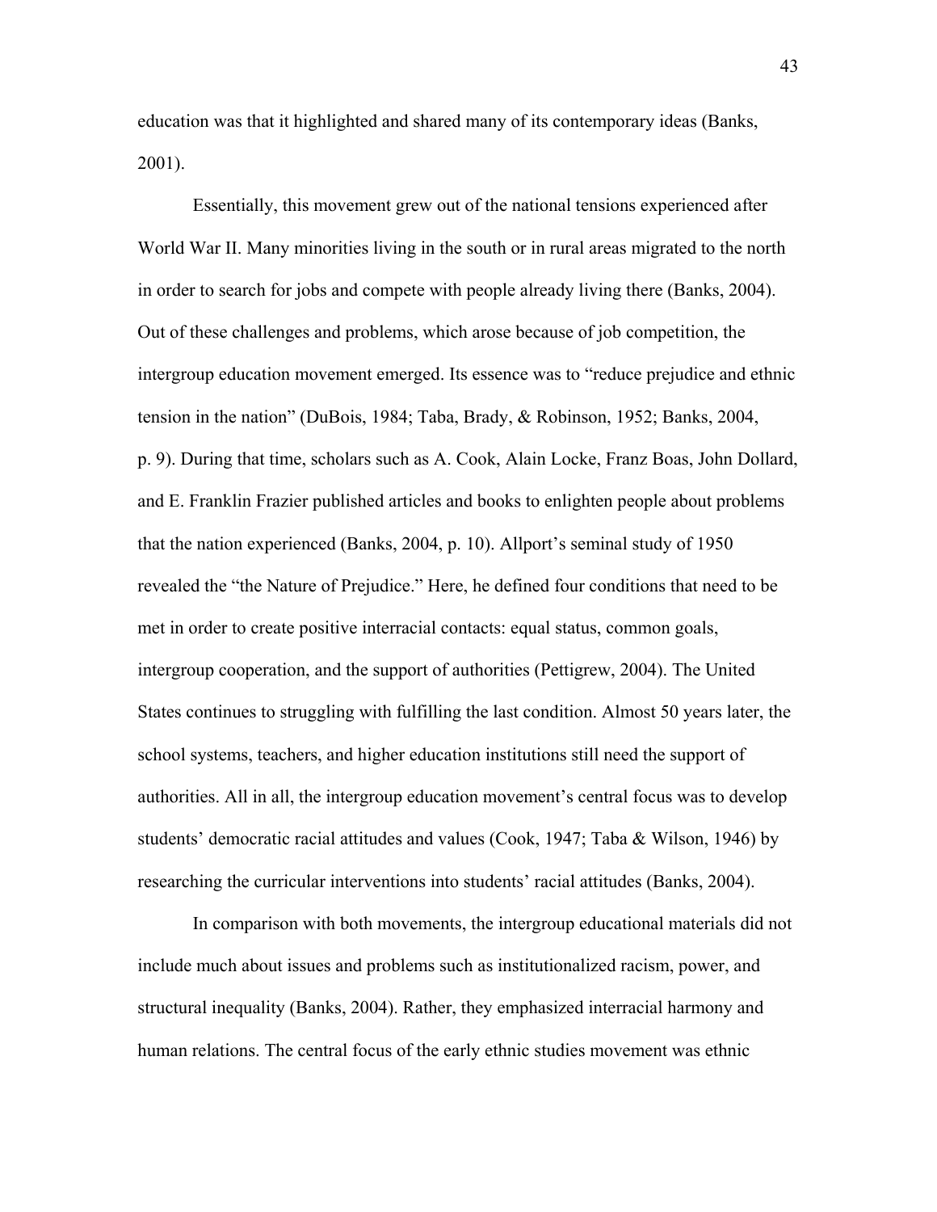education was that it highlighted and shared many of its contemporary ideas (Banks, 2001).

Essentially, this movement grew out of the national tensions experienced after World War II. Many minorities living in the south or in rural areas migrated to the north in order to search for jobs and compete with people already living there (Banks, 2004). Out of these challenges and problems, which arose because of job competition, the intergroup education movement emerged. Its essence was to "reduce prejudice and ethnic tension in the nation" (DuBois, 1984; Taba, Brady, & Robinson, 1952; Banks, 2004, p. 9). During that time, scholars such as A. Cook, Alain Locke, Franz Boas, John Dollard, and E. Franklin Frazier published articles and books to enlighten people about problems that the nation experienced (Banks, 2004, p. 10). Allport's seminal study of 1950 revealed the "the Nature of Prejudice." Here, he defined four conditions that need to be met in order to create positive interracial contacts: equal status, common goals, intergroup cooperation, and the support of authorities (Pettigrew, 2004). The United States continues to struggling with fulfilling the last condition. Almost 50 years later, the school systems, teachers, and higher education institutions still need the support of authorities. All in all, the intergroup education movement's central focus was to develop students' democratic racial attitudes and values (Cook, 1947; Taba & Wilson, 1946) by researching the curricular interventions into students' racial attitudes (Banks, 2004).

In comparison with both movements, the intergroup educational materials did not include much about issues and problems such as institutionalized racism, power, and structural inequality (Banks, 2004). Rather, they emphasized interracial harmony and human relations. The central focus of the early ethnic studies movement was ethnic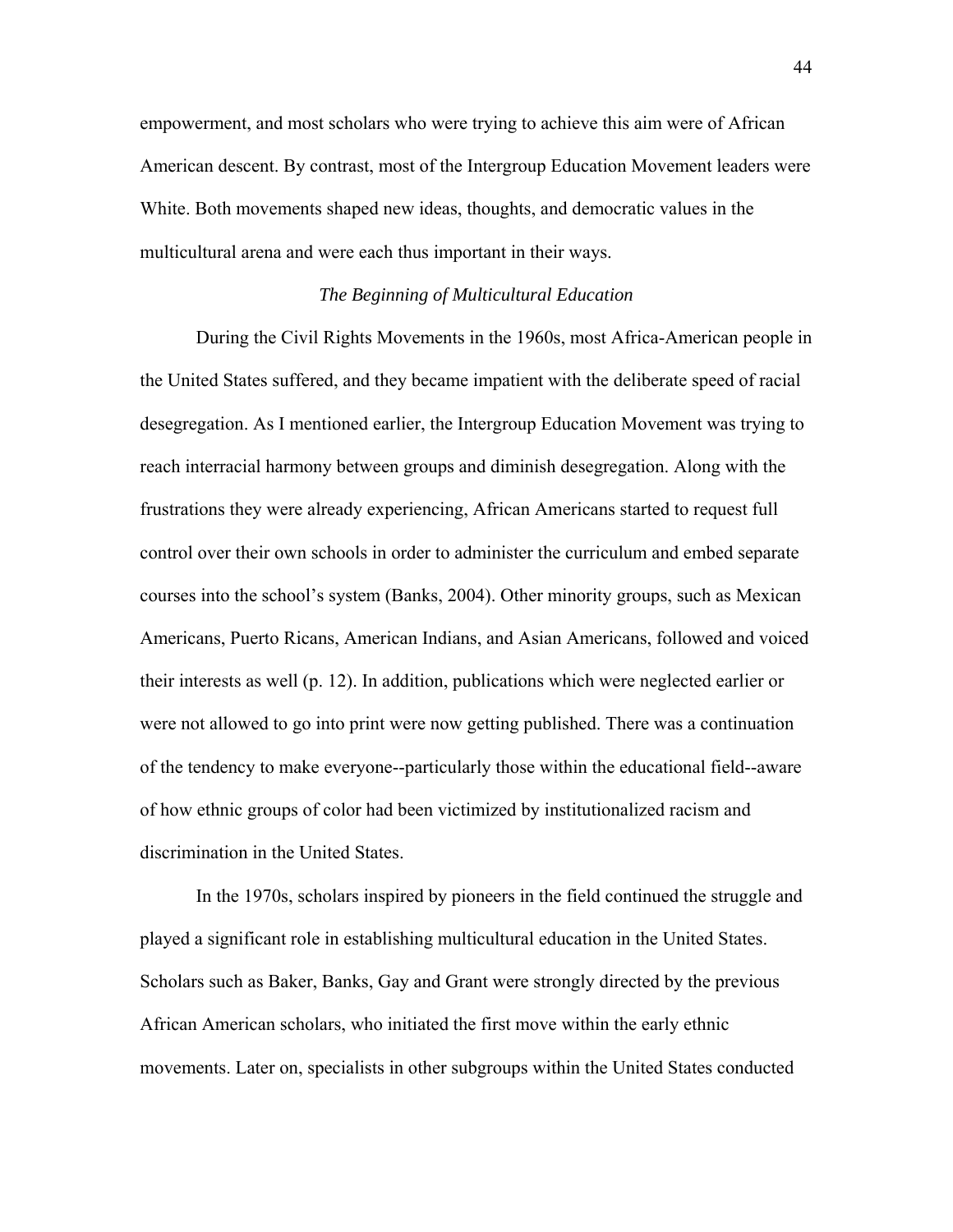empowerment, and most scholars who were trying to achieve this aim were of African American descent. By contrast, most of the Intergroup Education Movement leaders were White. Both movements shaped new ideas, thoughts, and democratic values in the multicultural arena and were each thus important in their ways.

### *The Beginning of Multicultural Education*

During the Civil Rights Movements in the 1960s, most Africa-American people in the United States suffered, and they became impatient with the deliberate speed of racial desegregation. As I mentioned earlier, the Intergroup Education Movement was trying to reach interracial harmony between groups and diminish desegregation. Along with the frustrations they were already experiencing, African Americans started to request full control over their own schools in order to administer the curriculum and embed separate courses into the school's system (Banks, 2004). Other minority groups, such as Mexican Americans, Puerto Ricans, American Indians, and Asian Americans, followed and voiced their interests as well (p. 12). In addition, publications which were neglected earlier or were not allowed to go into print were now getting published. There was a continuation of the tendency to make everyone--particularly those within the educational field--aware of how ethnic groups of color had been victimized by institutionalized racism and discrimination in the United States.

In the 1970s, scholars inspired by pioneers in the field continued the struggle and played a significant role in establishing multicultural education in the United States. Scholars such as Baker, Banks, Gay and Grant were strongly directed by the previous African American scholars, who initiated the first move within the early ethnic movements. Later on, specialists in other subgroups within the United States conducted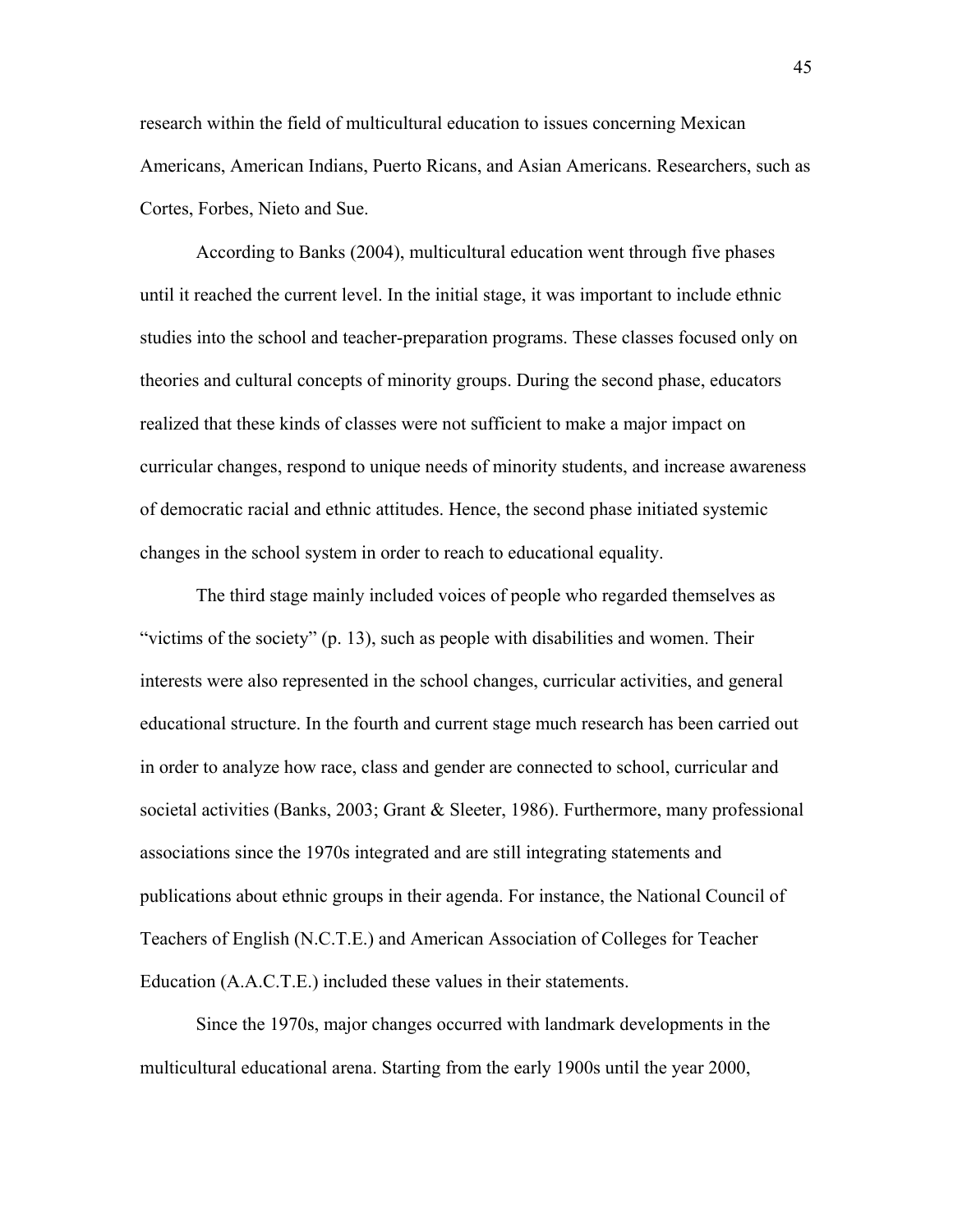research within the field of multicultural education to issues concerning Mexican Americans, American Indians, Puerto Ricans, and Asian Americans. Researchers, such as Cortes, Forbes, Nieto and Sue.

According to Banks (2004), multicultural education went through five phases until it reached the current level. In the initial stage, it was important to include ethnic studies into the school and teacher-preparation programs. These classes focused only on theories and cultural concepts of minority groups. During the second phase, educators realized that these kinds of classes were not sufficient to make a major impact on curricular changes, respond to unique needs of minority students, and increase awareness of democratic racial and ethnic attitudes. Hence, the second phase initiated systemic changes in the school system in order to reach to educational equality.

The third stage mainly included voices of people who regarded themselves as "victims of the society" (p. 13), such as people with disabilities and women. Their interests were also represented in the school changes, curricular activities, and general educational structure. In the fourth and current stage much research has been carried out in order to analyze how race, class and gender are connected to school, curricular and societal activities (Banks, 2003; Grant & Sleeter, 1986). Furthermore, many professional associations since the 1970s integrated and are still integrating statements and publications about ethnic groups in their agenda. For instance, the National Council of Teachers of English (N.C.T.E.) and American Association of Colleges for Teacher Education (A.A.C.T.E.) included these values in their statements.

Since the 1970s, major changes occurred with landmark developments in the multicultural educational arena. Starting from the early 1900s until the year 2000,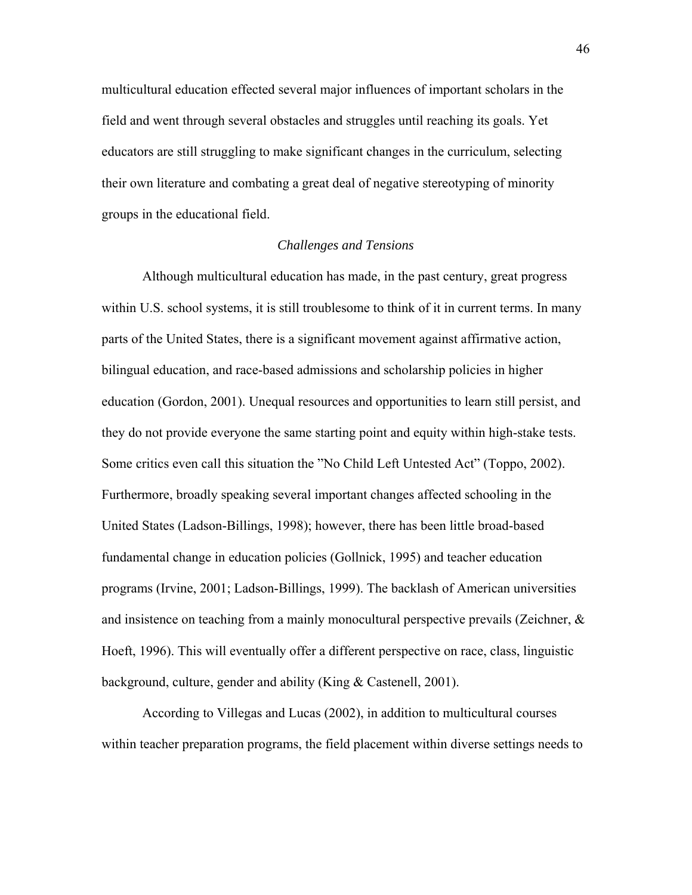multicultural education effected several major influences of important scholars in the field and went through several obstacles and struggles until reaching its goals. Yet educators are still struggling to make significant changes in the curriculum, selecting their own literature and combating a great deal of negative stereotyping of minority groups in the educational field.

### *Challenges and Tensions*

Although multicultural education has made, in the past century, great progress within U.S. school systems, it is still troublesome to think of it in current terms. In many parts of the United States, there is a significant movement against affirmative action, bilingual education, and race-based admissions and scholarship policies in higher education (Gordon, 2001). Unequal resources and opportunities to learn still persist, and they do not provide everyone the same starting point and equity within high-stake tests. Some critics even call this situation the "No Child Left Untested Act" (Toppo, 2002). Furthermore, broadly speaking several important changes affected schooling in the United States (Ladson-Billings, 1998); however, there has been little broad-based fundamental change in education policies (Gollnick, 1995) and teacher education programs (Irvine, 2001; Ladson-Billings, 1999). The backlash of American universities and insistence on teaching from a mainly monocultural perspective prevails (Zeichner, & Hoeft, 1996). This will eventually offer a different perspective on race, class, linguistic background, culture, gender and ability (King & Castenell, 2001).

According to Villegas and Lucas (2002), in addition to multicultural courses within teacher preparation programs, the field placement within diverse settings needs to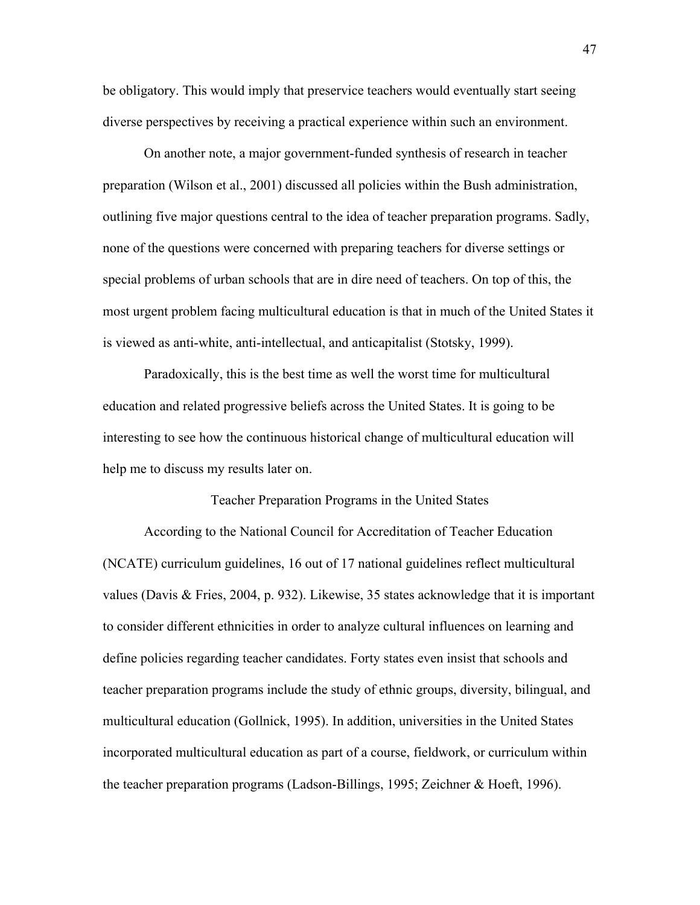be obligatory. This would imply that preservice teachers would eventually start seeing diverse perspectives by receiving a practical experience within such an environment.

On another note, a major government-funded synthesis of research in teacher preparation (Wilson et al., 2001) discussed all policies within the Bush administration, outlining five major questions central to the idea of teacher preparation programs. Sadly, none of the questions were concerned with preparing teachers for diverse settings or special problems of urban schools that are in dire need of teachers. On top of this, the most urgent problem facing multicultural education is that in much of the United States it is viewed as anti-white, anti-intellectual, and anticapitalist (Stotsky, 1999).

Paradoxically, this is the best time as well the worst time for multicultural education and related progressive beliefs across the United States. It is going to be interesting to see how the continuous historical change of multicultural education will help me to discuss my results later on.

## Teacher Preparation Programs in the United States

According to the National Council for Accreditation of Teacher Education (NCATE) curriculum guidelines, 16 out of 17 national guidelines reflect multicultural values (Davis & Fries, 2004, p. 932). Likewise, 35 states acknowledge that it is important to consider different ethnicities in order to analyze cultural influences on learning and define policies regarding teacher candidates. Forty states even insist that schools and teacher preparation programs include the study of ethnic groups, diversity, bilingual, and multicultural education (Gollnick, 1995). In addition, universities in the United States incorporated multicultural education as part of a course, fieldwork, or curriculum within the teacher preparation programs (Ladson-Billings, 1995; Zeichner & Hoeft, 1996).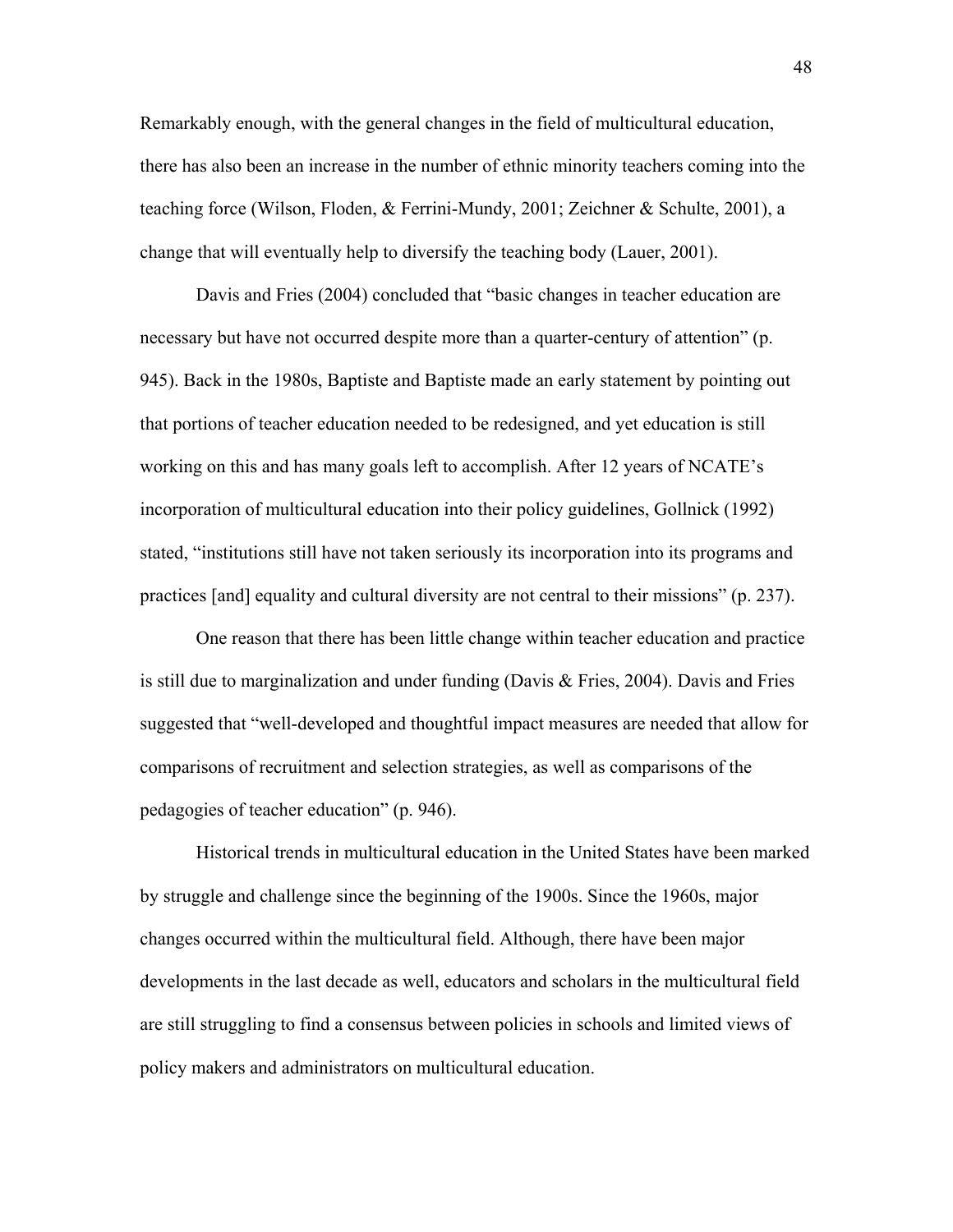Remarkably enough, with the general changes in the field of multicultural education, there has also been an increase in the number of ethnic minority teachers coming into the teaching force (Wilson, Floden, & Ferrini-Mundy, 2001; Zeichner & Schulte, 2001), a change that will eventually help to diversify the teaching body (Lauer, 2001).

Davis and Fries (2004) concluded that "basic changes in teacher education are necessary but have not occurred despite more than a quarter-century of attention" (p. 945). Back in the 1980s, Baptiste and Baptiste made an early statement by pointing out that portions of teacher education needed to be redesigned, and yet education is still working on this and has many goals left to accomplish. After 12 years of NCATE's incorporation of multicultural education into their policy guidelines, Gollnick (1992) stated, "institutions still have not taken seriously its incorporation into its programs and practices [and] equality and cultural diversity are not central to their missions" (p. 237).

One reason that there has been little change within teacher education and practice is still due to marginalization and under funding (Davis & Fries, 2004). Davis and Fries suggested that "well-developed and thoughtful impact measures are needed that allow for comparisons of recruitment and selection strategies, as well as comparisons of the pedagogies of teacher education" (p. 946).

Historical trends in multicultural education in the United States have been marked by struggle and challenge since the beginning of the 1900s. Since the 1960s, major changes occurred within the multicultural field. Although, there have been major developments in the last decade as well, educators and scholars in the multicultural field are still struggling to find a consensus between policies in schools and limited views of policy makers and administrators on multicultural education.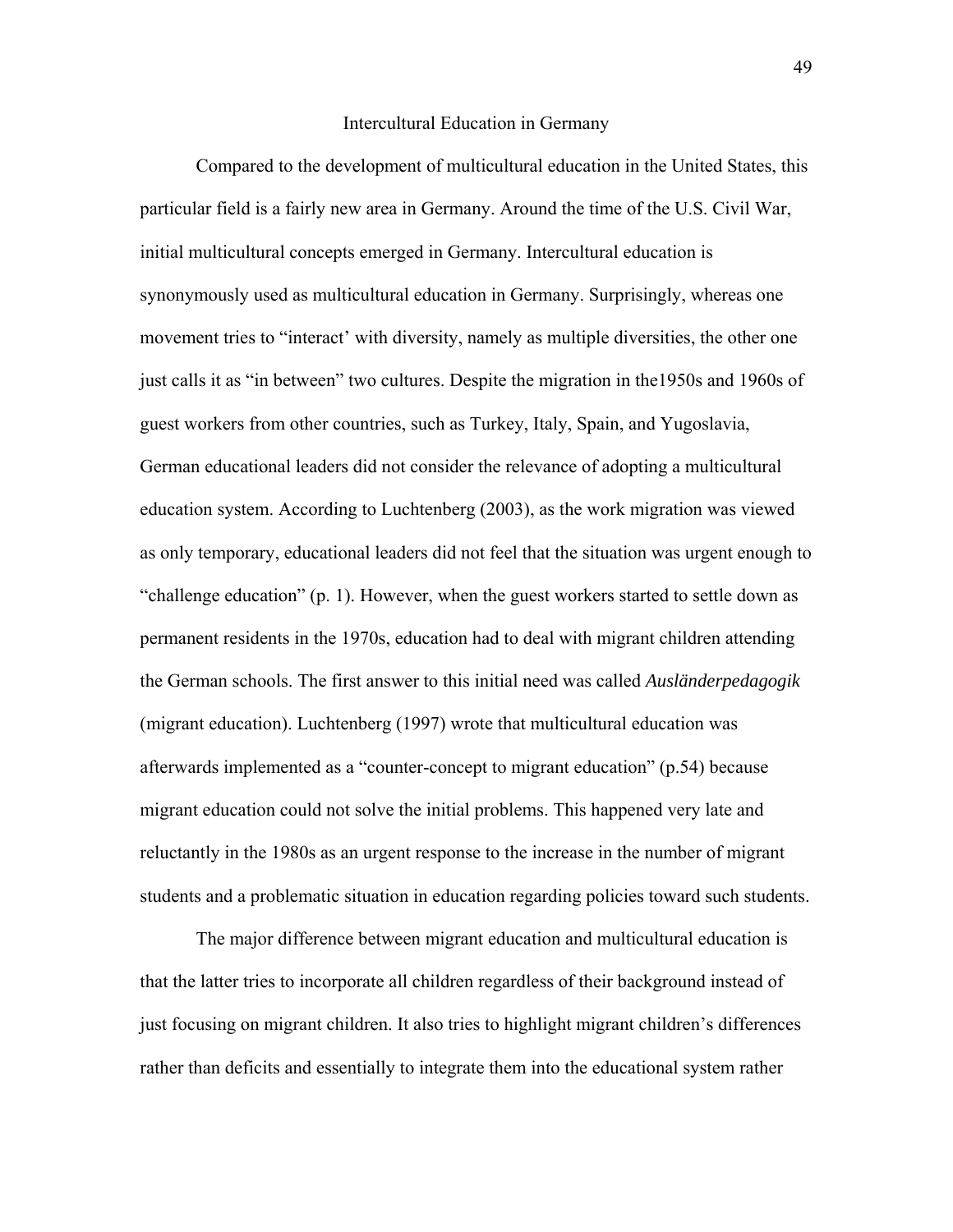## Intercultural Education in Germany

Compared to the development of multicultural education in the United States, this particular field is a fairly new area in Germany. Around the time of the U.S. Civil War, initial multicultural concepts emerged in Germany. Intercultural education is synonymously used as multicultural education in Germany. Surprisingly, whereas one movement tries to "interact' with diversity, namely as multiple diversities, the other one just calls it as "in between" two cultures. Despite the migration in the1950s and 1960s of guest workers from other countries, such as Turkey, Italy, Spain, and Yugoslavia, German educational leaders did not consider the relevance of adopting a multicultural education system. According to Luchtenberg (2003), as the work migration was viewed as only temporary, educational leaders did not feel that the situation was urgent enough to "challenge education" (p. 1). However, when the guest workers started to settle down as permanent residents in the 1970s, education had to deal with migrant children attending the German schools. The first answer to this initial need was called *Ausländerpedagogik* (migrant education). Luchtenberg (1997) wrote that multicultural education was afterwards implemented as a "counter-concept to migrant education" (p.54) because migrant education could not solve the initial problems. This happened very late and reluctantly in the 1980s as an urgent response to the increase in the number of migrant students and a problematic situation in education regarding policies toward such students.

The major difference between migrant education and multicultural education is that the latter tries to incorporate all children regardless of their background instead of just focusing on migrant children. It also tries to highlight migrant children's differences rather than deficits and essentially to integrate them into the educational system rather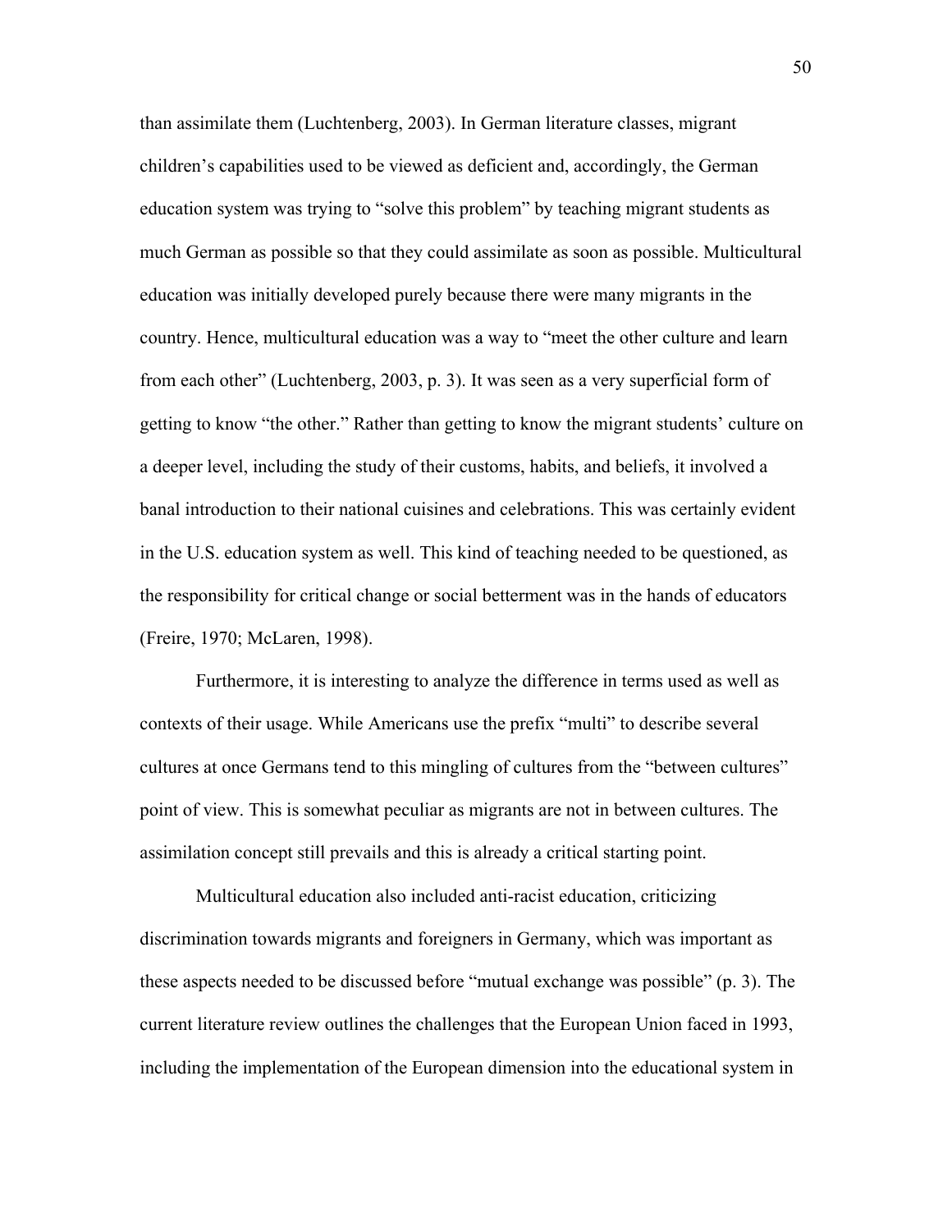than assimilate them (Luchtenberg, 2003). In German literature classes, migrant children's capabilities used to be viewed as deficient and, accordingly, the German education system was trying to "solve this problem" by teaching migrant students as much German as possible so that they could assimilate as soon as possible. Multicultural education was initially developed purely because there were many migrants in the country. Hence, multicultural education was a way to "meet the other culture and learn from each other" (Luchtenberg, 2003, p. 3). It was seen as a very superficial form of getting to know "the other." Rather than getting to know the migrant students' culture on a deeper level, including the study of their customs, habits, and beliefs, it involved a banal introduction to their national cuisines and celebrations. This was certainly evident in the U.S. education system as well. This kind of teaching needed to be questioned, as the responsibility for critical change or social betterment was in the hands of educators (Freire, 1970; McLaren, 1998).

Furthermore, it is interesting to analyze the difference in terms used as well as contexts of their usage. While Americans use the prefix "multi" to describe several cultures at once Germans tend to this mingling of cultures from the "between cultures" point of view. This is somewhat peculiar as migrants are not in between cultures. The assimilation concept still prevails and this is already a critical starting point.

Multicultural education also included anti-racist education, criticizing discrimination towards migrants and foreigners in Germany, which was important as these aspects needed to be discussed before "mutual exchange was possible" (p. 3). The current literature review outlines the challenges that the European Union faced in 1993, including the implementation of the European dimension into the educational system in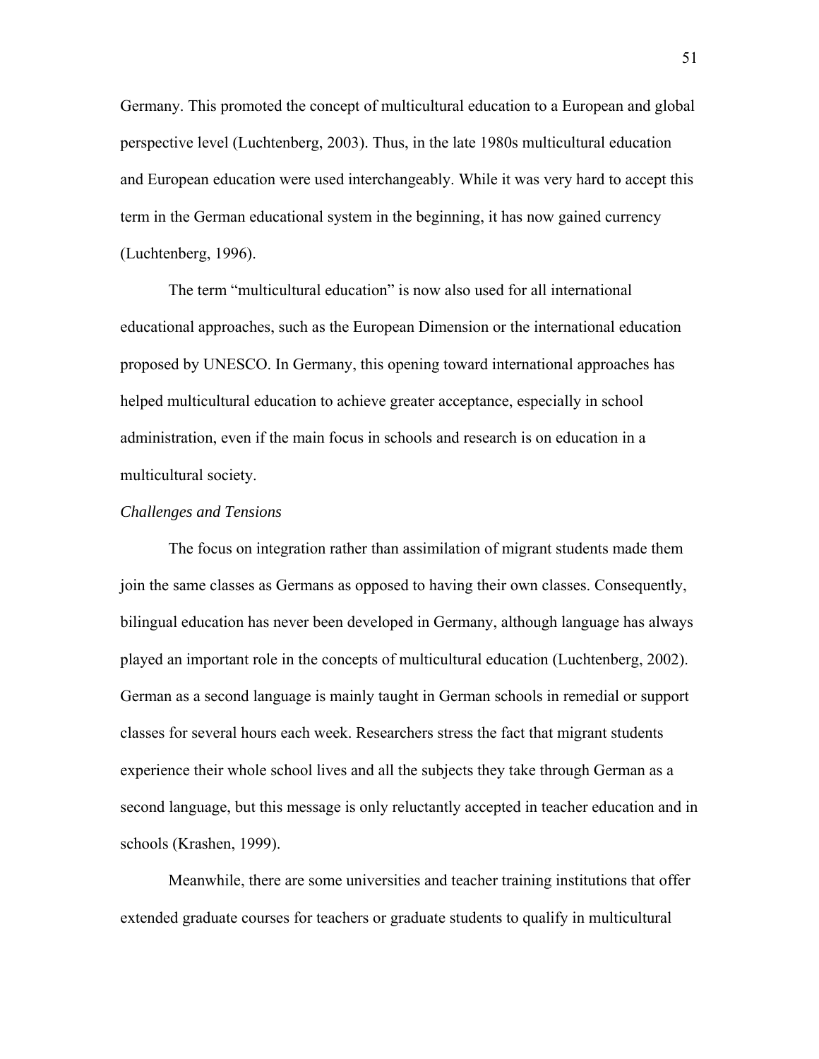Germany. This promoted the concept of multicultural education to a European and global perspective level (Luchtenberg, 2003). Thus, in the late 1980s multicultural education and European education were used interchangeably. While it was very hard to accept this term in the German educational system in the beginning, it has now gained currency (Luchtenberg, 1996).

The term "multicultural education" is now also used for all international educational approaches, such as the European Dimension or the international education proposed by UNESCO. In Germany, this opening toward international approaches has helped multicultural education to achieve greater acceptance, especially in school administration, even if the main focus in schools and research is on education in a multicultural society.

*Challenges and Tensions*

The focus on integration rather than assimilation of migrant students made them join the same classes as Germans as opposed to having their own classes. Consequently, bilingual education has never been developed in Germany, although language has always played an important role in the concepts of multicultural education (Luchtenberg, 2002). German as a second language is mainly taught in German schools in remedial or support classes for several hours each week. Researchers stress the fact that migrant students experience their whole school lives and all the subjects they take through German as a second language, but this message is only reluctantly accepted in teacher education and in schools (Krashen, 1999).

Meanwhile, there are some universities and teacher training institutions that offer extended graduate courses for teachers or graduate students to qualify in multicultural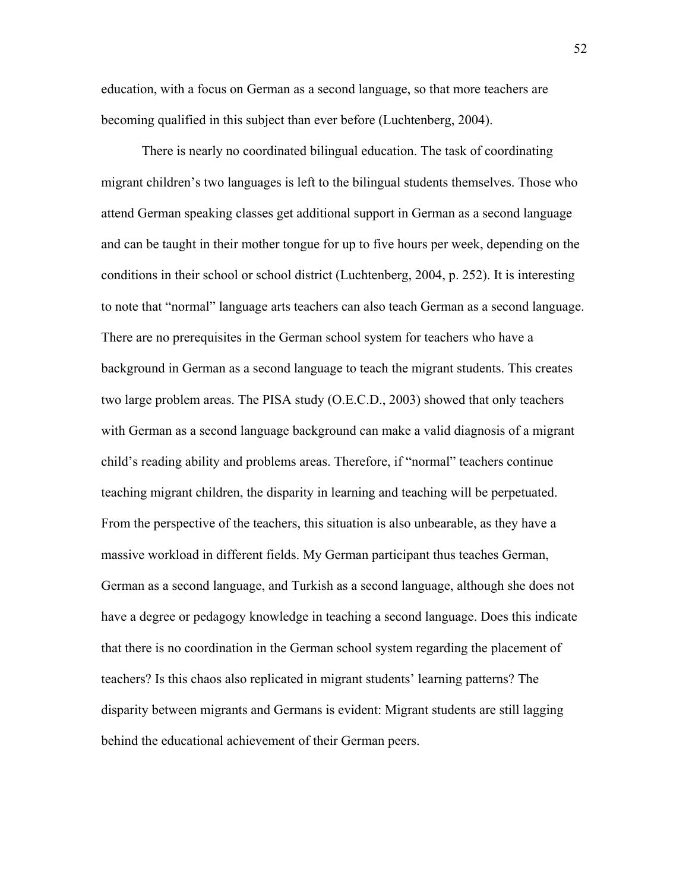education, with a focus on German as a second language, so that more teachers are becoming qualified in this subject than ever before (Luchtenberg, 2004).

There is nearly no coordinated bilingual education. The task of coordinating migrant children's two languages is left to the bilingual students themselves. Those who attend German speaking classes get additional support in German as a second language and can be taught in their mother tongue for up to five hours per week, depending on the conditions in their school or school district (Luchtenberg, 2004, p. 252). It is interesting to note that "normal" language arts teachers can also teach German as a second language. There are no prerequisites in the German school system for teachers who have a background in German as a second language to teach the migrant students. This creates two large problem areas. The PISA study (O.E.C.D., 2003) showed that only teachers with German as a second language background can make a valid diagnosis of a migrant child's reading ability and problems areas. Therefore, if "normal" teachers continue teaching migrant children, the disparity in learning and teaching will be perpetuated. From the perspective of the teachers, this situation is also unbearable, as they have a massive workload in different fields. My German participant thus teaches German, German as a second language, and Turkish as a second language, although she does not have a degree or pedagogy knowledge in teaching a second language. Does this indicate that there is no coordination in the German school system regarding the placement of teachers? Is this chaos also replicated in migrant students' learning patterns? The disparity between migrants and Germans is evident: Migrant students are still lagging behind the educational achievement of their German peers.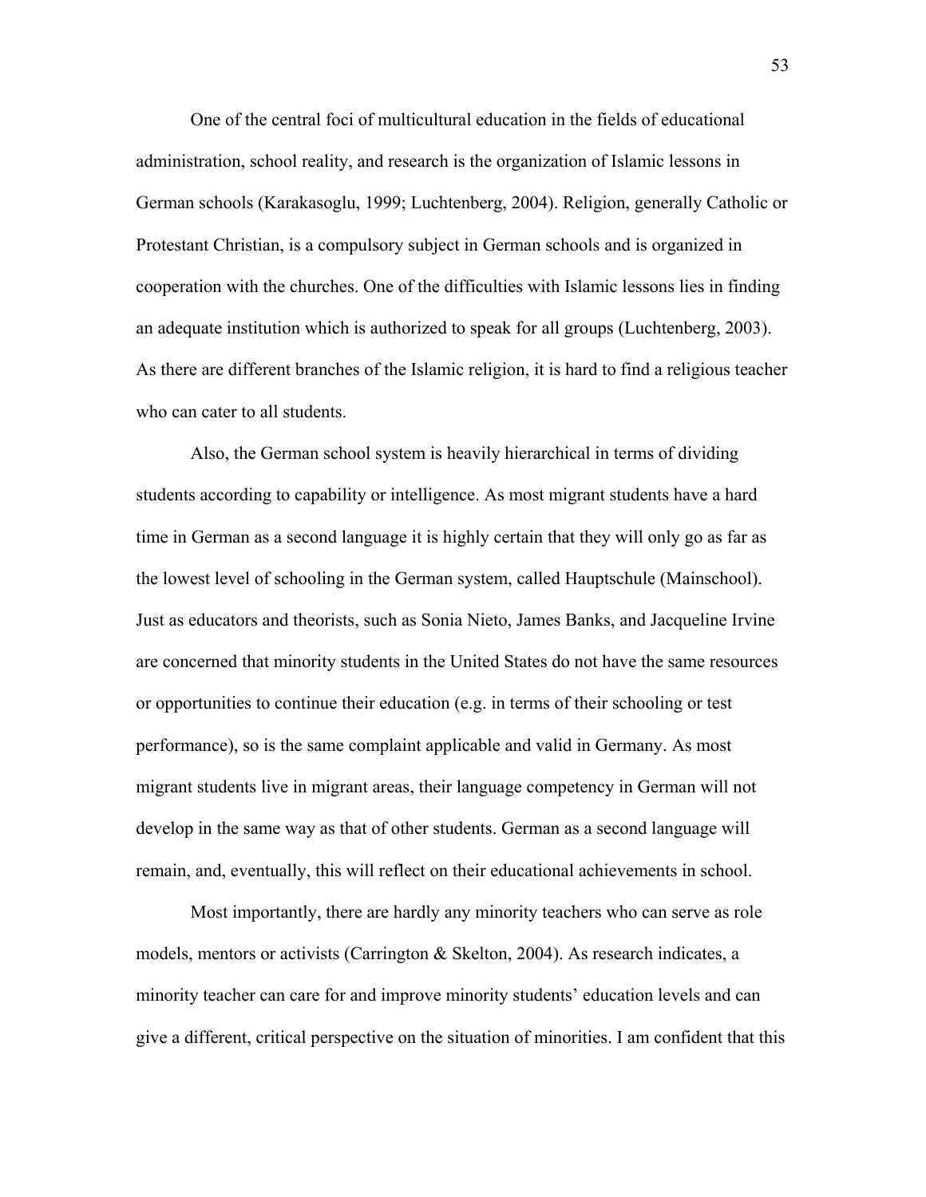One of the central foci of multicultural education in the fields of educational administration, school reality, and research is the organization of Islamic lessons in German schools (Karakasoglu, 1999; Luchtenberg, 2004). Religion, generally Catholic or Protestant Christian, is a compulsory subject in German schools and is organized in cooperation with the churches. One of the difficulties with Islamic lessons lies in finding an adequate institution which is authorized to speak for all groups (Luchtenberg, 2003). As there are different branches of the Islamic religion, it is hard to find a religious teacher who can cater to all students.

Also, the German school system is heavily hierarchical in terms of dividing students according to capability or intelligence. As most migrant students have a hard time in German as a second language it is highly certain that they will only go as far as the lowest level of schooling in the German system, called Hauptschule (Mainschool). Just as educators and theorists, such as Sonia Nieto, James Banks, and Jacqueline Irvine are concerned that minority students in the United States do not have the same resources or opportunities to continue their education (e.g. in terms of their schooling or test performance), so is the same complaint applicable and valid in Germany. As most migrant students live in migrant areas, their language competency in German will not develop in the same way as that of other students. German as a second language will remain, and, eventually, this will reflect on their educational achievements in school.

Most importantly, there are hardly any minority teachers who can serve as role models, mentors or activists (Carrington & Skelton, 2004). As research indicates, a minority teacher can care for and improve minority students' education levels and can give a different, critical perspective on the situation of minorities. I am confident that this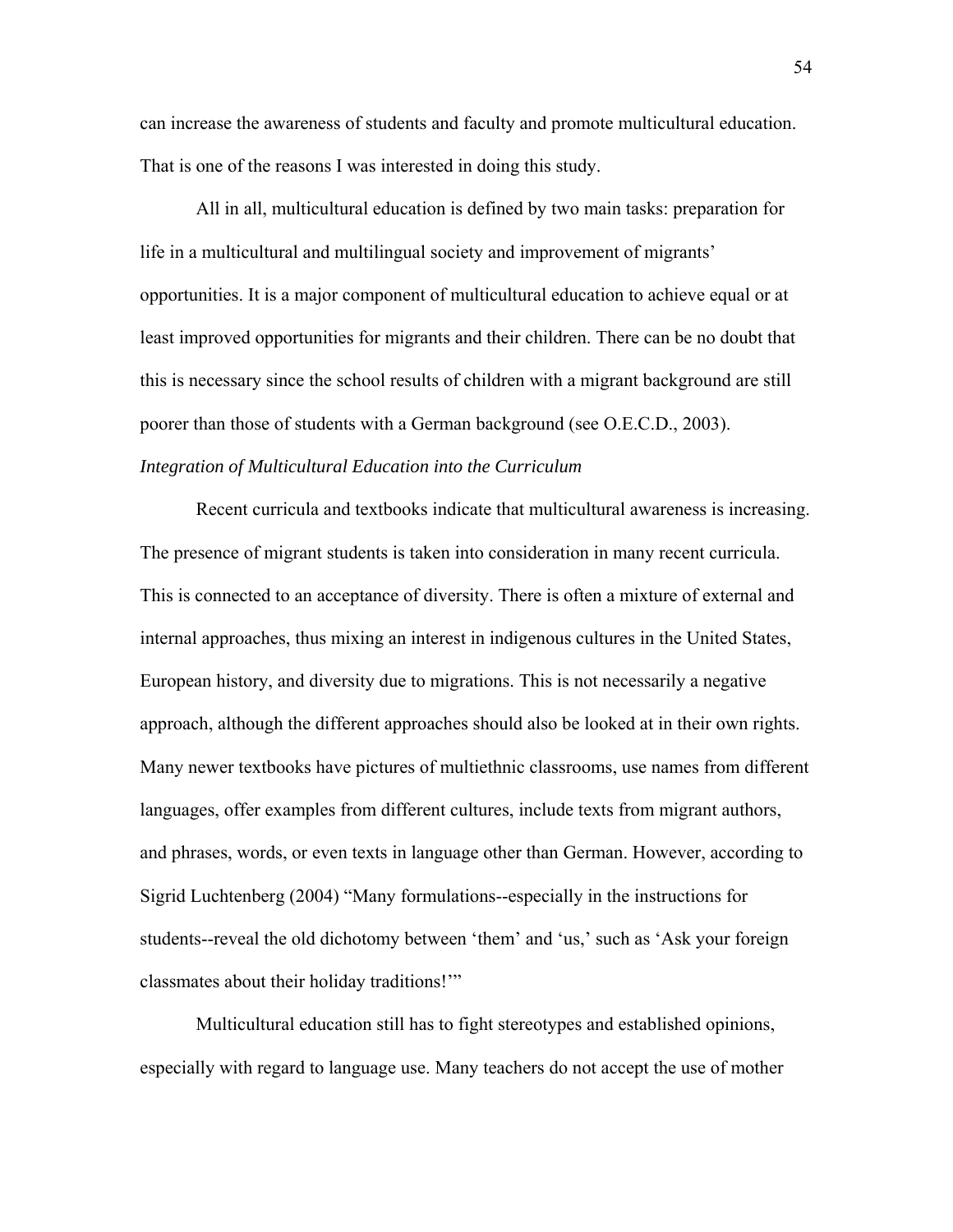can increase the awareness of students and faculty and promote multicultural education. That is one of the reasons I was interested in doing this study.

All in all, multicultural education is defined by two main tasks: preparation for life in a multicultural and multilingual society and improvement of migrants' opportunities. It is a major component of multicultural education to achieve equal or at least improved opportunities for migrants and their children. There can be no doubt that this is necessary since the school results of children with a migrant background are still poorer than those of students with a German background (see O.E.C.D., 2003).

*Integration of Multicultural Education into the Curriculum*

Recent curricula and textbooks indicate that multicultural awareness is increasing. The presence of migrant students is taken into consideration in many recent curricula. This is connected to an acceptance of diversity. There is often a mixture of external and internal approaches, thus mixing an interest in indigenous cultures in the United States, European history, and diversity due to migrations. This is not necessarily a negative approach, although the different approaches should also be looked at in their own rights. Many newer textbooks have pictures of multiethnic classrooms, use names from different languages, offer examples from different cultures, include texts from migrant authors, and phrases, words, or even texts in language other than German. However, according to Sigrid Luchtenberg (2004) "Many formulations--especially in the instructions for students--reveal the old dichotomy between 'them' and 'us,' such as 'Ask your foreign classmates about their holiday traditions!'"

Multicultural education still has to fight stereotypes and established opinions, especially with regard to language use. Many teachers do not accept the use of mother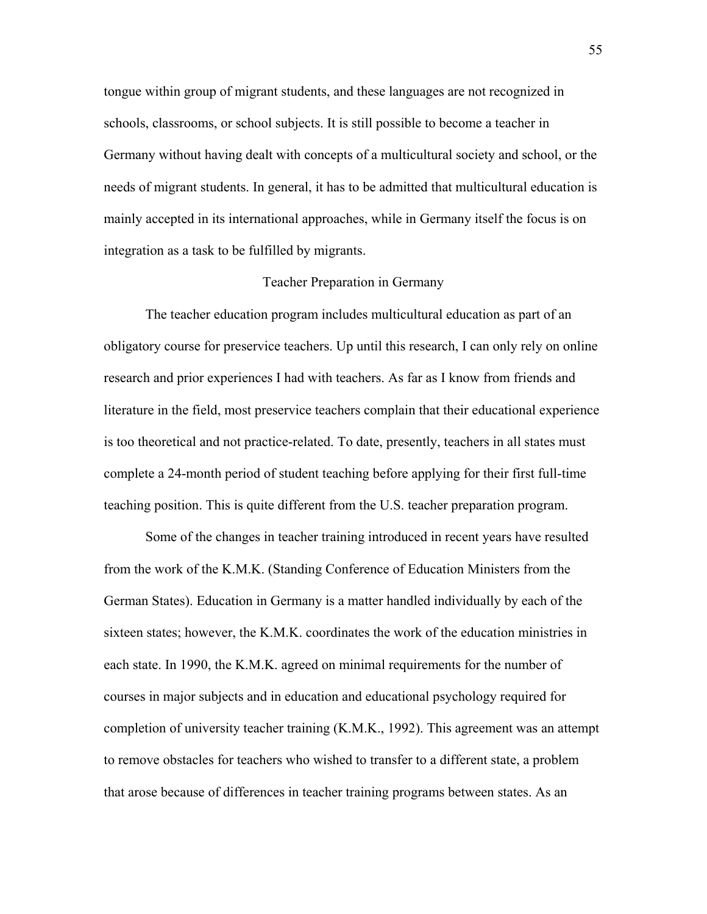tongue within group of migrant students, and these languages are not recognized in schools, classrooms, or school subjects. It is still possible to become a teacher in Germany without having dealt with concepts of a multicultural society and school, or the needs of migrant students. In general, it has to be admitted that multicultural education is mainly accepted in its international approaches, while in Germany itself the focus is on integration as a task to be fulfilled by migrants.

## Teacher Preparation in Germany

The teacher education program includes multicultural education as part of an obligatory course for preservice teachers. Up until this research, I can only rely on online research and prior experiences I had with teachers. As far as I know from friends and literature in the field, most preservice teachers complain that their educational experience is too theoretical and not practice-related. To date, presently, teachers in all states must complete a 24-month period of student teaching before applying for their first full-time teaching position. This is quite different from the U.S. teacher preparation program.

Some of the changes in teacher training introduced in recent years have resulted from the work of the K.M.K. (Standing Conference of Education Ministers from the German States). Education in Germany is a matter handled individually by each of the sixteen states; however, the K.M.K. coordinates the work of the education ministries in each state. In 1990, the K.M.K. agreed on minimal requirements for the number of courses in major subjects and in education and educational psychology required for completion of university teacher training (K.M.K., 1992). This agreement was an attempt to remove obstacles for teachers who wished to transfer to a different state, a problem that arose because of differences in teacher training programs between states. As an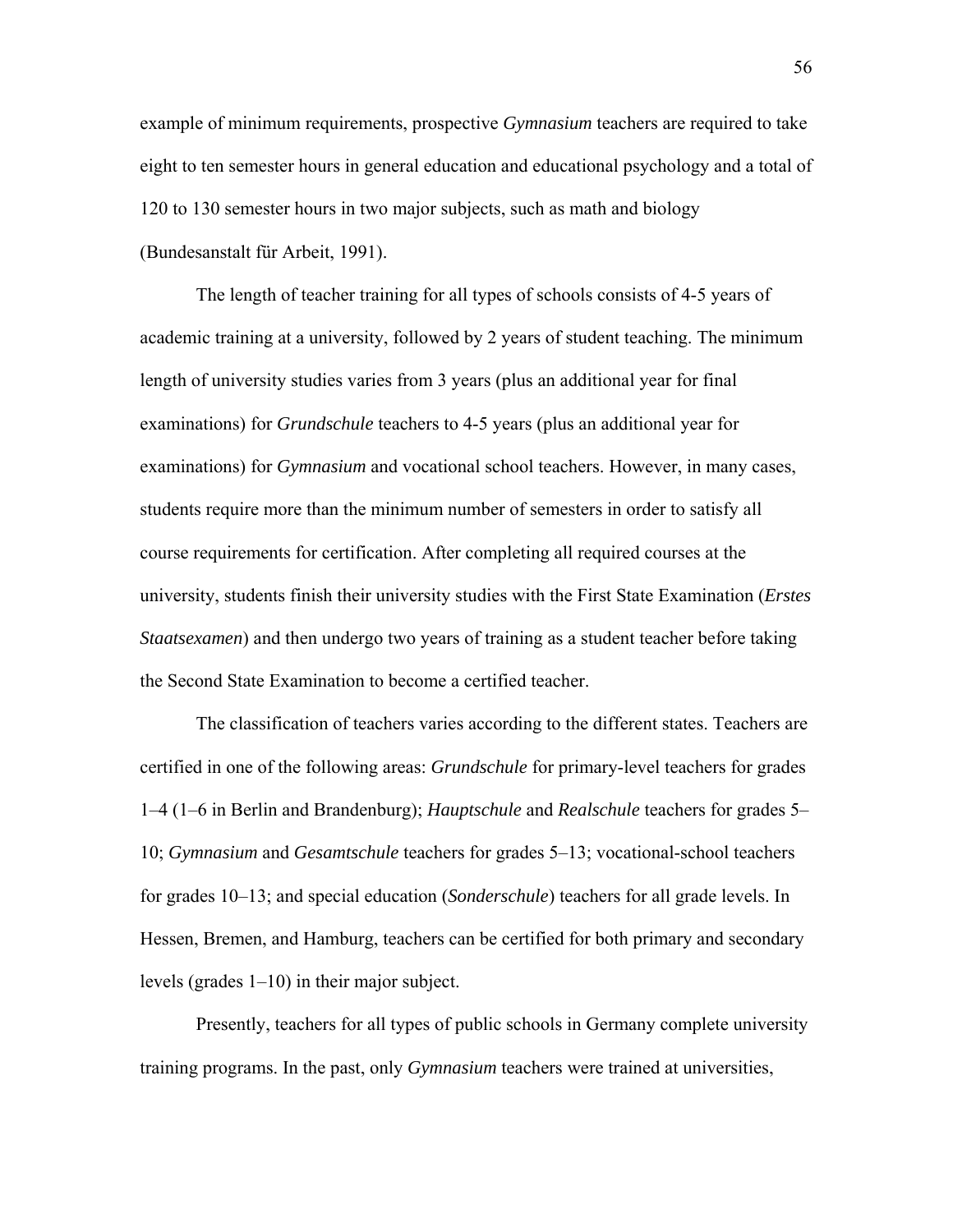example of minimum requirements, prospective *Gymnasium* teachers are required to take eight to ten semester hours in general education and educational psychology and a total of 120 to 130 semester hours in two major subjects, such as math and biology (Bundesanstalt für Arbeit, 1991).

The length of teacher training for all types of schools consists of 4-5 years of academic training at a university, followed by 2 years of student teaching. The minimum length of university studies varies from 3 years (plus an additional year for final examinations) for *Grundschule* teachers to 4-5 years (plus an additional year for examinations) for *Gymnasium* and vocational school teachers. However, in many cases, students require more than the minimum number of semesters in order to satisfy all course requirements for certification. After completing all required courses at the university, students finish their university studies with the First State Examination (*Erstes Staatsexamen*) and then undergo two years of training as a student teacher before taking the Second State Examination to become a certified teacher.

The classification of teachers varies according to the different states. Teachers are certified in one of the following areas: *Grundschule* for primary-level teachers for grades 1–4 (1–6 in Berlin and Brandenburg); *Hauptschule* and *Realschule* teachers for grades 5–10; *Gymnasium* and *Gesamtschule* teachers for grades 5–13; vocational-school teachers for grades 10–13; and special education (*Sonderschule*) teachers for all grade levels. In Hessen, Bremen, and Hamburg, teachers can be certified for both primary and secondary levels (grades 1–10) in their major subject.

Presently, teachers for all types of public schools in Germany complete university training programs. In the past, only *Gymnasium* teachers were trained at universities,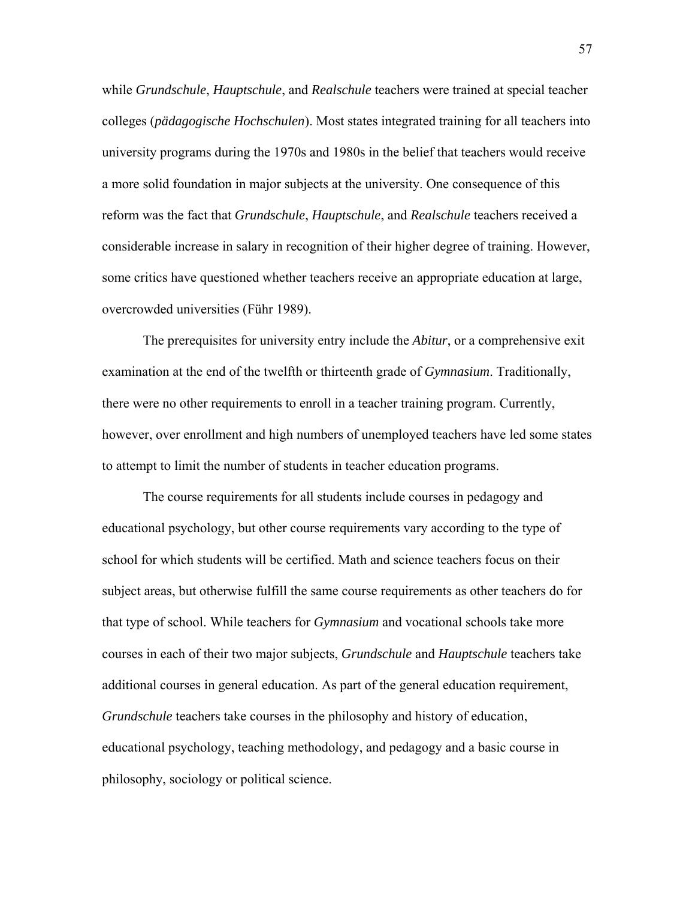while *Grundschule*, *Hauptschule*, and *Realschule* teachers were trained at special teacher colleges (*pädagogische Hochschulen*). Most states integrated training for all teachers into university programs during the 1970s and 1980s in the belief that teachers would receive a more solid foundation in major subjects at the university. One consequence of this reform was the fact that *Grundschule*, *Hauptschule*, and *Realschule* teachers received a considerable increase in salary in recognition of their higher degree of training. However, some critics have questioned whether teachers receive an appropriate education at large, overcrowded universities (Führ 1989).

The prerequisites for university entry include the *Abitur*, or a comprehensive exit examination at the end of the twelfth or thirteenth grade of *Gymnasium*. Traditionally, there were no other requirements to enroll in a teacher training program. Currently, however, over enrollment and high numbers of unemployed teachers have led some states to attempt to limit the number of students in teacher education programs.

The course requirements for all students include courses in pedagogy and educational psychology, but other course requirements vary according to the type of school for which students will be certified. Math and science teachers focus on their subject areas, but otherwise fulfill the same course requirements as other teachers do for that type of school. While teachers for *Gymnasium* and vocational schools take more courses in each of their two major subjects, *Grundschule* and *Hauptschule* teachers take additional courses in general education. As part of the general education requirement, *Grundschule* teachers take courses in the philosophy and history of education, educational psychology, teaching methodology, and pedagogy and a basic course in philosophy, sociology or political science.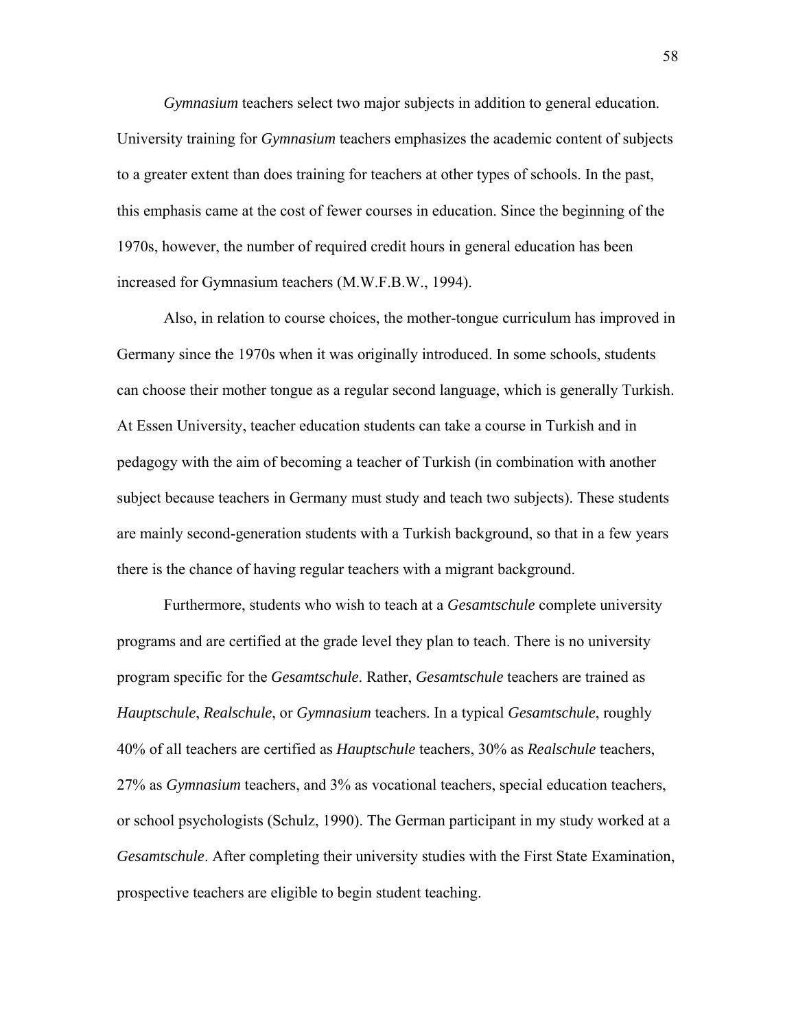*Gymnasium* teachers select two major subjects in addition to general education. University training for *Gymnasium* teachers emphasizes the academic content of subjects to a greater extent than does training for teachers at other types of schools. In the past, this emphasis came at the cost of fewer courses in education. Since the beginning of the 1970s, however, the number of required credit hours in general education has been increased for Gymnasium teachers (M.W.F.B.W., 1994).

Also, in relation to course choices, the mother-tongue curriculum has improved in Germany since the 1970s when it was originally introduced. In some schools, students can choose their mother tongue as a regular second language, which is generally Turkish. At Essen University, teacher education students can take a course in Turkish and in pedagogy with the aim of becoming a teacher of Turkish (in combination with another subject because teachers in Germany must study and teach two subjects). These students are mainly second-generation students with a Turkish background, so that in a few years there is the chance of having regular teachers with a migrant background.

Furthermore, students who wish to teach at a *Gesamtschule* complete university programs and are certified at the grade level they plan to teach. There is no university program specific for the *Gesamtschule*. Rather, *Gesamtschule* teachers are trained as *Hauptschule*, *Realschule*, or *Gymnasium* teachers. In a typical *Gesamtschule*, roughly 40% of all teachers are certified as *Hauptschule* teachers, 30% as *Realschule* teachers, 27% as *Gymnasium* teachers, and 3% as vocational teachers, special education teachers, or school psychologists (Schulz, 1990). The German participant in my study worked at a *Gesamtschule*. After completing their university studies with the First State Examination, prospective teachers are eligible to begin student teaching.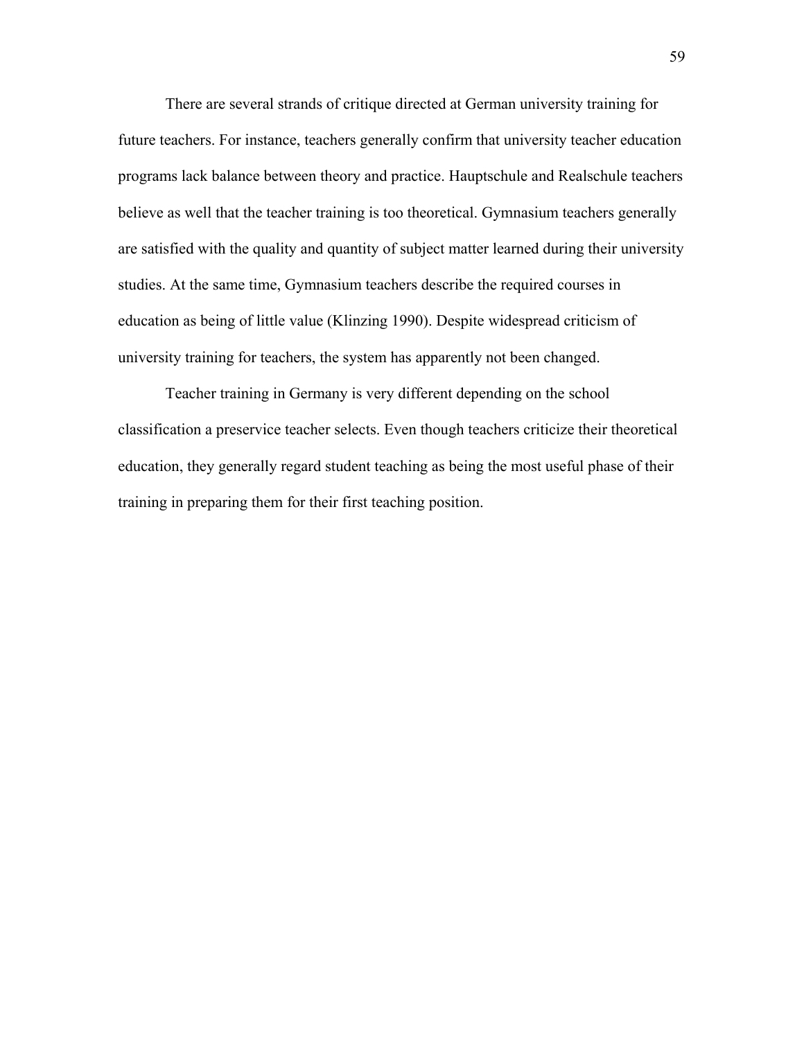There are several strands of critique directed at German university training for future teachers. For instance, teachers generally confirm that university teacher education programs lack balance between theory and practice. Hauptschule and Realschule teachers believe as well that the teacher training is too theoretical. Gymnasium teachers generally are satisfied with the quality and quantity of subject matter learned during their university studies. At the same time, Gymnasium teachers describe the required courses in education as being of little value (Klinzing 1990). Despite widespread criticism of university training for teachers, the system has apparently not been changed.

Teacher training in Germany is very different depending on the school classification a preservice teacher selects. Even though teachers criticize their theoretical education, they generally regard student teaching as being the most useful phase of their training in preparing them for their first teaching position.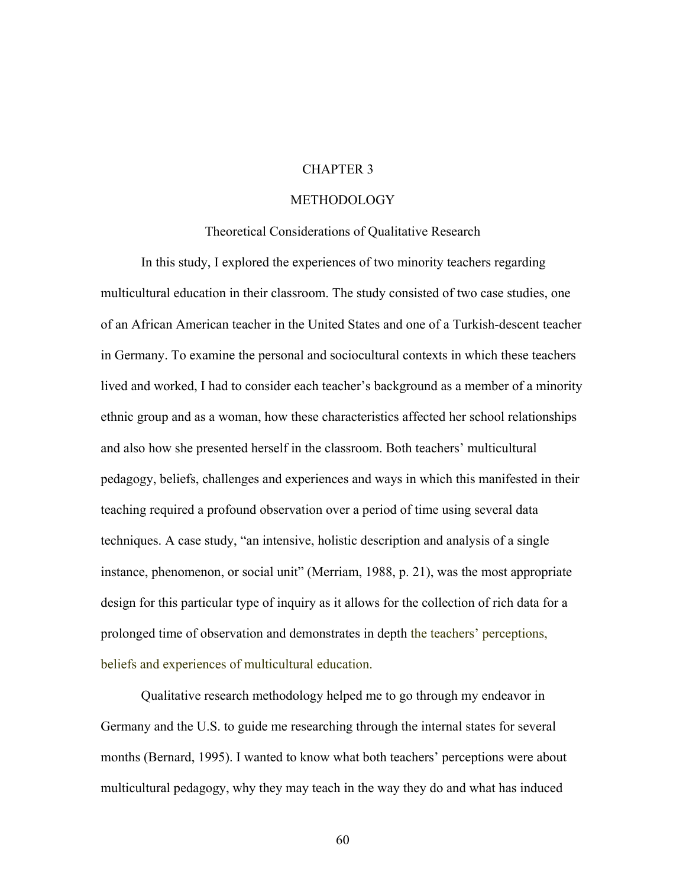# CHAPTER 3

# METHODOLOGY

## Theoretical Considerations of Qualitative Research

In this study, I explored the experiences of two minority teachers regarding multicultural education in their classroom. The study consisted of two case studies, one of an African American teacher in the United States and one of a Turkish-descent teacher in Germany. To examine the personal and sociocultural contexts in which these teachers lived and worked, I had to consider each teacher's background as a member of a minority ethnic group and as a woman, how these characteristics affected her school relationships and also how she presented herself in the classroom. Both teachers' multicultural pedagogy, beliefs, challenges and experiences and ways in which this manifested in their teaching required a profound observation over a period of time using several data techniques. A case study, "an intensive, holistic description and analysis of a single instance, phenomenon, or social unit" (Merriam, 1988, p. 21), was the most appropriate design for this particular type of inquiry as it allows for the collection of rich data for a prolonged time of observation and demonstrates in depth the teachers' perceptions, beliefs and experiences of multicultural education.

Qualitative research methodology helped me to go through my endeavor in Germany and the U.S. to guide me researching through the internal states for several months (Bernard, 1995). I wanted to know what both teachers' perceptions were about multicultural pedagogy, why they may teach in the way they do and what has induced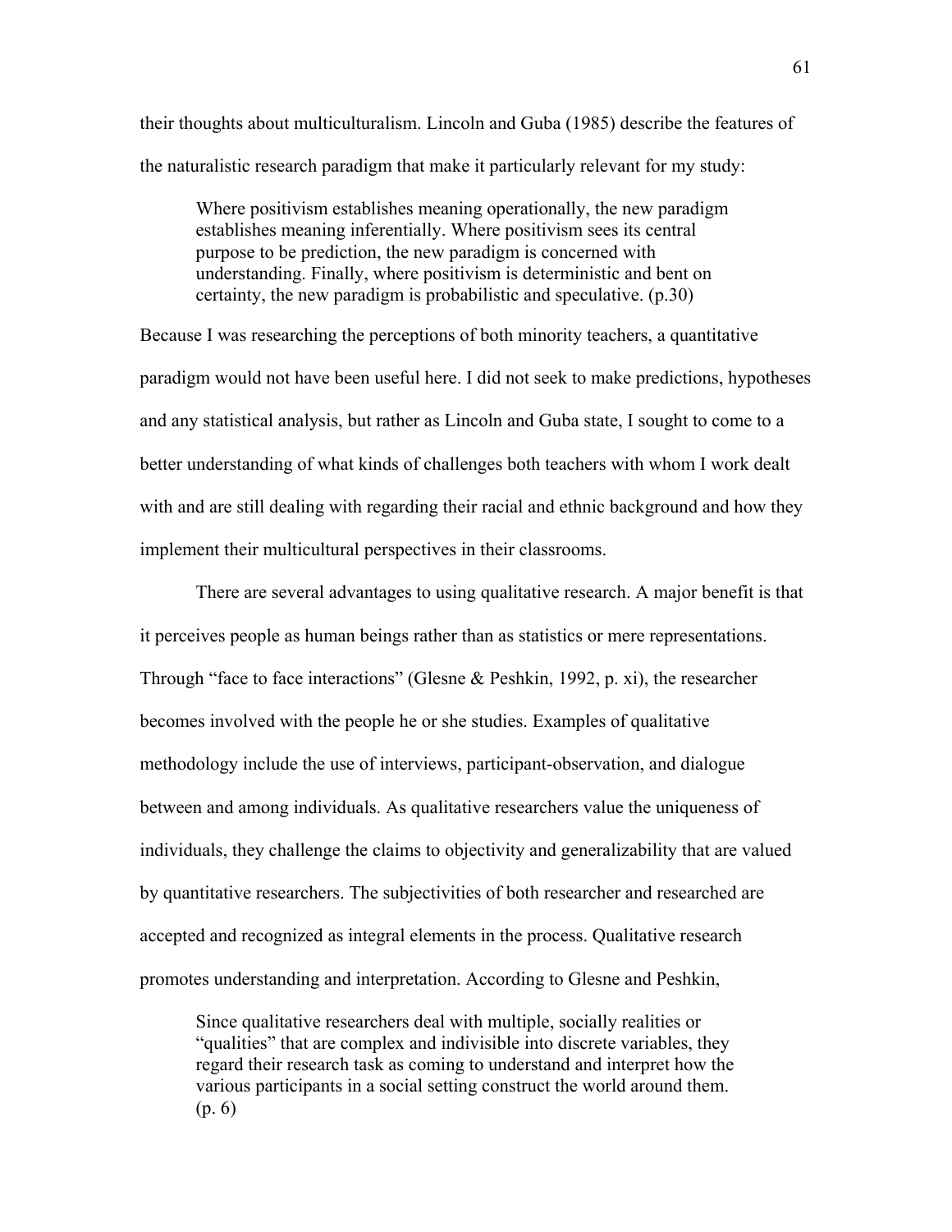their thoughts about multiculturalism. Lincoln and Guba (1985) describe the features of the naturalistic research paradigm that make it particularly relevant for my study:

> Where positivism establishes meaning operationally, the new paradigm establishes meaning inferentially. Where positivism sees its central purpose to be prediction, the new paradigm is concerned with understanding. Finally, where positivism is deterministic and bent on certainty, the new paradigm is probabilistic and speculative. (p.30)

Because I was researching the perceptions of both minority teachers, a quantitative paradigm would not have been useful here. I did not seek to make predictions, hypotheses and any statistical analysis, but rather as Lincoln and Guba state, I sought to come to a better understanding of what kinds of challenges both teachers with whom I work dealt with and are still dealing with regarding their racial and ethnic background and how they implement their multicultural perspectives in their classrooms.

There are several advantages to using qualitative research. A major benefit is that it perceives people as human beings rather than as statistics or mere representations. Through "face to face interactions" (Glesne & Peshkin, 1992, p. xi), the researcher becomes involved with the people he or she studies. Examples of qualitative methodology include the use of interviews, participant-observation, and dialogue between and among individuals. As qualitative researchers value the uniqueness of individuals, they challenge the claims to objectivity and generalizability that are valued by quantitative researchers. The subjectivities of both researcher and researched are accepted and recognized as integral elements in the process. Qualitative research promotes understanding and interpretation. According to Glesne and Peshkin,

> Since qualitative researchers deal with multiple, socially realities or "qualities" that are complex and indivisible into discrete variables, they regard their research task as coming to understand and interpret how the various participants in a social setting construct the world around them. (p. 6)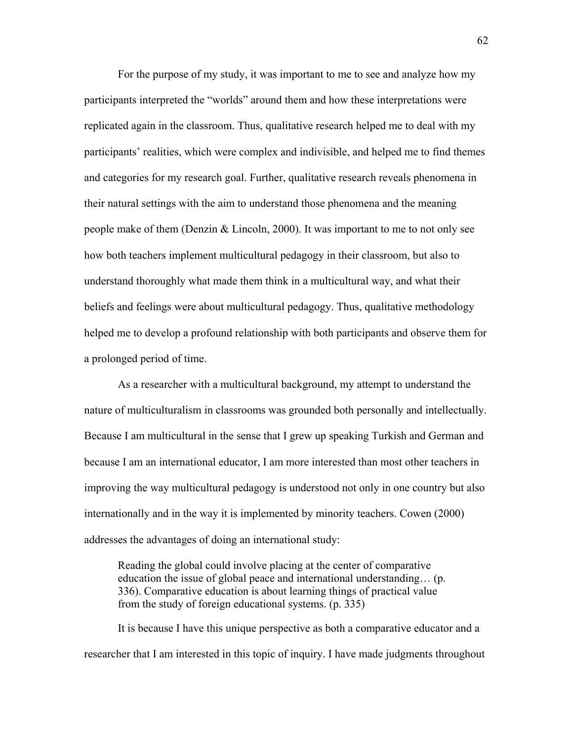For the purpose of my study, it was important to me to see and analyze how my participants interpreted the "worlds" around them and how these interpretations were replicated again in the classroom. Thus, qualitative research helped me to deal with my participants' realities, which were complex and indivisible, and helped me to find themes and categories for my research goal. Further, qualitative research reveals phenomena in their natural settings with the aim to understand those phenomena and the meaning people make of them (Denzin & Lincoln, 2000). It was important to me to not only see how both teachers implement multicultural pedagogy in their classroom, but also to understand thoroughly what made them think in a multicultural way, and what their beliefs and feelings were about multicultural pedagogy. Thus, qualitative methodology helped me to develop a profound relationship with both participants and observe them for a prolonged period of time.

As a researcher with a multicultural background, my attempt to understand the nature of multiculturalism in classrooms was grounded both personally and intellectually. Because I am multicultural in the sense that I grew up speaking Turkish and German and because I am an international educator, I am more interested than most other teachers in improving the way multicultural pedagogy is understood not only in one country but also internationally and in the way it is implemented by minority teachers. Cowen (2000) addresses the advantages of doing an international study:

> Reading the global could involve placing at the center of comparative education the issue of global peace and international understanding… (p. 336). Comparative education is about learning things of practical value from the study of foreign educational systems. (p. 335)

It is because I have this unique perspective as both a comparative educator and a researcher that I am interested in this topic of inquiry. I have made judgments throughout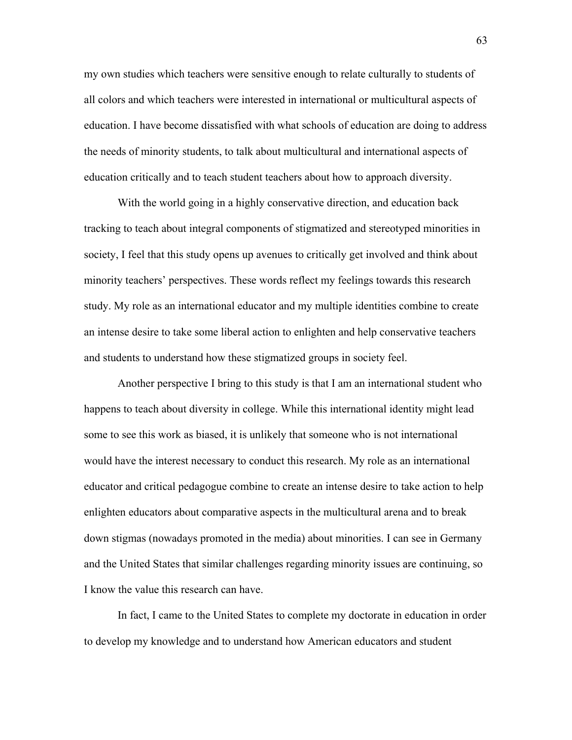my own studies which teachers were sensitive enough to relate culturally to students of all colors and which teachers were interested in international or multicultural aspects of education. I have become dissatisfied with what schools of education are doing to address the needs of minority students, to talk about multicultural and international aspects of education critically and to teach student teachers about how to approach diversity.

With the world going in a highly conservative direction, and education back tracking to teach about integral components of stigmatized and stereotyped minorities in society, I feel that this study opens up avenues to critically get involved and think about minority teachers' perspectives. These words reflect my feelings towards this research study. My role as an international educator and my multiple identities combine to create an intense desire to take some liberal action to enlighten and help conservative teachers and students to understand how these stigmatized groups in society feel.

Another perspective I bring to this study is that I am an international student who happens to teach about diversity in college. While this international identity might lead some to see this work as biased, it is unlikely that someone who is not international would have the interest necessary to conduct this research. My role as an international educator and critical pedagogue combine to create an intense desire to take action to help enlighten educators about comparative aspects in the multicultural arena and to break down stigmas (nowadays promoted in the media) about minorities. I can see in Germany and the United States that similar challenges regarding minority issues are continuing, so I know the value this research can have.

In fact, I came to the United States to complete my doctorate in education in order to develop my knowledge and to understand how American educators and student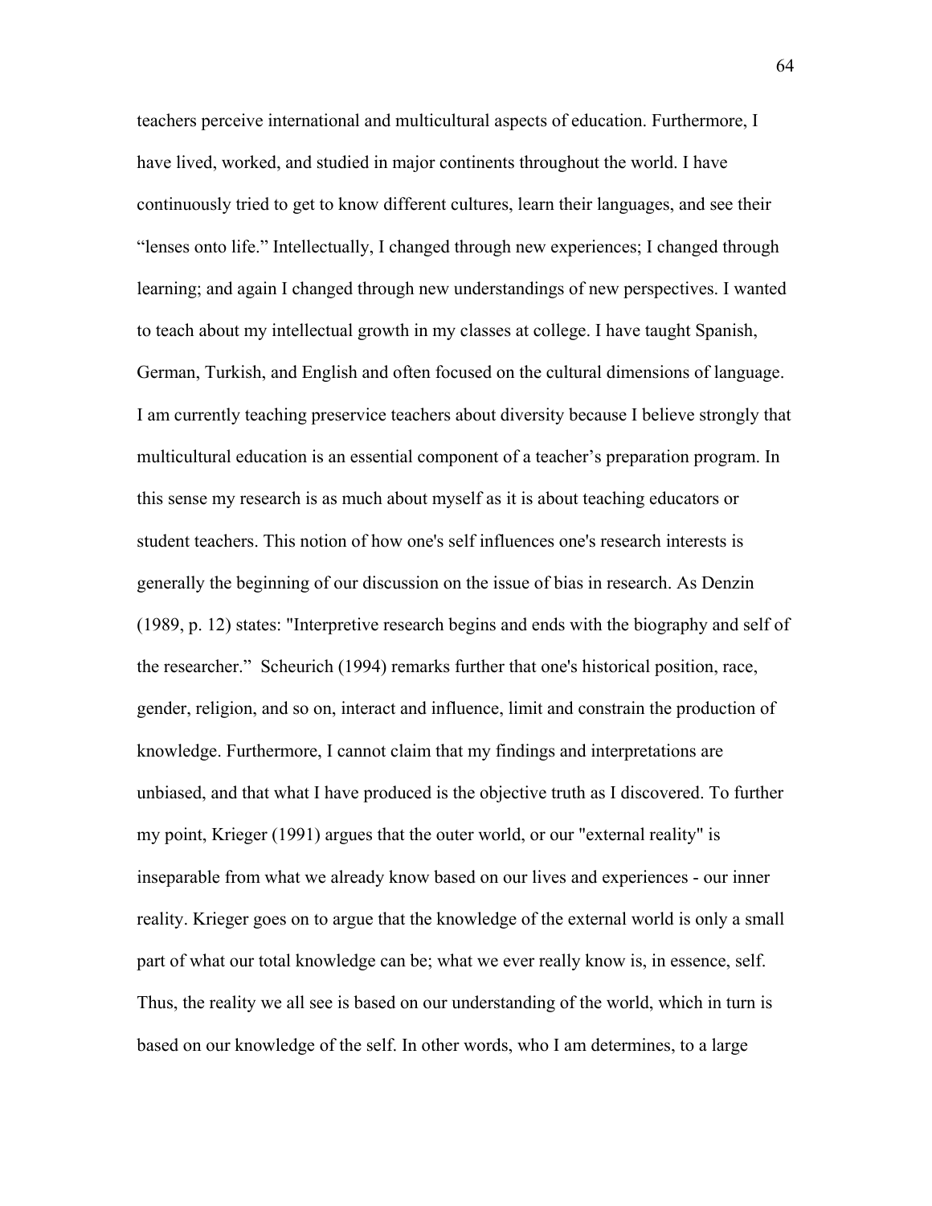teachers perceive international and multicultural aspects of education. Furthermore, I have lived, worked, and studied in major continents throughout the world. I have continuously tried to get to know different cultures, learn their languages, and see their "lenses onto life." Intellectually, I changed through new experiences; I changed through learning; and again I changed through new understandings of new perspectives. I wanted to teach about my intellectual growth in my classes at college. I have taught Spanish, German, Turkish, and English and often focused on the cultural dimensions of language. I am currently teaching preservice teachers about diversity because I believe strongly that multicultural education is an essential component of a teacher's preparation program. In this sense my research is as much about myself as it is about teaching educators or student teachers. This notion of how one's self influences one's research interests is generally the beginning of our discussion on the issue of bias in research. As Denzin (1989, p. 12) states: "Interpretive research begins and ends with the biography and self of the researcher." Scheurich (1994) remarks further that one's historical position, race, gender, religion, and so on, interact and influence, limit and constrain the production of knowledge. Furthermore, I cannot claim that my findings and interpretations are unbiased, and that what I have produced is the objective truth as I discovered. To further my point, Krieger (1991) argues that the outer world, or our "external reality" is inseparable from what we already know based on our lives and experiences - our inner reality. Krieger goes on to argue that the knowledge of the external world is only a small part of what our total knowledge can be; what we ever really know is, in essence, self. Thus, the reality we all see is based on our understanding of the world, which in turn is based on our knowledge of the self. In other words, who I am determines, to a large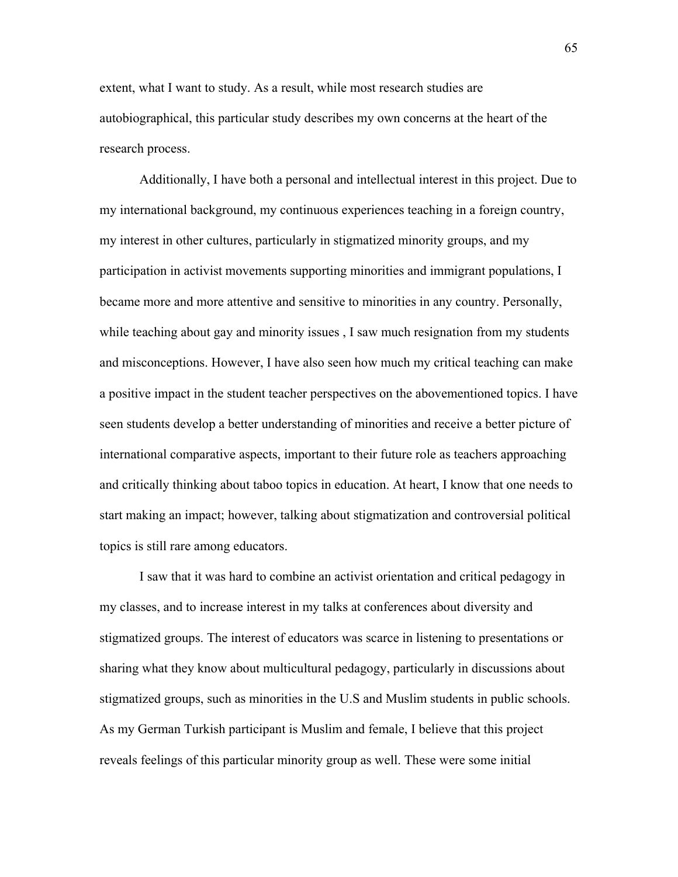extent, what I want to study. As a result, while most research studies are autobiographical, this particular study describes my own concerns at the heart of the research process.

Additionally, I have both a personal and intellectual interest in this project. Due to my international background, my continuous experiences teaching in a foreign country, my interest in other cultures, particularly in stigmatized minority groups, and my participation in activist movements supporting minorities and immigrant populations, I became more and more attentive and sensitive to minorities in any country. Personally, while teaching about gay and minority issues , I saw much resignation from my students and misconceptions. However, I have also seen how much my critical teaching can make a positive impact in the student teacher perspectives on the abovementioned topics. I have seen students develop a better understanding of minorities and receive a better picture of international comparative aspects, important to their future role as teachers approaching and critically thinking about taboo topics in education. At heart, I know that one needs to start making an impact; however, talking about stigmatization and controversial political topics is still rare among educators.

I saw that it was hard to combine an activist orientation and critical pedagogy in my classes, and to increase interest in my talks at conferences about diversity and stigmatized groups. The interest of educators was scarce in listening to presentations or sharing what they know about multicultural pedagogy, particularly in discussions about stigmatized groups, such as minorities in the U.S and Muslim students in public schools. As my German Turkish participant is Muslim and female, I believe that this project reveals feelings of this particular minority group as well. These were some initial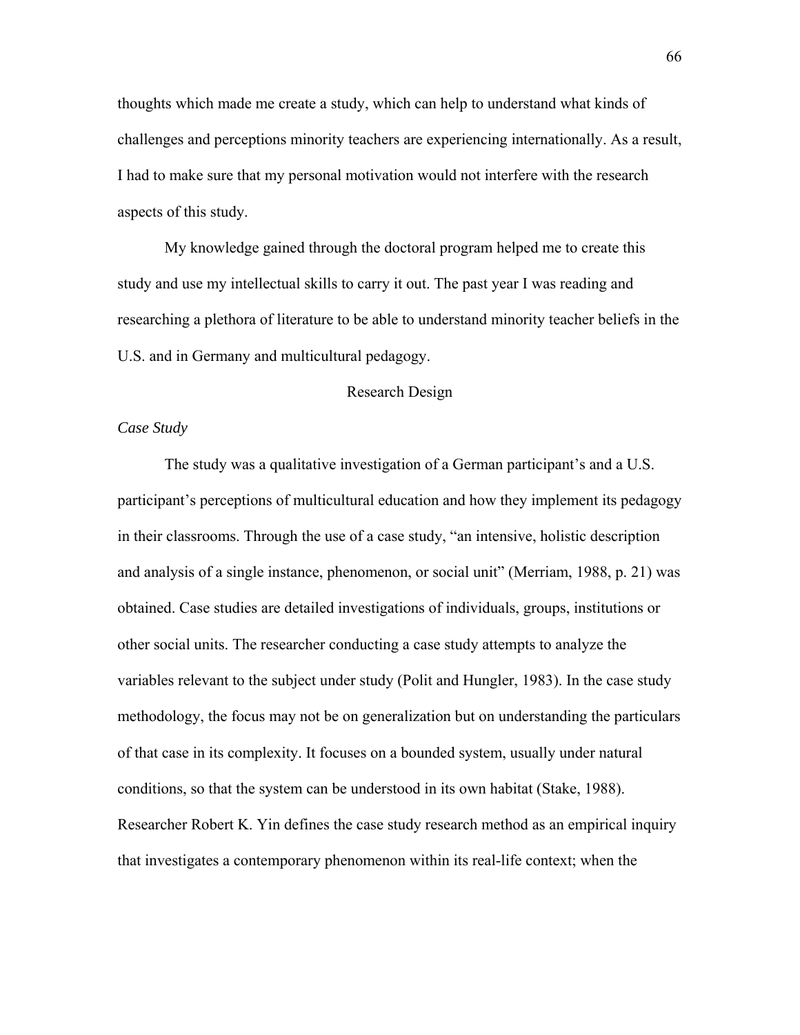thoughts which made me create a study, which can help to understand what kinds of challenges and perceptions minority teachers are experiencing internationally. As a result, I had to make sure that my personal motivation would not interfere with the research aspects of this study.

My knowledge gained through the doctoral program helped me to create this study and use my intellectual skills to carry it out. The past year I was reading and researching a plethora of literature to be able to understand minority teacher beliefs in the U.S. and in Germany and multicultural pedagogy.

## Research Design

### *Case Study*

The study was a qualitative investigation of a German participant's and a U.S. participant's perceptions of multicultural education and how they implement its pedagogy in their classrooms. Through the use of a case study, "an intensive, holistic description and analysis of a single instance, phenomenon, or social unit" (Merriam, 1988, p. 21) was obtained. Case studies are detailed investigations of individuals, groups, institutions or other social units. The researcher conducting a case study attempts to analyze the variables relevant to the subject under study (Polit and Hungler, 1983). In the case study methodology, the focus may not be on generalization but on understanding the particulars of that case in its complexity. It focuses on a bounded system, usually under natural conditions, so that the system can be understood in its own habitat (Stake, 1988). Researcher Robert K. Yin defines the case study research method as an empirical inquiry that investigates a contemporary phenomenon within its real-life context; when the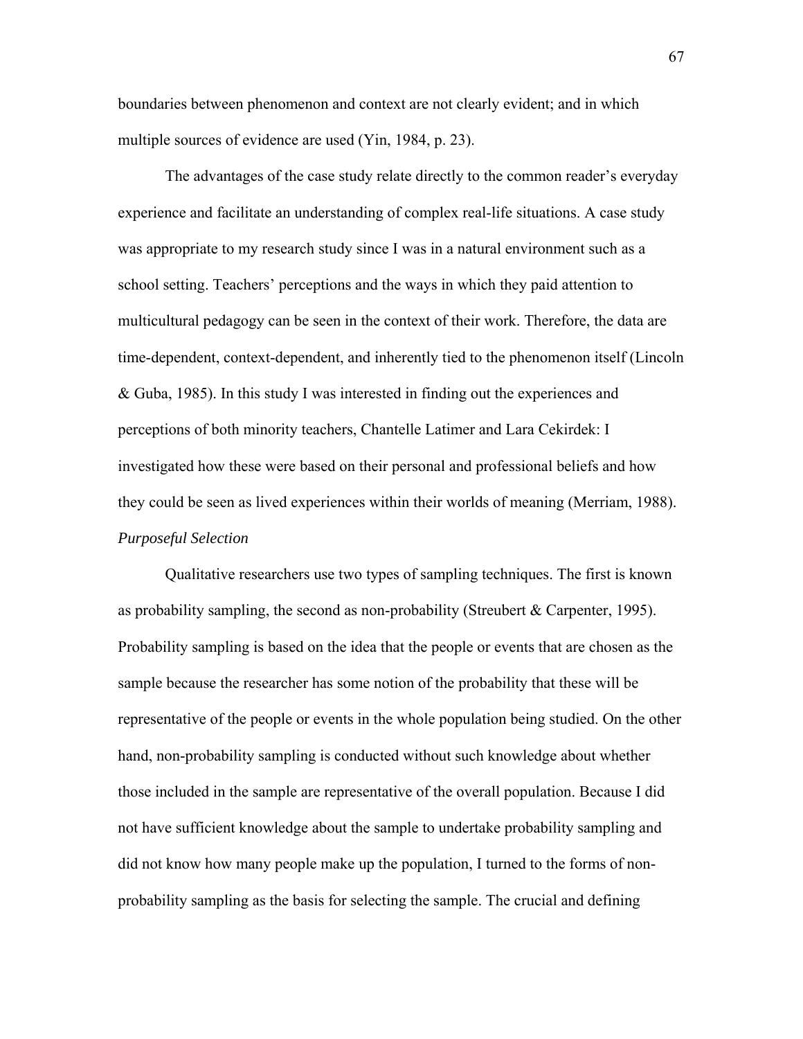boundaries between phenomenon and context are not clearly evident; and in which multiple sources of evidence are used (Yin, 1984, p. 23).

The advantages of the case study relate directly to the common reader's everyday experience and facilitate an understanding of complex real-life situations. A case study was appropriate to my research study since I was in a natural environment such as a school setting. Teachers' perceptions and the ways in which they paid attention to multicultural pedagogy can be seen in the context of their work. Therefore, the data are time-dependent, context-dependent, and inherently tied to the phenomenon itself (Lincoln & Guba, 1985). In this study I was interested in finding out the experiences and perceptions of both minority teachers, Chantelle Latimer and Lara Cekirdek: I investigated how these were based on their personal and professional beliefs and how they could be seen as lived experiences within their worlds of meaning (Merriam, 1988).

*Purposeful Selection*

Qualitative researchers use two types of sampling techniques. The first is known as probability sampling, the second as non-probability (Streubert & Carpenter, 1995). Probability sampling is based on the idea that the people or events that are chosen as the sample because the researcher has some notion of the probability that these will be representative of the people or events in the whole population being studied. On the other hand, non-probability sampling is conducted without such knowledge about whether those included in the sample are representative of the overall population. Because I did not have sufficient knowledge about the sample to undertake probability sampling and did not know how many people make up the population, I turned to the forms of non-probability sampling as the basis for selecting the sample. The crucial and defining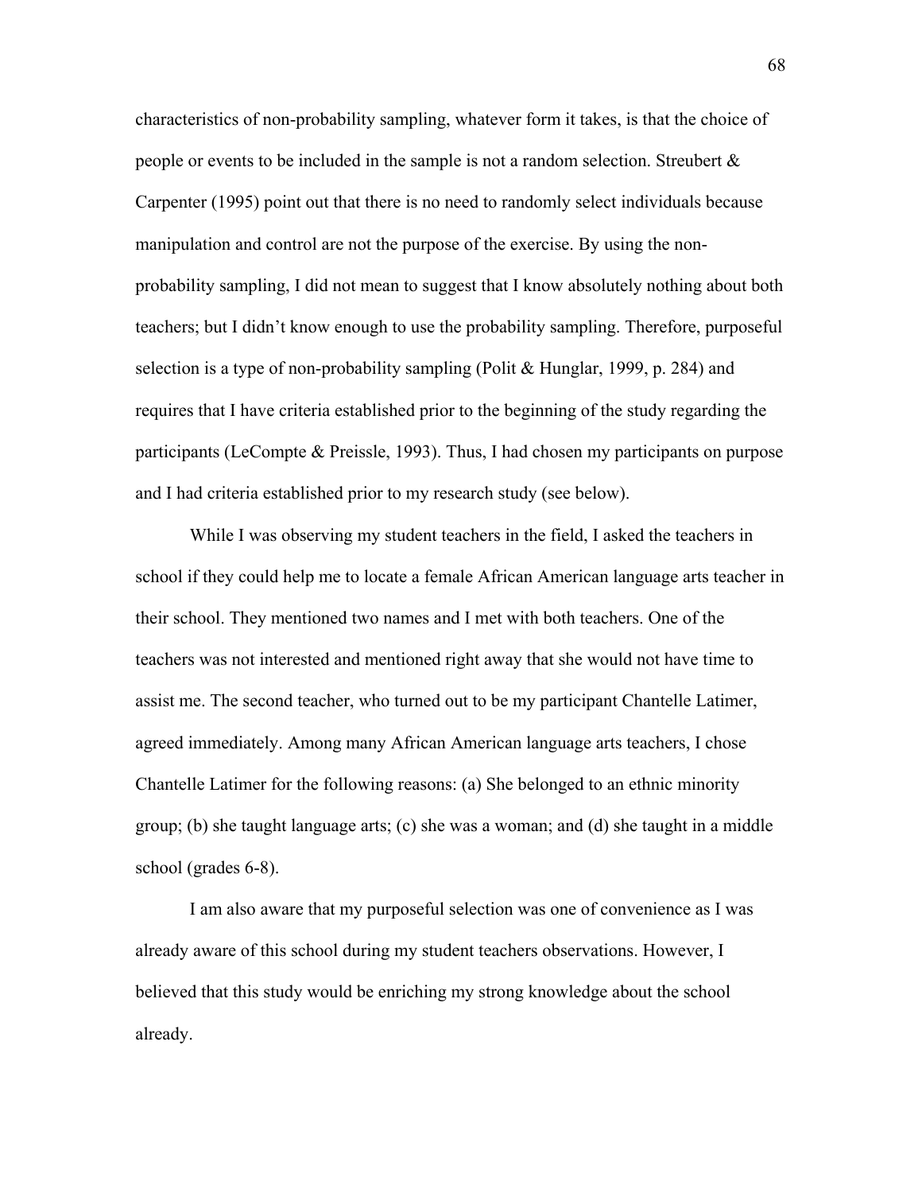characteristics of non-probability sampling, whatever form it takes, is that the choice of people or events to be included in the sample is not a random selection. Streubert & Carpenter (1995) point out that there is no need to randomly select individuals because manipulation and control are not the purpose of the exercise. By using the non-probability sampling, I did not mean to suggest that I know absolutely nothing about both teachers; but I didn't know enough to use the probability sampling. Therefore, purposeful selection is a type of non-probability sampling (Polit & Hunglar, 1999, p. 284) and requires that I have criteria established prior to the beginning of the study regarding the participants (LeCompte & Preissle, 1993). Thus, I had chosen my participants on purpose and I had criteria established prior to my research study (see below).

While I was observing my student teachers in the field, I asked the teachers in school if they could help me to locate a female African American language arts teacher in their school. They mentioned two names and I met with both teachers. One of the teachers was not interested and mentioned right away that she would not have time to assist me. The second teacher, who turned out to be my participant Chantelle Latimer, agreed immediately. Among many African American language arts teachers, I chose Chantelle Latimer for the following reasons: (a) She belonged to an ethnic minority group; (b) she taught language arts; (c) she was a woman; and (d) she taught in a middle school (grades 6-8).

I am also aware that my purposeful selection was one of convenience as I was already aware of this school during my student teachers observations. However, I believed that this study would be enriching my strong knowledge about the school already.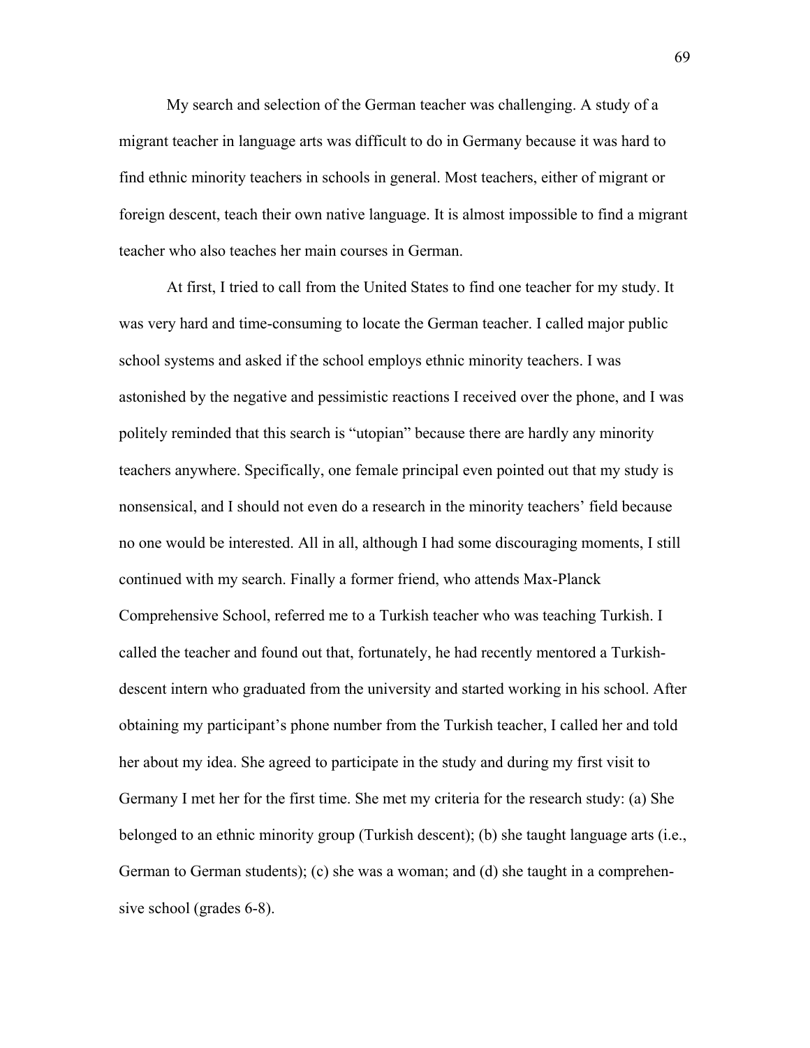My search and selection of the German teacher was challenging. A study of a migrant teacher in language arts was difficult to do in Germany because it was hard to find ethnic minority teachers in schools in general. Most teachers, either of migrant or foreign descent, teach their own native language. It is almost impossible to find a migrant teacher who also teaches her main courses in German.

At first, I tried to call from the United States to find one teacher for my study. It was very hard and time-consuming to locate the German teacher. I called major public school systems and asked if the school employs ethnic minority teachers. I was astonished by the negative and pessimistic reactions I received over the phone, and I was politely reminded that this search is "utopian" because there are hardly any minority teachers anywhere. Specifically, one female principal even pointed out that my study is nonsensical, and I should not even do a research in the minority teachers' field because no one would be interested. All in all, although I had some discouraging moments, I still continued with my search. Finally a former friend, who attends Max-Planck Comprehensive School, referred me to a Turkish teacher who was teaching Turkish. I called the teacher and found out that, fortunately, he had recently mentored a Turkish-descent intern who graduated from the university and started working in his school. After obtaining my participant's phone number from the Turkish teacher, I called her and told her about my idea. She agreed to participate in the study and during my first visit to Germany I met her for the first time. She met my criteria for the research study: (a) She belonged to an ethnic minority group (Turkish descent); (b) she taught language arts (i.e., German to German students); (c) she was a woman; and (d) she taught in a comprehensive school (grades 6-8).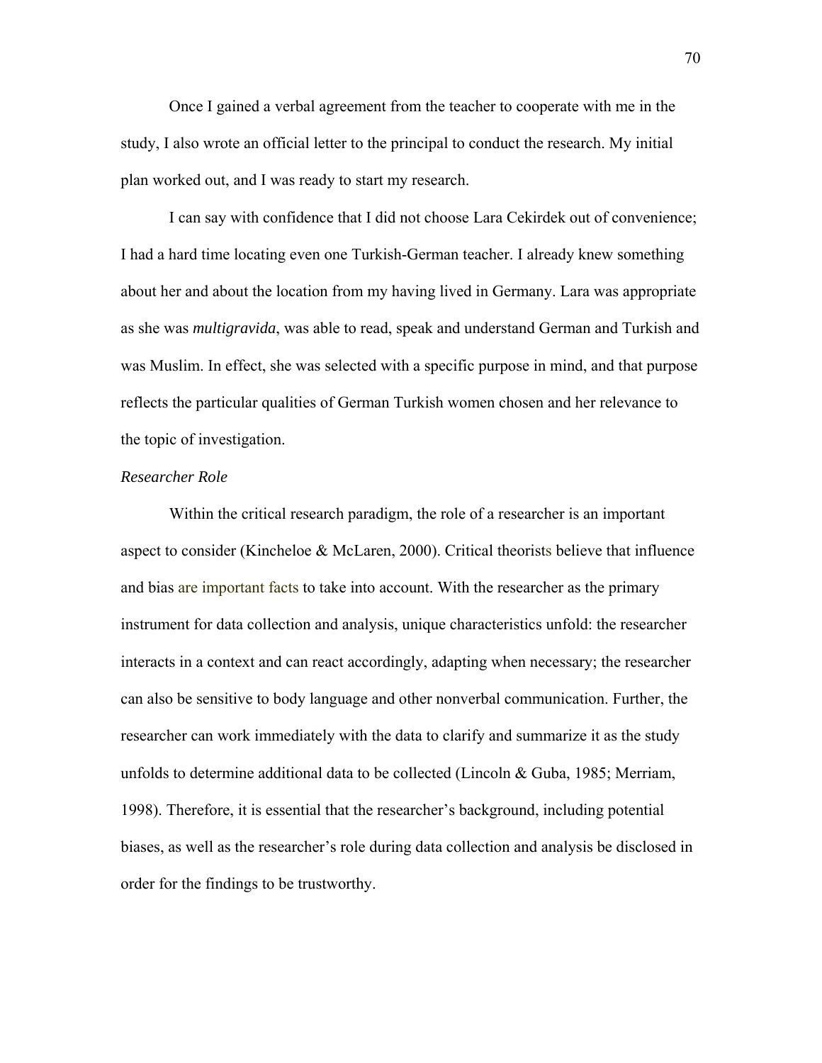Once I gained a verbal agreement from the teacher to cooperate with me in the study, I also wrote an official letter to the principal to conduct the research. My initial plan worked out, and I was ready to start my research.

I can say with confidence that I did not choose Lara Cekirdek out of convenience; I had a hard time locating even one Turkish-German teacher. I already knew something about her and about the location from my having lived in Germany. Lara was appropriate as she was *multigravida*, was able to read, speak and understand German and Turkish and was Muslim. In effect, she was selected with a specific purpose in mind, and that purpose reflects the particular qualities of German Turkish women chosen and her relevance to the topic of investigation.

### *Researcher Role*

Within the critical research paradigm, the role of a researcher is an important aspect to consider (Kincheloe & McLaren, 2000). Critical theorists believe that influence and bias are important facts to take into account. With the researcher as the primary instrument for data collection and analysis, unique characteristics unfold: the researcher interacts in a context and can react accordingly, adapting when necessary; the researcher can also be sensitive to body language and other nonverbal communication. Further, the researcher can work immediately with the data to clarify and summarize it as the study unfolds to determine additional data to be collected (Lincoln & Guba, 1985; Merriam, 1998). Therefore, it is essential that the researcher's background, including potential biases, as well as the researcher's role during data collection and analysis be disclosed in order for the findings to be trustworthy.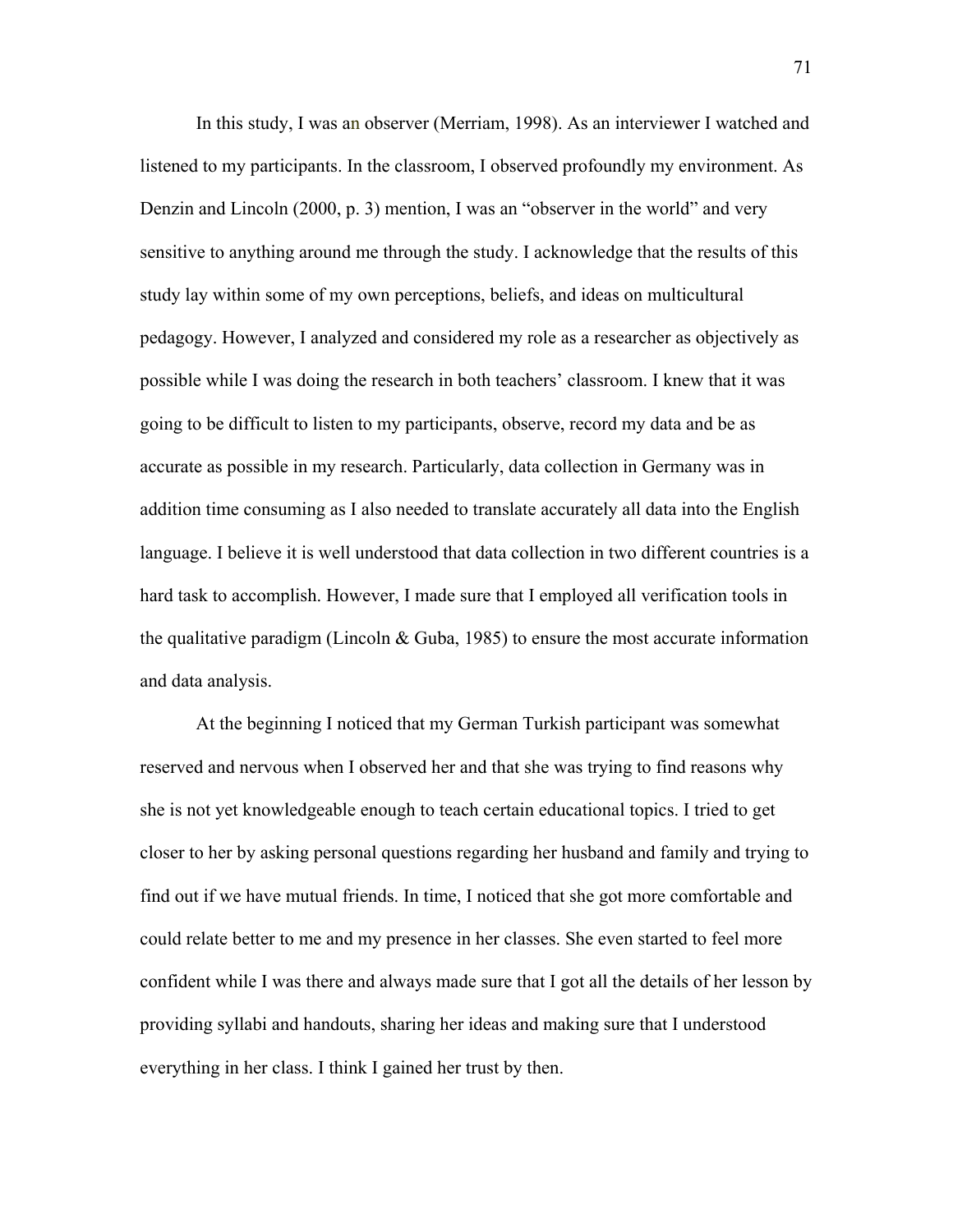In this study, I was an observer (Merriam, 1998). As an interviewer I watched and listened to my participants. In the classroom, I observed profoundly my environment. As Denzin and Lincoln (2000, p. 3) mention, I was an "observer in the world" and very sensitive to anything around me through the study. I acknowledge that the results of this study lay within some of my own perceptions, beliefs, and ideas on multicultural pedagogy. However, I analyzed and considered my role as a researcher as objectively as possible while I was doing the research in both teachers' classroom. I knew that it was going to be difficult to listen to my participants, observe, record my data and be as accurate as possible in my research. Particularly, data collection in Germany was in addition time consuming as I also needed to translate accurately all data into the English language. I believe it is well understood that data collection in two different countries is a hard task to accomplish. However, I made sure that I employed all verification tools in the qualitative paradigm (Lincoln & Guba, 1985) to ensure the most accurate information and data analysis.

At the beginning I noticed that my German Turkish participant was somewhat reserved and nervous when I observed her and that she was trying to find reasons why she is not yet knowledgeable enough to teach certain educational topics. I tried to get closer to her by asking personal questions regarding her husband and family and trying to find out if we have mutual friends. In time, I noticed that she got more comfortable and could relate better to me and my presence in her classes. She even started to feel more confident while I was there and always made sure that I got all the details of her lesson by providing syllabi and handouts, sharing her ideas and making sure that I understood everything in her class. I think I gained her trust by then.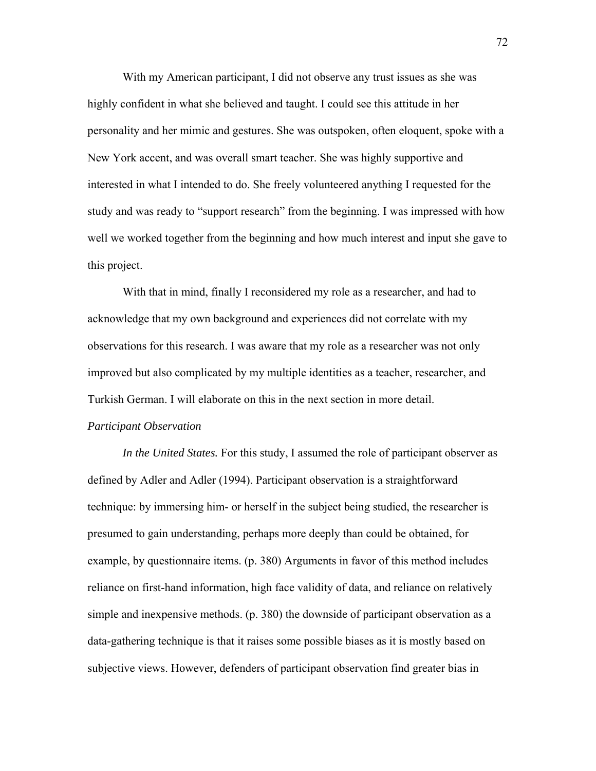With my American participant, I did not observe any trust issues as she was highly confident in what she believed and taught. I could see this attitude in her personality and her mimic and gestures. She was outspoken, often eloquent, spoke with a New York accent, and was overall smart teacher. She was highly supportive and interested in what I intended to do. She freely volunteered anything I requested for the study and was ready to "support research" from the beginning. I was impressed with how well we worked together from the beginning and how much interest and input she gave to this project.

With that in mind, finally I reconsidered my role as a researcher, and had to acknowledge that my own background and experiences did not correlate with my observations for this research. I was aware that my role as a researcher was not only improved but also complicated by my multiple identities as a teacher, researcher, and Turkish German. I will elaborate on this in the next section in more detail.

*Participant Observation*

*In the United States.* For this study, I assumed the role of participant observer as defined by Adler and Adler (1994). Participant observation is a straightforward technique: by immersing him- or herself in the subject being studied, the researcher is presumed to gain understanding, perhaps more deeply than could be obtained, for example, by questionnaire items. (p. 380) Arguments in favor of this method includes reliance on first-hand information, high face validity of data, and reliance on relatively simple and inexpensive methods. (p. 380) the downside of participant observation as a data-gathering technique is that it raises some possible biases as it is mostly based on subjective views. However, defenders of participant observation find greater bias in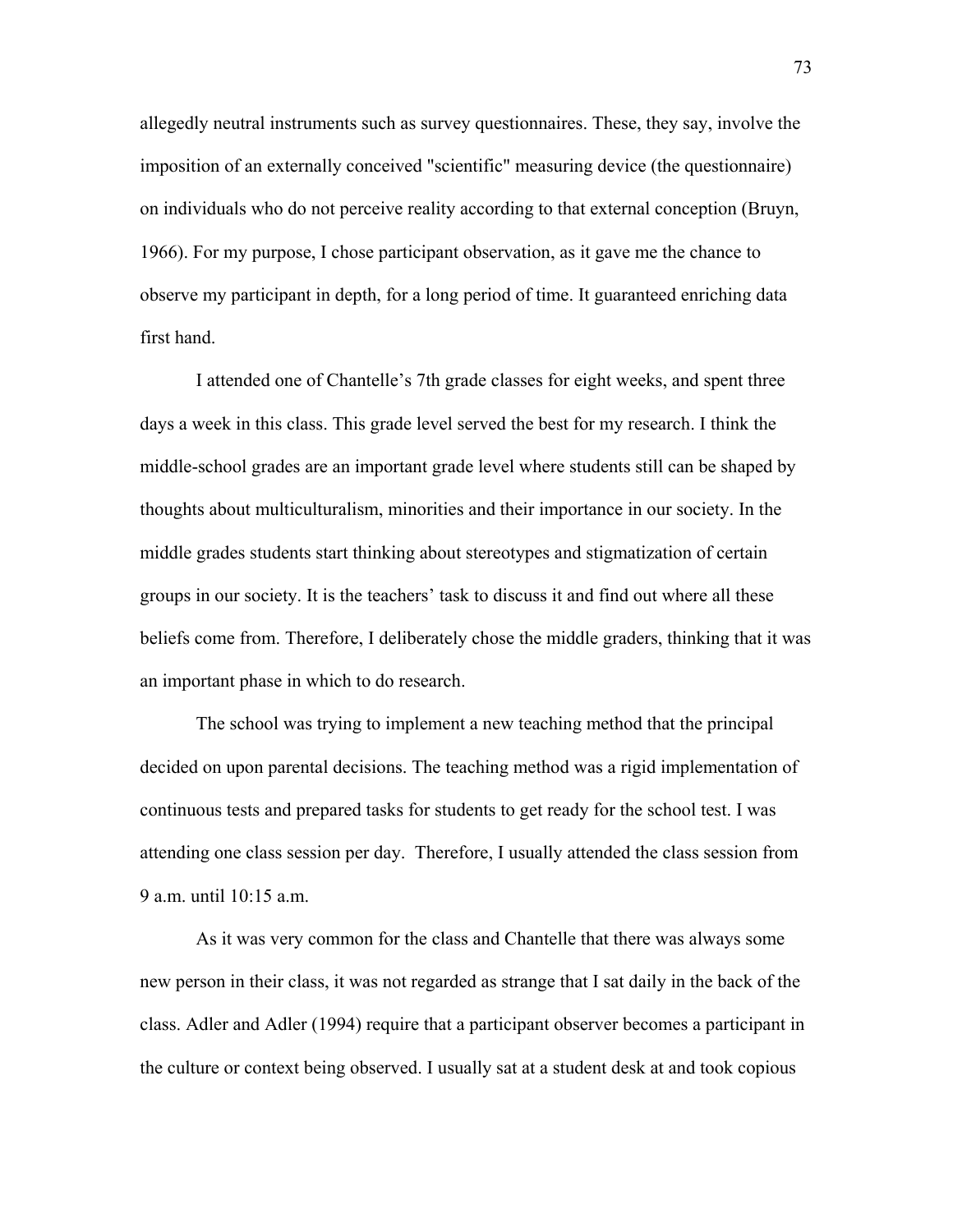allegedly neutral instruments such as survey questionnaires. These, they say, involve the imposition of an externally conceived "scientific" measuring device (the questionnaire) on individuals who do not perceive reality according to that external conception (Bruyn, 1966). For my purpose, I chose participant observation, as it gave me the chance to observe my participant in depth, for a long period of time. It guaranteed enriching data first hand.

I attended one of Chantelle's 7th grade classes for eight weeks, and spent three days a week in this class. This grade level served the best for my research. I think the middle-school grades are an important grade level where students still can be shaped by thoughts about multiculturalism, minorities and their importance in our society. In the middle grades students start thinking about stereotypes and stigmatization of certain groups in our society. It is the teachers' task to discuss it and find out where all these beliefs come from. Therefore, I deliberately chose the middle graders, thinking that it was an important phase in which to do research.

The school was trying to implement a new teaching method that the principal decided on upon parental decisions. The teaching method was a rigid implementation of continuous tests and prepared tasks for students to get ready for the school test. I was attending one class session per day. Therefore, I usually attended the class session from 9 a.m. until 10:15 a.m.

As it was very common for the class and Chantelle that there was always some new person in their class, it was not regarded as strange that I sat daily in the back of the class. Adler and Adler (1994) require that a participant observer becomes a participant in the culture or context being observed. I usually sat at a student desk at and took copious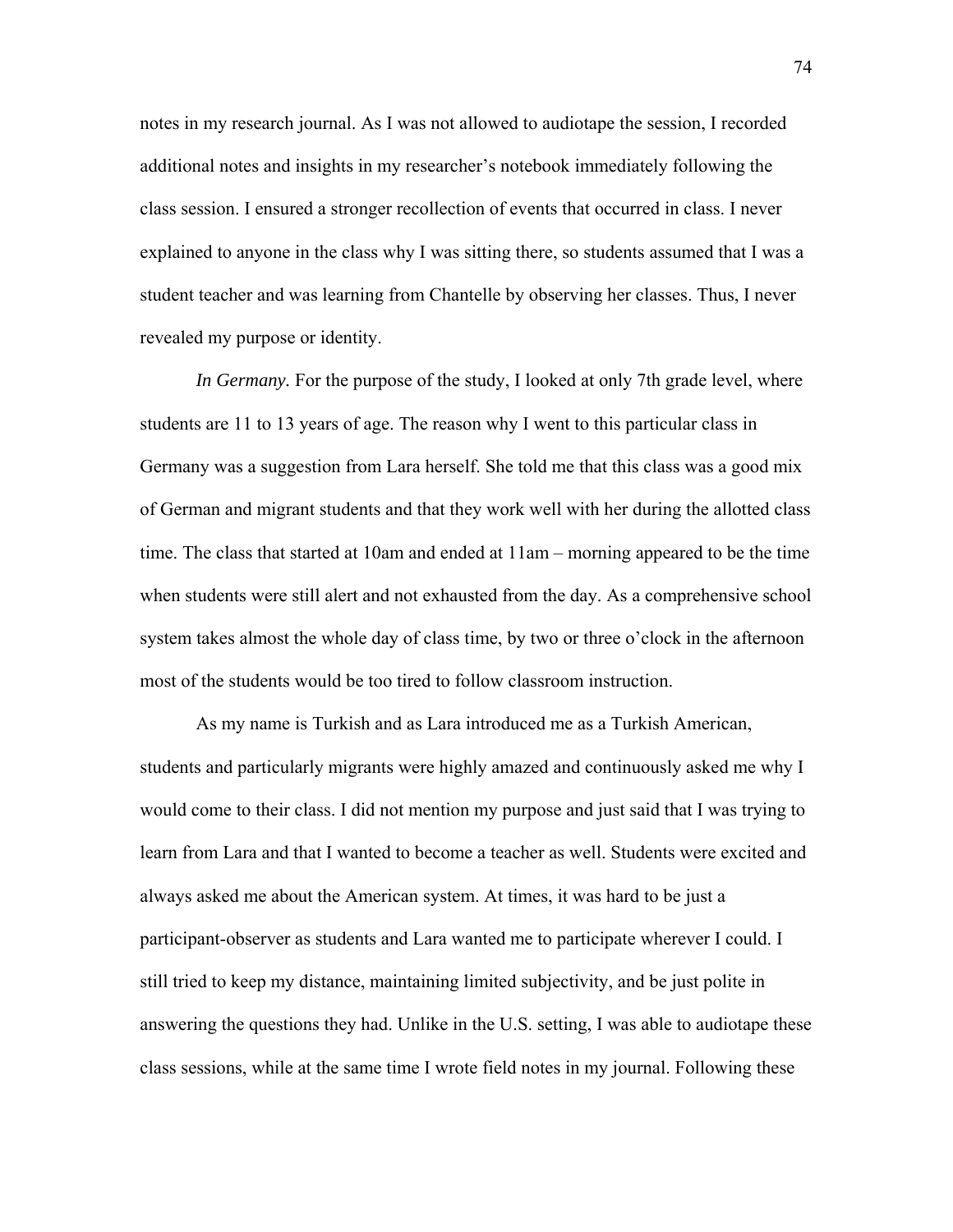notes in my research journal. As I was not allowed to audiotape the session, I recorded additional notes and insights in my researcher's notebook immediately following the class session. I ensured a stronger recollection of events that occurred in class. I never explained to anyone in the class why I was sitting there, so students assumed that I was a student teacher and was learning from Chantelle by observing her classes. Thus, I never revealed my purpose or identity.

*In Germany.* For the purpose of the study, I looked at only 7th grade level, where students are 11 to 13 years of age. The reason why I went to this particular class in Germany was a suggestion from Lara herself. She told me that this class was a good mix of German and migrant students and that they work well with her during the allotted class time. The class that started at 10am and ended at 11am – morning appeared to be the time when students were still alert and not exhausted from the day. As a comprehensive school system takes almost the whole day of class time, by two or three o'clock in the afternoon most of the students would be too tired to follow classroom instruction.

As my name is Turkish and as Lara introduced me as a Turkish American, students and particularly migrants were highly amazed and continuously asked me why I would come to their class. I did not mention my purpose and just said that I was trying to learn from Lara and that I wanted to become a teacher as well. Students were excited and always asked me about the American system. At times, it was hard to be just a participant-observer as students and Lara wanted me to participate wherever I could. I still tried to keep my distance, maintaining limited subjectivity, and be just polite in answering the questions they had. Unlike in the U.S. setting, I was able to audiotape these class sessions, while at the same time I wrote field notes in my journal. Following these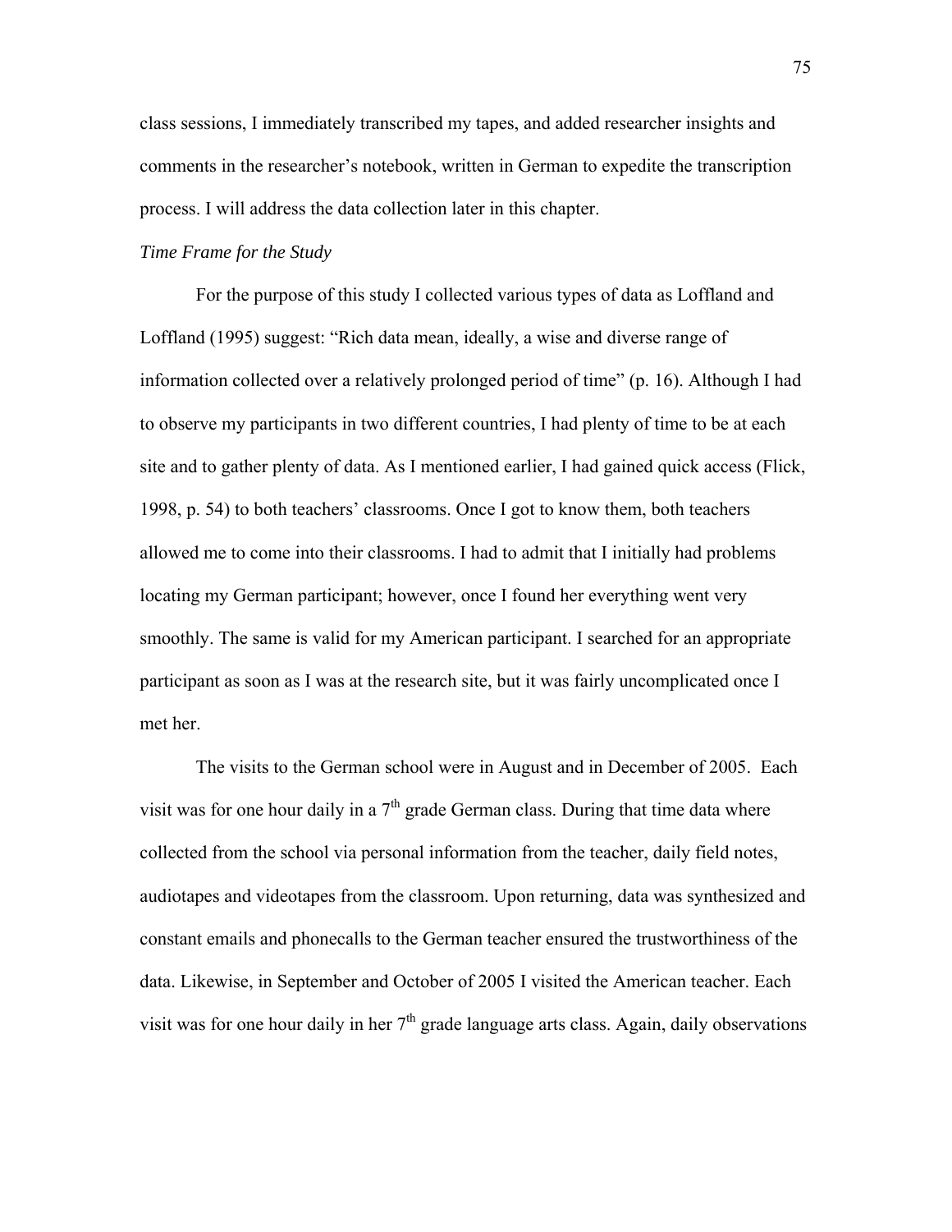class sessions, I immediately transcribed my tapes, and added researcher insights and comments in the researcher's notebook, written in German to expedite the transcription process. I will address the data collection later in this chapter.

*Time Frame for the Study*

For the purpose of this study I collected various types of data as Loffland and Loffland (1995) suggest: "Rich data mean, ideally, a wise and diverse range of information collected over a relatively prolonged period of time" (p. 16). Although I had to observe my participants in two different countries, I had plenty of time to be at each site and to gather plenty of data. As I mentioned earlier, I had gained quick access (Flick, 1998, p. 54) to both teachers' classrooms. Once I got to know them, both teachers allowed me to come into their classrooms. I had to admit that I initially had problems locating my German participant; however, once I found her everything went very smoothly. The same is valid for my American participant. I searched for an appropriate participant as soon as I was at the research site, but it was fairly uncomplicated once I met her.

The visits to the German school were in August and in December of 2005. Each visit was for one hour daily in a 7th grade German class. During that time data where collected from the school via personal information from the teacher, daily field notes, audiotapes and videotapes from the classroom. Upon returning, data was synthesized and constant emails and phonecalls to the German teacher ensured the trustworthiness of the data. Likewise, in September and October of 2005 I visited the American teacher. Each visit was for one hour daily in her 7th grade language arts class. Again, daily observations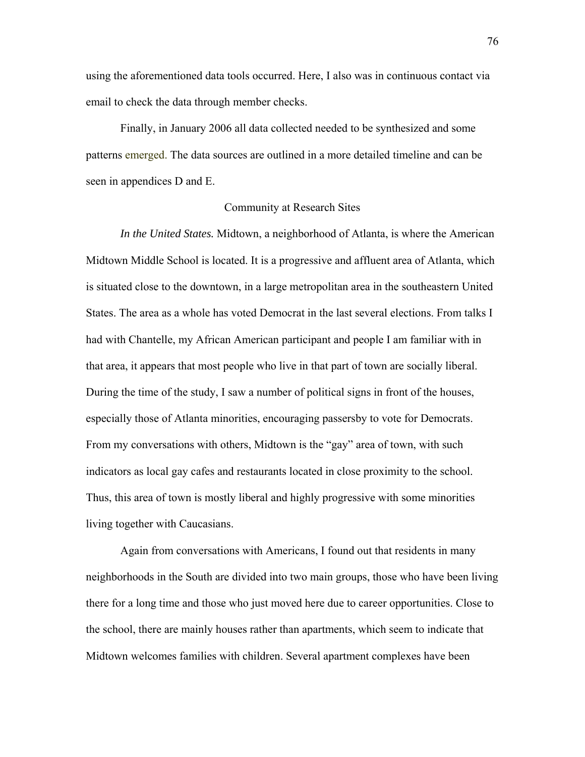using the aforementioned data tools occurred. Here, I also was in continuous contact via email to check the data through member checks.

Finally, in January 2006 all data collected needed to be synthesized and some patterns emerged. The data sources are outlined in a more detailed timeline and can be seen in appendices D and E.

## Community at Research Sites

*In the United States.* Midtown, a neighborhood of Atlanta, is where the American Midtown Middle School is located. It is a progressive and affluent area of Atlanta, which is situated close to the downtown, in a large metropolitan area in the southeastern United States. The area as a whole has voted Democrat in the last several elections. From talks I had with Chantelle, my African American participant and people I am familiar with in that area, it appears that most people who live in that part of town are socially liberal. During the time of the study, I saw a number of political signs in front of the houses, especially those of Atlanta minorities, encouraging passersby to vote for Democrats. From my conversations with others, Midtown is the "gay" area of town, with such indicators as local gay cafes and restaurants located in close proximity to the school. Thus, this area of town is mostly liberal and highly progressive with some minorities living together with Caucasians.

Again from conversations with Americans, I found out that residents in many neighborhoods in the South are divided into two main groups, those who have been living there for a long time and those who just moved here due to career opportunities. Close to the school, there are mainly houses rather than apartments, which seem to indicate that Midtown welcomes families with children. Several apartment complexes have been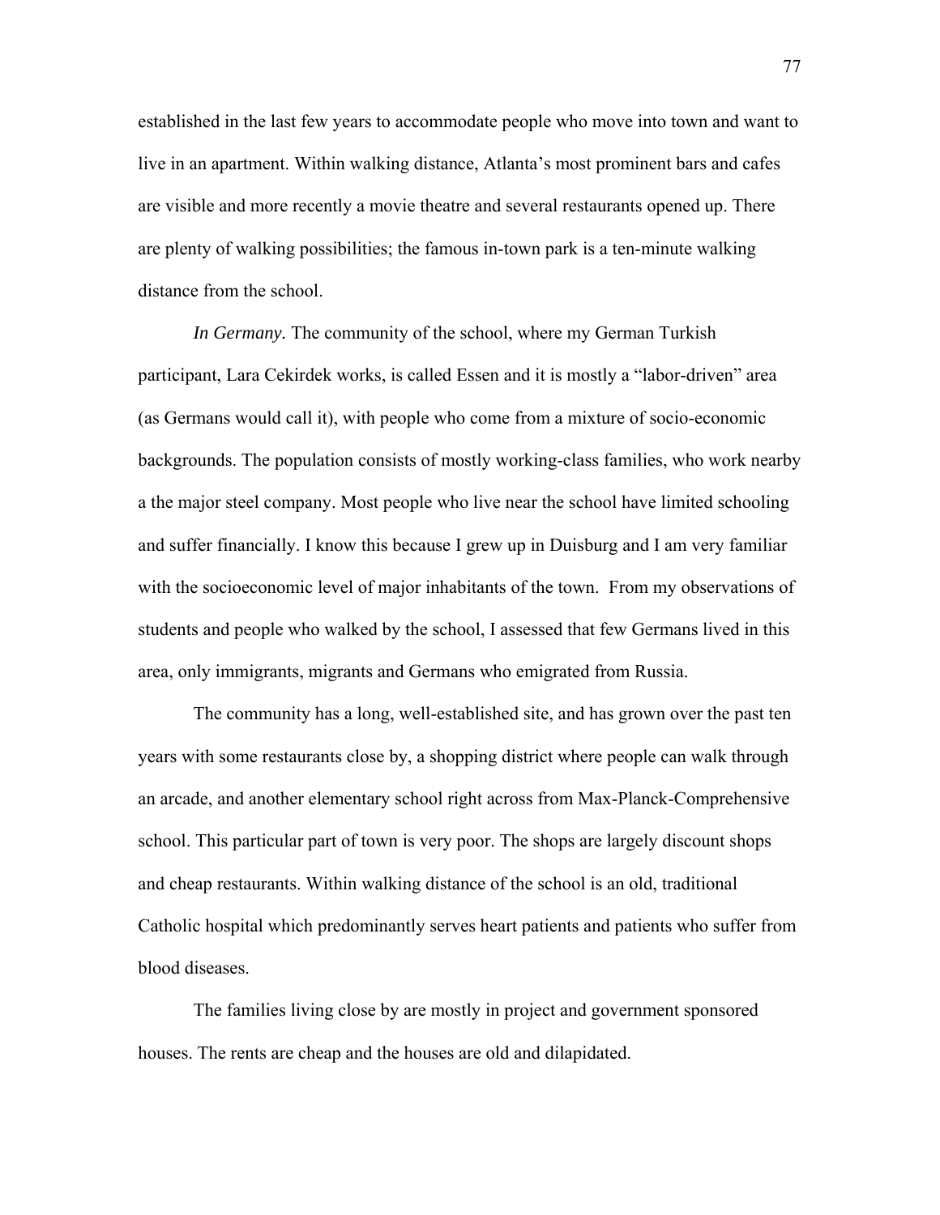established in the last few years to accommodate people who move into town and want to live in an apartment. Within walking distance, Atlanta's most prominent bars and cafes are visible and more recently a movie theatre and several restaurants opened up. There are plenty of walking possibilities; the famous in-town park is a ten-minute walking distance from the school.

*In Germany.* The community of the school, where my German Turkish participant, Lara Cekirdek works, is called Essen and it is mostly a "labor-driven" area (as Germans would call it), with people who come from a mixture of socio-economic backgrounds. The population consists of mostly working-class families, who work nearby a the major steel company. Most people who live near the school have limited schooling and suffer financially. I know this because I grew up in Duisburg and I am very familiar with the socioeconomic level of major inhabitants of the town. From my observations of students and people who walked by the school, I assessed that few Germans lived in this area, only immigrants, migrants and Germans who emigrated from Russia.

The community has a long, well-established site, and has grown over the past ten years with some restaurants close by, a shopping district where people can walk through an arcade, and another elementary school right across from Max-Planck-Comprehensive school. This particular part of town is very poor. The shops are largely discount shops and cheap restaurants. Within walking distance of the school is an old, traditional Catholic hospital which predominantly serves heart patients and patients who suffer from blood diseases.

The families living close by are mostly in project and government sponsored houses. The rents are cheap and the houses are old and dilapidated.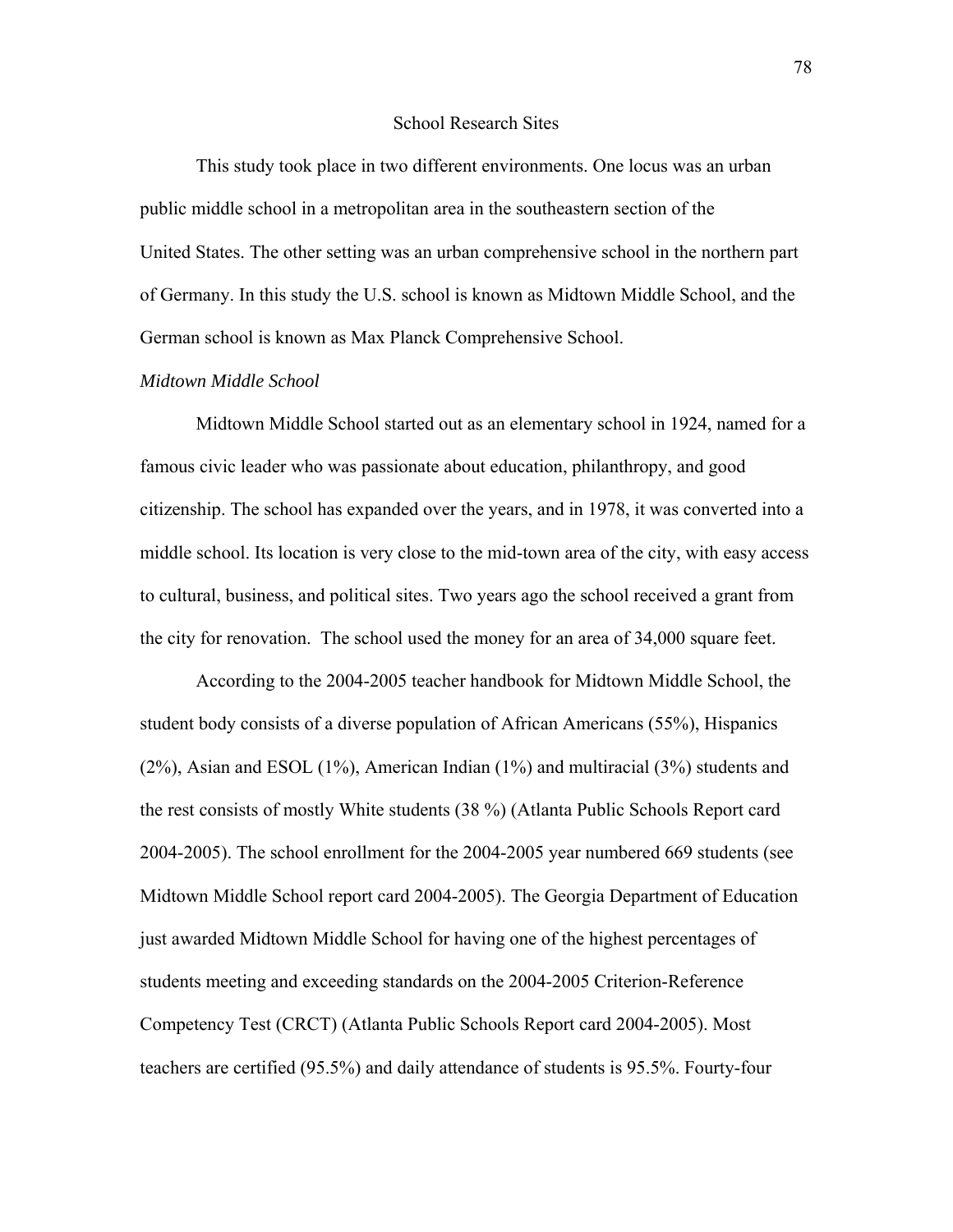## School Research Sites

This study took place in two different environments. One locus was an urban public middle school in a metropolitan area in the southeastern section of the United States. The other setting was an urban comprehensive school in the northern part of Germany. In this study the U.S. school is known as Midtown Middle School, and the German school is known as Max Planck Comprehensive School.

### *Midtown Middle School*

Midtown Middle School started out as an elementary school in 1924, named for a famous civic leader who was passionate about education, philanthropy, and good citizenship. The school has expanded over the years, and in 1978, it was converted into a middle school. Its location is very close to the mid-town area of the city, with easy access to cultural, business, and political sites. Two years ago the school received a grant from the city for renovation. The school used the money for an area of 34,000 square feet.

According to the 2004-2005 teacher handbook for Midtown Middle School, the student body consists of a diverse population of African Americans (55%), Hispanics (2%), Asian and ESOL (1%), American Indian (1%) and multiracial (3%) students and the rest consists of mostly White students (38 %) (Atlanta Public Schools Report card 2004-2005). The school enrollment for the 2004-2005 year numbered 669 students (see Midtown Middle School report card 2004-2005). The Georgia Department of Education just awarded Midtown Middle School for having one of the highest percentages of students meeting and exceeding standards on the 2004-2005 Criterion-Reference Competency Test (CRCT) (Atlanta Public Schools Report card 2004-2005). Most teachers are certified (95.5%) and daily attendance of students is 95.5%. Fourty-four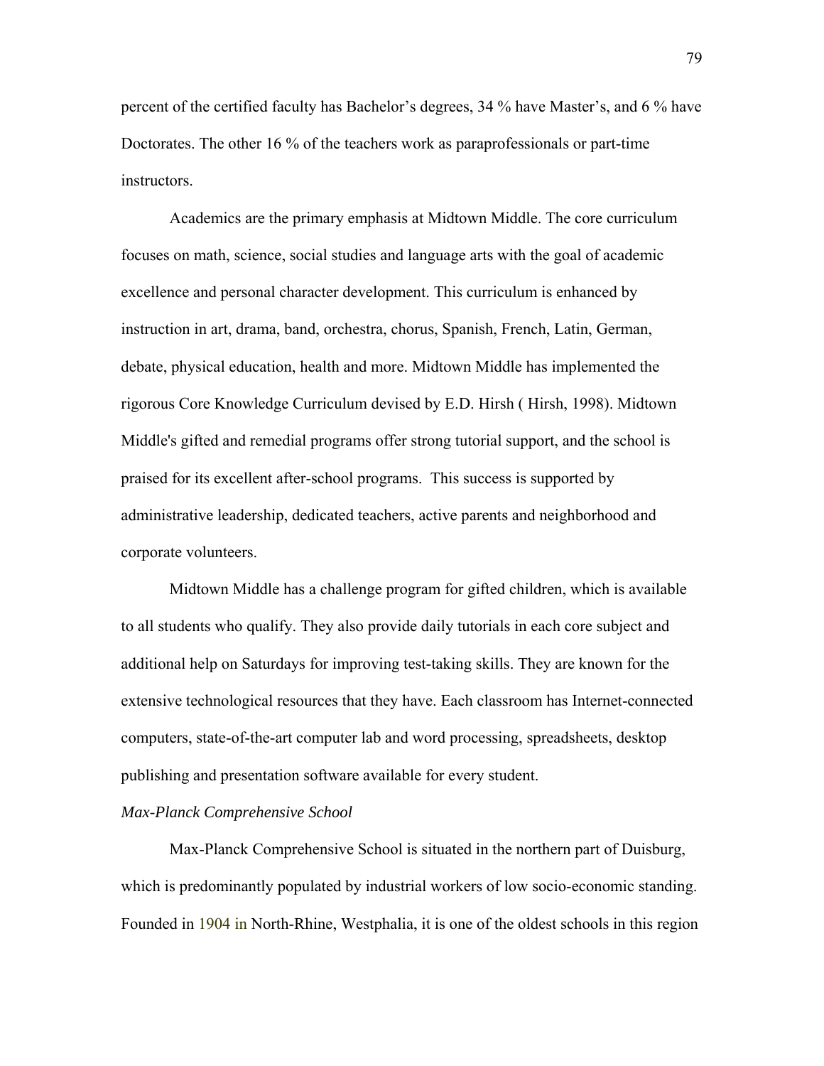percent of the certified faculty has Bachelor's degrees, 34 % have Master's, and 6 % have Doctorates. The other 16 % of the teachers work as paraprofessionals or part-time instructors.

Academics are the primary emphasis at Midtown Middle. The core curriculum focuses on math, science, social studies and language arts with the goal of academic excellence and personal character development. This curriculum is enhanced by instruction in art, drama, band, orchestra, chorus, Spanish, French, Latin, German, debate, physical education, health and more. Midtown Middle has implemented the rigorous Core Knowledge Curriculum devised by E.D. Hirsh ( Hirsh, 1998). Midtown Middle's gifted and remedial programs offer strong tutorial support, and the school is praised for its excellent after-school programs.  This success is supported by administrative leadership, dedicated teachers, active parents and neighborhood and corporate volunteers.

Midtown Middle has a challenge program for gifted children, which is available to all students who qualify. They also provide daily tutorials in each core subject and additional help on Saturdays for improving test-taking skills. They are known for the extensive technological resources that they have. Each classroom has Internet-connected computers, state-of-the-art computer lab and word processing, spreadsheets, desktop publishing and presentation software available for every student.

*Max-Planck Comprehensive School*

Max-Planck Comprehensive School is situated in the northern part of Duisburg, which is predominantly populated by industrial workers of low socio-economic standing. Founded in 1904 in North-Rhine, Westphalia, it is one of the oldest schools in this region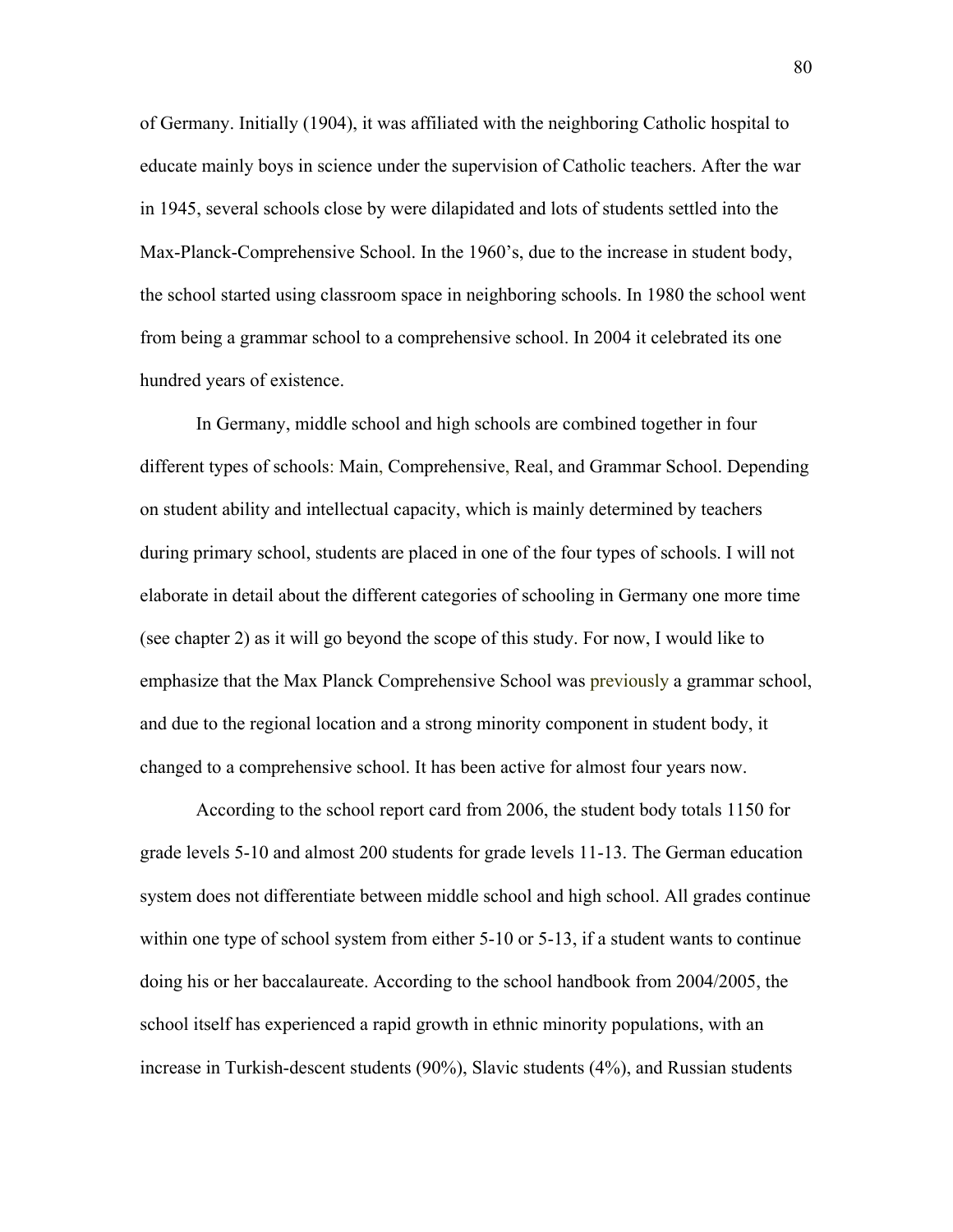of Germany. Initially (1904), it was affiliated with the neighboring Catholic hospital to educate mainly boys in science under the supervision of Catholic teachers. After the war in 1945, several schools close by were dilapidated and lots of students settled into the Max-Planck-Comprehensive School. In the 1960's, due to the increase in student body, the school started using classroom space in neighboring schools. In 1980 the school went from being a grammar school to a comprehensive school. In 2004 it celebrated its one hundred years of existence.

In Germany, middle school and high schools are combined together in four different types of schools: Main, Comprehensive, Real, and Grammar School. Depending on student ability and intellectual capacity, which is mainly determined by teachers during primary school, students are placed in one of the four types of schools. I will not elaborate in detail about the different categories of schooling in Germany one more time (see chapter 2) as it will go beyond the scope of this study. For now, I would like to emphasize that the Max Planck Comprehensive School was previously a grammar school, and due to the regional location and a strong minority component in student body, it changed to a comprehensive school. It has been active for almost four years now.

According to the school report card from 2006, the student body totals 1150 for grade levels 5-10 and almost 200 students for grade levels 11-13. The German education system does not differentiate between middle school and high school. All grades continue within one type of school system from either 5-10 or 5-13, if a student wants to continue doing his or her baccalaureate. According to the school handbook from 2004/2005, the school itself has experienced a rapid growth in ethnic minority populations, with an increase in Turkish-descent students (90%), Slavic students (4%), and Russian students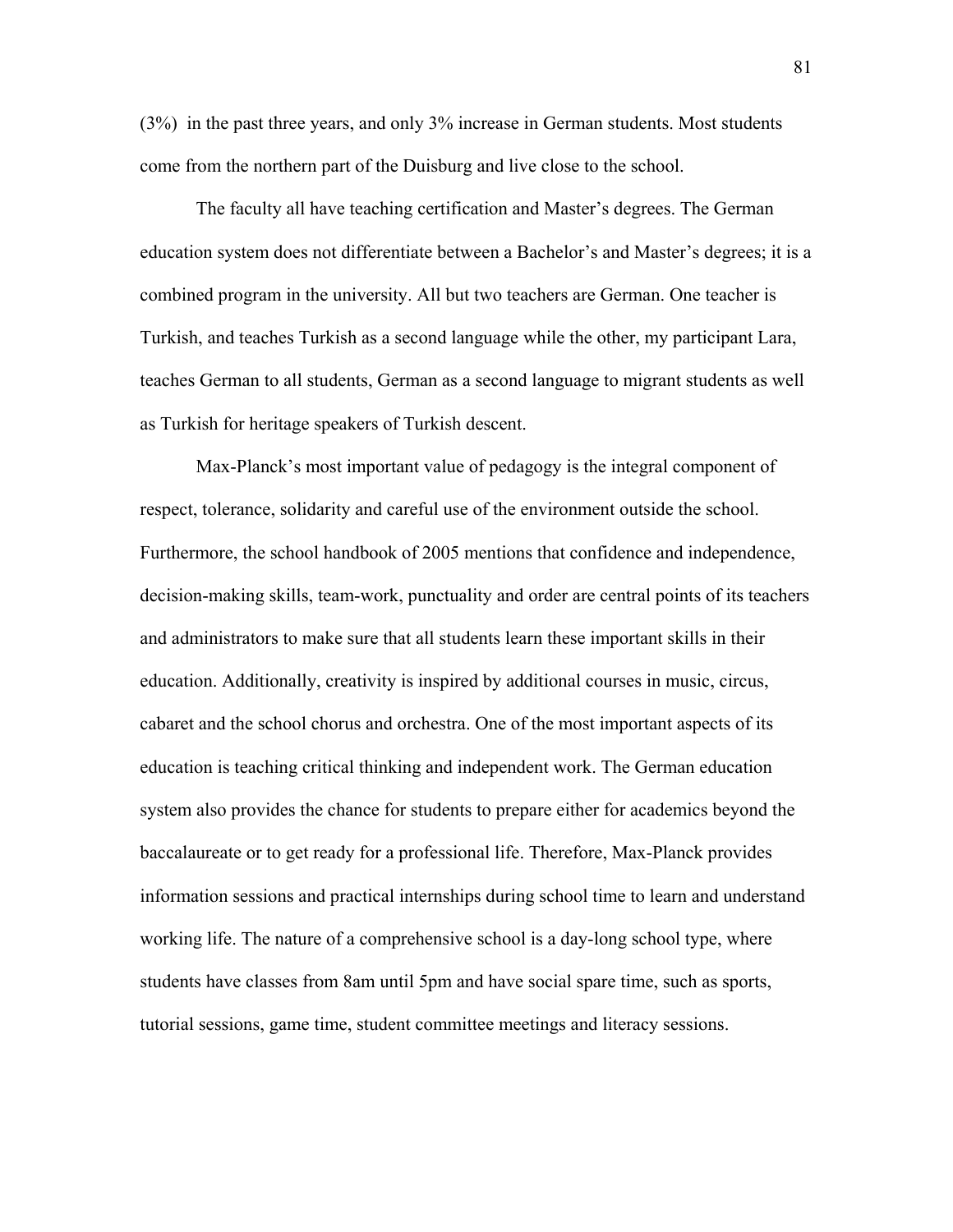(3%)  in the past three years, and only 3% increase in German students. Most students come from the northern part of the Duisburg and live close to the school.

The faculty all have teaching certification and Master's degrees. The German education system does not differentiate between a Bachelor's and Master's degrees; it is a combined program in the university. All but two teachers are German. One teacher is Turkish, and teaches Turkish as a second language while the other, my participant Lara, teaches German to all students, German as a second language to migrant students as well as Turkish for heritage speakers of Turkish descent.

Max-Planck's most important value of pedagogy is the integral component of respect, tolerance, solidarity and careful use of the environment outside the school. Furthermore, the school handbook of 2005 mentions that confidence and independence, decision-making skills, team-work, punctuality and order are central points of its teachers and administrators to make sure that all students learn these important skills in their education. Additionally, creativity is inspired by additional courses in music, circus, cabaret and the school chorus and orchestra. One of the most important aspects of its education is teaching critical thinking and independent work. The German education system also provides the chance for students to prepare either for academics beyond the baccalaureate or to get ready for a professional life. Therefore, Max-Planck provides information sessions and practical internships during school time to learn and understand working life. The nature of a comprehensive school is a day-long school type, where students have classes from 8am until 5pm and have social spare time, such as sports, tutorial sessions, game time, student committee meetings and literacy sessions.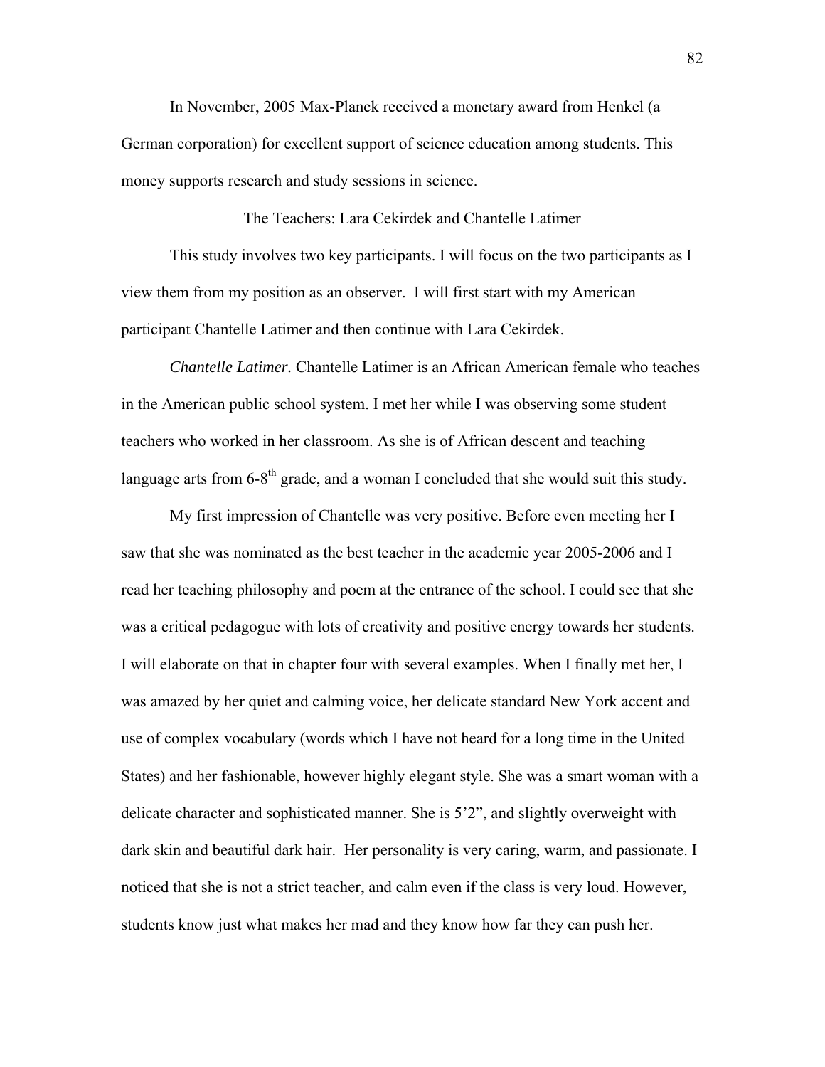In November, 2005 Max-Planck received a monetary award from Henkel (a German corporation) for excellent support of science education among students. This money supports research and study sessions in science.

## The Teachers: Lara Cekirdek and Chantelle Latimer

This study involves two key participants. I will focus on the two participants as I view them from my position as an observer. I will first start with my American participant Chantelle Latimer and then continue with Lara Cekirdek.

*Chantelle Latimer.* Chantelle Latimer is an African American female who teaches in the American public school system. I met her while I was observing some student teachers who worked in her classroom. As she is of African descent and teaching language arts from 6-8th grade, and a woman I concluded that she would suit this study.

My first impression of Chantelle was very positive. Before even meeting her I saw that she was nominated as the best teacher in the academic year 2005-2006 and I read her teaching philosophy and poem at the entrance of the school. I could see that she was a critical pedagogue with lots of creativity and positive energy towards her students. I will elaborate on that in chapter four with several examples. When I finally met her, I was amazed by her quiet and calming voice, her delicate standard New York accent and use of complex vocabulary (words which I have not heard for a long time in the United States) and her fashionable, however highly elegant style. She was a smart woman with a delicate character and sophisticated manner. She is 5'2", and slightly overweight with dark skin and beautiful dark hair. Her personality is very caring, warm, and passionate. I noticed that she is not a strict teacher, and calm even if the class is very loud. However, students know just what makes her mad and they know how far they can push her.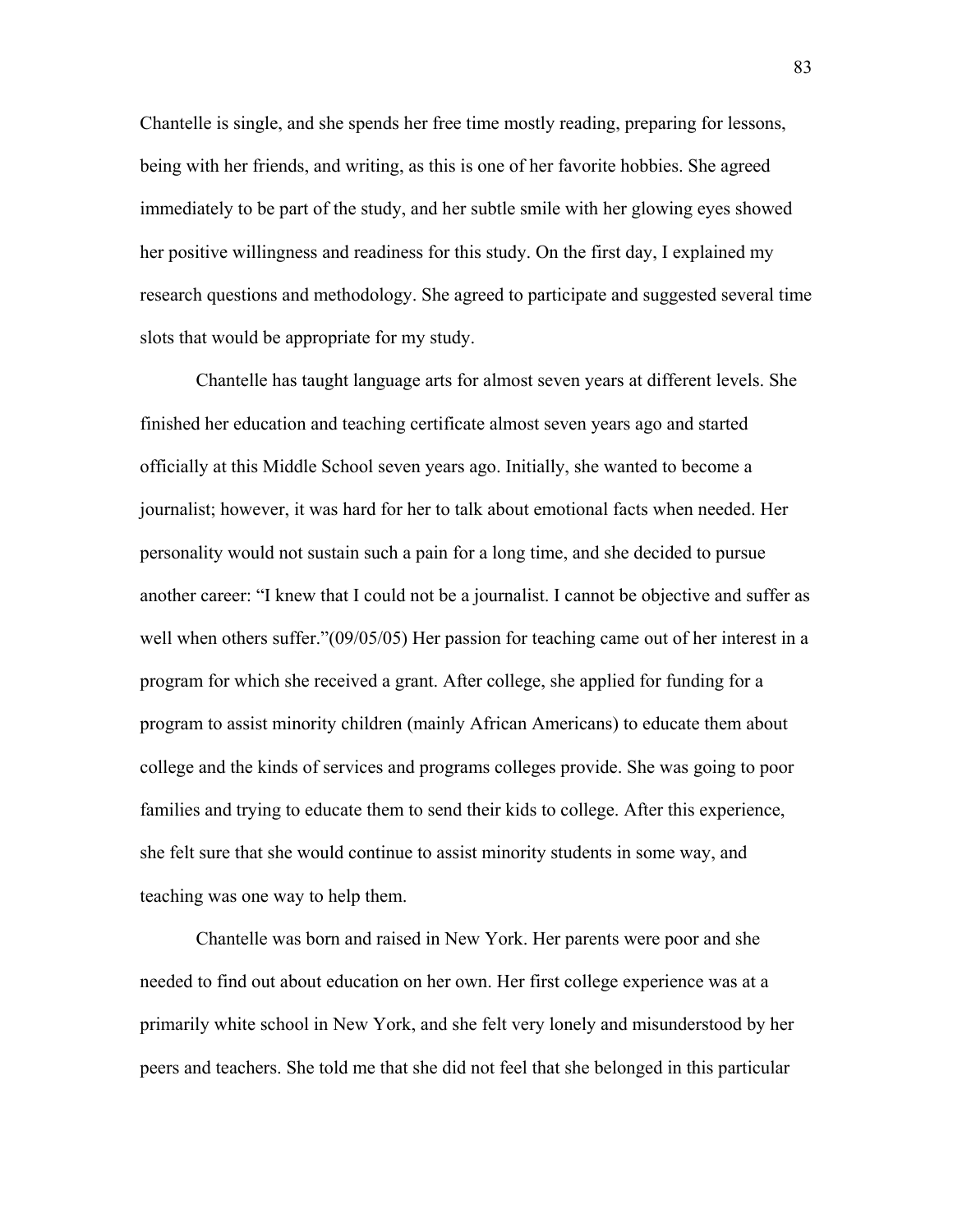Chantelle is single, and she spends her free time mostly reading, preparing for lessons, being with her friends, and writing, as this is one of her favorite hobbies. She agreed immediately to be part of the study, and her subtle smile with her glowing eyes showed her positive willingness and readiness for this study. On the first day, I explained my research questions and methodology. She agreed to participate and suggested several time slots that would be appropriate for my study.

Chantelle has taught language arts for almost seven years at different levels. She finished her education and teaching certificate almost seven years ago and started officially at this Middle School seven years ago. Initially, she wanted to become a journalist; however, it was hard for her to talk about emotional facts when needed. Her personality would not sustain such a pain for a long time, and she decided to pursue another career: "I knew that I could not be a journalist. I cannot be objective and suffer as well when others suffer."(09/05/05) Her passion for teaching came out of her interest in a program for which she received a grant. After college, she applied for funding for a program to assist minority children (mainly African Americans) to educate them about college and the kinds of services and programs colleges provide. She was going to poor families and trying to educate them to send their kids to college. After this experience, she felt sure that she would continue to assist minority students in some way, and teaching was one way to help them.

Chantelle was born and raised in New York. Her parents were poor and she needed to find out about education on her own. Her first college experience was at a primarily white school in New York, and she felt very lonely and misunderstood by her peers and teachers. She told me that she did not feel that she belonged in this particular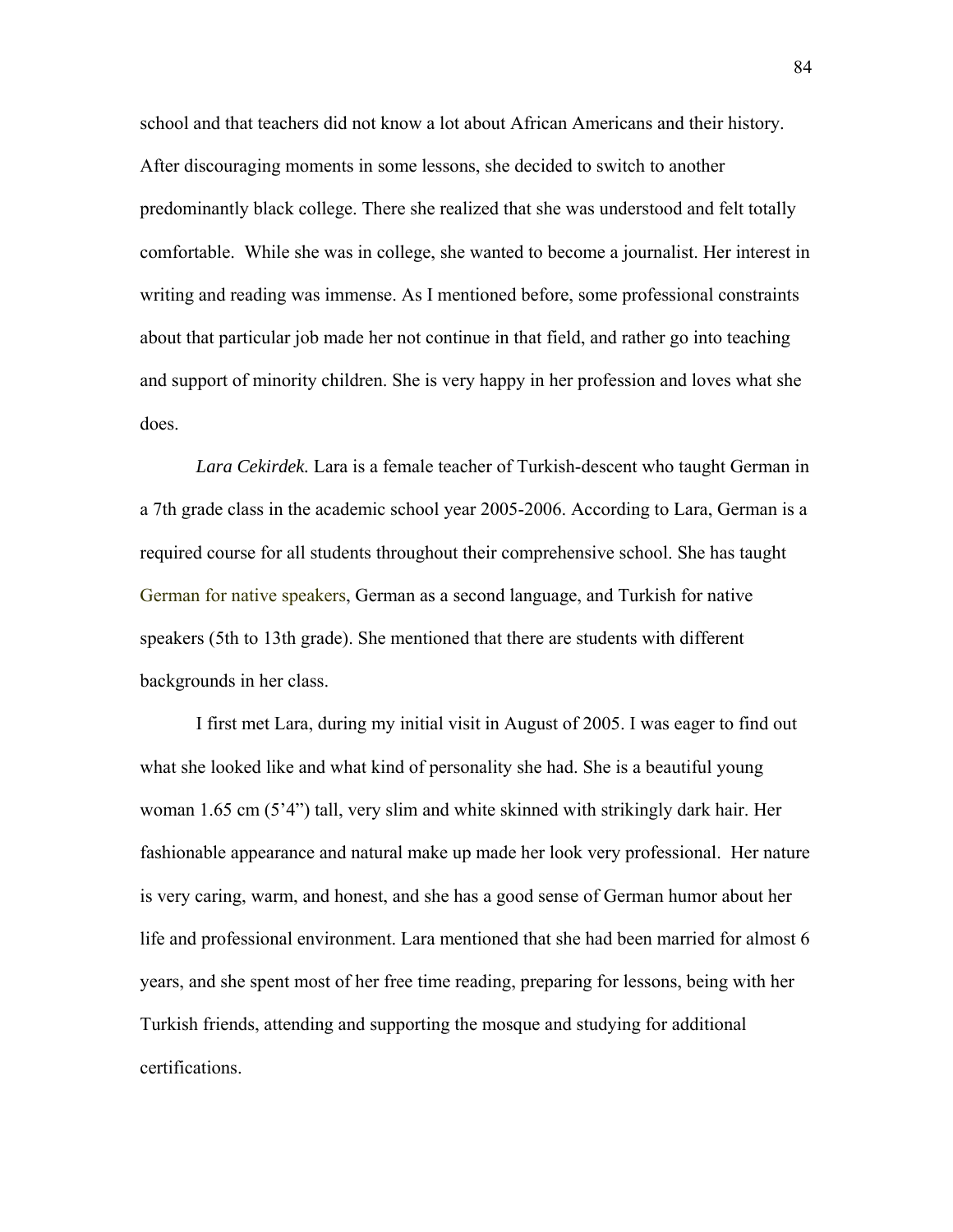school and that teachers did not know a lot about African Americans and their history. After discouraging moments in some lessons, she decided to switch to another predominantly black college. There she realized that she was understood and felt totally comfortable. While she was in college, she wanted to become a journalist. Her interest in writing and reading was immense. As I mentioned before, some professional constraints about that particular job made her not continue in that field, and rather go into teaching and support of minority children. She is very happy in her profession and loves what she does.

*Lara Cekirdek.* Lara is a female teacher of Turkish-descent who taught German in a 7th grade class in the academic school year 2005-2006. According to Lara, German is a required course for all students throughout their comprehensive school. She has taught German for native speakers, German as a second language, and Turkish for native speakers (5th to 13th grade). She mentioned that there are students with different backgrounds in her class.

I first met Lara, during my initial visit in August of 2005. I was eager to find out what she looked like and what kind of personality she had. She is a beautiful young woman 1.65 cm (5'4") tall, very slim and white skinned with strikingly dark hair. Her fashionable appearance and natural make up made her look very professional. Her nature is very caring, warm, and honest, and she has a good sense of German humor about her life and professional environment. Lara mentioned that she had been married for almost 6 years, and she spent most of her free time reading, preparing for lessons, being with her Turkish friends, attending and supporting the mosque and studying for additional certifications.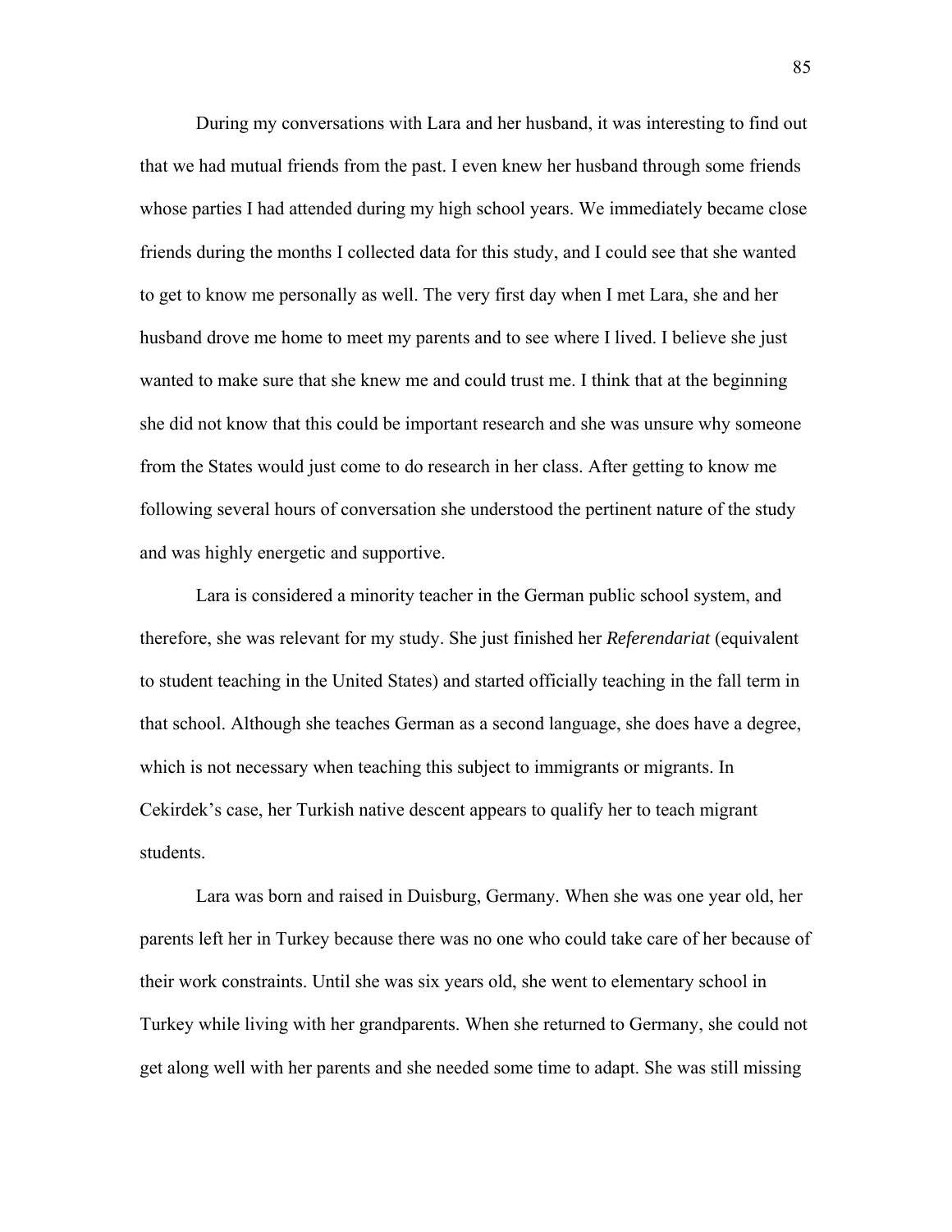During my conversations with Lara and her husband, it was interesting to find out that we had mutual friends from the past. I even knew her husband through some friends whose parties I had attended during my high school years. We immediately became close friends during the months I collected data for this study, and I could see that she wanted to get to know me personally as well. The very first day when I met Lara, she and her husband drove me home to meet my parents and to see where I lived. I believe she just wanted to make sure that she knew me and could trust me. I think that at the beginning she did not know that this could be important research and she was unsure why someone from the States would just come to do research in her class. After getting to know me following several hours of conversation she understood the pertinent nature of the study and was highly energetic and supportive.

Lara is considered a minority teacher in the German public school system, and therefore, she was relevant for my study. She just finished her *Referendariat* (equivalent to student teaching in the United States) and started officially teaching in the fall term in that school. Although she teaches German as a second language, she does have a degree, which is not necessary when teaching this subject to immigrants or migrants. In Cekirdek's case, her Turkish native descent appears to qualify her to teach migrant students.

Lara was born and raised in Duisburg, Germany. When she was one year old, her parents left her in Turkey because there was no one who could take care of her because of their work constraints. Until she was six years old, she went to elementary school in Turkey while living with her grandparents. When she returned to Germany, she could not get along well with her parents and she needed some time to adapt. She was still missing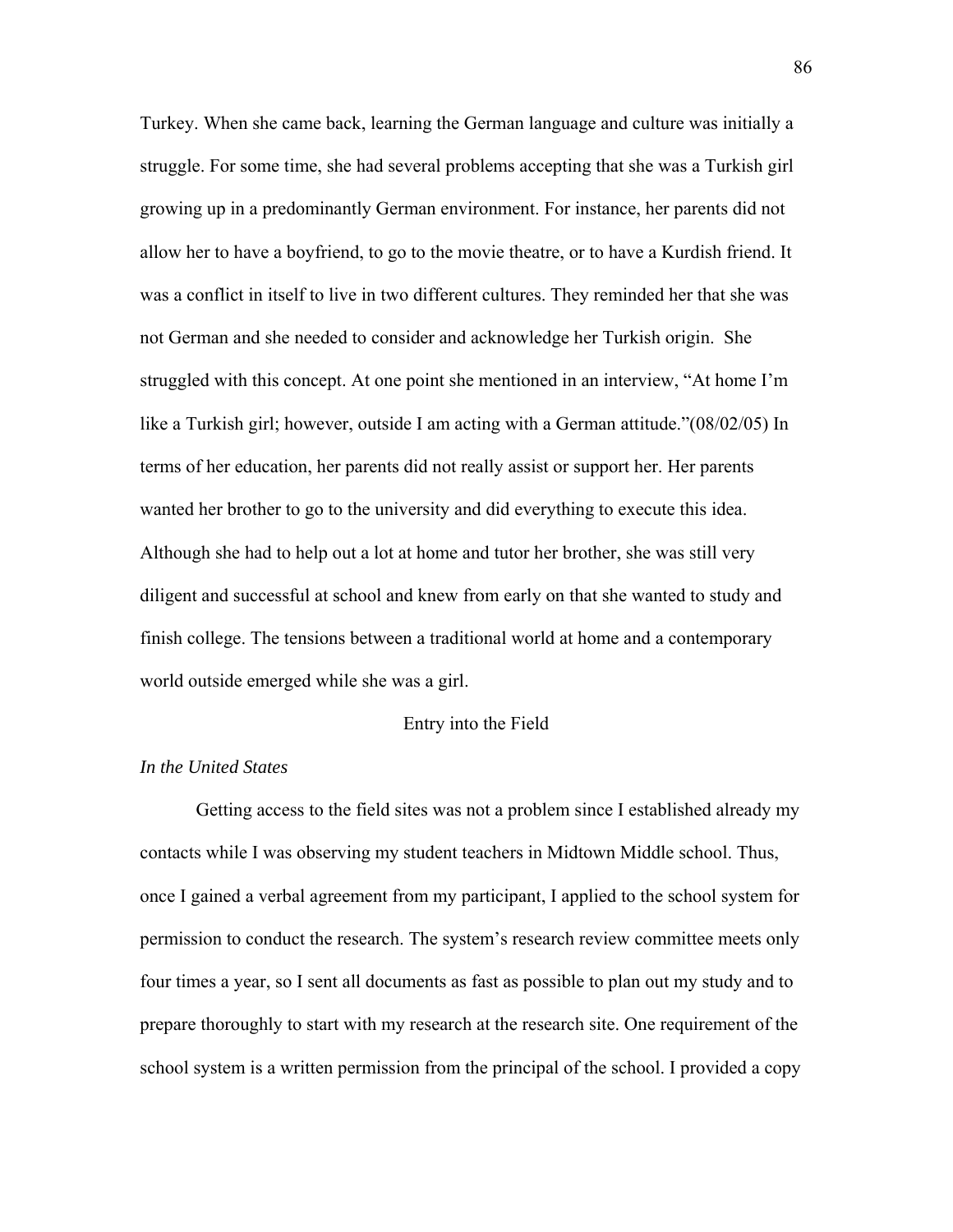Turkey. When she came back, learning the German language and culture was initially a struggle. For some time, she had several problems accepting that she was a Turkish girl growing up in a predominantly German environment. For instance, her parents did not allow her to have a boyfriend, to go to the movie theatre, or to have a Kurdish friend. It was a conflict in itself to live in two different cultures. They reminded her that she was not German and she needed to consider and acknowledge her Turkish origin. She struggled with this concept. At one point she mentioned in an interview, "At home I'm like a Turkish girl; however, outside I am acting with a German attitude."(08/02/05) In terms of her education, her parents did not really assist or support her. Her parents wanted her brother to go to the university and did everything to execute this idea. Although she had to help out a lot at home and tutor her brother, she was still very diligent and successful at school and knew from early on that she wanted to study and finish college. The tensions between a traditional world at home and a contemporary world outside emerged while she was a girl.

## Entry into the Field

### *In the United States*

Getting access to the field sites was not a problem since I established already my contacts while I was observing my student teachers in Midtown Middle school. Thus, once I gained a verbal agreement from my participant, I applied to the school system for permission to conduct the research. The system's research review committee meets only four times a year, so I sent all documents as fast as possible to plan out my study and to prepare thoroughly to start with my research at the research site. One requirement of the school system is a written permission from the principal of the school. I provided a copy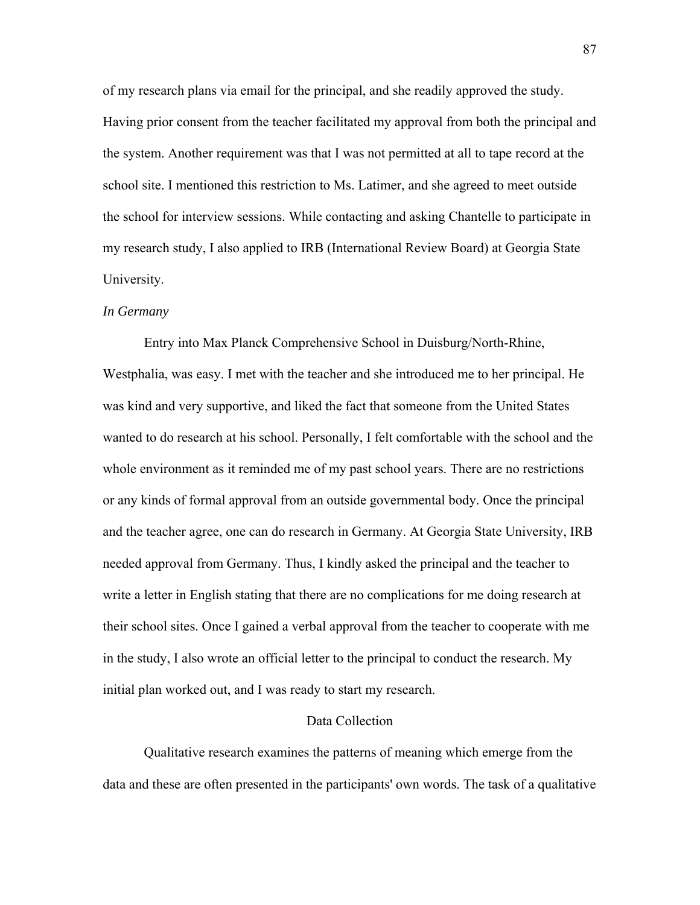of my research plans via email for the principal, and she readily approved the study. Having prior consent from the teacher facilitated my approval from both the principal and the system. Another requirement was that I was not permitted at all to tape record at the school site. I mentioned this restriction to Ms. Latimer, and she agreed to meet outside the school for interview sessions. While contacting and asking Chantelle to participate in my research study, I also applied to IRB (International Review Board) at Georgia State University.

*In Germany*

Entry into Max Planck Comprehensive School in Duisburg/North-Rhine, Westphalia, was easy. I met with the teacher and she introduced me to her principal. He was kind and very supportive, and liked the fact that someone from the United States wanted to do research at his school. Personally, I felt comfortable with the school and the whole environment as it reminded me of my past school years. There are no restrictions or any kinds of formal approval from an outside governmental body. Once the principal and the teacher agree, one can do research in Germany. At Georgia State University, IRB needed approval from Germany. Thus, I kindly asked the principal and the teacher to write a letter in English stating that there are no complications for me doing research at their school sites. Once I gained a verbal approval from the teacher to cooperate with me in the study, I also wrote an official letter to the principal to conduct the research. My initial plan worked out, and I was ready to start my research.

## Data Collection

Qualitative research examines the patterns of meaning which emerge from the data and these are often presented in the participants' own words. The task of a qualitative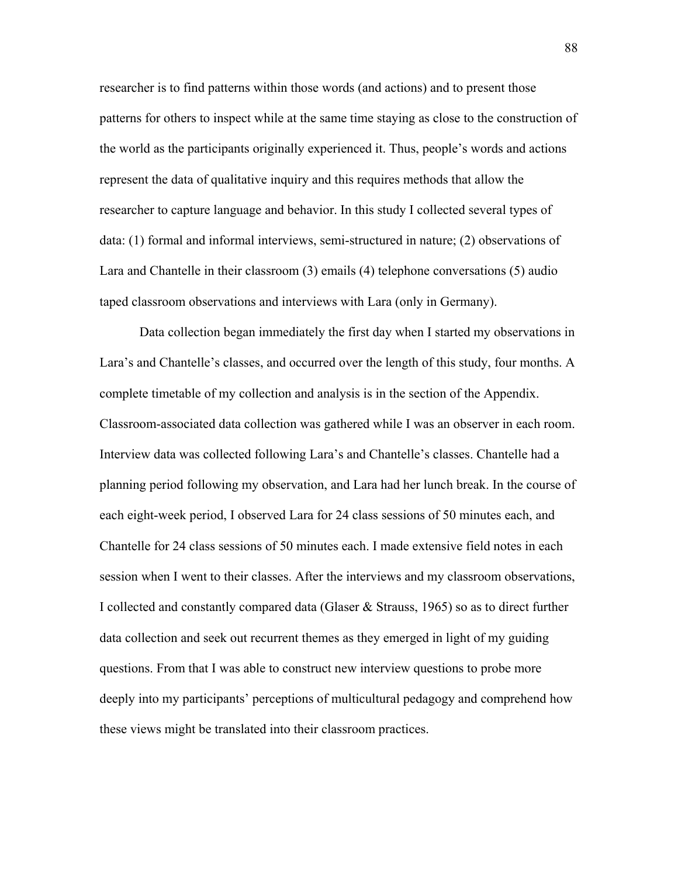researcher is to find patterns within those words (and actions) and to present those patterns for others to inspect while at the same time staying as close to the construction of the world as the participants originally experienced it. Thus, people's words and actions represent the data of qualitative inquiry and this requires methods that allow the researcher to capture language and behavior. In this study I collected several types of data: (1) formal and informal interviews, semi-structured in nature; (2) observations of Lara and Chantelle in their classroom (3) emails (4) telephone conversations (5) audio taped classroom observations and interviews with Lara (only in Germany).

Data collection began immediately the first day when I started my observations in Lara's and Chantelle's classes, and occurred over the length of this study, four months. A complete timetable of my collection and analysis is in the section of the Appendix. Classroom-associated data collection was gathered while I was an observer in each room. Interview data was collected following Lara's and Chantelle's classes. Chantelle had a planning period following my observation, and Lara had her lunch break. In the course of each eight-week period, I observed Lara for 24 class sessions of 50 minutes each, and Chantelle for 24 class sessions of 50 minutes each. I made extensive field notes in each session when I went to their classes. After the interviews and my classroom observations, I collected and constantly compared data (Glaser & Strauss, 1965) so as to direct further data collection and seek out recurrent themes as they emerged in light of my guiding questions. From that I was able to construct new interview questions to probe more deeply into my participants' perceptions of multicultural pedagogy and comprehend how these views might be translated into their classroom practices.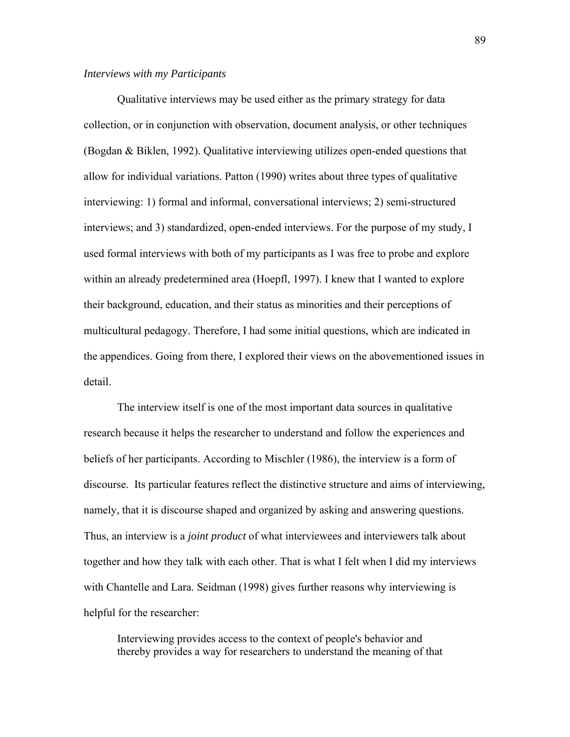*Interviews with my Participants*

Qualitative interviews may be used either as the primary strategy for data collection, or in conjunction with observation, document analysis, or other techniques (Bogdan & Biklen, 1992). Qualitative interviewing utilizes open-ended questions that allow for individual variations. Patton (1990) writes about three types of qualitative interviewing: 1) formal and informal, conversational interviews; 2) semi-structured interviews; and 3) standardized, open-ended interviews. For the purpose of my study, I used formal interviews with both of my participants as I was free to probe and explore within an already predetermined area (Hoepfl, 1997). I knew that I wanted to explore their background, education, and their status as minorities and their perceptions of multicultural pedagogy. Therefore, I had some initial questions, which are indicated in the appendices. Going from there, I explored their views on the abovementioned issues in detail.

The interview itself is one of the most important data sources in qualitative research because it helps the researcher to understand and follow the experiences and beliefs of her participants. According to Mischler (1986), the interview is a form of discourse. Its particular features reflect the distinctive structure and aims of interviewing, namely, that it is discourse shaped and organized by asking and answering questions. Thus, an interview is a *joint product* of what interviewees and interviewers talk about together and how they talk with each other. That is what I felt when I did my interviews with Chantelle and Lara. Seidman (1998) gives further reasons why interviewing is helpful for the researcher:

> Interviewing provides access to the context of people's behavior and thereby provides a way for researchers to understand the meaning of that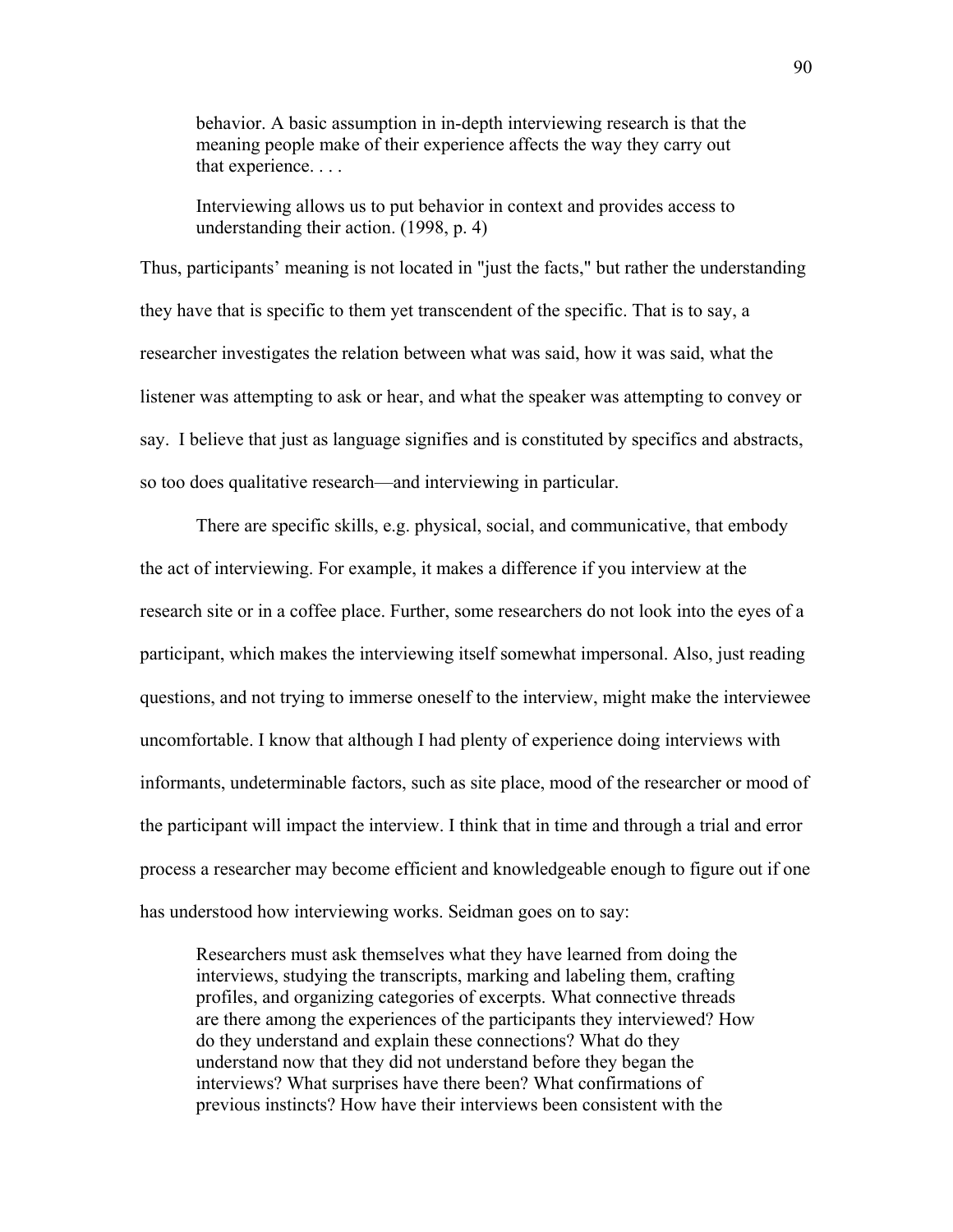> behavior. A basic assumption in in-depth interviewing research is that the meaning people make of their experience affects the way they carry out that experience. . . .
>
> Interviewing allows us to put behavior in context and provides access to understanding their action. (1998, p. 4)

Thus, participants' meaning is not located in "just the facts," but rather the understanding they have that is specific to them yet transcendent of the specific. That is to say, a researcher investigates the relation between what was said, how it was said, what the listener was attempting to ask or hear, and what the speaker was attempting to convey or say. I believe that just as language signifies and is constituted by specifics and abstracts, so too does qualitative research—and interviewing in particular.

There are specific skills, e.g. physical, social, and communicative, that embody the act of interviewing. For example, it makes a difference if you interview at the research site or in a coffee place. Further, some researchers do not look into the eyes of a participant, which makes the interviewing itself somewhat impersonal. Also, just reading questions, and not trying to immerse oneself to the interview, might make the interviewee uncomfortable. I know that although I had plenty of experience doing interviews with informants, undeterminable factors, such as site place, mood of the researcher or mood of the participant will impact the interview. I think that in time and through a trial and error process a researcher may become efficient and knowledgeable enough to figure out if one has understood how interviewing works. Seidman goes on to say:

> Researchers must ask themselves what they have learned from doing the interviews, studying the transcripts, marking and labeling them, crafting profiles, and organizing categories of excerpts. What connective threads are there among the experiences of the participants they interviewed? How do they understand and explain these connections? What do they understand now that they did not understand before they began the interviews? What surprises have there been? What confirmations of previous instincts? How have their interviews been consistent with the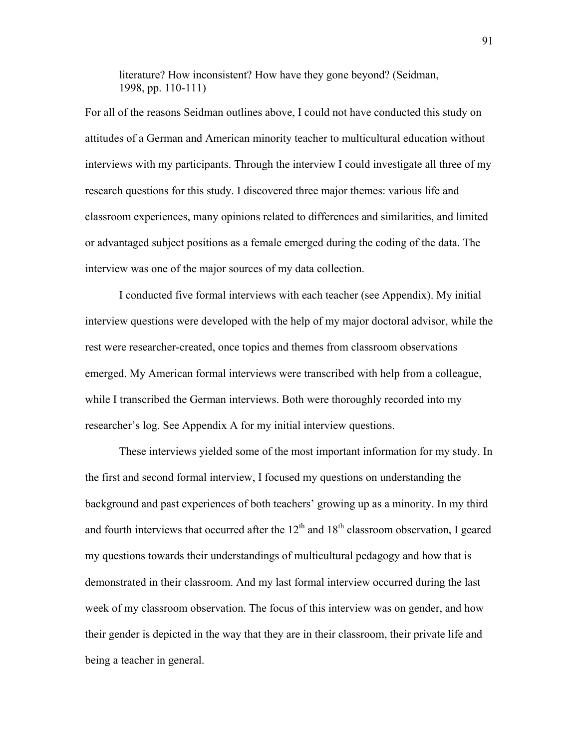> literature? How inconsistent? How have they gone beyond? (Seidman, 1998, pp. 110-111)

For all of the reasons Seidman outlines above, I could not have conducted this study on attitudes of a German and American minority teacher to multicultural education without interviews with my participants. Through the interview I could investigate all three of my research questions for this study. I discovered three major themes: various life and classroom experiences, many opinions related to differences and similarities, and limited or advantaged subject positions as a female emerged during the coding of the data. The interview was one of the major sources of my data collection.

I conducted five formal interviews with each teacher (see Appendix). My initial interview questions were developed with the help of my major doctoral advisor, while the rest were researcher-created, once topics and themes from classroom observations emerged. My American formal interviews were transcribed with help from a colleague, while I transcribed the German interviews. Both were thoroughly recorded into my researcher's log. See Appendix A for my initial interview questions.

These interviews yielded some of the most important information for my study. In the first and second formal interview, I focused my questions on understanding the background and past experiences of both teachers' growing up as a minority. In my third and fourth interviews that occurred after the 12th and 18th classroom observation, I geared my questions towards their understandings of multicultural pedagogy and how that is demonstrated in their classroom. And my last formal interview occurred during the last week of my classroom observation. The focus of this interview was on gender, and how their gender is depicted in the way that they are in their classroom, their private life and being a teacher in general.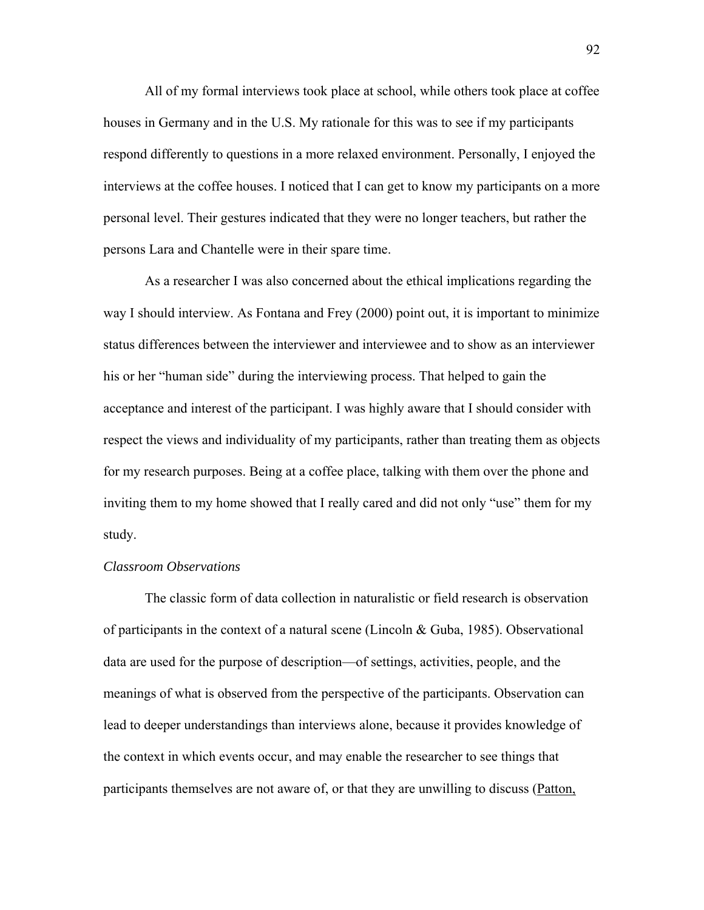All of my formal interviews took place at school, while others took place at coffee houses in Germany and in the U.S. My rationale for this was to see if my participants respond differently to questions in a more relaxed environment. Personally, I enjoyed the interviews at the coffee houses. I noticed that I can get to know my participants on a more personal level. Their gestures indicated that they were no longer teachers, but rather the persons Lara and Chantelle were in their spare time.

As a researcher I was also concerned about the ethical implications regarding the way I should interview. As Fontana and Frey (2000) point out, it is important to minimize status differences between the interviewer and interviewee and to show as an interviewer his or her "human side" during the interviewing process. That helped to gain the acceptance and interest of the participant. I was highly aware that I should consider with respect the views and individuality of my participants, rather than treating them as objects for my research purposes. Being at a coffee place, talking with them over the phone and inviting them to my home showed that I really cared and did not only "use" them for my study.

*Classroom Observations*

The classic form of data collection in naturalistic or field research is observation of participants in the context of a natural scene (Lincoln & Guba, 1985). Observational data are used for the purpose of description—of settings, activities, people, and the meanings of what is observed from the perspective of the participants. Observation can lead to deeper understandings than interviews alone, because it provides knowledge of the context in which events occur, and may enable the researcher to see things that participants themselves are not aware of, or that they are unwilling to discuss (Patton,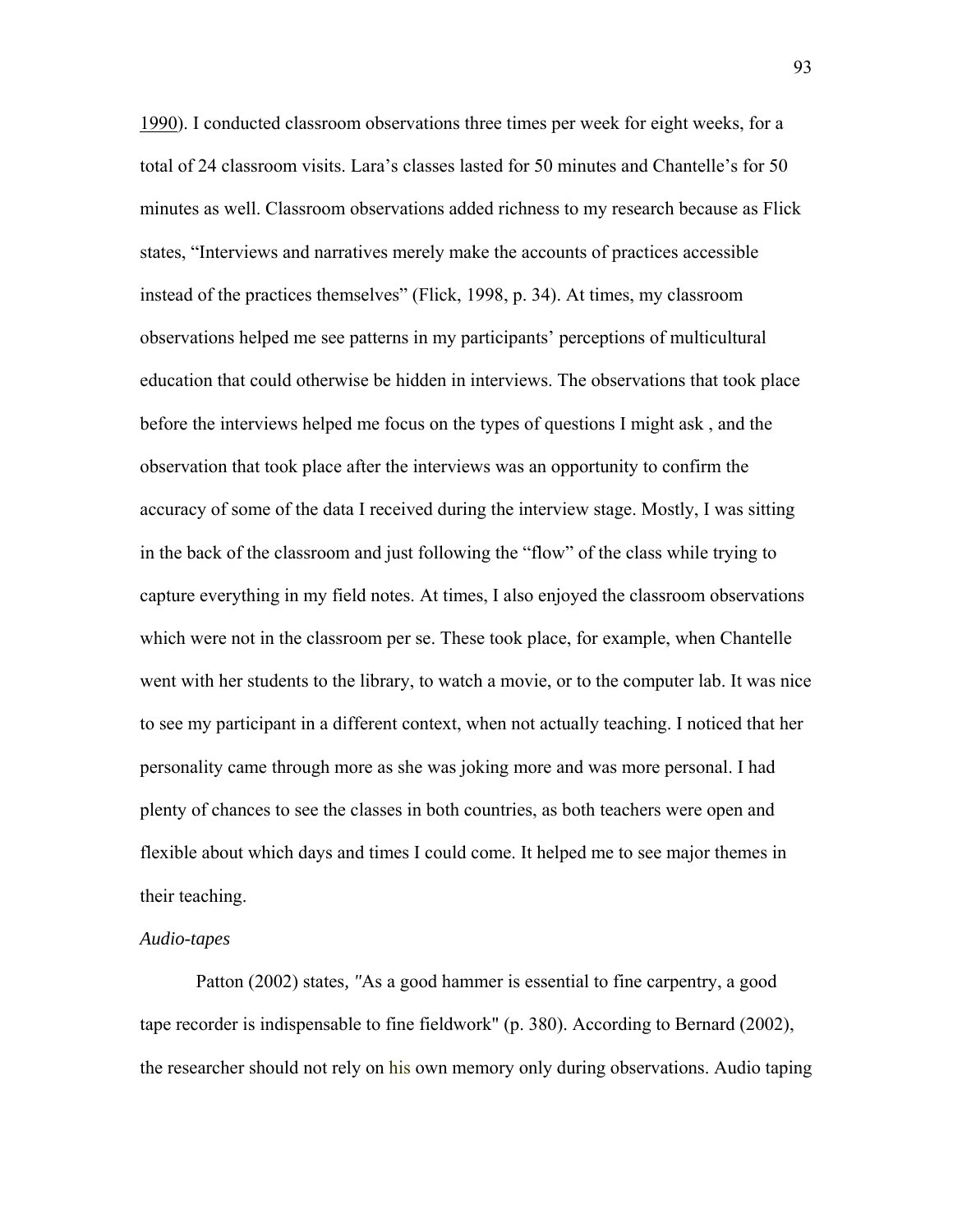1990). I conducted classroom observations three times per week for eight weeks, for a total of 24 classroom visits. Lara's classes lasted for 50 minutes and Chantelle's for 50 minutes as well. Classroom observations added richness to my research because as Flick states, "Interviews and narratives merely make the accounts of practices accessible instead of the practices themselves" (Flick, 1998, p. 34). At times, my classroom observations helped me see patterns in my participants' perceptions of multicultural education that could otherwise be hidden in interviews. The observations that took place before the interviews helped me focus on the types of questions I might ask , and the observation that took place after the interviews was an opportunity to confirm the accuracy of some of the data I received during the interview stage. Mostly, I was sitting in the back of the classroom and just following the "flow" of the class while trying to capture everything in my field notes. At times, I also enjoyed the classroom observations which were not in the classroom per se. These took place, for example, when Chantelle went with her students to the library, to watch a movie, or to the computer lab. It was nice to see my participant in a different context, when not actually teaching. I noticed that her personality came through more as she was joking more and was more personal. I had plenty of chances to see the classes in both countries, as both teachers were open and flexible about which days and times I could come. It helped me to see major themes in their teaching.

*Audio-tapes*

Patton (2002) states, "As a good hammer is essential to fine carpentry, a good tape recorder is indispensable to fine fieldwork" (p. 380). According to Bernard (2002), the researcher should not rely on his own memory only during observations. Audio taping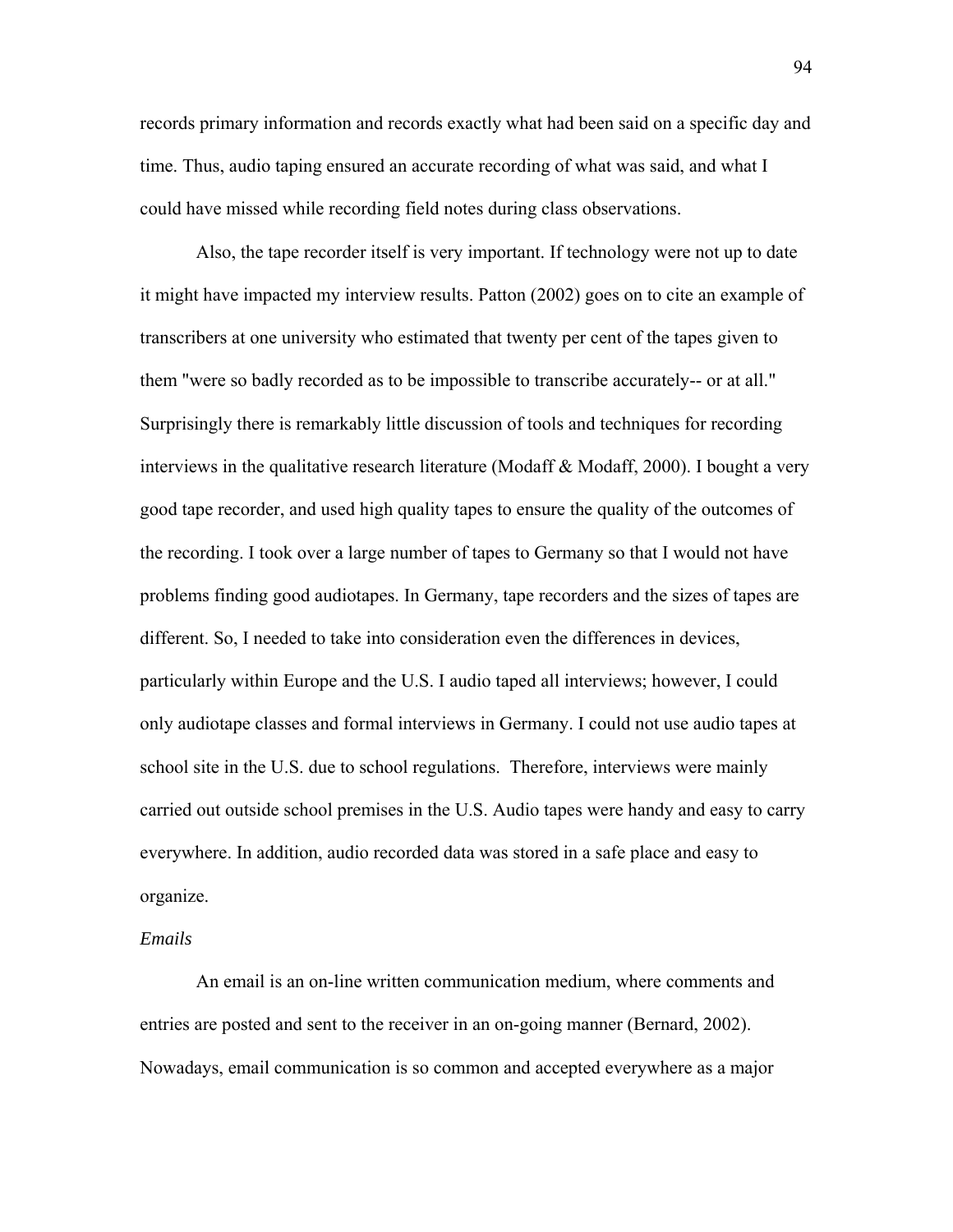records primary information and records exactly what had been said on a specific day and time. Thus, audio taping ensured an accurate recording of what was said, and what I could have missed while recording field notes during class observations.

Also, the tape recorder itself is very important. If technology were not up to date it might have impacted my interview results. Patton (2002) goes on to cite an example of transcribers at one university who estimated that twenty per cent of the tapes given to them "were so badly recorded as to be impossible to transcribe accurately-- or at all." Surprisingly there is remarkably little discussion of tools and techniques for recording interviews in the qualitative research literature (Modaff & Modaff, 2000). I bought a very good tape recorder, and used high quality tapes to ensure the quality of the outcomes of the recording. I took over a large number of tapes to Germany so that I would not have problems finding good audiotapes. In Germany, tape recorders and the sizes of tapes are different. So, I needed to take into consideration even the differences in devices, particularly within Europe and the U.S. I audio taped all interviews; however, I could only audiotape classes and formal interviews in Germany. I could not use audio tapes at school site in the U.S. due to school regulations. Therefore, interviews were mainly carried out outside school premises in the U.S. Audio tapes were handy and easy to carry everywhere. In addition, audio recorded data was stored in a safe place and easy to organize.

*Emails*

An email is an on-line written communication medium, where comments and entries are posted and sent to the receiver in an on-going manner (Bernard, 2002). Nowadays, email communication is so common and accepted everywhere as a major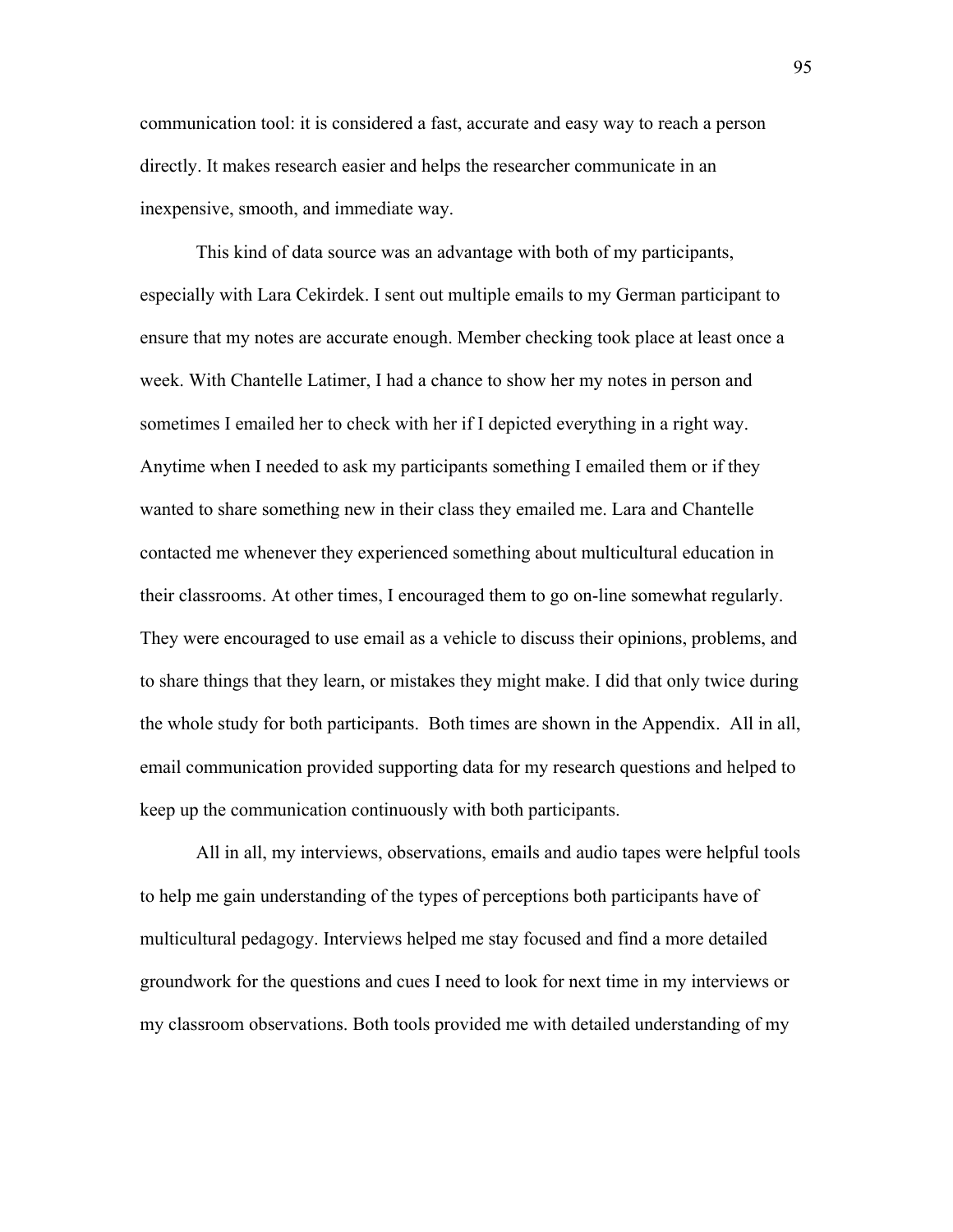communication tool: it is considered a fast, accurate and easy way to reach a person directly. It makes research easier and helps the researcher communicate in an inexpensive, smooth, and immediate way.

This kind of data source was an advantage with both of my participants, especially with Lara Cekirdek. I sent out multiple emails to my German participant to ensure that my notes are accurate enough. Member checking took place at least once a week. With Chantelle Latimer, I had a chance to show her my notes in person and sometimes I emailed her to check with her if I depicted everything in a right way. Anytime when I needed to ask my participants something I emailed them or if they wanted to share something new in their class they emailed me. Lara and Chantelle contacted me whenever they experienced something about multicultural education in their classrooms. At other times, I encouraged them to go on-line somewhat regularly. They were encouraged to use email as a vehicle to discuss their opinions, problems, and to share things that they learn, or mistakes they might make. I did that only twice during the whole study for both participants. Both times are shown in the Appendix. All in all, email communication provided supporting data for my research questions and helped to keep up the communication continuously with both participants.

All in all, my interviews, observations, emails and audio tapes were helpful tools to help me gain understanding of the types of perceptions both participants have of multicultural pedagogy. Interviews helped me stay focused and find a more detailed groundwork for the questions and cues I need to look for next time in my interviews or my classroom observations. Both tools provided me with detailed understanding of my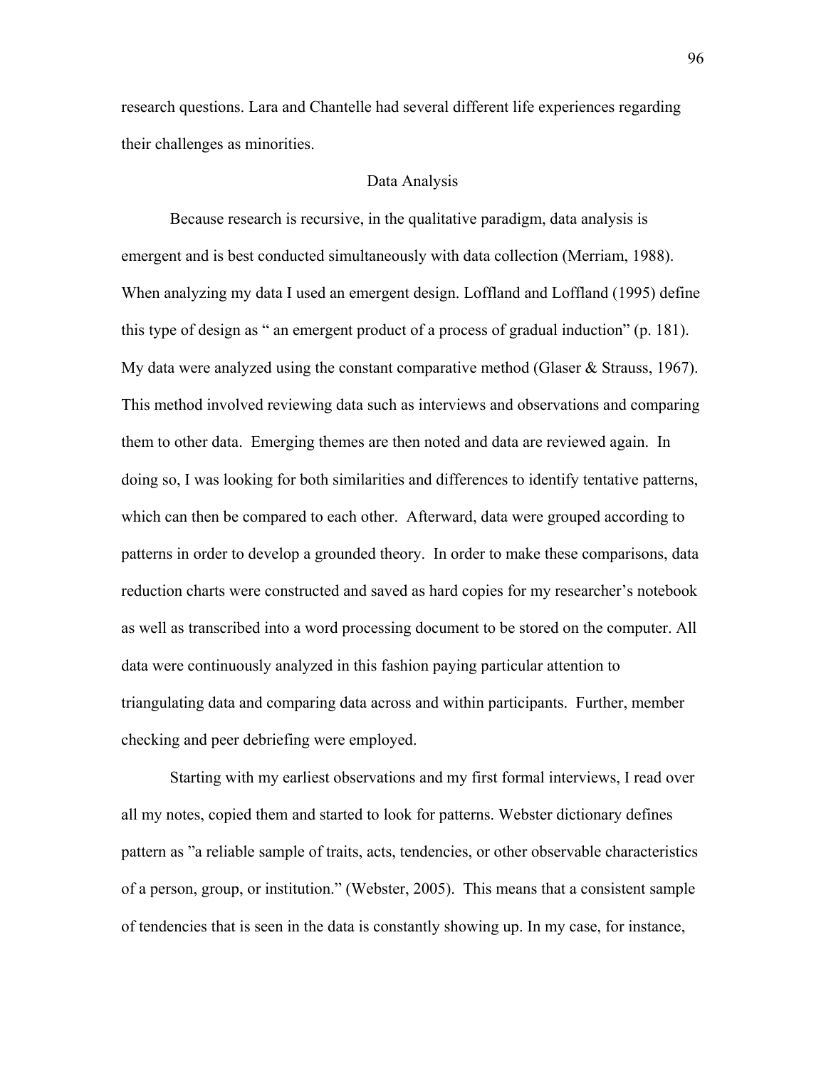research questions. Lara and Chantelle had several different life experiences regarding their challenges as minorities.

## Data Analysis

Because research is recursive, in the qualitative paradigm, data analysis is emergent and is best conducted simultaneously with data collection (Merriam, 1988). When analyzing my data I used an emergent design. Loffland and Loffland (1995) define this type of design as " an emergent product of a process of gradual induction" (p. 181). My data were analyzed using the constant comparative method (Glaser & Strauss, 1967). This method involved reviewing data such as interviews and observations and comparing them to other data. Emerging themes are then noted and data are reviewed again. In doing so, I was looking for both similarities and differences to identify tentative patterns, which can then be compared to each other. Afterward, data were grouped according to patterns in order to develop a grounded theory. In order to make these comparisons, data reduction charts were constructed and saved as hard copies for my researcher's notebook as well as transcribed into a word processing document to be stored on the computer. All data were continuously analyzed in this fashion paying particular attention to triangulating data and comparing data across and within participants. Further, member checking and peer debriefing were employed.

Starting with my earliest observations and my first formal interviews, I read over all my notes, copied them and started to look for patterns. Webster dictionary defines pattern as "a reliable sample of traits, acts, tendencies, or other observable characteristics of a person, group, or institution." (Webster, 2005). This means that a consistent sample of tendencies that is seen in the data is constantly showing up. In my case, for instance,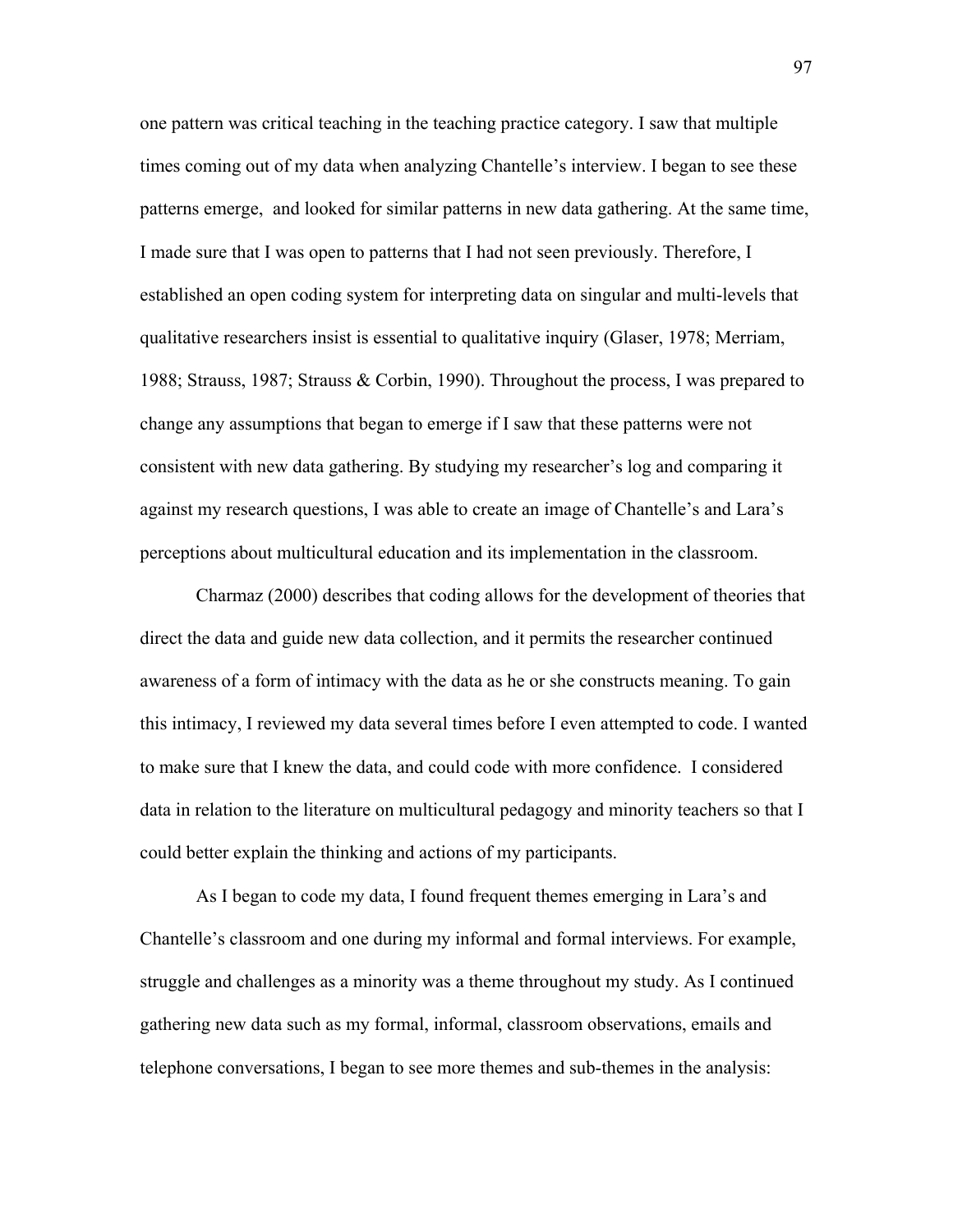one pattern was critical teaching in the teaching practice category. I saw that multiple times coming out of my data when analyzing Chantelle's interview. I began to see these patterns emerge,  and looked for similar patterns in new data gathering. At the same time, I made sure that I was open to patterns that I had not seen previously. Therefore, I established an open coding system for interpreting data on singular and multi-levels that qualitative researchers insist is essential to qualitative inquiry (Glaser, 1978; Merriam, 1988; Strauss, 1987; Strauss & Corbin, 1990). Throughout the process, I was prepared to change any assumptions that began to emerge if I saw that these patterns were not consistent with new data gathering. By studying my researcher's log and comparing it against my research questions, I was able to create an image of Chantelle's and Lara's perceptions about multicultural education and its implementation in the classroom.

Charmaz (2000) describes that coding allows for the development of theories that direct the data and guide new data collection, and it permits the researcher continued awareness of a form of intimacy with the data as he or she constructs meaning. To gain this intimacy, I reviewed my data several times before I even attempted to code. I wanted to make sure that I knew the data, and could code with more confidence.  I considered data in relation to the literature on multicultural pedagogy and minority teachers so that I could better explain the thinking and actions of my participants.

As I began to code my data, I found frequent themes emerging in Lara's and Chantelle's classroom and one during my informal and formal interviews. For example, struggle and challenges as a minority was a theme throughout my study. As I continued gathering new data such as my formal, informal, classroom observations, emails and telephone conversations, I began to see more themes and sub-themes in the analysis: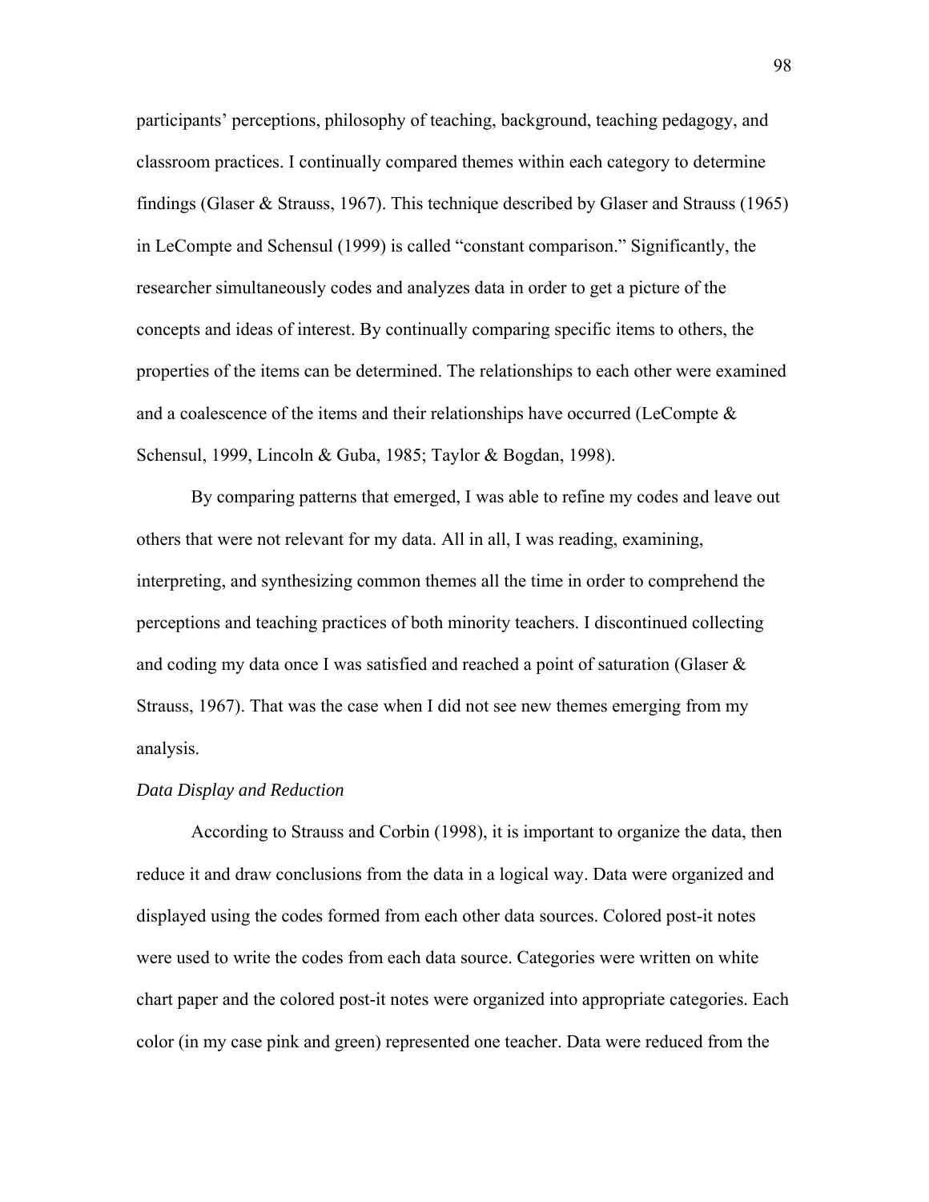participants' perceptions, philosophy of teaching, background, teaching pedagogy, and classroom practices. I continually compared themes within each category to determine findings (Glaser & Strauss, 1967). This technique described by Glaser and Strauss (1965) in LeCompte and Schensul (1999) is called "constant comparison." Significantly, the researcher simultaneously codes and analyzes data in order to get a picture of the concepts and ideas of interest. By continually comparing specific items to others, the properties of the items can be determined. The relationships to each other were examined and a coalescence of the items and their relationships have occurred (LeCompte & Schensul, 1999, Lincoln & Guba, 1985; Taylor & Bogdan, 1998).

By comparing patterns that emerged, I was able to refine my codes and leave out others that were not relevant for my data. All in all, I was reading, examining, interpreting, and synthesizing common themes all the time in order to comprehend the perceptions and teaching practices of both minority teachers. I discontinued collecting and coding my data once I was satisfied and reached a point of saturation (Glaser & Strauss, 1967). That was the case when I did not see new themes emerging from my analysis.

*Data Display and Reduction*

According to Strauss and Corbin (1998), it is important to organize the data, then reduce it and draw conclusions from the data in a logical way. Data were organized and displayed using the codes formed from each other data sources. Colored post-it notes were used to write the codes from each data source. Categories were written on white chart paper and the colored post-it notes were organized into appropriate categories. Each color (in my case pink and green) represented one teacher. Data were reduced from the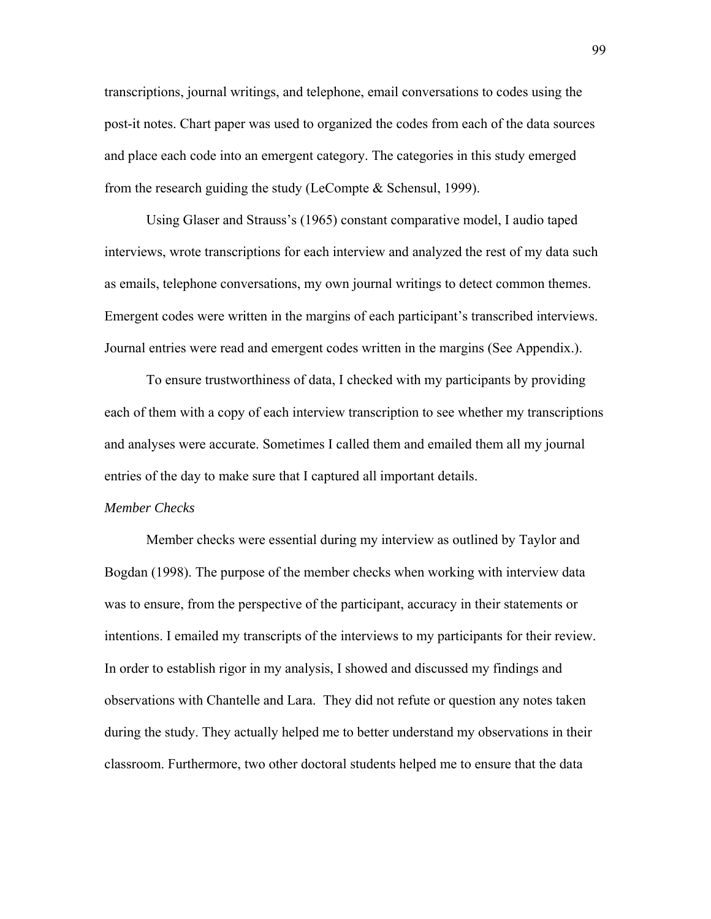transcriptions, journal writings, and telephone, email conversations to codes using the post-it notes. Chart paper was used to organized the codes from each of the data sources and place each code into an emergent category. The categories in this study emerged from the research guiding the study (LeCompte & Schensul, 1999).

Using Glaser and Strauss's (1965) constant comparative model, I audio taped interviews, wrote transcriptions for each interview and analyzed the rest of my data such as emails, telephone conversations, my own journal writings to detect common themes. Emergent codes were written in the margins of each participant's transcribed interviews. Journal entries were read and emergent codes written in the margins (See Appendix.).

To ensure trustworthiness of data, I checked with my participants by providing each of them with a copy of each interview transcription to see whether my transcriptions and analyses were accurate. Sometimes I called them and emailed them all my journal entries of the day to make sure that I captured all important details.

*Member Checks*

Member checks were essential during my interview as outlined by Taylor and Bogdan (1998). The purpose of the member checks when working with interview data was to ensure, from the perspective of the participant, accuracy in their statements or intentions. I emailed my transcripts of the interviews to my participants for their review. In order to establish rigor in my analysis, I showed and discussed my findings and observations with Chantelle and Lara.  They did not refute or question any notes taken during the study. They actually helped me to better understand my observations in their classroom. Furthermore, two other doctoral students helped me to ensure that the data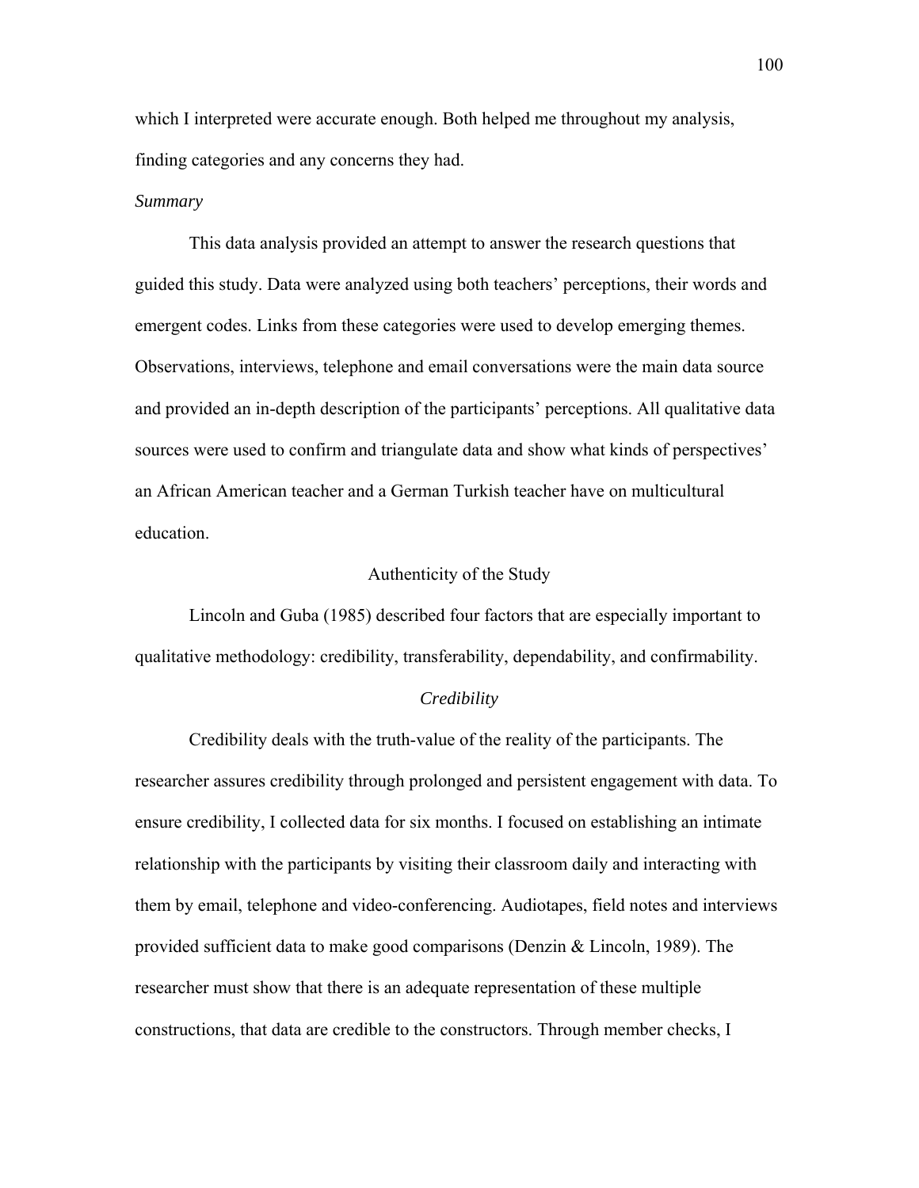which I interpreted were accurate enough. Both helped me throughout my analysis, finding categories and any concerns they had.

*Summary*

This data analysis provided an attempt to answer the research questions that guided this study. Data were analyzed using both teachers' perceptions, their words and emergent codes. Links from these categories were used to develop emerging themes. Observations, interviews, telephone and email conversations were the main data source and provided an in-depth description of the participants' perceptions. All qualitative data sources were used to confirm and triangulate data and show what kinds of perspectives' an African American teacher and a German Turkish teacher have on multicultural education.

## Authenticity of the Study

Lincoln and Guba (1985) described four factors that are especially important to qualitative methodology: credibility, transferability, dependability, and confirmability.

### *Credibility*

Credibility deals with the truth-value of the reality of the participants. The researcher assures credibility through prolonged and persistent engagement with data. To ensure credibility, I collected data for six months. I focused on establishing an intimate relationship with the participants by visiting their classroom daily and interacting with them by email, telephone and video-conferencing. Audiotapes, field notes and interviews provided sufficient data to make good comparisons (Denzin & Lincoln, 1989). The researcher must show that there is an adequate representation of these multiple constructions, that data are credible to the constructors. Through member checks, I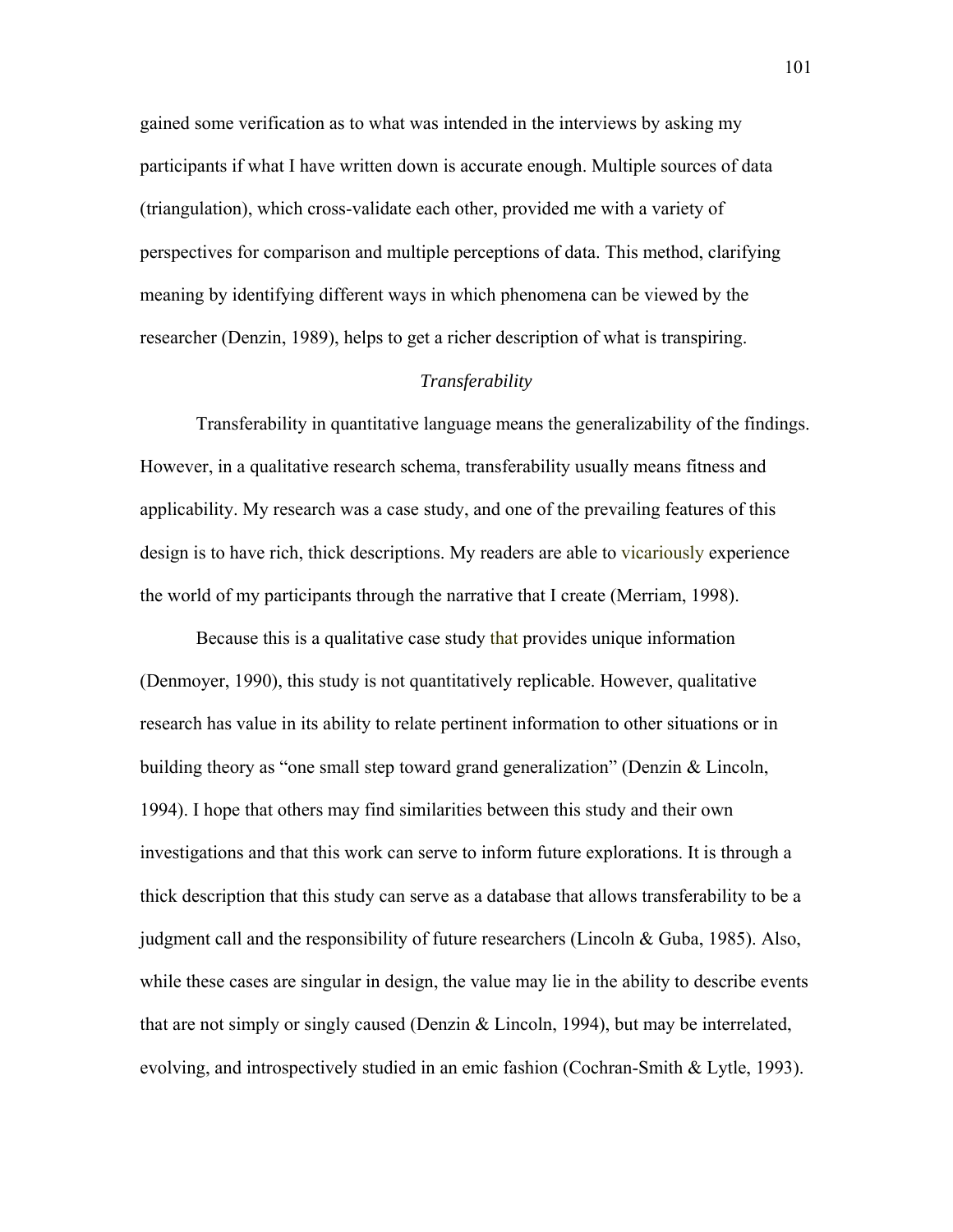gained some verification as to what was intended in the interviews by asking my participants if what I have written down is accurate enough. Multiple sources of data (triangulation), which cross-validate each other, provided me with a variety of perspectives for comparison and multiple perceptions of data. This method, clarifying meaning by identifying different ways in which phenomena can be viewed by the researcher (Denzin, 1989), helps to get a richer description of what is transpiring.

### *Transferability*

Transferability in quantitative language means the generalizability of the findings. However, in a qualitative research schema, transferability usually means fitness and applicability. My research was a case study, and one of the prevailing features of this design is to have rich, thick descriptions. My readers are able to vicariously experience the world of my participants through the narrative that I create (Merriam, 1998).

Because this is a qualitative case study that provides unique information (Denmoyer, 1990), this study is not quantitatively replicable. However, qualitative research has value in its ability to relate pertinent information to other situations or in building theory as "one small step toward grand generalization" (Denzin & Lincoln, 1994). I hope that others may find similarities between this study and their own investigations and that this work can serve to inform future explorations. It is through a thick description that this study can serve as a database that allows transferability to be a judgment call and the responsibility of future researchers (Lincoln & Guba, 1985). Also, while these cases are singular in design, the value may lie in the ability to describe events that are not simply or singly caused (Denzin & Lincoln, 1994), but may be interrelated, evolving, and introspectively studied in an emic fashion (Cochran-Smith & Lytle, 1993).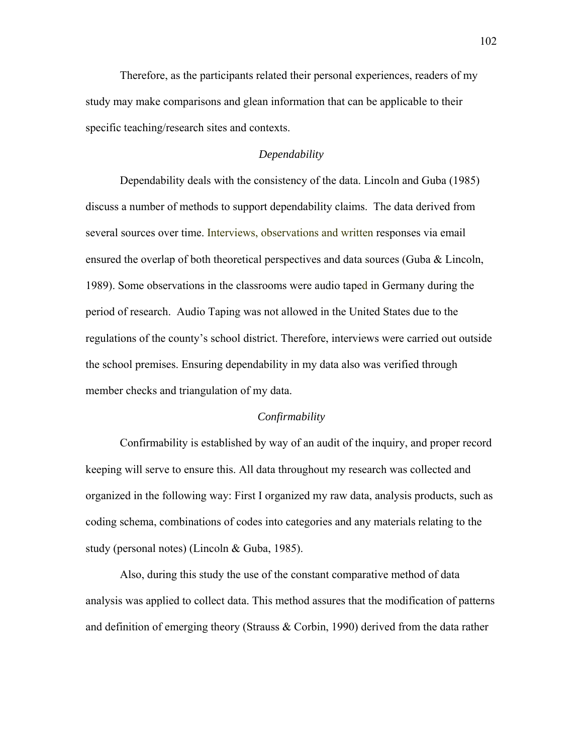Therefore, as the participants related their personal experiences, readers of my study may make comparisons and glean information that can be applicable to their specific teaching/research sites and contexts.

### *Dependability*

Dependability deals with the consistency of the data. Lincoln and Guba (1985) discuss a number of methods to support dependability claims. The data derived from several sources over time. Interviews, observations and written responses via email ensured the overlap of both theoretical perspectives and data sources (Guba & Lincoln, 1989). Some observations in the classrooms were audio taped in Germany during the period of research. Audio Taping was not allowed in the United States due to the regulations of the county's school district. Therefore, interviews were carried out outside the school premises. Ensuring dependability in my data also was verified through member checks and triangulation of my data.

### *Confirmability*

Confirmability is established by way of an audit of the inquiry, and proper record keeping will serve to ensure this. All data throughout my research was collected and organized in the following way: First I organized my raw data, analysis products, such as coding schema, combinations of codes into categories and any materials relating to the study (personal notes) (Lincoln & Guba, 1985).

Also, during this study the use of the constant comparative method of data analysis was applied to collect data. This method assures that the modification of patterns and definition of emerging theory (Strauss & Corbin, 1990) derived from the data rather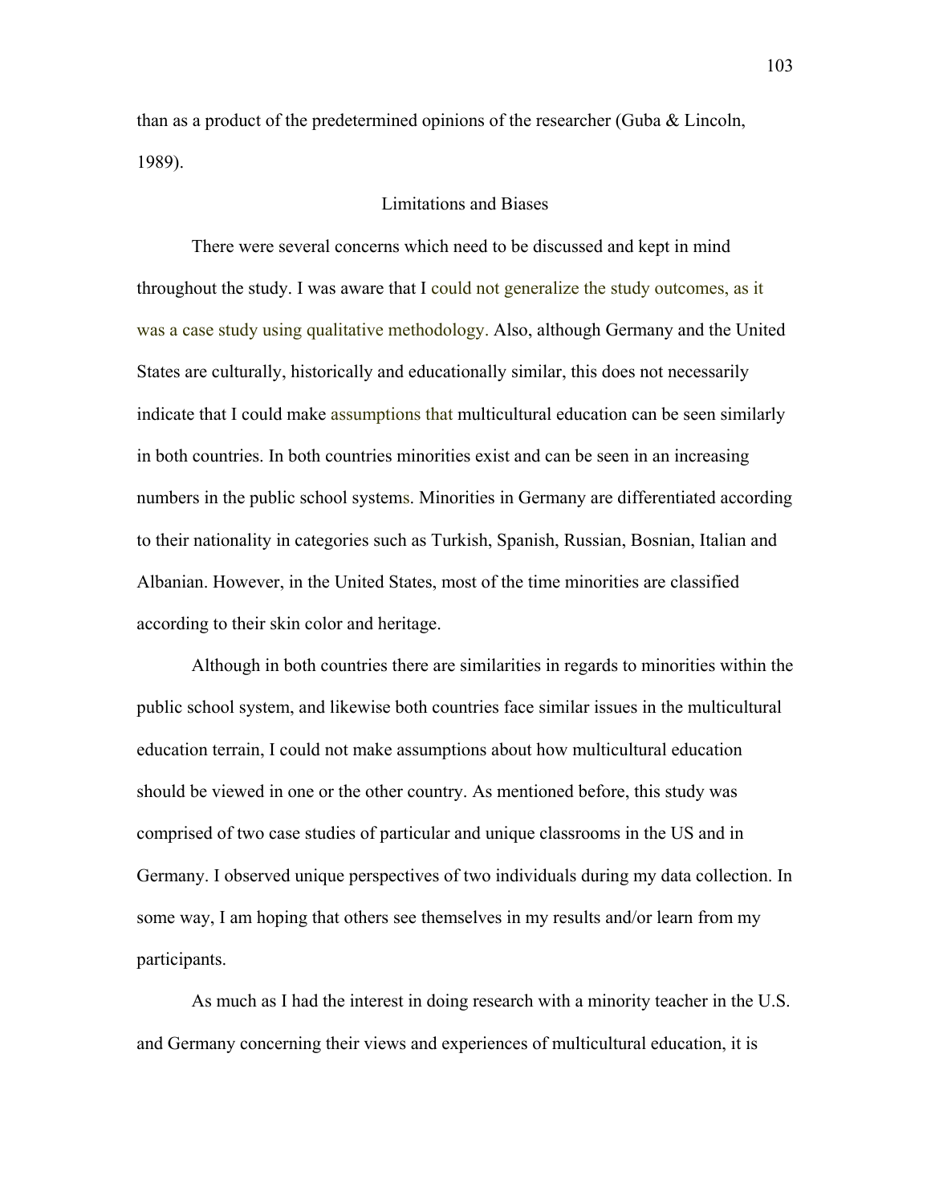than as a product of the predetermined opinions of the researcher (Guba & Lincoln, 1989).

## Limitations and Biases

There were several concerns which need to be discussed and kept in mind throughout the study. I was aware that I could not generalize the study outcomes, as it was a case study using qualitative methodology. Also, although Germany and the United States are culturally, historically and educationally similar, this does not necessarily indicate that I could make assumptions that multicultural education can be seen similarly in both countries. In both countries minorities exist and can be seen in an increasing numbers in the public school systems. Minorities in Germany are differentiated according to their nationality in categories such as Turkish, Spanish, Russian, Bosnian, Italian and Albanian. However, in the United States, most of the time minorities are classified according to their skin color and heritage.

Although in both countries there are similarities in regards to minorities within the public school system, and likewise both countries face similar issues in the multicultural education terrain, I could not make assumptions about how multicultural education should be viewed in one or the other country. As mentioned before, this study was comprised of two case studies of particular and unique classrooms in the US and in Germany. I observed unique perspectives of two individuals during my data collection. In some way, I am hoping that others see themselves in my results and/or learn from my participants.

As much as I had the interest in doing research with a minority teacher in the U.S. and Germany concerning their views and experiences of multicultural education, it is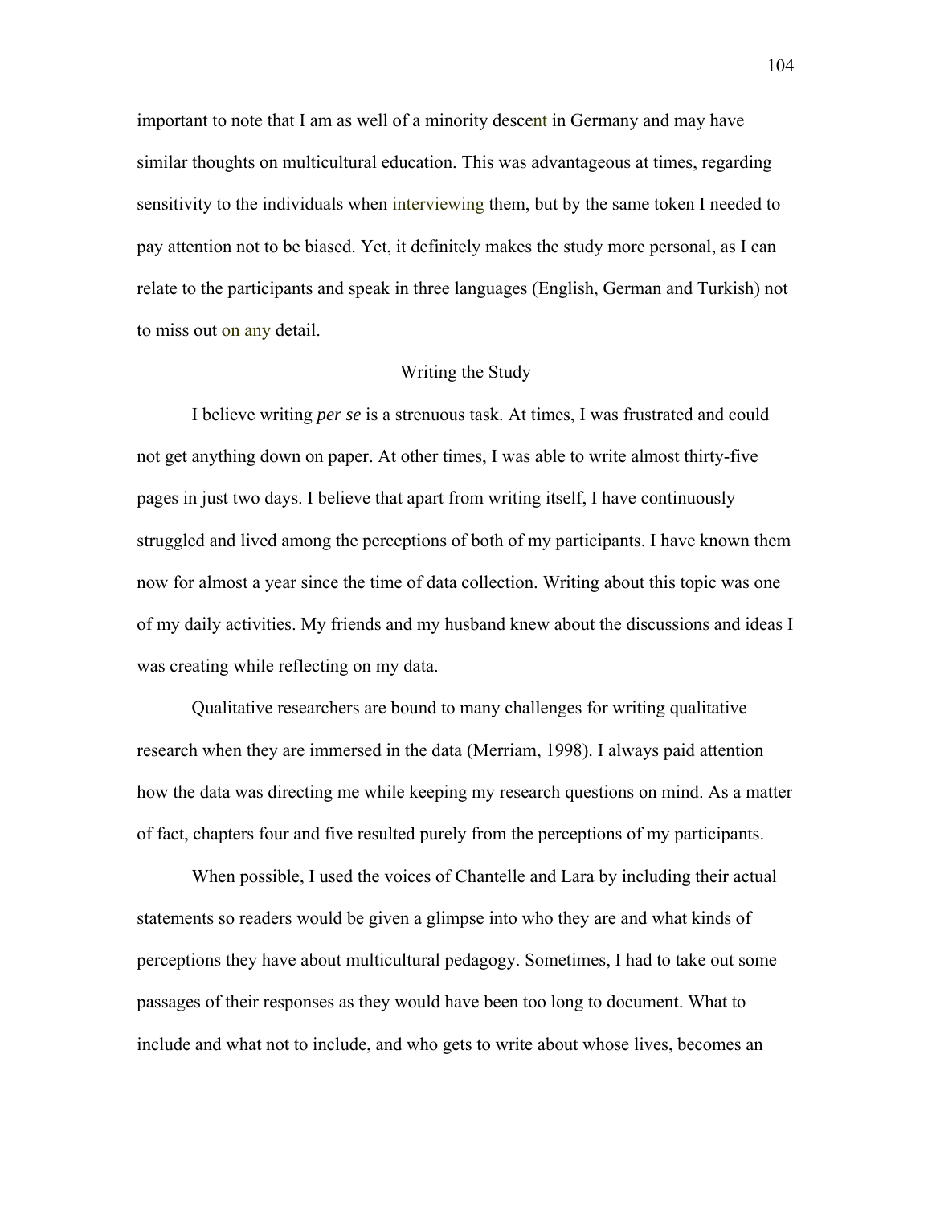important to note that I am as well of a minority descent in Germany and may have similar thoughts on multicultural education. This was advantageous at times, regarding sensitivity to the individuals when interviewing them, but by the same token I needed to pay attention not to be biased. Yet, it definitely makes the study more personal, as I can relate to the participants and speak in three languages (English, German and Turkish) not to miss out on any detail.

## Writing the Study

I believe writing *per se* is a strenuous task. At times, I was frustrated and could not get anything down on paper. At other times, I was able to write almost thirty-five pages in just two days. I believe that apart from writing itself, I have continuously struggled and lived among the perceptions of both of my participants. I have known them now for almost a year since the time of data collection. Writing about this topic was one of my daily activities. My friends and my husband knew about the discussions and ideas I was creating while reflecting on my data.

Qualitative researchers are bound to many challenges for writing qualitative research when they are immersed in the data (Merriam, 1998). I always paid attention how the data was directing me while keeping my research questions on mind. As a matter of fact, chapters four and five resulted purely from the perceptions of my participants.

When possible, I used the voices of Chantelle and Lara by including their actual statements so readers would be given a glimpse into who they are and what kinds of perceptions they have about multicultural pedagogy. Sometimes, I had to take out some passages of their responses as they would have been too long to document. What to include and what not to include, and who gets to write about whose lives, becomes an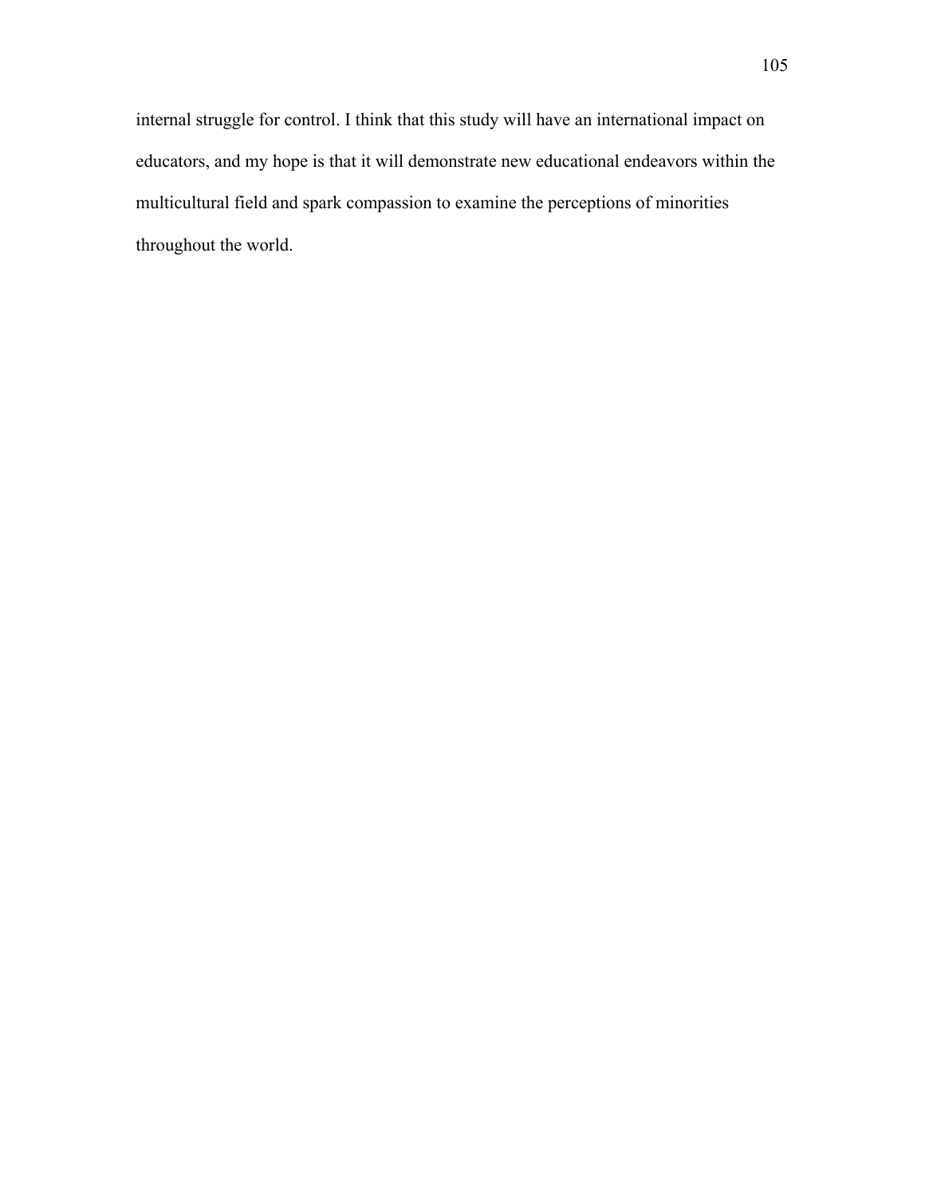internal struggle for control. I think that this study will have an international impact on educators, and my hope is that it will demonstrate new educational endeavors within the multicultural field and spark compassion to examine the perceptions of minorities throughout the world.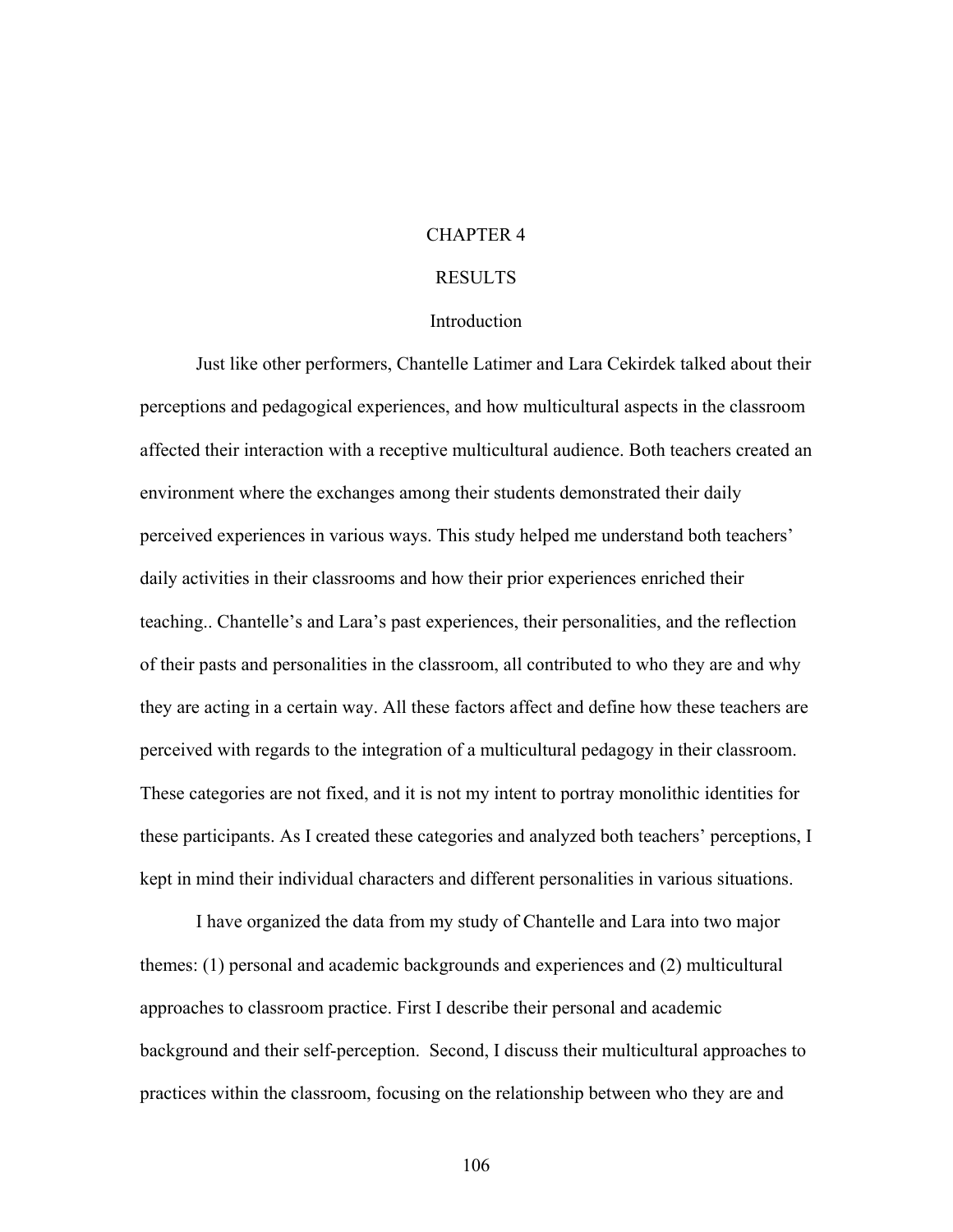# CHAPTER 4

# RESULTS

## Introduction

Just like other performers, Chantelle Latimer and Lara Cekirdek talked about their perceptions and pedagogical experiences, and how multicultural aspects in the classroom affected their interaction with a receptive multicultural audience. Both teachers created an environment where the exchanges among their students demonstrated their daily perceived experiences in various ways. This study helped me understand both teachers' daily activities in their classrooms and how their prior experiences enriched their teaching.. Chantelle's and Lara's past experiences, their personalities, and the reflection of their pasts and personalities in the classroom, all contributed to who they are and why they are acting in a certain way. All these factors affect and define how these teachers are perceived with regards to the integration of a multicultural pedagogy in their classroom. These categories are not fixed, and it is not my intent to portray monolithic identities for these participants. As I created these categories and analyzed both teachers' perceptions, I kept in mind their individual characters and different personalities in various situations.

I have organized the data from my study of Chantelle and Lara into two major themes: (1) personal and academic backgrounds and experiences and (2) multicultural approaches to classroom practice. First I describe their personal and academic background and their self-perception. Second, I discuss their multicultural approaches to practices within the classroom, focusing on the relationship between who they are and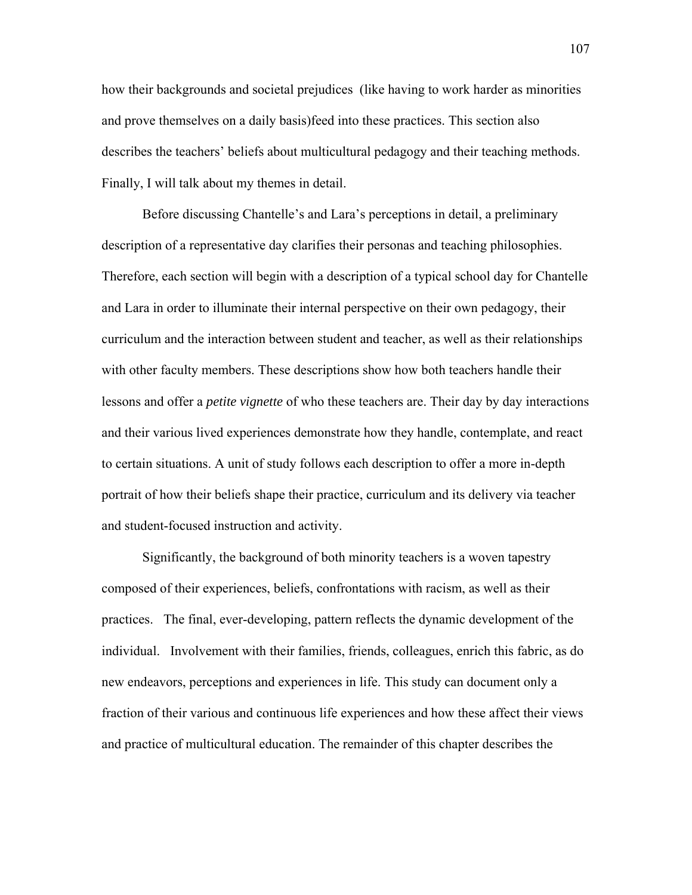how their backgrounds and societal prejudices  (like having to work harder as minorities and prove themselves on a daily basis)feed into these practices. This section also describes the teachers' beliefs about multicultural pedagogy and their teaching methods. Finally, I will talk about my themes in detail.

Before discussing Chantelle's and Lara's perceptions in detail, a preliminary description of a representative day clarifies their personas and teaching philosophies. Therefore, each section will begin with a description of a typical school day for Chantelle and Lara in order to illuminate their internal perspective on their own pedagogy, their curriculum and the interaction between student and teacher, as well as their relationships with other faculty members. These descriptions show how both teachers handle their lessons and offer a *petite vignette* of who these teachers are. Their day by day interactions and their various lived experiences demonstrate how they handle, contemplate, and react to certain situations. A unit of study follows each description to offer a more in-depth portrait of how their beliefs shape their practice, curriculum and its delivery via teacher and student-focused instruction and activity.

Significantly, the background of both minority teachers is a woven tapestry composed of their experiences, beliefs, confrontations with racism, as well as their practices.   The final, ever-developing, pattern reflects the dynamic development of the individual.   Involvement with their families, friends, colleagues, enrich this fabric, as do new endeavors, perceptions and experiences in life. This study can document only a fraction of their various and continuous life experiences and how these affect their views and practice of multicultural education. The remainder of this chapter describes the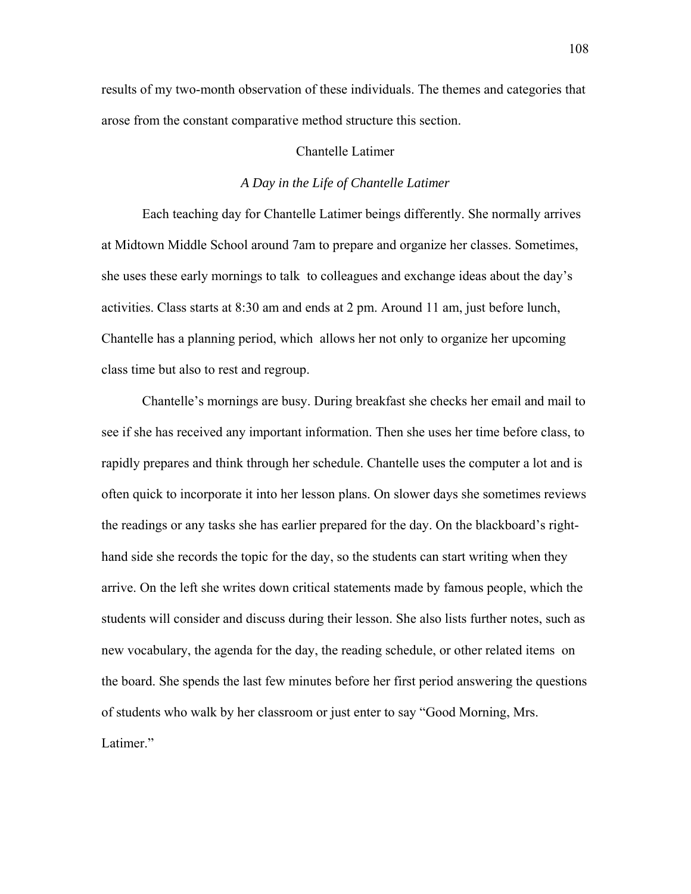results of my two-month observation of these individuals. The themes and categories that arose from the constant comparative method structure this section.

## Chantelle Latimer

### *A Day in the Life of Chantelle Latimer*

Each teaching day for Chantelle Latimer beings differently. She normally arrives at Midtown Middle School around 7am to prepare and organize her classes. Sometimes, she uses these early mornings to talk to colleagues and exchange ideas about the day's activities. Class starts at 8:30 am and ends at 2 pm. Around 11 am, just before lunch, Chantelle has a planning period, which allows her not only to organize her upcoming class time but also to rest and regroup.

Chantelle's mornings are busy. During breakfast she checks her email and mail to see if she has received any important information. Then she uses her time before class, to rapidly prepares and think through her schedule. Chantelle uses the computer a lot and is often quick to incorporate it into her lesson plans. On slower days she sometimes reviews the readings or any tasks she has earlier prepared for the day. On the blackboard's right-hand side she records the topic for the day, so the students can start writing when they arrive. On the left she writes down critical statements made by famous people, which the students will consider and discuss during their lesson. She also lists further notes, such as new vocabulary, the agenda for the day, the reading schedule, or other related items on the board. She spends the last few minutes before her first period answering the questions of students who walk by her classroom or just enter to say "Good Morning, Mrs. Latimer."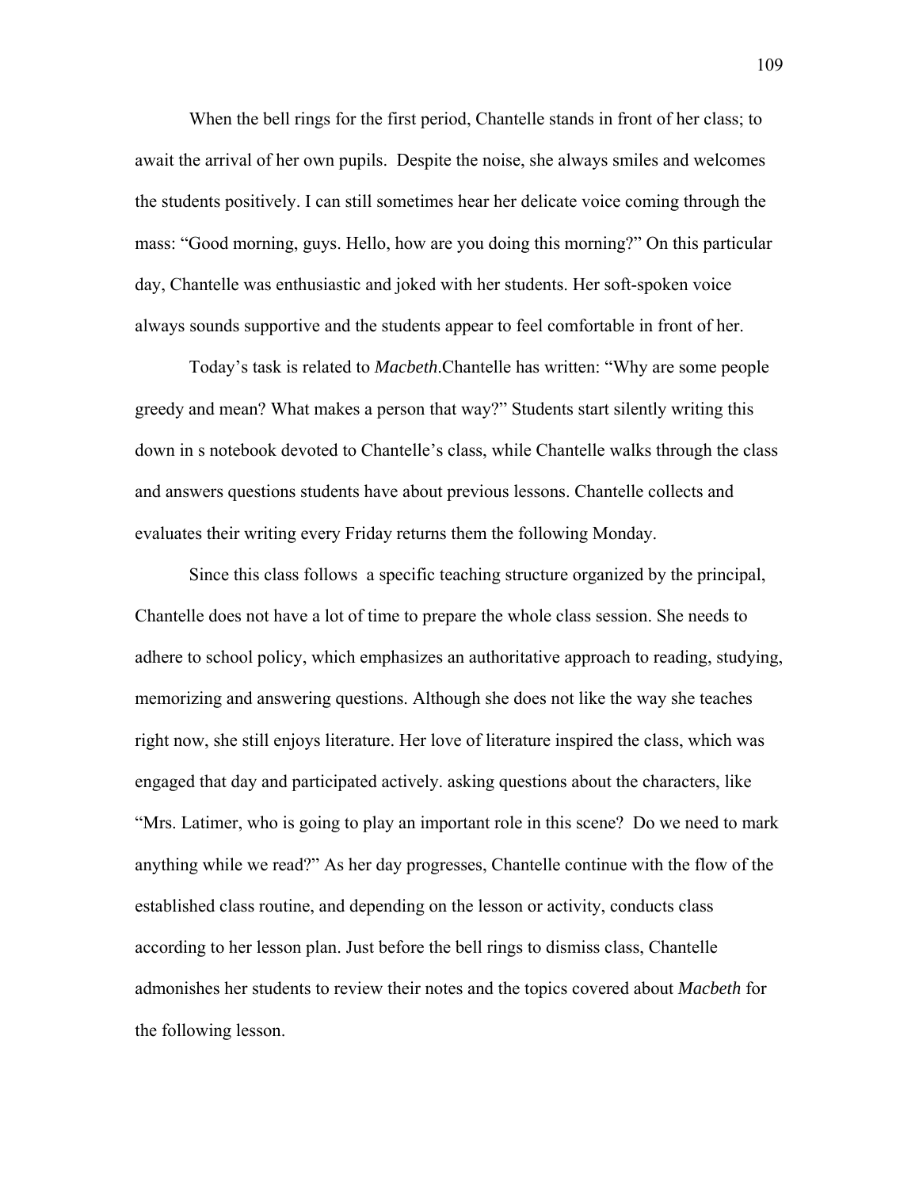When the bell rings for the first period, Chantelle stands in front of her class; to await the arrival of her own pupils.  Despite the noise, she always smiles and welcomes the students positively. I can still sometimes hear her delicate voice coming through the mass: "Good morning, guys. Hello, how are you doing this morning?" On this particular day, Chantelle was enthusiastic and joked with her students. Her soft-spoken voice always sounds supportive and the students appear to feel comfortable in front of her.

Today's task is related to *Macbeth*.Chantelle has written: "Why are some people greedy and mean? What makes a person that way?" Students start silently writing this down in s notebook devoted to Chantelle's class, while Chantelle walks through the class and answers questions students have about previous lessons. Chantelle collects and evaluates their writing every Friday returns them the following Monday.

Since this class follows  a specific teaching structure organized by the principal, Chantelle does not have a lot of time to prepare the whole class session. She needs to adhere to school policy, which emphasizes an authoritative approach to reading, studying, memorizing and answering questions. Although she does not like the way she teaches right now, she still enjoys literature. Her love of literature inspired the class, which was engaged that day and participated actively. asking questions about the characters, like "Mrs. Latimer, who is going to play an important role in this scene?  Do we need to mark anything while we read?" As her day progresses, Chantelle continue with the flow of the established class routine, and depending on the lesson or activity, conducts class according to her lesson plan. Just before the bell rings to dismiss class, Chantelle admonishes her students to review their notes and the topics covered about *Macbeth* for the following lesson.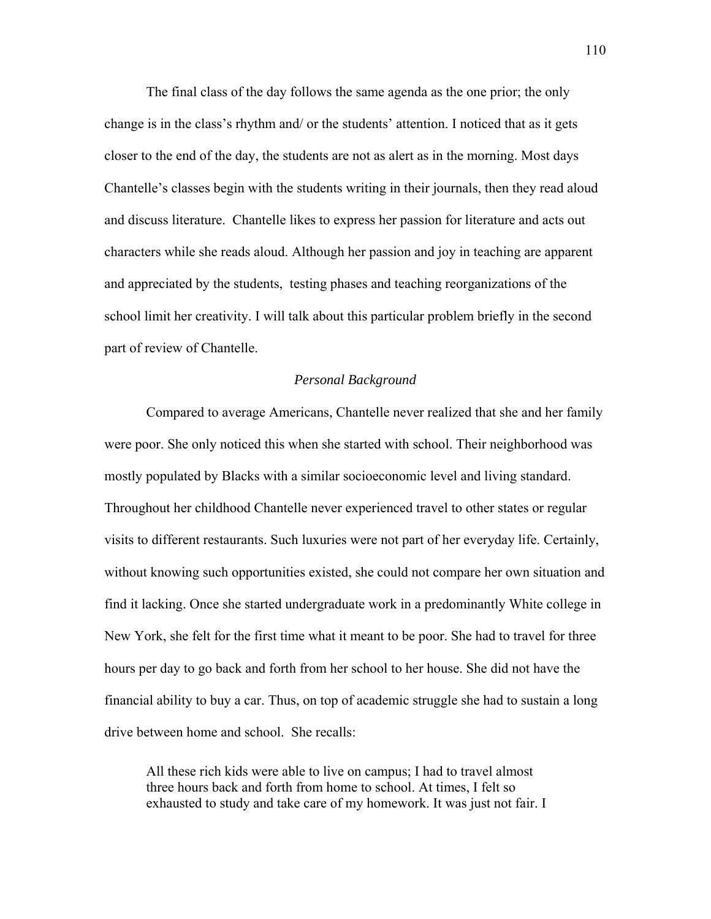The final class of the day follows the same agenda as the one prior; the only change is in the class's rhythm and/ or the students' attention. I noticed that as it gets closer to the end of the day, the students are not as alert as in the morning. Most days Chantelle's classes begin with the students writing in their journals, then they read aloud and discuss literature. Chantelle likes to express her passion for literature and acts out characters while she reads aloud. Although her passion and joy in teaching are apparent and appreciated by the students, testing phases and teaching reorganizations of the school limit her creativity. I will talk about this particular problem briefly in the second part of review of Chantelle.

*Personal Background*

Compared to average Americans, Chantelle never realized that she and her family were poor. She only noticed this when she started with school. Their neighborhood was mostly populated by Blacks with a similar socioeconomic level and living standard. Throughout her childhood Chantelle never experienced travel to other states or regular visits to different restaurants. Such luxuries were not part of her everyday life. Certainly, without knowing such opportunities existed, she could not compare her own situation and find it lacking. Once she started undergraduate work in a predominantly White college in New York, she felt for the first time what it meant to be poor. She had to travel for three hours per day to go back and forth from her school to her house. She did not have the financial ability to buy a car. Thus, on top of academic struggle she had to sustain a long drive between home and school. She recalls:

> All these rich kids were able to live on campus; I had to travel almost three hours back and forth from home to school. At times, I felt so exhausted to study and take care of my homework. It was just not fair. I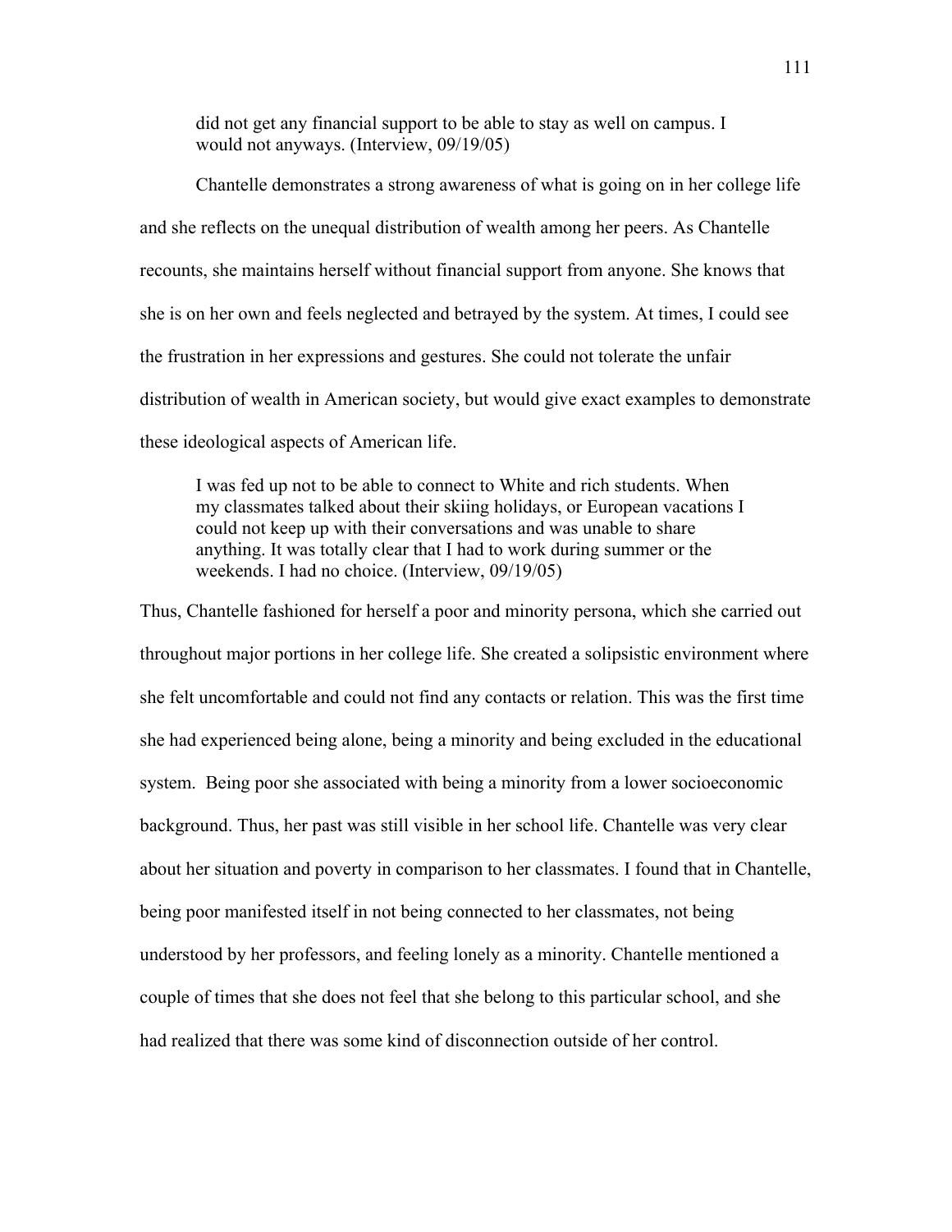> did not get any financial support to be able to stay as well on campus. I would not anyways. (Interview, 09/19/05)

Chantelle demonstrates a strong awareness of what is going on in her college life and she reflects on the unequal distribution of wealth among her peers. As Chantelle recounts, she maintains herself without financial support from anyone. She knows that she is on her own and feels neglected and betrayed by the system. At times, I could see the frustration in her expressions and gestures. She could not tolerate the unfair distribution of wealth in American society, but would give exact examples to demonstrate these ideological aspects of American life.

> I was fed up not to be able to connect to White and rich students. When my classmates talked about their skiing holidays, or European vacations I could not keep up with their conversations and was unable to share anything. It was totally clear that I had to work during summer or the weekends. I had no choice. (Interview, 09/19/05)

Thus, Chantelle fashioned for herself a poor and minority persona, which she carried out throughout major portions in her college life. She created a solipsistic environment where she felt uncomfortable and could not find any contacts or relation. This was the first time she had experienced being alone, being a minority and being excluded in the educational system. Being poor she associated with being a minority from a lower socioeconomic background. Thus, her past was still visible in her school life. Chantelle was very clear about her situation and poverty in comparison to her classmates. I found that in Chantelle, being poor manifested itself in not being connected to her classmates, not being understood by her professors, and feeling lonely as a minority. Chantelle mentioned a couple of times that she does not feel that she belong to this particular school, and she had realized that there was some kind of disconnection outside of her control.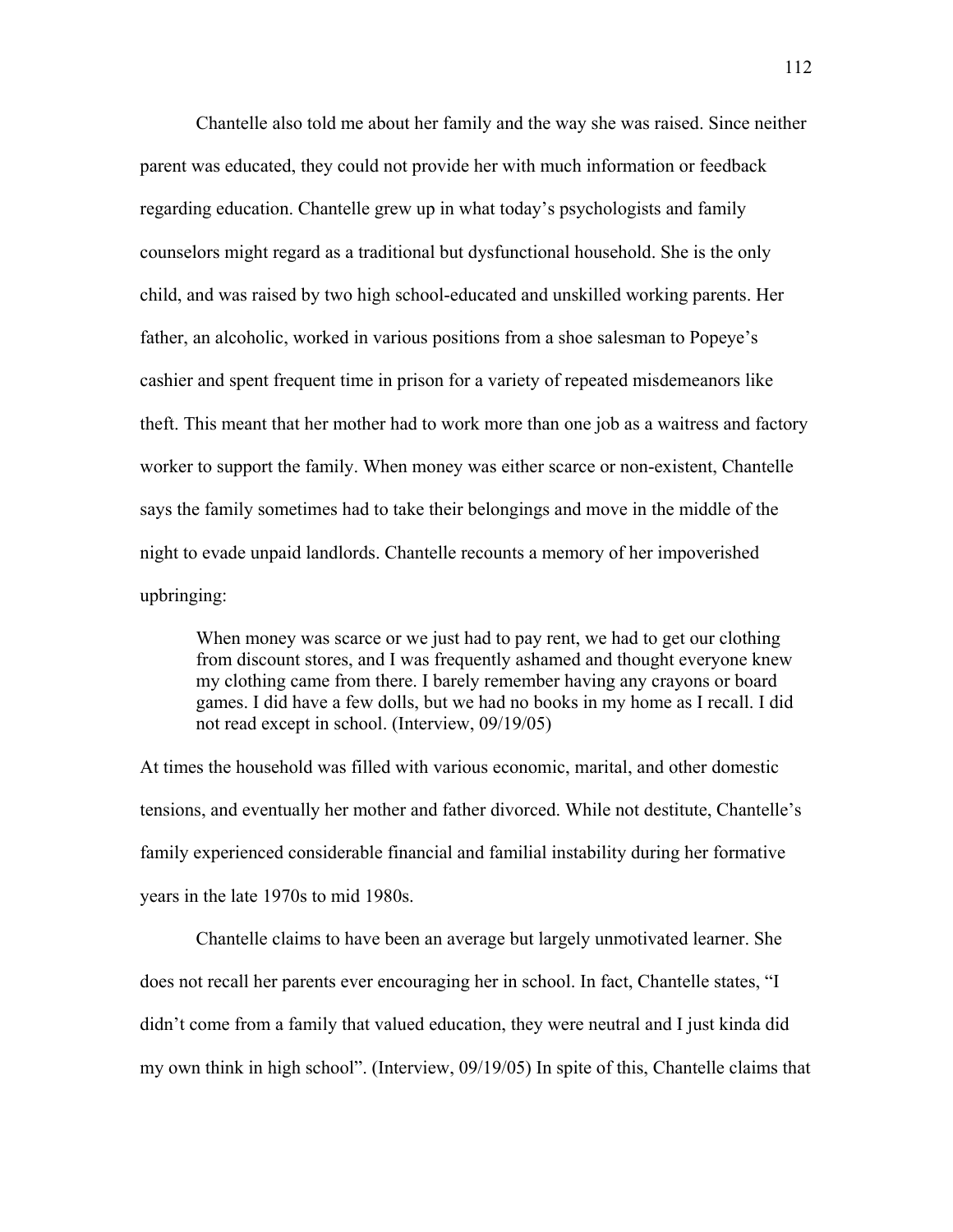Chantelle also told me about her family and the way she was raised. Since neither parent was educated, they could not provide her with much information or feedback regarding education. Chantelle grew up in what today's psychologists and family counselors might regard as a traditional but dysfunctional household. She is the only child, and was raised by two high school-educated and unskilled working parents. Her father, an alcoholic, worked in various positions from a shoe salesman to Popeye's cashier and spent frequent time in prison for a variety of repeated misdemeanors like theft. This meant that her mother had to work more than one job as a waitress and factory worker to support the family. When money was either scarce or non-existent, Chantelle says the family sometimes had to take their belongings and move in the middle of the night to evade unpaid landlords. Chantelle recounts a memory of her impoverished upbringing:

> When money was scarce or we just had to pay rent, we had to get our clothing from discount stores, and I was frequently ashamed and thought everyone knew my clothing came from there. I barely remember having any crayons or board games. I did have a few dolls, but we had no books in my home as I recall. I did not read except in school. (Interview, 09/19/05)

At times the household was filled with various economic, marital, and other domestic tensions, and eventually her mother and father divorced. While not destitute, Chantelle's family experienced considerable financial and familial instability during her formative years in the late 1970s to mid 1980s.

Chantelle claims to have been an average but largely unmotivated learner. She does not recall her parents ever encouraging her in school. In fact, Chantelle states, "I didn't come from a family that valued education, they were neutral and I just kinda did my own think in high school". (Interview, 09/19/05) In spite of this, Chantelle claims that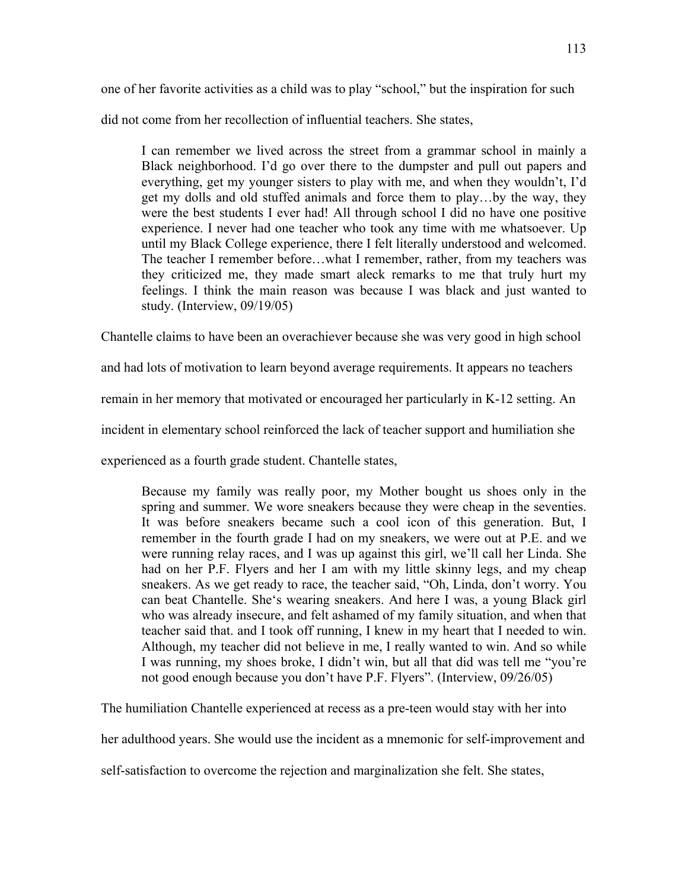one of her favorite activities as a child was to play "school," but the inspiration for such did not come from her recollection of influential teachers. She states,

> I can remember we lived across the street from a grammar school in mainly a Black neighborhood. I'd go over there to the dumpster and pull out papers and everything, get my younger sisters to play with me, and when they wouldn't, I'd get my dolls and old stuffed animals and force them to play…by the way, they were the best students I ever had! All through school I did no have one positive experience. I never had one teacher who took any time with me whatsoever. Up until my Black College experience, there I felt literally understood and welcomed. The teacher I remember before…what I remember, rather, from my teachers was they criticized me, they made smart aleck remarks to me that truly hurt my feelings. I think the main reason was because I was black and just wanted to study. (Interview, 09/19/05)

Chantelle claims to have been an overachiever because she was very good in high school and had lots of motivation to learn beyond average requirements. It appears no teachers remain in her memory that motivated or encouraged her particularly in K-12 setting. An incident in elementary school reinforced the lack of teacher support and humiliation she experienced as a fourth grade student. Chantelle states,

> Because my family was really poor, my Mother bought us shoes only in the spring and summer. We wore sneakers because they were cheap in the seventies. It was before sneakers became such a cool icon of this generation. But, I remember in the fourth grade I had on my sneakers, we were out at P.E. and we were running relay races, and I was up against this girl, we'll call her Linda. She had on her P.F. Flyers and her I am with my little skinny legs, and my cheap sneakers. As we get ready to race, the teacher said, "Oh, Linda, don't worry. You can beat Chantelle. She's wearing sneakers. And here I was, a young Black girl who was already insecure, and felt ashamed of my family situation, and when that teacher said that. and I took off running, I knew in my heart that I needed to win. Although, my teacher did not believe in me, I really wanted to win. And so while I was running, my shoes broke, I didn't win, but all that did was tell me "you're not good enough because you don't have P.F. Flyers". (Interview, 09/26/05)

The humiliation Chantelle experienced at recess as a pre-teen would stay with her into her adulthood years. She would use the incident as a mnemonic for self-improvement and self-satisfaction to overcome the rejection and marginalization she felt. She states,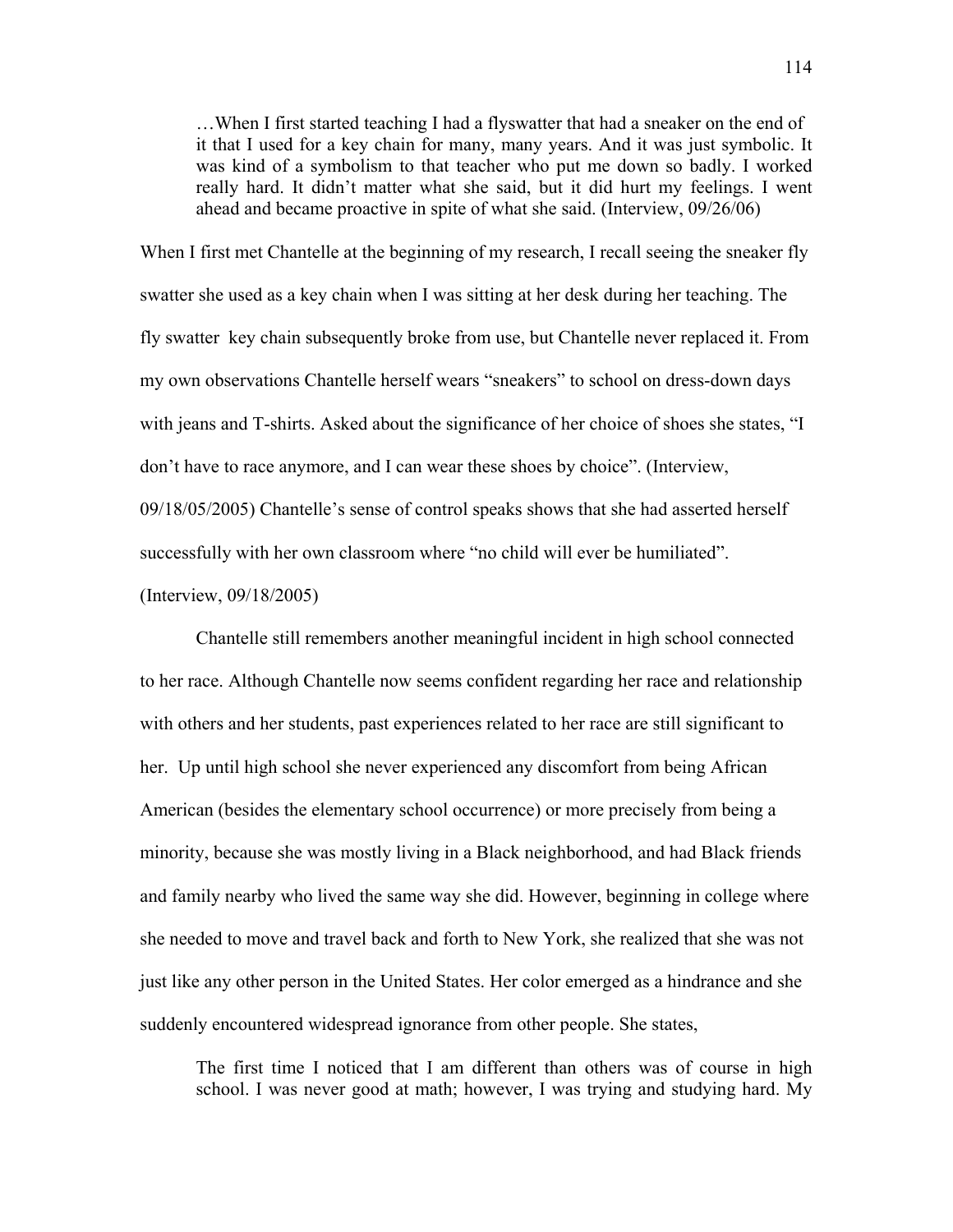> …When I first started teaching I had a flyswatter that had a sneaker on the end of it that I used for a key chain for many, many years. And it was just symbolic. It was kind of a symbolism to that teacher who put me down so badly. I worked really hard. It didn't matter what she said, but it did hurt my feelings. I went ahead and became proactive in spite of what she said. (Interview, 09/26/06)

When I first met Chantelle at the beginning of my research, I recall seeing the sneaker fly swatter she used as a key chain when I was sitting at her desk during her teaching. The fly swatter key chain subsequently broke from use, but Chantelle never replaced it. From my own observations Chantelle herself wears "sneakers" to school on dress-down days with jeans and T-shirts. Asked about the significance of her choice of shoes she states, "I don't have to race anymore, and I can wear these shoes by choice". (Interview, 09/18/05/2005) Chantelle's sense of control speaks shows that she had asserted herself successfully with her own classroom where "no child will ever be humiliated". (Interview, 09/18/2005)

Chantelle still remembers another meaningful incident in high school connected to her race. Although Chantelle now seems confident regarding her race and relationship with others and her students, past experiences related to her race are still significant to her. Up until high school she never experienced any discomfort from being African American (besides the elementary school occurrence) or more precisely from being a minority, because she was mostly living in a Black neighborhood, and had Black friends and family nearby who lived the same way she did. However, beginning in college where she needed to move and travel back and forth to New York, she realized that she was not just like any other person in the United States. Her color emerged as a hindrance and she suddenly encountered widespread ignorance from other people. She states,

> The first time I noticed that I am different than others was of course in high school. I was never good at math; however, I was trying and studying hard. My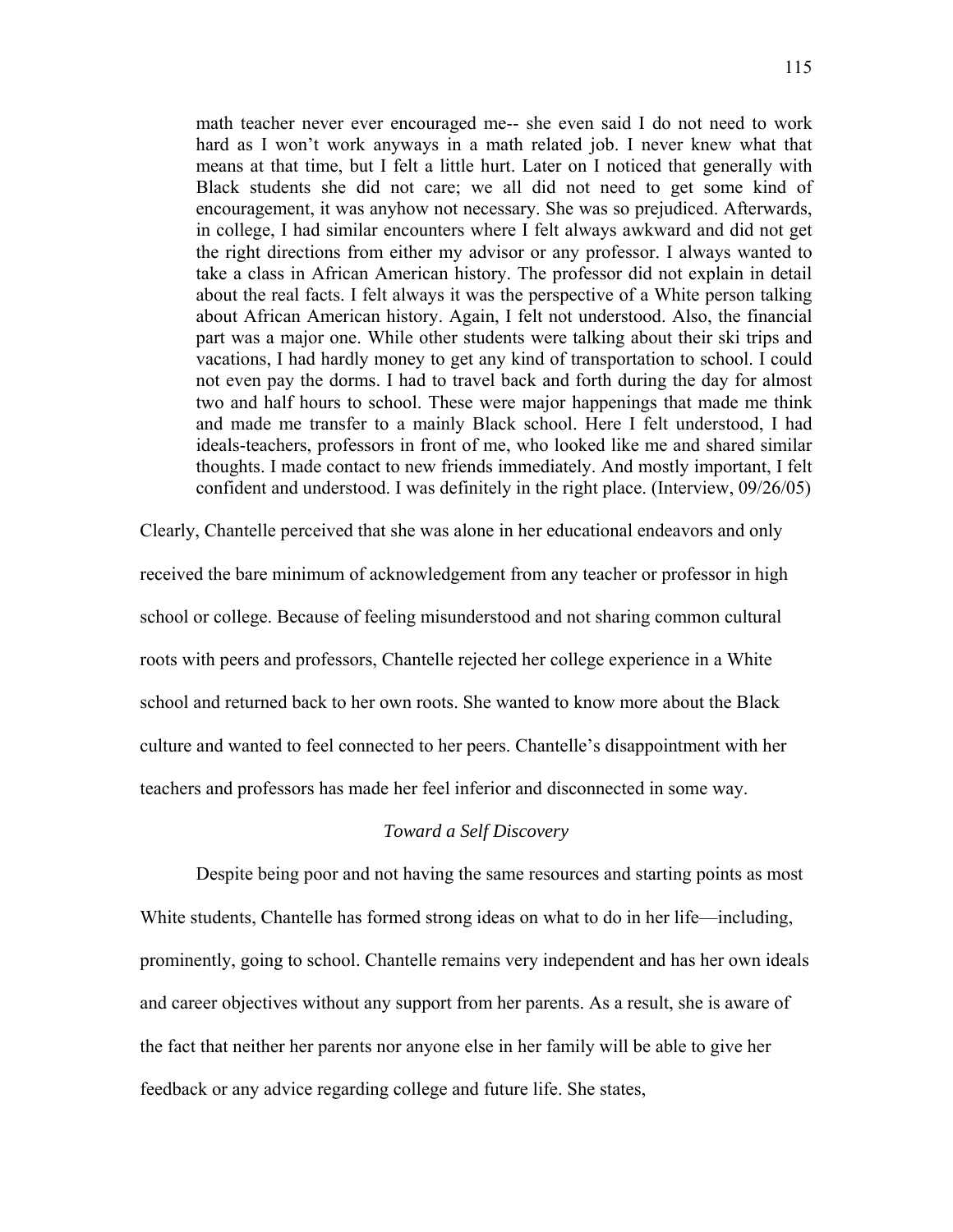> math teacher never ever encouraged me-- she even said I do not need to work hard as I won't work anyways in a math related job. I never knew what that means at that time, but I felt a little hurt. Later on I noticed that generally with Black students she did not care; we all did not need to get some kind of encouragement, it was anyhow not necessary. She was so prejudiced. Afterwards, in college, I had similar encounters where I felt always awkward and did not get the right directions from either my advisor or any professor. I always wanted to take a class in African American history. The professor did not explain in detail about the real facts. I felt always it was the perspective of a White person talking about African American history. Again, I felt not understood. Also, the financial part was a major one. While other students were talking about their ski trips and vacations, I had hardly money to get any kind of transportation to school. I could not even pay the dorms. I had to travel back and forth during the day for almost two and half hours to school. These were major happenings that made me think and made me transfer to a mainly Black school. Here I felt understood, I had ideals-teachers, professors in front of me, who looked like me and shared similar thoughts. I made contact to new friends immediately. And mostly important, I felt confident and understood. I was definitely in the right place. (Interview, 09/26/05)

Clearly, Chantelle perceived that she was alone in her educational endeavors and only received the bare minimum of acknowledgement from any teacher or professor in high school or college. Because of feeling misunderstood and not sharing common cultural roots with peers and professors, Chantelle rejected her college experience in a White school and returned back to her own roots. She wanted to know more about the Black culture and wanted to feel connected to her peers. Chantelle's disappointment with her teachers and professors has made her feel inferior and disconnected in some way.

*Toward a Self Discovery*

Despite being poor and not having the same resources and starting points as most White students, Chantelle has formed strong ideas on what to do in her life—including, prominently, going to school. Chantelle remains very independent and has her own ideals and career objectives without any support from her parents. As a result, she is aware of the fact that neither her parents nor anyone else in her family will be able to give her feedback or any advice regarding college and future life. She states,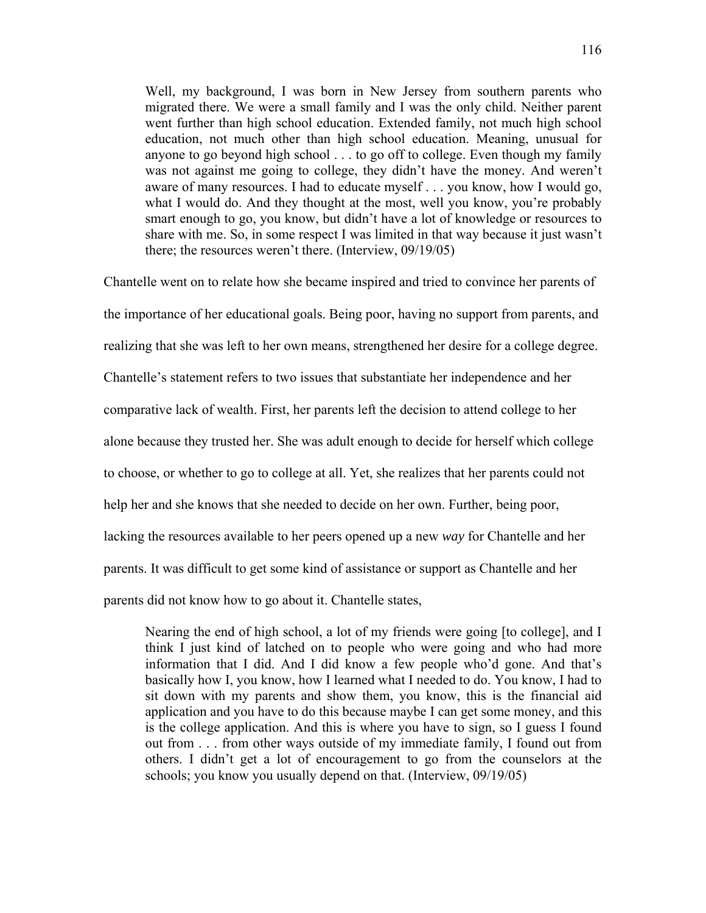> Well, my background, I was born in New Jersey from southern parents who migrated there. We were a small family and I was the only child. Neither parent went further than high school education. Extended family, not much high school education, not much other than high school education. Meaning, unusual for anyone to go beyond high school . . . to go off to college. Even though my family was not against me going to college, they didn't have the money. And weren't aware of many resources. I had to educate myself . . . you know, how I would go, what I would do. And they thought at the most, well you know, you're probably smart enough to go, you know, but didn't have a lot of knowledge or resources to share with me. So, in some respect I was limited in that way because it just wasn't there; the resources weren't there. (Interview, 09/19/05)

Chantelle went on to relate how she became inspired and tried to convince her parents of the importance of her educational goals. Being poor, having no support from parents, and realizing that she was left to her own means, strengthened her desire for a college degree. Chantelle's statement refers to two issues that substantiate her independence and her comparative lack of wealth. First, her parents left the decision to attend college to her alone because they trusted her. She was adult enough to decide for herself which college to choose, or whether to go to college at all. Yet, she realizes that her parents could not help her and she knows that she needed to decide on her own. Further, being poor, lacking the resources available to her peers opened up a new *way* for Chantelle and her parents. It was difficult to get some kind of assistance or support as Chantelle and her parents did not know how to go about it. Chantelle states,

> Nearing the end of high school, a lot of my friends were going [to college], and I think I just kind of latched on to people who were going and who had more information that I did. And I did know a few people who'd gone. And that's basically how I, you know, how I learned what I needed to do. You know, I had to sit down with my parents and show them, you know, this is the financial aid application and you have to do this because maybe I can get some money, and this is the college application. And this is where you have to sign, so I guess I found out from . . . from other ways outside of my immediate family, I found out from others. I didn't get a lot of encouragement to go from the counselors at the schools; you know you usually depend on that. (Interview, 09/19/05)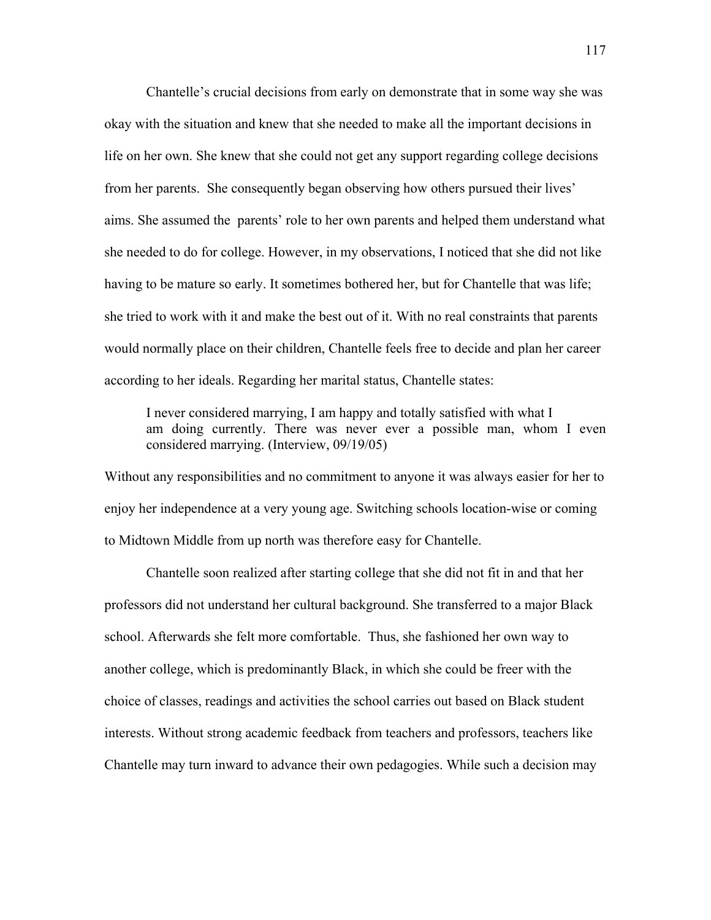Chantelle's crucial decisions from early on demonstrate that in some way she was okay with the situation and knew that she needed to make all the important decisions in life on her own. She knew that she could not get any support regarding college decisions from her parents. She consequently began observing how others pursued their lives' aims. She assumed the parents' role to her own parents and helped them understand what she needed to do for college. However, in my observations, I noticed that she did not like having to be mature so early. It sometimes bothered her, but for Chantelle that was life; she tried to work with it and make the best out of it. With no real constraints that parents would normally place on their children, Chantelle feels free to decide and plan her career according to her ideals. Regarding her marital status, Chantelle states:

> I never considered marrying, I am happy and totally satisfied with what I am doing currently. There was never ever a possible man, whom I even considered marrying. (Interview, 09/19/05)

Without any responsibilities and no commitment to anyone it was always easier for her to enjoy her independence at a very young age. Switching schools location-wise or coming to Midtown Middle from up north was therefore easy for Chantelle.

Chantelle soon realized after starting college that she did not fit in and that her professors did not understand her cultural background. She transferred to a major Black school. Afterwards she felt more comfortable. Thus, she fashioned her own way to another college, which is predominantly Black, in which she could be freer with the choice of classes, readings and activities the school carries out based on Black student interests. Without strong academic feedback from teachers and professors, teachers like Chantelle may turn inward to advance their own pedagogies. While such a decision may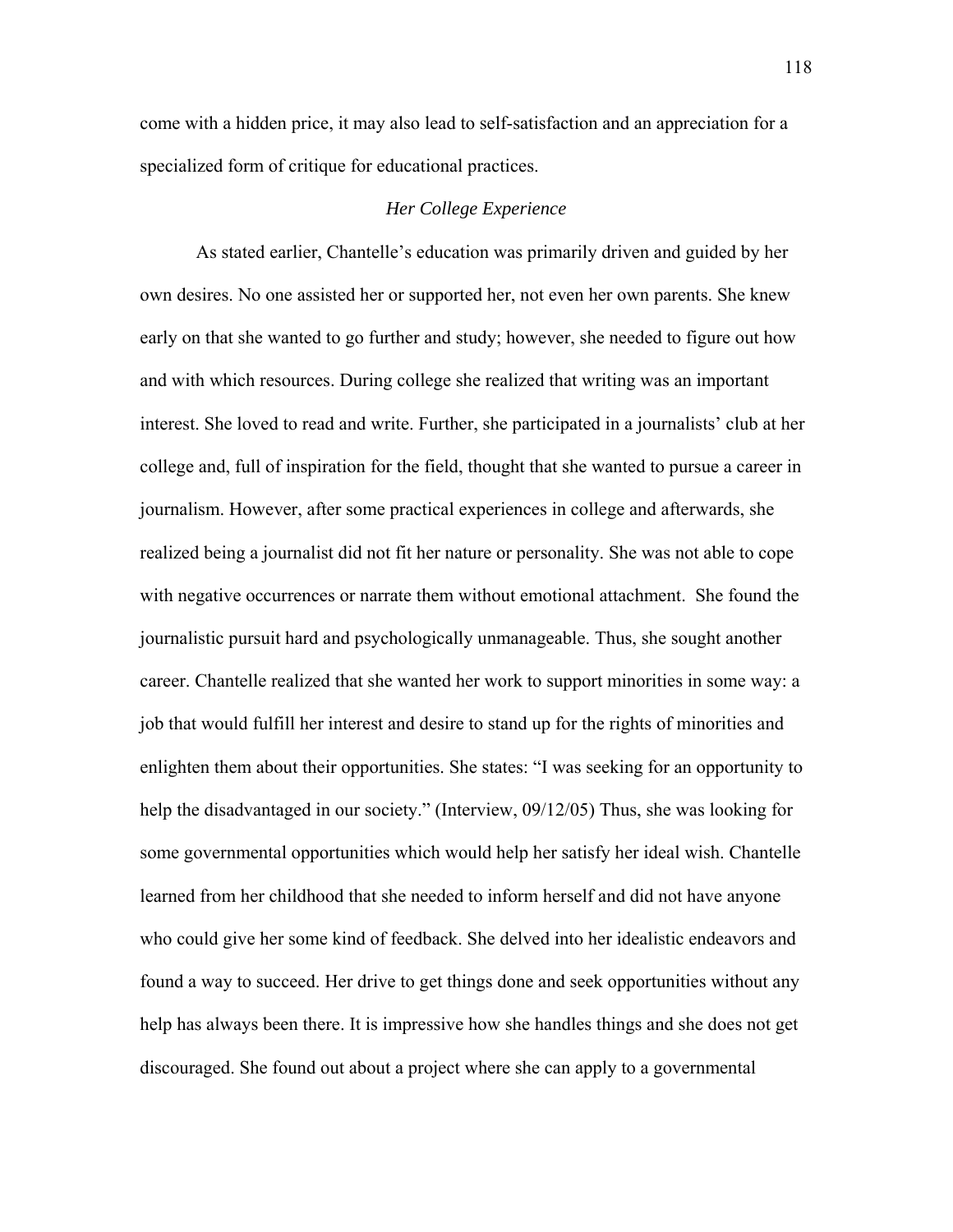come with a hidden price, it may also lead to self-satisfaction and an appreciation for a specialized form of critique for educational practices.

### *Her College Experience*

As stated earlier, Chantelle's education was primarily driven and guided by her own desires. No one assisted her or supported her, not even her own parents. She knew early on that she wanted to go further and study; however, she needed to figure out how and with which resources. During college she realized that writing was an important interest. She loved to read and write. Further, she participated in a journalists' club at her college and, full of inspiration for the field, thought that she wanted to pursue a career in journalism. However, after some practical experiences in college and afterwards, she realized being a journalist did not fit her nature or personality. She was not able to cope with negative occurrences or narrate them without emotional attachment. She found the journalistic pursuit hard and psychologically unmanageable. Thus, she sought another career. Chantelle realized that she wanted her work to support minorities in some way: a job that would fulfill her interest and desire to stand up for the rights of minorities and enlighten them about their opportunities. She states: "I was seeking for an opportunity to help the disadvantaged in our society." (Interview, 09/12/05) Thus, she was looking for some governmental opportunities which would help her satisfy her ideal wish. Chantelle learned from her childhood that she needed to inform herself and did not have anyone who could give her some kind of feedback. She delved into her idealistic endeavors and found a way to succeed. Her drive to get things done and seek opportunities without any help has always been there. It is impressive how she handles things and she does not get discouraged. She found out about a project where she can apply to a governmental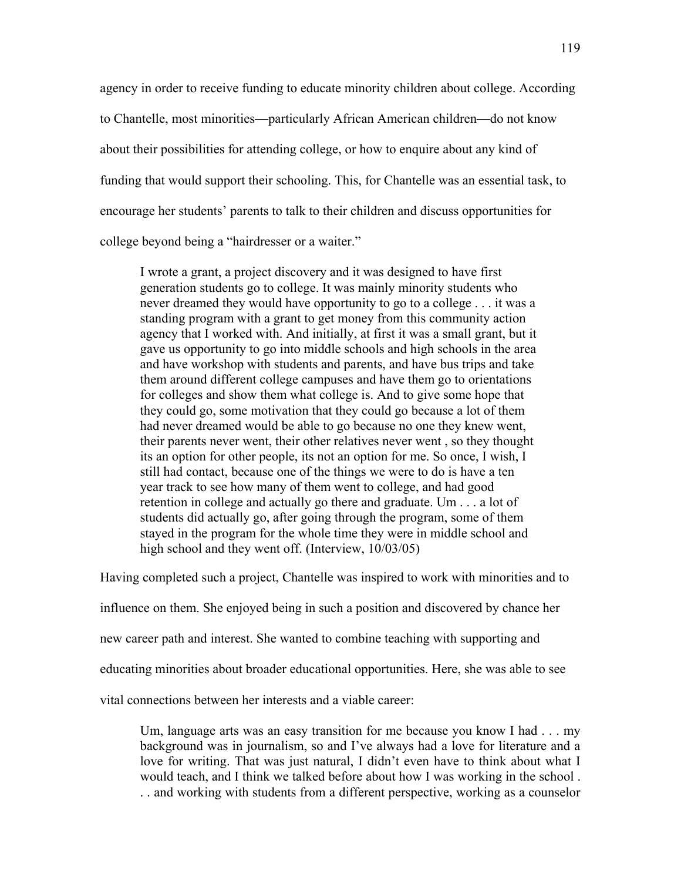agency in order to receive funding to educate minority children about college. According to Chantelle, most minorities—particularly African American children—do not know about their possibilities for attending college, or how to enquire about any kind of funding that would support their schooling. This, for Chantelle was an essential task, to encourage her students' parents to talk to their children and discuss opportunities for college beyond being a "hairdresser or a waiter."

> I wrote a grant, a project discovery and it was designed to have first generation students go to college. It was mainly minority students who never dreamed they would have opportunity to go to a college . . . it was a standing program with a grant to get money from this community action agency that I worked with. And initially, at first it was a small grant, but it gave us opportunity to go into middle schools and high schools in the area and have workshop with students and parents, and have bus trips and take them around different college campuses and have them go to orientations for colleges and show them what college is. And to give some hope that they could go, some motivation that they could go because a lot of them had never dreamed would be able to go because no one they knew went, their parents never went, their other relatives never went , so they thought its an option for other people, its not an option for me. So once, I wish, I still had contact, because one of the things we were to do is have a ten year track to see how many of them went to college, and had good retention in college and actually go there and graduate. Um . . . a lot of students did actually go, after going through the program, some of them stayed in the program for the whole time they were in middle school and high school and they went off. (Interview, 10/03/05)

Having completed such a project, Chantelle was inspired to work with minorities and to influence on them. She enjoyed being in such a position and discovered by chance her new career path and interest. She wanted to combine teaching with supporting and educating minorities about broader educational opportunities. Here, she was able to see vital connections between her interests and a viable career:

> Um, language arts was an easy transition for me because you know I had . . . my background was in journalism, so and I've always had a love for literature and a love for writing. That was just natural, I didn't even have to think about what I would teach, and I think we talked before about how I was working in the school . . . and working with students from a different perspective, working as a counselor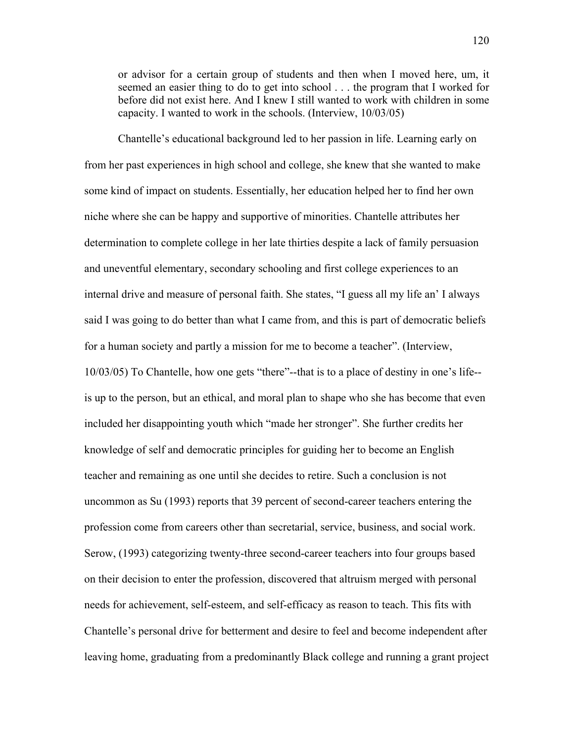> or advisor for a certain group of students and then when I moved here, um, it seemed an easier thing to do to get into school . . . the program that I worked for before did not exist here. And I knew I still wanted to work with children in some capacity. I wanted to work in the schools. (Interview, 10/03/05)

Chantelle's educational background led to her passion in life. Learning early on from her past experiences in high school and college, she knew that she wanted to make some kind of impact on students. Essentially, her education helped her to find her own niche where she can be happy and supportive of minorities. Chantelle attributes her determination to complete college in her late thirties despite a lack of family persuasion and uneventful elementary, secondary schooling and first college experiences to an internal drive and measure of personal faith. She states, "I guess all my life an' I always said I was going to do better than what I came from, and this is part of democratic beliefs for a human society and partly a mission for me to become a teacher". (Interview, 10/03/05) To Chantelle, how one gets "there"--that is to a place of destiny in one's life--is up to the person, but an ethical, and moral plan to shape who she has become that even included her disappointing youth which "made her stronger". She further credits her knowledge of self and democratic principles for guiding her to become an English teacher and remaining as one until she decides to retire. Such a conclusion is not uncommon as Su (1993) reports that 39 percent of second-career teachers entering the profession come from careers other than secretarial, service, business, and social work. Serow, (1993) categorizing twenty-three second-career teachers into four groups based on their decision to enter the profession, discovered that altruism merged with personal needs for achievement, self-esteem, and self-efficacy as reason to teach. This fits with Chantelle's personal drive for betterment and desire to feel and become independent after leaving home, graduating from a predominantly Black college and running a grant project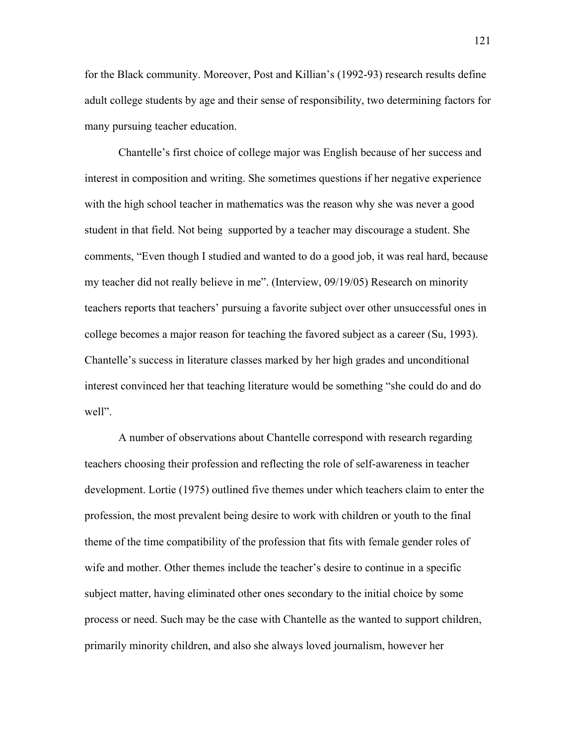for the Black community. Moreover, Post and Killian's (1992-93) research results define adult college students by age and their sense of responsibility, two determining factors for many pursuing teacher education.

Chantelle's first choice of college major was English because of her success and interest in composition and writing. She sometimes questions if her negative experience with the high school teacher in mathematics was the reason why she was never a good student in that field. Not being supported by a teacher may discourage a student. She comments, "Even though I studied and wanted to do a good job, it was real hard, because my teacher did not really believe in me". (Interview, 09/19/05) Research on minority teachers reports that teachers' pursuing a favorite subject over other unsuccessful ones in college becomes a major reason for teaching the favored subject as a career (Su, 1993). Chantelle's success in literature classes marked by her high grades and unconditional interest convinced her that teaching literature would be something "she could do and do well".

A number of observations about Chantelle correspond with research regarding teachers choosing their profession and reflecting the role of self-awareness in teacher development. Lortie (1975) outlined five themes under which teachers claim to enter the profession, the most prevalent being desire to work with children or youth to the final theme of the time compatibility of the profession that fits with female gender roles of wife and mother. Other themes include the teacher's desire to continue in a specific subject matter, having eliminated other ones secondary to the initial choice by some process or need. Such may be the case with Chantelle as the wanted to support children, primarily minority children, and also she always loved journalism, however her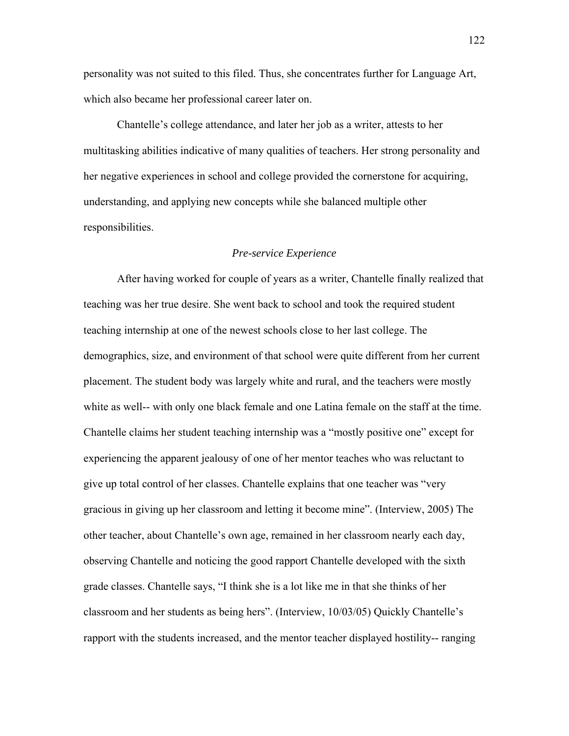personality was not suited to this filed. Thus, she concentrates further for Language Art, which also became her professional career later on.

Chantelle's college attendance, and later her job as a writer, attests to her multitasking abilities indicative of many qualities of teachers. Her strong personality and her negative experiences in school and college provided the cornerstone for acquiring, understanding, and applying new concepts while she balanced multiple other responsibilities.

### *Pre-service Experience*

After having worked for couple of years as a writer, Chantelle finally realized that teaching was her true desire. She went back to school and took the required student teaching internship at one of the newest schools close to her last college. The demographics, size, and environment of that school were quite different from her current placement. The student body was largely white and rural, and the teachers were mostly white as well-- with only one black female and one Latina female on the staff at the time. Chantelle claims her student teaching internship was a "mostly positive one" except for experiencing the apparent jealousy of one of her mentor teaches who was reluctant to give up total control of her classes. Chantelle explains that one teacher was "very gracious in giving up her classroom and letting it become mine". (Interview, 2005) The other teacher, about Chantelle's own age, remained in her classroom nearly each day, observing Chantelle and noticing the good rapport Chantelle developed with the sixth grade classes. Chantelle says, "I think she is a lot like me in that she thinks of her classroom and her students as being hers". (Interview, 10/03/05) Quickly Chantelle's rapport with the students increased, and the mentor teacher displayed hostility-- ranging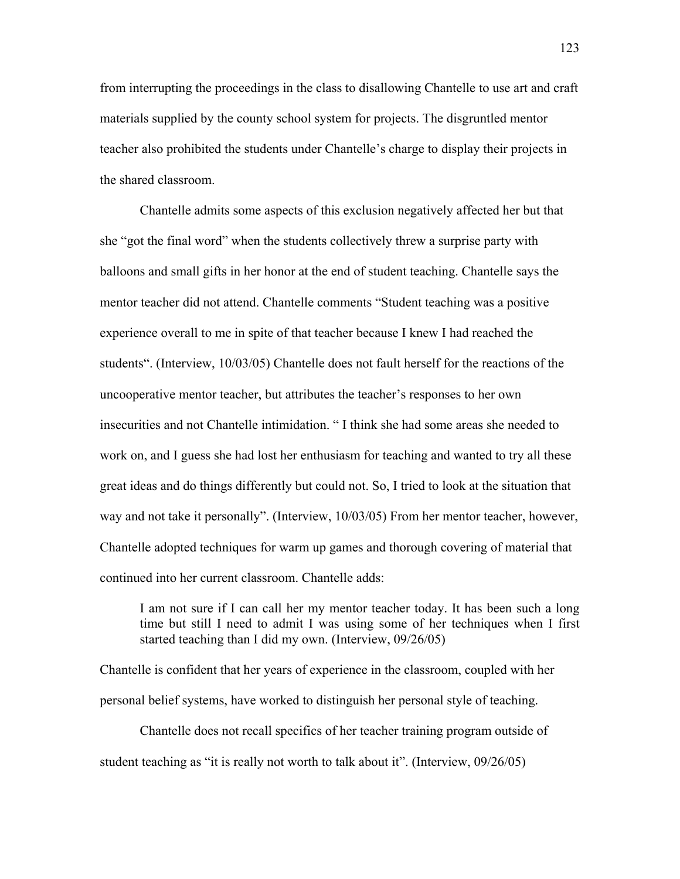from interrupting the proceedings in the class to disallowing Chantelle to use art and craft materials supplied by the county school system for projects. The disgruntled mentor teacher also prohibited the students under Chantelle's charge to display their projects in the shared classroom.

Chantelle admits some aspects of this exclusion negatively affected her but that she "got the final word" when the students collectively threw a surprise party with balloons and small gifts in her honor at the end of student teaching. Chantelle says the mentor teacher did not attend. Chantelle comments "Student teaching was a positive experience overall to me in spite of that teacher because I knew I had reached the students". (Interview, 10/03/05) Chantelle does not fault herself for the reactions of the uncooperative mentor teacher, but attributes the teacher's responses to her own insecurities and not Chantelle intimidation. " I think she had some areas she needed to work on, and I guess she had lost her enthusiasm for teaching and wanted to try all these great ideas and do things differently but could not. So, I tried to look at the situation that way and not take it personally". (Interview, 10/03/05) From her mentor teacher, however, Chantelle adopted techniques for warm up games and thorough covering of material that continued into her current classroom. Chantelle adds:

> I am not sure if I can call her my mentor teacher today. It has been such a long time but still I need to admit I was using some of her techniques when I first started teaching than I did my own. (Interview, 09/26/05)

Chantelle is confident that her years of experience in the classroom, coupled with her personal belief systems, have worked to distinguish her personal style of teaching.

Chantelle does not recall specifics of her teacher training program outside of student teaching as "it is really not worth to talk about it". (Interview, 09/26/05)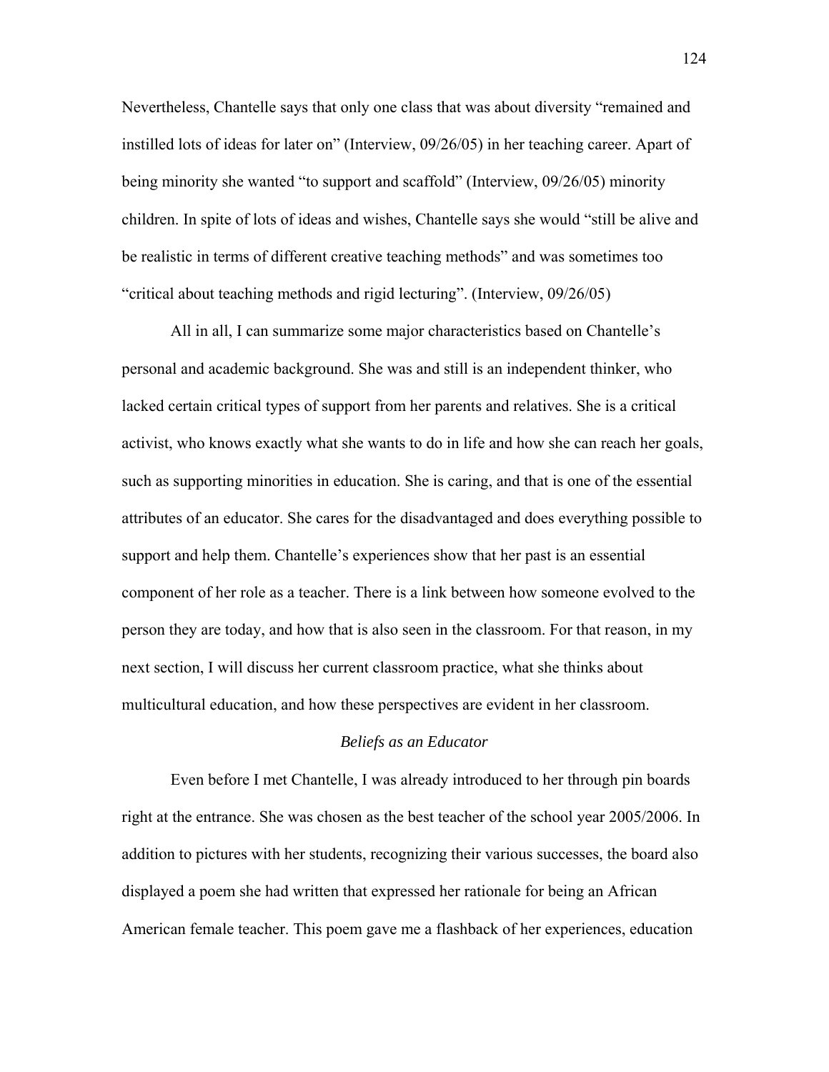Nevertheless, Chantelle says that only one class that was about diversity "remained and instilled lots of ideas for later on" (Interview, 09/26/05) in her teaching career. Apart of being minority she wanted "to support and scaffold" (Interview, 09/26/05) minority children. In spite of lots of ideas and wishes, Chantelle says she would "still be alive and be realistic in terms of different creative teaching methods" and was sometimes too "critical about teaching methods and rigid lecturing". (Interview, 09/26/05)

All in all, I can summarize some major characteristics based on Chantelle's personal and academic background. She was and still is an independent thinker, who lacked certain critical types of support from her parents and relatives. She is a critical activist, who knows exactly what she wants to do in life and how she can reach her goals, such as supporting minorities in education. She is caring, and that is one of the essential attributes of an educator. She cares for the disadvantaged and does everything possible to support and help them. Chantelle's experiences show that her past is an essential component of her role as a teacher. There is a link between how someone evolved to the person they are today, and how that is also seen in the classroom. For that reason, in my next section, I will discuss her current classroom practice, what she thinks about multicultural education, and how these perspectives are evident in her classroom.

### *Beliefs as an Educator*

Even before I met Chantelle, I was already introduced to her through pin boards right at the entrance. She was chosen as the best teacher of the school year 2005/2006. In addition to pictures with her students, recognizing their various successes, the board also displayed a poem she had written that expressed her rationale for being an African American female teacher. This poem gave me a flashback of her experiences, education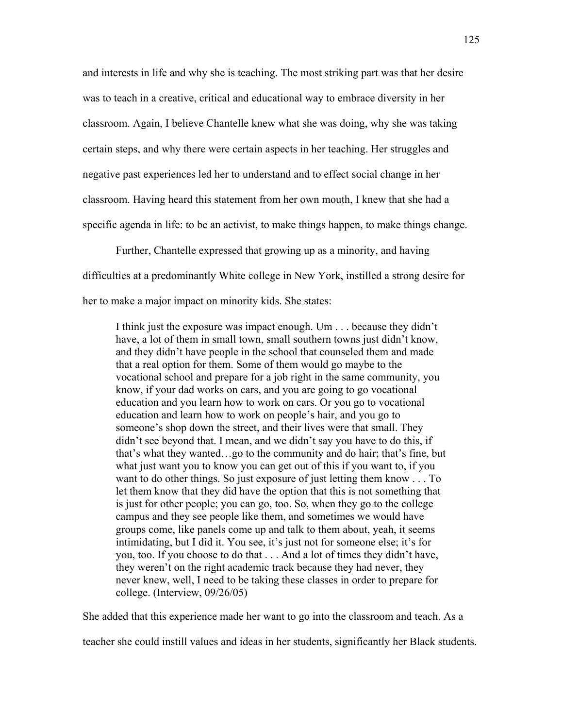and interests in life and why she is teaching. The most striking part was that her desire was to teach in a creative, critical and educational way to embrace diversity in her classroom. Again, I believe Chantelle knew what she was doing, why she was taking certain steps, and why there were certain aspects in her teaching. Her struggles and negative past experiences led her to understand and to effect social change in her classroom. Having heard this statement from her own mouth, I knew that she had a specific agenda in life: to be an activist, to make things happen, to make things change.

Further, Chantelle expressed that growing up as a minority, and having difficulties at a predominantly White college in New York, instilled a strong desire for her to make a major impact on minority kids. She states:

> I think just the exposure was impact enough. Um . . . because they didn't have, a lot of them in small town, small southern towns just didn't know, and they didn't have people in the school that counseled them and made that a real option for them. Some of them would go maybe to the vocational school and prepare for a job right in the same community, you know, if your dad works on cars, and you are going to go vocational education and you learn how to work on cars. Or you go to vocational education and learn how to work on people's hair, and you go to someone's shop down the street, and their lives were that small. They didn't see beyond that. I mean, and we didn't say you have to do this, if that's what they wanted…go to the community and do hair; that's fine, but what just want you to know you can get out of this if you want to, if you want to do other things. So just exposure of just letting them know . . . To let them know that they did have the option that this is not something that is just for other people; you can go, too. So, when they go to the college campus and they see people like them, and sometimes we would have groups come, like panels come up and talk to them about, yeah, it seems intimidating, but I did it. You see, it's just not for someone else; it's for you, too. If you choose to do that . . . And a lot of times they didn't have, they weren't on the right academic track because they had never, they never knew, well, I need to be taking these classes in order to prepare for college. (Interview, 09/26/05)

She added that this experience made her want to go into the classroom and teach. As a teacher she could instill values and ideas in her students, significantly her Black students.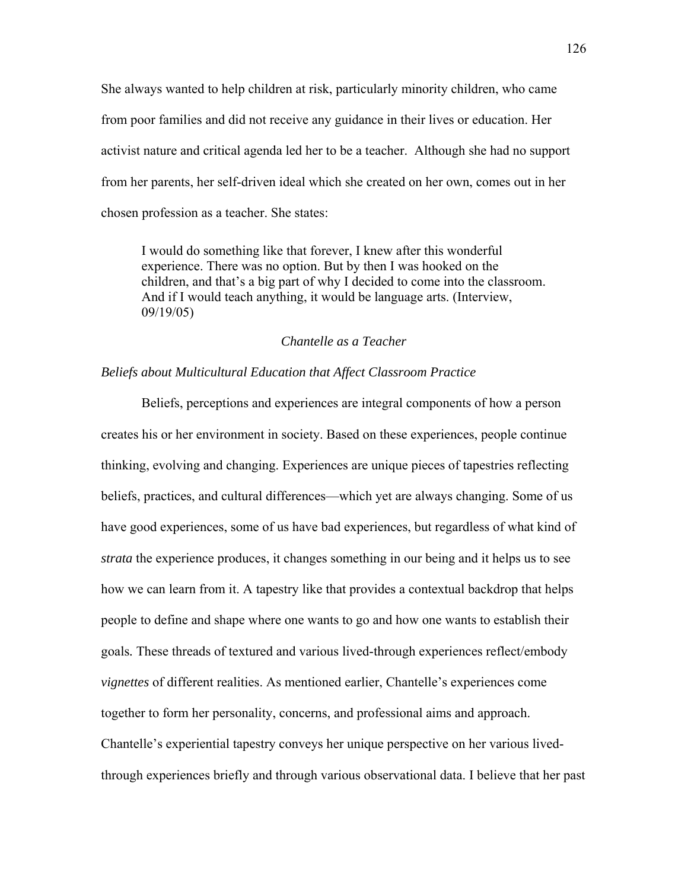She always wanted to help children at risk, particularly minority children, who came from poor families and did not receive any guidance in their lives or education. Her activist nature and critical agenda led her to be a teacher. Although she had no support from her parents, her self-driven ideal which she created on her own, comes out in her chosen profession as a teacher. She states:

> I would do something like that forever, I knew after this wonderful experience. There was no option. But by then I was hooked on the children, and that's a big part of why I decided to come into the classroom. And if I would teach anything, it would be language arts. (Interview, 09/19/05)

### *Chantelle as a Teacher*

#### *Beliefs about Multicultural Education that Affect Classroom Practice*

Beliefs, perceptions and experiences are integral components of how a person creates his or her environment in society. Based on these experiences, people continue thinking, evolving and changing. Experiences are unique pieces of tapestries reflecting beliefs, practices, and cultural differences—which yet are always changing. Some of us have good experiences, some of us have bad experiences, but regardless of what kind of *strata* the experience produces, it changes something in our being and it helps us to see how we can learn from it. A tapestry like that provides a contextual backdrop that helps people to define and shape where one wants to go and how one wants to establish their goals. These threads of textured and various lived-through experiences reflect/embody *vignettes* of different realities. As mentioned earlier, Chantelle's experiences come together to form her personality, concerns, and professional aims and approach. Chantelle's experiential tapestry conveys her unique perspective on her various lived-through experiences briefly and through various observational data. I believe that her past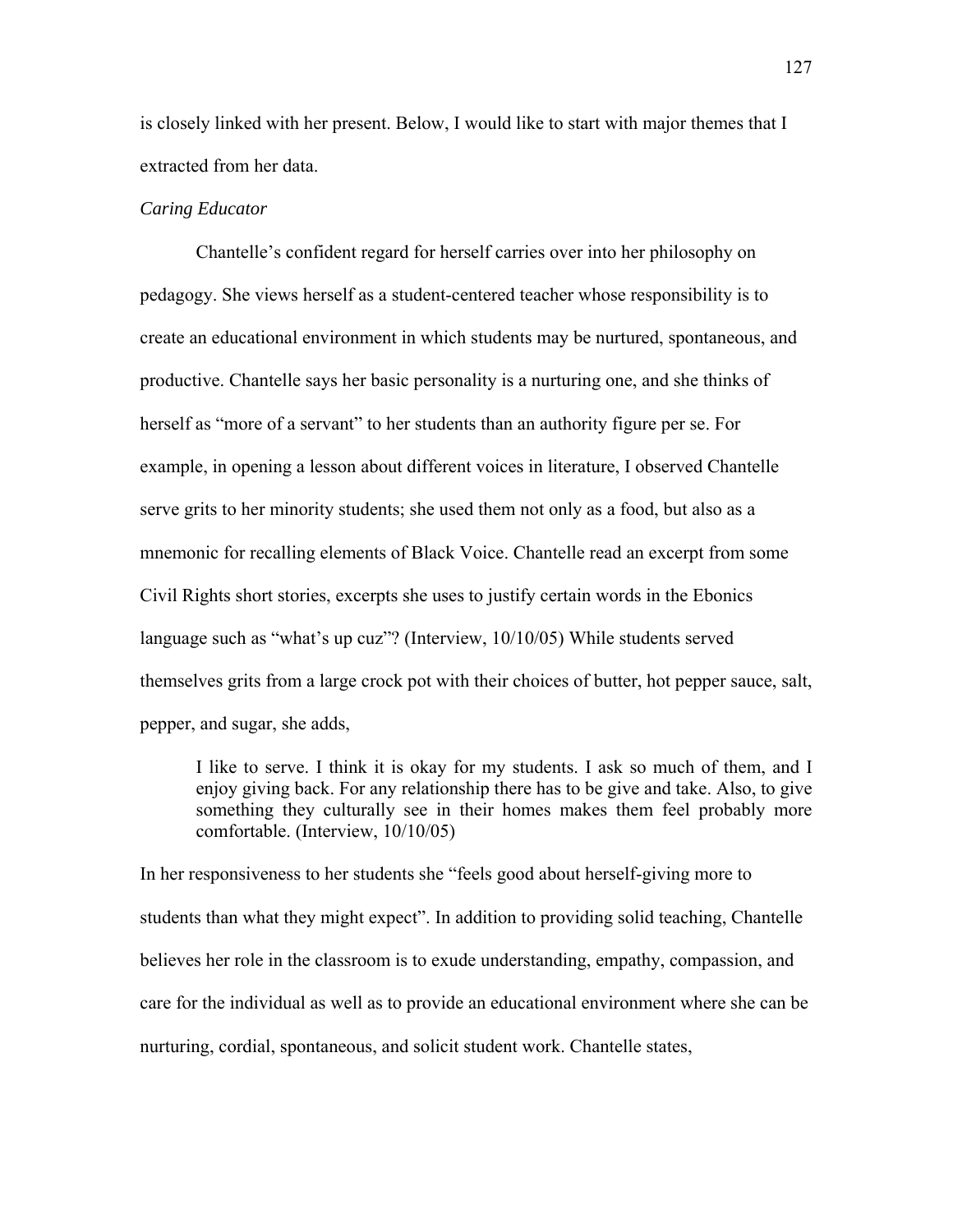is closely linked with her present. Below, I would like to start with major themes that I extracted from her data.

*Caring Educator*

Chantelle's confident regard for herself carries over into her philosophy on pedagogy. She views herself as a student-centered teacher whose responsibility is to create an educational environment in which students may be nurtured, spontaneous, and productive. Chantelle says her basic personality is a nurturing one, and she thinks of herself as "more of a servant" to her students than an authority figure per se. For example, in opening a lesson about different voices in literature, I observed Chantelle serve grits to her minority students; she used them not only as a food, but also as a mnemonic for recalling elements of Black Voice. Chantelle read an excerpt from some Civil Rights short stories, excerpts she uses to justify certain words in the Ebonics language such as "what's up cuz"? (Interview, 10/10/05) While students served themselves grits from a large crock pot with their choices of butter, hot pepper sauce, salt, pepper, and sugar, she adds,

> I like to serve. I think it is okay for my students. I ask so much of them, and I enjoy giving back. For any relationship there has to be give and take. Also, to give something they culturally see in their homes makes them feel probably more comfortable. (Interview, 10/10/05)

In her responsiveness to her students she "feels good about herself-giving more to students than what they might expect". In addition to providing solid teaching, Chantelle believes her role in the classroom is to exude understanding, empathy, compassion, and care for the individual as well as to provide an educational environment where she can be nurturing, cordial, spontaneous, and solicit student work. Chantelle states,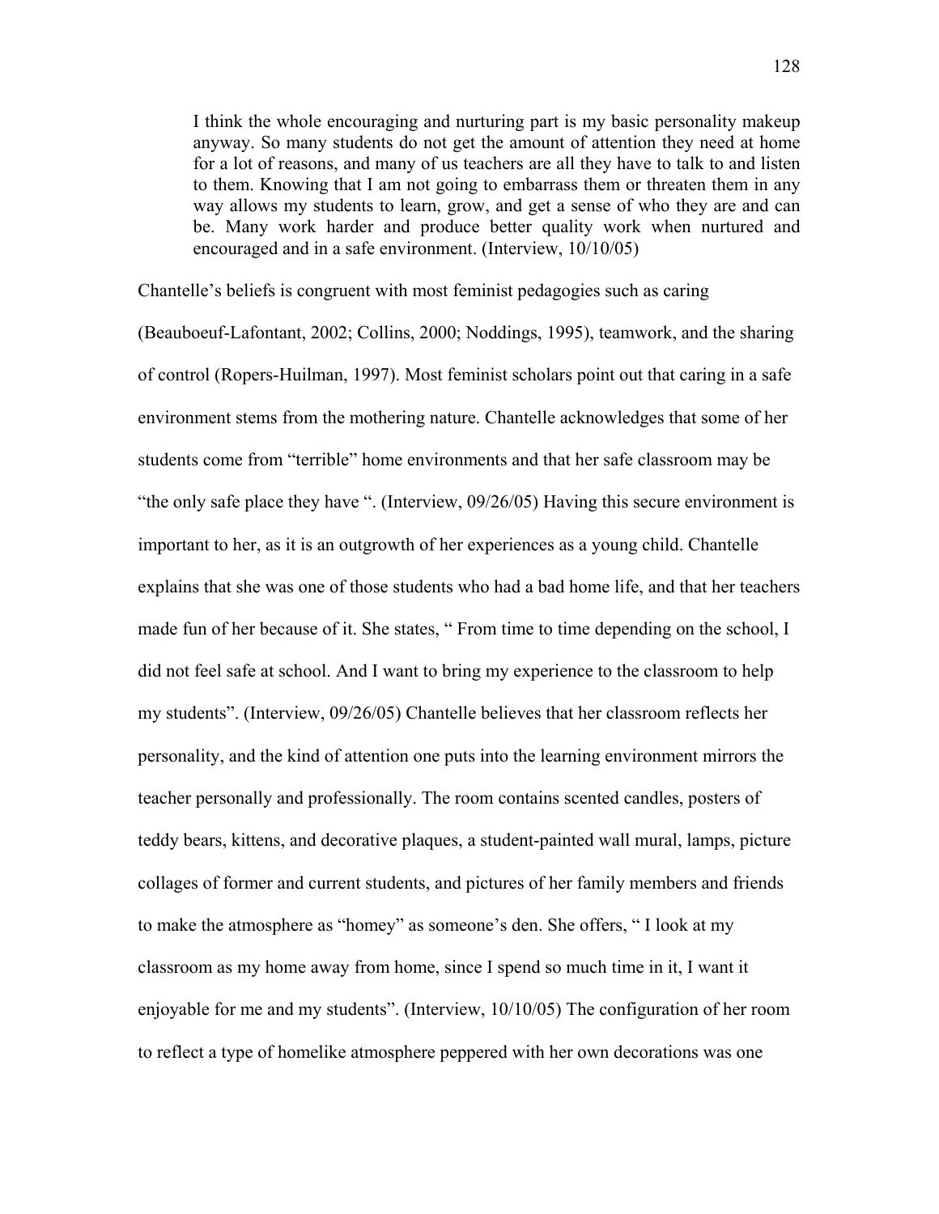> I think the whole encouraging and nurturing part is my basic personality makeup anyway. So many students do not get the amount of attention they need at home for a lot of reasons, and many of us teachers are all they have to talk to and listen to them. Knowing that I am not going to embarrass them or threaten them in any way allows my students to learn, grow, and get a sense of who they are and can be. Many work harder and produce better quality work when nurtured and encouraged and in a safe environment. (Interview, 10/10/05)

Chantelle's beliefs is congruent with most feminist pedagogies such as caring (Beauboeuf-Lafontant, 2002; Collins, 2000; Noddings, 1995), teamwork, and the sharing of control (Ropers-Huilman, 1997). Most feminist scholars point out that caring in a safe environment stems from the mothering nature. Chantelle acknowledges that some of her students come from "terrible" home environments and that her safe classroom may be "the only safe place they have ". (Interview, 09/26/05) Having this secure environment is important to her, as it is an outgrowth of her experiences as a young child. Chantelle explains that she was one of those students who had a bad home life, and that her teachers made fun of her because of it. She states, " From time to time depending on the school, I did not feel safe at school. And I want to bring my experience to the classroom to help my students". (Interview, 09/26/05) Chantelle believes that her classroom reflects her personality, and the kind of attention one puts into the learning environment mirrors the teacher personally and professionally. The room contains scented candles, posters of teddy bears, kittens, and decorative plaques, a student-painted wall mural, lamps, picture collages of former and current students, and pictures of her family members and friends to make the atmosphere as "homey" as someone's den. She offers, " I look at my classroom as my home away from home, since I spend so much time in it, I want it enjoyable for me and my students". (Interview, 10/10/05) The configuration of her room to reflect a type of homelike atmosphere peppered with her own decorations was one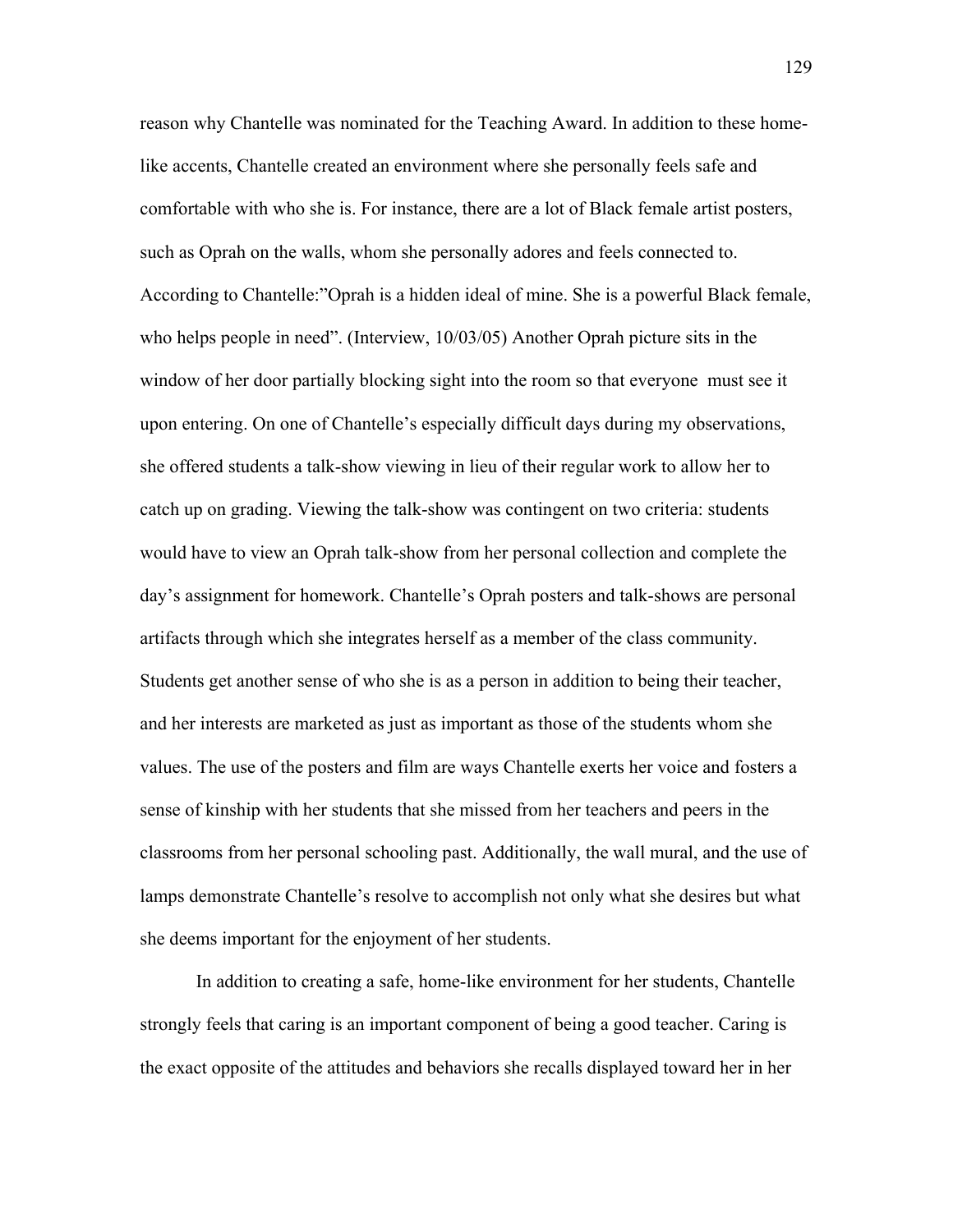reason why Chantelle was nominated for the Teaching Award. In addition to these home-like accents, Chantelle created an environment where she personally feels safe and comfortable with who she is. For instance, there are a lot of Black female artist posters, such as Oprah on the walls, whom she personally adores and feels connected to. According to Chantelle:"Oprah is a hidden ideal of mine. She is a powerful Black female, who helps people in need". (Interview, 10/03/05) Another Oprah picture sits in the window of her door partially blocking sight into the room so that everyone must see it upon entering. On one of Chantelle's especially difficult days during my observations, she offered students a talk-show viewing in lieu of their regular work to allow her to catch up on grading. Viewing the talk-show was contingent on two criteria: students would have to view an Oprah talk-show from her personal collection and complete the day's assignment for homework. Chantelle's Oprah posters and talk-shows are personal artifacts through which she integrates herself as a member of the class community. Students get another sense of who she is as a person in addition to being their teacher, and her interests are marketed as just as important as those of the students whom she values. The use of the posters and film are ways Chantelle exerts her voice and fosters a sense of kinship with her students that she missed from her teachers and peers in the classrooms from her personal schooling past. Additionally, the wall mural, and the use of lamps demonstrate Chantelle's resolve to accomplish not only what she desires but what she deems important for the enjoyment of her students.

In addition to creating a safe, home-like environment for her students, Chantelle strongly feels that caring is an important component of being a good teacher. Caring is the exact opposite of the attitudes and behaviors she recalls displayed toward her in her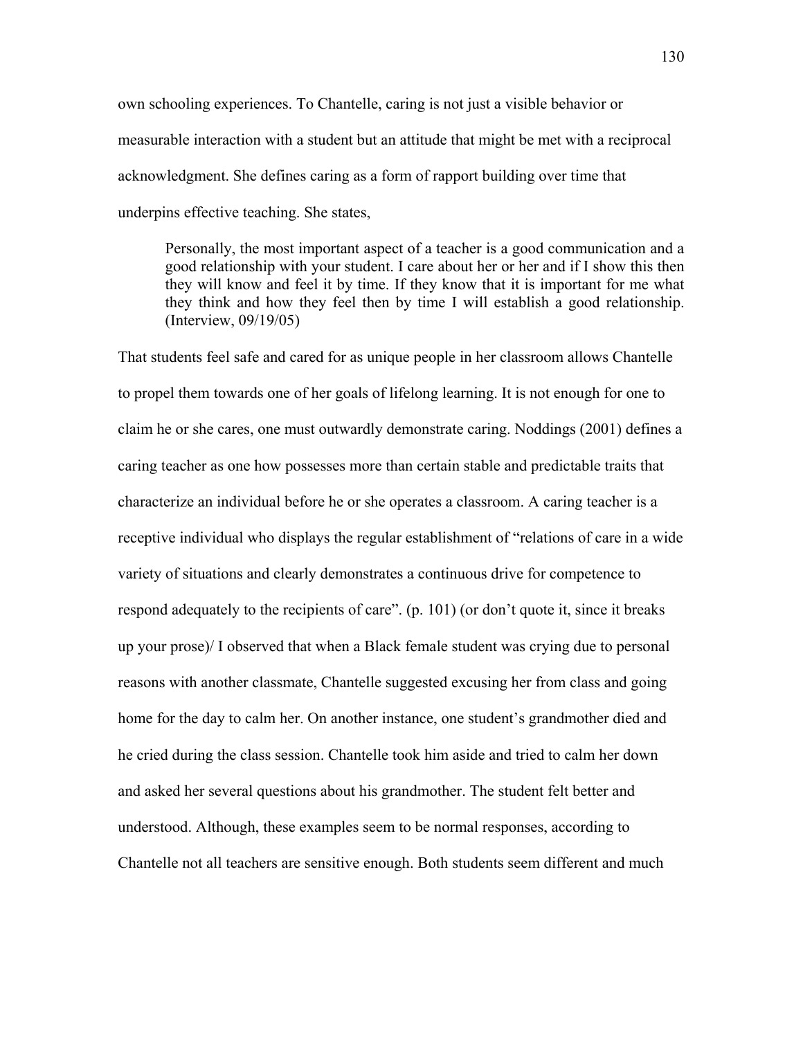own schooling experiences. To Chantelle, caring is not just a visible behavior or measurable interaction with a student but an attitude that might be met with a reciprocal acknowledgment. She defines caring as a form of rapport building over time that underpins effective teaching. She states,

> Personally, the most important aspect of a teacher is a good communication and a good relationship with your student. I care about her or her and if I show this then they will know and feel it by time. If they know that it is important for me what they think and how they feel then by time I will establish a good relationship. (Interview, 09/19/05)

That students feel safe and cared for as unique people in her classroom allows Chantelle to propel them towards one of her goals of lifelong learning. It is not enough for one to claim he or she cares, one must outwardly demonstrate caring. Noddings (2001) defines a caring teacher as one how possesses more than certain stable and predictable traits that characterize an individual before he or she operates a classroom. A caring teacher is a receptive individual who displays the regular establishment of "relations of care in a wide variety of situations and clearly demonstrates a continuous drive for competence to respond adequately to the recipients of care". (p. 101) (or don't quote it, since it breaks up your prose)/ I observed that when a Black female student was crying due to personal reasons with another classmate, Chantelle suggested excusing her from class and going home for the day to calm her. On another instance, one student's grandmother died and he cried during the class session. Chantelle took him aside and tried to calm her down and asked her several questions about his grandmother. The student felt better and understood. Although, these examples seem to be normal responses, according to Chantelle not all teachers are sensitive enough. Both students seem different and much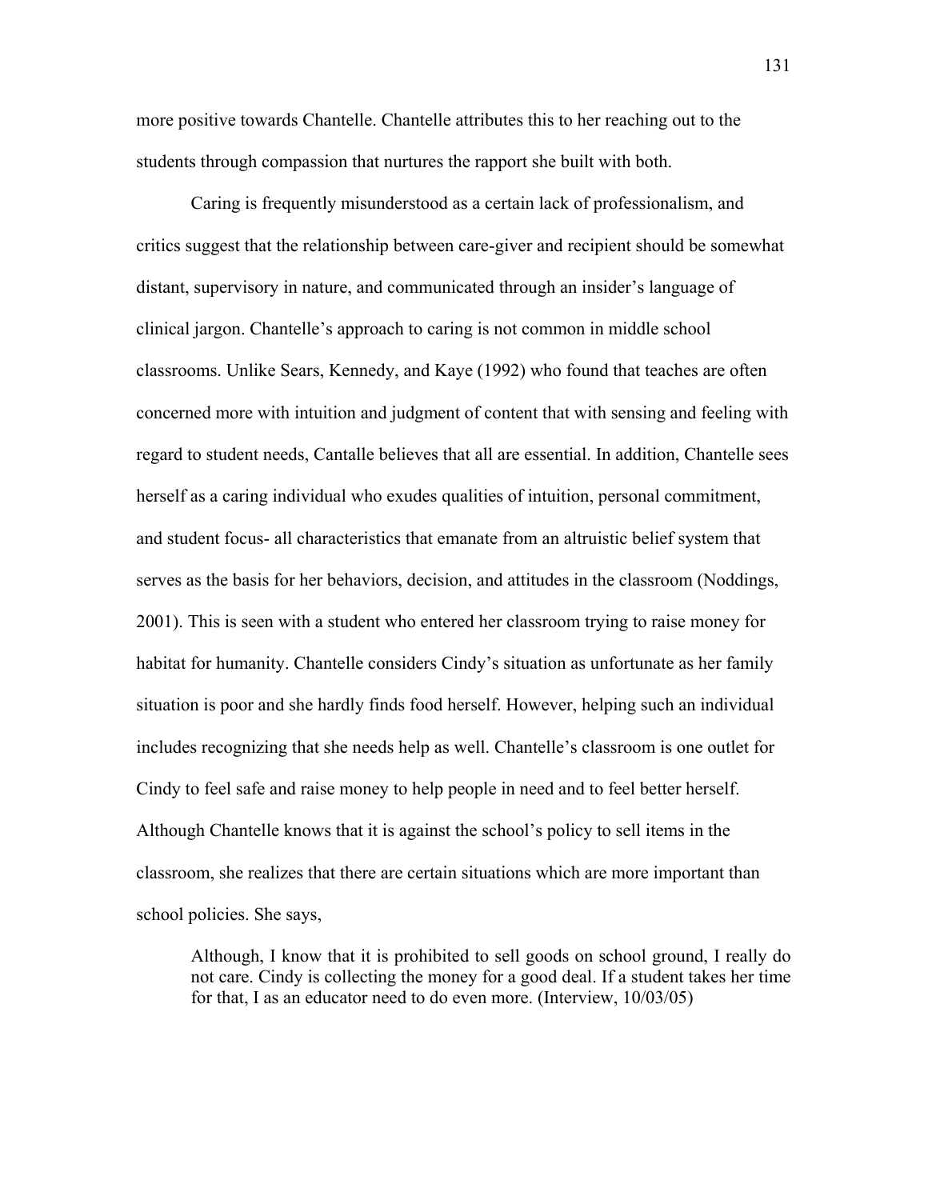more positive towards Chantelle. Chantelle attributes this to her reaching out to the students through compassion that nurtures the rapport she built with both.

Caring is frequently misunderstood as a certain lack of professionalism, and critics suggest that the relationship between care-giver and recipient should be somewhat distant, supervisory in nature, and communicated through an insider's language of clinical jargon. Chantelle's approach to caring is not common in middle school classrooms. Unlike Sears, Kennedy, and Kaye (1992) who found that teaches are often concerned more with intuition and judgment of content that with sensing and feeling with regard to student needs, Cantalle believes that all are essential. In addition, Chantelle sees herself as a caring individual who exudes qualities of intuition, personal commitment, and student focus- all characteristics that emanate from an altruistic belief system that serves as the basis for her behaviors, decision, and attitudes in the classroom (Noddings, 2001). This is seen with a student who entered her classroom trying to raise money for habitat for humanity. Chantelle considers Cindy's situation as unfortunate as her family situation is poor and she hardly finds food herself. However, helping such an individual includes recognizing that she needs help as well. Chantelle's classroom is one outlet for Cindy to feel safe and raise money to help people in need and to feel better herself. Although Chantelle knows that it is against the school's policy to sell items in the classroom, she realizes that there are certain situations which are more important than school policies. She says,

> Although, I know that it is prohibited to sell goods on school ground, I really do not care. Cindy is collecting the money for a good deal. If a student takes her time for that, I as an educator need to do even more. (Interview, 10/03/05)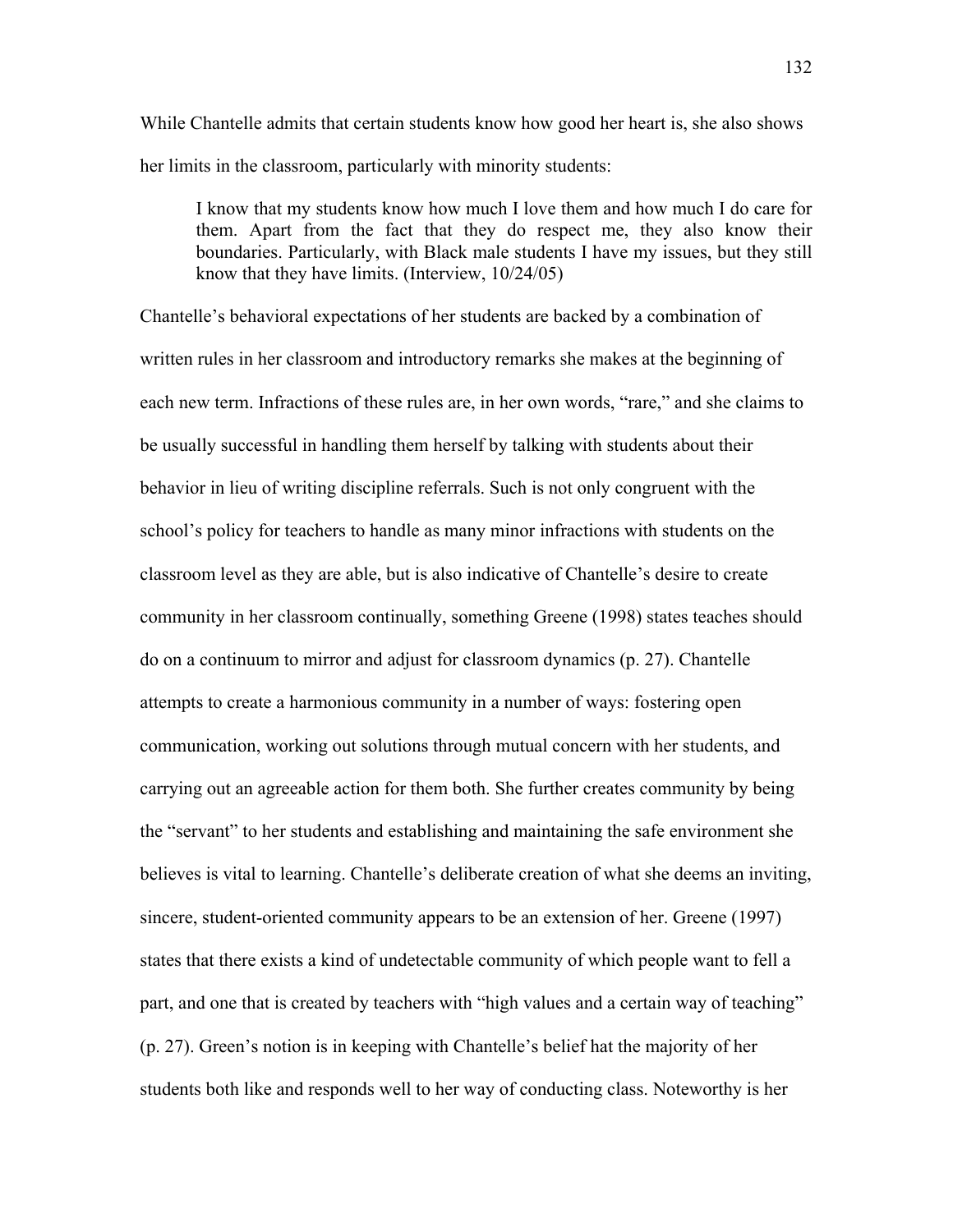While Chantelle admits that certain students know how good her heart is, she also shows her limits in the classroom, particularly with minority students:

> I know that my students know how much I love them and how much I do care for them. Apart from the fact that they do respect me, they also know their boundaries. Particularly, with Black male students I have my issues, but they still know that they have limits. (Interview, 10/24/05)

Chantelle's behavioral expectations of her students are backed by a combination of written rules in her classroom and introductory remarks she makes at the beginning of each new term. Infractions of these rules are, in her own words, "rare," and she claims to be usually successful in handling them herself by talking with students about their behavior in lieu of writing discipline referrals. Such is not only congruent with the school's policy for teachers to handle as many minor infractions with students on the classroom level as they are able, but is also indicative of Chantelle's desire to create community in her classroom continually, something Greene (1998) states teaches should do on a continuum to mirror and adjust for classroom dynamics (p. 27). Chantelle attempts to create a harmonious community in a number of ways: fostering open communication, working out solutions through mutual concern with her students, and carrying out an agreeable action for them both. She further creates community by being the "servant" to her students and establishing and maintaining the safe environment she believes is vital to learning. Chantelle's deliberate creation of what she deems an inviting, sincere, student-oriented community appears to be an extension of her. Greene (1997) states that there exists a kind of undetectable community of which people want to fell a part, and one that is created by teachers with "high values and a certain way of teaching" (p. 27). Green's notion is in keeping with Chantelle's belief hat the majority of her students both like and responds well to her way of conducting class. Noteworthy is her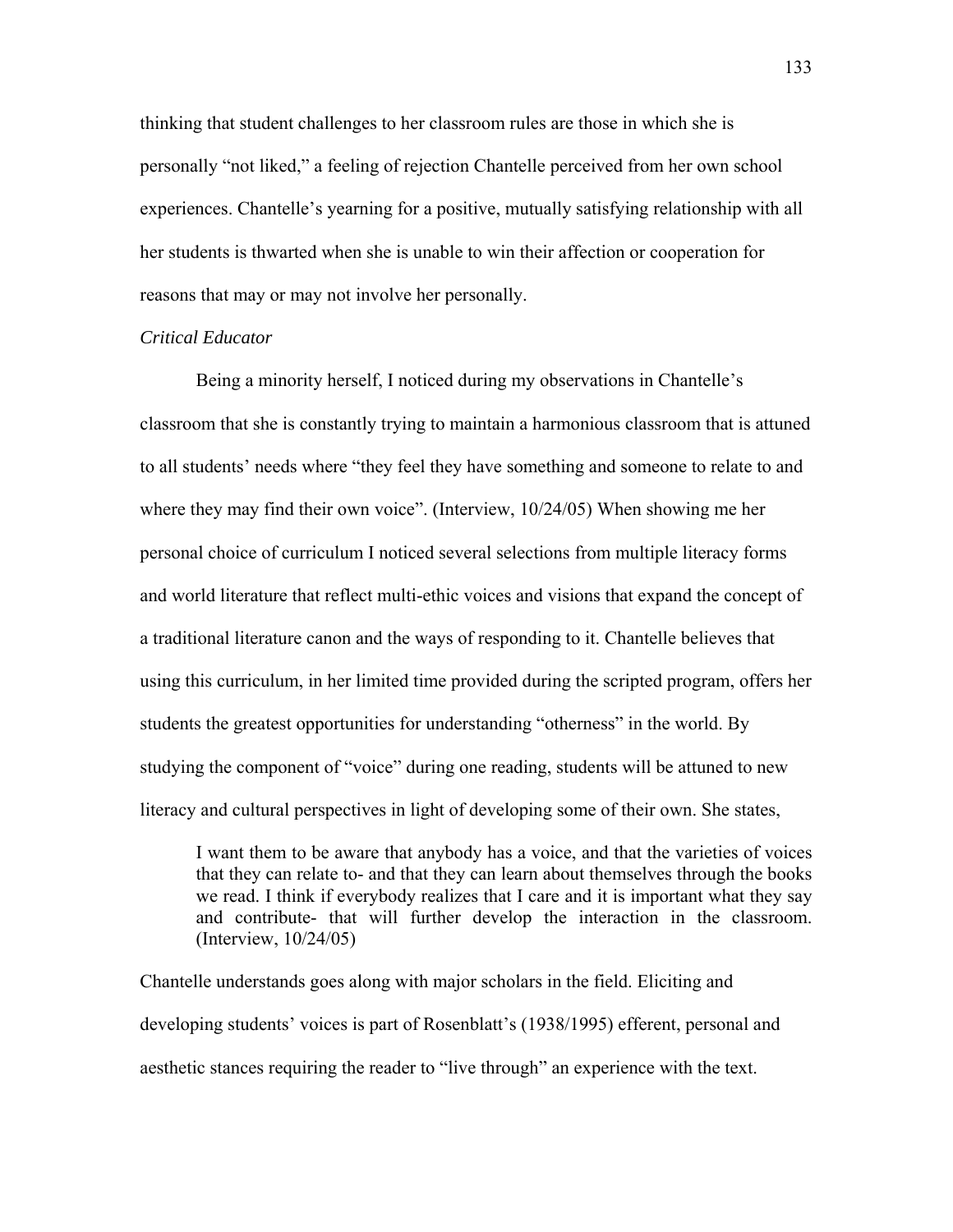thinking that student challenges to her classroom rules are those in which she is personally "not liked," a feeling of rejection Chantelle perceived from her own school experiences. Chantelle's yearning for a positive, mutually satisfying relationship with all her students is thwarted when she is unable to win their affection or cooperation for reasons that may or may not involve her personally.

*Critical Educator*

Being a minority herself, I noticed during my observations in Chantelle's classroom that she is constantly trying to maintain a harmonious classroom that is attuned to all students' needs where "they feel they have something and someone to relate to and where they may find their own voice". (Interview, 10/24/05) When showing me her personal choice of curriculum I noticed several selections from multiple literacy forms and world literature that reflect multi-ethic voices and visions that expand the concept of a traditional literature canon and the ways of responding to it. Chantelle believes that using this curriculum, in her limited time provided during the scripted program, offers her students the greatest opportunities for understanding "otherness" in the world. By studying the component of "voice" during one reading, students will be attuned to new literacy and cultural perspectives in light of developing some of their own. She states,

> I want them to be aware that anybody has a voice, and that the varieties of voices that they can relate to- and that they can learn about themselves through the books we read. I think if everybody realizes that I care and it is important what they say and contribute- that will further develop the interaction in the classroom. (Interview, 10/24/05)

Chantelle understands goes along with major scholars in the field. Eliciting and developing students' voices is part of Rosenblatt's (1938/1995) efferent, personal and aesthetic stances requiring the reader to "live through" an experience with the text.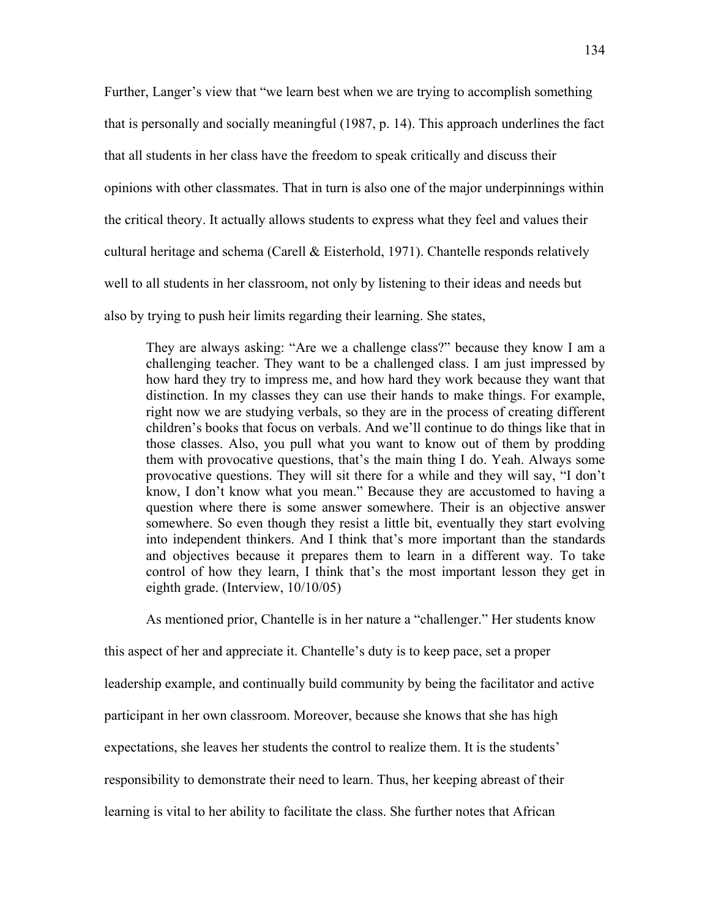Further, Langer's view that "we learn best when we are trying to accomplish something that is personally and socially meaningful (1987, p. 14). This approach underlines the fact that all students in her class have the freedom to speak critically and discuss their opinions with other classmates. That in turn is also one of the major underpinnings within the critical theory. It actually allows students to express what they feel and values their cultural heritage and schema (Carell & Eisterhold, 1971). Chantelle responds relatively well to all students in her classroom, not only by listening to their ideas and needs but also by trying to push heir limits regarding their learning. She states,

> They are always asking: "Are we a challenge class?" because they know I am a challenging teacher. They want to be a challenged class. I am just impressed by how hard they try to impress me, and how hard they work because they want that distinction. In my classes they can use their hands to make things. For example, right now we are studying verbals, so they are in the process of creating different children's books that focus on verbals. And we'll continue to do things like that in those classes. Also, you pull what you want to know out of them by prodding them with provocative questions, that's the main thing I do. Yeah. Always some provocative questions. They will sit there for a while and they will say, "I don't know, I don't know what you mean." Because they are accustomed to having a question where there is some answer somewhere. Their is an objective answer somewhere. So even though they resist a little bit, eventually they start evolving into independent thinkers. And I think that's more important than the standards and objectives because it prepares them to learn in a different way. To take control of how they learn, I think that's the most important lesson they get in eighth grade. (Interview, 10/10/05)

As mentioned prior, Chantelle is in her nature a "challenger." Her students know this aspect of her and appreciate it. Chantelle's duty is to keep pace, set a proper leadership example, and continually build community by being the facilitator and active participant in her own classroom. Moreover, because she knows that she has high expectations, she leaves her students the control to realize them. It is the students' responsibility to demonstrate their need to learn. Thus, her keeping abreast of their learning is vital to her ability to facilitate the class. She further notes that African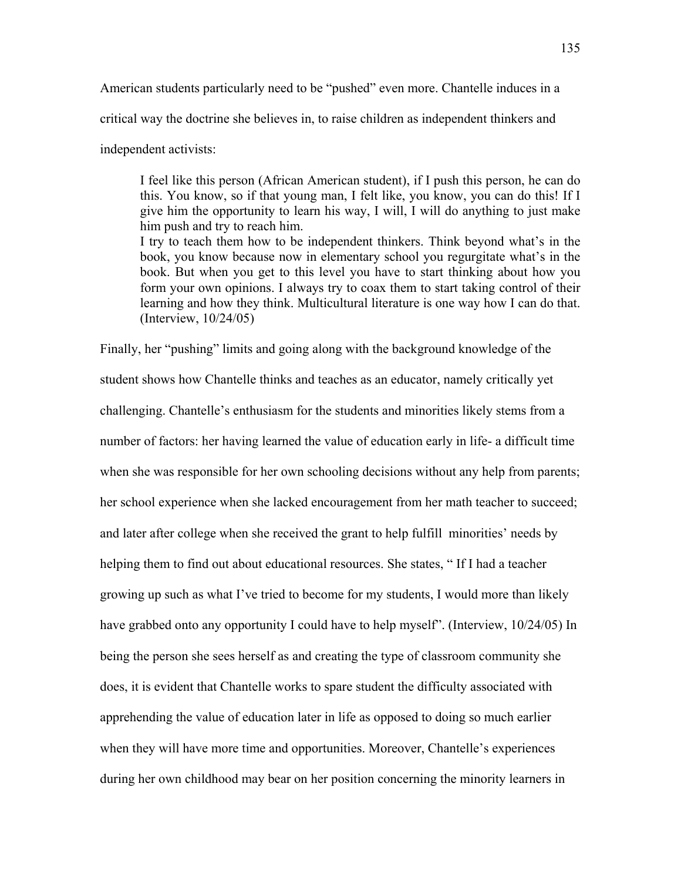American students particularly need to be "pushed" even more. Chantelle induces in a critical way the doctrine she believes in, to raise children as independent thinkers and independent activists:

> I feel like this person (African American student), if I push this person, he can do this. You know, so if that young man, I felt like, you know, you can do this! If I give him the opportunity to learn his way, I will, I will do anything to just make him push and try to reach him.
>
> I try to teach them how to be independent thinkers. Think beyond what's in the book, you know because now in elementary school you regurgitate what's in the book. But when you get to this level you have to start thinking about how you form your own opinions. I always try to coax them to start taking control of their learning and how they think. Multicultural literature is one way how I can do that. (Interview, 10/24/05)

Finally, her "pushing" limits and going along with the background knowledge of the student shows how Chantelle thinks and teaches as an educator, namely critically yet challenging. Chantelle's enthusiasm for the students and minorities likely stems from a number of factors: her having learned the value of education early in life- a difficult time when she was responsible for her own schooling decisions without any help from parents; her school experience when she lacked encouragement from her math teacher to succeed; and later after college when she received the grant to help fulfill minorities' needs by helping them to find out about educational resources. She states, " If I had a teacher growing up such as what I've tried to become for my students, I would more than likely have grabbed onto any opportunity I could have to help myself". (Interview, 10/24/05) In being the person she sees herself as and creating the type of classroom community she does, it is evident that Chantelle works to spare student the difficulty associated with apprehending the value of education later in life as opposed to doing so much earlier when they will have more time and opportunities. Moreover, Chantelle's experiences during her own childhood may bear on her position concerning the minority learners in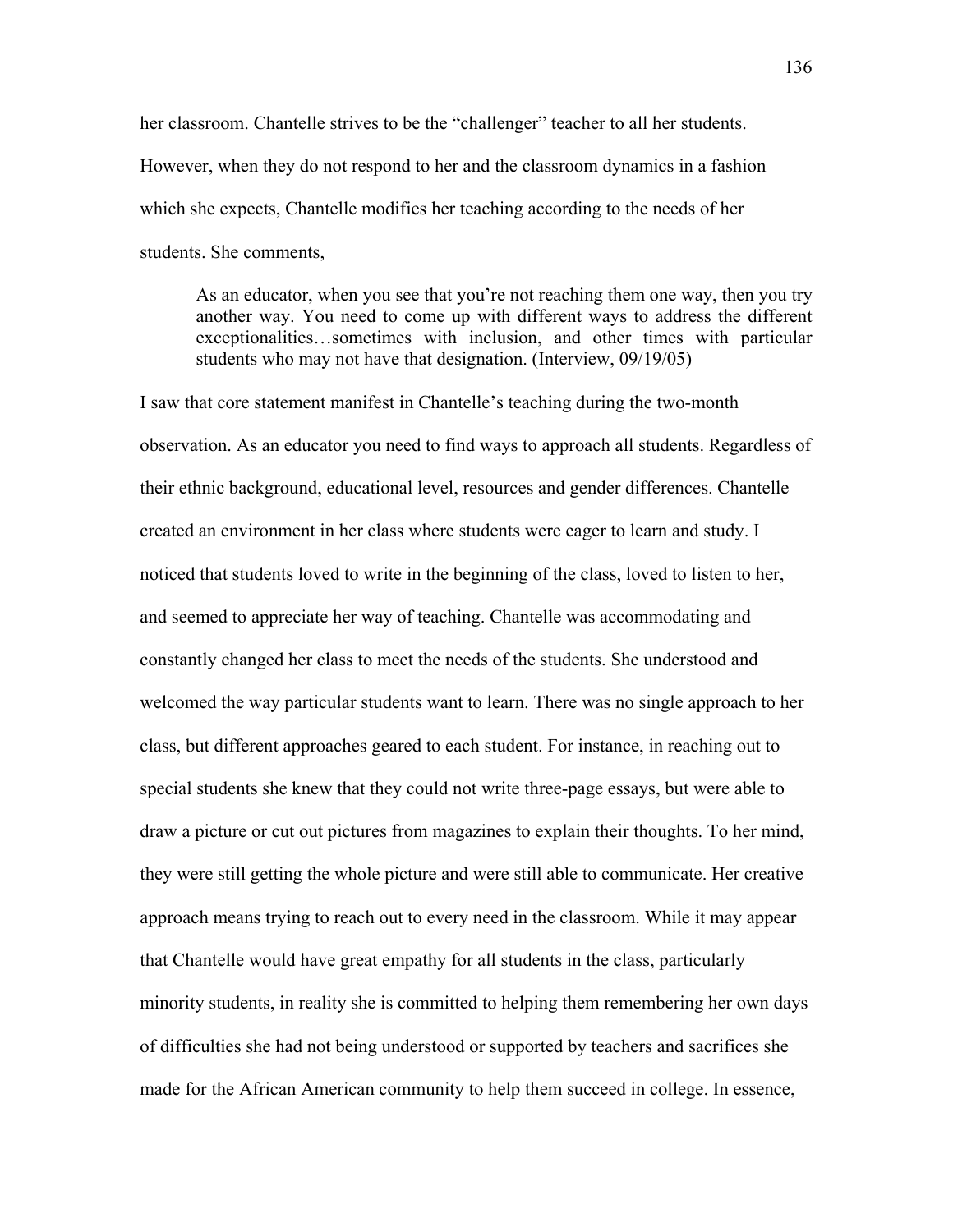her classroom. Chantelle strives to be the "challenger" teacher to all her students. However, when they do not respond to her and the classroom dynamics in a fashion which she expects, Chantelle modifies her teaching according to the needs of her students. She comments,

> As an educator, when you see that you're not reaching them one way, then you try another way. You need to come up with different ways to address the different exceptionalities…sometimes with inclusion, and other times with particular students who may not have that designation. (Interview, 09/19/05)

I saw that core statement manifest in Chantelle's teaching during the two-month observation. As an educator you need to find ways to approach all students. Regardless of their ethnic background, educational level, resources and gender differences. Chantelle created an environment in her class where students were eager to learn and study. I noticed that students loved to write in the beginning of the class, loved to listen to her, and seemed to appreciate her way of teaching. Chantelle was accommodating and constantly changed her class to meet the needs of the students. She understood and welcomed the way particular students want to learn. There was no single approach to her class, but different approaches geared to each student. For instance, in reaching out to special students she knew that they could not write three-page essays, but were able to draw a picture or cut out pictures from magazines to explain their thoughts. To her mind, they were still getting the whole picture and were still able to communicate. Her creative approach means trying to reach out to every need in the classroom. While it may appear that Chantelle would have great empathy for all students in the class, particularly minority students, in reality she is committed to helping them remembering her own days of difficulties she had not being understood or supported by teachers and sacrifices she made for the African American community to help them succeed in college. In essence,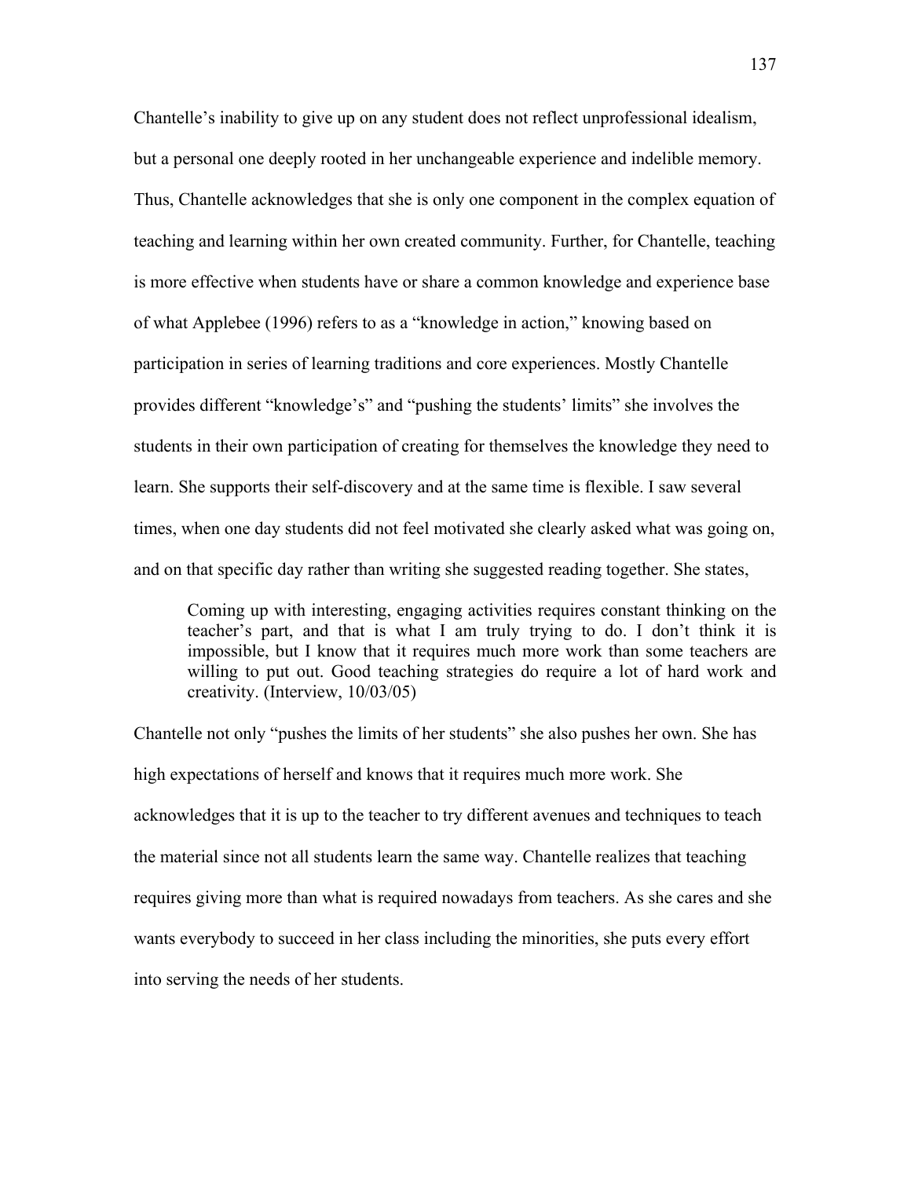Chantelle's inability to give up on any student does not reflect unprofessional idealism, but a personal one deeply rooted in her unchangeable experience and indelible memory. Thus, Chantelle acknowledges that she is only one component in the complex equation of teaching and learning within her own created community. Further, for Chantelle, teaching is more effective when students have or share a common knowledge and experience base of what Applebee (1996) refers to as a "knowledge in action," knowing based on participation in series of learning traditions and core experiences. Mostly Chantelle provides different "knowledge's" and "pushing the students' limits" she involves the students in their own participation of creating for themselves the knowledge they need to learn. She supports their self-discovery and at the same time is flexible. I saw several times, when one day students did not feel motivated she clearly asked what was going on, and on that specific day rather than writing she suggested reading together. She states,

> Coming up with interesting, engaging activities requires constant thinking on the teacher's part, and that is what I am truly trying to do. I don't think it is impossible, but I know that it requires much more work than some teachers are willing to put out. Good teaching strategies do require a lot of hard work and creativity. (Interview, 10/03/05)

Chantelle not only "pushes the limits of her students" she also pushes her own. She has high expectations of herself and knows that it requires much more work. She acknowledges that it is up to the teacher to try different avenues and techniques to teach the material since not all students learn the same way. Chantelle realizes that teaching requires giving more than what is required nowadays from teachers. As she cares and she wants everybody to succeed in her class including the minorities, she puts every effort into serving the needs of her students.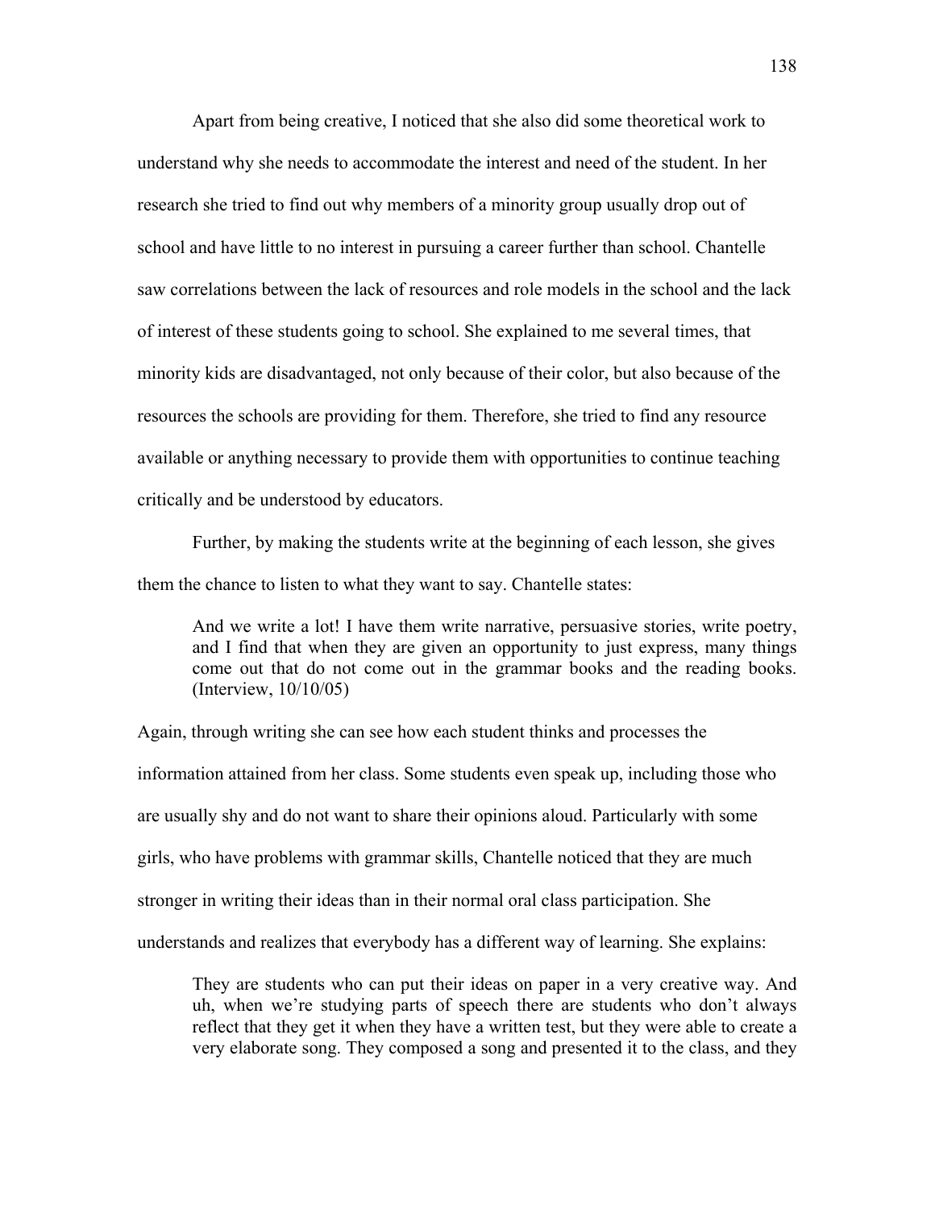Apart from being creative, I noticed that she also did some theoretical work to understand why she needs to accommodate the interest and need of the student. In her research she tried to find out why members of a minority group usually drop out of school and have little to no interest in pursuing a career further than school. Chantelle saw correlations between the lack of resources and role models in the school and the lack of interest of these students going to school. She explained to me several times, that minority kids are disadvantaged, not only because of their color, but also because of the resources the schools are providing for them. Therefore, she tried to find any resource available or anything necessary to provide them with opportunities to continue teaching critically and be understood by educators.

Further, by making the students write at the beginning of each lesson, she gives them the chance to listen to what they want to say. Chantelle states:

> And we write a lot! I have them write narrative, persuasive stories, write poetry, and I find that when they are given an opportunity to just express, many things come out that do not come out in the grammar books and the reading books. (Interview, 10/10/05)

Again, through writing she can see how each student thinks and processes the information attained from her class. Some students even speak up, including those who are usually shy and do not want to share their opinions aloud. Particularly with some girls, who have problems with grammar skills, Chantelle noticed that they are much stronger in writing their ideas than in their normal oral class participation. She understands and realizes that everybody has a different way of learning. She explains:

> They are students who can put their ideas on paper in a very creative way. And uh, when we're studying parts of speech there are students who don't always reflect that they get it when they have a written test, but they were able to create a very elaborate song. They composed a song and presented it to the class, and they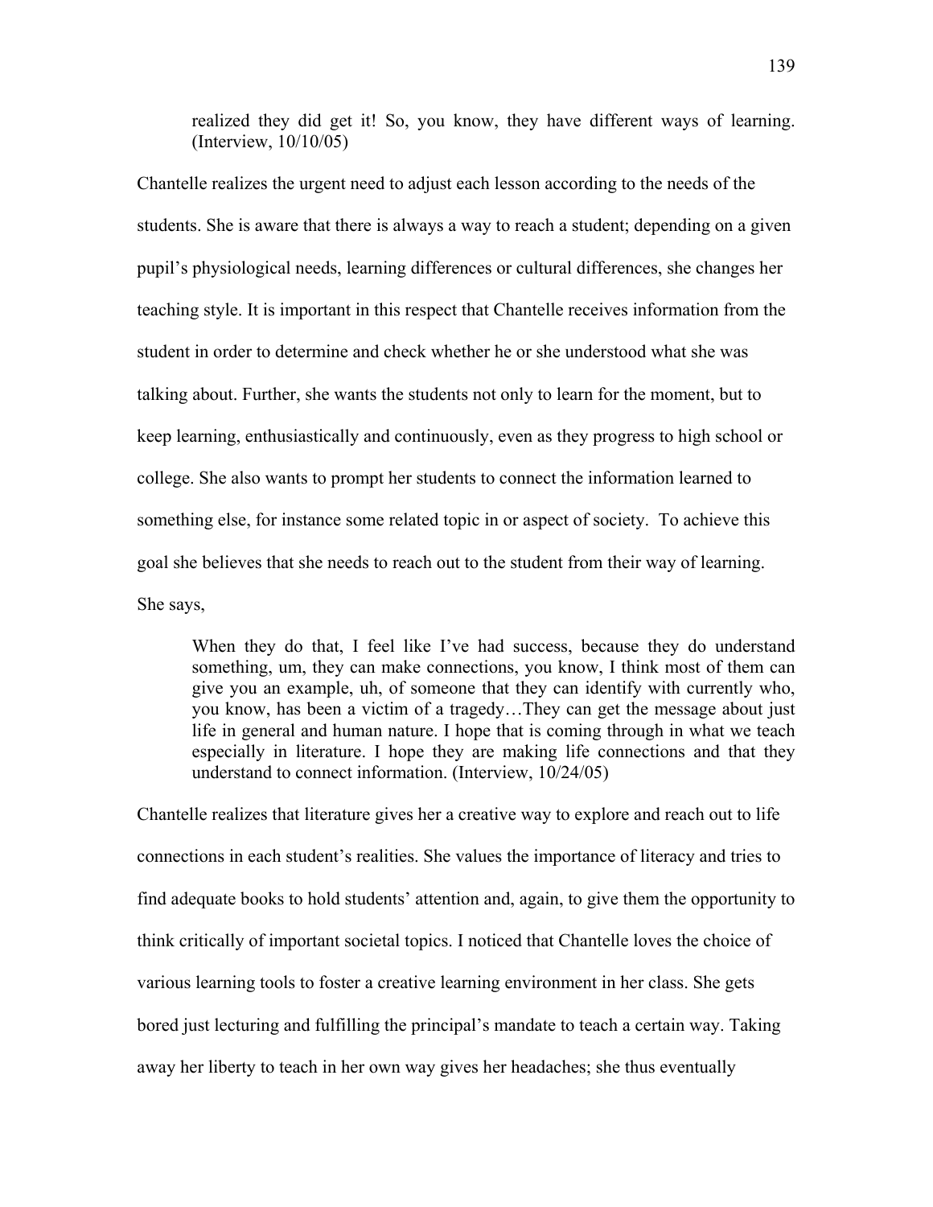> realized they did get it! So, you know, they have different ways of learning. (Interview, 10/10/05)

Chantelle realizes the urgent need to adjust each lesson according to the needs of the students. She is aware that there is always a way to reach a student; depending on a given pupil's physiological needs, learning differences or cultural differences, she changes her teaching style. It is important in this respect that Chantelle receives information from the student in order to determine and check whether he or she understood what she was talking about. Further, she wants the students not only to learn for the moment, but to keep learning, enthusiastically and continuously, even as they progress to high school or college. She also wants to prompt her students to connect the information learned to something else, for instance some related topic in or aspect of society. To achieve this goal she believes that she needs to reach out to the student from their way of learning. She says,

> When they do that, I feel like I've had success, because they do understand something, um, they can make connections, you know, I think most of them can give you an example, uh, of someone that they can identify with currently who, you know, has been a victim of a tragedy…They can get the message about just life in general and human nature. I hope that is coming through in what we teach especially in literature. I hope they are making life connections and that they understand to connect information. (Interview, 10/24/05)

Chantelle realizes that literature gives her a creative way to explore and reach out to life connections in each student's realities. She values the importance of literacy and tries to find adequate books to hold students' attention and, again, to give them the opportunity to think critically of important societal topics. I noticed that Chantelle loves the choice of various learning tools to foster a creative learning environment in her class. She gets bored just lecturing and fulfilling the principal's mandate to teach a certain way. Taking away her liberty to teach in her own way gives her headaches; she thus eventually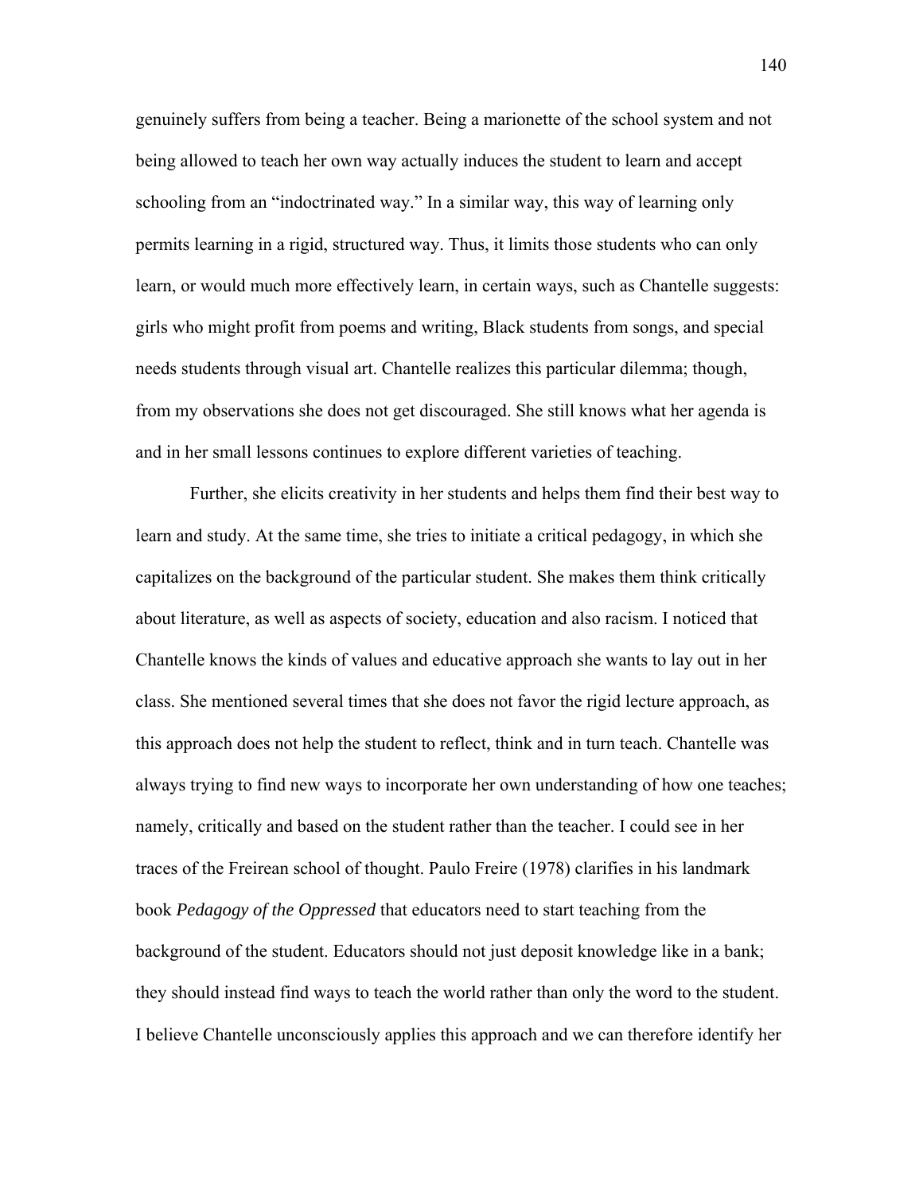genuinely suffers from being a teacher. Being a marionette of the school system and not being allowed to teach her own way actually induces the student to learn and accept schooling from an "indoctrinated way." In a similar way, this way of learning only permits learning in a rigid, structured way. Thus, it limits those students who can only learn, or would much more effectively learn, in certain ways, such as Chantelle suggests: girls who might profit from poems and writing, Black students from songs, and special needs students through visual art. Chantelle realizes this particular dilemma; though, from my observations she does not get discouraged. She still knows what her agenda is and in her small lessons continues to explore different varieties of teaching.

Further, she elicits creativity in her students and helps them find their best way to learn and study. At the same time, she tries to initiate a critical pedagogy, in which she capitalizes on the background of the particular student. She makes them think critically about literature, as well as aspects of society, education and also racism. I noticed that Chantelle knows the kinds of values and educative approach she wants to lay out in her class. She mentioned several times that she does not favor the rigid lecture approach, as this approach does not help the student to reflect, think and in turn teach. Chantelle was always trying to find new ways to incorporate her own understanding of how one teaches; namely, critically and based on the student rather than the teacher. I could see in her traces of the Freirean school of thought. Paulo Freire (1978) clarifies in his landmark book *Pedagogy of the Oppressed* that educators need to start teaching from the background of the student. Educators should not just deposit knowledge like in a bank; they should instead find ways to teach the world rather than only the word to the student. I believe Chantelle unconsciously applies this approach and we can therefore identify her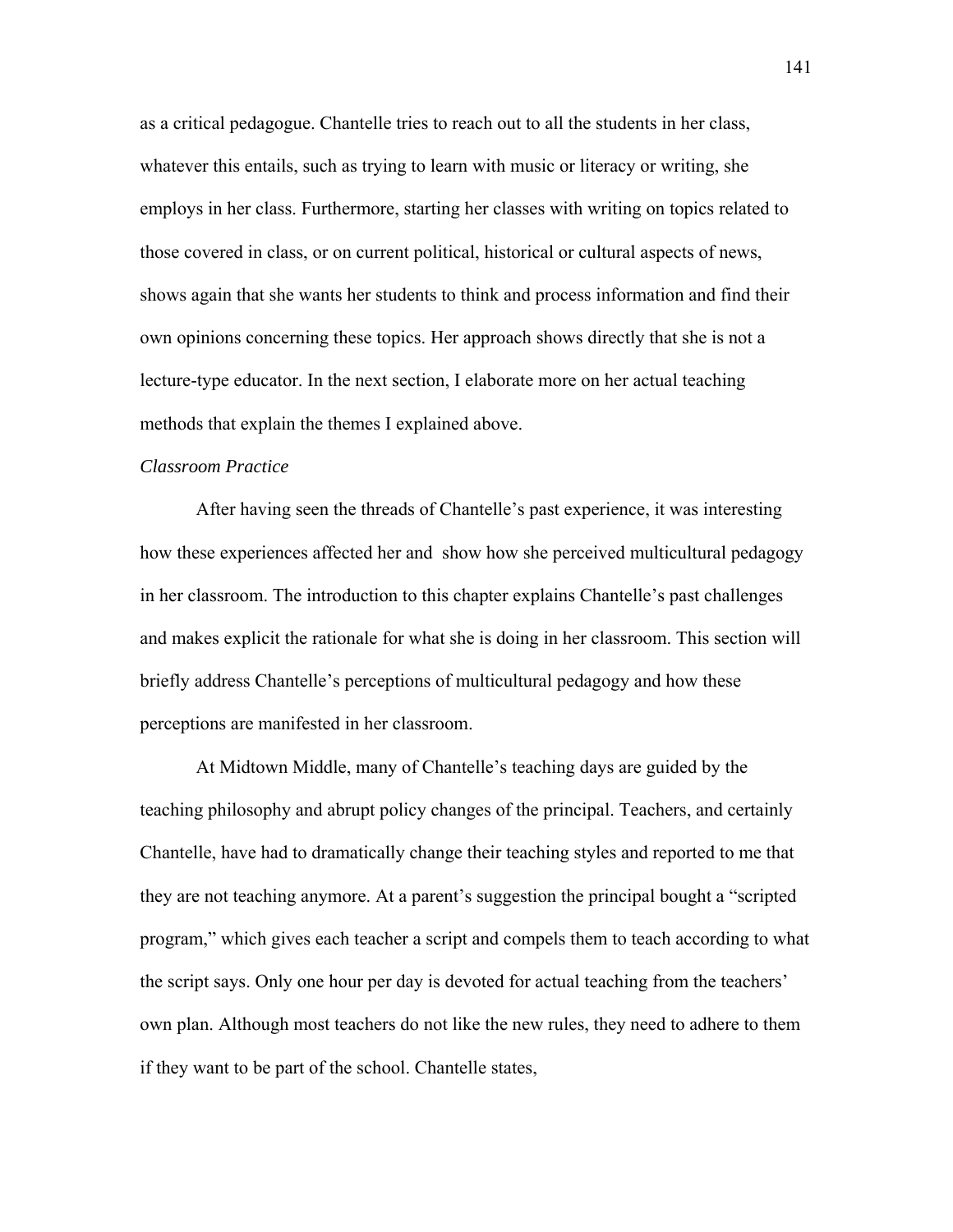as a critical pedagogue. Chantelle tries to reach out to all the students in her class, whatever this entails, such as trying to learn with music or literacy or writing, she employs in her class. Furthermore, starting her classes with writing on topics related to those covered in class, or on current political, historical or cultural aspects of news, shows again that she wants her students to think and process information and find their own opinions concerning these topics. Her approach shows directly that she is not a lecture-type educator. In the next section, I elaborate more on her actual teaching methods that explain the themes I explained above.

*Classroom Practice*

After having seen the threads of Chantelle's past experience, it was interesting how these experiences affected her and show how she perceived multicultural pedagogy in her classroom. The introduction to this chapter explains Chantelle's past challenges and makes explicit the rationale for what she is doing in her classroom. This section will briefly address Chantelle's perceptions of multicultural pedagogy and how these perceptions are manifested in her classroom.

At Midtown Middle, many of Chantelle's teaching days are guided by the teaching philosophy and abrupt policy changes of the principal. Teachers, and certainly Chantelle, have had to dramatically change their teaching styles and reported to me that they are not teaching anymore. At a parent's suggestion the principal bought a "scripted program," which gives each teacher a script and compels them to teach according to what the script says. Only one hour per day is devoted for actual teaching from the teachers' own plan. Although most teachers do not like the new rules, they need to adhere to them if they want to be part of the school. Chantelle states,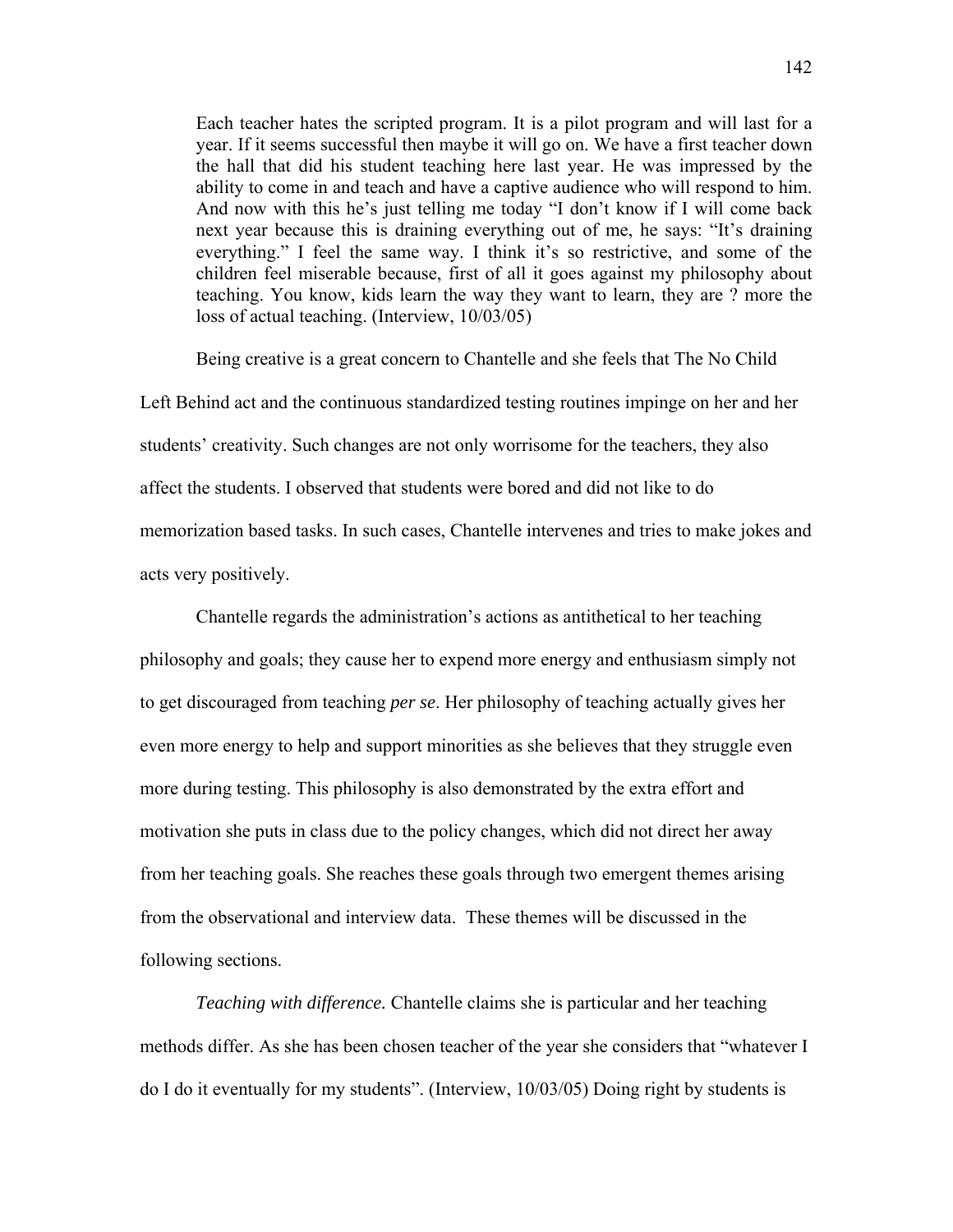> Each teacher hates the scripted program. It is a pilot program and will last for a year. If it seems successful then maybe it will go on. We have a first teacher down the hall that did his student teaching here last year. He was impressed by the ability to come in and teach and have a captive audience who will respond to him. And now with this he's just telling me today "I don't know if I will come back next year because this is draining everything out of me, he says: "It's draining everything." I feel the same way. I think it's so restrictive, and some of the children feel miserable because, first of all it goes against my philosophy about teaching. You know, kids learn the way they want to learn, they are ? more the loss of actual teaching. (Interview, 10/03/05)

Being creative is a great concern to Chantelle and she feels that The No Child Left Behind act and the continuous standardized testing routines impinge on her and her students' creativity. Such changes are not only worrisome for the teachers, they also affect the students. I observed that students were bored and did not like to do memorization based tasks. In such cases, Chantelle intervenes and tries to make jokes and acts very positively.

Chantelle regards the administration's actions as antithetical to her teaching philosophy and goals; they cause her to expend more energy and enthusiasm simply not to get discouraged from teaching *per se*. Her philosophy of teaching actually gives her even more energy to help and support minorities as she believes that they struggle even more during testing. This philosophy is also demonstrated by the extra effort and motivation she puts in class due to the policy changes, which did not direct her away from her teaching goals. She reaches these goals through two emergent themes arising from the observational and interview data. These themes will be discussed in the following sections.

*Teaching with difference.* Chantelle claims she is particular and her teaching methods differ. As she has been chosen teacher of the year she considers that "whatever I do I do it eventually for my students". (Interview, 10/03/05) Doing right by students is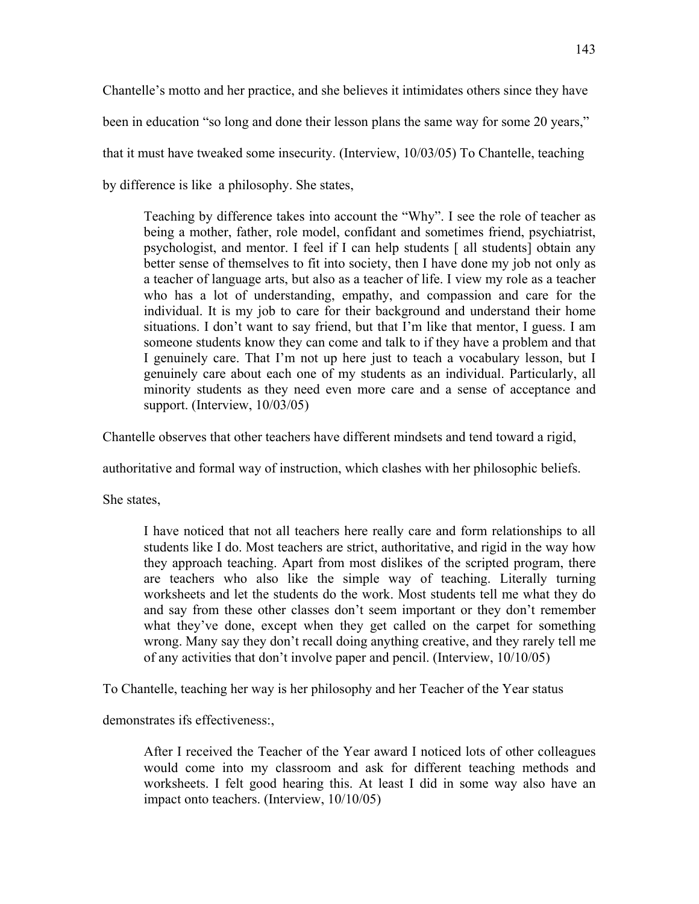Chantelle's motto and her practice, and she believes it intimidates others since they have been in education "so long and done their lesson plans the same way for some 20 years," that it must have tweaked some insecurity. (Interview, 10/03/05) To Chantelle, teaching by difference is like a philosophy. She states,

> Teaching by difference takes into account the "Why". I see the role of teacher as being a mother, father, role model, confidant and sometimes friend, psychiatrist, psychologist, and mentor. I feel if I can help students [ all students] obtain any better sense of themselves to fit into society, then I have done my job not only as a teacher of language arts, but also as a teacher of life. I view my role as a teacher who has a lot of understanding, empathy, and compassion and care for the individual. It is my job to care for their background and understand their home situations. I don't want to say friend, but that I'm like that mentor, I guess. I am someone students know they can come and talk to if they have a problem and that I genuinely care. That I'm not up here just to teach a vocabulary lesson, but I genuinely care about each one of my students as an individual. Particularly, all minority students as they need even more care and a sense of acceptance and support. (Interview, 10/03/05)

Chantelle observes that other teachers have different mindsets and tend toward a rigid, authoritative and formal way of instruction, which clashes with her philosophic beliefs. She states,

> I have noticed that not all teachers here really care and form relationships to all students like I do. Most teachers are strict, authoritative, and rigid in the way how they approach teaching. Apart from most dislikes of the scripted program, there are teachers who also like the simple way of teaching. Literally turning worksheets and let the students do the work. Most students tell me what they do and say from these other classes don't seem important or they don't remember what they've done, except when they get called on the carpet for something wrong. Many say they don't recall doing anything creative, and they rarely tell me of any activities that don't involve paper and pencil. (Interview, 10/10/05)

To Chantelle, teaching her way is her philosophy and her Teacher of the Year status demonstrates ifs effectiveness:,

> After I received the Teacher of the Year award I noticed lots of other colleagues would come into my classroom and ask for different teaching methods and worksheets. I felt good hearing this. At least I did in some way also have an impact onto teachers. (Interview, 10/10/05)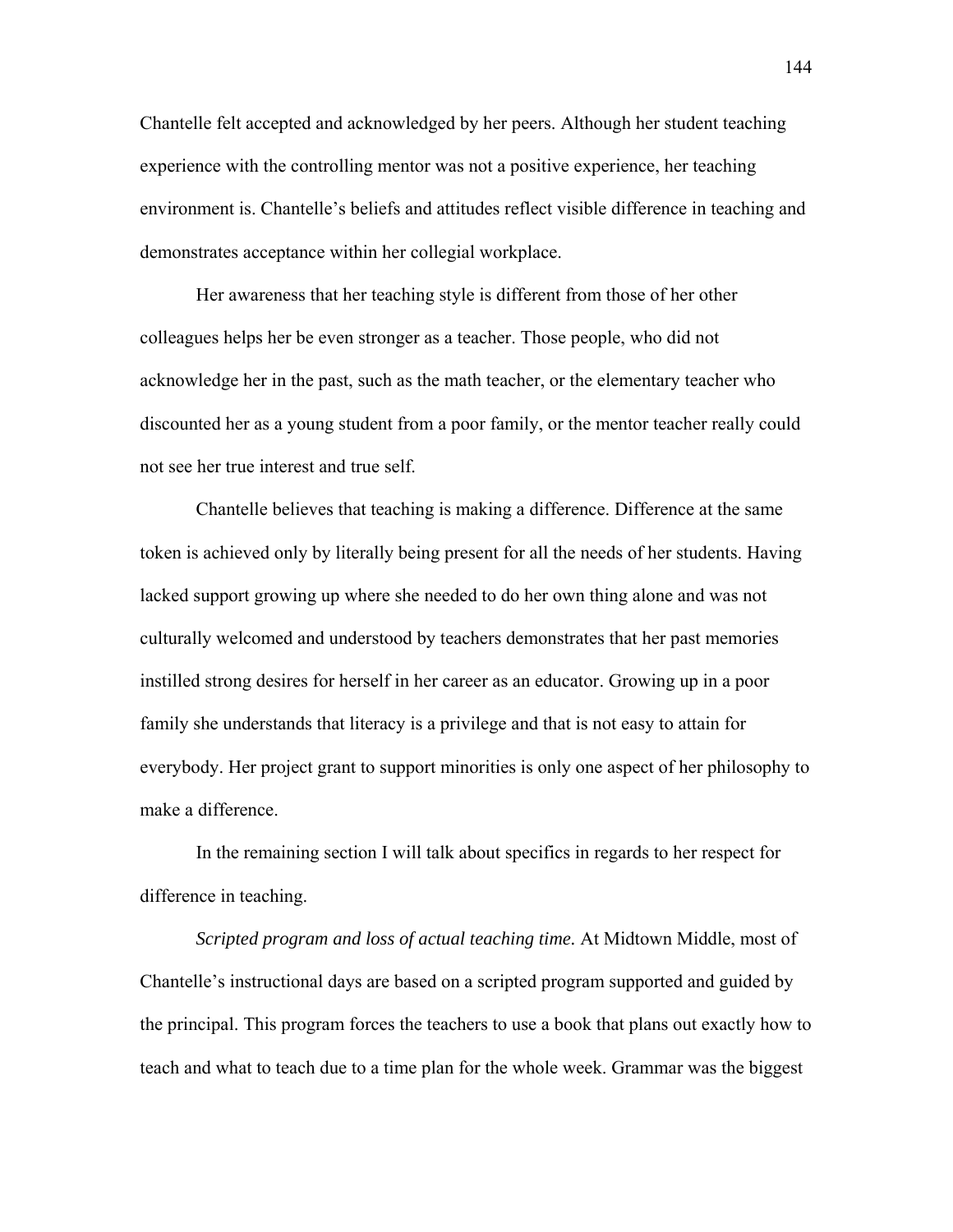Chantelle felt accepted and acknowledged by her peers. Although her student teaching experience with the controlling mentor was not a positive experience, her teaching environment is. Chantelle's beliefs and attitudes reflect visible difference in teaching and demonstrates acceptance within her collegial workplace.

Her awareness that her teaching style is different from those of her other colleagues helps her be even stronger as a teacher. Those people, who did not acknowledge her in the past, such as the math teacher, or the elementary teacher who discounted her as a young student from a poor family, or the mentor teacher really could not see her true interest and true self.

Chantelle believes that teaching is making a difference. Difference at the same token is achieved only by literally being present for all the needs of her students. Having lacked support growing up where she needed to do her own thing alone and was not culturally welcomed and understood by teachers demonstrates that her past memories instilled strong desires for herself in her career as an educator. Growing up in a poor family she understands that literacy is a privilege and that is not easy to attain for everybody. Her project grant to support minorities is only one aspect of her philosophy to make a difference.

In the remaining section I will talk about specifics in regards to her respect for difference in teaching.

*Scripted program and loss of actual teaching time.* At Midtown Middle, most of Chantelle's instructional days are based on a scripted program supported and guided by the principal. This program forces the teachers to use a book that plans out exactly how to teach and what to teach due to a time plan for the whole week. Grammar was the biggest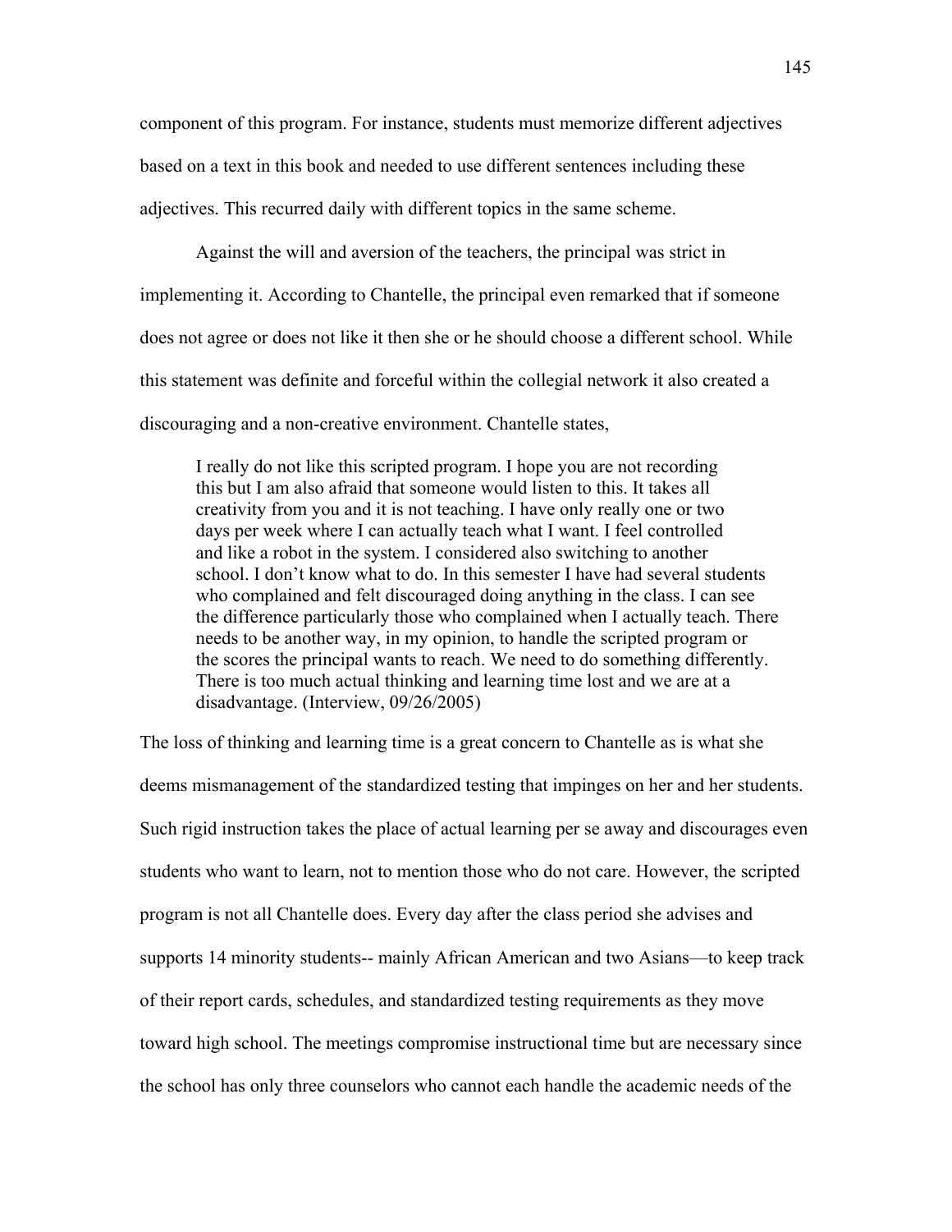component of this program. For instance, students must memorize different adjectives based on a text in this book and needed to use different sentences including these adjectives. This recurred daily with different topics in the same scheme.

Against the will and aversion of the teachers, the principal was strict in implementing it. According to Chantelle, the principal even remarked that if someone does not agree or does not like it then she or he should choose a different school. While this statement was definite and forceful within the collegial network it also created a discouraging and a non-creative environment. Chantelle states,

> I really do not like this scripted program. I hope you are not recording this but I am also afraid that someone would listen to this. It takes all creativity from you and it is not teaching. I have only really one or two days per week where I can actually teach what I want. I feel controlled and like a robot in the system. I considered also switching to another school. I don't know what to do. In this semester I have had several students who complained and felt discouraged doing anything in the class. I can see the difference particularly those who complained when I actually teach. There needs to be another way, in my opinion, to handle the scripted program or the scores the principal wants to reach. We need to do something differently. There is too much actual thinking and learning time lost and we are at a disadvantage. (Interview, 09/26/2005)

The loss of thinking and learning time is a great concern to Chantelle as is what she deems mismanagement of the standardized testing that impinges on her and her students. Such rigid instruction takes the place of actual learning per se away and discourages even students who want to learn, not to mention those who do not care. However, the scripted program is not all Chantelle does. Every day after the class period she advises and supports 14 minority students-- mainly African American and two Asians—to keep track of their report cards, schedules, and standardized testing requirements as they move toward high school. The meetings compromise instructional time but are necessary since the school has only three counselors who cannot each handle the academic needs of the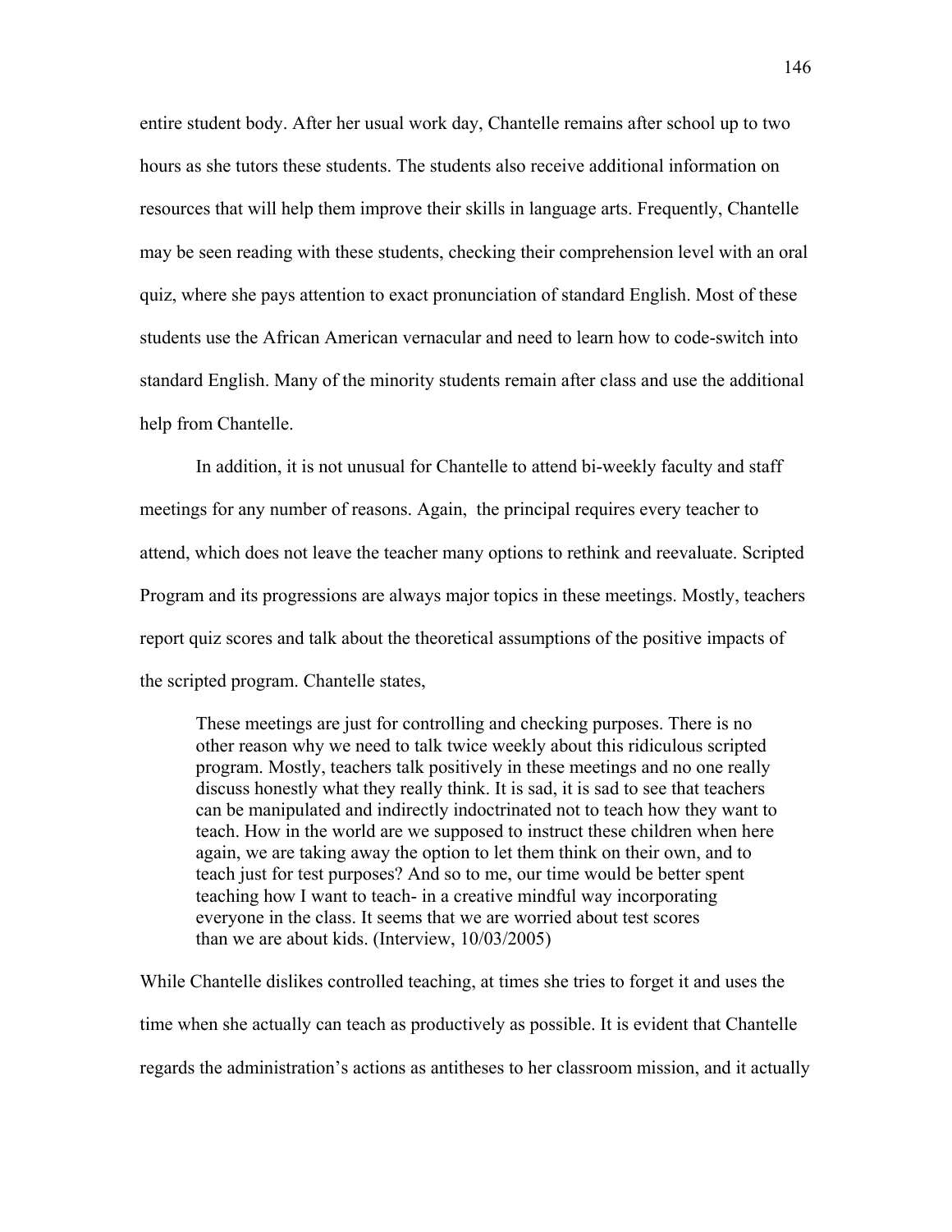entire student body. After her usual work day, Chantelle remains after school up to two hours as she tutors these students. The students also receive additional information on resources that will help them improve their skills in language arts. Frequently, Chantelle may be seen reading with these students, checking their comprehension level with an oral quiz, where she pays attention to exact pronunciation of standard English. Most of these students use the African American vernacular and need to learn how to code-switch into standard English. Many of the minority students remain after class and use the additional help from Chantelle.

In addition, it is not unusual for Chantelle to attend bi-weekly faculty and staff meetings for any number of reasons. Again, the principal requires every teacher to attend, which does not leave the teacher many options to rethink and reevaluate. Scripted Program and its progressions are always major topics in these meetings. Mostly, teachers report quiz scores and talk about the theoretical assumptions of the positive impacts of the scripted program. Chantelle states,

> These meetings are just for controlling and checking purposes. There is no other reason why we need to talk twice weekly about this ridiculous scripted program. Mostly, teachers talk positively in these meetings and no one really discuss honestly what they really think. It is sad, it is sad to see that teachers can be manipulated and indirectly indoctrinated not to teach how they want to teach. How in the world are we supposed to instruct these children when here again, we are taking away the option to let them think on their own, and to teach just for test purposes? And so to me, our time would be better spent teaching how I want to teach- in a creative mindful way incorporating everyone in the class. It seems that we are worried about test scores than we are about kids. (Interview, 10/03/2005)

While Chantelle dislikes controlled teaching, at times she tries to forget it and uses the time when she actually can teach as productively as possible. It is evident that Chantelle regards the administration's actions as antitheses to her classroom mission, and it actually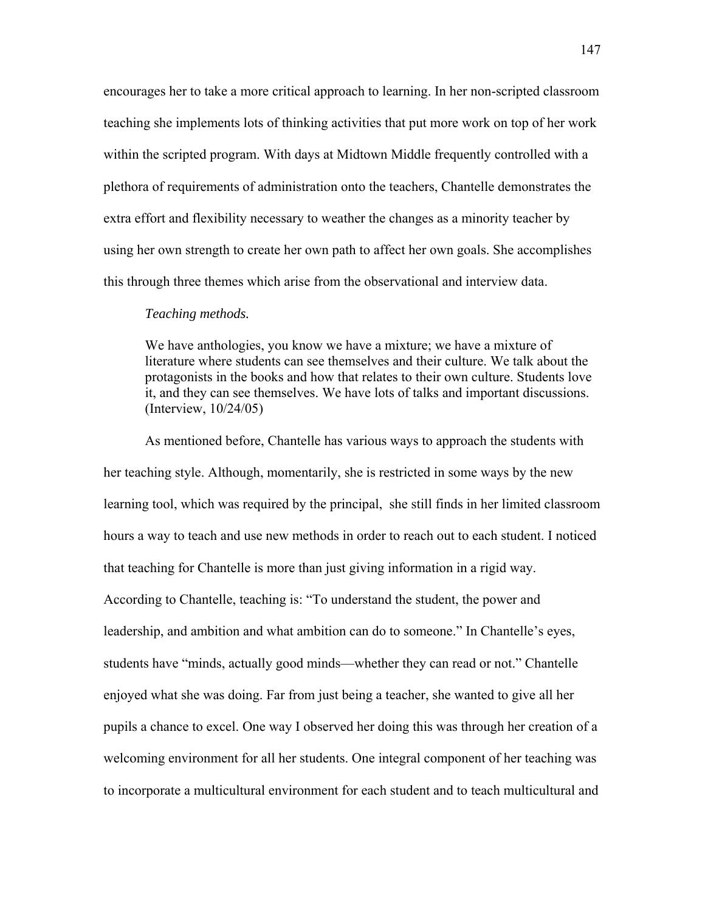encourages her to take a more critical approach to learning. In her non-scripted classroom teaching she implements lots of thinking activities that put more work on top of her work within the scripted program. With days at Midtown Middle frequently controlled with a plethora of requirements of administration onto the teachers, Chantelle demonstrates the extra effort and flexibility necessary to weather the changes as a minority teacher by using her own strength to create her own path to affect her own goals. She accomplishes this through three themes which arise from the observational and interview data.

*Teaching methods.*

> We have anthologies, you know we have a mixture; we have a mixture of literature where students can see themselves and their culture. We talk about the protagonists in the books and how that relates to their own culture. Students love it, and they can see themselves. We have lots of talks and important discussions. (Interview, 10/24/05)

As mentioned before, Chantelle has various ways to approach the students with her teaching style. Although, momentarily, she is restricted in some ways by the new learning tool, which was required by the principal, she still finds in her limited classroom hours a way to teach and use new methods in order to reach out to each student. I noticed that teaching for Chantelle is more than just giving information in a rigid way. According to Chantelle, teaching is: "To understand the student, the power and leadership, and ambition and what ambition can do to someone." In Chantelle's eyes, students have "minds, actually good minds—whether they can read or not." Chantelle enjoyed what she was doing. Far from just being a teacher, she wanted to give all her pupils a chance to excel. One way I observed her doing this was through her creation of a welcoming environment for all her students. One integral component of her teaching was to incorporate a multicultural environment for each student and to teach multicultural and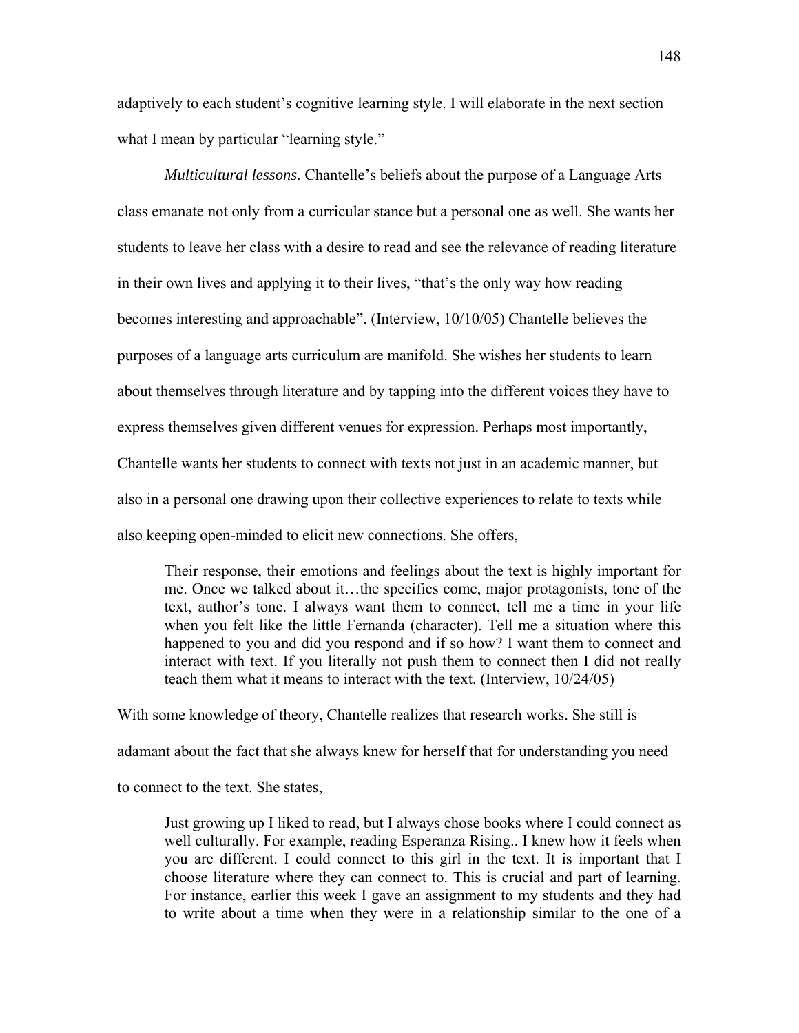adaptively to each student's cognitive learning style. I will elaborate in the next section what I mean by particular "learning style."

*Multicultural lessons.* Chantelle's beliefs about the purpose of a Language Arts class emanate not only from a curricular stance but a personal one as well. She wants her students to leave her class with a desire to read and see the relevance of reading literature in their own lives and applying it to their lives, "that's the only way how reading becomes interesting and approachable". (Interview, 10/10/05) Chantelle believes the purposes of a language arts curriculum are manifold. She wishes her students to learn about themselves through literature and by tapping into the different voices they have to express themselves given different venues for expression. Perhaps most importantly, Chantelle wants her students to connect with texts not just in an academic manner, but also in a personal one drawing upon their collective experiences to relate to texts while also keeping open-minded to elicit new connections. She offers,

> Their response, their emotions and feelings about the text is highly important for me. Once we talked about it…the specifics come, major protagonists, tone of the text, author's tone. I always want them to connect, tell me a time in your life when you felt like the little Fernanda (character). Tell me a situation where this happened to you and did you respond and if so how? I want them to connect and interact with text. If you literally not push them to connect then I did not really teach them what it means to interact with the text. (Interview, 10/24/05)

With some knowledge of theory, Chantelle realizes that research works. She still is adamant about the fact that she always knew for herself that for understanding you need to connect to the text. She states,

> Just growing up I liked to read, but I always chose books where I could connect as well culturally. For example, reading Esperanza Rising.. I knew how it feels when you are different. I could connect to this girl in the text. It is important that I choose literature where they can connect to. This is crucial and part of learning. For instance, earlier this week I gave an assignment to my students and they had to write about a time when they were in a relationship similar to the one of a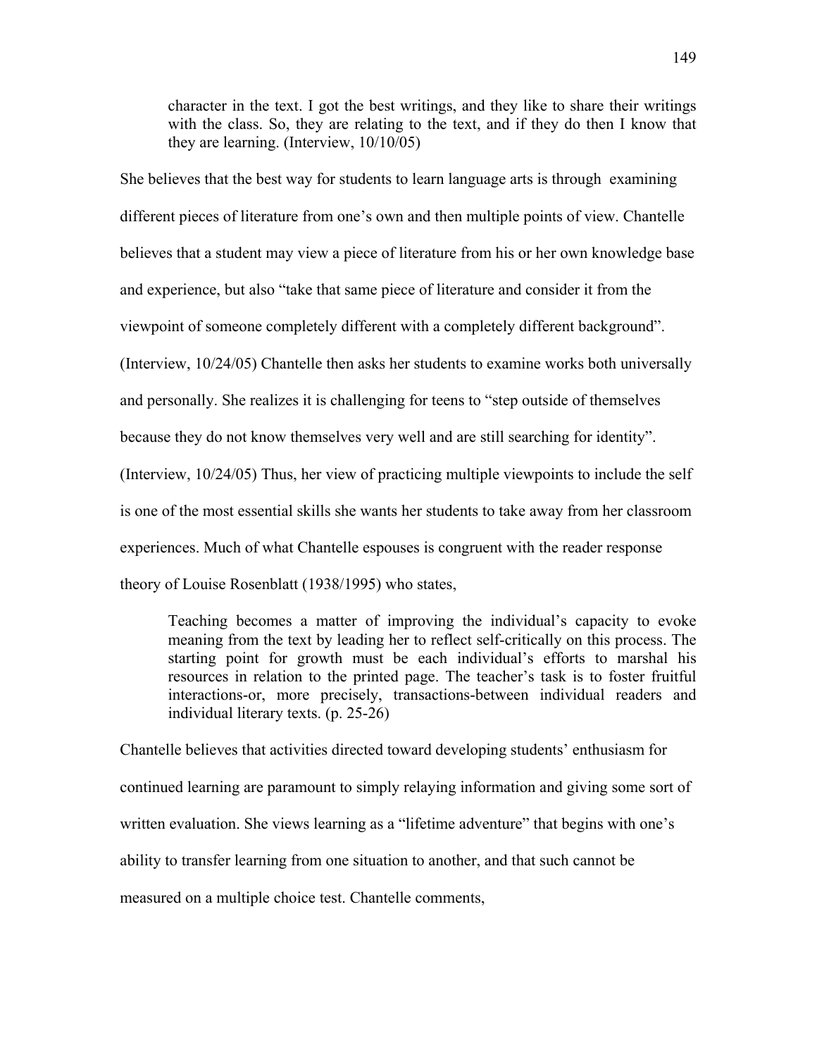> character in the text. I got the best writings, and they like to share their writings with the class. So, they are relating to the text, and if they do then I know that they are learning. (Interview, 10/10/05)

She believes that the best way for students to learn language arts is through examining different pieces of literature from one's own and then multiple points of view. Chantelle believes that a student may view a piece of literature from his or her own knowledge base and experience, but also "take that same piece of literature and consider it from the viewpoint of someone completely different with a completely different background". (Interview, 10/24/05) Chantelle then asks her students to examine works both universally and personally. She realizes it is challenging for teens to "step outside of themselves because they do not know themselves very well and are still searching for identity". (Interview, 10/24/05) Thus, her view of practicing multiple viewpoints to include the self is one of the most essential skills she wants her students to take away from her classroom experiences. Much of what Chantelle espouses is congruent with the reader response theory of Louise Rosenblatt (1938/1995) who states,

> Teaching becomes a matter of improving the individual's capacity to evoke meaning from the text by leading her to reflect self-critically on this process. The starting point for growth must be each individual's efforts to marshal his resources in relation to the printed page. The teacher's task is to foster fruitful interactions-or, more precisely, transactions-between individual readers and individual literary texts. (p. 25-26)

Chantelle believes that activities directed toward developing students' enthusiasm for continued learning are paramount to simply relaying information and giving some sort of written evaluation. She views learning as a "lifetime adventure" that begins with one's ability to transfer learning from one situation to another, and that such cannot be measured on a multiple choice test. Chantelle comments,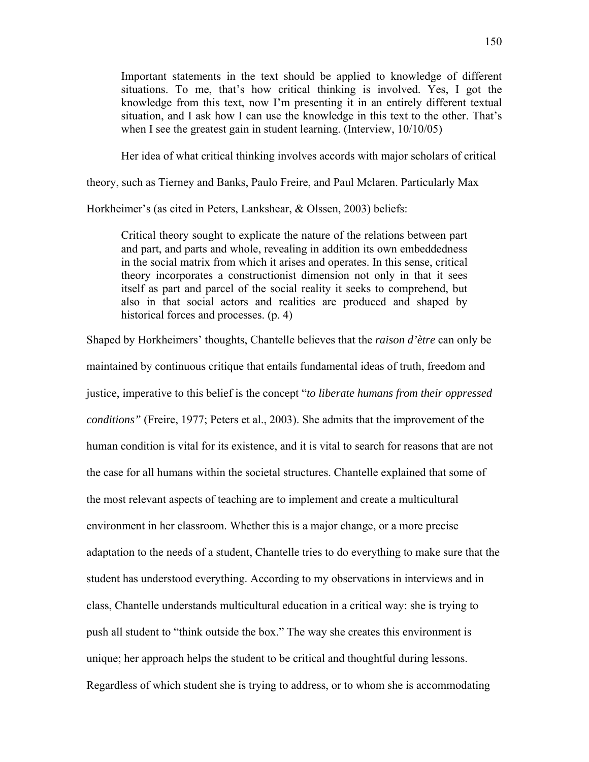> Important statements in the text should be applied to knowledge of different situations. To me, that's how critical thinking is involved. Yes, I got the knowledge from this text, now I'm presenting it in an entirely different textual situation, and I ask how I can use the knowledge in this text to the other. That's when I see the greatest gain in student learning. (Interview, 10/10/05)

Her idea of what critical thinking involves accords with major scholars of critical theory, such as Tierney and Banks, Paulo Freire, and Paul Mclaren. Particularly Max Horkheimer's (as cited in Peters, Lankshear, & Olssen, 2003) beliefs:

> Critical theory sought to explicate the nature of the relations between part and part, and parts and whole, revealing in addition its own embeddedness in the social matrix from which it arises and operates. In this sense, critical theory incorporates a constructionist dimension not only in that it sees itself as part and parcel of the social reality it seeks to comprehend, but also in that social actors and realities are produced and shaped by historical forces and processes. (p. 4)

Shaped by Horkheimers' thoughts, Chantelle believes that the *raison d'ètre* can only be maintained by continuous critique that entails fundamental ideas of truth, freedom and justice, imperative to this belief is the concept "*to liberate humans from their oppressed conditions"* (Freire, 1977; Peters et al., 2003). She admits that the improvement of the human condition is vital for its existence, and it is vital to search for reasons that are not the case for all humans within the societal structures. Chantelle explained that some of the most relevant aspects of teaching are to implement and create a multicultural environment in her classroom. Whether this is a major change, or a more precise adaptation to the needs of a student, Chantelle tries to do everything to make sure that the student has understood everything. According to my observations in interviews and in class, Chantelle understands multicultural education in a critical way: she is trying to push all student to "think outside the box." The way she creates this environment is unique; her approach helps the student to be critical and thoughtful during lessons. Regardless of which student she is trying to address, or to whom she is accommodating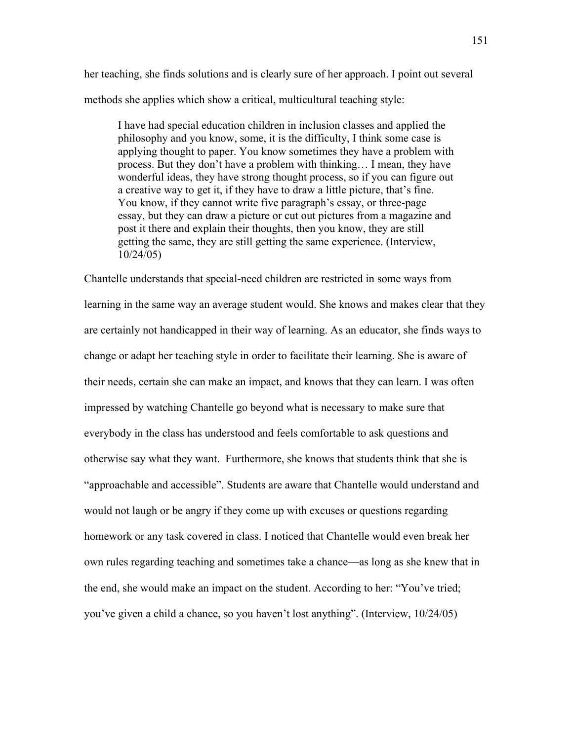her teaching, she finds solutions and is clearly sure of her approach. I point out several methods she applies which show a critical, multicultural teaching style:

> I have had special education children in inclusion classes and applied the philosophy and you know, some, it is the difficulty, I think some case is applying thought to paper. You know sometimes they have a problem with process. But they don't have a problem with thinking… I mean, they have wonderful ideas, they have strong thought process, so if you can figure out a creative way to get it, if they have to draw a little picture, that's fine. You know, if they cannot write five paragraph's essay, or three-page essay, but they can draw a picture or cut out pictures from a magazine and post it there and explain their thoughts, then you know, they are still getting the same, they are still getting the same experience. (Interview, 10/24/05)

Chantelle understands that special-need children are restricted in some ways from learning in the same way an average student would. She knows and makes clear that they are certainly not handicapped in their way of learning. As an educator, she finds ways to change or adapt her teaching style in order to facilitate their learning. She is aware of their needs, certain she can make an impact, and knows that they can learn. I was often impressed by watching Chantelle go beyond what is necessary to make sure that everybody in the class has understood and feels comfortable to ask questions and otherwise say what they want. Furthermore, she knows that students think that she is "approachable and accessible". Students are aware that Chantelle would understand and would not laugh or be angry if they come up with excuses or questions regarding homework or any task covered in class. I noticed that Chantelle would even break her own rules regarding teaching and sometimes take a chance—as long as she knew that in the end, she would make an impact on the student. According to her: "You've tried; you've given a child a chance, so you haven't lost anything". (Interview, 10/24/05)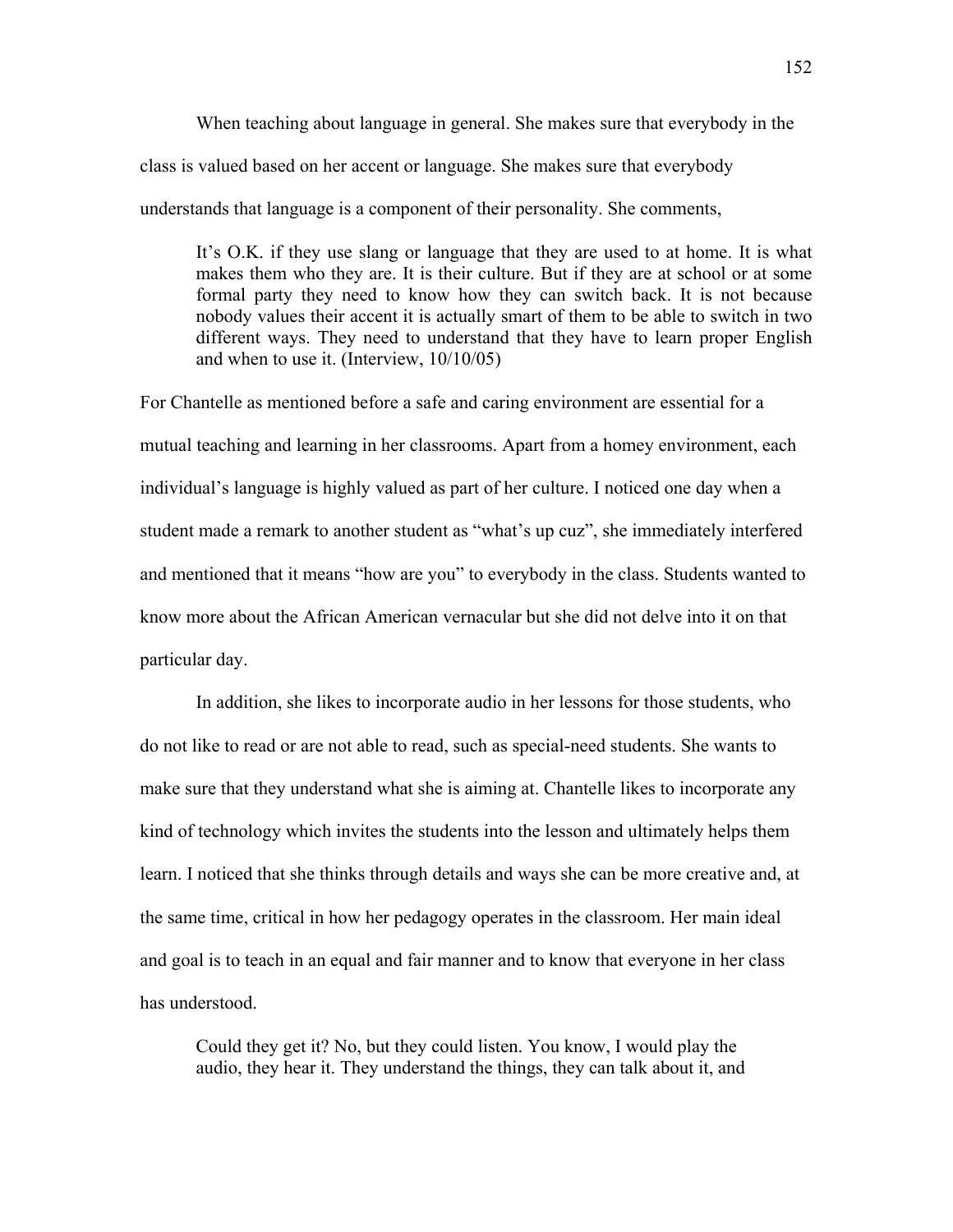When teaching about language in general. She makes sure that everybody in the class is valued based on her accent or language. She makes sure that everybody understands that language is a component of their personality. She comments,

> It's O.K. if they use slang or language that they are used to at home. It is what makes them who they are. It is their culture. But if they are at school or at some formal party they need to know how they can switch back. It is not because nobody values their accent it is actually smart of them to be able to switch in two different ways. They need to understand that they have to learn proper English and when to use it. (Interview, 10/10/05)

For Chantelle as mentioned before a safe and caring environment are essential for a mutual teaching and learning in her classrooms. Apart from a homey environment, each individual's language is highly valued as part of her culture. I noticed one day when a student made a remark to another student as "what's up cuz", she immediately interfered and mentioned that it means "how are you" to everybody in the class. Students wanted to know more about the African American vernacular but she did not delve into it on that particular day.

In addition, she likes to incorporate audio in her lessons for those students, who do not like to read or are not able to read, such as special-need students. She wants to make sure that they understand what she is aiming at. Chantelle likes to incorporate any kind of technology which invites the students into the lesson and ultimately helps them learn. I noticed that she thinks through details and ways she can be more creative and, at the same time, critical in how her pedagogy operates in the classroom. Her main ideal and goal is to teach in an equal and fair manner and to know that everyone in her class has understood.

> Could they get it? No, but they could listen. You know, I would play the audio, they hear it. They understand the things, they can talk about it, and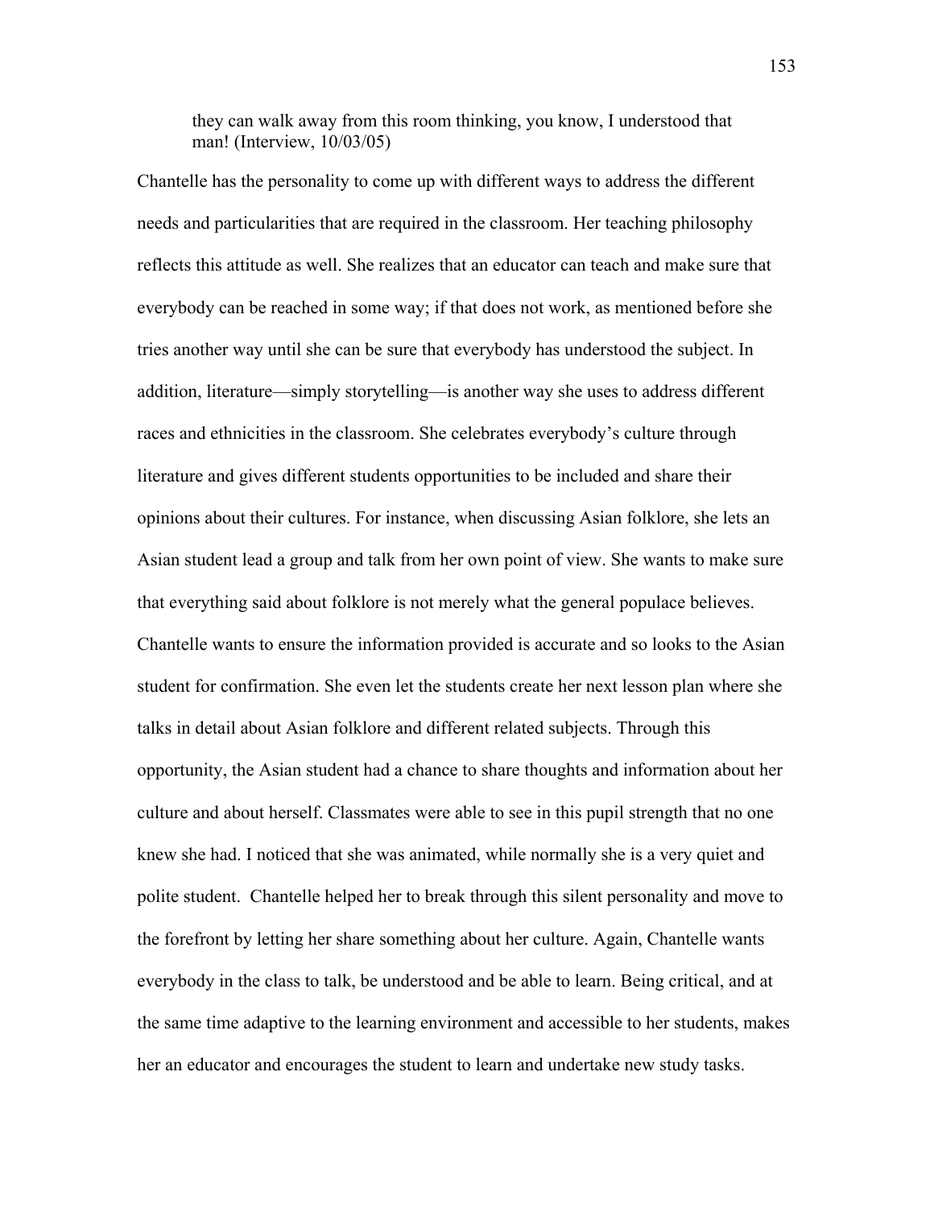> they can walk away from this room thinking, you know, I understood that man! (Interview, 10/03/05)

Chantelle has the personality to come up with different ways to address the different needs and particularities that are required in the classroom. Her teaching philosophy reflects this attitude as well. She realizes that an educator can teach and make sure that everybody can be reached in some way; if that does not work, as mentioned before she tries another way until she can be sure that everybody has understood the subject. In addition, literature—simply storytelling—is another way she uses to address different races and ethnicities in the classroom. She celebrates everybody's culture through literature and gives different students opportunities to be included and share their opinions about their cultures. For instance, when discussing Asian folklore, she lets an Asian student lead a group and talk from her own point of view. She wants to make sure that everything said about folklore is not merely what the general populace believes. Chantelle wants to ensure the information provided is accurate and so looks to the Asian student for confirmation. She even let the students create her next lesson plan where she talks in detail about Asian folklore and different related subjects. Through this opportunity, the Asian student had a chance to share thoughts and information about her culture and about herself. Classmates were able to see in this pupil strength that no one knew she had. I noticed that she was animated, while normally she is a very quiet and polite student. Chantelle helped her to break through this silent personality and move to the forefront by letting her share something about her culture. Again, Chantelle wants everybody in the class to talk, be understood and be able to learn. Being critical, and at the same time adaptive to the learning environment and accessible to her students, makes her an educator and encourages the student to learn and undertake new study tasks.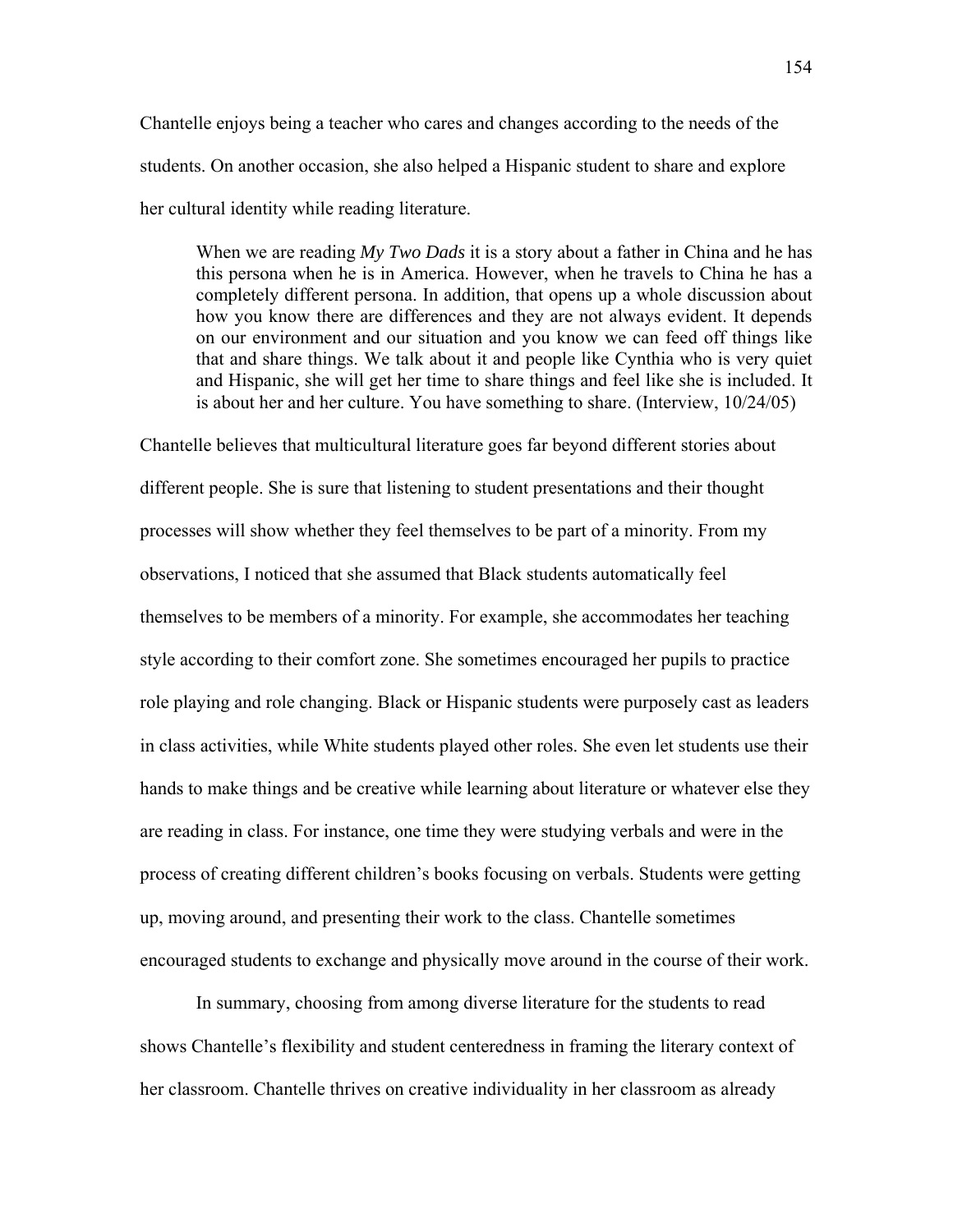Chantelle enjoys being a teacher who cares and changes according to the needs of the students. On another occasion, she also helped a Hispanic student to share and explore her cultural identity while reading literature.

> When we are reading *My Two Dads* it is a story about a father in China and he has this persona when he is in America. However, when he travels to China he has a completely different persona. In addition, that opens up a whole discussion about how you know there are differences and they are not always evident. It depends on our environment and our situation and you know we can feed off things like that and share things. We talk about it and people like Cynthia who is very quiet and Hispanic, she will get her time to share things and feel like she is included. It is about her and her culture. You have something to share. (Interview, 10/24/05)

Chantelle believes that multicultural literature goes far beyond different stories about different people. She is sure that listening to student presentations and their thought processes will show whether they feel themselves to be part of a minority. From my observations, I noticed that she assumed that Black students automatically feel themselves to be members of a minority. For example, she accommodates her teaching style according to their comfort zone. She sometimes encouraged her pupils to practice role playing and role changing. Black or Hispanic students were purposely cast as leaders in class activities, while White students played other roles. She even let students use their hands to make things and be creative while learning about literature or whatever else they are reading in class. For instance, one time they were studying verbals and were in the process of creating different children's books focusing on verbals. Students were getting up, moving around, and presenting their work to the class. Chantelle sometimes encouraged students to exchange and physically move around in the course of their work.

In summary, choosing from among diverse literature for the students to read shows Chantelle's flexibility and student centeredness in framing the literary context of her classroom. Chantelle thrives on creative individuality in her classroom as already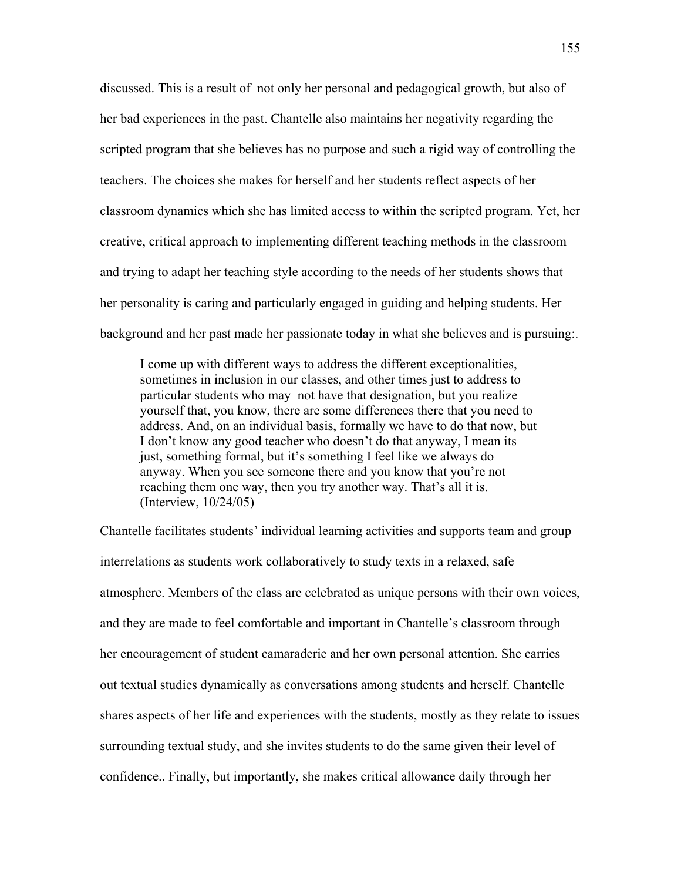discussed. This is a result of not only her personal and pedagogical growth, but also of her bad experiences in the past. Chantelle also maintains her negativity regarding the scripted program that she believes has no purpose and such a rigid way of controlling the teachers. The choices she makes for herself and her students reflect aspects of her classroom dynamics which she has limited access to within the scripted program. Yet, her creative, critical approach to implementing different teaching methods in the classroom and trying to adapt her teaching style according to the needs of her students shows that her personality is caring and particularly engaged in guiding and helping students. Her background and her past made her passionate today in what she believes and is pursuing:.

> I come up with different ways to address the different exceptionalities, sometimes in inclusion in our classes, and other times just to address to particular students who may not have that designation, but you realize yourself that, you know, there are some differences there that you need to address. And, on an individual basis, formally we have to do that now, but I don't know any good teacher who doesn't do that anyway, I mean its just, something formal, but it's something I feel like we always do anyway. When you see someone there and you know that you're not reaching them one way, then you try another way. That's all it is. (Interview, 10/24/05)

Chantelle facilitates students' individual learning activities and supports team and group interrelations as students work collaboratively to study texts in a relaxed, safe atmosphere. Members of the class are celebrated as unique persons with their own voices, and they are made to feel comfortable and important in Chantelle's classroom through her encouragement of student camaraderie and her own personal attention. She carries out textual studies dynamically as conversations among students and herself. Chantelle shares aspects of her life and experiences with the students, mostly as they relate to issues surrounding textual study, and she invites students to do the same given their level of confidence.. Finally, but importantly, she makes critical allowance daily through her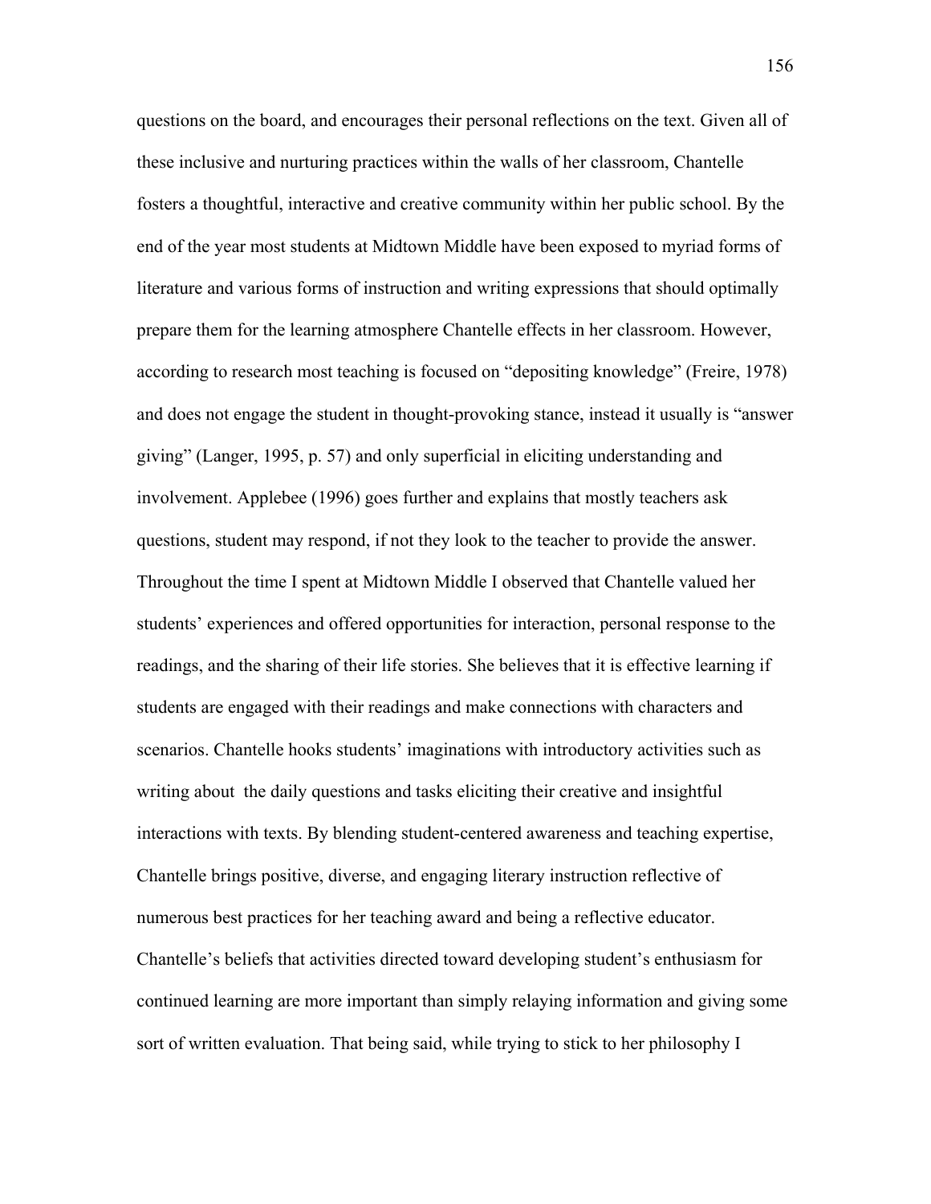questions on the board, and encourages their personal reflections on the text. Given all of these inclusive and nurturing practices within the walls of her classroom, Chantelle fosters a thoughtful, interactive and creative community within her public school. By the end of the year most students at Midtown Middle have been exposed to myriad forms of literature and various forms of instruction and writing expressions that should optimally prepare them for the learning atmosphere Chantelle effects in her classroom. However, according to research most teaching is focused on "depositing knowledge" (Freire, 1978) and does not engage the student in thought-provoking stance, instead it usually is "answer giving" (Langer, 1995, p. 57) and only superficial in eliciting understanding and involvement. Applebee (1996) goes further and explains that mostly teachers ask questions, student may respond, if not they look to the teacher to provide the answer. Throughout the time I spent at Midtown Middle I observed that Chantelle valued her students' experiences and offered opportunities for interaction, personal response to the readings, and the sharing of their life stories. She believes that it is effective learning if students are engaged with their readings and make connections with characters and scenarios. Chantelle hooks students' imaginations with introductory activities such as writing about the daily questions and tasks eliciting their creative and insightful interactions with texts. By blending student-centered awareness and teaching expertise, Chantelle brings positive, diverse, and engaging literary instruction reflective of numerous best practices for her teaching award and being a reflective educator. Chantelle's beliefs that activities directed toward developing student's enthusiasm for continued learning are more important than simply relaying information and giving some sort of written evaluation. That being said, while trying to stick to her philosophy I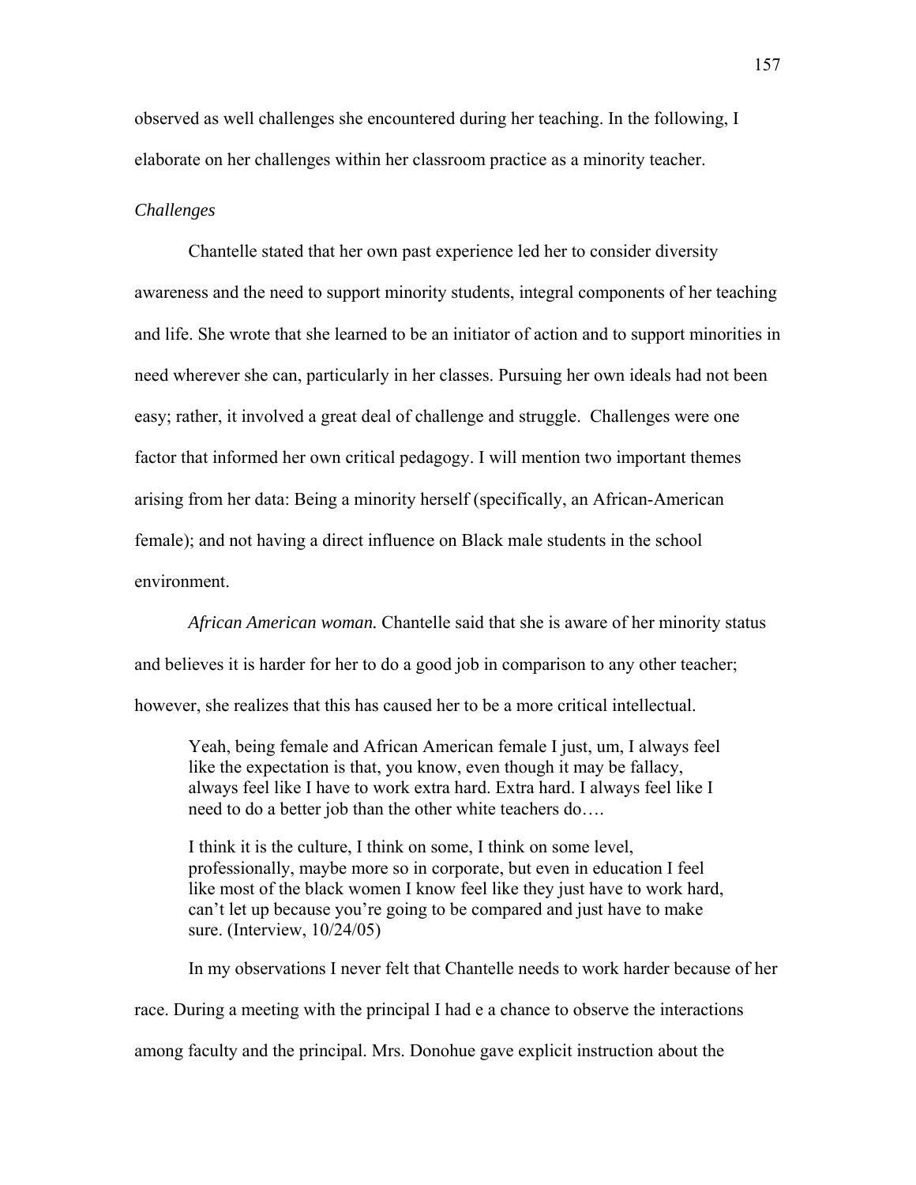observed as well challenges she encountered during her teaching. In the following, I elaborate on her challenges within her classroom practice as a minority teacher.

*Challenges*

Chantelle stated that her own past experience led her to consider diversity awareness and the need to support minority students, integral components of her teaching and life. She wrote that she learned to be an initiator of action and to support minorities in need wherever she can, particularly in her classes. Pursuing her own ideals had not been easy; rather, it involved a great deal of challenge and struggle. Challenges were one factor that informed her own critical pedagogy. I will mention two important themes arising from her data: Being a minority herself (specifically, an African-American female); and not having a direct influence on Black male students in the school environment.

*African American woman.* Chantelle said that she is aware of her minority status and believes it is harder for her to do a good job in comparison to any other teacher; however, she realizes that this has caused her to be a more critical intellectual.

> Yeah, being female and African American female I just, um, I always feel like the expectation is that, you know, even though it may be fallacy, always feel like I have to work extra hard. Extra hard. I always feel like I need to do a better job than the other white teachers do….
>
> I think it is the culture, I think on some, I think on some level, professionally, maybe more so in corporate, but even in education I feel like most of the black women I know feel like they just have to work hard, can't let up because you're going to be compared and just have to make sure. (Interview, 10/24/05)

In my observations I never felt that Chantelle needs to work harder because of her race. During a meeting with the principal I had e a chance to observe the interactions among faculty and the principal. Mrs. Donohue gave explicit instruction about the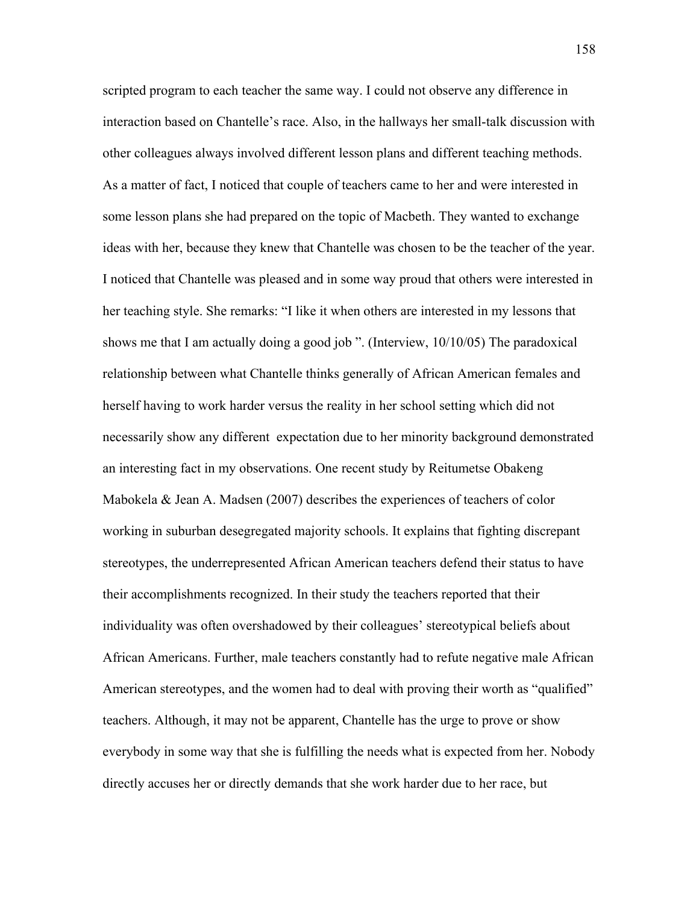scripted program to each teacher the same way. I could not observe any difference in interaction based on Chantelle's race. Also, in the hallways her small-talk discussion with other colleagues always involved different lesson plans and different teaching methods. As a matter of fact, I noticed that couple of teachers came to her and were interested in some lesson plans she had prepared on the topic of Macbeth. They wanted to exchange ideas with her, because they knew that Chantelle was chosen to be the teacher of the year. I noticed that Chantelle was pleased and in some way proud that others were interested in her teaching style. She remarks: "I like it when others are interested in my lessons that shows me that I am actually doing a good job ". (Interview, 10/10/05) The paradoxical relationship between what Chantelle thinks generally of African American females and herself having to work harder versus the reality in her school setting which did not necessarily show any different expectation due to her minority background demonstrated an interesting fact in my observations. One recent study by Reitumetse Obakeng Mabokela & Jean A. Madsen (2007) describes the experiences of teachers of color working in suburban desegregated majority schools. It explains that fighting discrepant stereotypes, the underrepresented African American teachers defend their status to have their accomplishments recognized. In their study the teachers reported that their individuality was often overshadowed by their colleagues' stereotypical beliefs about African Americans. Further, male teachers constantly had to refute negative male African American stereotypes, and the women had to deal with proving their worth as "qualified" teachers. Although, it may not be apparent, Chantelle has the urge to prove or show everybody in some way that she is fulfilling the needs what is expected from her. Nobody directly accuses her or directly demands that she work harder due to her race, but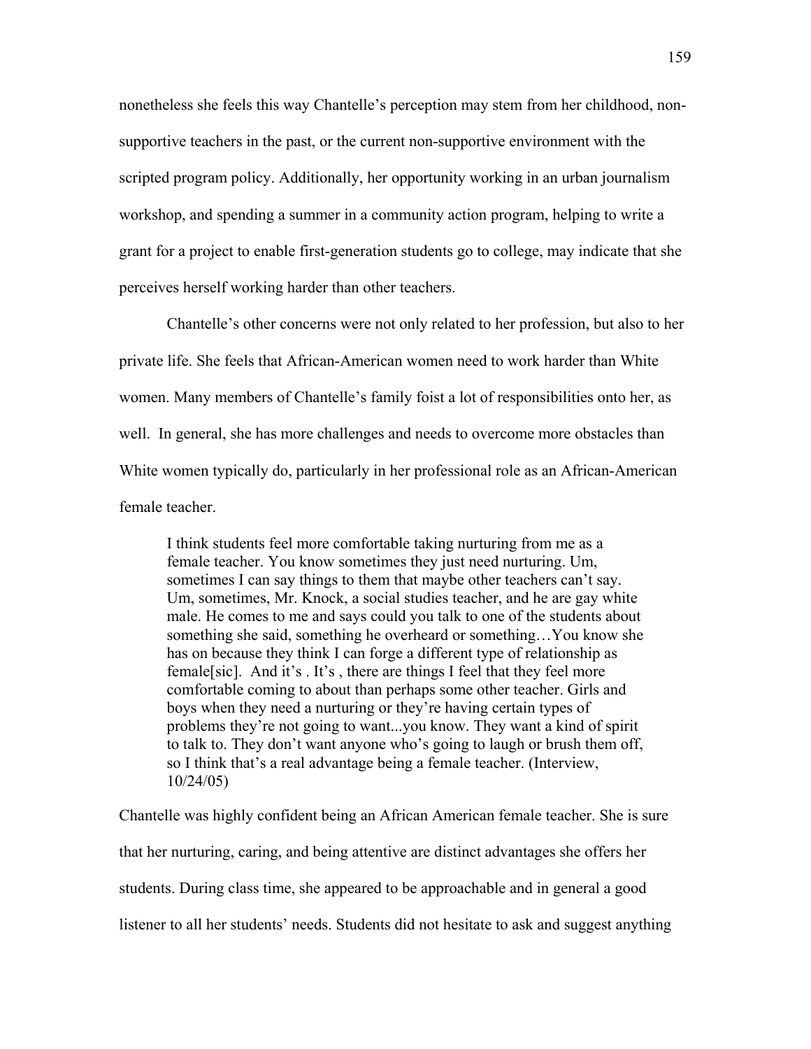nonetheless she feels this way Chantelle's perception may stem from her childhood, non-supportive teachers in the past, or the current non-supportive environment with the scripted program policy. Additionally, her opportunity working in an urban journalism workshop, and spending a summer in a community action program, helping to write a grant for a project to enable first-generation students go to college, may indicate that she perceives herself working harder than other teachers.

Chantelle's other concerns were not only related to her profession, but also to her private life. She feels that African-American women need to work harder than White women. Many members of Chantelle's family foist a lot of responsibilities onto her, as well. In general, she has more challenges and needs to overcome more obstacles than White women typically do, particularly in her professional role as an African-American female teacher.

> I think students feel more comfortable taking nurturing from me as a female teacher. You know sometimes they just need nurturing. Um, sometimes I can say things to them that maybe other teachers can't say. Um, sometimes, Mr. Knock, a social studies teacher, and he are gay white male. He comes to me and says could you talk to one of the students about something she said, something he overheard or something…You know she has on because they think I can forge a different type of relationship as female[sic]. And it's . It's , there are things I feel that they feel more comfortable coming to about than perhaps some other teacher. Girls and boys when they need a nurturing or they're having certain types of problems they're not going to want...you know. They want a kind of spirit to talk to. They don't want anyone who's going to laugh or brush them off, so I think that's a real advantage being a female teacher. (Interview, 10/24/05)

Chantelle was highly confident being an African American female teacher. She is sure that her nurturing, caring, and being attentive are distinct advantages she offers her students. During class time, she appeared to be approachable and in general a good listener to all her students' needs. Students did not hesitate to ask and suggest anything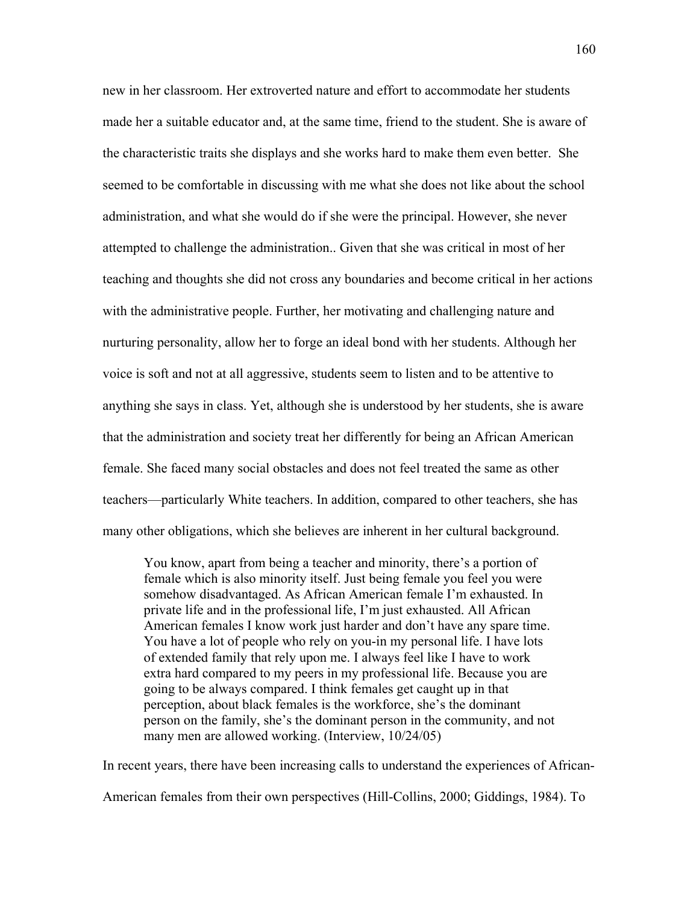new in her classroom. Her extroverted nature and effort to accommodate her students made her a suitable educator and, at the same time, friend to the student. She is aware of the characteristic traits she displays and she works hard to make them even better. She seemed to be comfortable in discussing with me what she does not like about the school administration, and what she would do if she were the principal. However, she never attempted to challenge the administration.. Given that she was critical in most of her teaching and thoughts she did not cross any boundaries and become critical in her actions with the administrative people. Further, her motivating and challenging nature and nurturing personality, allow her to forge an ideal bond with her students. Although her voice is soft and not at all aggressive, students seem to listen and to be attentive to anything she says in class. Yet, although she is understood by her students, she is aware that the administration and society treat her differently for being an African American female. She faced many social obstacles and does not feel treated the same as other teachers—particularly White teachers. In addition, compared to other teachers, she has many other obligations, which she believes are inherent in her cultural background.

> You know, apart from being a teacher and minority, there's a portion of female which is also minority itself. Just being female you feel you were somehow disadvantaged. As African American female I'm exhausted. In private life and in the professional life, I'm just exhausted. All African American females I know work just harder and don't have any spare time. You have a lot of people who rely on you-in my personal life. I have lots of extended family that rely upon me. I always feel like I have to work extra hard compared to my peers in my professional life. Because you are going to be always compared. I think females get caught up in that perception, about black females is the workforce, she's the dominant person on the family, she's the dominant person in the community, and not many men are allowed working. (Interview, 10/24/05)

In recent years, there have been increasing calls to understand the experiences of African-American females from their own perspectives (Hill-Collins, 2000; Giddings, 1984). To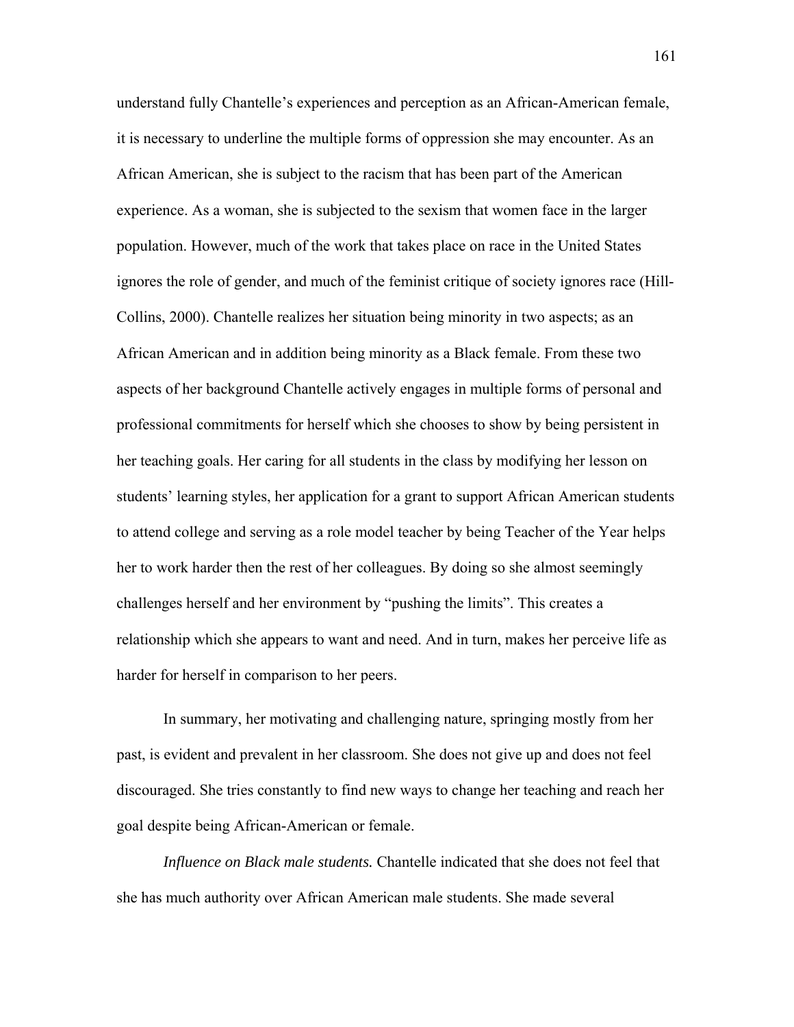understand fully Chantelle's experiences and perception as an African-American female, it is necessary to underline the multiple forms of oppression she may encounter. As an African American, she is subject to the racism that has been part of the American experience. As a woman, she is subjected to the sexism that women face in the larger population. However, much of the work that takes place on race in the United States ignores the role of gender, and much of the feminist critique of society ignores race (Hill-Collins, 2000). Chantelle realizes her situation being minority in two aspects; as an African American and in addition being minority as a Black female. From these two aspects of her background Chantelle actively engages in multiple forms of personal and professional commitments for herself which she chooses to show by being persistent in her teaching goals. Her caring for all students in the class by modifying her lesson on students' learning styles, her application for a grant to support African American students to attend college and serving as a role model teacher by being Teacher of the Year helps her to work harder then the rest of her colleagues. By doing so she almost seemingly challenges herself and her environment by "pushing the limits". This creates a relationship which she appears to want and need. And in turn, makes her perceive life as harder for herself in comparison to her peers.

In summary, her motivating and challenging nature, springing mostly from her past, is evident and prevalent in her classroom. She does not give up and does not feel discouraged. She tries constantly to find new ways to change her teaching and reach her goal despite being African-American or female.

*Influence on Black male students.* Chantelle indicated that she does not feel that she has much authority over African American male students. She made several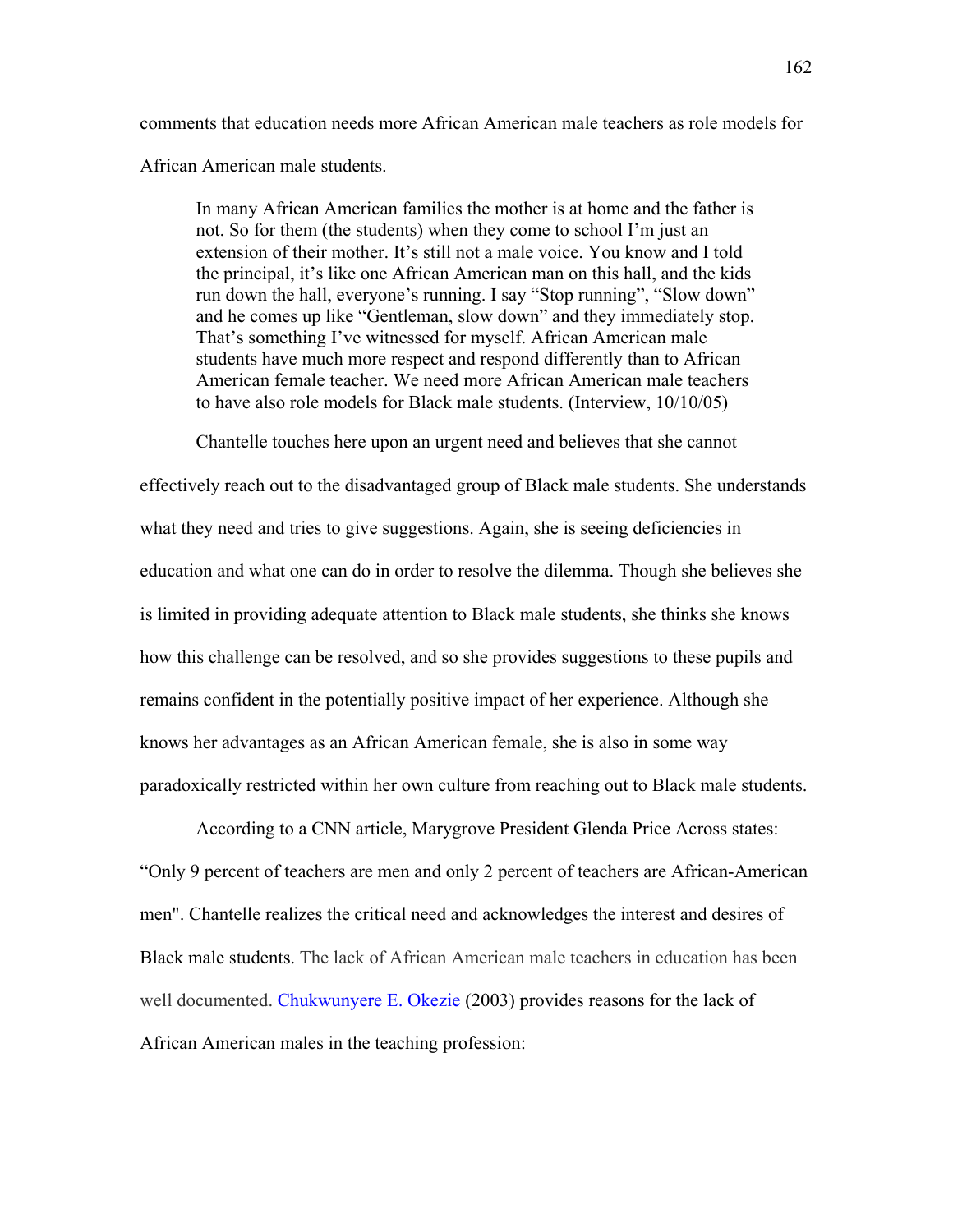comments that education needs more African American male teachers as role models for African American male students.

> In many African American families the mother is at home and the father is not. So for them (the students) when they come to school I'm just an extension of their mother. It's still not a male voice. You know and I told the principal, it's like one African American man on this hall, and the kids run down the hall, everyone's running. I say "Stop running", "Slow down" and he comes up like "Gentleman, slow down" and they immediately stop. That's something I've witnessed for myself. African American male students have much more respect and respond differently than to African American female teacher. We need more African American male teachers to have also role models for Black male students. (Interview, 10/10/05)

Chantelle touches here upon an urgent need and believes that she cannot effectively reach out to the disadvantaged group of Black male students. She understands what they need and tries to give suggestions. Again, she is seeing deficiencies in education and what one can do in order to resolve the dilemma. Though she believes she is limited in providing adequate attention to Black male students, she thinks she knows how this challenge can be resolved, and so she provides suggestions to these pupils and remains confident in the potentially positive impact of her experience. Although she knows her advantages as an African American female, she is also in some way paradoxically restricted within her own culture from reaching out to Black male students.

According to a CNN article, Marygrove President Glenda Price Across states: "Only 9 percent of teachers are men and only 2 percent of teachers are African-American men". Chantelle realizes the critical need and acknowledges the interest and desires of Black male students. The lack of African American male teachers in education has been well documented. Chukwunyere E. Okezie (2003) provides reasons for the lack of African American males in the teaching profession: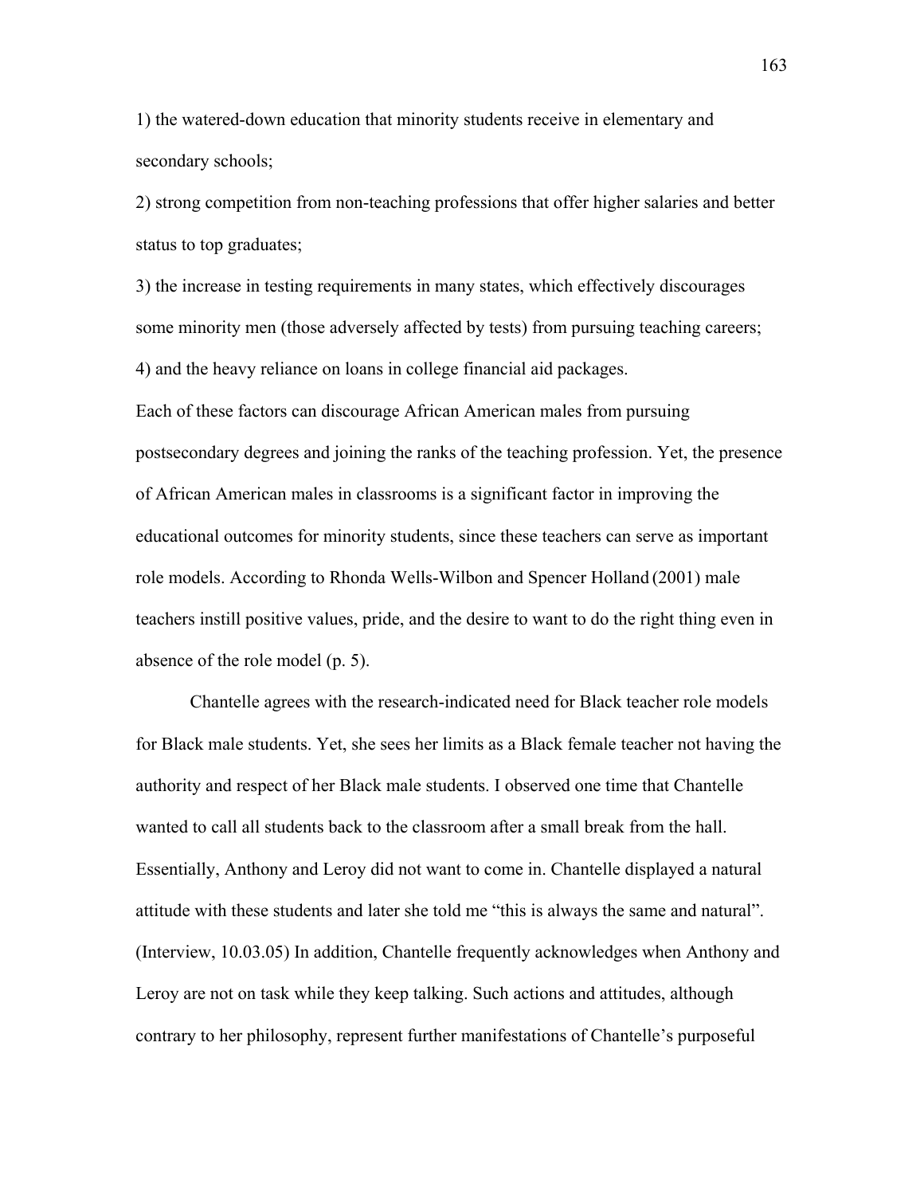1) the watered-down education that minority students receive in elementary and secondary schools;

2) strong competition from non-teaching professions that offer higher salaries and better status to top graduates;

3) the increase in testing requirements in many states, which effectively discourages some minority men (those adversely affected by tests) from pursuing teaching careers;

4) and the heavy reliance on loans in college financial aid packages.

Each of these factors can discourage African American males from pursuing postsecondary degrees and joining the ranks of the teaching profession. Yet, the presence of African American males in classrooms is a significant factor in improving the educational outcomes for minority students, since these teachers can serve as important role models. According to Rhonda Wells-Wilbon and Spencer Holland (2001) male teachers instill positive values, pride, and the desire to want to do the right thing even in absence of the role model (p. 5).

Chantelle agrees with the research-indicated need for Black teacher role models for Black male students. Yet, she sees her limits as a Black female teacher not having the authority and respect of her Black male students. I observed one time that Chantelle wanted to call all students back to the classroom after a small break from the hall. Essentially, Anthony and Leroy did not want to come in. Chantelle displayed a natural attitude with these students and later she told me "this is always the same and natural". (Interview, 10.03.05) In addition, Chantelle frequently acknowledges when Anthony and Leroy are not on task while they keep talking. Such actions and attitudes, although contrary to her philosophy, represent further manifestations of Chantelle's purposeful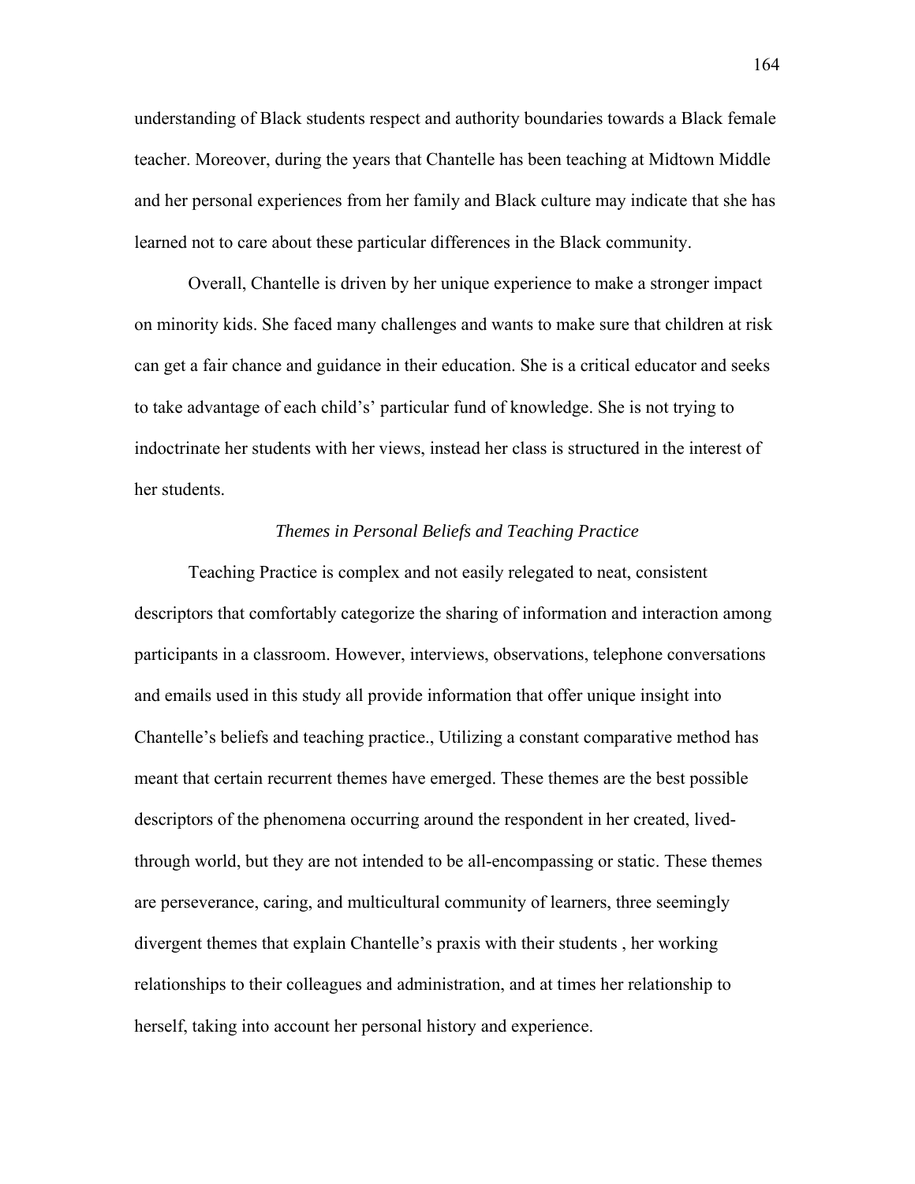understanding of Black students respect and authority boundaries towards a Black female teacher. Moreover, during the years that Chantelle has been teaching at Midtown Middle and her personal experiences from her family and Black culture may indicate that she has learned not to care about these particular differences in the Black community.

Overall, Chantelle is driven by her unique experience to make a stronger impact on minority kids. She faced many challenges and wants to make sure that children at risk can get a fair chance and guidance in their education. She is a critical educator and seeks to take advantage of each child's' particular fund of knowledge. She is not trying to indoctrinate her students with her views, instead her class is structured in the interest of her students.

### *Themes in Personal Beliefs and Teaching Practice*

Teaching Practice is complex and not easily relegated to neat, consistent descriptors that comfortably categorize the sharing of information and interaction among participants in a classroom. However, interviews, observations, telephone conversations and emails used in this study all provide information that offer unique insight into Chantelle's beliefs and teaching practice., Utilizing a constant comparative method has meant that certain recurrent themes have emerged. These themes are the best possible descriptors of the phenomena occurring around the respondent in her created, lived-through world, but they are not intended to be all-encompassing or static. These themes are perseverance, caring, and multicultural community of learners, three seemingly divergent themes that explain Chantelle's praxis with their students , her working relationships to their colleagues and administration, and at times her relationship to herself, taking into account her personal history and experience.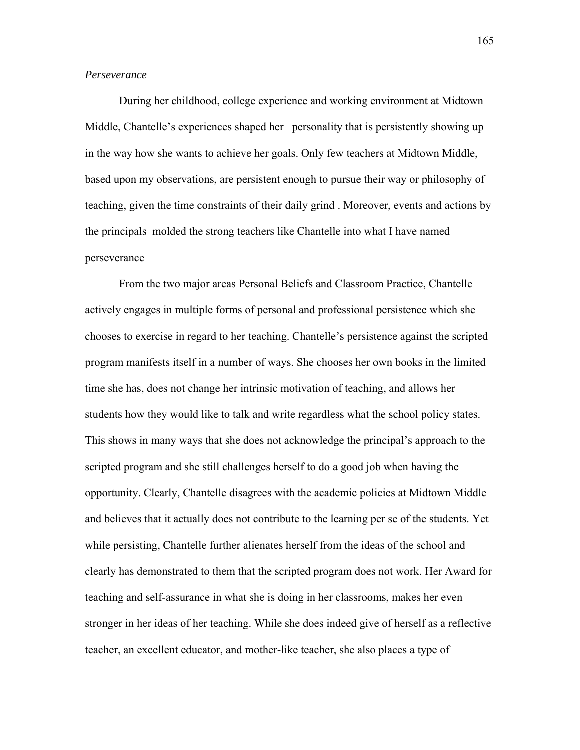*Perseverance*

During her childhood, college experience and working environment at Midtown Middle, Chantelle's experiences shaped her personality that is persistently showing up in the way how she wants to achieve her goals. Only few teachers at Midtown Middle, based upon my observations, are persistent enough to pursue their way or philosophy of teaching, given the time constraints of their daily grind . Moreover, events and actions by the principals molded the strong teachers like Chantelle into what I have named perseverance

From the two major areas Personal Beliefs and Classroom Practice, Chantelle actively engages in multiple forms of personal and professional persistence which she chooses to exercise in regard to her teaching. Chantelle's persistence against the scripted program manifests itself in a number of ways. She chooses her own books in the limited time she has, does not change her intrinsic motivation of teaching, and allows her students how they would like to talk and write regardless what the school policy states. This shows in many ways that she does not acknowledge the principal's approach to the scripted program and she still challenges herself to do a good job when having the opportunity. Clearly, Chantelle disagrees with the academic policies at Midtown Middle and believes that it actually does not contribute to the learning per se of the students. Yet while persisting, Chantelle further alienates herself from the ideas of the school and clearly has demonstrated to them that the scripted program does not work. Her Award for teaching and self-assurance in what she is doing in her classrooms, makes her even stronger in her ideas of her teaching. While she does indeed give of herself as a reflective teacher, an excellent educator, and mother-like teacher, she also places a type of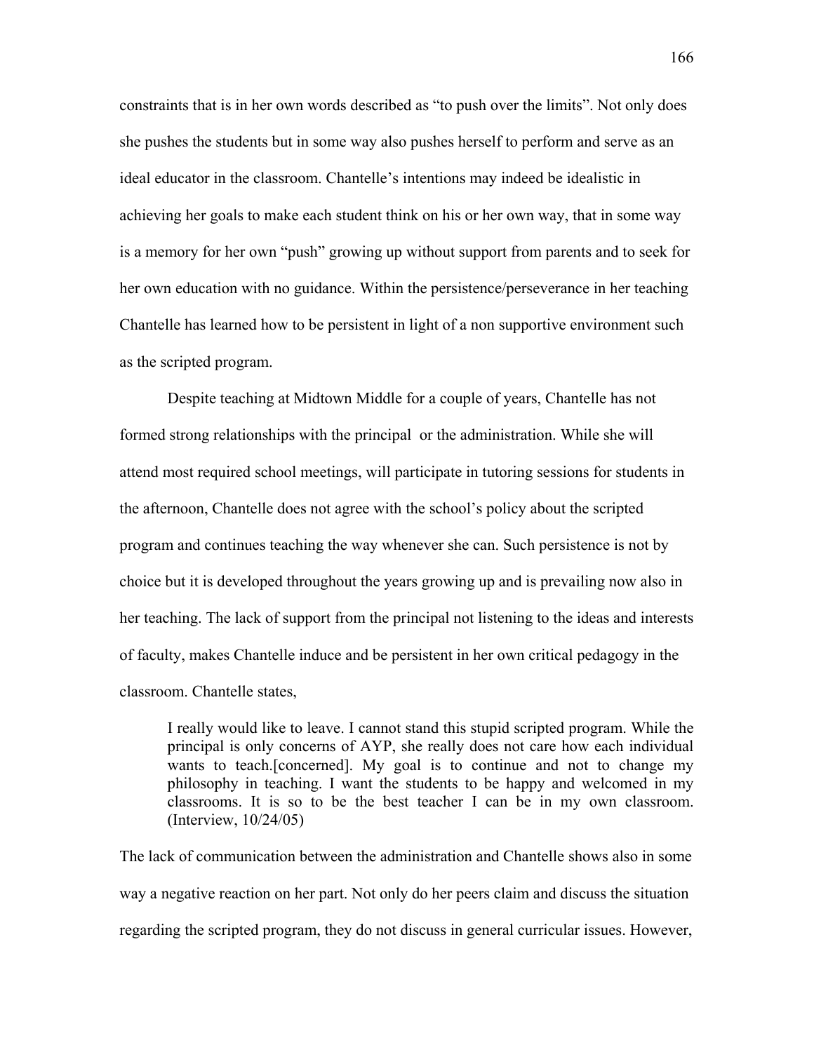constraints that is in her own words described as "to push over the limits". Not only does she pushes the students but in some way also pushes herself to perform and serve as an ideal educator in the classroom. Chantelle's intentions may indeed be idealistic in achieving her goals to make each student think on his or her own way, that in some way is a memory for her own "push" growing up without support from parents and to seek for her own education with no guidance. Within the persistence/perseverance in her teaching Chantelle has learned how to be persistent in light of a non supportive environment such as the scripted program.

Despite teaching at Midtown Middle for a couple of years, Chantelle has not formed strong relationships with the principal or the administration. While she will attend most required school meetings, will participate in tutoring sessions for students in the afternoon, Chantelle does not agree with the school's policy about the scripted program and continues teaching the way whenever she can. Such persistence is not by choice but it is developed throughout the years growing up and is prevailing now also in her teaching. The lack of support from the principal not listening to the ideas and interests of faculty, makes Chantelle induce and be persistent in her own critical pedagogy in the classroom. Chantelle states,

> I really would like to leave. I cannot stand this stupid scripted program. While the principal is only concerns of AYP, she really does not care how each individual wants to teach.[concerned]. My goal is to continue and not to change my philosophy in teaching. I want the students to be happy and welcomed in my classrooms. It is so to be the best teacher I can be in my own classroom. (Interview, 10/24/05)

The lack of communication between the administration and Chantelle shows also in some way a negative reaction on her part. Not only do her peers claim and discuss the situation regarding the scripted program, they do not discuss in general curricular issues. However,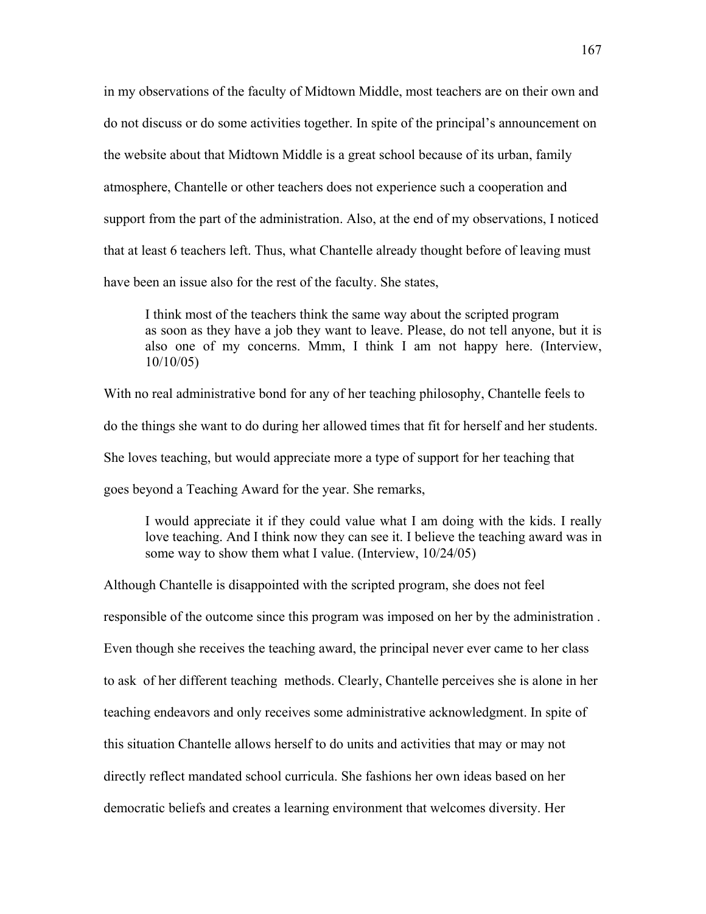in my observations of the faculty of Midtown Middle, most teachers are on their own and do not discuss or do some activities together. In spite of the principal's announcement on the website about that Midtown Middle is a great school because of its urban, family atmosphere, Chantelle or other teachers does not experience such a cooperation and support from the part of the administration. Also, at the end of my observations, I noticed that at least 6 teachers left. Thus, what Chantelle already thought before of leaving must have been an issue also for the rest of the faculty. She states,

> I think most of the teachers think the same way about the scripted program as soon as they have a job they want to leave. Please, do not tell anyone, but it is also one of my concerns. Mmm, I think I am not happy here. (Interview, 10/10/05)

With no real administrative bond for any of her teaching philosophy, Chantelle feels to do the things she want to do during her allowed times that fit for herself and her students. She loves teaching, but would appreciate more a type of support for her teaching that goes beyond a Teaching Award for the year. She remarks,

> I would appreciate it if they could value what I am doing with the kids. I really love teaching. And I think now they can see it. I believe the teaching award was in some way to show them what I value. (Interview, 10/24/05)

Although Chantelle is disappointed with the scripted program, she does not feel responsible of the outcome since this program was imposed on her by the administration . Even though she receives the teaching award, the principal never ever came to her class to ask of her different teaching methods. Clearly, Chantelle perceives she is alone in her teaching endeavors and only receives some administrative acknowledgment. In spite of this situation Chantelle allows herself to do units and activities that may or may not directly reflect mandated school curricula. She fashions her own ideas based on her democratic beliefs and creates a learning environment that welcomes diversity. Her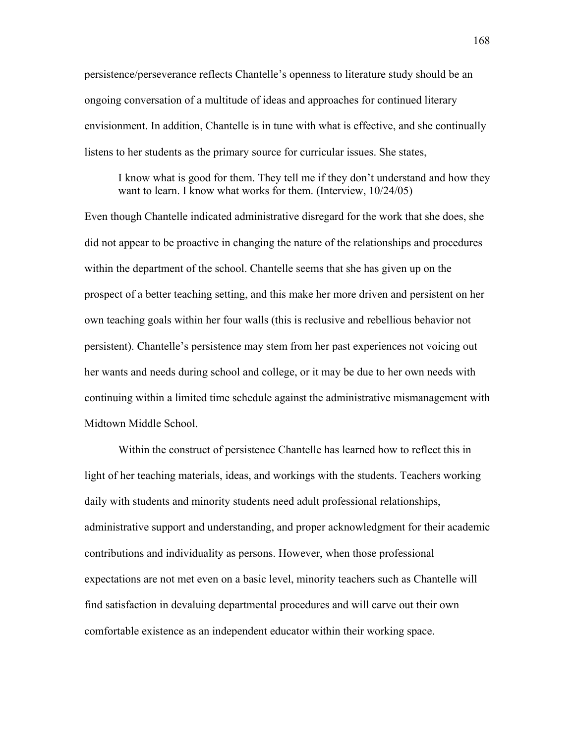persistence/perseverance reflects Chantelle's openness to literature study should be an ongoing conversation of a multitude of ideas and approaches for continued literary envisionment. In addition, Chantelle is in tune with what is effective, and she continually listens to her students as the primary source for curricular issues. She states,

> I know what is good for them. They tell me if they don't understand and how they want to learn. I know what works for them. (Interview, 10/24/05)

Even though Chantelle indicated administrative disregard for the work that she does, she did not appear to be proactive in changing the nature of the relationships and procedures within the department of the school. Chantelle seems that she has given up on the prospect of a better teaching setting, and this make her more driven and persistent on her own teaching goals within her four walls (this is reclusive and rebellious behavior not persistent). Chantelle's persistence may stem from her past experiences not voicing out her wants and needs during school and college, or it may be due to her own needs with continuing within a limited time schedule against the administrative mismanagement with Midtown Middle School.

Within the construct of persistence Chantelle has learned how to reflect this in light of her teaching materials, ideas, and workings with the students. Teachers working daily with students and minority students need adult professional relationships, administrative support and understanding, and proper acknowledgment for their academic contributions and individuality as persons. However, when those professional expectations are not met even on a basic level, minority teachers such as Chantelle will find satisfaction in devaluing departmental procedures and will carve out their own comfortable existence as an independent educator within their working space.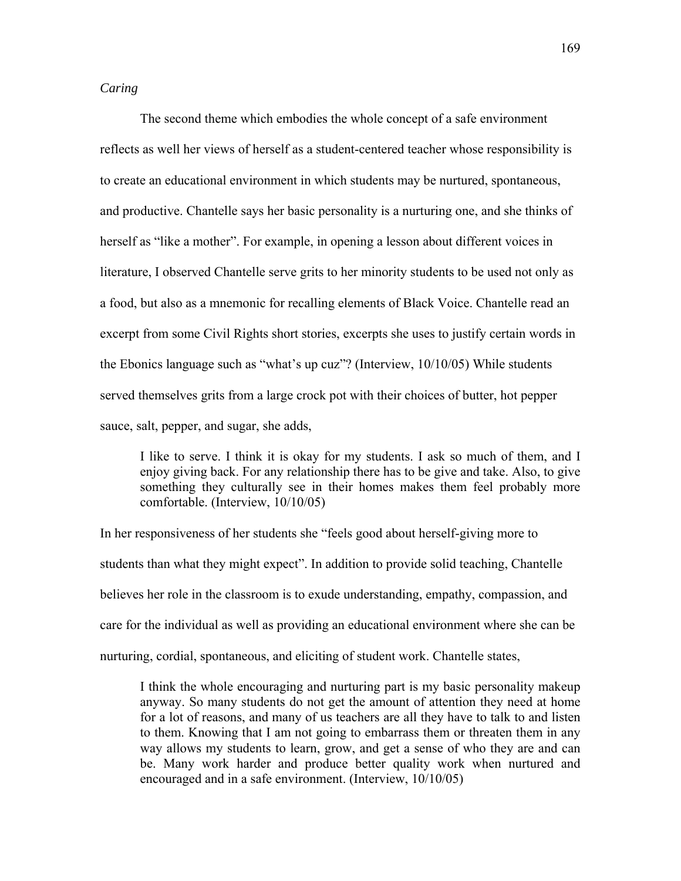*Caring*

The second theme which embodies the whole concept of a safe environment reflects as well her views of herself as a student-centered teacher whose responsibility is to create an educational environment in which students may be nurtured, spontaneous, and productive. Chantelle says her basic personality is a nurturing one, and she thinks of herself as "like a mother". For example, in opening a lesson about different voices in literature, I observed Chantelle serve grits to her minority students to be used not only as a food, but also as a mnemonic for recalling elements of Black Voice. Chantelle read an excerpt from some Civil Rights short stories, excerpts she uses to justify certain words in the Ebonics language such as "what's up cuz"? (Interview, 10/10/05) While students served themselves grits from a large crock pot with their choices of butter, hot pepper sauce, salt, pepper, and sugar, she adds,

> I like to serve. I think it is okay for my students. I ask so much of them, and I enjoy giving back. For any relationship there has to be give and take. Also, to give something they culturally see in their homes makes them feel probably more comfortable. (Interview, 10/10/05)

In her responsiveness of her students she "feels good about herself-giving more to students than what they might expect". In addition to provide solid teaching, Chantelle believes her role in the classroom is to exude understanding, empathy, compassion, and care for the individual as well as providing an educational environment where she can be nurturing, cordial, spontaneous, and eliciting of student work. Chantelle states,

> I think the whole encouraging and nurturing part is my basic personality makeup anyway. So many students do not get the amount of attention they need at home for a lot of reasons, and many of us teachers are all they have to talk to and listen to them. Knowing that I am not going to embarrass them or threaten them in any way allows my students to learn, grow, and get a sense of who they are and can be. Many work harder and produce better quality work when nurtured and encouraged and in a safe environment. (Interview, 10/10/05)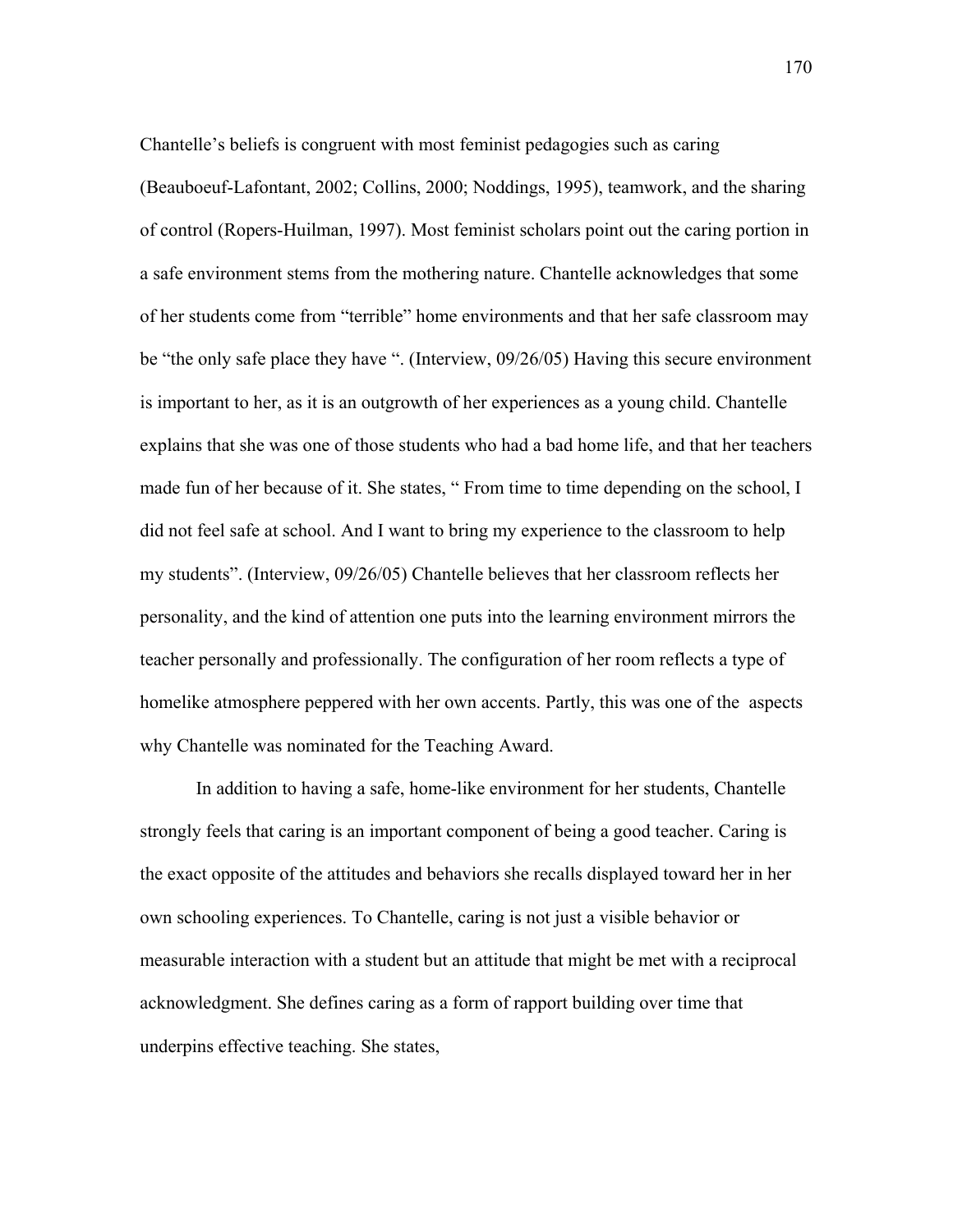Chantelle's beliefs is congruent with most feminist pedagogies such as caring (Beauboeuf-Lafontant, 2002; Collins, 2000; Noddings, 1995), teamwork, and the sharing of control (Ropers-Huilman, 1997). Most feminist scholars point out the caring portion in a safe environment stems from the mothering nature. Chantelle acknowledges that some of her students come from "terrible" home environments and that her safe classroom may be "the only safe place they have ". (Interview, 09/26/05) Having this secure environment is important to her, as it is an outgrowth of her experiences as a young child. Chantelle explains that she was one of those students who had a bad home life, and that her teachers made fun of her because of it. She states, " From time to time depending on the school, I did not feel safe at school. And I want to bring my experience to the classroom to help my students". (Interview, 09/26/05) Chantelle believes that her classroom reflects her personality, and the kind of attention one puts into the learning environment mirrors the teacher personally and professionally. The configuration of her room reflects a type of homelike atmosphere peppered with her own accents. Partly, this was one of the aspects why Chantelle was nominated for the Teaching Award.

In addition to having a safe, home-like environment for her students, Chantelle strongly feels that caring is an important component of being a good teacher. Caring is the exact opposite of the attitudes and behaviors she recalls displayed toward her in her own schooling experiences. To Chantelle, caring is not just a visible behavior or measurable interaction with a student but an attitude that might be met with a reciprocal acknowledgment. She defines caring as a form of rapport building over time that underpins effective teaching. She states,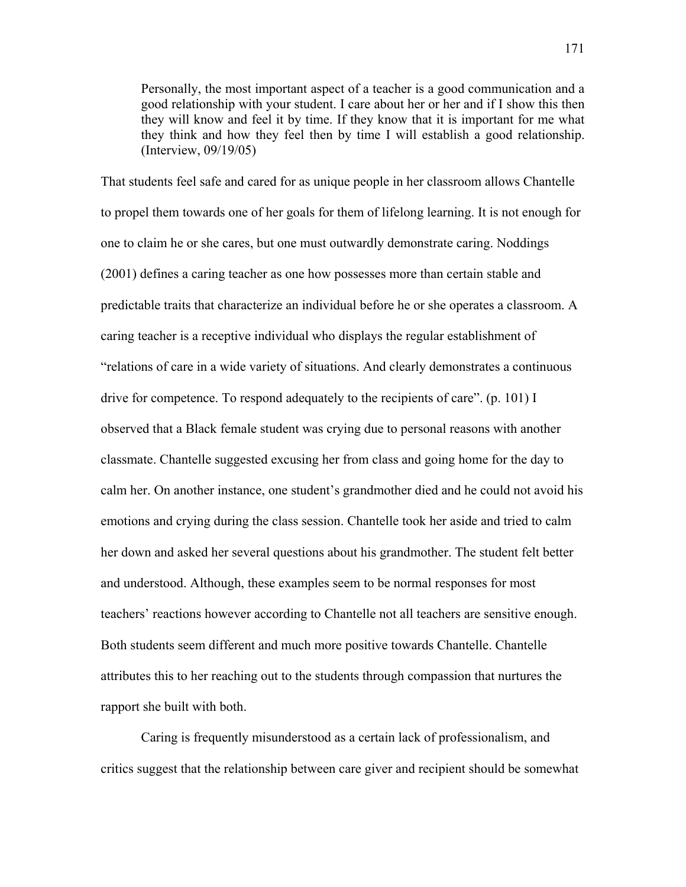> Personally, the most important aspect of a teacher is a good communication and a good relationship with your student. I care about her or her and if I show this then they will know and feel it by time. If they know that it is important for me what they think and how they feel then by time I will establish a good relationship. (Interview, 09/19/05)

That students feel safe and cared for as unique people in her classroom allows Chantelle to propel them towards one of her goals for them of lifelong learning. It is not enough for one to claim he or she cares, but one must outwardly demonstrate caring. Noddings (2001) defines a caring teacher as one how possesses more than certain stable and predictable traits that characterize an individual before he or she operates a classroom. A caring teacher is a receptive individual who displays the regular establishment of "relations of care in a wide variety of situations. And clearly demonstrates a continuous drive for competence. To respond adequately to the recipients of care". (p. 101) I observed that a Black female student was crying due to personal reasons with another classmate. Chantelle suggested excusing her from class and going home for the day to calm her. On another instance, one student's grandmother died and he could not avoid his emotions and crying during the class session. Chantelle took her aside and tried to calm her down and asked her several questions about his grandmother. The student felt better and understood. Although, these examples seem to be normal responses for most teachers' reactions however according to Chantelle not all teachers are sensitive enough. Both students seem different and much more positive towards Chantelle. Chantelle attributes this to her reaching out to the students through compassion that nurtures the rapport she built with both.

Caring is frequently misunderstood as a certain lack of professionalism, and critics suggest that the relationship between care giver and recipient should be somewhat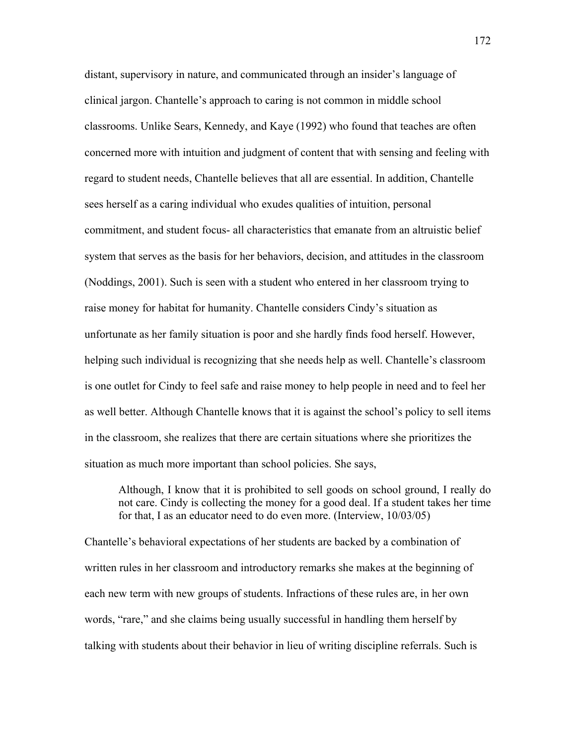distant, supervisory in nature, and communicated through an insider's language of clinical jargon. Chantelle's approach to caring is not common in middle school classrooms. Unlike Sears, Kennedy, and Kaye (1992) who found that teaches are often concerned more with intuition and judgment of content that with sensing and feeling with regard to student needs, Chantelle believes that all are essential. In addition, Chantelle sees herself as a caring individual who exudes qualities of intuition, personal commitment, and student focus- all characteristics that emanate from an altruistic belief system that serves as the basis for her behaviors, decision, and attitudes in the classroom (Noddings, 2001). Such is seen with a student who entered in her classroom trying to raise money for habitat for humanity. Chantelle considers Cindy's situation as unfortunate as her family situation is poor and she hardly finds food herself. However, helping such individual is recognizing that she needs help as well. Chantelle's classroom is one outlet for Cindy to feel safe and raise money to help people in need and to feel her as well better. Although Chantelle knows that it is against the school's policy to sell items in the classroom, she realizes that there are certain situations where she prioritizes the situation as much more important than school policies. She says,

> Although, I know that it is prohibited to sell goods on school ground, I really do not care. Cindy is collecting the money for a good deal. If a student takes her time for that, I as an educator need to do even more. (Interview, 10/03/05)

Chantelle's behavioral expectations of her students are backed by a combination of written rules in her classroom and introductory remarks she makes at the beginning of each new term with new groups of students. Infractions of these rules are, in her own words, "rare," and she claims being usually successful in handling them herself by talking with students about their behavior in lieu of writing discipline referrals. Such is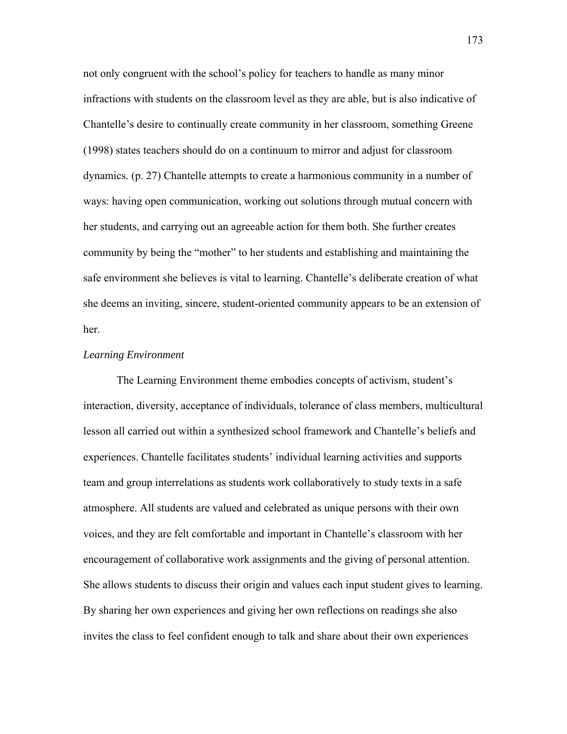not only congruent with the school's policy for teachers to handle as many minor infractions with students on the classroom level as they are able, but is also indicative of Chantelle's desire to continually create community in her classroom, something Greene (1998) states teachers should do on a continuum to mirror and adjust for classroom dynamics. (p. 27) Chantelle attempts to create a harmonious community in a number of ways: having open communication, working out solutions through mutual concern with her students, and carrying out an agreeable action for them both. She further creates community by being the "mother" to her students and establishing and maintaining the safe environment she believes is vital to learning. Chantelle's deliberate creation of what she deems an inviting, sincere, student-oriented community appears to be an extension of her.

*Learning Environment*

The Learning Environment theme embodies concepts of activism, student's interaction, diversity, acceptance of individuals, tolerance of class members, multicultural lesson all carried out within a synthesized school framework and Chantelle's beliefs and experiences. Chantelle facilitates students' individual learning activities and supports team and group interrelations as students work collaboratively to study texts in a safe atmosphere. All students are valued and celebrated as unique persons with their own voices, and they are felt comfortable and important in Chantelle's classroom with her encouragement of collaborative work assignments and the giving of personal attention. She allows students to discuss their origin and values each input student gives to learning. By sharing her own experiences and giving her own reflections on readings she also invites the class to feel confident enough to talk and share about their own experiences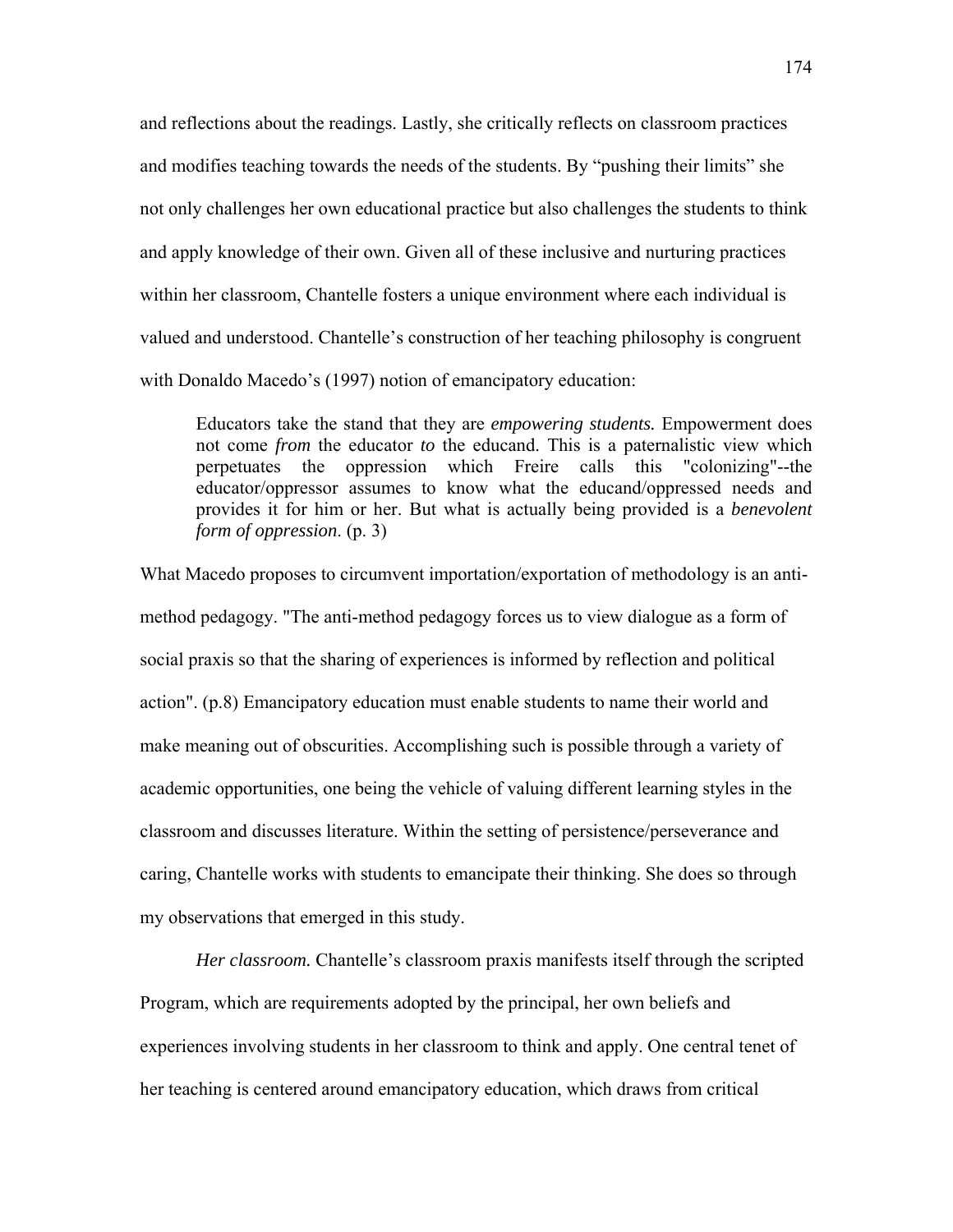and reflections about the readings. Lastly, she critically reflects on classroom practices and modifies teaching towards the needs of the students. By "pushing their limits" she not only challenges her own educational practice but also challenges the students to think and apply knowledge of their own. Given all of these inclusive and nurturing practices within her classroom, Chantelle fosters a unique environment where each individual is valued and understood. Chantelle's construction of her teaching philosophy is congruent with Donaldo Macedo's (1997) notion of emancipatory education:

> Educators take the stand that they are *empowering students.* Empowerment does not come *from* the educator *to* the educand. This is a paternalistic view which perpetuates the oppression which Freire calls this "colonizing"--the educator/oppressor assumes to know what the educand/oppressed needs and provides it for him or her. But what is actually being provided is a *benevolent form of oppression*. (p. 3)

What Macedo proposes to circumvent importation/exportation of methodology is an anti-method pedagogy. "The anti-method pedagogy forces us to view dialogue as a form of social praxis so that the sharing of experiences is informed by reflection and political action". (p.8) Emancipatory education must enable students to name their world and make meaning out of obscurities. Accomplishing such is possible through a variety of academic opportunities, one being the vehicle of valuing different learning styles in the classroom and discusses literature. Within the setting of persistence/perseverance and caring, Chantelle works with students to emancipate their thinking. She does so through my observations that emerged in this study.

*Her classroom.* Chantelle's classroom praxis manifests itself through the scripted Program, which are requirements adopted by the principal, her own beliefs and experiences involving students in her classroom to think and apply. One central tenet of her teaching is centered around emancipatory education, which draws from critical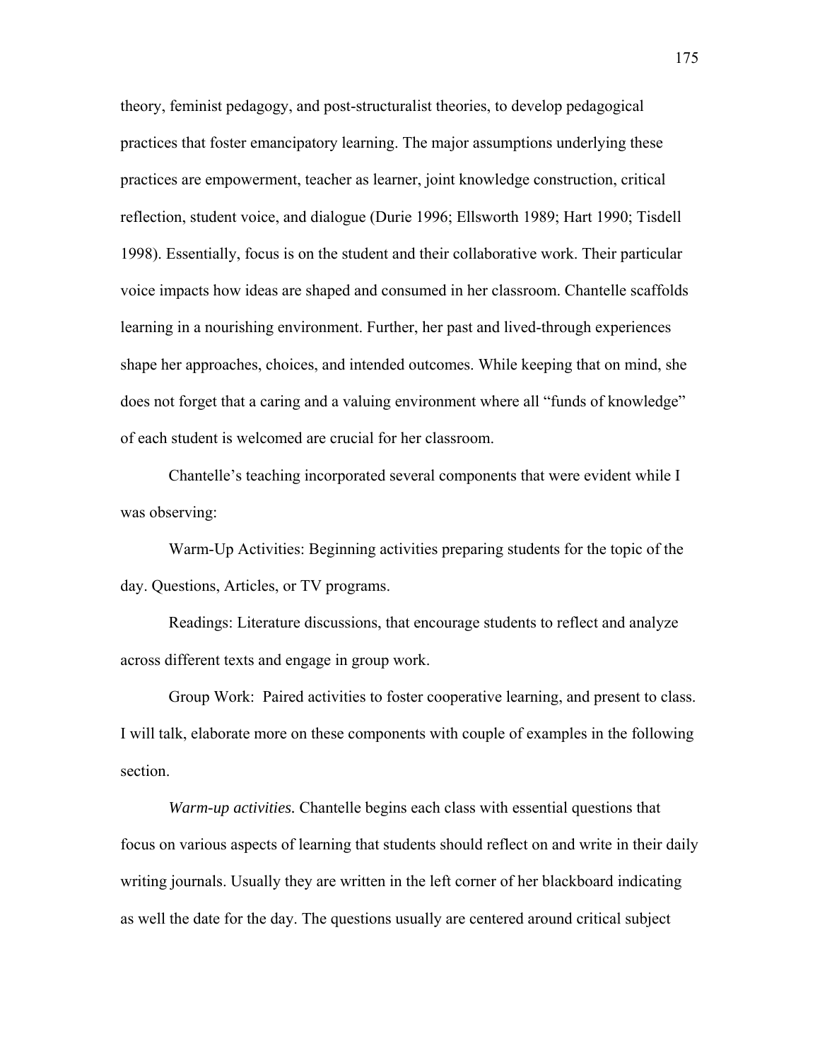theory, feminist pedagogy, and post-structuralist theories, to develop pedagogical practices that foster emancipatory learning. The major assumptions underlying these practices are empowerment, teacher as learner, joint knowledge construction, critical reflection, student voice, and dialogue (Durie 1996; Ellsworth 1989; Hart 1990; Tisdell 1998). Essentially, focus is on the student and their collaborative work. Their particular voice impacts how ideas are shaped and consumed in her classroom. Chantelle scaffolds learning in a nourishing environment. Further, her past and lived-through experiences shape her approaches, choices, and intended outcomes. While keeping that on mind, she does not forget that a caring and a valuing environment where all "funds of knowledge" of each student is welcomed are crucial for her classroom.

Chantelle's teaching incorporated several components that were evident while I was observing:

Warm-Up Activities: Beginning activities preparing students for the topic of the day. Questions, Articles, or TV programs.

Readings: Literature discussions, that encourage students to reflect and analyze across different texts and engage in group work.

Group Work: Paired activities to foster cooperative learning, and present to class. I will talk, elaborate more on these components with couple of examples in the following section.

*Warm-up activities.* Chantelle begins each class with essential questions that focus on various aspects of learning that students should reflect on and write in their daily writing journals. Usually they are written in the left corner of her blackboard indicating as well the date for the day. The questions usually are centered around critical subject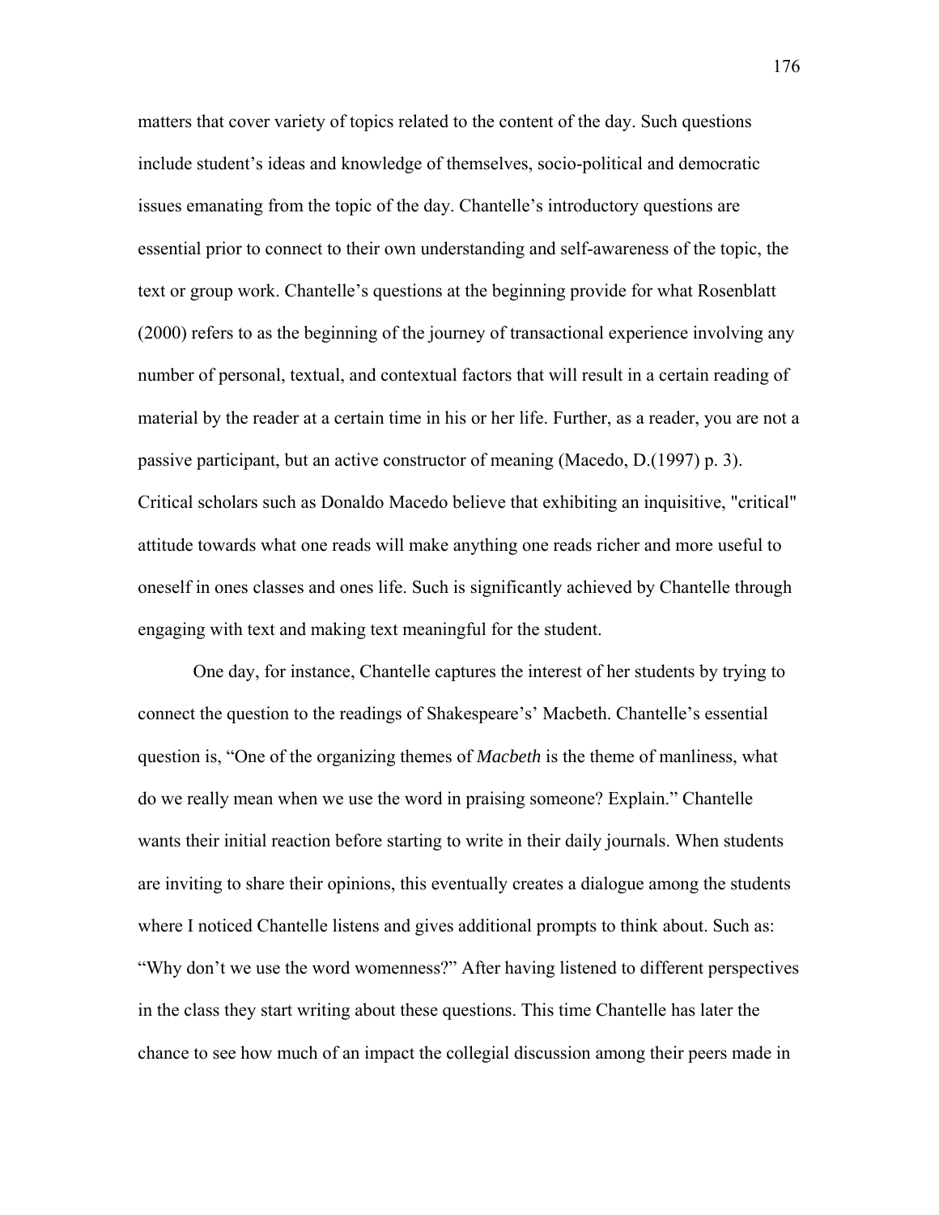matters that cover variety of topics related to the content of the day. Such questions include student's ideas and knowledge of themselves, socio-political and democratic issues emanating from the topic of the day. Chantelle's introductory questions are essential prior to connect to their own understanding and self-awareness of the topic, the text or group work. Chantelle's questions at the beginning provide for what Rosenblatt (2000) refers to as the beginning of the journey of transactional experience involving any number of personal, textual, and contextual factors that will result in a certain reading of material by the reader at a certain time in his or her life. Further, as a reader, you are not a passive participant, but an active constructor of meaning (Macedo, D.(1997) p. 3). Critical scholars such as Donaldo Macedo believe that exhibiting an inquisitive, "critical" attitude towards what one reads will make anything one reads richer and more useful to oneself in ones classes and ones life. Such is significantly achieved by Chantelle through engaging with text and making text meaningful for the student.

One day, for instance, Chantelle captures the interest of her students by trying to connect the question to the readings of Shakespeare's' Macbeth. Chantelle's essential question is, "One of the organizing themes of *Macbeth* is the theme of manliness, what do we really mean when we use the word in praising someone? Explain." Chantelle wants their initial reaction before starting to write in their daily journals. When students are inviting to share their opinions, this eventually creates a dialogue among the students where I noticed Chantelle listens and gives additional prompts to think about. Such as: "Why don't we use the word womenness?" After having listened to different perspectives in the class they start writing about these questions. This time Chantelle has later the chance to see how much of an impact the collegial discussion among their peers made in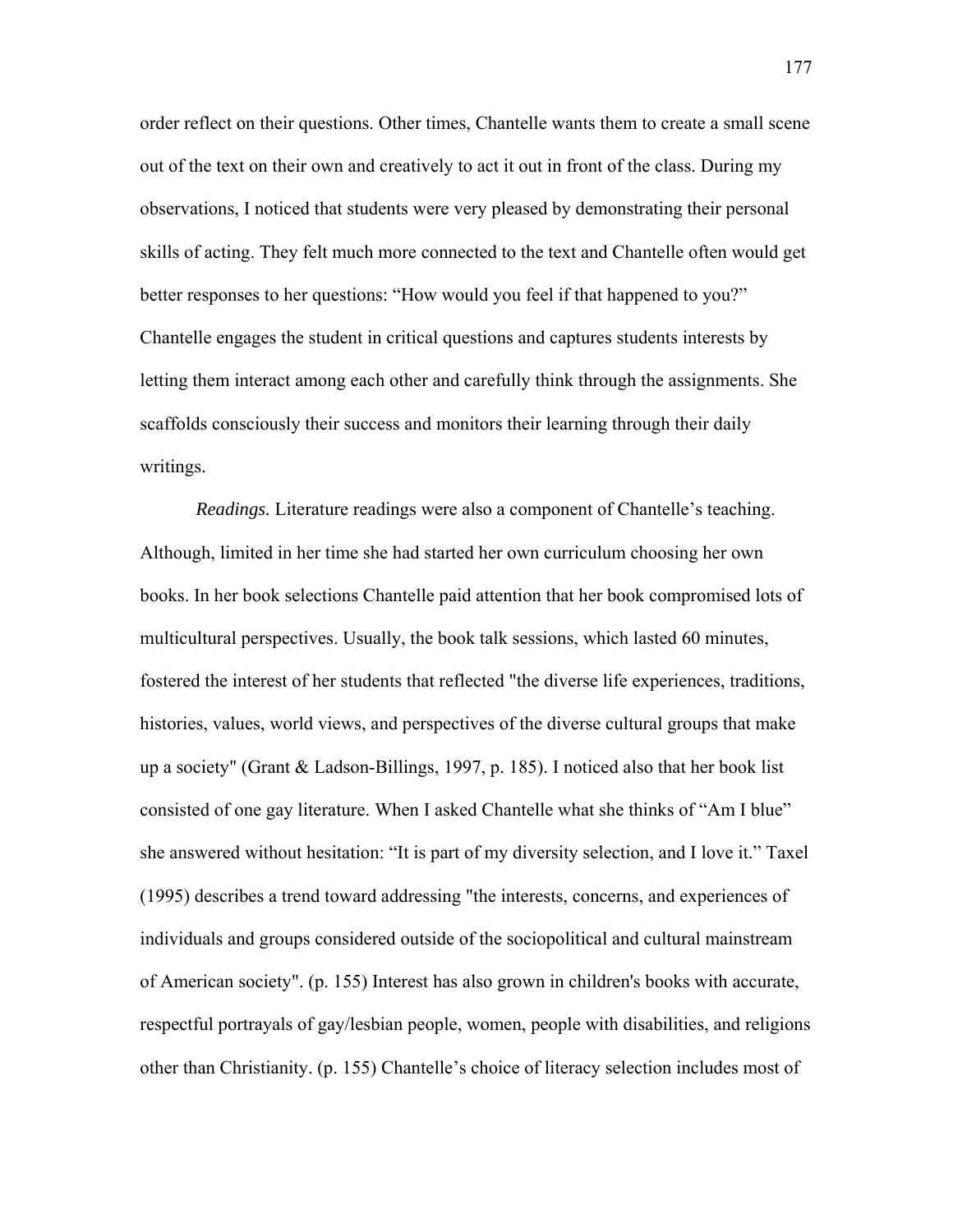order reflect on their questions. Other times, Chantelle wants them to create a small scene out of the text on their own and creatively to act it out in front of the class. During my observations, I noticed that students were very pleased by demonstrating their personal skills of acting. They felt much more connected to the text and Chantelle often would get better responses to her questions: "How would you feel if that happened to you?" Chantelle engages the student in critical questions and captures students interests by letting them interact among each other and carefully think through the assignments. She scaffolds consciously their success and monitors their learning through their daily writings.

*Readings.* Literature readings were also a component of Chantelle's teaching. Although, limited in her time she had started her own curriculum choosing her own books. In her book selections Chantelle paid attention that her book compromised lots of multicultural perspectives. Usually, the book talk sessions, which lasted 60 minutes, fostered the interest of her students that reflected "the diverse life experiences, traditions, histories, values, world views, and perspectives of the diverse cultural groups that make up a society" (Grant & Ladson-Billings, 1997, p. 185). I noticed also that her book list consisted of one gay literature. When I asked Chantelle what she thinks of "Am I blue" she answered without hesitation: "It is part of my diversity selection, and I love it." Taxel (1995) describes a trend toward addressing "the interests, concerns, and experiences of individuals and groups considered outside of the sociopolitical and cultural mainstream of American society". (p. 155) Interest has also grown in children's books with accurate, respectful portrayals of gay/lesbian people, women, people with disabilities, and religions other than Christianity. (p. 155) Chantelle's choice of literacy selection includes most of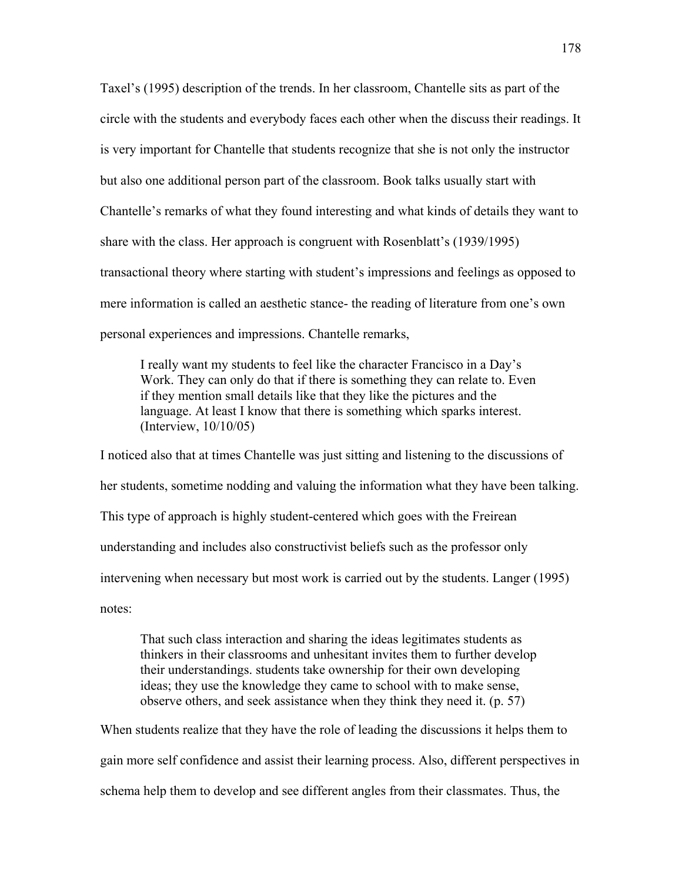Taxel's (1995) description of the trends. In her classroom, Chantelle sits as part of the circle with the students and everybody faces each other when the discuss their readings. It is very important for Chantelle that students recognize that she is not only the instructor but also one additional person part of the classroom. Book talks usually start with Chantelle's remarks of what they found interesting and what kinds of details they want to share with the class. Her approach is congruent with Rosenblatt's (1939/1995) transactional theory where starting with student's impressions and feelings as opposed to mere information is called an aesthetic stance- the reading of literature from one's own personal experiences and impressions. Chantelle remarks,

> I really want my students to feel like the character Francisco in a Day's Work. They can only do that if there is something they can relate to. Even if they mention small details like that they like the pictures and the language. At least I know that there is something which sparks interest. (Interview, 10/10/05)

I noticed also that at times Chantelle was just sitting and listening to the discussions of her students, sometime nodding and valuing the information what they have been talking. This type of approach is highly student-centered which goes with the Freirean understanding and includes also constructivist beliefs such as the professor only intervening when necessary but most work is carried out by the students. Langer (1995) notes:

> That such class interaction and sharing the ideas legitimates students as thinkers in their classrooms and unhesitant invites them to further develop their understandings. students take ownership for their own developing ideas; they use the knowledge they came to school with to make sense, observe others, and seek assistance when they think they need it. (p. 57)

When students realize that they have the role of leading the discussions it helps them to gain more self confidence and assist their learning process. Also, different perspectives in schema help them to develop and see different angles from their classmates. Thus, the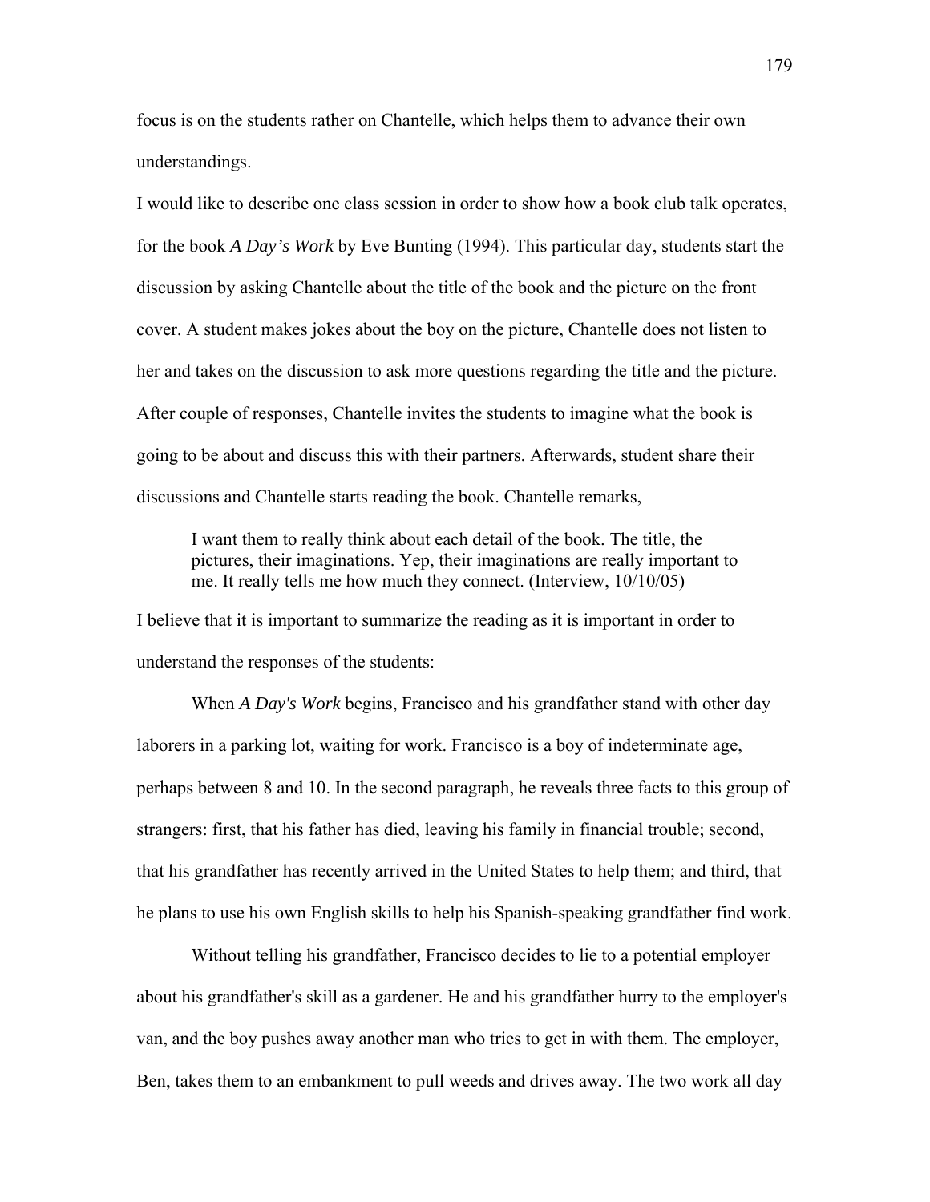focus is on the students rather on Chantelle, which helps them to advance their own understandings.

I would like to describe one class session in order to show how a book club talk operates, for the book *A Day's Work* by Eve Bunting (1994). This particular day, students start the discussion by asking Chantelle about the title of the book and the picture on the front cover. A student makes jokes about the boy on the picture, Chantelle does not listen to her and takes on the discussion to ask more questions regarding the title and the picture. After couple of responses, Chantelle invites the students to imagine what the book is going to be about and discuss this with their partners. Afterwards, student share their discussions and Chantelle starts reading the book. Chantelle remarks,

> I want them to really think about each detail of the book. The title, the pictures, their imaginations. Yep, their imaginations are really important to me. It really tells me how much they connect. (Interview, 10/10/05)

I believe that it is important to summarize the reading as it is important in order to understand the responses of the students:

When *A Day's Work* begins, Francisco and his grandfather stand with other day laborers in a parking lot, waiting for work. Francisco is a boy of indeterminate age, perhaps between 8 and 10. In the second paragraph, he reveals three facts to this group of strangers: first, that his father has died, leaving his family in financial trouble; second, that his grandfather has recently arrived in the United States to help them; and third, that he plans to use his own English skills to help his Spanish-speaking grandfather find work.

Without telling his grandfather, Francisco decides to lie to a potential employer about his grandfather's skill as a gardener. He and his grandfather hurry to the employer's van, and the boy pushes away another man who tries to get in with them. The employer, Ben, takes them to an embankment to pull weeds and drives away. The two work all day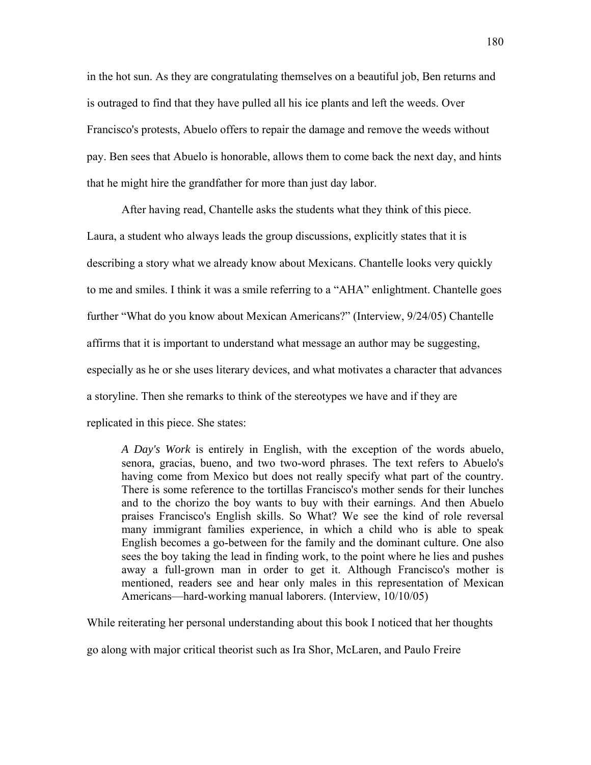in the hot sun. As they are congratulating themselves on a beautiful job, Ben returns and is outraged to find that they have pulled all his ice plants and left the weeds. Over Francisco's protests, Abuelo offers to repair the damage and remove the weeds without pay. Ben sees that Abuelo is honorable, allows them to come back the next day, and hints that he might hire the grandfather for more than just day labor.

After having read, Chantelle asks the students what they think of this piece. Laura, a student who always leads the group discussions, explicitly states that it is describing a story what we already know about Mexicans. Chantelle looks very quickly to me and smiles. I think it was a smile referring to a "AHA" enlightment. Chantelle goes further "What do you know about Mexican Americans?" (Interview, 9/24/05) Chantelle affirms that it is important to understand what message an author may be suggesting, especially as he or she uses literary devices, and what motivates a character that advances a storyline. Then she remarks to think of the stereotypes we have and if they are replicated in this piece. She states:

> *A Day's Work* is entirely in English, with the exception of the words abuelo, senora, gracias, bueno, and two two-word phrases. The text refers to Abuelo's having come from Mexico but does not really specify what part of the country. There is some reference to the tortillas Francisco's mother sends for their lunches and to the chorizo the boy wants to buy with their earnings. And then Abuelo praises Francisco's English skills. So What? We see the kind of role reversal many immigrant families experience, in which a child who is able to speak English becomes a go-between for the family and the dominant culture. One also sees the boy taking the lead in finding work, to the point where he lies and pushes away a full-grown man in order to get it. Although Francisco's mother is mentioned, readers see and hear only males in this representation of Mexican Americans—hard-working manual laborers. (Interview, 10/10/05)

While reiterating her personal understanding about this book I noticed that her thoughts go along with major critical theorist such as Ira Shor, McLaren, and Paulo Freire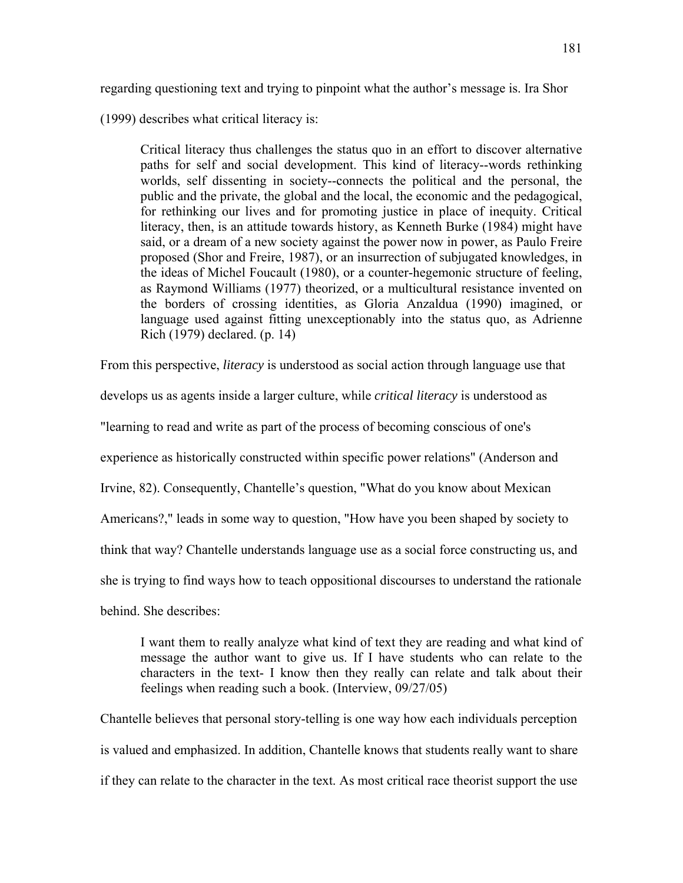regarding questioning text and trying to pinpoint what the author's message is. Ira Shor (1999) describes what critical literacy is:

> Critical literacy thus challenges the status quo in an effort to discover alternative paths for self and social development. This kind of literacy--words rethinking worlds, self dissenting in society--connects the political and the personal, the public and the private, the global and the local, the economic and the pedagogical, for rethinking our lives and for promoting justice in place of inequity. Critical literacy, then, is an attitude towards history, as Kenneth Burke (1984) might have said, or a dream of a new society against the power now in power, as Paulo Freire proposed (Shor and Freire, 1987), or an insurrection of subjugated knowledges, in the ideas of Michel Foucault (1980), or a counter-hegemonic structure of feeling, as Raymond Williams (1977) theorized, or a multicultural resistance invented on the borders of crossing identities, as Gloria Anzaldua (1990) imagined, or language used against fitting unexceptionably into the status quo, as Adrienne Rich (1979) declared. (p. 14)

From this perspective, *literacy* is understood as social action through language use that develops us as agents inside a larger culture, while *critical literacy* is understood as "learning to read and write as part of the process of becoming conscious of one's experience as historically constructed within specific power relations" (Anderson and Irvine, 82). Consequently, Chantelle's question, "What do you know about Mexican Americans?," leads in some way to question, "How have you been shaped by society to think that way? Chantelle understands language use as a social force constructing us, and she is trying to find ways how to teach oppositional discourses to understand the rationale behind. She describes:

> I want them to really analyze what kind of text they are reading and what kind of message the author want to give us. If I have students who can relate to the characters in the text- I know then they really can relate and talk about their feelings when reading such a book. (Interview, 09/27/05)

Chantelle believes that personal story-telling is one way how each individuals perception is valued and emphasized. In addition, Chantelle knows that students really want to share if they can relate to the character in the text. As most critical race theorist support the use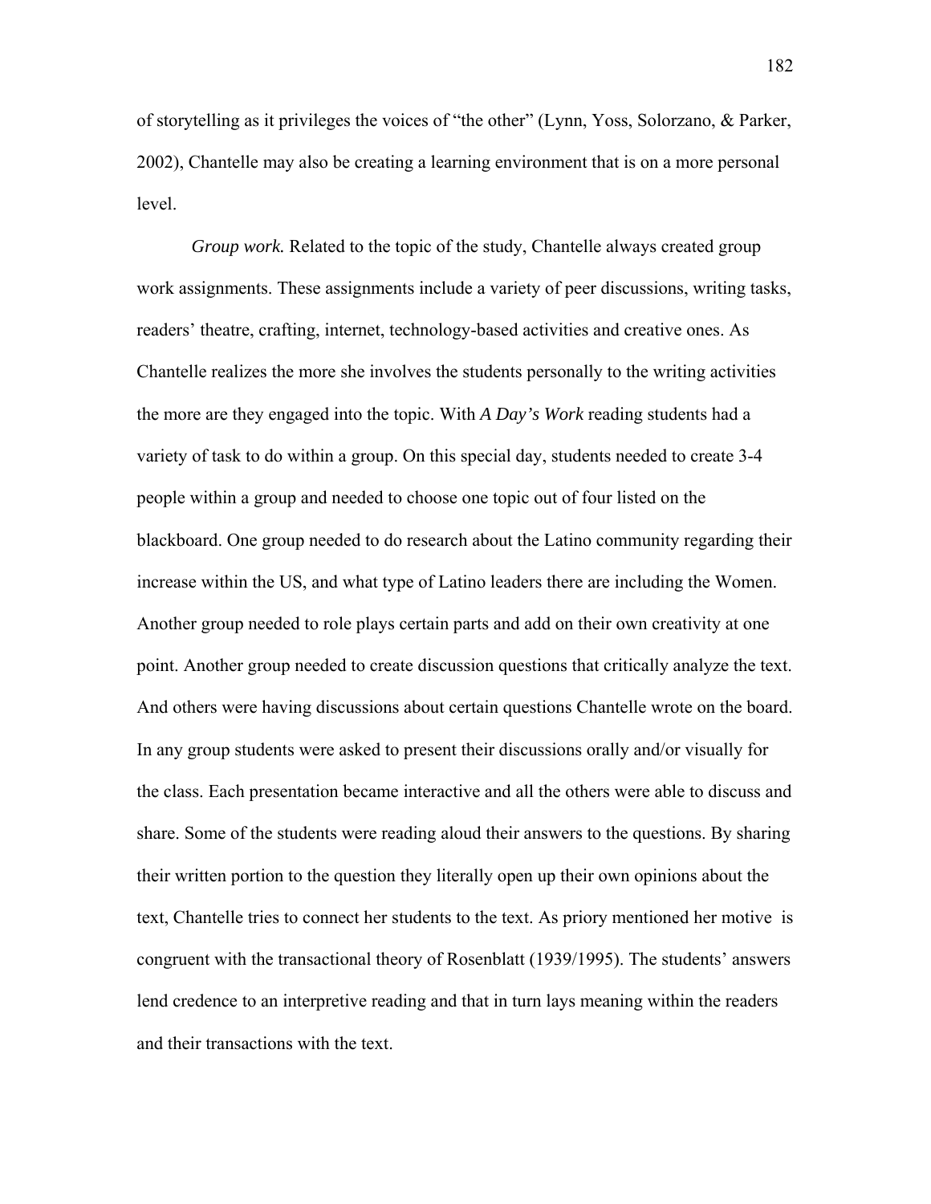of storytelling as it privileges the voices of "the other" (Lynn, Yoss, Solorzano, & Parker, 2002), Chantelle may also be creating a learning environment that is on a more personal level.

*Group work.* Related to the topic of the study, Chantelle always created group work assignments. These assignments include a variety of peer discussions, writing tasks, readers' theatre, crafting, internet, technology-based activities and creative ones. As Chantelle realizes the more she involves the students personally to the writing activities the more are they engaged into the topic. With *A Day's Work* reading students had a variety of task to do within a group. On this special day, students needed to create 3-4 people within a group and needed to choose one topic out of four listed on the blackboard. One group needed to do research about the Latino community regarding their increase within the US, and what type of Latino leaders there are including the Women. Another group needed to role plays certain parts and add on their own creativity at one point. Another group needed to create discussion questions that critically analyze the text. And others were having discussions about certain questions Chantelle wrote on the board. In any group students were asked to present their discussions orally and/or visually for the class. Each presentation became interactive and all the others were able to discuss and share. Some of the students were reading aloud their answers to the questions. By sharing their written portion to the question they literally open up their own opinions about the text, Chantelle tries to connect her students to the text. As priory mentioned her motive is congruent with the transactional theory of Rosenblatt (1939/1995). The students' answers lend credence to an interpretive reading and that in turn lays meaning within the readers and their transactions with the text.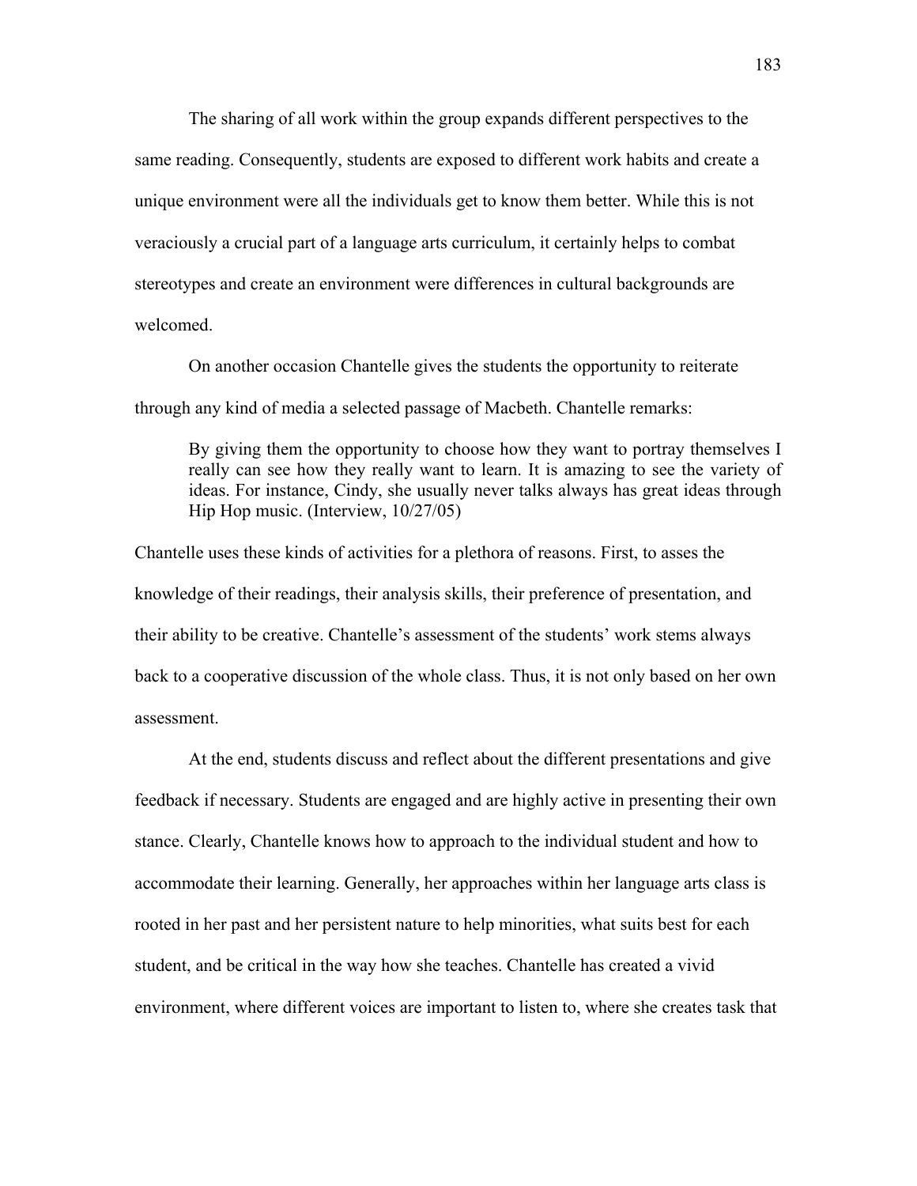The sharing of all work within the group expands different perspectives to the same reading. Consequently, students are exposed to different work habits and create a unique environment were all the individuals get to know them better. While this is not veraciously a crucial part of a language arts curriculum, it certainly helps to combat stereotypes and create an environment were differences in cultural backgrounds are welcomed.

On another occasion Chantelle gives the students the opportunity to reiterate through any kind of media a selected passage of Macbeth. Chantelle remarks:

> By giving them the opportunity to choose how they want to portray themselves I really can see how they really want to learn. It is amazing to see the variety of ideas. For instance, Cindy, she usually never talks always has great ideas through Hip Hop music. (Interview, 10/27/05)

Chantelle uses these kinds of activities for a plethora of reasons. First, to asses the knowledge of their readings, their analysis skills, their preference of presentation, and their ability to be creative. Chantelle's assessment of the students' work stems always back to a cooperative discussion of the whole class. Thus, it is not only based on her own assessment.

At the end, students discuss and reflect about the different presentations and give feedback if necessary. Students are engaged and are highly active in presenting their own stance. Clearly, Chantelle knows how to approach to the individual student and how to accommodate their learning. Generally, her approaches within her language arts class is rooted in her past and her persistent nature to help minorities, what suits best for each student, and be critical in the way how she teaches. Chantelle has created a vivid environment, where different voices are important to listen to, where she creates task that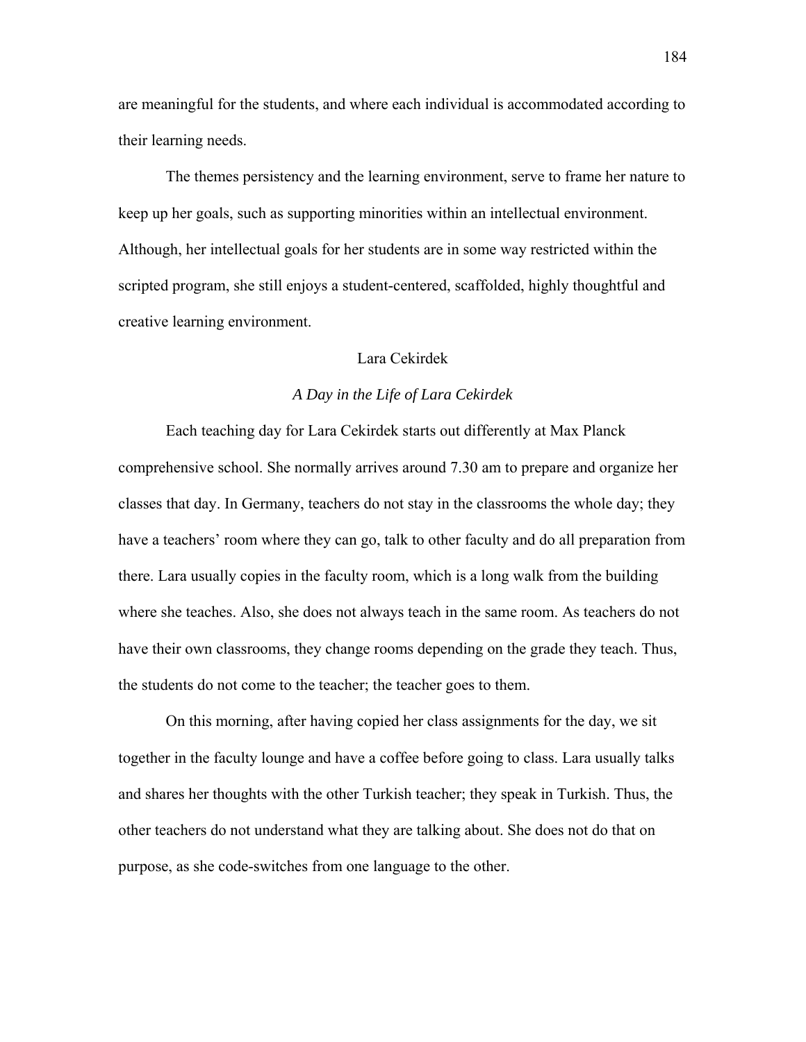are meaningful for the students, and where each individual is accommodated according to their learning needs.

The themes persistency and the learning environment, serve to frame her nature to keep up her goals, such as supporting minorities within an intellectual environment. Although, her intellectual goals for her students are in some way restricted within the scripted program, she still enjoys a student-centered, scaffolded, highly thoughtful and creative learning environment.

## Lara Cekirdek

### *A Day in the Life of Lara Cekirdek*

Each teaching day for Lara Cekirdek starts out differently at Max Planck comprehensive school. She normally arrives around 7.30 am to prepare and organize her classes that day. In Germany, teachers do not stay in the classrooms the whole day; they have a teachers' room where they can go, talk to other faculty and do all preparation from there. Lara usually copies in the faculty room, which is a long walk from the building where she teaches. Also, she does not always teach in the same room. As teachers do not have their own classrooms, they change rooms depending on the grade they teach. Thus, the students do not come to the teacher; the teacher goes to them.

On this morning, after having copied her class assignments for the day, we sit together in the faculty lounge and have a coffee before going to class. Lara usually talks and shares her thoughts with the other Turkish teacher; they speak in Turkish. Thus, the other teachers do not understand what they are talking about. She does not do that on purpose, as she code-switches from one language to the other.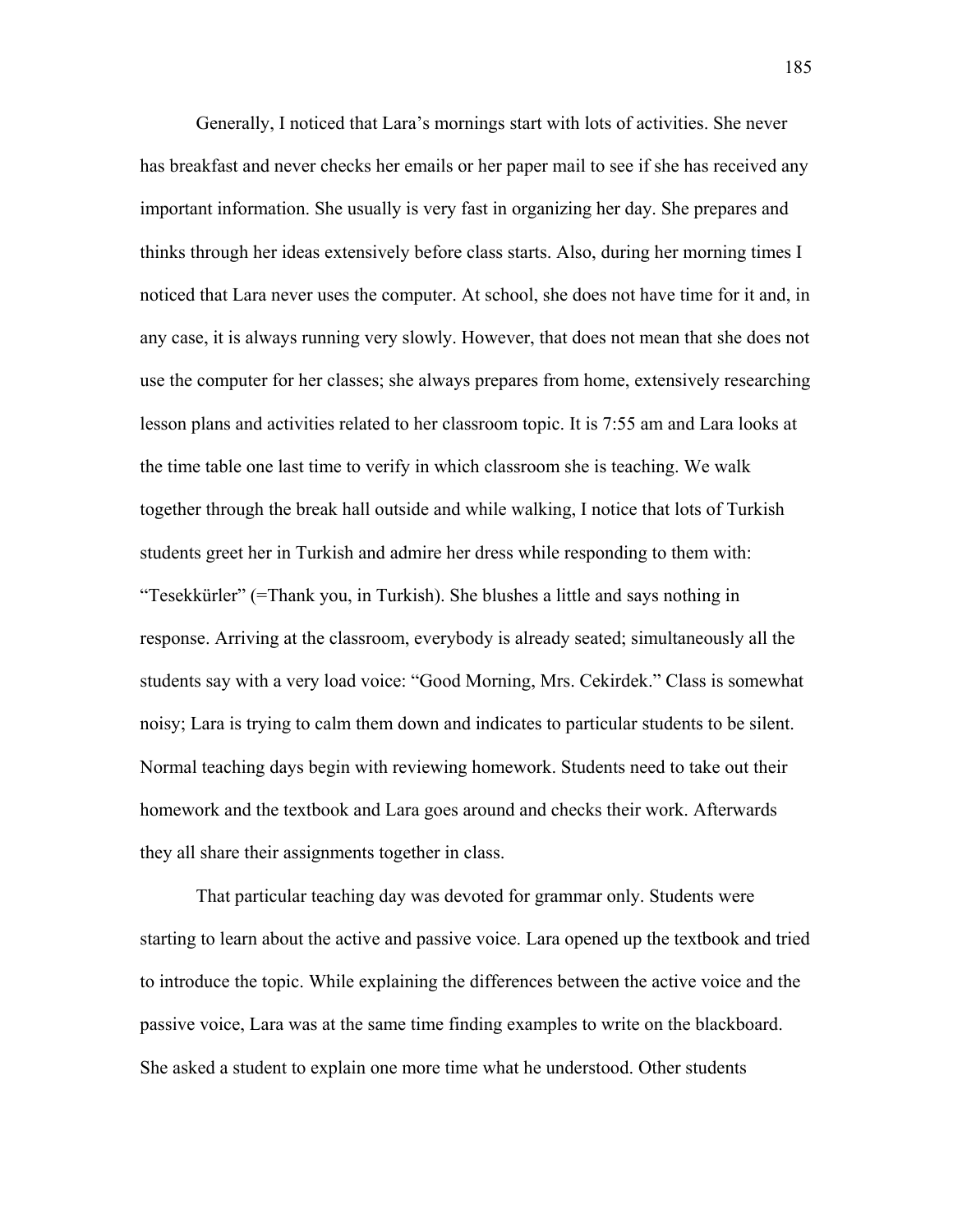Generally, I noticed that Lara's mornings start with lots of activities. She never has breakfast and never checks her emails or her paper mail to see if she has received any important information. She usually is very fast in organizing her day. She prepares and thinks through her ideas extensively before class starts. Also, during her morning times I noticed that Lara never uses the computer. At school, she does not have time for it and, in any case, it is always running very slowly. However, that does not mean that she does not use the computer for her classes; she always prepares from home, extensively researching lesson plans and activities related to her classroom topic. It is 7:55 am and Lara looks at the time table one last time to verify in which classroom she is teaching. We walk together through the break hall outside and while walking, I notice that lots of Turkish students greet her in Turkish and admire her dress while responding to them with: "Tesekkürler" (=Thank you, in Turkish). She blushes a little and says nothing in response. Arriving at the classroom, everybody is already seated; simultaneously all the students say with a very load voice: "Good Morning, Mrs. Cekirdek." Class is somewhat noisy; Lara is trying to calm them down and indicates to particular students to be silent. Normal teaching days begin with reviewing homework. Students need to take out their homework and the textbook and Lara goes around and checks their work. Afterwards they all share their assignments together in class.

That particular teaching day was devoted for grammar only. Students were starting to learn about the active and passive voice. Lara opened up the textbook and tried to introduce the topic. While explaining the differences between the active voice and the passive voice, Lara was at the same time finding examples to write on the blackboard. She asked a student to explain one more time what he understood. Other students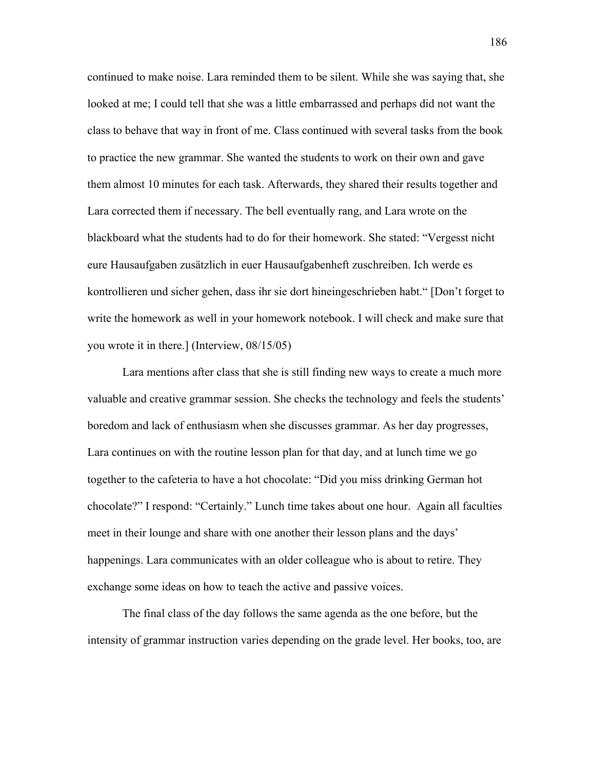continued to make noise. Lara reminded them to be silent. While she was saying that, she looked at me; I could tell that she was a little embarrassed and perhaps did not want the class to behave that way in front of me. Class continued with several tasks from the book to practice the new grammar. She wanted the students to work on their own and gave them almost 10 minutes for each task. Afterwards, they shared their results together and Lara corrected them if necessary. The bell eventually rang, and Lara wrote on the blackboard what the students had to do for their homework. She stated: "Vergesst nicht eure Hausaufgaben zusätzlich in euer Hausaufgabenheft zuschreiben. Ich werde es kontrollieren und sicher gehen, dass ihr sie dort hineingeschrieben habt." [Don't forget to write the homework as well in your homework notebook. I will check and make sure that you wrote it in there.] (Interview, 08/15/05)

Lara mentions after class that she is still finding new ways to create a much more valuable and creative grammar session. She checks the technology and feels the students' boredom and lack of enthusiasm when she discusses grammar. As her day progresses, Lara continues on with the routine lesson plan for that day, and at lunch time we go together to the cafeteria to have a hot chocolate: "Did you miss drinking German hot chocolate?" I respond: "Certainly." Lunch time takes about one hour. Again all faculties meet in their lounge and share with one another their lesson plans and the days' happenings. Lara communicates with an older colleague who is about to retire. They exchange some ideas on how to teach the active and passive voices.

The final class of the day follows the same agenda as the one before, but the intensity of grammar instruction varies depending on the grade level. Her books, too, are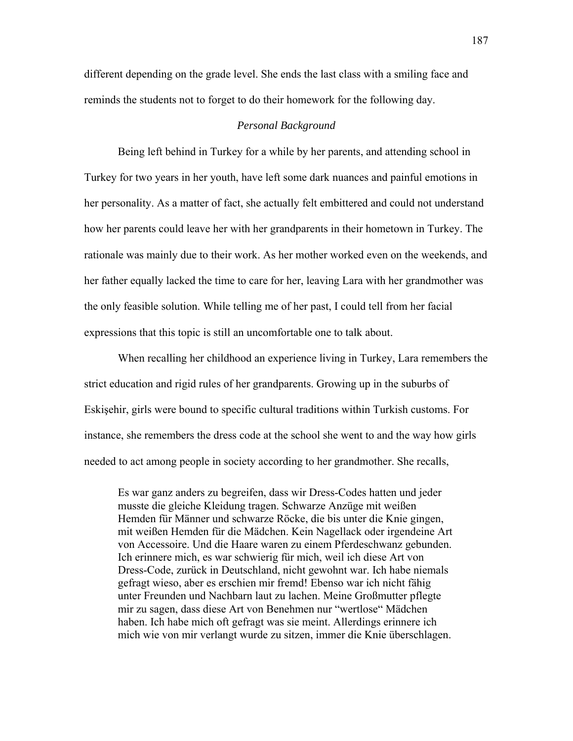different depending on the grade level. She ends the last class with a smiling face and reminds the students not to forget to do their homework for the following day.

*Personal Background*

Being left behind in Turkey for a while by her parents, and attending school in Turkey for two years in her youth, have left some dark nuances and painful emotions in her personality. As a matter of fact, she actually felt embittered and could not understand how her parents could leave her with her grandparents in their hometown in Turkey. The rationale was mainly due to their work. As her mother worked even on the weekends, and her father equally lacked the time to care for her, leaving Lara with her grandmother was the only feasible solution. While telling me of her past, I could tell from her facial expressions that this topic is still an uncomfortable one to talk about.

When recalling her childhood an experience living in Turkey, Lara remembers the strict education and rigid rules of her grandparents. Growing up in the suburbs of Eskişehir, girls were bound to specific cultural traditions within Turkish customs. For instance, she remembers the dress code at the school she went to and the way how girls needed to act among people in society according to her grandmother. She recalls,

> Es war ganz anders zu begreifen, dass wir Dress-Codes hatten und jeder musste die gleiche Kleidung tragen. Schwarze Anzüge mit weißen Hemden für Männer und schwarze Röcke, die bis unter die Knie gingen, mit weißen Hemden für die Mädchen. Kein Nagellack oder irgendeine Art von Accessoire. Und die Haare waren zu einem Pferdeschwanz gebunden. Ich erinnere mich, es war schwierig für mich, weil ich diese Art von Dress-Code, zurück in Deutschland, nicht gewohnt war. Ich habe niemals gefragt wieso, aber es erschien mir fremd! Ebenso war ich nicht fähig unter Freunden und Nachbarn laut zu lachen. Meine Großmutter pflegte mir zu sagen, dass diese Art von Benehmen nur "wertlose" Mädchen haben. Ich habe mich oft gefragt was sie meint. Allerdings erinnere ich mich wie von mir verlangt wurde zu sitzen, immer die Knie überschlagen.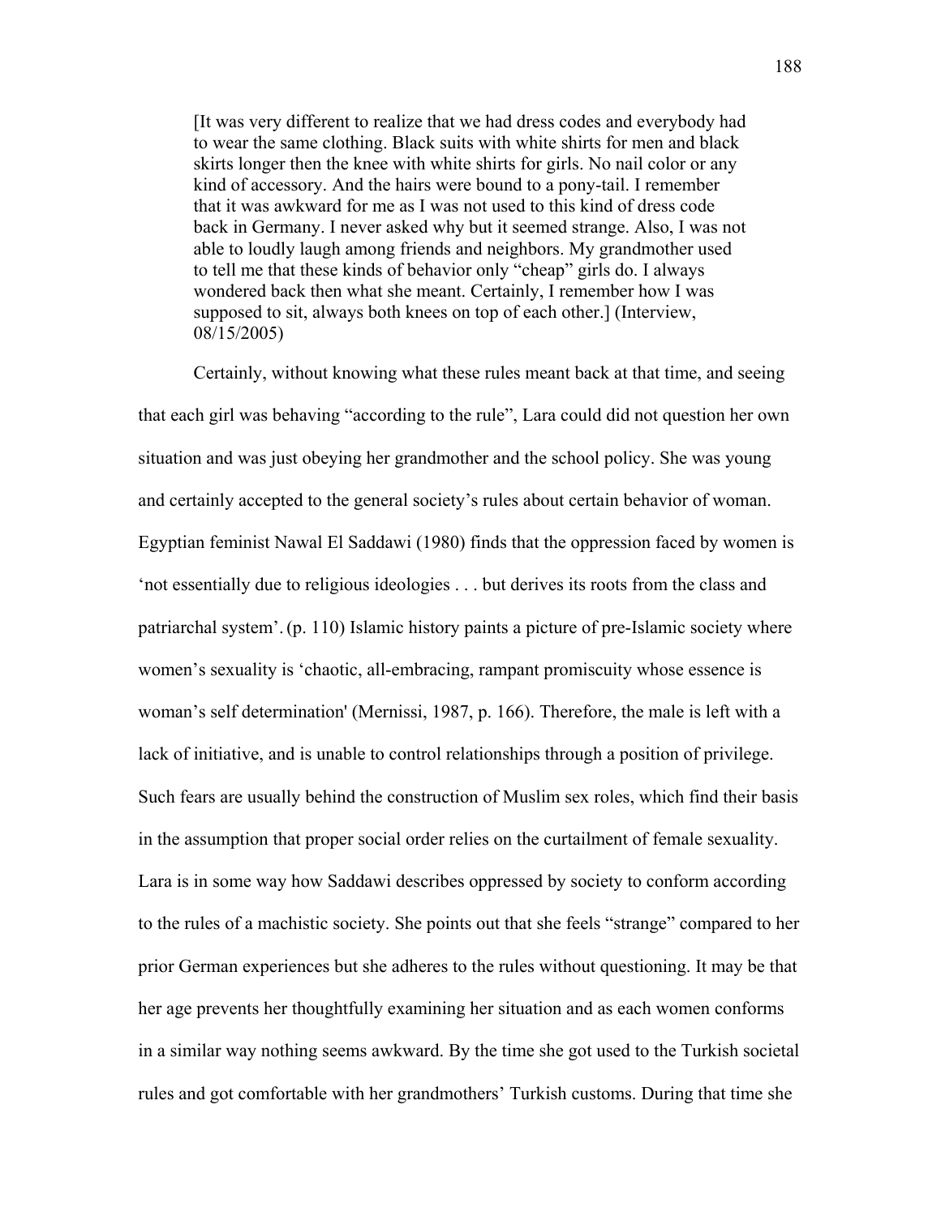> [It was very different to realize that we had dress codes and everybody had to wear the same clothing. Black suits with white shirts for men and black skirts longer then the knee with white shirts for girls. No nail color or any kind of accessory. And the hairs were bound to a pony-tail. I remember that it was awkward for me as I was not used to this kind of dress code back in Germany. I never asked why but it seemed strange. Also, I was not able to loudly laugh among friends and neighbors. My grandmother used to tell me that these kinds of behavior only "cheap" girls do. I always wondered back then what she meant. Certainly, I remember how I was supposed to sit, always both knees on top of each other.] (Interview, 08/15/2005)

Certainly, without knowing what these rules meant back at that time, and seeing that each girl was behaving "according to the rule", Lara could did not question her own situation and was just obeying her grandmother and the school policy. She was young and certainly accepted to the general society's rules about certain behavior of woman. Egyptian feminist Nawal El Saddawi (1980) finds that the oppression faced by women is 'not essentially due to religious ideologies . . . but derives its roots from the class and patriarchal system'. (p. 110) Islamic history paints a picture of pre-Islamic society where women's sexuality is 'chaotic, all-embracing, rampant promiscuity whose essence is woman's self determination' (Mernissi, 1987, p. 166). Therefore, the male is left with a lack of initiative, and is unable to control relationships through a position of privilege. Such fears are usually behind the construction of Muslim sex roles, which find their basis in the assumption that proper social order relies on the curtailment of female sexuality. Lara is in some way how Saddawi describes oppressed by society to conform according to the rules of a machistic society. She points out that she feels "strange" compared to her prior German experiences but she adheres to the rules without questioning. It may be that her age prevents her thoughtfully examining her situation and as each women conforms in a similar way nothing seems awkward. By the time she got used to the Turkish societal rules and got comfortable with her grandmothers' Turkish customs. During that time she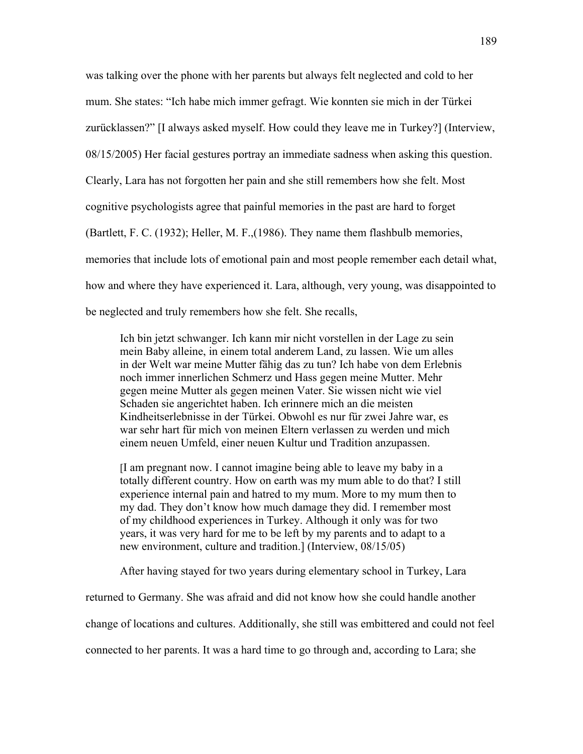was talking over the phone with her parents but always felt neglected and cold to her mum. She states: “Ich habe mich immer gefragt. Wie konnten sie mich in der Türkei zurücklassen?” [I always asked myself. How could they leave me in Turkey?] (Interview, 08/15/2005) Her facial gestures portray an immediate sadness when asking this question. Clearly, Lara has not forgotten her pain and she still remembers how she felt. Most cognitive psychologists agree that painful memories in the past are hard to forget (Bartlett, F. C. (1932); Heller, M. F.,(1986). They name them flashbulb memories, memories that include lots of emotional pain and most people remember each detail what, how and where they have experienced it. Lara, although, very young, was disappointed to be neglected and truly remembers how she felt. She recalls,

> Ich bin jetzt schwanger. Ich kann mir nicht vorstellen in der Lage zu sein mein Baby alleine, in einem total anderem Land, zu lassen. Wie um alles in der Welt war meine Mutter fähig das zu tun? Ich habe von dem Erlebnis noch immer innerlichen Schmerz und Hass gegen meine Mutter. Mehr gegen meine Mutter als gegen meinen Vater. Sie wissen nicht wie viel Schaden sie angerichtet haben. Ich erinnere mich an die meisten Kindheitserlebnisse in der Türkei. Obwohl es nur für zwei Jahre war, es war sehr hart für mich von meinen Eltern verlassen zu werden und mich einem neuen Umfeld, einer neuen Kultur und Tradition anzupassen.
>
> [I am pregnant now. I cannot imagine being able to leave my baby in a totally different country. How on earth was my mum able to do that? I still experience internal pain and hatred to my mum. More to my mum then to my dad. They don’t know how much damage they did. I remember most of my childhood experiences in Turkey. Although it only was for two years, it was very hard for me to be left by my parents and to adapt to a new environment, culture and tradition.] (Interview, 08/15/05)

After having stayed for two years during elementary school in Turkey, Lara returned to Germany. She was afraid and did not know how she could handle another change of locations and cultures. Additionally, she still was embittered and could not feel connected to her parents. It was a hard time to go through and, according to Lara; she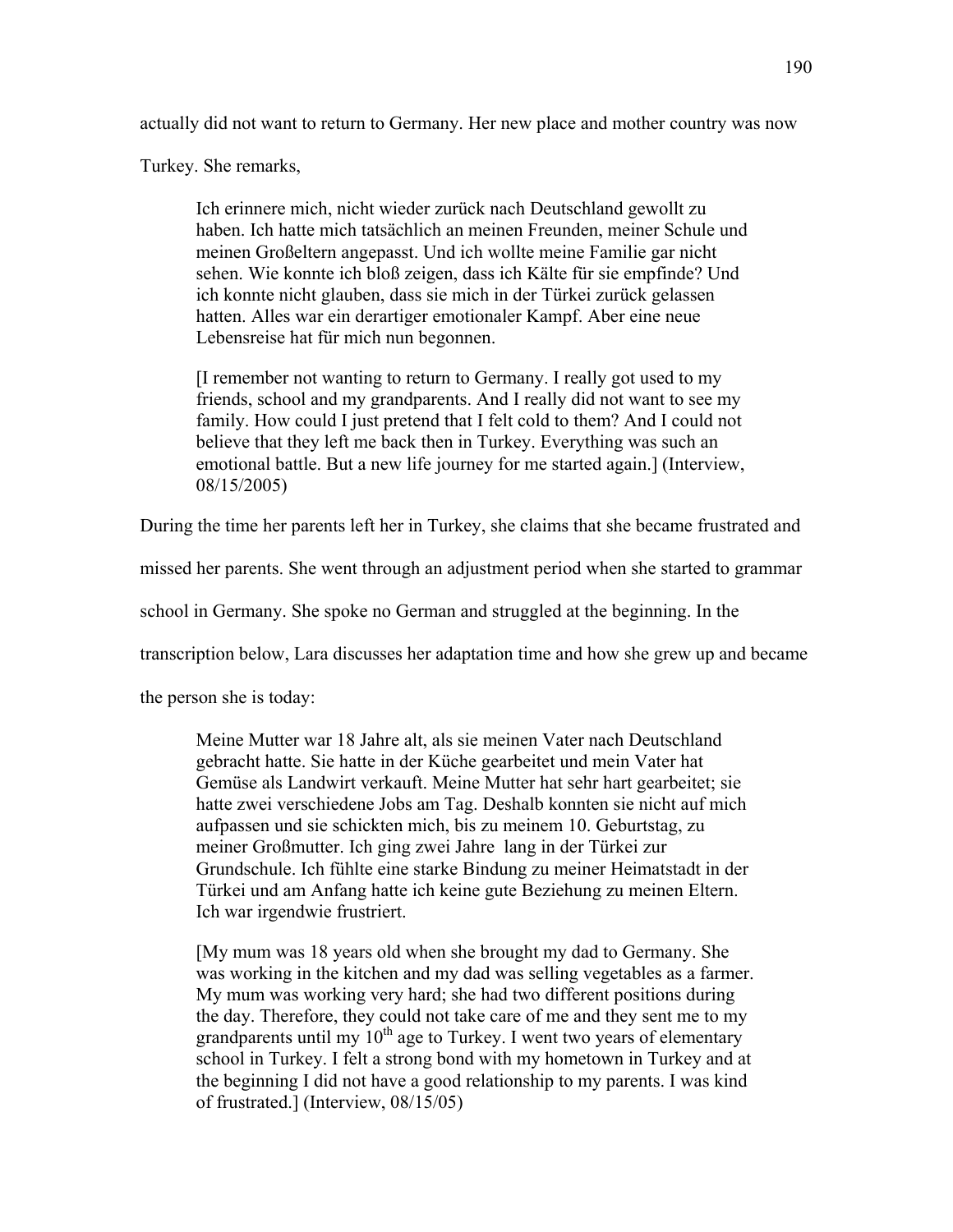actually did not want to return to Germany. Her new place and mother country was now Turkey. She remarks,

> Ich erinnere mich, nicht wieder zurück nach Deutschland gewollt zu haben. Ich hatte mich tatsächlich an meinen Freunden, meiner Schule und meinen Großeltern angepasst. Und ich wollte meine Familie gar nicht sehen. Wie konnte ich bloß zeigen, dass ich Kälte für sie empfinde? Und ich konnte nicht glauben, dass sie mich in der Türkei zurück gelassen hatten. Alles war ein derartiger emotionaler Kampf. Aber eine neue Lebensreise hat für mich nun begonnen.
>
> [I remember not wanting to return to Germany. I really got used to my friends, school and my grandparents. And I really did not want to see my family. How could I just pretend that I felt cold to them? And I could not believe that they left me back then in Turkey. Everything was such an emotional battle. But a new life journey for me started again.] (Interview, 08/15/2005)

During the time her parents left her in Turkey, she claims that she became frustrated and missed her parents. She went through an adjustment period when she started to grammar school in Germany. She spoke no German and struggled at the beginning. In the transcription below, Lara discusses her adaptation time and how she grew up and became the person she is today:

> Meine Mutter war 18 Jahre alt, als sie meinen Vater nach Deutschland gebracht hatte. Sie hatte in der Küche gearbeitet und mein Vater hat Gemüse als Landwirt verkauft. Meine Mutter hat sehr hart gearbeitet; sie hatte zwei verschiedene Jobs am Tag. Deshalb konnten sie nicht auf mich aufpassen und sie schickten mich, bis zu meinem 10. Geburtstag, zu meiner Großmutter. Ich ging zwei Jahre lang in der Türkei zur Grundschule. Ich fühlte eine starke Bindung zu meiner Heimatstadt in der Türkei und am Anfang hatte ich keine gute Beziehung zu meinen Eltern. Ich war irgendwie frustriert.
>
> [My mum was 18 years old when she brought my dad to Germany. She was working in the kitchen and my dad was selling vegetables as a farmer. My mum was working very hard; she had two different positions during the day. Therefore, they could not take care of me and they sent me to my grandparents until my 10th age to Turkey. I went two years of elementary school in Turkey. I felt a strong bond with my hometown in Turkey and at the beginning I did not have a good relationship to my parents. I was kind of frustrated.] (Interview, 08/15/05)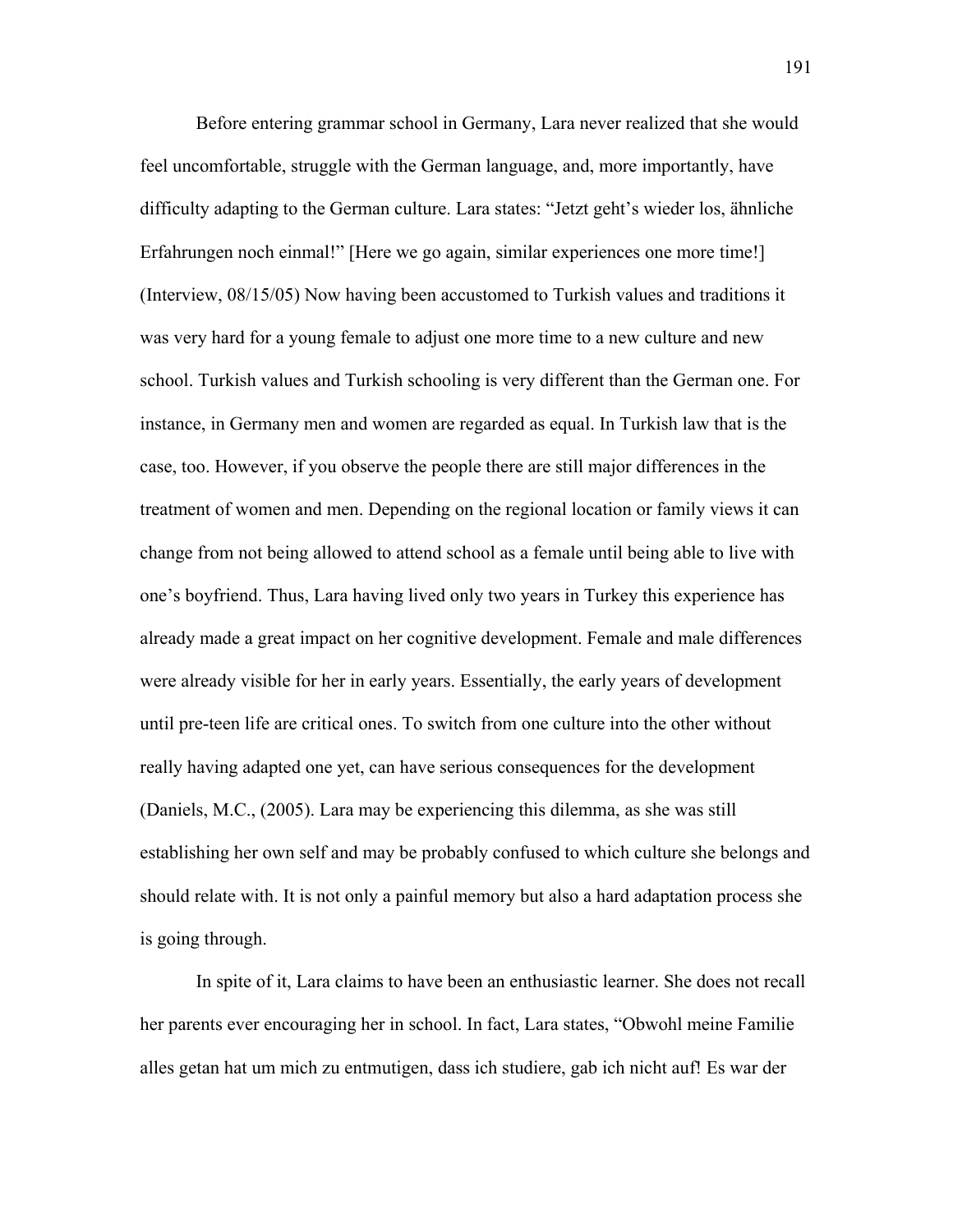Before entering grammar school in Germany, Lara never realized that she would feel uncomfortable, struggle with the German language, and, more importantly, have difficulty adapting to the German culture. Lara states: “Jetzt geht’s wieder los, ähnliche Erfahrungen noch einmal!” [Here we go again, similar experiences one more time!] (Interview, 08/15/05) Now having been accustomed to Turkish values and traditions it was very hard for a young female to adjust one more time to a new culture and new school. Turkish values and Turkish schooling is very different than the German one. For instance, in Germany men and women are regarded as equal. In Turkish law that is the case, too. However, if you observe the people there are still major differences in the treatment of women and men. Depending on the regional location or family views it can change from not being allowed to attend school as a female until being able to live with one’s boyfriend. Thus, Lara having lived only two years in Turkey this experience has already made a great impact on her cognitive development. Female and male differences were already visible for her in early years. Essentially, the early years of development until pre-teen life are critical ones. To switch from one culture into the other without really having adapted one yet, can have serious consequences for the development (Daniels, M.C., (2005). Lara may be experiencing this dilemma, as she was still establishing her own self and may be probably confused to which culture she belongs and should relate with. It is not only a painful memory but also a hard adaptation process she is going through.

In spite of it, Lara claims to have been an enthusiastic learner. She does not recall her parents ever encouraging her in school. In fact, Lara states, “Obwohl meine Familie alles getan hat um mich zu entmutigen, dass ich studiere, gab ich nicht auf! Es war der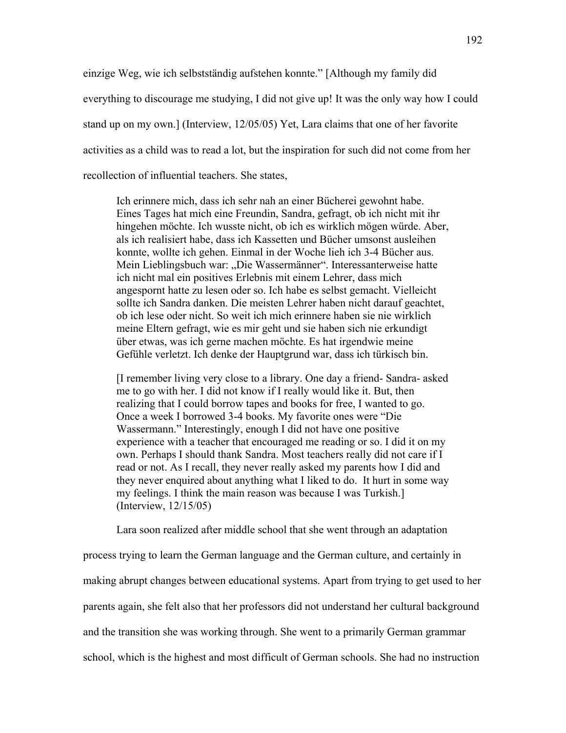einzige Weg, wie ich selbstständig aufstehen konnte." [Although my family did everything to discourage me studying, I did not give up! It was the only way how I could stand up on my own.] (Interview, 12/05/05) Yet, Lara claims that one of her favorite activities as a child was to read a lot, but the inspiration for such did not come from her recollection of influential teachers. She states,

> Ich erinnere mich, dass ich sehr nah an einer Bücherei gewohnt habe. Eines Tages hat mich eine Freundin, Sandra, gefragt, ob ich nicht mit ihr hingehen möchte. Ich wusste nicht, ob ich es wirklich mögen würde. Aber, als ich realisiert habe, dass ich Kassetten und Bücher umsonst ausleihen konnte, wollte ich gehen. Einmal in der Woche lieh ich 3-4 Bücher aus. Mein Lieblingsbuch war: „Die Wassermänner". Interessanterweise hatte ich nicht mal ein positives Erlebnis mit einem Lehrer, dass mich angespornt hatte zu lesen oder so. Ich habe es selbst gemacht. Vielleicht sollte ich Sandra danken. Die meisten Lehrer haben nicht darauf geachtet, ob ich lese oder nicht. So weit ich mich erinnere haben sie nie wirklich meine Eltern gefragt, wie es mir geht und sie haben sich nie erkundigt über etwas, was ich gerne machen möchte. Es hat irgendwie meine Gefühle verletzt. Ich denke der Hauptgrund war, dass ich türkisch bin.
>
> [I remember living very close to a library. One day a friend- Sandra- asked me to go with her. I did not know if I really would like it. But, then realizing that I could borrow tapes and books for free, I wanted to go. Once a week I borrowed 3-4 books. My favorite ones were "Die Wassermann." Interestingly, enough I did not have one positive experience with a teacher that encouraged me reading or so. I did it on my own. Perhaps I should thank Sandra. Most teachers really did not care if I read or not. As I recall, they never really asked my parents how I did and they never enquired about anything what I liked to do. It hurt in some way my feelings. I think the main reason was because I was Turkish.] (Interview, 12/15/05)

Lara soon realized after middle school that she went through an adaptation process trying to learn the German language and the German culture, and certainly in making abrupt changes between educational systems. Apart from trying to get used to her parents again, she felt also that her professors did not understand her cultural background and the transition she was working through. She went to a primarily German grammar school, which is the highest and most difficult of German schools. She had no instruction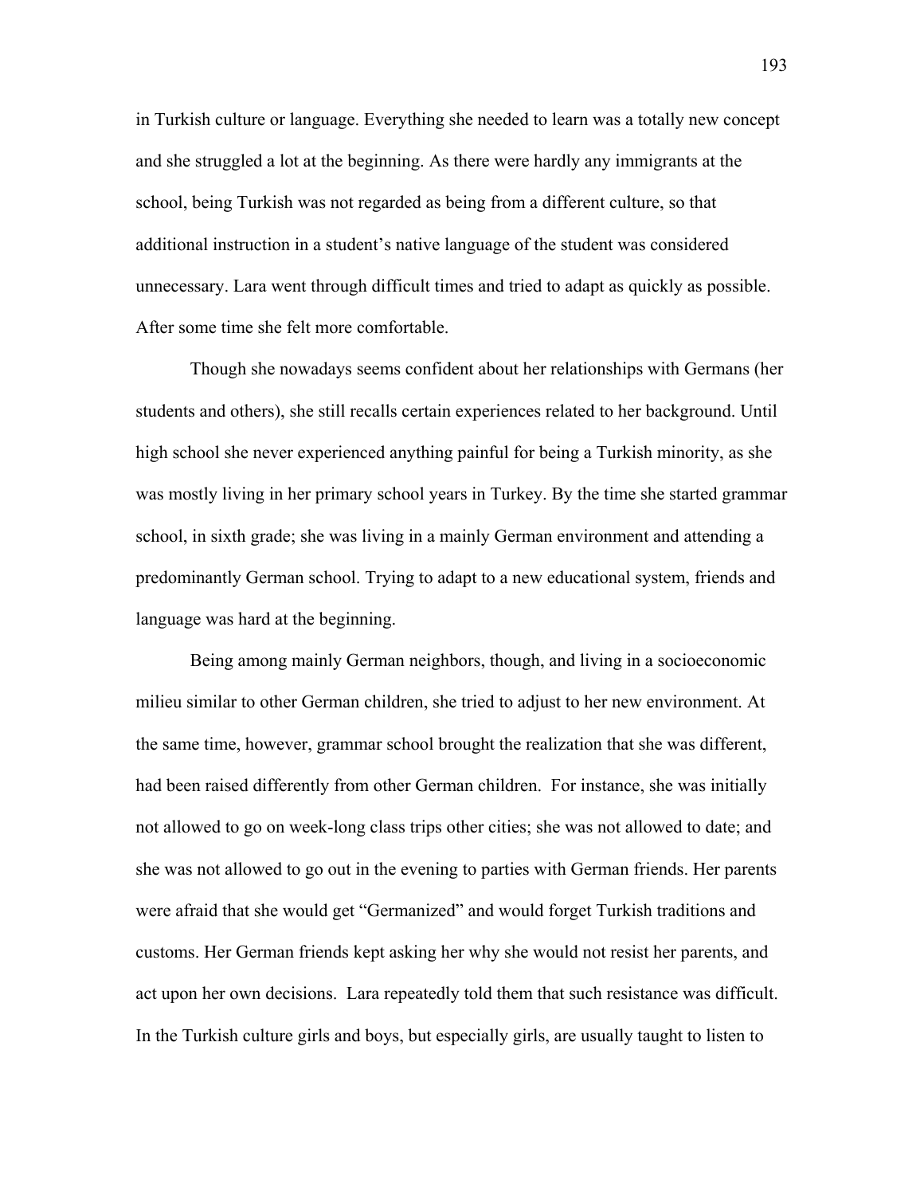in Turkish culture or language. Everything she needed to learn was a totally new concept and she struggled a lot at the beginning. As there were hardly any immigrants at the school, being Turkish was not regarded as being from a different culture, so that additional instruction in a student's native language of the student was considered unnecessary. Lara went through difficult times and tried to adapt as quickly as possible. After some time she felt more comfortable.

Though she nowadays seems confident about her relationships with Germans (her students and others), she still recalls certain experiences related to her background. Until high school she never experienced anything painful for being a Turkish minority, as she was mostly living in her primary school years in Turkey. By the time she started grammar school, in sixth grade; she was living in a mainly German environment and attending a predominantly German school. Trying to adapt to a new educational system, friends and language was hard at the beginning.

Being among mainly German neighbors, though, and living in a socioeconomic milieu similar to other German children, she tried to adjust to her new environment. At the same time, however, grammar school brought the realization that she was different, had been raised differently from other German children. For instance, she was initially not allowed to go on week-long class trips other cities; she was not allowed to date; and she was not allowed to go out in the evening to parties with German friends. Her parents were afraid that she would get "Germanized" and would forget Turkish traditions and customs. Her German friends kept asking her why she would not resist her parents, and act upon her own decisions. Lara repeatedly told them that such resistance was difficult. In the Turkish culture girls and boys, but especially girls, are usually taught to listen to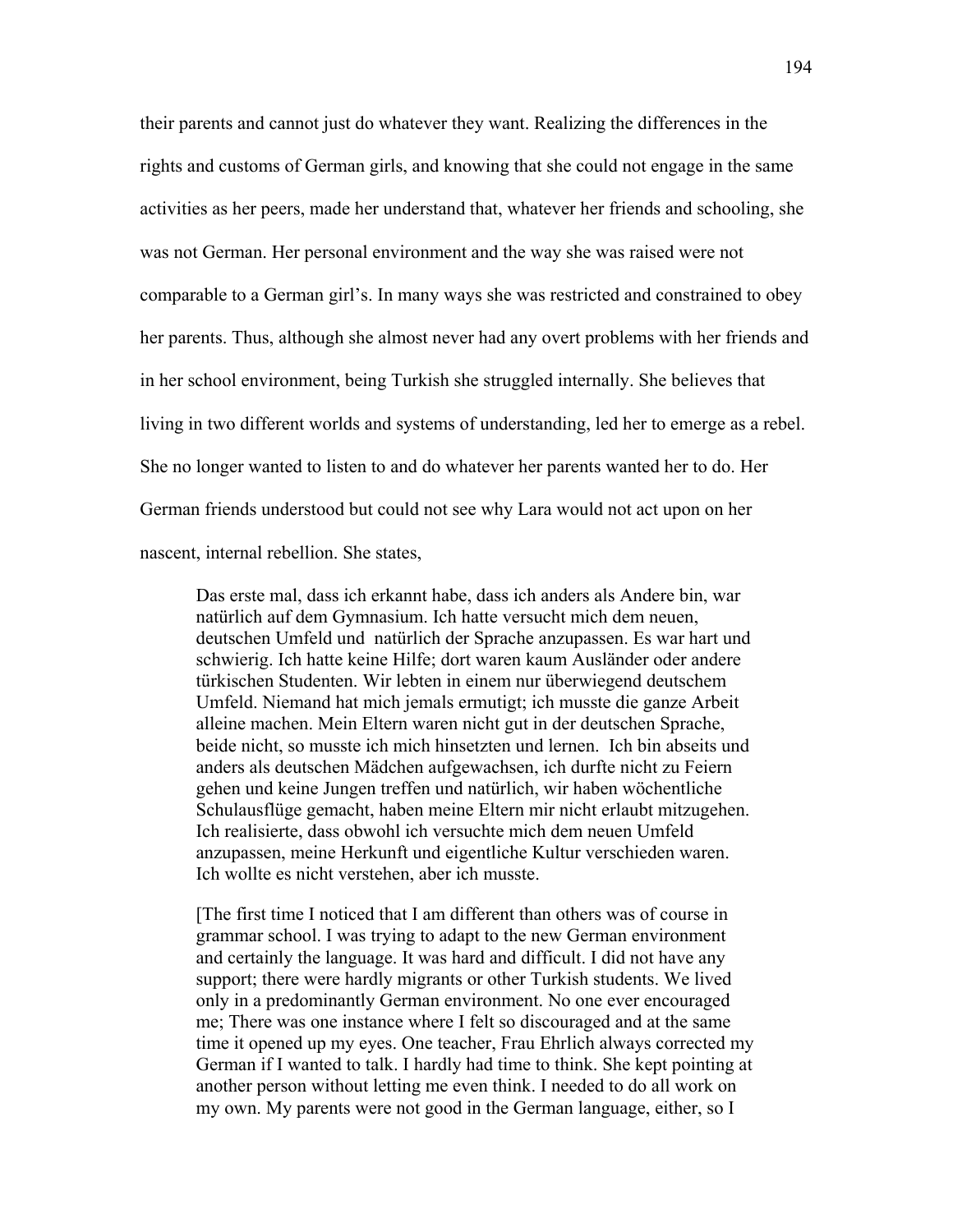their parents and cannot just do whatever they want. Realizing the differences in the rights and customs of German girls, and knowing that she could not engage in the same activities as her peers, made her understand that, whatever her friends and schooling, she was not German. Her personal environment and the way she was raised were not comparable to a German girl's. In many ways she was restricted and constrained to obey her parents. Thus, although she almost never had any overt problems with her friends and in her school environment, being Turkish she struggled internally. She believes that living in two different worlds and systems of understanding, led her to emerge as a rebel. She no longer wanted to listen to and do whatever her parents wanted her to do. Her German friends understood but could not see why Lara would not act upon on her nascent, internal rebellion. She states,

> Das erste mal, dass ich erkannt habe, dass ich anders als Andere bin, war natürlich auf dem Gymnasium. Ich hatte versucht mich dem neuen, deutschen Umfeld und natürlich der Sprache anzupassen. Es war hart und schwierig. Ich hatte keine Hilfe; dort waren kaum Ausländer oder andere türkischen Studenten. Wir lebten in einem nur überwiegend deutschem Umfeld. Niemand hat mich jemals ermutigt; ich musste die ganze Arbeit alleine machen. Mein Eltern waren nicht gut in der deutschen Sprache, beide nicht, so musste ich mich hinsetzten und lernen. Ich bin abseits und anders als deutschen Mädchen aufgewachsen, ich durfte nicht zu Feiern gehen und keine Jungen treffen und natürlich, wir haben wöchentliche Schulausflüge gemacht, haben meine Eltern mir nicht erlaubt mitzugehen. Ich realisierte, dass obwohl ich versuchte mich dem neuen Umfeld anzupassen, meine Herkunft und eigentliche Kultur verschieden waren. Ich wollte es nicht verstehen, aber ich musste.
>
> [The first time I noticed that I am different than others was of course in grammar school. I was trying to adapt to the new German environment and certainly the language. It was hard and difficult. I did not have any support; there were hardly migrants or other Turkish students. We lived only in a predominantly German environment. No one ever encouraged me; There was one instance where I felt so discouraged and at the same time it opened up my eyes. One teacher, Frau Ehrlich always corrected my German if I wanted to talk. I hardly had time to think. She kept pointing at another person without letting me even think. I needed to do all work on my own. My parents were not good in the German language, either, so I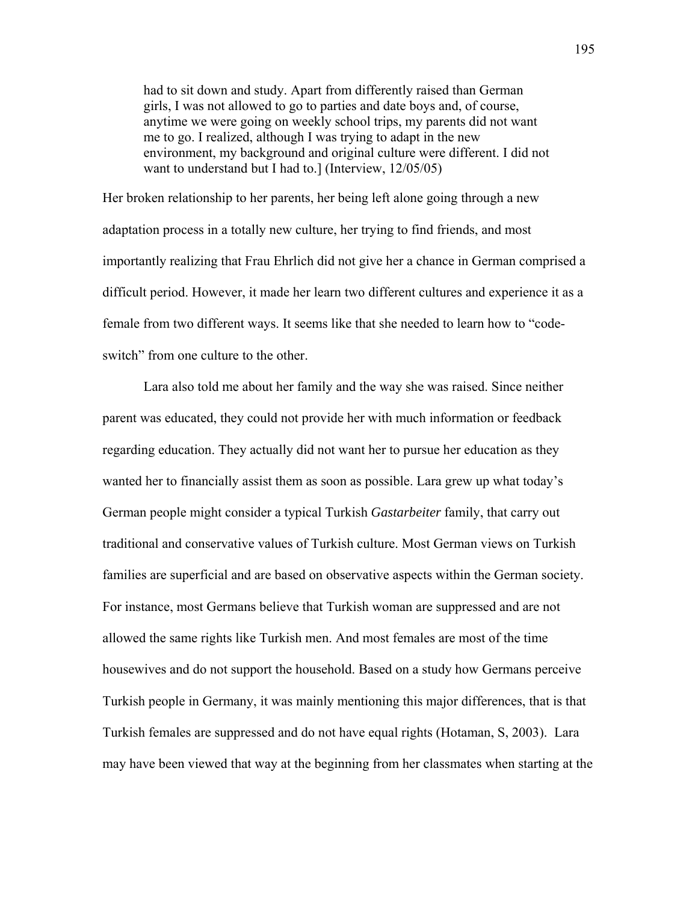> had to sit down and study. Apart from differently raised than German girls, I was not allowed to go to parties and date boys and, of course, anytime we were going on weekly school trips, my parents did not want me to go. I realized, although I was trying to adapt in the new environment, my background and original culture were different. I did not want to understand but I had to.] (Interview, 12/05/05)

Her broken relationship to her parents, her being left alone going through a new adaptation process in a totally new culture, her trying to find friends, and most importantly realizing that Frau Ehrlich did not give her a chance in German comprised a difficult period. However, it made her learn two different cultures and experience it as a female from two different ways. It seems like that she needed to learn how to "code-switch" from one culture to the other.

Lara also told me about her family and the way she was raised. Since neither parent was educated, they could not provide her with much information or feedback regarding education. They actually did not want her to pursue her education as they wanted her to financially assist them as soon as possible. Lara grew up what today's German people might consider a typical Turkish *Gastarbeiter* family, that carry out traditional and conservative values of Turkish culture. Most German views on Turkish families are superficial and are based on observative aspects within the German society. For instance, most Germans believe that Turkish woman are suppressed and are not allowed the same rights like Turkish men. And most females are most of the time housewives and do not support the household. Based on a study how Germans perceive Turkish people in Germany, it was mainly mentioning this major differences, that is that Turkish females are suppressed and do not have equal rights (Hotaman, S, 2003). Lara may have been viewed that way at the beginning from her classmates when starting at the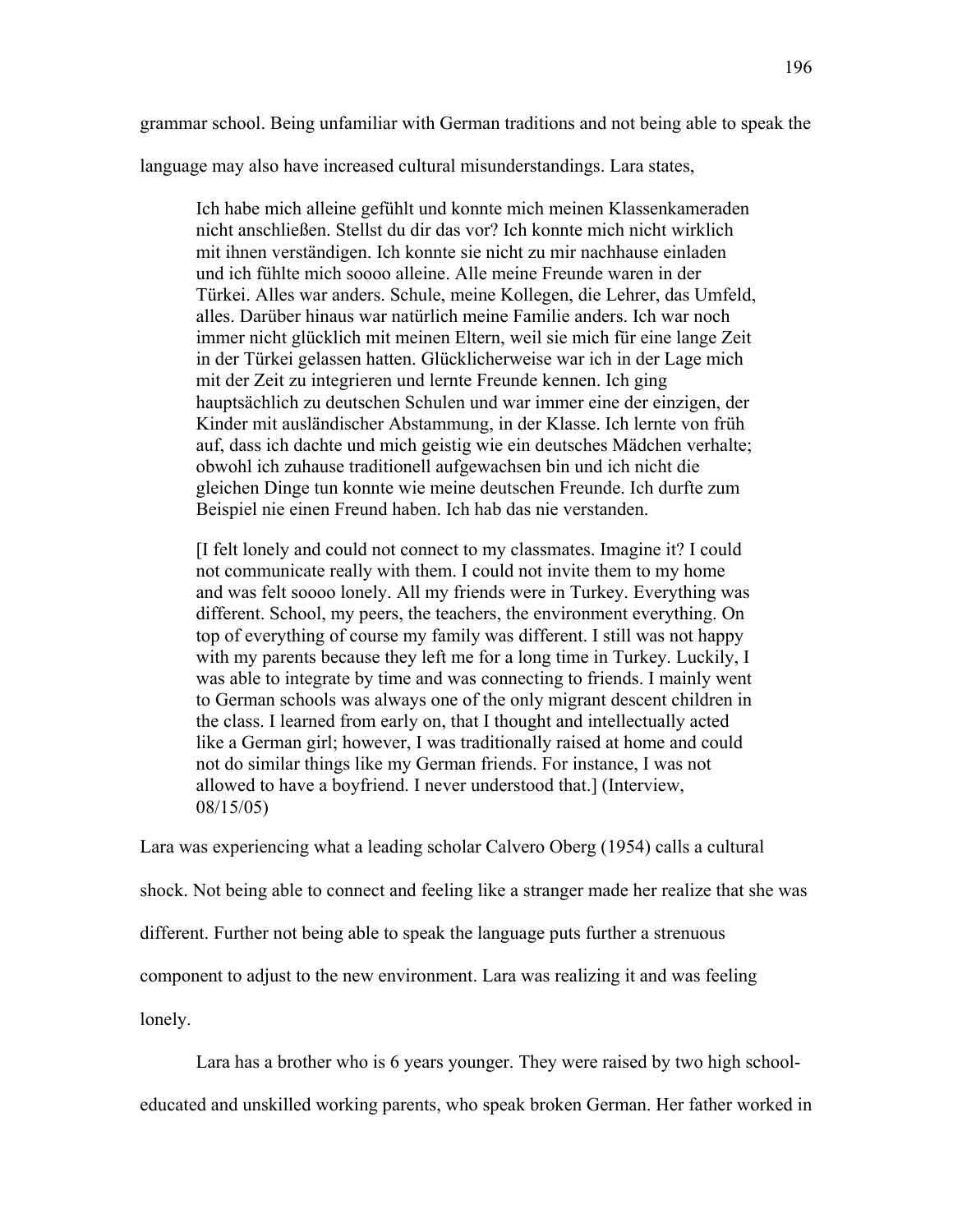grammar school. Being unfamiliar with German traditions and not being able to speak the language may also have increased cultural misunderstandings. Lara states,

> Ich habe mich alleine gefühlt und konnte mich meinen Klassenkameraden nicht anschließen. Stellst du dir das vor? Ich konnte mich nicht wirklich mit ihnen verständigen. Ich konnte sie nicht zu mir nachhause einladen und ich fühlte mich soooo alleine. Alle meine Freunde waren in der Türkei. Alles war anders. Schule, meine Kollegen, die Lehrer, das Umfeld, alles. Darüber hinaus war natürlich meine Familie anders. Ich war noch immer nicht glücklich mit meinen Eltern, weil sie mich für eine lange Zeit in der Türkei gelassen hatten. Glücklicherweise war ich in der Lage mich mit der Zeit zu integrieren und lernte Freunde kennen. Ich ging hauptsächlich zu deutschen Schulen und war immer eine der einzigen, der Kinder mit ausländischer Abstammung, in der Klasse. Ich lernte von früh auf, dass ich dachte und mich geistig wie ein deutsches Mädchen verhalte; obwohl ich zuhause traditionell aufgewachsen bin und ich nicht die gleichen Dinge tun konnte wie meine deutschen Freunde. Ich durfte zum Beispiel nie einen Freund haben. Ich hab das nie verstanden.
>
> [I felt lonely and could not connect to my classmates. Imagine it? I could not communicate really with them. I could not invite them to my home and was felt soooo lonely. All my friends were in Turkey. Everything was different. School, my peers, the teachers, the environment everything. On top of everything of course my family was different. I still was not happy with my parents because they left me for a long time in Turkey. Luckily, I was able to integrate by time and was connecting to friends. I mainly went to German schools was always one of the only migrant descent children in the class. I learned from early on, that I thought and intellectually acted like a German girl; however, I was traditionally raised at home and could not do similar things like my German friends. For instance, I was not allowed to have a boyfriend. I never understood that.] (Interview, 08/15/05)

Lara was experiencing what a leading scholar Calvero Oberg (1954) calls a cultural shock. Not being able to connect and feeling like a stranger made her realize that she was different. Further not being able to speak the language puts further a strenuous component to adjust to the new environment. Lara was realizing it and was feeling lonely.

Lara has a brother who is 6 years younger. They were raised by two high school-educated and unskilled working parents, who speak broken German. Her father worked in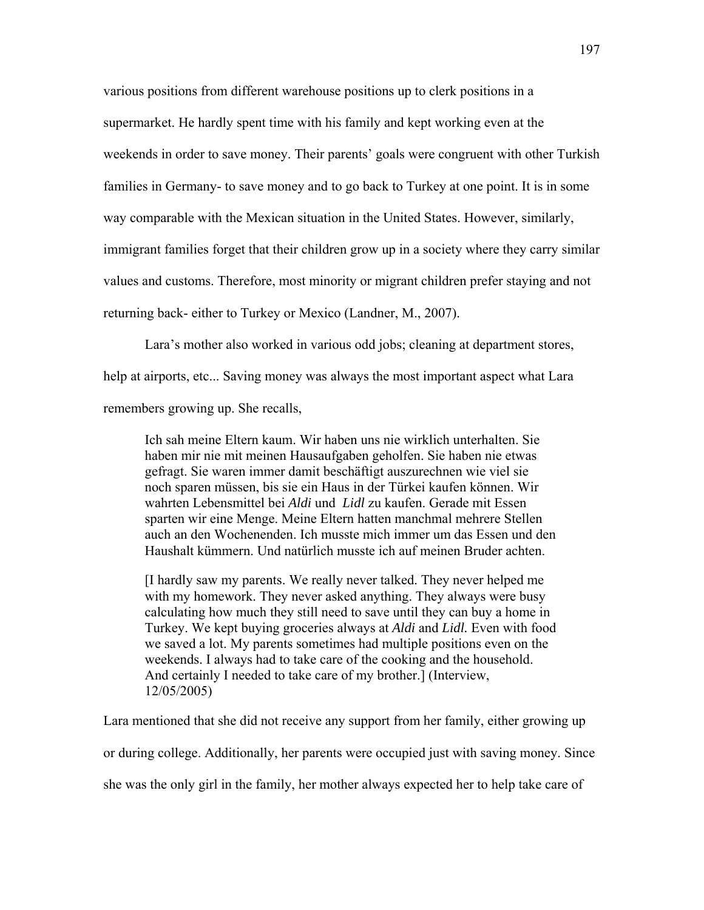various positions from different warehouse positions up to clerk positions in a supermarket. He hardly spent time with his family and kept working even at the weekends in order to save money. Their parents' goals were congruent with other Turkish families in Germany- to save money and to go back to Turkey at one point. It is in some way comparable with the Mexican situation in the United States. However, similarly, immigrant families forget that their children grow up in a society where they carry similar values and customs. Therefore, most minority or migrant children prefer staying and not returning back- either to Turkey or Mexico (Landner, M., 2007).

Lara's mother also worked in various odd jobs; cleaning at department stores, help at airports, etc... Saving money was always the most important aspect what Lara remembers growing up. She recalls,

> Ich sah meine Eltern kaum. Wir haben uns nie wirklich unterhalten. Sie haben mir nie mit meinen Hausaufgaben geholfen. Sie haben nie etwas gefragt. Sie waren immer damit beschäftigt auszurechnen wie viel sie noch sparen müssen, bis sie ein Haus in der Türkei kaufen können. Wir wahrten Lebensmittel bei *Aldi* und *Lidl* zu kaufen. Gerade mit Essen sparten wir eine Menge. Meine Eltern hatten manchmal mehrere Stellen auch an den Wochenenden. Ich musste mich immer um das Essen und den Haushalt kümmern. Und natürlich musste ich auf meinen Bruder achten.
>
> [I hardly saw my parents. We really never talked. They never helped me with my homework. They never asked anything. They always were busy calculating how much they still need to save until they can buy a home in Turkey. We kept buying groceries always at *Aldi* and *Lidl.* Even with food we saved a lot. My parents sometimes had multiple positions even on the weekends. I always had to take care of the cooking and the household. And certainly I needed to take care of my brother.] (Interview, 12/05/2005)

Lara mentioned that she did not receive any support from her family, either growing up or during college. Additionally, her parents were occupied just with saving money. Since she was the only girl in the family, her mother always expected her to help take care of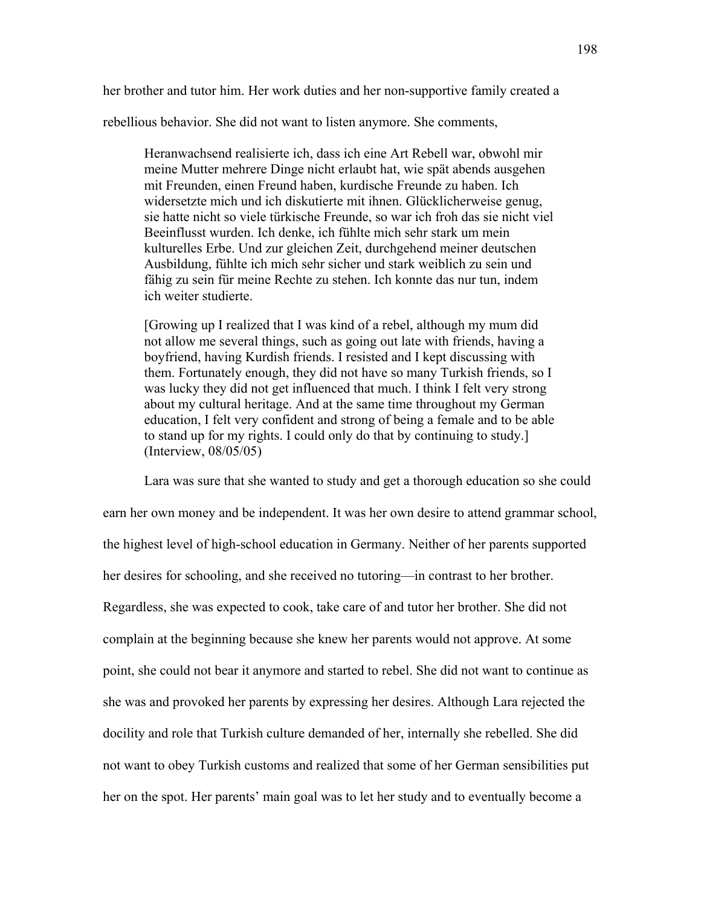her brother and tutor him. Her work duties and her non-supportive family created a rebellious behavior. She did not want to listen anymore. She comments,

> Heranwachsend realisierte ich, dass ich eine Art Rebell war, obwohl mir meine Mutter mehrere Dinge nicht erlaubt hat, wie spät abends ausgehen mit Freunden, einen Freund haben, kurdische Freunde zu haben. Ich widersetzte mich und ich diskutierte mit ihnen. Glücklicherweise genug, sie hatte nicht so viele türkische Freunde, so war ich froh das sie nicht viel Beeinflusst wurden. Ich denke, ich fühlte mich sehr stark um mein kulturelles Erbe. Und zur gleichen Zeit, durchgehend meiner deutschen Ausbildung, fühlte ich mich sehr sicher und stark weiblich zu sein und fähig zu sein für meine Rechte zu stehen. Ich konnte das nur tun, indem ich weiter studierte.
>
> [Growing up I realized that I was kind of a rebel, although my mum did not allow me several things, such as going out late with friends, having a boyfriend, having Kurdish friends. I resisted and I kept discussing with them. Fortunately enough, they did not have so many Turkish friends, so I was lucky they did not get influenced that much. I think I felt very strong about my cultural heritage. And at the same time throughout my German education, I felt very confident and strong of being a female and to be able to stand up for my rights. I could only do that by continuing to study.] (Interview, 08/05/05)

Lara was sure that she wanted to study and get a thorough education so she could earn her own money and be independent. It was her own desire to attend grammar school, the highest level of high-school education in Germany. Neither of her parents supported her desires for schooling, and she received no tutoring—in contrast to her brother. Regardless, she was expected to cook, take care of and tutor her brother. She did not complain at the beginning because she knew her parents would not approve. At some point, she could not bear it anymore and started to rebel. She did not want to continue as she was and provoked her parents by expressing her desires. Although Lara rejected the docility and role that Turkish culture demanded of her, internally she rebelled. She did not want to obey Turkish customs and realized that some of her German sensibilities put her on the spot. Her parents' main goal was to let her study and to eventually become a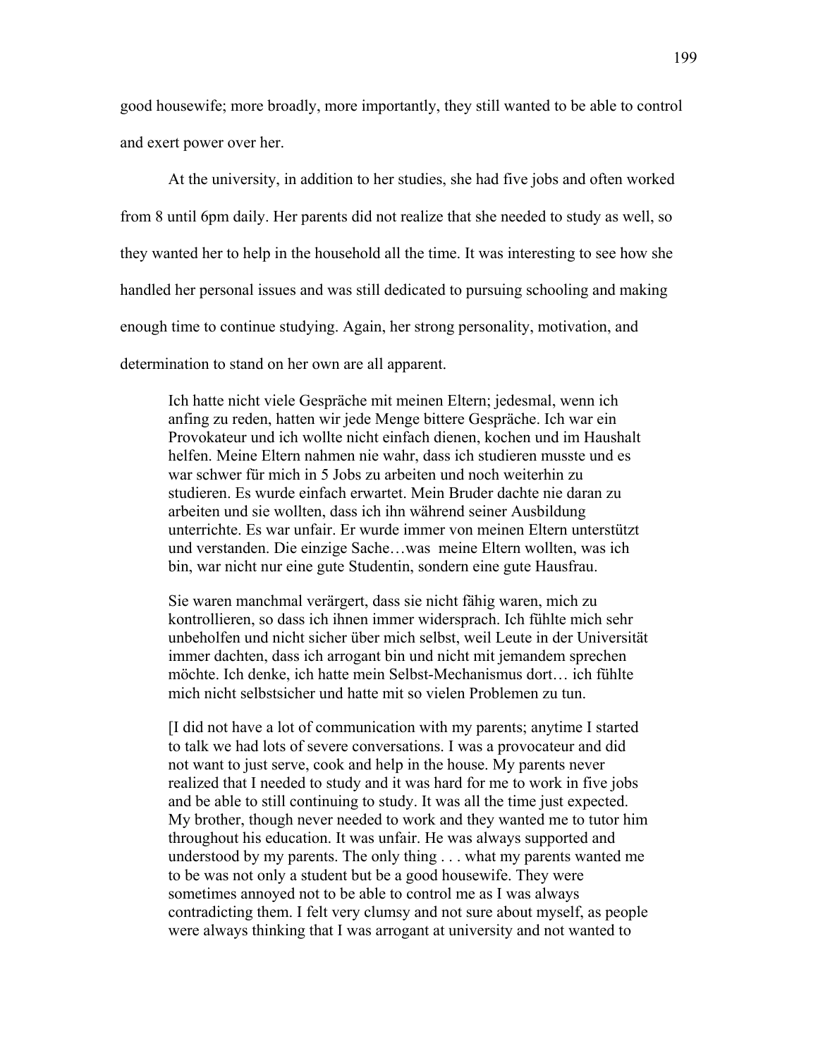good housewife; more broadly, more importantly, they still wanted to be able to control and exert power over her.

At the university, in addition to her studies, she had five jobs and often worked from 8 until 6pm daily. Her parents did not realize that she needed to study as well, so they wanted her to help in the household all the time. It was interesting to see how she handled her personal issues and was still dedicated to pursuing schooling and making enough time to continue studying. Again, her strong personality, motivation, and determination to stand on her own are all apparent.

> Ich hatte nicht viele Gespräche mit meinen Eltern; jedesmal, wenn ich anfing zu reden, hatten wir jede Menge bittere Gespräche. Ich war ein Provokateur und ich wollte nicht einfach dienen, kochen und im Haushalt helfen. Meine Eltern nahmen nie wahr, dass ich studieren musste und es war schwer für mich in 5 Jobs zu arbeiten und noch weiterhin zu studieren. Es wurde einfach erwartet. Mein Bruder dachte nie daran zu arbeiten und sie wollten, dass ich ihn während seiner Ausbildung unterrichte. Es war unfair. Er wurde immer von meinen Eltern unterstützt und verstanden. Die einzige Sache…was meine Eltern wollten, was ich bin, war nicht nur eine gute Studentin, sondern eine gute Hausfrau.
>
> Sie waren manchmal verärgert, dass sie nicht fähig waren, mich zu kontrollieren, so dass ich ihnen immer widersprach. Ich fühlte mich sehr unbeholfen und nicht sicher über mich selbst, weil Leute in der Universität immer dachten, dass ich arrogant bin und nicht mit jemandem sprechen möchte. Ich denke, ich hatte mein Selbst-Mechanismus dort… ich fühlte mich nicht selbstsicher und hatte mit so vielen Problemen zu tun.
>
> [I did not have a lot of communication with my parents; anytime I started to talk we had lots of severe conversations. I was a provocateur and did not want to just serve, cook and help in the house. My parents never realized that I needed to study and it was hard for me to work in five jobs and be able to still continuing to study. It was all the time just expected. My brother, though never needed to work and they wanted me to tutor him throughout his education. It was unfair. He was always supported and understood by my parents. The only thing . . . what my parents wanted me to be was not only a student but be a good housewife. They were sometimes annoyed not to be able to control me as I was always contradicting them. I felt very clumsy and not sure about myself, as people were always thinking that I was arrogant at university and not wanted to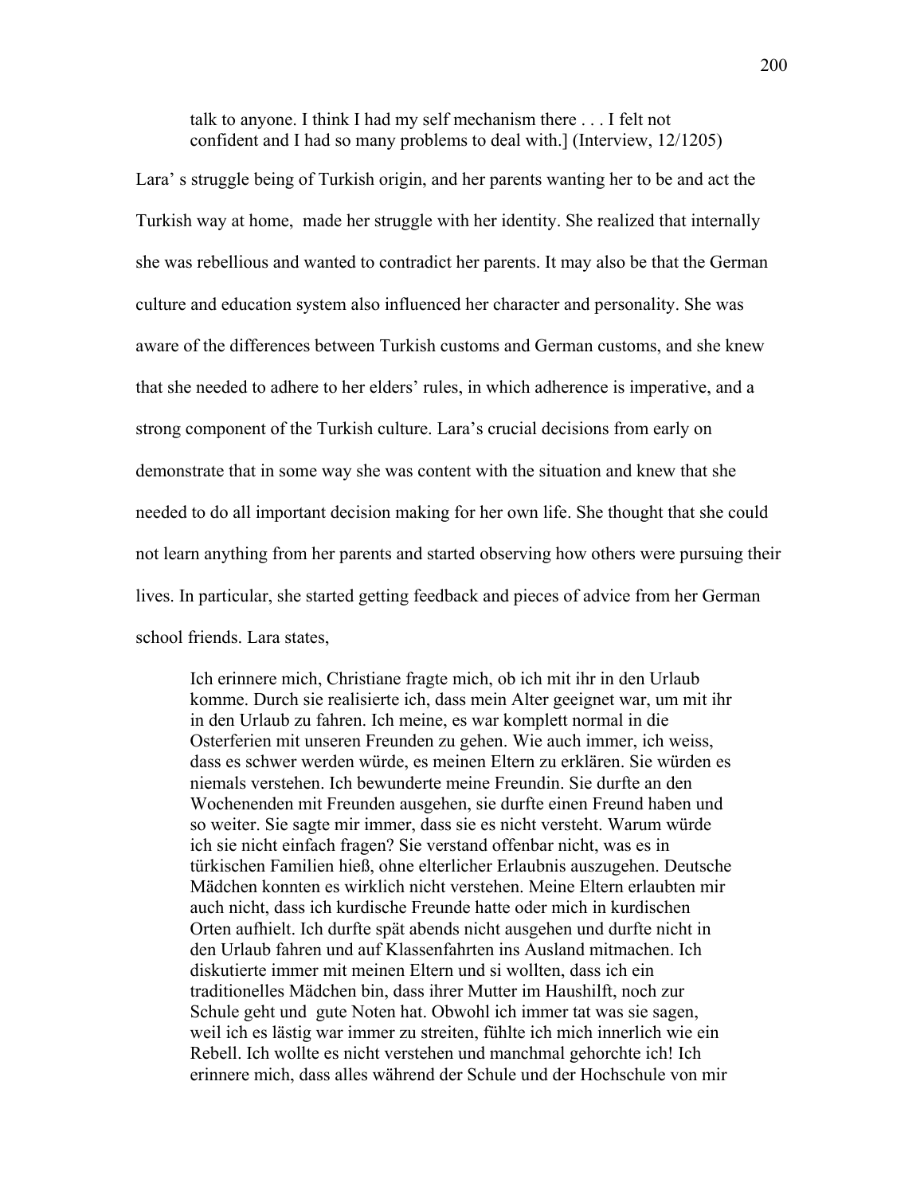> talk to anyone. I think I had my self mechanism there . . . I felt not confident and I had so many problems to deal with.] (Interview, 12/1205)

Lara' s struggle being of Turkish origin, and her parents wanting her to be and act the Turkish way at home, made her struggle with her identity. She realized that internally she was rebellious and wanted to contradict her parents. It may also be that the German culture and education system also influenced her character and personality. She was aware of the differences between Turkish customs and German customs, and she knew that she needed to adhere to her elders' rules, in which adherence is imperative, and a strong component of the Turkish culture. Lara's crucial decisions from early on demonstrate that in some way she was content with the situation and knew that she needed to do all important decision making for her own life. She thought that she could not learn anything from her parents and started observing how others were pursuing their lives. In particular, she started getting feedback and pieces of advice from her German school friends. Lara states,

> Ich erinnere mich, Christiane fragte mich, ob ich mit ihr in den Urlaub komme. Durch sie realisierte ich, dass mein Alter geeignet war, um mit ihr in den Urlaub zu fahren. Ich meine, es war komplett normal in die Osterferien mit unseren Freunden zu gehen. Wie auch immer, ich weiss, dass es schwer werden würde, es meinen Eltern zu erklären. Sie würden es niemals verstehen. Ich bewunderte meine Freundin. Sie durfte an den Wochenenden mit Freunden ausgehen, sie durfte einen Freund haben und so weiter. Sie sagte mir immer, dass sie es nicht versteht. Warum würde ich sie nicht einfach fragen? Sie verstand offenbar nicht, was es in türkischen Familien hieß, ohne elterlicher Erlaubnis auszugehen. Deutsche Mädchen konnten es wirklich nicht verstehen. Meine Eltern erlaubten mir auch nicht, dass ich kurdische Freunde hatte oder mich in kurdischen Orten aufhielt. Ich durfte spät abends nicht ausgehen und durfte nicht in den Urlaub fahren und auf Klassenfahrten ins Ausland mitmachen. Ich diskutierte immer mit meinen Eltern und si wollten, dass ich ein traditionelles Mädchen bin, dass ihrer Mutter im Haushilft, noch zur Schule geht und gute Noten hat. Obwohl ich immer tat was sie sagen, weil ich es lästig war immer zu streiten, fühlte ich mich innerlich wie ein Rebell. Ich wollte es nicht verstehen und manchmal gehorchte ich! Ich erinnere mich, dass alles während der Schule und der Hochschule von mir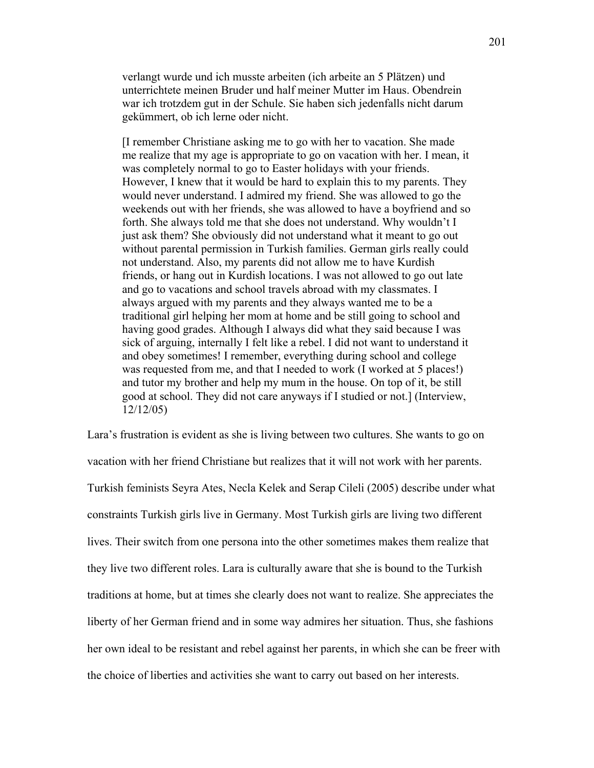verlangt wurde und ich musste arbeiten (ich arbeite an 5 Plätzen) und unterrichtete meinen Bruder und half meiner Mutter im Haus. Obendrein war ich trotzdem gut in der Schule. Sie haben sich jedenfalls nicht darum gekümmert, ob ich lerne oder nicht.

[I remember Christiane asking me to go with her to vacation. She made me realize that my age is appropriate to go on vacation with her. I mean, it was completely normal to go to Easter holidays with your friends. However, I knew that it would be hard to explain this to my parents. They would never understand. I admired my friend. She was allowed to go the weekends out with her friends, she was allowed to have a boyfriend and so forth. She always told me that she does not understand. Why wouldn't I just ask them? She obviously did not understand what it meant to go out without parental permission in Turkish families. German girls really could not understand. Also, my parents did not allow me to have Kurdish friends, or hang out in Kurdish locations. I was not allowed to go out late and go to vacations and school travels abroad with my classmates. I always argued with my parents and they always wanted me to be a traditional girl helping her mom at home and be still going to school and having good grades. Although I always did what they said because I was sick of arguing, internally I felt like a rebel. I did not want to understand it and obey sometimes! I remember, everything during school and college was requested from me, and that I needed to work (I worked at 5 places!) and tutor my brother and help my mum in the house. On top of it, be still good at school. They did not care anyways if I studied or not.] (Interview, 12/12/05)

Lara's frustration is evident as she is living between two cultures. She wants to go on vacation with her friend Christiane but realizes that it will not work with her parents. Turkish feminists Seyra Ates, Necla Kelek and Serap Cileli (2005) describe under what constraints Turkish girls live in Germany. Most Turkish girls are living two different lives. Their switch from one persona into the other sometimes makes them realize that they live two different roles. Lara is culturally aware that she is bound to the Turkish traditions at home, but at times she clearly does not want to realize. She appreciates the liberty of her German friend and in some way admires her situation. Thus, she fashions her own ideal to be resistant and rebel against her parents, in which she can be freer with the choice of liberties and activities she want to carry out based on her interests.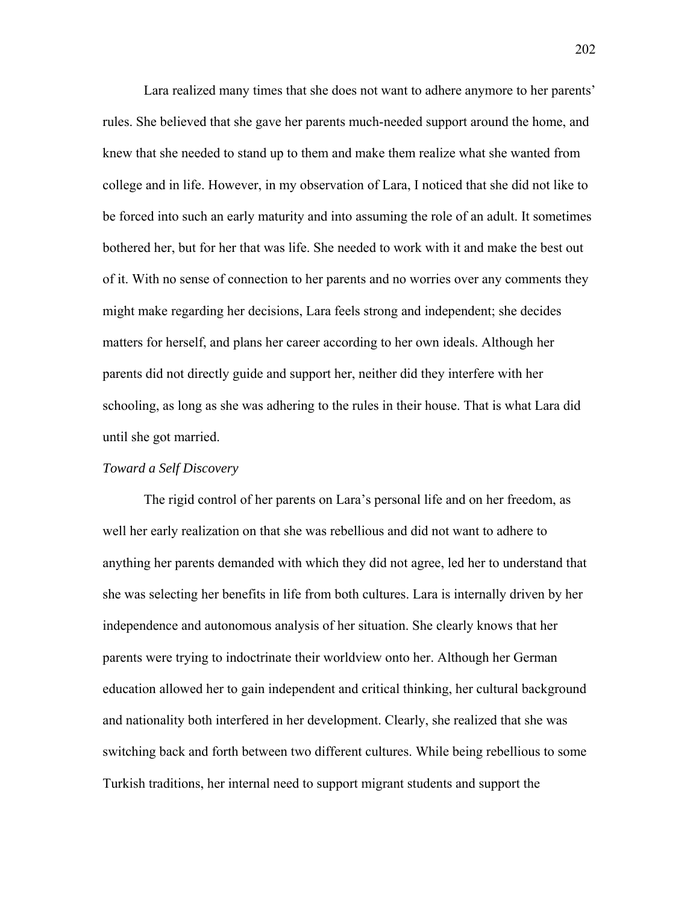Lara realized many times that she does not want to adhere anymore to her parents' rules. She believed that she gave her parents much-needed support around the home, and knew that she needed to stand up to them and make them realize what she wanted from college and in life. However, in my observation of Lara, I noticed that she did not like to be forced into such an early maturity and into assuming the role of an adult. It sometimes bothered her, but for her that was life. She needed to work with it and make the best out of it. With no sense of connection to her parents and no worries over any comments they might make regarding her decisions, Lara feels strong and independent; she decides matters for herself, and plans her career according to her own ideals. Although her parents did not directly guide and support her, neither did they interfere with her schooling, as long as she was adhering to the rules in their house. That is what Lara did until she got married.

*Toward a Self Discovery*

The rigid control of her parents on Lara's personal life and on her freedom, as well her early realization on that she was rebellious and did not want to adhere to anything her parents demanded with which they did not agree, led her to understand that she was selecting her benefits in life from both cultures. Lara is internally driven by her independence and autonomous analysis of her situation. She clearly knows that her parents were trying to indoctrinate their worldview onto her. Although her German education allowed her to gain independent and critical thinking, her cultural background and nationality both interfered in her development. Clearly, she realized that she was switching back and forth between two different cultures. While being rebellious to some Turkish traditions, her internal need to support migrant students and support the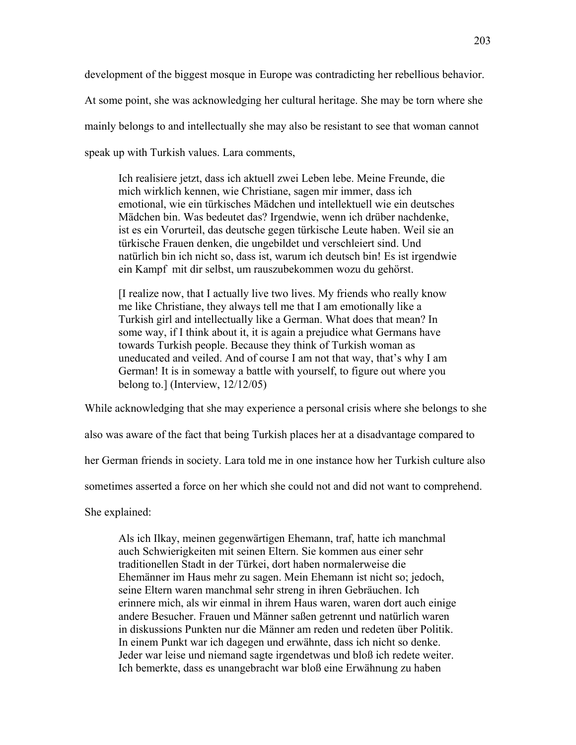development of the biggest mosque in Europe was contradicting her rebellious behavior. At some point, she was acknowledging her cultural heritage. She may be torn where she mainly belongs to and intellectually she may also be resistant to see that woman cannot speak up with Turkish values. Lara comments,

> Ich realisiere jetzt, dass ich aktuell zwei Leben lebe. Meine Freunde, die mich wirklich kennen, wie Christiane, sagen mir immer, dass ich emotional, wie ein türkisches Mädchen und intellektuell wie ein deutsches Mädchen bin. Was bedeutet das? Irgendwie, wenn ich drüber nachdenke, ist es ein Vorurteil, das deutsche gegen türkische Leute haben. Weil sie an türkische Frauen denken, die ungebildet und verschleiert sind. Und natürlich bin ich nicht so, dass ist, warum ich deutsch bin! Es ist irgendwie ein Kampf mit dir selbst, um rauszubekommen wozu du gehörst.
>
> [I realize now, that I actually live two lives. My friends who really know me like Christiane, they always tell me that I am emotionally like a Turkish girl and intellectually like a German. What does that mean? In some way, if I think about it, it is again a prejudice what Germans have towards Turkish people. Because they think of Turkish woman as uneducated and veiled. And of course I am not that way, that's why I am German! It is in someway a battle with yourself, to figure out where you belong to.] (Interview, 12/12/05)

While acknowledging that she may experience a personal crisis where she belongs to she also was aware of the fact that being Turkish places her at a disadvantage compared to her German friends in society. Lara told me in one instance how her Turkish culture also sometimes asserted a force on her which she could not and did not want to comprehend. She explained:

> Als ich Ilkay, meinen gegenwärtigen Ehemann, traf, hatte ich manchmal auch Schwierigkeiten mit seinen Eltern. Sie kommen aus einer sehr traditionellen Stadt in der Türkei, dort haben normalerweise die Ehemänner im Haus mehr zu sagen. Mein Ehemann ist nicht so; jedoch, seine Eltern waren manchmal sehr streng in ihren Gebräuchen. Ich erinnere mich, als wir einmal in ihrem Haus waren, waren dort auch einige andere Besucher. Frauen und Männer saßen getrennt und natürlich waren in diskussions Punkten nur die Männer am reden und redeten über Politik. In einem Punkt war ich dagegen und erwähnte, dass ich nicht so denke. Jeder war leise und niemand sagte irgendetwas und bloß ich redete weiter. Ich bemerkte, dass es unangebracht war bloß eine Erwähnung zu haben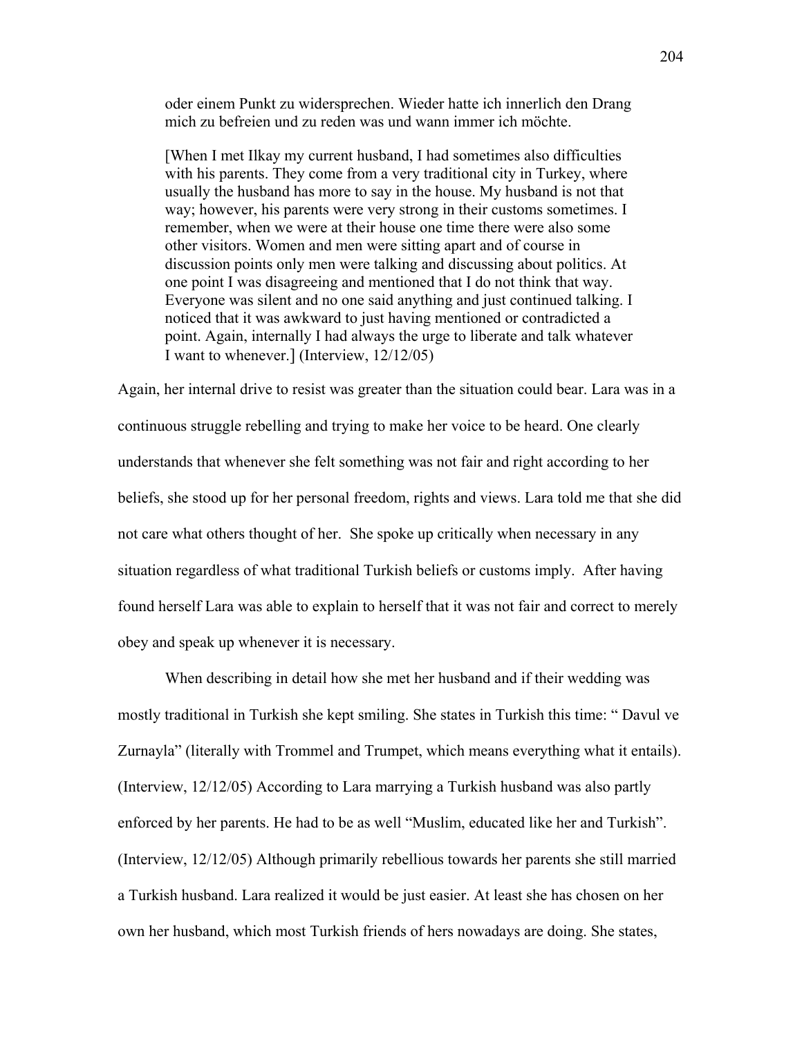> oder einem Punkt zu widersprechen. Wieder hatte ich innerlich den Drang mich zu befreien und zu reden was und wann immer ich möchte.
>
> [When I met Ilkay my current husband, I had sometimes also difficulties with his parents. They come from a very traditional city in Turkey, where usually the husband has more to say in the house. My husband is not that way; however, his parents were very strong in their customs sometimes. I remember, when we were at their house one time there were also some other visitors. Women and men were sitting apart and of course in discussion points only men were talking and discussing about politics. At one point I was disagreeing and mentioned that I do not think that way. Everyone was silent and no one said anything and just continued talking. I noticed that it was awkward to just having mentioned or contradicted a point. Again, internally I had always the urge to liberate and talk whatever I want to whenever.] (Interview, 12/12/05)

Again, her internal drive to resist was greater than the situation could bear. Lara was in a continuous struggle rebelling and trying to make her voice to be heard. One clearly understands that whenever she felt something was not fair and right according to her beliefs, she stood up for her personal freedom, rights and views. Lara told me that she did not care what others thought of her. She spoke up critically when necessary in any situation regardless of what traditional Turkish beliefs or customs imply. After having found herself Lara was able to explain to herself that it was not fair and correct to merely obey and speak up whenever it is necessary.

When describing in detail how she met her husband and if their wedding was mostly traditional in Turkish she kept smiling. She states in Turkish this time: " Davul ve Zurnayla" (literally with Trommel and Trumpet, which means everything what it entails). (Interview, 12/12/05) According to Lara marrying a Turkish husband was also partly enforced by her parents. He had to be as well "Muslim, educated like her and Turkish". (Interview, 12/12/05) Although primarily rebellious towards her parents she still married a Turkish husband. Lara realized it would be just easier. At least she has chosen on her own her husband, which most Turkish friends of hers nowadays are doing. She states,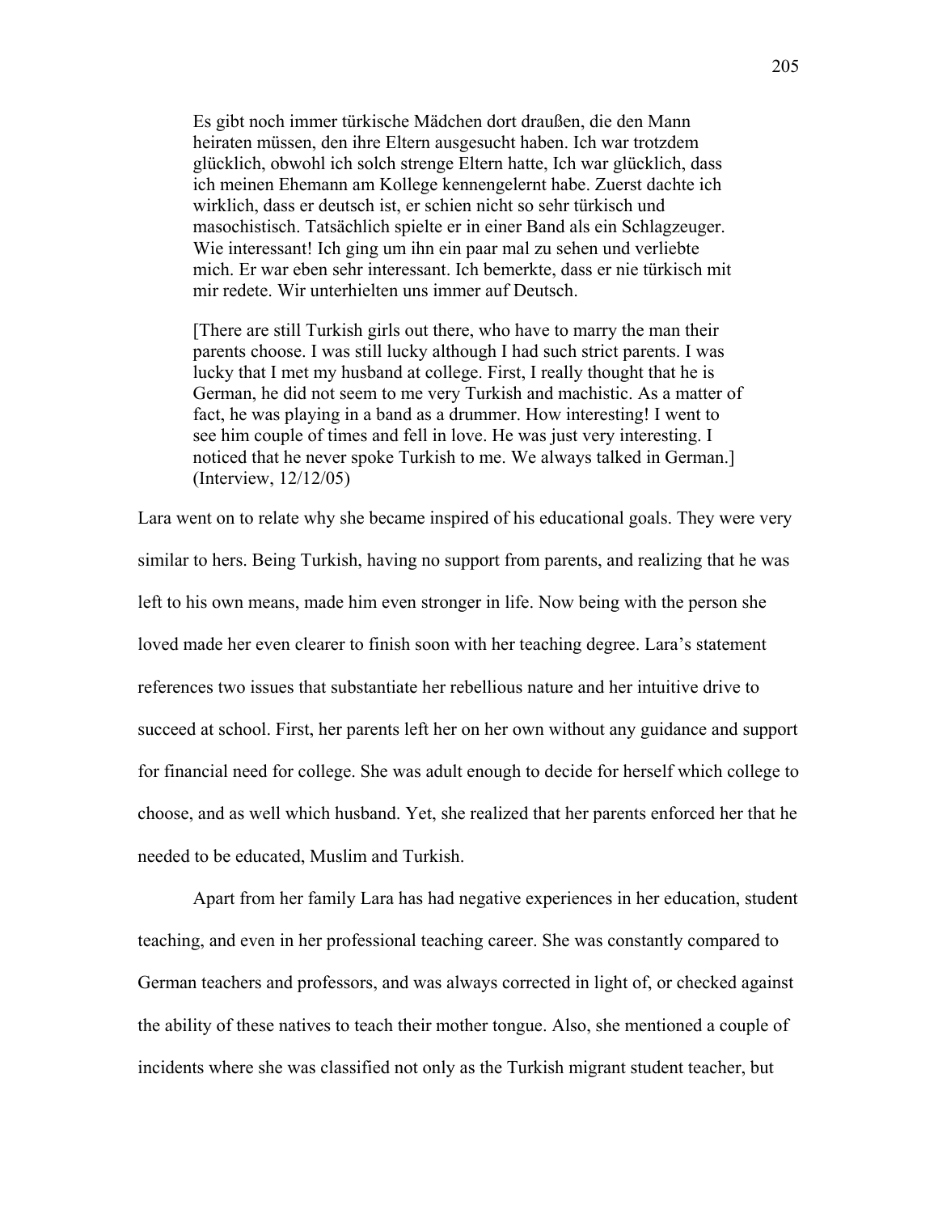> Es gibt noch immer türkische Mädchen dort draußen, die den Mann heiraten müssen, den ihre Eltern ausgesucht haben. Ich war trotzdem glücklich, obwohl ich solch strenge Eltern hatte, Ich war glücklich, dass ich meinen Ehemann am Kollege kennengelernt habe. Zuerst dachte ich wirklich, dass er deutsch ist, er schien nicht so sehr türkisch und masochistisch. Tatsächlich spielte er in einer Band als ein Schlagzeuger. Wie interessant! Ich ging um ihn ein paar mal zu sehen und verliebte mich. Er war eben sehr interessant. Ich bemerkte, dass er nie türkisch mit mir redete. Wir unterhielten uns immer auf Deutsch.
>
> [There are still Turkish girls out there, who have to marry the man their parents choose. I was still lucky although I had such strict parents. I was lucky that I met my husband at college. First, I really thought that he is German, he did not seem to me very Turkish and machistic. As a matter of fact, he was playing in a band as a drummer. How interesting! I went to see him couple of times and fell in love. He was just very interesting. I noticed that he never spoke Turkish to me. We always talked in German.] (Interview, 12/12/05)

Lara went on to relate why she became inspired of his educational goals. They were very similar to hers. Being Turkish, having no support from parents, and realizing that he was left to his own means, made him even stronger in life. Now being with the person she loved made her even clearer to finish soon with her teaching degree. Lara's statement references two issues that substantiate her rebellious nature and her intuitive drive to succeed at school. First, her parents left her on her own without any guidance and support for financial need for college. She was adult enough to decide for herself which college to choose, and as well which husband. Yet, she realized that her parents enforced her that he needed to be educated, Muslim and Turkish.

Apart from her family Lara has had negative experiences in her education, student teaching, and even in her professional teaching career. She was constantly compared to German teachers and professors, and was always corrected in light of, or checked against the ability of these natives to teach their mother tongue. Also, she mentioned a couple of incidents where she was classified not only as the Turkish migrant student teacher, but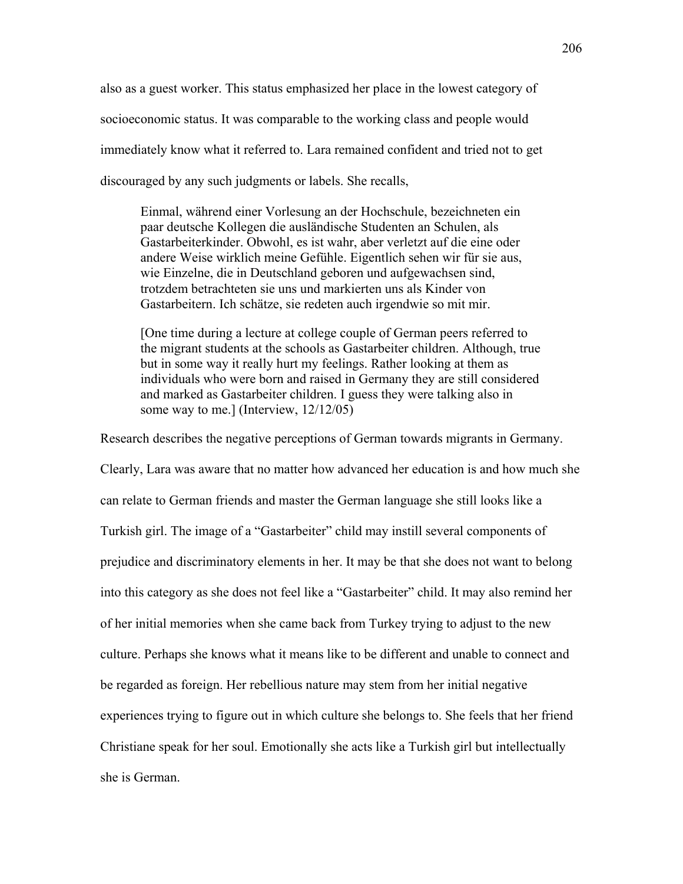also as a guest worker. This status emphasized her place in the lowest category of socioeconomic status. It was comparable to the working class and people would immediately know what it referred to. Lara remained confident and tried not to get discouraged by any such judgments or labels. She recalls,

> Einmal, während einer Vorlesung an der Hochschule, bezeichneten ein paar deutsche Kollegen die ausländische Studenten an Schulen, als Gastarbeiterkinder. Obwohl, es ist wahr, aber verletzt auf die eine oder andere Weise wirklich meine Gefühle. Eigentlich sehen wir für sie aus, wie Einzelne, die in Deutschland geboren und aufgewachsen sind, trotzdem betrachteten sie uns und markierten uns als Kinder von Gastarbeitern. Ich schätze, sie redeten auch irgendwie so mit mir.
>
> [One time during a lecture at college couple of German peers referred to the migrant students at the schools as Gastarbeiter children. Although, true but in some way it really hurt my feelings. Rather looking at them as individuals who were born and raised in Germany they are still considered and marked as Gastarbeiter children. I guess they were talking also in some way to me.] (Interview, 12/12/05)

Research describes the negative perceptions of German towards migrants in Germany. Clearly, Lara was aware that no matter how advanced her education is and how much she can relate to German friends and master the German language she still looks like a Turkish girl. The image of a "Gastarbeiter" child may instill several components of prejudice and discriminatory elements in her. It may be that she does not want to belong into this category as she does not feel like a "Gastarbeiter" child. It may also remind her of her initial memories when she came back from Turkey trying to adjust to the new culture. Perhaps she knows what it means like to be different and unable to connect and be regarded as foreign. Her rebellious nature may stem from her initial negative experiences trying to figure out in which culture she belongs to. She feels that her friend Christiane speak for her soul. Emotionally she acts like a Turkish girl but intellectually she is German.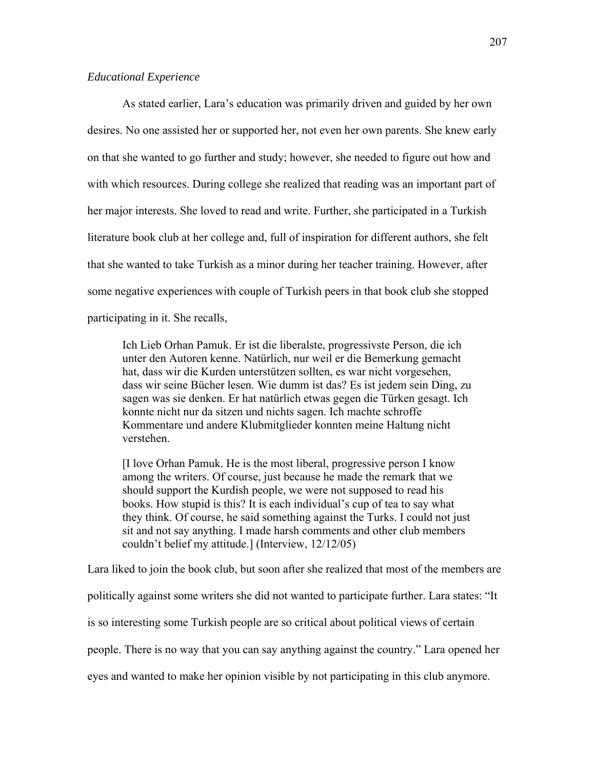*Educational Experience*

As stated earlier, Lara's education was primarily driven and guided by her own desires. No one assisted her or supported her, not even her own parents. She knew early on that she wanted to go further and study; however, she needed to figure out how and with which resources. During college she realized that reading was an important part of her major interests. She loved to read and write. Further, she participated in a Turkish literature book club at her college and, full of inspiration for different authors, she felt that she wanted to take Turkish as a minor during her teacher training. However, after some negative experiences with couple of Turkish peers in that book club she stopped participating in it. She recalls,

> Ich Lieb Orhan Pamuk. Er ist die liberalste, progressivste Person, die ich unter den Autoren kenne. Natürlich, nur weil er die Bemerkung gemacht hat, dass wir die Kurden unterstützen sollten, es war nicht vorgesehen, dass wir seine Bücher lesen. Wie dumm ist das? Es ist jedem sein Ding, zu sagen was sie denken. Er hat natürlich etwas gegen die Türken gesagt. Ich konnte nicht nur da sitzen und nichts sagen. Ich machte schroffe Kommentare und andere Klubmitglieder konnten meine Haltung nicht verstehen.
>
> [I love Orhan Pamuk. He is the most liberal, progressive person I know among the writers. Of course, just because he made the remark that we should support the Kurdish people, we were not supposed to read his books. How stupid is this? It is each individual's cup of tea to say what they think. Of course, he said something against the Turks. I could not just sit and not say anything. I made harsh comments and other club members couldn't belief my attitude.] (Interview, 12/12/05)

Lara liked to join the book club, but soon after she realized that most of the members are politically against some writers she did not wanted to participate further. Lara states: "It is so interesting some Turkish people are so critical about political views of certain people. There is no way that you can say anything against the country." Lara opened her eyes and wanted to make her opinion visible by not participating in this club anymore.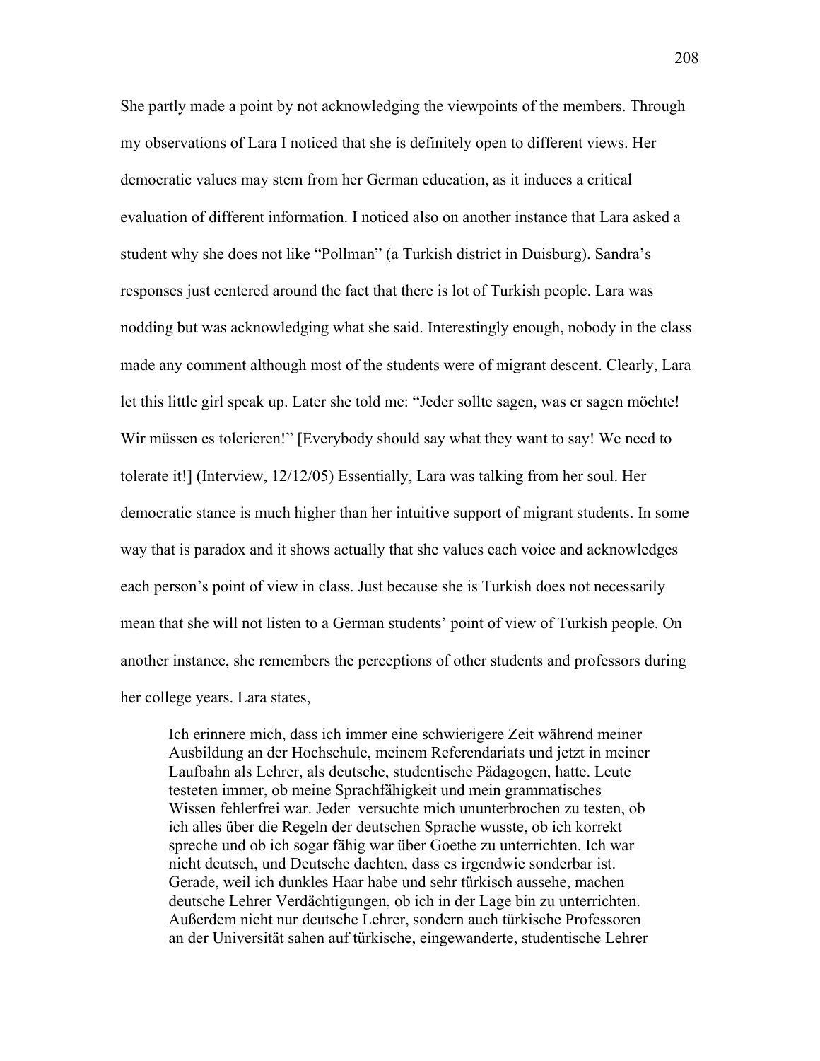She partly made a point by not acknowledging the viewpoints of the members. Through my observations of Lara I noticed that she is definitely open to different views. Her democratic values may stem from her German education, as it induces a critical evaluation of different information. I noticed also on another instance that Lara asked a student why she does not like "Pollman" (a Turkish district in Duisburg). Sandra's responses just centered around the fact that there is lot of Turkish people. Lara was nodding but was acknowledging what she said. Interestingly enough, nobody in the class made any comment although most of the students were of migrant descent. Clearly, Lara let this little girl speak up. Later she told me: "Jeder sollte sagen, was er sagen möchte! Wir müssen es tolerieren!" [Everybody should say what they want to say! We need to tolerate it!] (Interview, 12/12/05) Essentially, Lara was talking from her soul. Her democratic stance is much higher than her intuitive support of migrant students. In some way that is paradox and it shows actually that she values each voice and acknowledges each person's point of view in class. Just because she is Turkish does not necessarily mean that she will not listen to a German students' point of view of Turkish people. On another instance, she remembers the perceptions of other students and professors during her college years. Lara states,

> Ich erinnere mich, dass ich immer eine schwierigere Zeit während meiner Ausbildung an der Hochschule, meinem Referendariats und jetzt in meiner Laufbahn als Lehrer, als deutsche, studentische Pädagogen, hatte. Leute testeten immer, ob meine Sprachfähigkeit und mein grammatisches Wissen fehlerfrei war. Jeder versuchte mich ununterbrochen zu testen, ob ich alles über die Regeln der deutschen Sprache wusste, ob ich korrekt spreche und ob ich sogar fähig war über Goethe zu unterrichten. Ich war nicht deutsch, und Deutsche dachten, dass es irgendwie sonderbar ist. Gerade, weil ich dunkles Haar habe und sehr türkisch aussehe, machen deutsche Lehrer Verdächtigungen, ob ich in der Lage bin zu unterrichten. Außerdem nicht nur deutsche Lehrer, sondern auch türkische Professoren an der Universität sahen auf türkische, eingewanderte, studentische Lehrer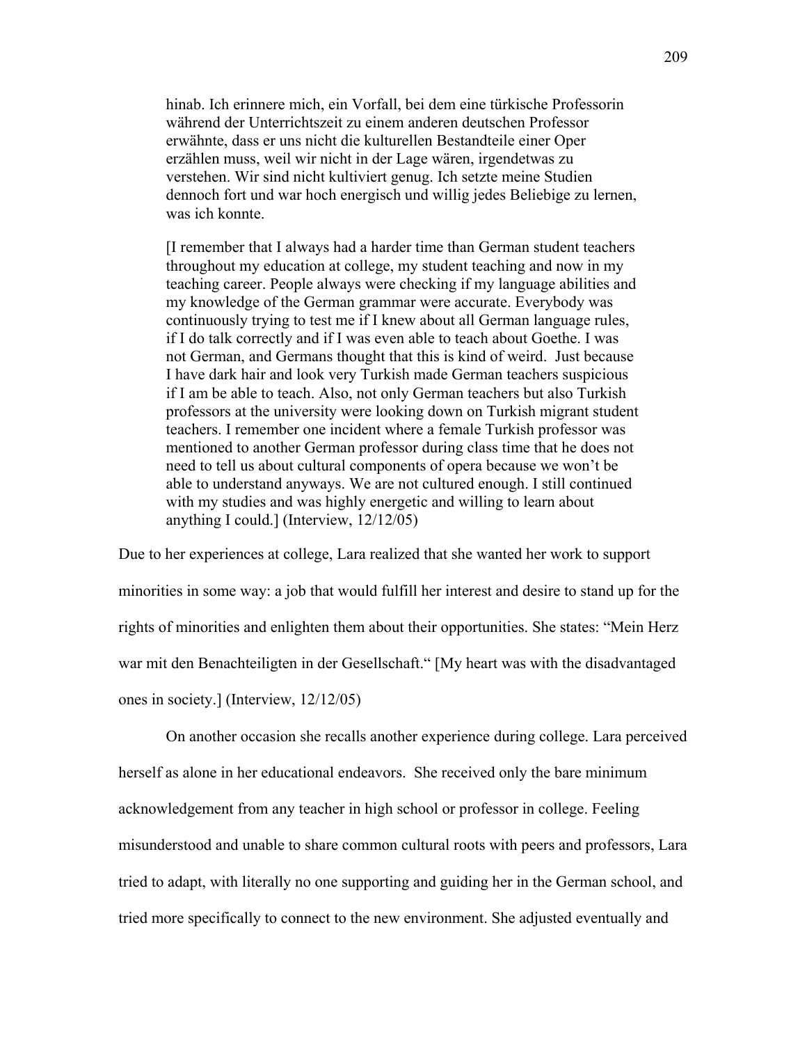> hinab. Ich erinnere mich, ein Vorfall, bei dem eine türkische Professorin während der Unterrichtszeit zu einem anderen deutschen Professor erwähnte, dass er uns nicht die kulturellen Bestandteile einer Oper erzählen muss, weil wir nicht in der Lage wären, irgendetwas zu verstehen. Wir sind nicht kultiviert genug. Ich setzte meine Studien dennoch fort und war hoch energisch und willig jedes Beliebige zu lernen, was ich konnte.
>
> [I remember that I always had a harder time than German student teachers throughout my education at college, my student teaching and now in my teaching career. People always were checking if my language abilities and my knowledge of the German grammar were accurate. Everybody was continuously trying to test me if I knew about all German language rules, if I do talk correctly and if I was even able to teach about Goethe. I was not German, and Germans thought that this is kind of weird. Just because I have dark hair and look very Turkish made German teachers suspicious if I am be able to teach. Also, not only German teachers but also Turkish professors at the university were looking down on Turkish migrant student teachers. I remember one incident where a female Turkish professor was mentioned to another German professor during class time that he does not need to tell us about cultural components of opera because we won't be able to understand anyways. We are not cultured enough. I still continued with my studies and was highly energetic and willing to learn about anything I could.] (Interview, 12/12/05)

Due to her experiences at college, Lara realized that she wanted her work to support minorities in some way: a job that would fulfill her interest and desire to stand up for the rights of minorities and enlighten them about their opportunities. She states: "Mein Herz war mit den Benachteiligten in der Gesellschaft." [My heart was with the disadvantaged ones in society.] (Interview, 12/12/05)

On another occasion she recalls another experience during college. Lara perceived herself as alone in her educational endeavors. She received only the bare minimum acknowledgement from any teacher in high school or professor in college. Feeling misunderstood and unable to share common cultural roots with peers and professors, Lara tried to adapt, with literally no one supporting and guiding her in the German school, and tried more specifically to connect to the new environment. She adjusted eventually and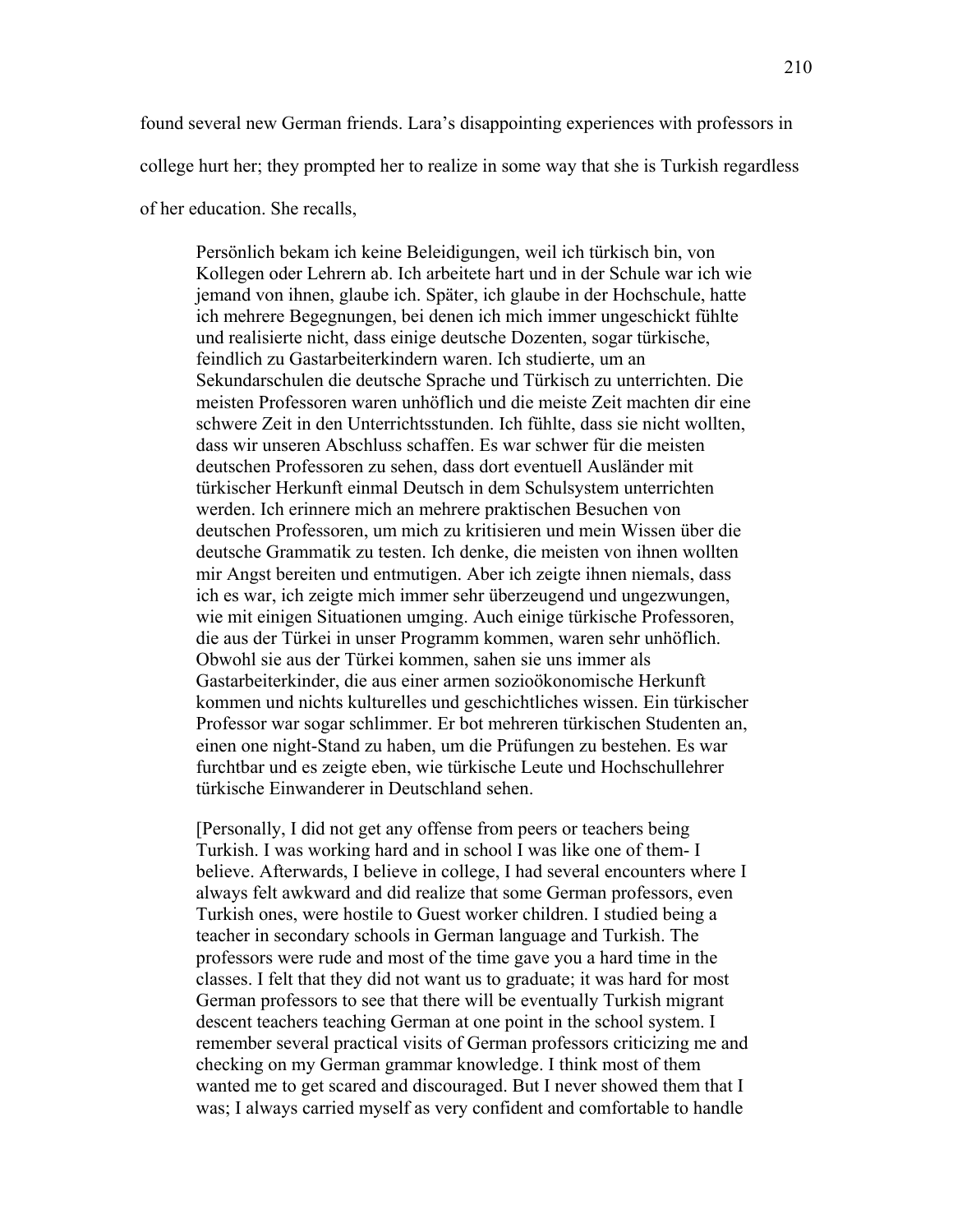found several new German friends. Lara's disappointing experiences with professors in college hurt her; they prompted her to realize in some way that she is Turkish regardless of her education. She recalls,

> Persönlich bekam ich keine Beleidigungen, weil ich türkisch bin, von Kollegen oder Lehrern ab. Ich arbeitete hart und in der Schule war ich wie jemand von ihnen, glaube ich. Später, ich glaube in der Hochschule, hatte ich mehrere Begegnungen, bei denen ich mich immer ungeschickt fühlte und realisierte nicht, dass einige deutsche Dozenten, sogar türkische, feindlich zu Gastarbeiterkindern waren. Ich studierte, um an Sekundarschulen die deutsche Sprache und Türkisch zu unterrichten. Die meisten Professoren waren unhöflich und die meiste Zeit machten dir eine schwere Zeit in den Unterrichtsstunden. Ich fühlte, dass sie nicht wollten, dass wir unseren Abschluss schaffen. Es war schwer für die meisten deutschen Professoren zu sehen, dass dort eventuell Ausländer mit türkischer Herkunft einmal Deutsch in dem Schulsystem unterrichten werden. Ich erinnere mich an mehrere praktischen Besuchen von deutschen Professoren, um mich zu kritisieren und mein Wissen über die deutsche Grammatik zu testen. Ich denke, die meisten von ihnen wollten mir Angst bereiten und entmutigen. Aber ich zeigte ihnen niemals, dass ich es war, ich zeigte mich immer sehr überzeugend und ungezwungen, wie mit einigen Situationen umging. Auch einige türkische Professoren, die aus der Türkei in unser Programm kommen, waren sehr unhöflich. Obwohl sie aus der Türkei kommen, sahen sie uns immer als Gastarbeiterkinder, die aus einer armen sozioökonomische Herkunft kommen und nichts kulturelles und geschichtliches wissen. Ein türkischer Professor war sogar schlimmer. Er bot mehreren türkischen Studenten an, einen one night-Stand zu haben, um die Prüfungen zu bestehen. Es war furchtbar und es zeigte eben, wie türkische Leute und Hochschullehrer türkische Einwanderer in Deutschland sehen.
>
> [Personally, I did not get any offense from peers or teachers being Turkish. I was working hard and in school I was like one of them- I believe. Afterwards, I believe in college, I had several encounters where I always felt awkward and did realize that some German professors, even Turkish ones, were hostile to Guest worker children. I studied being a teacher in secondary schools in German language and Turkish. The professors were rude and most of the time gave you a hard time in the classes. I felt that they did not want us to graduate; it was hard for most German professors to see that there will be eventually Turkish migrant descent teachers teaching German at one point in the school system. I remember several practical visits of German professors criticizing me and checking on my German grammar knowledge. I think most of them wanted me to get scared and discouraged. But I never showed them that I was; I always carried myself as very confident and comfortable to handle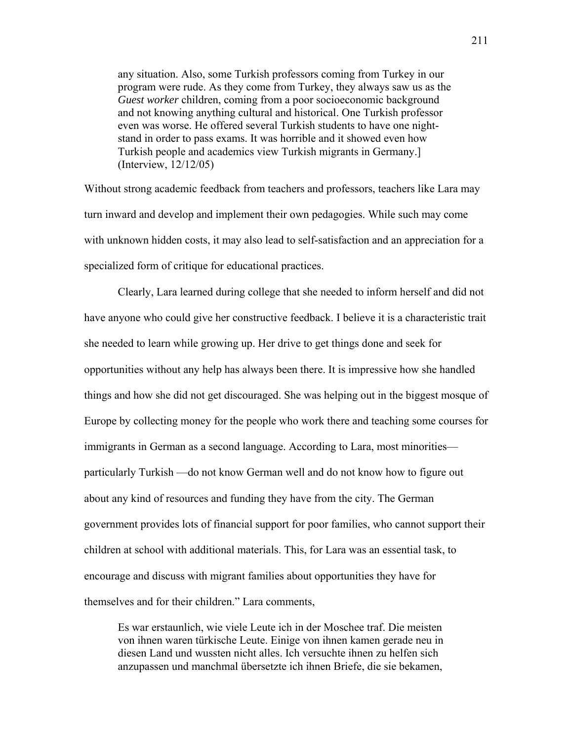> any situation. Also, some Turkish professors coming from Turkey in our program were rude. As they come from Turkey, they always saw us as the *Guest worker* children, coming from a poor socioeconomic background and not knowing anything cultural and historical. One Turkish professor even was worse. He offered several Turkish students to have one night-stand in order to pass exams. It was horrible and it showed even how Turkish people and academics view Turkish migrants in Germany.] (Interview, 12/12/05)

Without strong academic feedback from teachers and professors, teachers like Lara may turn inward and develop and implement their own pedagogies. While such may come with unknown hidden costs, it may also lead to self-satisfaction and an appreciation for a specialized form of critique for educational practices.

Clearly, Lara learned during college that she needed to inform herself and did not have anyone who could give her constructive feedback. I believe it is a characteristic trait she needed to learn while growing up. Her drive to get things done and seek for opportunities without any help has always been there. It is impressive how she handled things and how she did not get discouraged. She was helping out in the biggest mosque of Europe by collecting money for the people who work there and teaching some courses for immigrants in German as a second language. According to Lara, most minorities—particularly Turkish —do not know German well and do not know how to figure out about any kind of resources and funding they have from the city. The German government provides lots of financial support for poor families, who cannot support their children at school with additional materials. This, for Lara was an essential task, to encourage and discuss with migrant families about opportunities they have for themselves and for their children." Lara comments,

> Es war erstaunlich, wie viele Leute ich in der Moschee traf. Die meisten von ihnen waren türkische Leute. Einige von ihnen kamen gerade neu in diesen Land und wussten nicht alles. Ich versuchte ihnen zu helfen sich anzupassen und manchmal übersetzte ich ihnen Briefe, die sie bekamen,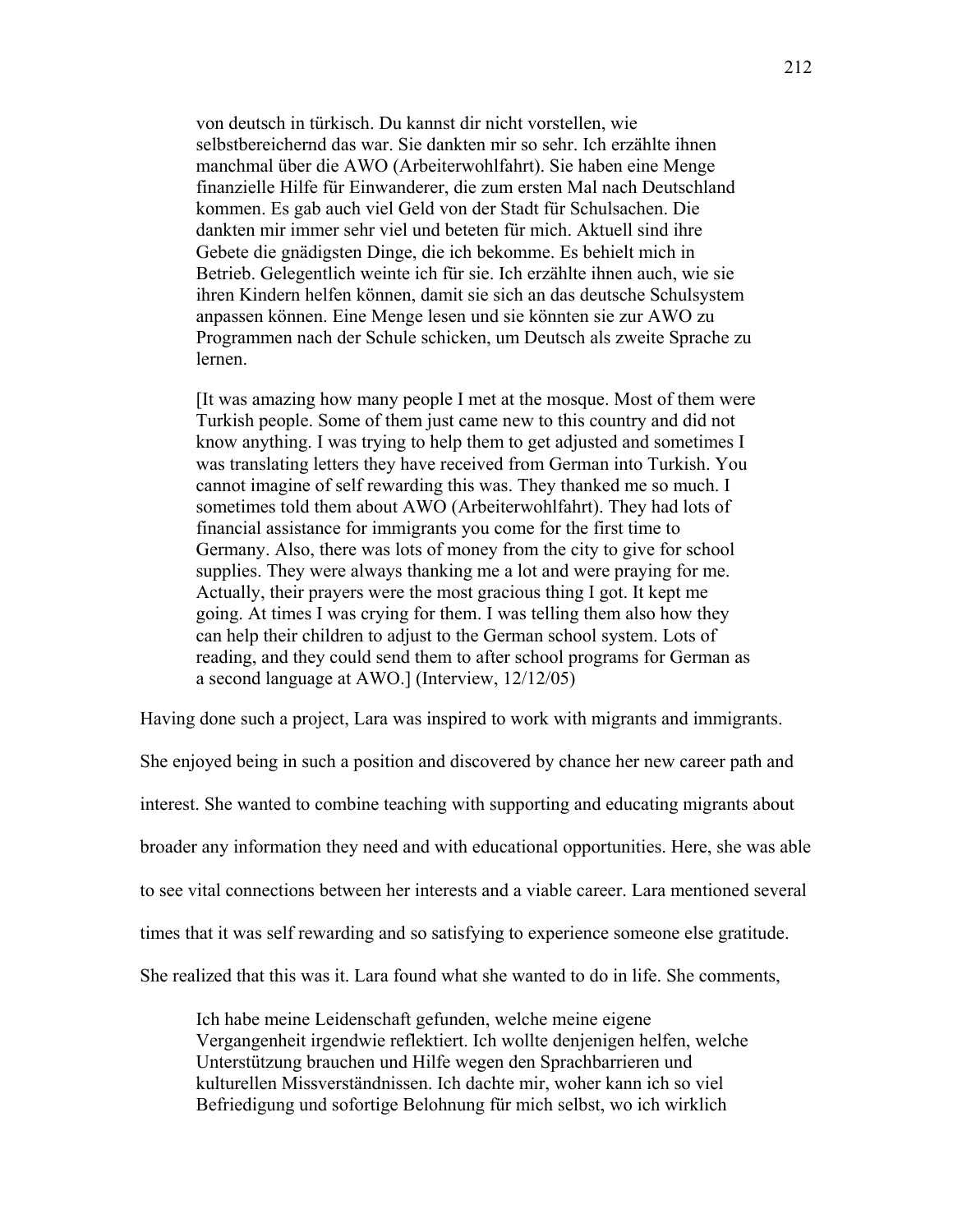> von deutsch in türkisch. Du kannst dir nicht vorstellen, wie selbstbereichernd das war. Sie dankten mir so sehr. Ich erzählte ihnen manchmal über die AWO (Arbeiterwohlfahrt). Sie haben eine Menge finanzielle Hilfe für Einwanderer, die zum ersten Mal nach Deutschland kommen. Es gab auch viel Geld von der Stadt für Schulsachen. Die dankten mir immer sehr viel und beteten für mich. Aktuell sind ihre Gebete die gnädigsten Dinge, die ich bekomme. Es behielt mich in Betrieb. Gelegentlich weinte ich für sie. Ich erzählte ihnen auch, wie sie ihren Kindern helfen können, damit sie sich an das deutsche Schulsystem anpassen können. Eine Menge lesen und sie könnten sie zur AWO zu Programmen nach der Schule schicken, um Deutsch als zweite Sprache zu lernen.
>
> [It was amazing how many people I met at the mosque. Most of them were Turkish people. Some of them just came new to this country and did not know anything. I was trying to help them to get adjusted and sometimes I was translating letters they have received from German into Turkish. You cannot imagine of self rewarding this was. They thanked me so much. I sometimes told them about AWO (Arbeiterwohlfahrt). They had lots of financial assistance for immigrants you come for the first time to Germany. Also, there was lots of money from the city to give for school supplies. They were always thanking me a lot and were praying for me. Actually, their prayers were the most gracious thing I got. It kept me going. At times I was crying for them. I was telling them also how they can help their children to adjust to the German school system. Lots of reading, and they could send them to after school programs for German as a second language at AWO.] (Interview, 12/12/05)

Having done such a project, Lara was inspired to work with migrants and immigrants. She enjoyed being in such a position and discovered by chance her new career path and interest. She wanted to combine teaching with supporting and educating migrants about broader any information they need and with educational opportunities. Here, she was able to see vital connections between her interests and a viable career. Lara mentioned several times that it was self rewarding and so satisfying to experience someone else gratitude. She realized that this was it. Lara found what she wanted to do in life. She comments,

> Ich habe meine Leidenschaft gefunden, welche meine eigene Vergangenheit irgendwie reflektiert. Ich wollte denjenigen helfen, welche Unterstützung brauchen und Hilfe wegen den Sprachbarrieren und kulturellen Missverständnissen. Ich dachte mir, woher kann ich so viel Befriedigung und sofortige Belohnung für mich selbst, wo ich wirklich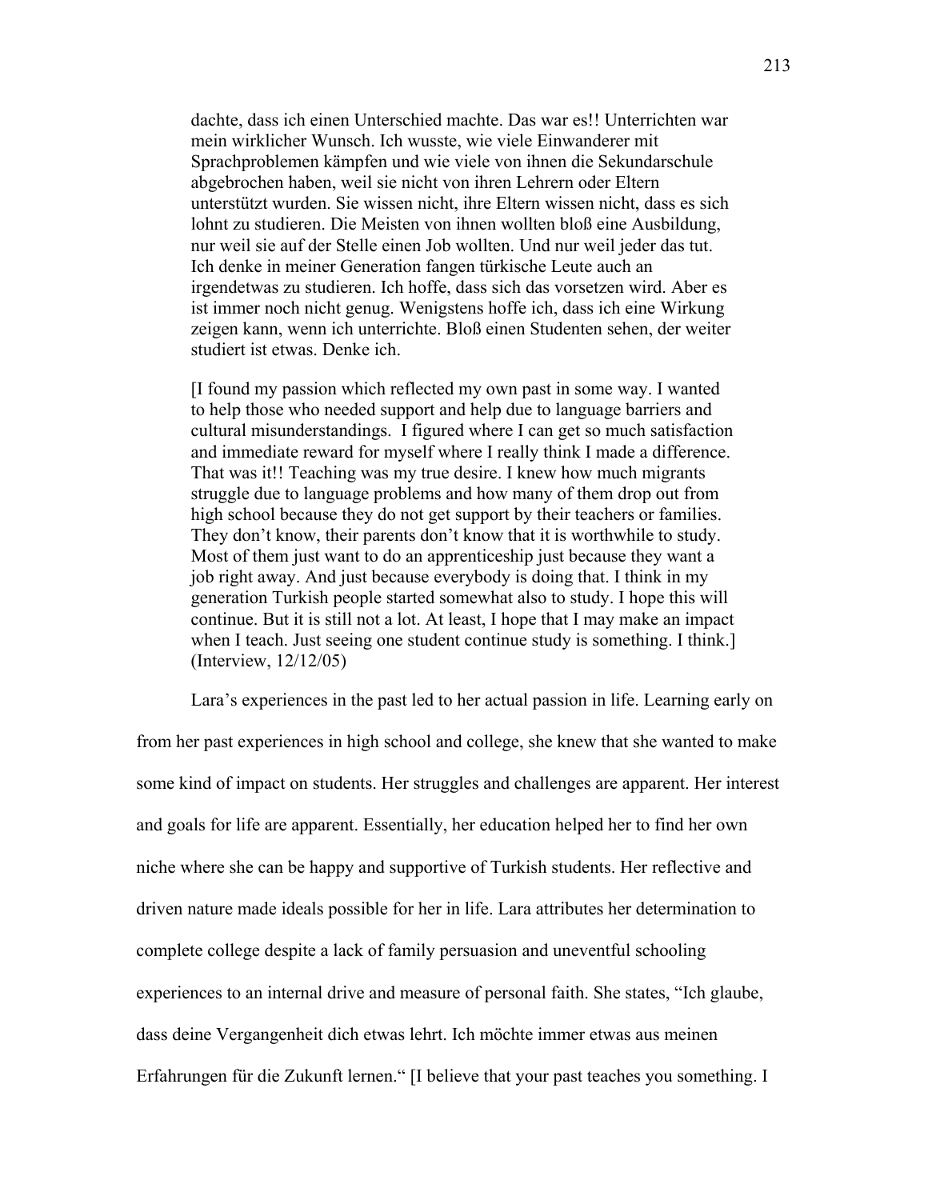> dachte, dass ich einen Unterschied machte. Das war es!! Unterrichten war mein wirklicher Wunsch. Ich wusste, wie viele Einwanderer mit Sprachproblemen kämpfen und wie viele von ihnen die Sekundarschule abgebrochen haben, weil sie nicht von ihren Lehrern oder Eltern unterstützt wurden. Sie wissen nicht, ihre Eltern wissen nicht, dass es sich lohnt zu studieren. Die Meisten von ihnen wollten bloß eine Ausbildung, nur weil sie auf der Stelle einen Job wollten. Und nur weil jeder das tut. Ich denke in meiner Generation fangen türkische Leute auch an irgendetwas zu studieren. Ich hoffe, dass sich das vorsetzen wird. Aber es ist immer noch nicht genug. Wenigstens hoffe ich, dass ich eine Wirkung zeigen kann, wenn ich unterrichte. Bloß einen Studenten sehen, der weiter studiert ist etwas. Denke ich.
>
> [I found my passion which reflected my own past in some way. I wanted to help those who needed support and help due to language barriers and cultural misunderstandings. I figured where I can get so much satisfaction and immediate reward for myself where I really think I made a difference. That was it!! Teaching was my true desire. I knew how much migrants struggle due to language problems and how many of them drop out from high school because they do not get support by their teachers or families. They don't know, their parents don't know that it is worthwhile to study. Most of them just want to do an apprenticeship just because they want a job right away. And just because everybody is doing that. I think in my generation Turkish people started somewhat also to study. I hope this will continue. But it is still not a lot. At least, I hope that I may make an impact when I teach. Just seeing one student continue study is something. I think.] (Interview, 12/12/05)

Lara's experiences in the past led to her actual passion in life. Learning early on from her past experiences in high school and college, she knew that she wanted to make some kind of impact on students. Her struggles and challenges are apparent. Her interest and goals for life are apparent. Essentially, her education helped her to find her own niche where she can be happy and supportive of Turkish students. Her reflective and driven nature made ideals possible for her in life. Lara attributes her determination to complete college despite a lack of family persuasion and uneventful schooling experiences to an internal drive and measure of personal faith. She states, "Ich glaube, dass deine Vergangenheit dich etwas lehrt. Ich möchte immer etwas aus meinen Erfahrungen für die Zukunft lernen." [I believe that your past teaches you something. I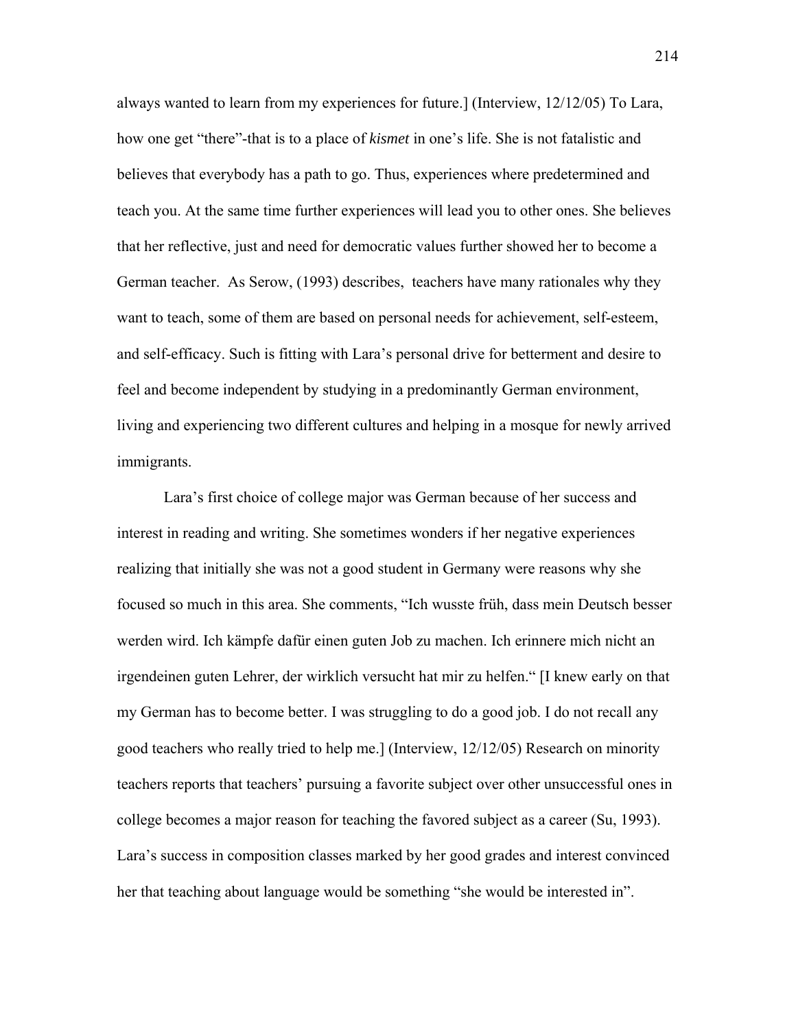always wanted to learn from my experiences for future.] (Interview, 12/12/05) To Lara, how one get "there"-that is to a place of *kismet* in one's life. She is not fatalistic and believes that everybody has a path to go. Thus, experiences where predetermined and teach you. At the same time further experiences will lead you to other ones. She believes that her reflective, just and need for democratic values further showed her to become a German teacher.  As Serow, (1993) describes,  teachers have many rationales why they want to teach, some of them are based on personal needs for achievement, self-esteem, and self-efficacy. Such is fitting with Lara's personal drive for betterment and desire to feel and become independent by studying in a predominantly German environment, living and experiencing two different cultures and helping in a mosque for newly arrived immigrants.

Lara's first choice of college major was German because of her success and interest in reading and writing. She sometimes wonders if her negative experiences realizing that initially she was not a good student in Germany were reasons why she focused so much in this area. She comments, "Ich wusste früh, dass mein Deutsch besser werden wird. Ich kämpfe dafür einen guten Job zu machen. Ich erinnere mich nicht an irgendeinen guten Lehrer, der wirklich versucht hat mir zu helfen." [I knew early on that my German has to become better. I was struggling to do a good job. I do not recall any good teachers who really tried to help me.] (Interview, 12/12/05) Research on minority teachers reports that teachers' pursuing a favorite subject over other unsuccessful ones in college becomes a major reason for teaching the favored subject as a career (Su, 1993). Lara's success in composition classes marked by her good grades and interest convinced her that teaching about language would be something "she would be interested in".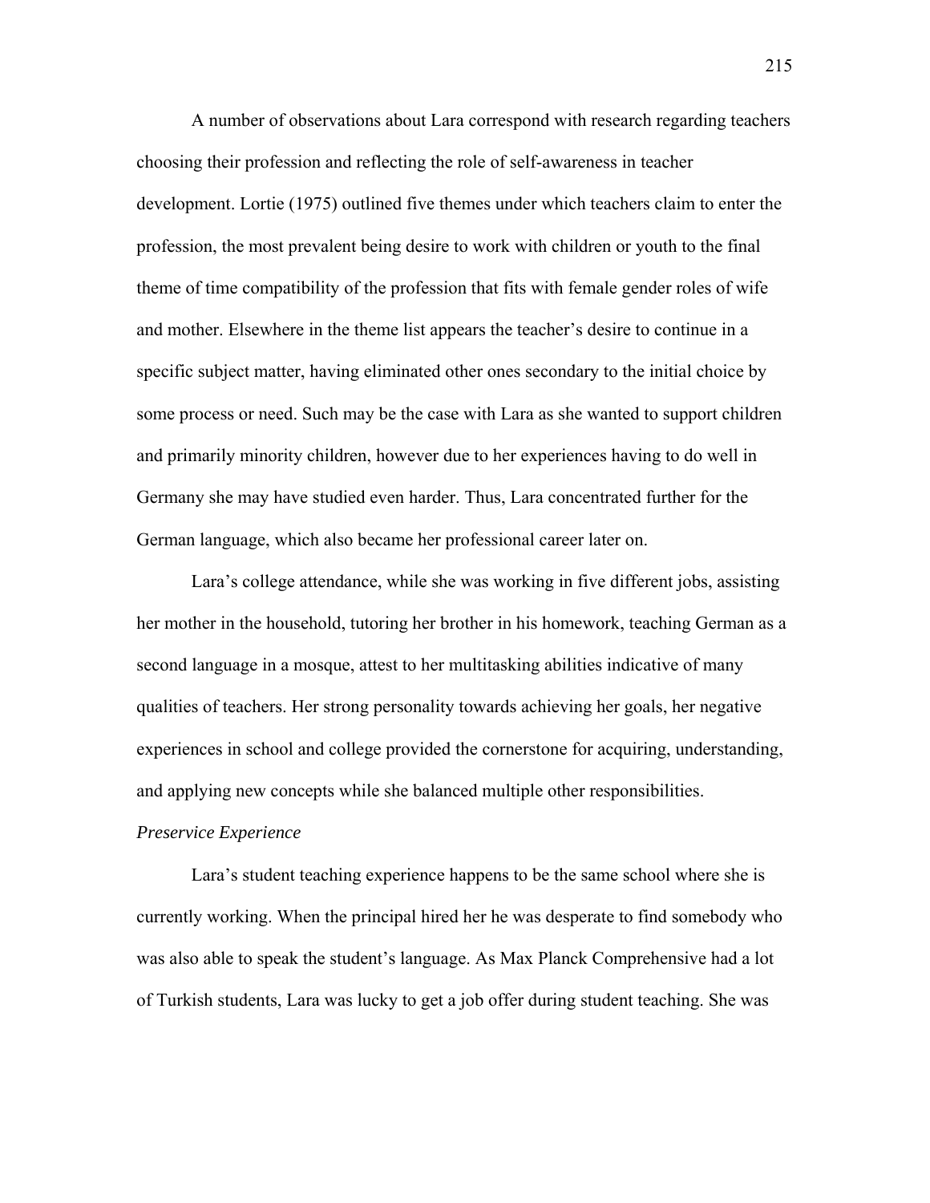A number of observations about Lara correspond with research regarding teachers choosing their profession and reflecting the role of self-awareness in teacher development. Lortie (1975) outlined five themes under which teachers claim to enter the profession, the most prevalent being desire to work with children or youth to the final theme of time compatibility of the profession that fits with female gender roles of wife and mother. Elsewhere in the theme list appears the teacher's desire to continue in a specific subject matter, having eliminated other ones secondary to the initial choice by some process or need. Such may be the case with Lara as she wanted to support children and primarily minority children, however due to her experiences having to do well in Germany she may have studied even harder. Thus, Lara concentrated further for the German language, which also became her professional career later on.

Lara's college attendance, while she was working in five different jobs, assisting her mother in the household, tutoring her brother in his homework, teaching German as a second language in a mosque, attest to her multitasking abilities indicative of many qualities of teachers. Her strong personality towards achieving her goals, her negative experiences in school and college provided the cornerstone for acquiring, understanding, and applying new concepts while she balanced multiple other responsibilities.

*Preservice Experience*

Lara's student teaching experience happens to be the same school where she is currently working. When the principal hired her he was desperate to find somebody who was also able to speak the student's language. As Max Planck Comprehensive had a lot of Turkish students, Lara was lucky to get a job offer during student teaching. She was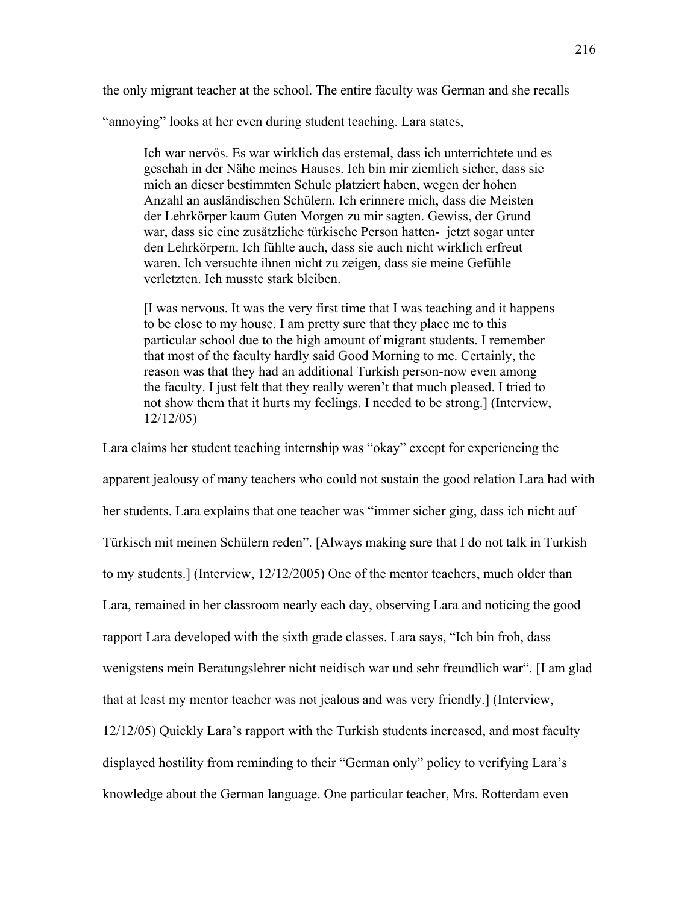the only migrant teacher at the school. The entire faculty was German and she recalls "annoying" looks at her even during student teaching. Lara states,

> Ich war nervös. Es war wirklich das erstemal, dass ich unterrichtete und es geschah in der Nähe meines Hauses. Ich bin mir ziemlich sicher, dass sie mich an dieser bestimmten Schule platziert haben, wegen der hohen Anzahl an ausländischen Schülern. Ich erinnere mich, dass die Meisten der Lehrkörper kaum Guten Morgen zu mir sagten. Gewiss, der Grund war, dass sie eine zusätzliche türkische Person hatten- jetzt sogar unter den Lehrkörpern. Ich fühlte auch, dass sie auch nicht wirklich erfreut waren. Ich versuchte ihnen nicht zu zeigen, dass sie meine Gefühle verletzten. Ich musste stark bleiben.
>
> [I was nervous. It was the very first time that I was teaching and it happens to be close to my house. I am pretty sure that they place me to this particular school due to the high amount of migrant students. I remember that most of the faculty hardly said Good Morning to me. Certainly, the reason was that they had an additional Turkish person-now even among the faculty. I just felt that they really weren't that much pleased. I tried to not show them that it hurts my feelings. I needed to be strong.] (Interview, 12/12/05)

Lara claims her student teaching internship was "okay" except for experiencing the apparent jealousy of many teachers who could not sustain the good relation Lara had with her students. Lara explains that one teacher was "immer sicher ging, dass ich nicht auf Türkisch mit meinen Schülern reden". [Always making sure that I do not talk in Turkish to my students.] (Interview, 12/12/2005) One of the mentor teachers, much older than Lara, remained in her classroom nearly each day, observing Lara and noticing the good rapport Lara developed with the sixth grade classes. Lara says, "Ich bin froh, dass wenigstens mein Beratungslehrer nicht neidisch war und sehr freundlich war". [I am glad that at least my mentor teacher was not jealous and was very friendly.] (Interview, 12/12/05) Quickly Lara's rapport with the Turkish students increased, and most faculty displayed hostility from reminding to their "German only" policy to verifying Lara's knowledge about the German language. One particular teacher, Mrs. Rotterdam even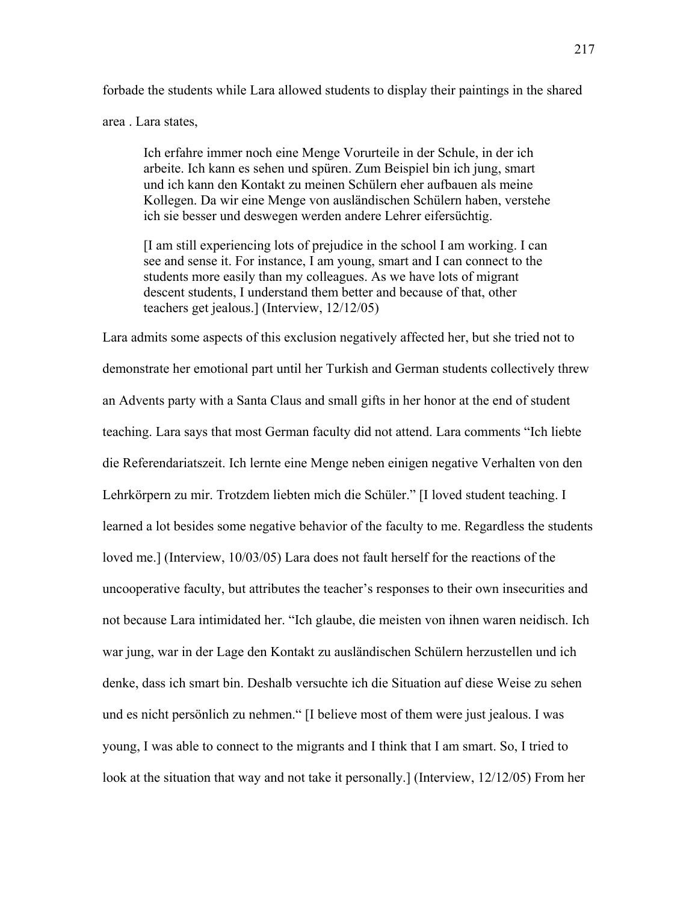forbade the students while Lara allowed students to display their paintings in the shared area . Lara states,

> Ich erfahre immer noch eine Menge Vorurteile in der Schule, in der ich arbeite. Ich kann es sehen und spüren. Zum Beispiel bin ich jung, smart und ich kann den Kontakt zu meinen Schülern eher aufbauen als meine Kollegen. Da wir eine Menge von ausländischen Schülern haben, verstehe ich sie besser und deswegen werden andere Lehrer eifersüchtig.
>
> [I am still experiencing lots of prejudice in the school I am working. I can see and sense it. For instance, I am young, smart and I can connect to the students more easily than my colleagues. As we have lots of migrant descent students, I understand them better and because of that, other teachers get jealous.] (Interview, 12/12/05)

Lara admits some aspects of this exclusion negatively affected her, but she tried not to demonstrate her emotional part until her Turkish and German students collectively threw an Advents party with a Santa Claus and small gifts in her honor at the end of student teaching. Lara says that most German faculty did not attend. Lara comments "Ich liebte die Referendariatszeit. Ich lernte eine Menge neben einigen negative Verhalten von den Lehrkörpern zu mir. Trotzdem liebten mich die Schüler." [I loved student teaching. I learned a lot besides some negative behavior of the faculty to me. Regardless the students loved me.] (Interview, 10/03/05) Lara does not fault herself for the reactions of the uncooperative faculty, but attributes the teacher's responses to their own insecurities and not because Lara intimidated her. "Ich glaube, die meisten von ihnen waren neidisch. Ich war jung, war in der Lage den Kontakt zu ausländischen Schülern herzustellen und ich denke, dass ich smart bin. Deshalb versuchte ich die Situation auf diese Weise zu sehen und es nicht persönlich zu nehmen.“ [I believe most of them were just jealous. I was young, I was able to connect to the migrants and I think that I am smart. So, I tried to look at the situation that way and not take it personally.] (Interview, 12/12/05) From her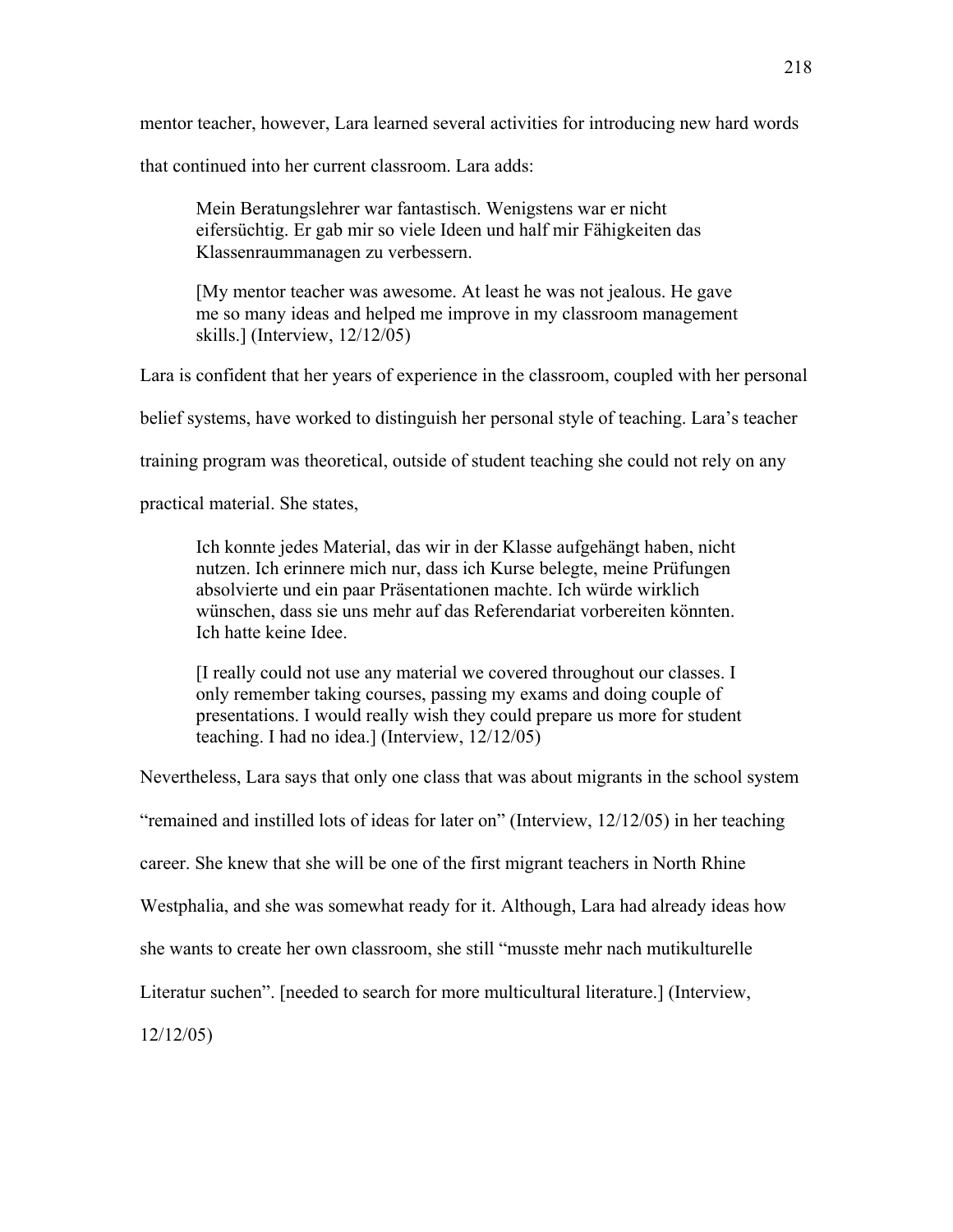mentor teacher, however, Lara learned several activities for introducing new hard words that continued into her current classroom. Lara adds:

> Mein Beratungslehrer war fantastisch. Wenigstens war er nicht eifersüchtig. Er gab mir so viele Ideen und half mir Fähigkeiten das Klassenraummanagen zu verbessern.
>
> [My mentor teacher was awesome. At least he was not jealous. He gave me so many ideas and helped me improve in my classroom management skills.] (Interview, 12/12/05)

Lara is confident that her years of experience in the classroom, coupled with her personal belief systems, have worked to distinguish her personal style of teaching. Lara's teacher training program was theoretical, outside of student teaching she could not rely on any practical material. She states,

> Ich konnte jedes Material, das wir in der Klasse aufgehängt haben, nicht nutzen. Ich erinnere mich nur, dass ich Kurse belegte, meine Prüfungen absolvierte und ein paar Präsentationen machte. Ich würde wirklich wünschen, dass sie uns mehr auf das Referendariat vorbereiten könnten. Ich hatte keine Idee.
>
> [I really could not use any material we covered throughout our classes. I only remember taking courses, passing my exams and doing couple of presentations. I would really wish they could prepare us more for student teaching. I had no idea.] (Interview, 12/12/05)

Nevertheless, Lara says that only one class that was about migrants in the school system "remained and instilled lots of ideas for later on" (Interview, 12/12/05) in her teaching career. She knew that she will be one of the first migrant teachers in North Rhine Westphalia, and she was somewhat ready for it. Although, Lara had already ideas how she wants to create her own classroom, she still "musste mehr nach mutikulturelle Literatur suchen". [needed to search for more multicultural literature.] (Interview, 12/12/05)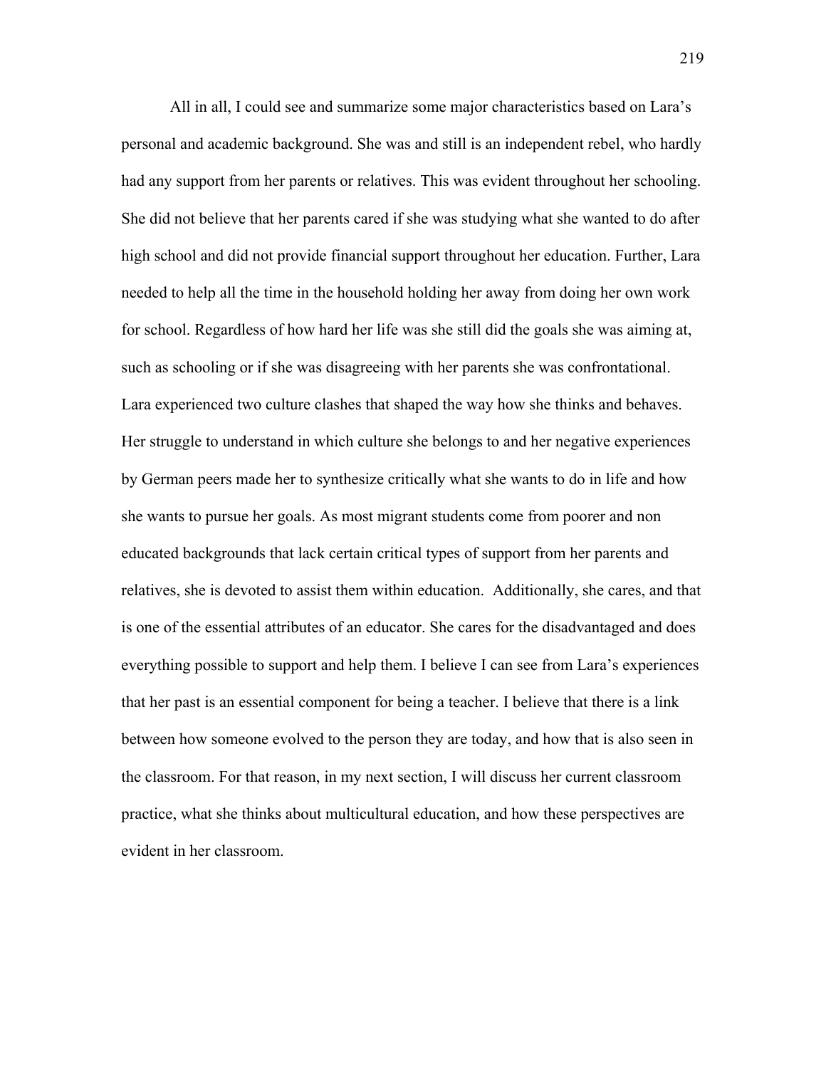All in all, I could see and summarize some major characteristics based on Lara's personal and academic background. She was and still is an independent rebel, who hardly had any support from her parents or relatives. This was evident throughout her schooling. She did not believe that her parents cared if she was studying what she wanted to do after high school and did not provide financial support throughout her education. Further, Lara needed to help all the time in the household holding her away from doing her own work for school. Regardless of how hard her life was she still did the goals she was aiming at, such as schooling or if she was disagreeing with her parents she was confrontational. Lara experienced two culture clashes that shaped the way how she thinks and behaves. Her struggle to understand in which culture she belongs to and her negative experiences by German peers made her to synthesize critically what she wants to do in life and how she wants to pursue her goals. As most migrant students come from poorer and non educated backgrounds that lack certain critical types of support from her parents and relatives, she is devoted to assist them within education. Additionally, she cares, and that is one of the essential attributes of an educator. She cares for the disadvantaged and does everything possible to support and help them. I believe I can see from Lara's experiences that her past is an essential component for being a teacher. I believe that there is a link between how someone evolved to the person they are today, and how that is also seen in the classroom. For that reason, in my next section, I will discuss her current classroom practice, what she thinks about multicultural education, and how these perspectives are evident in her classroom.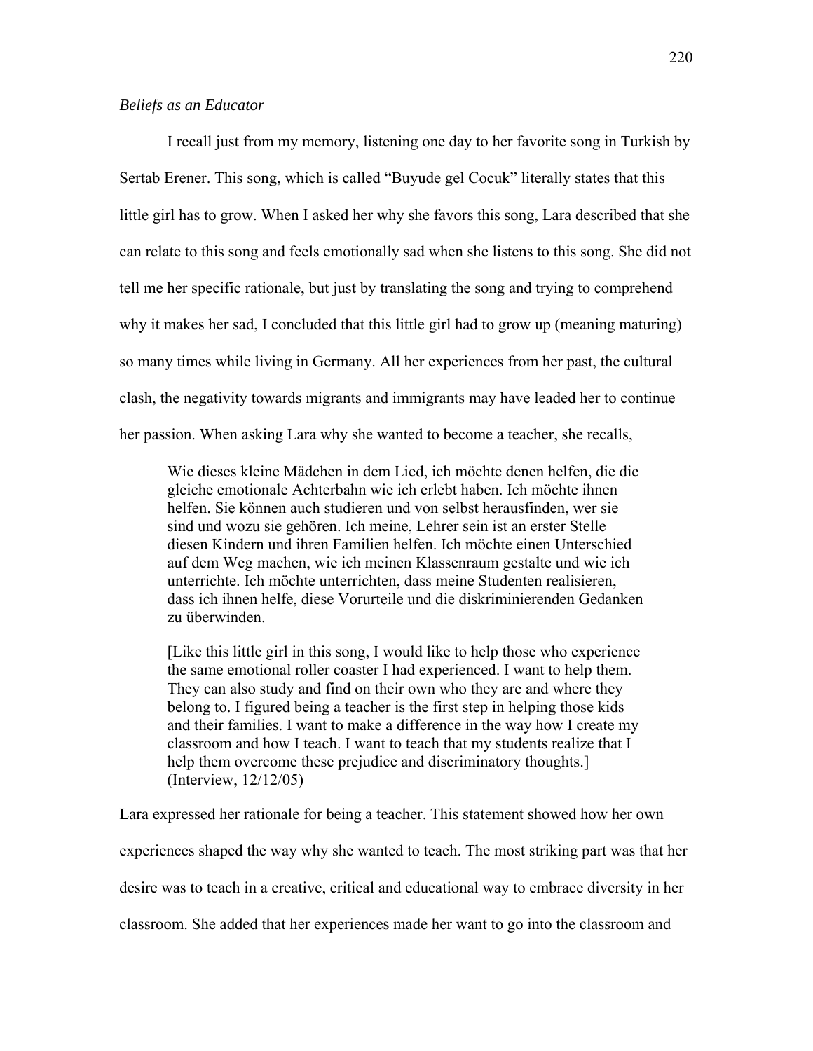*Beliefs as an Educator*

I recall just from my memory, listening one day to her favorite song in Turkish by Sertab Erener. This song, which is called "Buyude gel Cocuk" literally states that this little girl has to grow. When I asked her why she favors this song, Lara described that she can relate to this song and feels emotionally sad when she listens to this song. She did not tell me her specific rationale, but just by translating the song and trying to comprehend why it makes her sad, I concluded that this little girl had to grow up (meaning maturing) so many times while living in Germany. All her experiences from her past, the cultural clash, the negativity towards migrants and immigrants may have leaded her to continue her passion. When asking Lara why she wanted to become a teacher, she recalls,

> Wie dieses kleine Mädchen in dem Lied, ich möchte denen helfen, die die gleiche emotionale Achterbahn wie ich erlebt haben. Ich möchte ihnen helfen. Sie können auch studieren und von selbst herausfinden, wer sie sind und wozu sie gehören. Ich meine, Lehrer sein ist an erster Stelle diesen Kindern und ihren Familien helfen. Ich möchte einen Unterschied auf dem Weg machen, wie ich meinen Klassenraum gestalte und wie ich unterrichte. Ich möchte unterrichten, dass meine Studenten realisieren, dass ich ihnen helfe, diese Vorurteile und die diskriminierenden Gedanken zu überwinden.
>
> [Like this little girl in this song, I would like to help those who experience the same emotional roller coaster I had experienced. I want to help them. They can also study and find on their own who they are and where they belong to. I figured being a teacher is the first step in helping those kids and their families. I want to make a difference in the way how I create my classroom and how I teach. I want to teach that my students realize that I help them overcome these prejudice and discriminatory thoughts.] (Interview, 12/12/05)

Lara expressed her rationale for being a teacher. This statement showed how her own experiences shaped the way why she wanted to teach. The most striking part was that her desire was to teach in a creative, critical and educational way to embrace diversity in her classroom. She added that her experiences made her want to go into the classroom and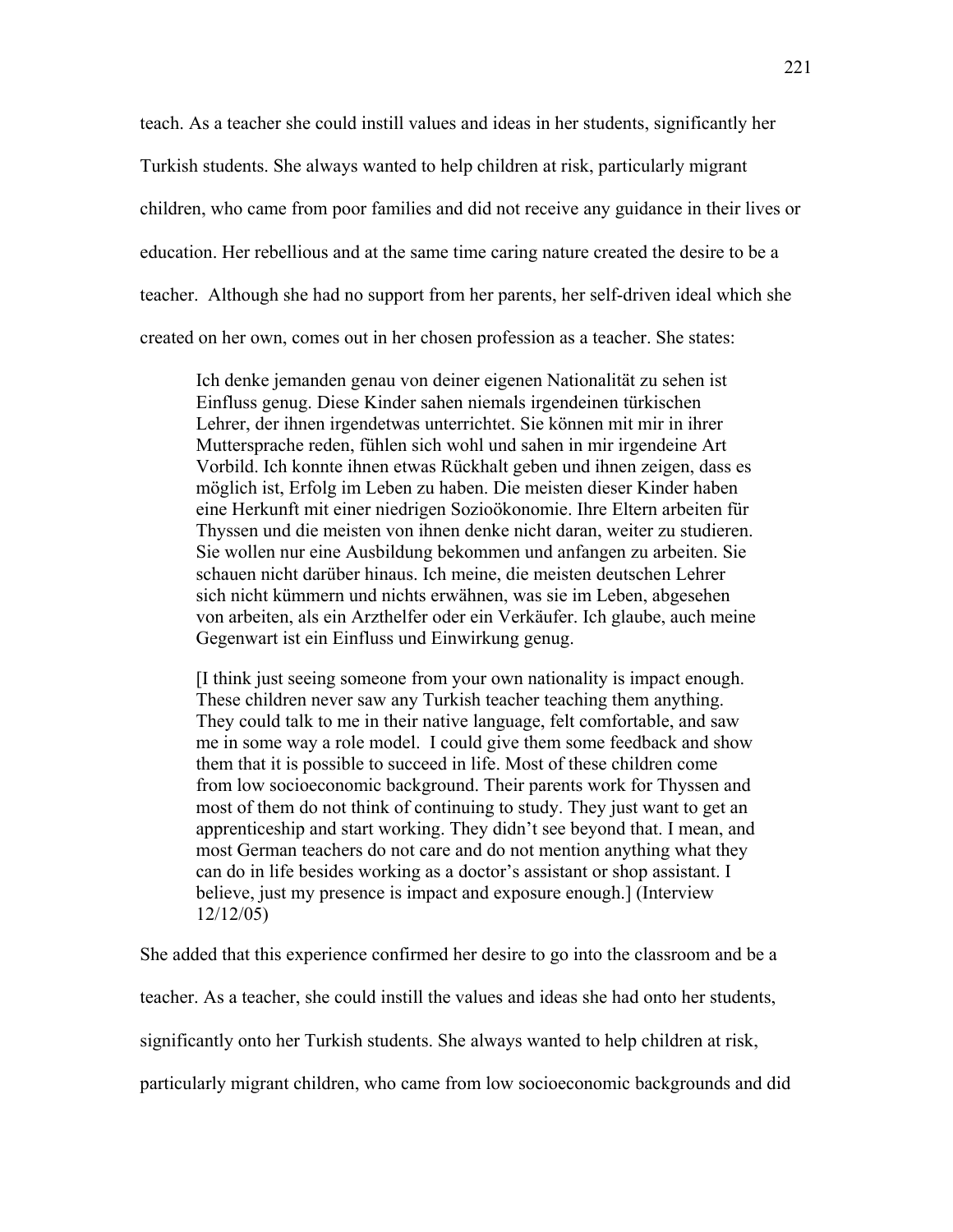teach. As a teacher she could instill values and ideas in her students, significantly her Turkish students. She always wanted to help children at risk, particularly migrant children, who came from poor families and did not receive any guidance in their lives or education. Her rebellious and at the same time caring nature created the desire to be a teacher. Although she had no support from her parents, her self-driven ideal which she created on her own, comes out in her chosen profession as a teacher. She states:

> Ich denke jemanden genau von deiner eigenen Nationalität zu sehen ist Einfluss genug. Diese Kinder sahen niemals irgendeinen türkischen Lehrer, der ihnen irgendetwas unterrichtet. Sie können mit mir in ihrer Muttersprache reden, fühlen sich wohl und sahen in mir irgendeine Art Vorbild. Ich konnte ihnen etwas Rückhalt geben und ihnen zeigen, dass es möglich ist, Erfolg im Leben zu haben. Die meisten dieser Kinder haben eine Herkunft mit einer niedrigen Sozioökonomie. Ihre Eltern arbeiten für Thyssen und die meisten von ihnen denke nicht daran, weiter zu studieren. Sie wollen nur eine Ausbildung bekommen und anfangen zu arbeiten. Sie schauen nicht darüber hinaus. Ich meine, die meisten deutschen Lehrer sich nicht kümmern und nichts erwähnen, was sie im Leben, abgesehen von arbeiten, als ein Arzthelfer oder ein Verkäufer. Ich glaube, auch meine Gegenwart ist ein Einfluss und Einwirkung genug.
>
> [I think just seeing someone from your own nationality is impact enough. These children never saw any Turkish teacher teaching them anything. They could talk to me in their native language, felt comfortable, and saw me in some way a role model. I could give them some feedback and show them that it is possible to succeed in life. Most of these children come from low socioeconomic background. Their parents work for Thyssen and most of them do not think of continuing to study. They just want to get an apprenticeship and start working. They didn't see beyond that. I mean, and most German teachers do not care and do not mention anything what they can do in life besides working as a doctor's assistant or shop assistant. I believe, just my presence is impact and exposure enough.] (Interview 12/12/05)

She added that this experience confirmed her desire to go into the classroom and be a teacher. As a teacher, she could instill the values and ideas she had onto her students, significantly onto her Turkish students. She always wanted to help children at risk, particularly migrant children, who came from low socioeconomic backgrounds and did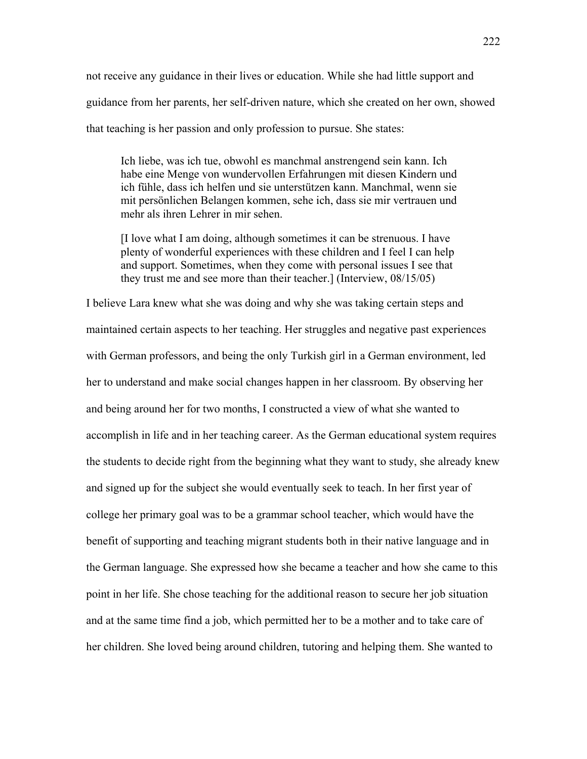not receive any guidance in their lives or education. While she had little support and guidance from her parents, her self-driven nature, which she created on her own, showed that teaching is her passion and only profession to pursue. She states:

> Ich liebe, was ich tue, obwohl es manchmal anstrengend sein kann. Ich habe eine Menge von wundervollen Erfahrungen mit diesen Kindern und ich fühle, dass ich helfen und sie unterstützen kann. Manchmal, wenn sie mit persönlichen Belangen kommen, sehe ich, dass sie mir vertrauen und mehr als ihren Lehrer in mir sehen.
>
> [I love what I am doing, although sometimes it can be strenuous. I have plenty of wonderful experiences with these children and I feel I can help and support. Sometimes, when they come with personal issues I see that they trust me and see more than their teacher.] (Interview, 08/15/05)

I believe Lara knew what she was doing and why she was taking certain steps and maintained certain aspects to her teaching. Her struggles and negative past experiences with German professors, and being the only Turkish girl in a German environment, led her to understand and make social changes happen in her classroom. By observing her and being around her for two months, I constructed a view of what she wanted to accomplish in life and in her teaching career. As the German educational system requires the students to decide right from the beginning what they want to study, she already knew and signed up for the subject she would eventually seek to teach. In her first year of college her primary goal was to be a grammar school teacher, which would have the benefit of supporting and teaching migrant students both in their native language and in the German language. She expressed how she became a teacher and how she came to this point in her life. She chose teaching for the additional reason to secure her job situation and at the same time find a job, which permitted her to be a mother and to take care of her children. She loved being around children, tutoring and helping them. She wanted to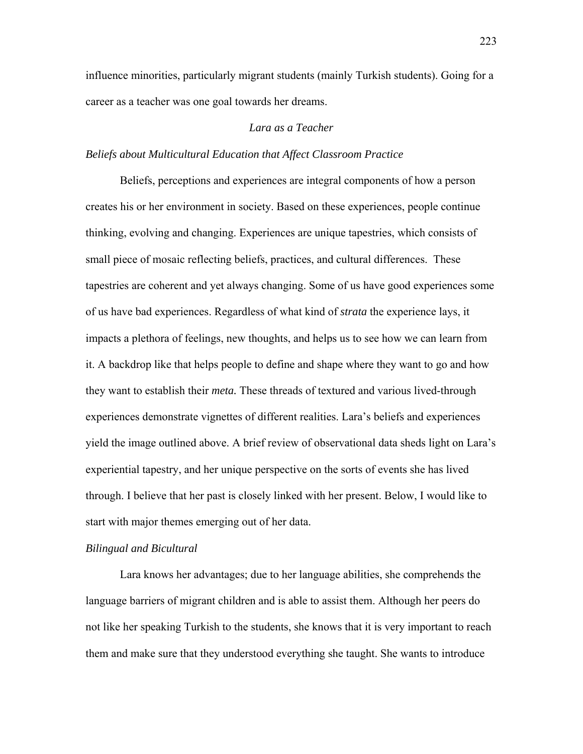influence minorities, particularly migrant students (mainly Turkish students). Going for a career as a teacher was one goal towards her dreams.

## *Lara as a Teacher*

### *Beliefs about Multicultural Education that Affect Classroom Practice*

Beliefs, perceptions and experiences are integral components of how a person creates his or her environment in society. Based on these experiences, people continue thinking, evolving and changing. Experiences are unique tapestries, which consists of small piece of mosaic reflecting beliefs, practices, and cultural differences. These tapestries are coherent and yet always changing. Some of us have good experiences some of us have bad experiences. Regardless of what kind of *strata* the experience lays, it impacts a plethora of feelings, new thoughts, and helps us to see how we can learn from it. A backdrop like that helps people to define and shape where they want to go and how they want to establish their *meta.* These threads of textured and various lived-through experiences demonstrate vignettes of different realities. Lara's beliefs and experiences yield the image outlined above. A brief review of observational data sheds light on Lara's experiential tapestry, and her unique perspective on the sorts of events she has lived through. I believe that her past is closely linked with her present. Below, I would like to start with major themes emerging out of her data.

### *Bilingual and Bicultural*

Lara knows her advantages; due to her language abilities, she comprehends the language barriers of migrant children and is able to assist them. Although her peers do not like her speaking Turkish to the students, she knows that it is very important to reach them and make sure that they understood everything she taught. She wants to introduce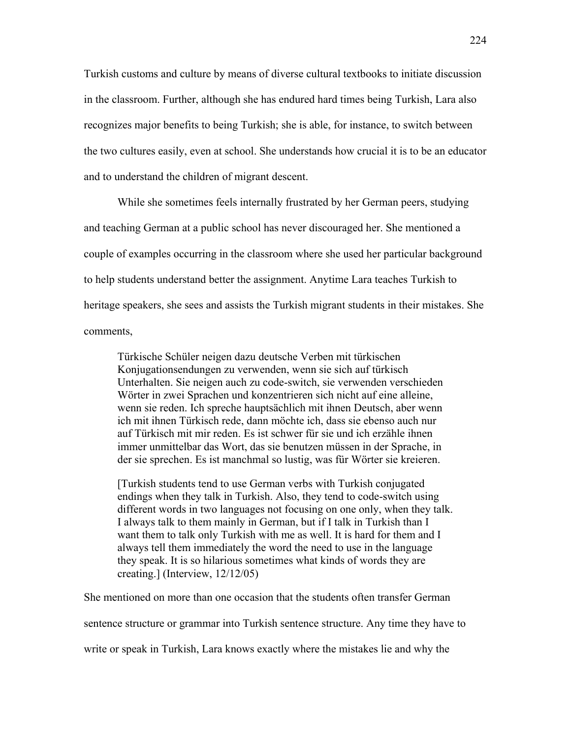Turkish customs and culture by means of diverse cultural textbooks to initiate discussion in the classroom. Further, although she has endured hard times being Turkish, Lara also recognizes major benefits to being Turkish; she is able, for instance, to switch between the two cultures easily, even at school. She understands how crucial it is to be an educator and to understand the children of migrant descent.

While she sometimes feels internally frustrated by her German peers, studying and teaching German at a public school has never discouraged her. She mentioned a couple of examples occurring in the classroom where she used her particular background to help students understand better the assignment. Anytime Lara teaches Turkish to heritage speakers, she sees and assists the Turkish migrant students in their mistakes. She comments,

> Türkische Schüler neigen dazu deutsche Verben mit türkischen Konjugationsendungen zu verwenden, wenn sie sich auf türkisch Unterhalten. Sie neigen auch zu code-switch, sie verwenden verschieden Wörter in zwei Sprachen und konzentrieren sich nicht auf eine alleine, wenn sie reden. Ich spreche hauptsächlich mit ihnen Deutsch, aber wenn ich mit ihnen Türkisch rede, dann möchte ich, dass sie ebenso auch nur auf Türkisch mit mir reden. Es ist schwer für sie und ich erzähle ihnen immer unmittelbar das Wort, das sie benutzen müssen in der Sprache, in der sie sprechen. Es ist manchmal so lustig, was für Wörter sie kreieren.
>
> [Turkish students tend to use German verbs with Turkish conjugated endings when they talk in Turkish. Also, they tend to code-switch using different words in two languages not focusing on one only, when they talk. I always talk to them mainly in German, but if I talk in Turkish than I want them to talk only Turkish with me as well. It is hard for them and I always tell them immediately the word the need to use in the language they speak. It is so hilarious sometimes what kinds of words they are creating.] (Interview, 12/12/05)

She mentioned on more than one occasion that the students often transfer German sentence structure or grammar into Turkish sentence structure. Any time they have to write or speak in Turkish, Lara knows exactly where the mistakes lie and why the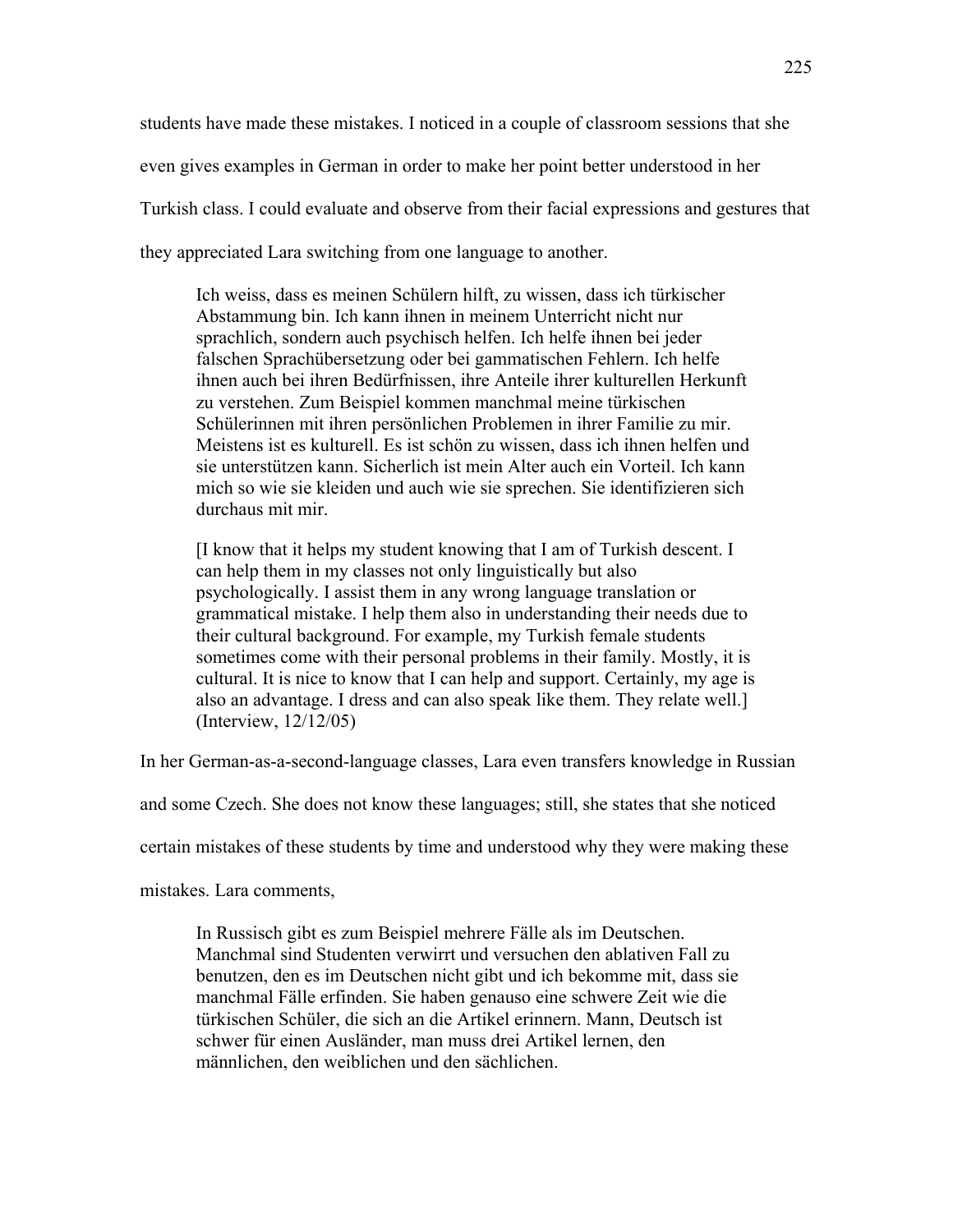students have made these mistakes. I noticed in a couple of classroom sessions that she even gives examples in German in order to make her point better understood in her Turkish class. I could evaluate and observe from their facial expressions and gestures that they appreciated Lara switching from one language to another.

> Ich weiss, dass es meinen Schülern hilft, zu wissen, dass ich türkischer Abstammung bin. Ich kann ihnen in meinem Unterricht nicht nur sprachlich, sondern auch psychisch helfen. Ich helfe ihnen bei jeder falschen Sprachübersetzung oder bei gammatischen Fehlern. Ich helfe ihnen auch bei ihren Bedürfnissen, ihre Anteile ihrer kulturellen Herkunft zu verstehen. Zum Beispiel kommen manchmal meine türkischen Schülerinnen mit ihren persönlichen Problemen in ihrer Familie zu mir. Meistens ist es kulturell. Es ist schön zu wissen, dass ich ihnen helfen und sie unterstützen kann. Sicherlich ist mein Alter auch ein Vorteil. Ich kann mich so wie sie kleiden und auch wie sie sprechen. Sie identifizieren sich durchaus mit mir.
>
> [I know that it helps my student knowing that I am of Turkish descent. I can help them in my classes not only linguistically but also psychologically. I assist them in any wrong language translation or grammatical mistake. I help them also in understanding their needs due to their cultural background. For example, my Turkish female students sometimes come with their personal problems in their family. Mostly, it is cultural. It is nice to know that I can help and support. Certainly, my age is also an advantage. I dress and can also speak like them. They relate well.] (Interview, 12/12/05)

In her German-as-a-second-language classes, Lara even transfers knowledge in Russian and some Czech. She does not know these languages; still, she states that she noticed certain mistakes of these students by time and understood why they were making these mistakes. Lara comments,

> In Russisch gibt es zum Beispiel mehrere Fälle als im Deutschen. Manchmal sind Studenten verwirrt und versuchen den ablativen Fall zu benutzen, den es im Deutschen nicht gibt und ich bekomme mit, dass sie manchmal Fälle erfinden. Sie haben genauso eine schwere Zeit wie die türkischen Schüler, die sich an die Artikel erinnern. Mann, Deutsch ist schwer für einen Ausländer, man muss drei Artikel lernen, den männlichen, den weiblichen und den sächlichen.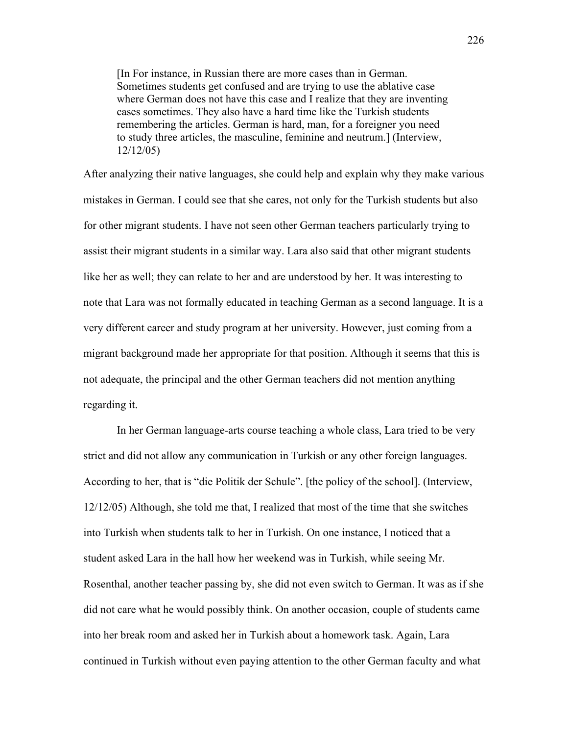> [In For instance, in Russian there are more cases than in German. Sometimes students get confused and are trying to use the ablative case where German does not have this case and I realize that they are inventing cases sometimes. They also have a hard time like the Turkish students remembering the articles. German is hard, man, for a foreigner you need to study three articles, the masculine, feminine and neutrum.] (Interview, 12/12/05)

After analyzing their native languages, she could help and explain why they make various mistakes in German. I could see that she cares, not only for the Turkish students but also for other migrant students. I have not seen other German teachers particularly trying to assist their migrant students in a similar way. Lara also said that other migrant students like her as well; they can relate to her and are understood by her. It was interesting to note that Lara was not formally educated in teaching German as a second language. It is a very different career and study program at her university. However, just coming from a migrant background made her appropriate for that position. Although it seems that this is not adequate, the principal and the other German teachers did not mention anything regarding it.

In her German language-arts course teaching a whole class, Lara tried to be very strict and did not allow any communication in Turkish or any other foreign languages. According to her, that is "die Politik der Schule". [the policy of the school]. (Interview, 12/12/05) Although, she told me that, I realized that most of the time that she switches into Turkish when students talk to her in Turkish. On one instance, I noticed that a student asked Lara in the hall how her weekend was in Turkish, while seeing Mr. Rosenthal, another teacher passing by, she did not even switch to German. It was as if she did not care what he would possibly think. On another occasion, couple of students came into her break room and asked her in Turkish about a homework task. Again, Lara continued in Turkish without even paying attention to the other German faculty and what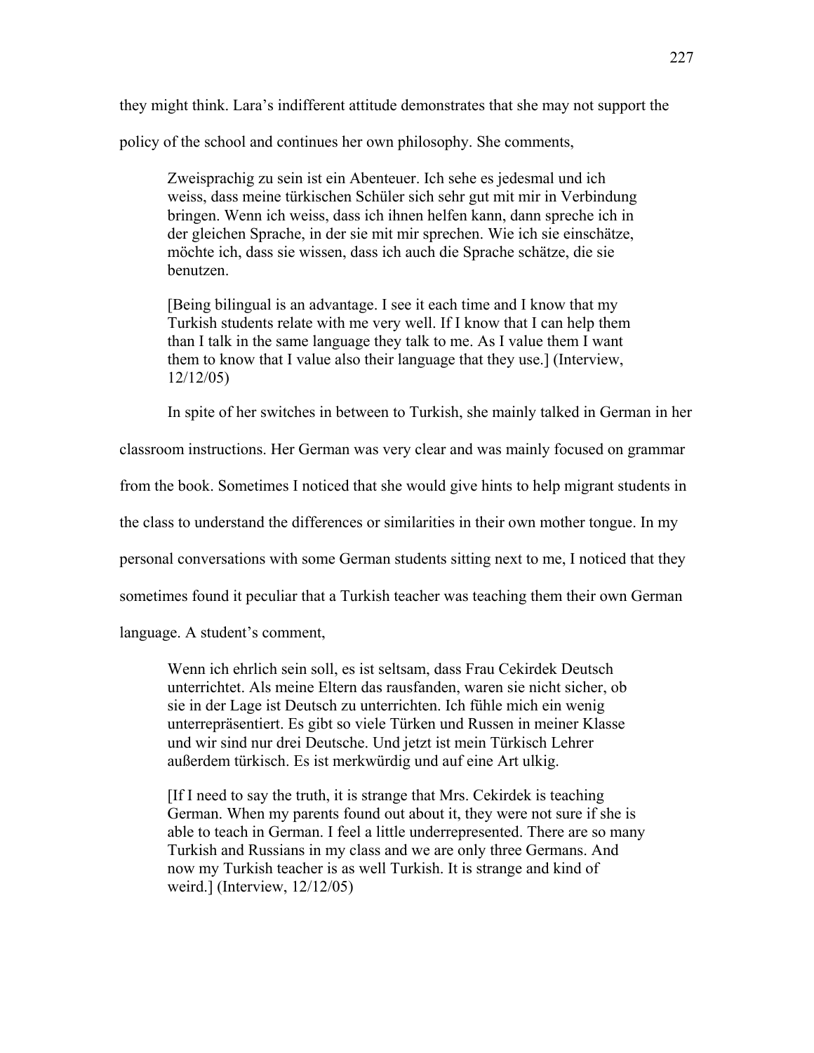they might think. Lara's indifferent attitude demonstrates that she may not support the policy of the school and continues her own philosophy. She comments,

> Zweisprachig zu sein ist ein Abenteuer. Ich sehe es jedesmal und ich weiss, dass meine türkischen Schüler sich sehr gut mit mir in Verbindung bringen. Wenn ich weiss, dass ich ihnen helfen kann, dann spreche ich in der gleichen Sprache, in der sie mit mir sprechen. Wie ich sie einschätze, möchte ich, dass sie wissen, dass ich auch die Sprache schätze, die sie benutzen.
>
> [Being bilingual is an advantage. I see it each time and I know that my Turkish students relate with me very well. If I know that I can help them than I talk in the same language they talk to me. As I value them I want them to know that I value also their language that they use.] (Interview, 12/12/05)

In spite of her switches in between to Turkish, she mainly talked in German in her classroom instructions. Her German was very clear and was mainly focused on grammar from the book. Sometimes I noticed that she would give hints to help migrant students in the class to understand the differences or similarities in their own mother tongue. In my personal conversations with some German students sitting next to me, I noticed that they sometimes found it peculiar that a Turkish teacher was teaching them their own German language. A student's comment,

> Wenn ich ehrlich sein soll, es ist seltsam, dass Frau Cekirdek Deutsch unterrichtet. Als meine Eltern das rausfanden, waren sie nicht sicher, ob sie in der Lage ist Deutsch zu unterrichten. Ich fühle mich ein wenig unterrepräsentiert. Es gibt so viele Türken und Russen in meiner Klasse und wir sind nur drei Deutsche. Und jetzt ist mein Türkisch Lehrer außerdem türkisch. Es ist merkwürdig und auf eine Art ulkig.
>
> [If I need to say the truth, it is strange that Mrs. Cekirdek is teaching German. When my parents found out about it, they were not sure if she is able to teach in German. I feel a little underrepresented. There are so many Turkish and Russians in my class and we are only three Germans. And now my Turkish teacher is as well Turkish. It is strange and kind of weird.] (Interview, 12/12/05)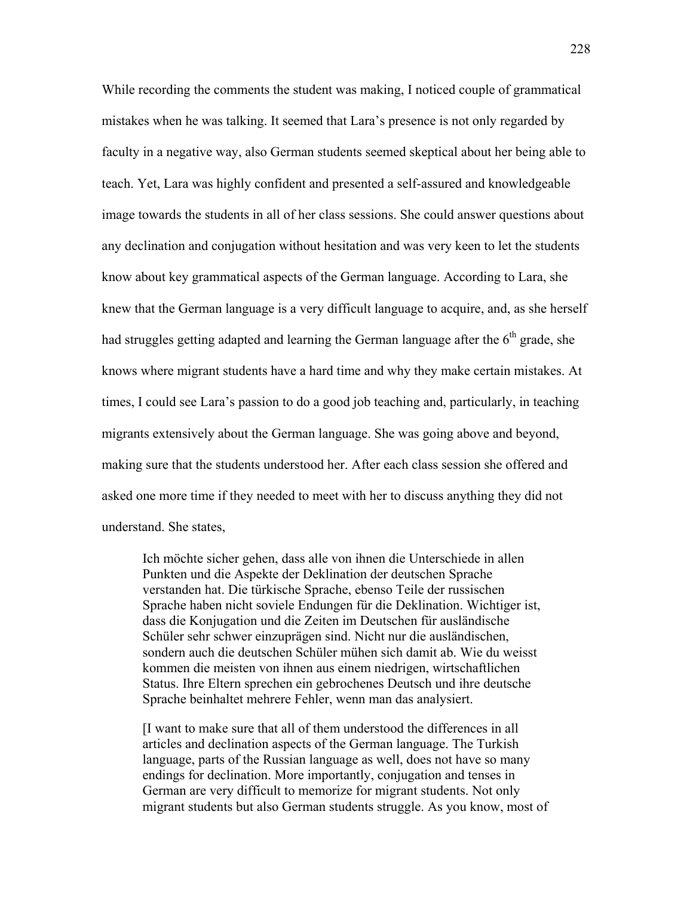While recording the comments the student was making, I noticed couple of grammatical mistakes when he was talking. It seemed that Lara's presence is not only regarded by faculty in a negative way, also German students seemed skeptical about her being able to teach. Yet, Lara was highly confident and presented a self-assured and knowledgeable image towards the students in all of her class sessions. She could answer questions about any declination and conjugation without hesitation and was very keen to let the students know about key grammatical aspects of the German language. According to Lara, she knew that the German language is a very difficult language to acquire, and, as she herself had struggles getting adapted and learning the German language after the 6th grade, she knows where migrant students have a hard time and why they make certain mistakes. At times, I could see Lara's passion to do a good job teaching and, particularly, in teaching migrants extensively about the German language. She was going above and beyond, making sure that the students understood her. After each class session she offered and asked one more time if they needed to meet with her to discuss anything they did not understand. She states,

> Ich möchte sicher gehen, dass alle von ihnen die Unterschiede in allen Punkten und die Aspekte der Deklination der deutschen Sprache verstanden hat. Die türkische Sprache, ebenso Teile der russischen Sprache haben nicht soviele Endungen für die Deklination. Wichtiger ist, dass die Konjugation und die Zeiten im Deutschen für ausländische Schüler sehr schwer einzuprägen sind. Nicht nur die ausländischen, sondern auch die deutschen Schüler mühen sich damit ab. Wie du weisst kommen die meisten von ihnen aus einem niedrigen, wirtschaftlichen Status. Ihre Eltern sprechen ein gebrochenes Deutsch und ihre deutsche Sprache beinhaltet mehrere Fehler, wenn man das analysiert.
>
> [I want to make sure that all of them understood the differences in all articles and declination aspects of the German language. The Turkish language, parts of the Russian language as well, does not have so many endings for declination. More importantly, conjugation and tenses in German are very difficult to memorize for migrant students. Not only migrant students but also German students struggle. As you know, most of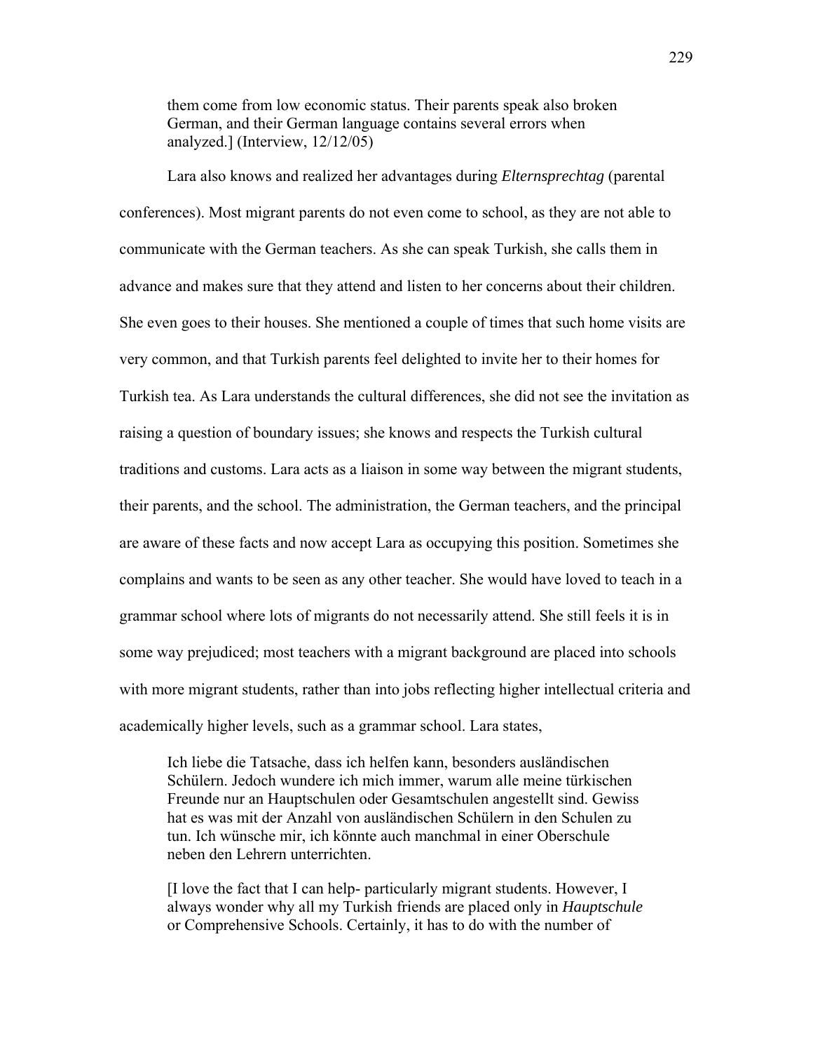them come from low economic status. Their parents speak also broken German, and their German language contains several errors when analyzed.] (Interview, 12/12/05)

Lara also knows and realized her advantages during *Elternsprechtag* (parental conferences). Most migrant parents do not even come to school, as they are not able to communicate with the German teachers. As she can speak Turkish, she calls them in advance and makes sure that they attend and listen to her concerns about their children. She even goes to their houses. She mentioned a couple of times that such home visits are very common, and that Turkish parents feel delighted to invite her to their homes for Turkish tea. As Lara understands the cultural differences, she did not see the invitation as raising a question of boundary issues; she knows and respects the Turkish cultural traditions and customs. Lara acts as a liaison in some way between the migrant students, their parents, and the school. The administration, the German teachers, and the principal are aware of these facts and now accept Lara as occupying this position. Sometimes she complains and wants to be seen as any other teacher. She would have loved to teach in a grammar school where lots of migrants do not necessarily attend. She still feels it is in some way prejudiced; most teachers with a migrant background are placed into schools with more migrant students, rather than into jobs reflecting higher intellectual criteria and academically higher levels, such as a grammar school. Lara states,

> Ich liebe die Tatsache, dass ich helfen kann, besonders ausländischen Schülern. Jedoch wundere ich mich immer, warum alle meine türkischen Freunde nur an Hauptschulen oder Gesamtschulen angestellt sind. Gewiss hat es was mit der Anzahl von ausländischen Schülern in den Schulen zu tun. Ich wünsche mir, ich könnte auch manchmal in einer Oberschule neben den Lehrern unterrichten.
>
> [I love the fact that I can help- particularly migrant students. However, I always wonder why all my Turkish friends are placed only in *Hauptschule* or Comprehensive Schools. Certainly, it has to do with the number of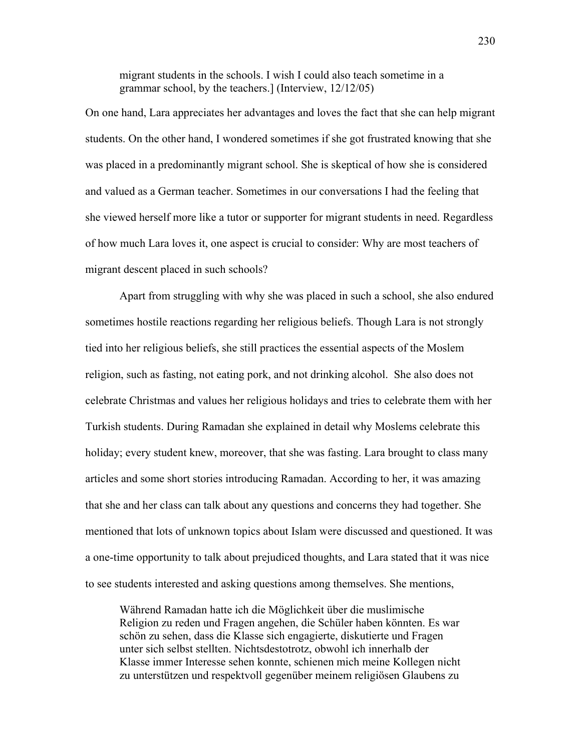> migrant students in the schools. I wish I could also teach sometime in a grammar school, by the teachers.] (Interview, 12/12/05)

On one hand, Lara appreciates her advantages and loves the fact that she can help migrant students. On the other hand, I wondered sometimes if she got frustrated knowing that she was placed in a predominantly migrant school. She is skeptical of how she is considered and valued as a German teacher. Sometimes in our conversations I had the feeling that she viewed herself more like a tutor or supporter for migrant students in need. Regardless of how much Lara loves it, one aspect is crucial to consider: Why are most teachers of migrant descent placed in such schools?

Apart from struggling with why she was placed in such a school, she also endured sometimes hostile reactions regarding her religious beliefs. Though Lara is not strongly tied into her religious beliefs, she still practices the essential aspects of the Moslem religion, such as fasting, not eating pork, and not drinking alcohol. She also does not celebrate Christmas and values her religious holidays and tries to celebrate them with her Turkish students. During Ramadan she explained in detail why Moslems celebrate this holiday; every student knew, moreover, that she was fasting. Lara brought to class many articles and some short stories introducing Ramadan. According to her, it was amazing that she and her class can talk about any questions and concerns they had together. She mentioned that lots of unknown topics about Islam were discussed and questioned. It was a one-time opportunity to talk about prejudiced thoughts, and Lara stated that it was nice to see students interested and asking questions among themselves. She mentions,

> Während Ramadan hatte ich die Möglichkeit über die muslimische Religion zu reden und Fragen angehen, die Schüler haben könnten. Es war schön zu sehen, dass die Klasse sich engagierte, diskutierte und Fragen unter sich selbst stellten. Nichtsdestotrotz, obwohl ich innerhalb der Klasse immer Interesse sehen konnte, schienen mich meine Kollegen nicht zu unterstützen und respektvoll gegenüber meinem religiösen Glaubens zu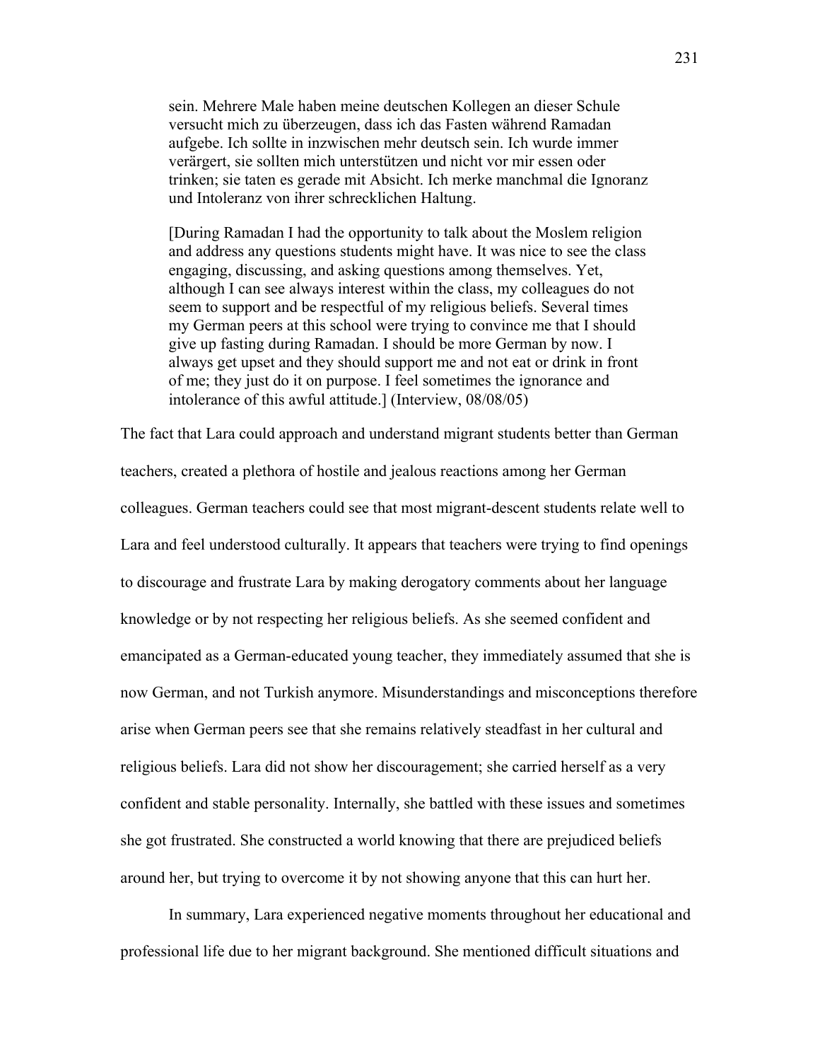> sein. Mehrere Male haben meine deutschen Kollegen an dieser Schule versucht mich zu überzeugen, dass ich das Fasten während Ramadan aufgebe. Ich sollte in inzwischen mehr deutsch sein. Ich wurde immer verärgert, sie sollten mich unterstützen und nicht vor mir essen oder trinken; sie taten es gerade mit Absicht. Ich merke manchmal die Ignoranz und Intoleranz von ihrer schrecklichen Haltung.
>
> [During Ramadan I had the opportunity to talk about the Moslem religion and address any questions students might have. It was nice to see the class engaging, discussing, and asking questions among themselves. Yet, although I can see always interest within the class, my colleagues do not seem to support and be respectful of my religious beliefs. Several times my German peers at this school were trying to convince me that I should give up fasting during Ramadan. I should be more German by now. I always get upset and they should support me and not eat or drink in front of me; they just do it on purpose. I feel sometimes the ignorance and intolerance of this awful attitude.] (Interview, 08/08/05)

The fact that Lara could approach and understand migrant students better than German teachers, created a plethora of hostile and jealous reactions among her German colleagues. German teachers could see that most migrant-descent students relate well to Lara and feel understood culturally. It appears that teachers were trying to find openings to discourage and frustrate Lara by making derogatory comments about her language knowledge or by not respecting her religious beliefs. As she seemed confident and emancipated as a German-educated young teacher, they immediately assumed that she is now German, and not Turkish anymore. Misunderstandings and misconceptions therefore arise when German peers see that she remains relatively steadfast in her cultural and religious beliefs. Lara did not show her discouragement; she carried herself as a very confident and stable personality. Internally, she battled with these issues and sometimes she got frustrated. She constructed a world knowing that there are prejudiced beliefs around her, but trying to overcome it by not showing anyone that this can hurt her.

In summary, Lara experienced negative moments throughout her educational and professional life due to her migrant background. She mentioned difficult situations and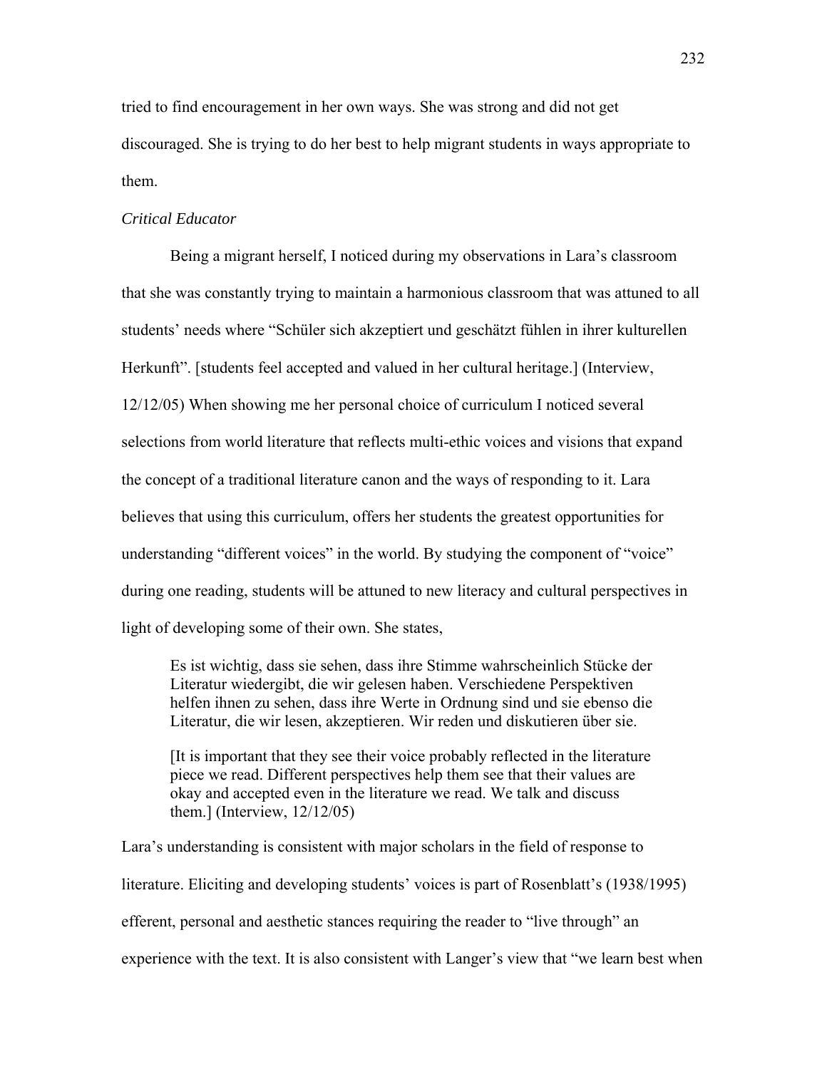tried to find encouragement in her own ways. She was strong and did not get discouraged. She is trying to do her best to help migrant students in ways appropriate to them.

*Critical Educator*

Being a migrant herself, I noticed during my observations in Lara's classroom that she was constantly trying to maintain a harmonious classroom that was attuned to all students' needs where "Schüler sich akzeptiert und geschätzt fühlen in ihrer kulturellen Herkunft". [students feel accepted and valued in her cultural heritage.] (Interview, 12/12/05) When showing me her personal choice of curriculum I noticed several selections from world literature that reflects multi-ethic voices and visions that expand the concept of a traditional literature canon and the ways of responding to it. Lara believes that using this curriculum, offers her students the greatest opportunities for understanding "different voices" in the world. By studying the component of "voice" during one reading, students will be attuned to new literacy and cultural perspectives in light of developing some of their own. She states,

> Es ist wichtig, dass sie sehen, dass ihre Stimme wahrscheinlich Stücke der Literatur wiedergibt, die wir gelesen haben. Verschiedene Perspektiven helfen ihnen zu sehen, dass ihre Werte in Ordnung sind und sie ebenso die Literatur, die wir lesen, akzeptieren. Wir reden und diskutieren über sie.
>
> [It is important that they see their voice probably reflected in the literature piece we read. Different perspectives help them see that their values are okay and accepted even in the literature we read. We talk and discuss them.] (Interview, 12/12/05)

Lara's understanding is consistent with major scholars in the field of response to literature. Eliciting and developing students' voices is part of Rosenblatt's (1938/1995) efferent, personal and aesthetic stances requiring the reader to "live through" an experience with the text. It is also consistent with Langer's view that "we learn best when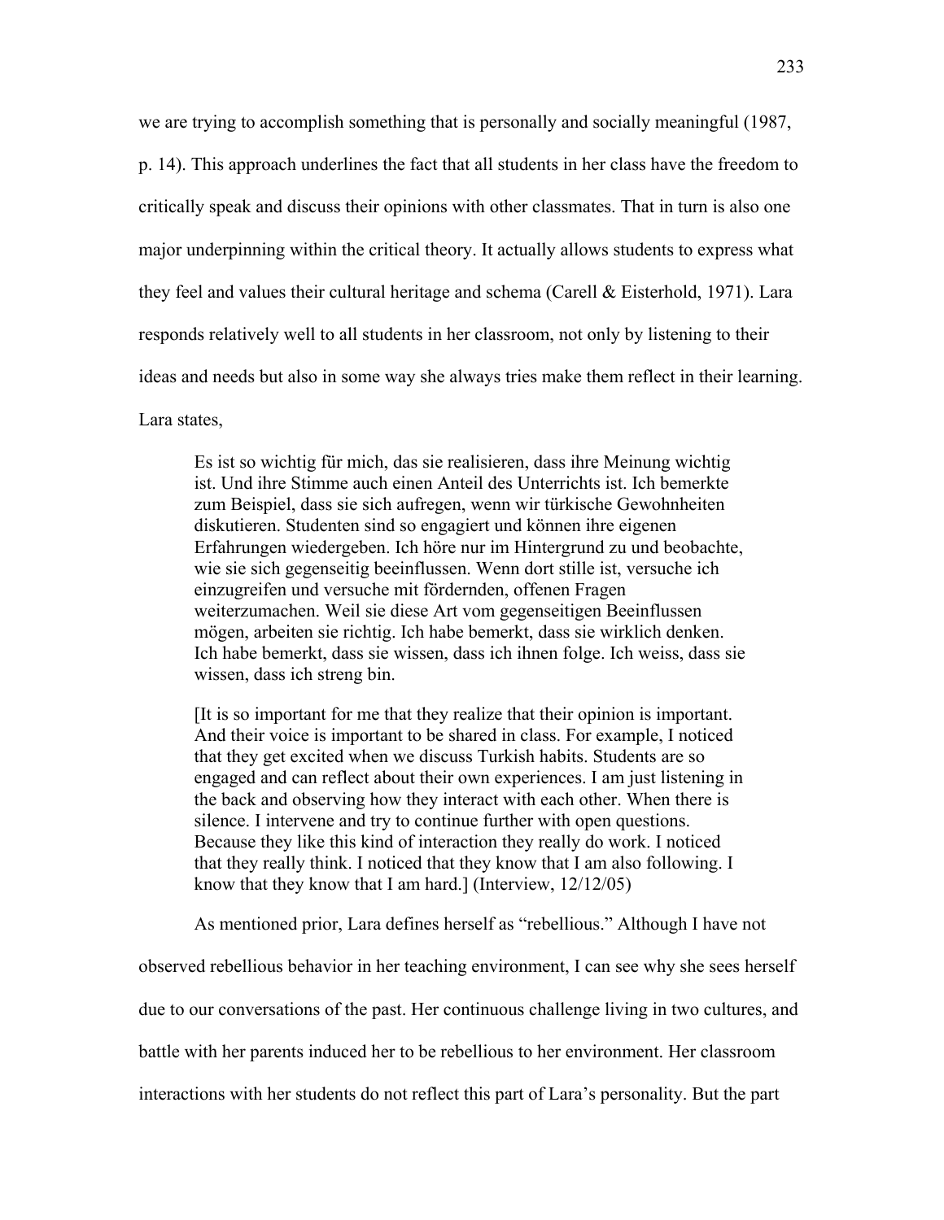we are trying to accomplish something that is personally and socially meaningful (1987, p. 14). This approach underlines the fact that all students in her class have the freedom to critically speak and discuss their opinions with other classmates. That in turn is also one major underpinning within the critical theory. It actually allows students to express what they feel and values their cultural heritage and schema (Carell & Eisterhold, 1971). Lara responds relatively well to all students in her classroom, not only by listening to their ideas and needs but also in some way she always tries make them reflect in their learning. Lara states,

> Es ist so wichtig für mich, das sie realisieren, dass ihre Meinung wichtig ist. Und ihre Stimme auch einen Anteil des Unterrichts ist. Ich bemerkte zum Beispiel, dass sie sich aufregen, wenn wir türkische Gewohnheiten diskutieren. Studenten sind so engagiert und können ihre eigenen Erfahrungen wiedergeben. Ich höre nur im Hintergrund zu und beobachte, wie sie sich gegenseitig beeinflussen. Wenn dort stille ist, versuche ich einzugreifen und versuche mit fördernden, offenen Fragen weiterzumachen. Weil sie diese Art vom gegenseitigen Beeinflussen mögen, arbeiten sie richtig. Ich habe bemerkt, dass sie wirklich denken. Ich habe bemerkt, dass sie wissen, dass ich ihnen folge. Ich weiss, dass sie wissen, dass ich streng bin.
>
> [It is so important for me that they realize that their opinion is important. And their voice is important to be shared in class. For example, I noticed that they get excited when we discuss Turkish habits. Students are so engaged and can reflect about their own experiences. I am just listening in the back and observing how they interact with each other. When there is silence. I intervene and try to continue further with open questions. Because they like this kind of interaction they really do work. I noticed that they really think. I noticed that they know that I am also following. I know that they know that I am hard.] (Interview, 12/12/05)

As mentioned prior, Lara defines herself as "rebellious." Although I have not observed rebellious behavior in her teaching environment, I can see why she sees herself due to our conversations of the past. Her continuous challenge living in two cultures, and battle with her parents induced her to be rebellious to her environment. Her classroom interactions with her students do not reflect this part of Lara's personality. But the part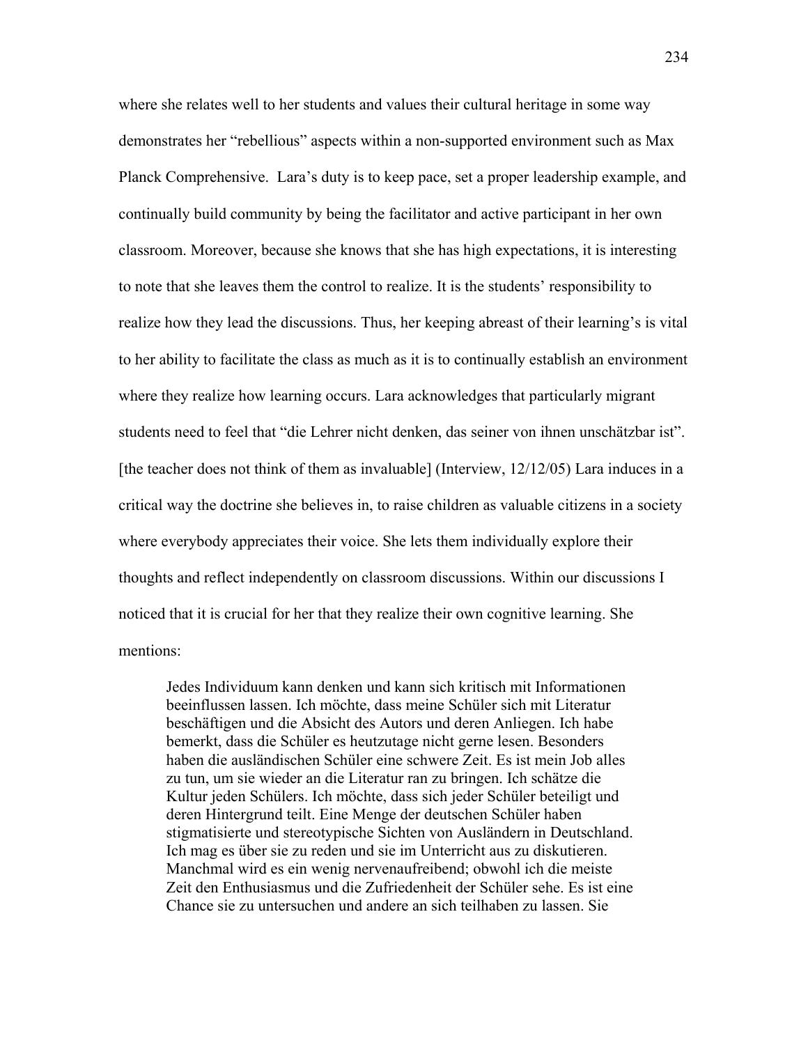where she relates well to her students and values their cultural heritage in some way demonstrates her "rebellious" aspects within a non-supported environment such as Max Planck Comprehensive. Lara's duty is to keep pace, set a proper leadership example, and continually build community by being the facilitator and active participant in her own classroom. Moreover, because she knows that she has high expectations, it is interesting to note that she leaves them the control to realize. It is the students' responsibility to realize how they lead the discussions. Thus, her keeping abreast of their learning's is vital to her ability to facilitate the class as much as it is to continually establish an environment where they realize how learning occurs. Lara acknowledges that particularly migrant students need to feel that "die Lehrer nicht denken, das seiner von ihnen unschätzbar ist". [the teacher does not think of them as invaluable] (Interview, 12/12/05) Lara induces in a critical way the doctrine she believes in, to raise children as valuable citizens in a society where everybody appreciates their voice. She lets them individually explore their thoughts and reflect independently on classroom discussions. Within our discussions I noticed that it is crucial for her that they realize their own cognitive learning. She mentions:

> Jedes Individuum kann denken und kann sich kritisch mit Informationen beeinflussen lassen. Ich möchte, dass meine Schüler sich mit Literatur beschäftigen und die Absicht des Autors und deren Anliegen. Ich habe bemerkt, dass die Schüler es heutzutage nicht gerne lesen. Besonders haben die ausländischen Schüler eine schwere Zeit. Es ist mein Job alles zu tun, um sie wieder an die Literatur ran zu bringen. Ich schätze die Kultur jeden Schülers. Ich möchte, dass sich jeder Schüler beteiligt und deren Hintergrund teilt. Eine Menge der deutschen Schüler haben stigmatisierte und stereotypische Sichten von Ausländern in Deutschland. Ich mag es über sie zu reden und sie im Unterricht aus zu diskutieren. Manchmal wird es ein wenig nervenaufreibend; obwohl ich die meiste Zeit den Enthusiasmus und die Zufriedenheit der Schüler sehe. Es ist eine Chance sie zu untersuchen und andere an sich teilhaben zu lassen. Sie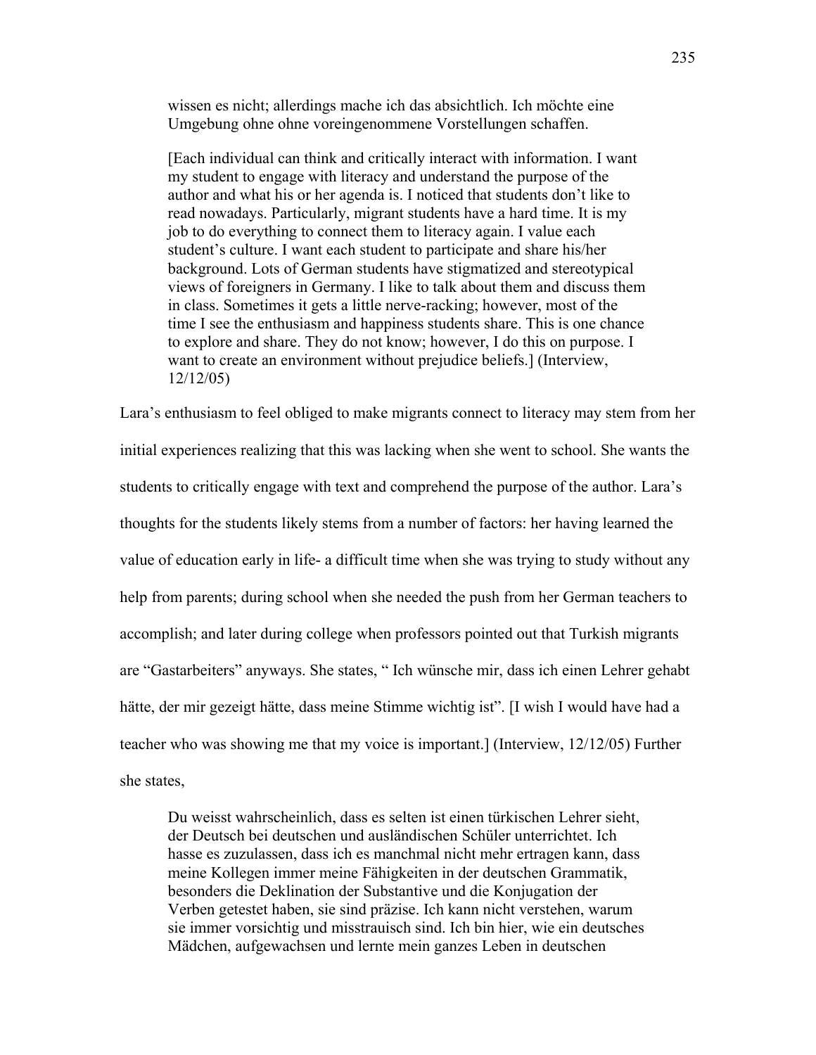> wissen es nicht; allerdings mache ich das absichtlich. Ich möchte eine Umgebung ohne ohne voreingenommene Vorstellungen schaffen.
>
> [Each individual can think and critically interact with information. I want my student to engage with literacy and understand the purpose of the author and what his or her agenda is. I noticed that students don't like to read nowadays. Particularly, migrant students have a hard time. It is my job to do everything to connect them to literacy again. I value each student's culture. I want each student to participate and share his/her background. Lots of German students have stigmatized and stereotypical views of foreigners in Germany. I like to talk about them and discuss them in class. Sometimes it gets a little nerve-racking; however, most of the time I see the enthusiasm and happiness students share. This is one chance to explore and share. They do not know; however, I do this on purpose. I want to create an environment without prejudice beliefs.] (Interview, 12/12/05)

Lara's enthusiasm to feel obliged to make migrants connect to literacy may stem from her initial experiences realizing that this was lacking when she went to school. She wants the students to critically engage with text and comprehend the purpose of the author. Lara's thoughts for the students likely stems from a number of factors: her having learned the value of education early in life- a difficult time when she was trying to study without any help from parents; during school when she needed the push from her German teachers to accomplish; and later during college when professors pointed out that Turkish migrants are "Gastarbeiters" anyways. She states, " Ich wünsche mir, dass ich einen Lehrer gehabt hätte, der mir gezeigt hätte, dass meine Stimme wichtig ist". [I wish I would have had a teacher who was showing me that my voice is important.] (Interview, 12/12/05) Further she states,

> Du weisst wahrscheinlich, dass es selten ist einen türkischen Lehrer sieht, der Deutsch bei deutschen und ausländischen Schüler unterrichtet. Ich hasse es zuzulassen, dass ich es manchmal nicht mehr ertragen kann, dass meine Kollegen immer meine Fähigkeiten in der deutschen Grammatik, besonders die Deklination der Substantive und die Konjugation der Verben getestet haben, sie sind präzise. Ich kann nicht verstehen, warum sie immer vorsichtig und misstrauisch sind. Ich bin hier, wie ein deutsches Mädchen, aufgewachsen und lernte mein ganzes Leben in deutschen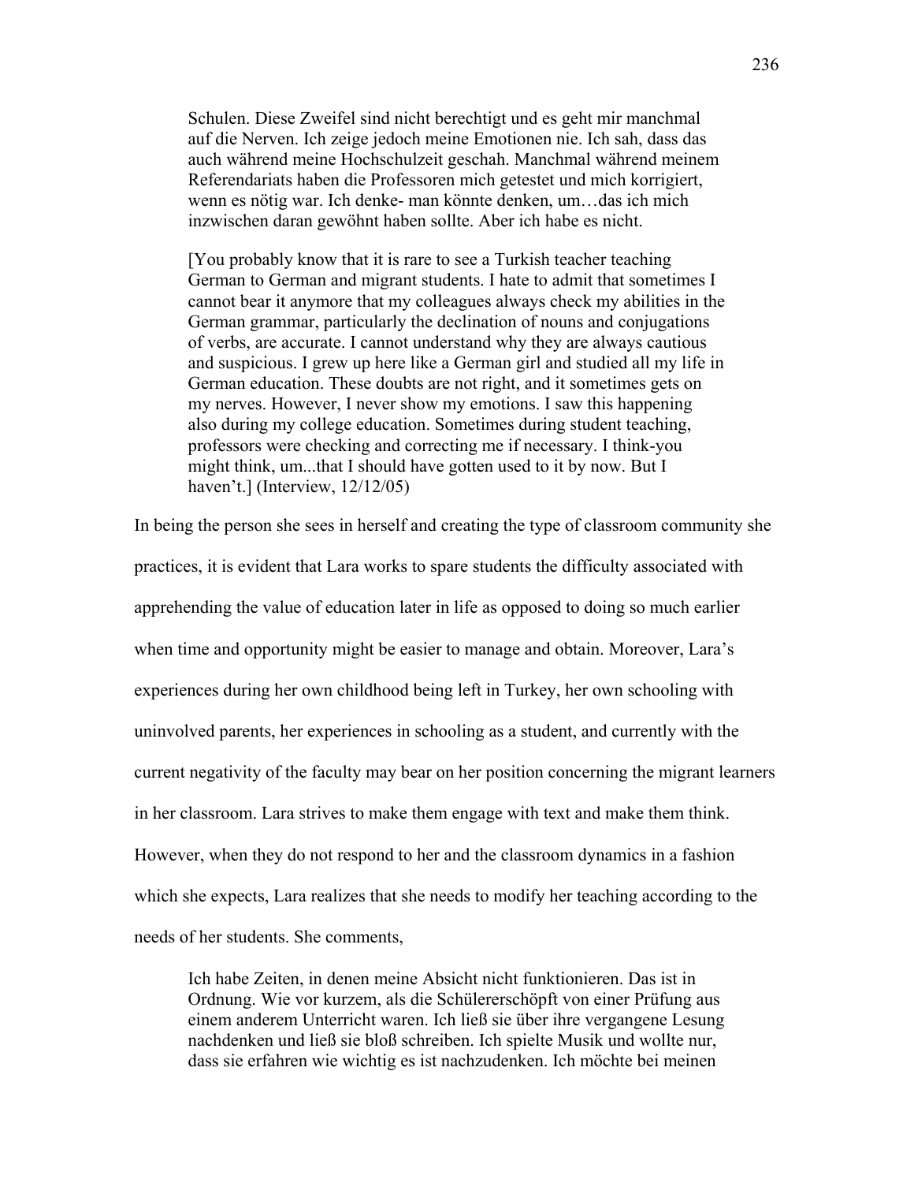> Schulen. Diese Zweifel sind nicht berechtigt und es geht mir manchmal auf die Nerven. Ich zeige jedoch meine Emotionen nie. Ich sah, dass das auch während meine Hochschulzeit geschah. Manchmal während meinem Referendariats haben die Professoren mich getestet und mich korrigiert, wenn es nötig war. Ich denke- man könnte denken, um…das ich mich inzwischen daran gewöhnt haben sollte. Aber ich habe es nicht.
>
> [You probably know that it is rare to see a Turkish teacher teaching German to German and migrant students. I hate to admit that sometimes I cannot bear it anymore that my colleagues always check my abilities in the German grammar, particularly the declination of nouns and conjugations of verbs, are accurate. I cannot understand why they are always cautious and suspicious. I grew up here like a German girl and studied all my life in German education. These doubts are not right, and it sometimes gets on my nerves. However, I never show my emotions. I saw this happening also during my college education. Sometimes during student teaching, professors were checking and correcting me if necessary. I think-you might think, um...that I should have gotten used to it by now. But I haven't.] (Interview, 12/12/05)

In being the person she sees in herself and creating the type of classroom community she practices, it is evident that Lara works to spare students the difficulty associated with apprehending the value of education later in life as opposed to doing so much earlier when time and opportunity might be easier to manage and obtain. Moreover, Lara's experiences during her own childhood being left in Turkey, her own schooling with uninvolved parents, her experiences in schooling as a student, and currently with the current negativity of the faculty may bear on her position concerning the migrant learners in her classroom. Lara strives to make them engage with text and make them think. However, when they do not respond to her and the classroom dynamics in a fashion which she expects, Lara realizes that she needs to modify her teaching according to the needs of her students. She comments,

> Ich habe Zeiten, in denen meine Absicht nicht funktionieren. Das ist in Ordnung. Wie vor kurzem, als die Schülererschöpft von einer Prüfung aus einem anderem Unterricht waren. Ich ließ sie über ihre vergangene Lesung nachdenken und ließ sie bloß schreiben. Ich spielte Musik und wollte nur, dass sie erfahren wie wichtig es ist nachzudenken. Ich möchte bei meinen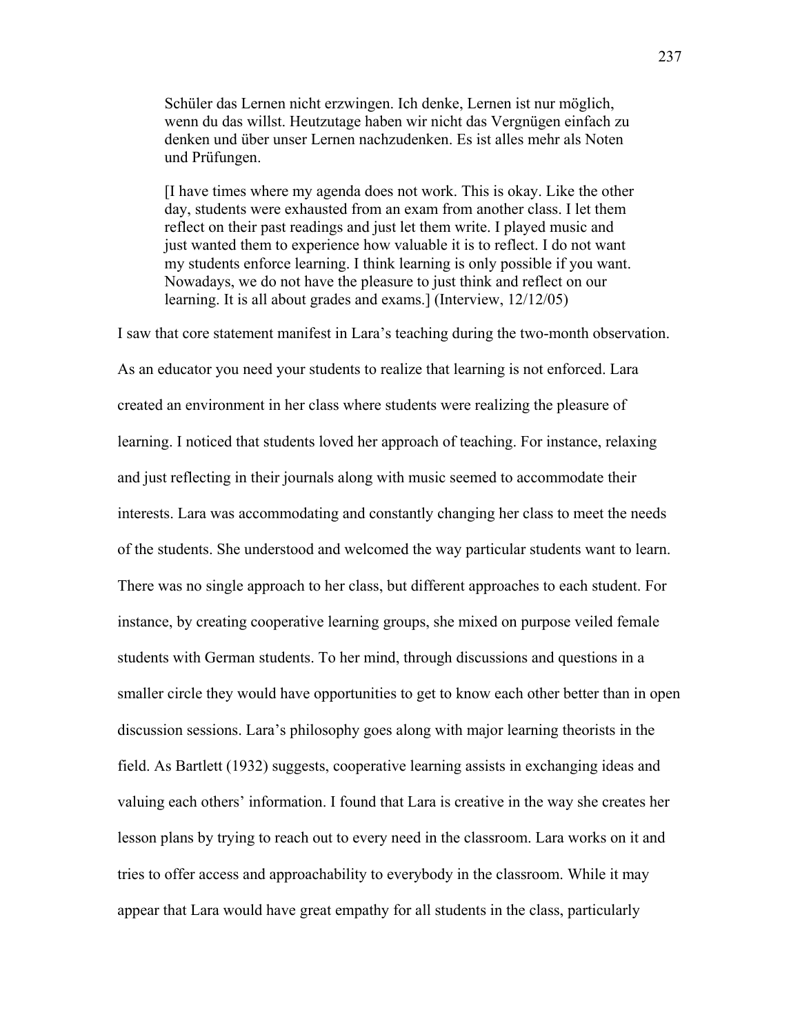> Schüler das Lernen nicht erzwingen. Ich denke, Lernen ist nur möglich, wenn du das willst. Heutzutage haben wir nicht das Vergnügen einfach zu denken und über unser Lernen nachzudenken. Es ist alles mehr als Noten und Prüfungen.
>
> [I have times where my agenda does not work. This is okay. Like the other day, students were exhausted from an exam from another class. I let them reflect on their past readings and just let them write. I played music and just wanted them to experience how valuable it is to reflect. I do not want my students enforce learning. I think learning is only possible if you want. Nowadays, we do not have the pleasure to just think and reflect on our learning. It is all about grades and exams.] (Interview, 12/12/05)

I saw that core statement manifest in Lara's teaching during the two-month observation. As an educator you need your students to realize that learning is not enforced. Lara created an environment in her class where students were realizing the pleasure of learning. I noticed that students loved her approach of teaching. For instance, relaxing and just reflecting in their journals along with music seemed to accommodate their interests. Lara was accommodating and constantly changing her class to meet the needs of the students. She understood and welcomed the way particular students want to learn. There was no single approach to her class, but different approaches to each student. For instance, by creating cooperative learning groups, she mixed on purpose veiled female students with German students. To her mind, through discussions and questions in a smaller circle they would have opportunities to get to know each other better than in open discussion sessions. Lara's philosophy goes along with major learning theorists in the field. As Bartlett (1932) suggests, cooperative learning assists in exchanging ideas and valuing each others' information. I found that Lara is creative in the way she creates her lesson plans by trying to reach out to every need in the classroom. Lara works on it and tries to offer access and approachability to everybody in the classroom. While it may appear that Lara would have great empathy for all students in the class, particularly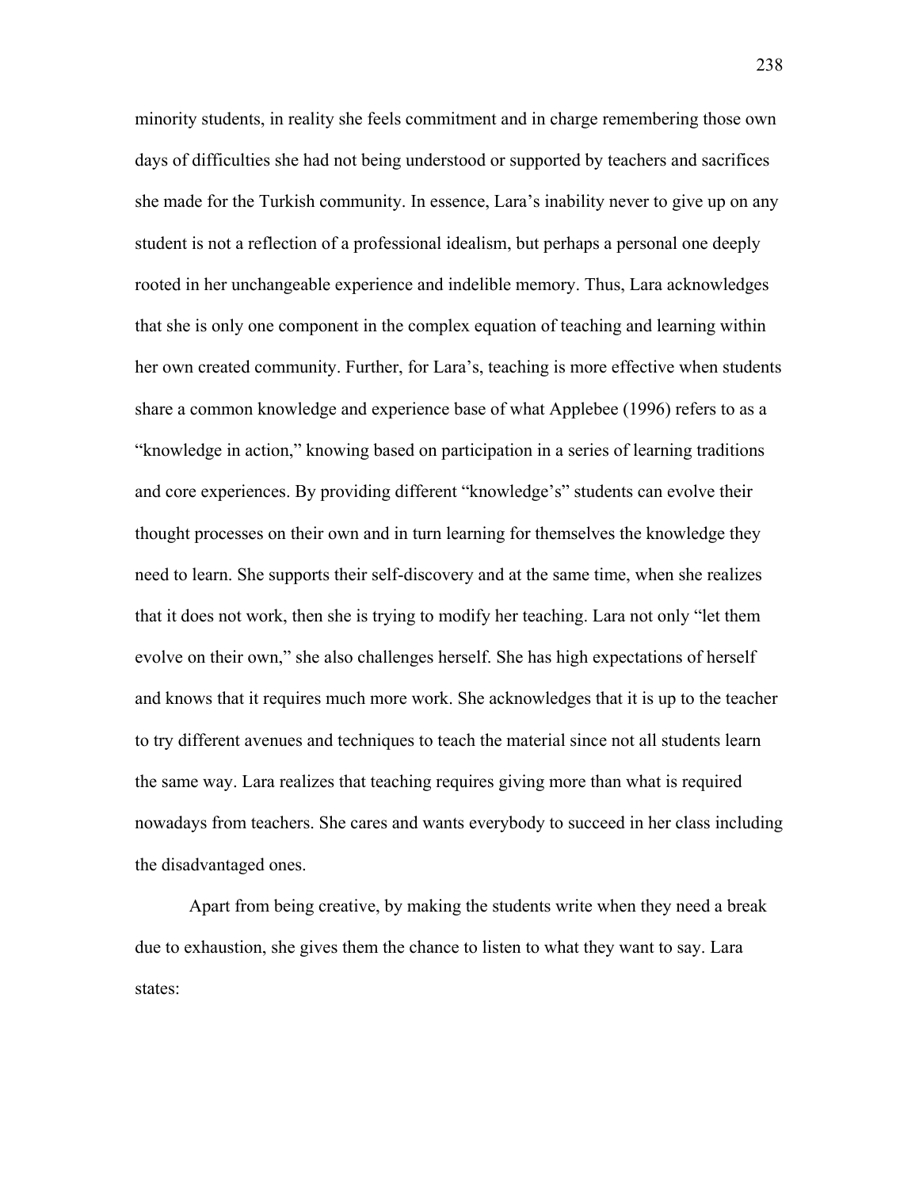minority students, in reality she feels commitment and in charge remembering those own days of difficulties she had not being understood or supported by teachers and sacrifices she made for the Turkish community. In essence, Lara's inability never to give up on any student is not a reflection of a professional idealism, but perhaps a personal one deeply rooted in her unchangeable experience and indelible memory. Thus, Lara acknowledges that she is only one component in the complex equation of teaching and learning within her own created community. Further, for Lara's, teaching is more effective when students share a common knowledge and experience base of what Applebee (1996) refers to as a "knowledge in action," knowing based on participation in a series of learning traditions and core experiences. By providing different "knowledge's" students can evolve their thought processes on their own and in turn learning for themselves the knowledge they need to learn. She supports their self-discovery and at the same time, when she realizes that it does not work, then she is trying to modify her teaching. Lara not only "let them evolve on their own," she also challenges herself. She has high expectations of herself and knows that it requires much more work. She acknowledges that it is up to the teacher to try different avenues and techniques to teach the material since not all students learn the same way. Lara realizes that teaching requires giving more than what is required nowadays from teachers. She cares and wants everybody to succeed in her class including the disadvantaged ones.

Apart from being creative, by making the students write when they need a break due to exhaustion, she gives them the chance to listen to what they want to say. Lara states: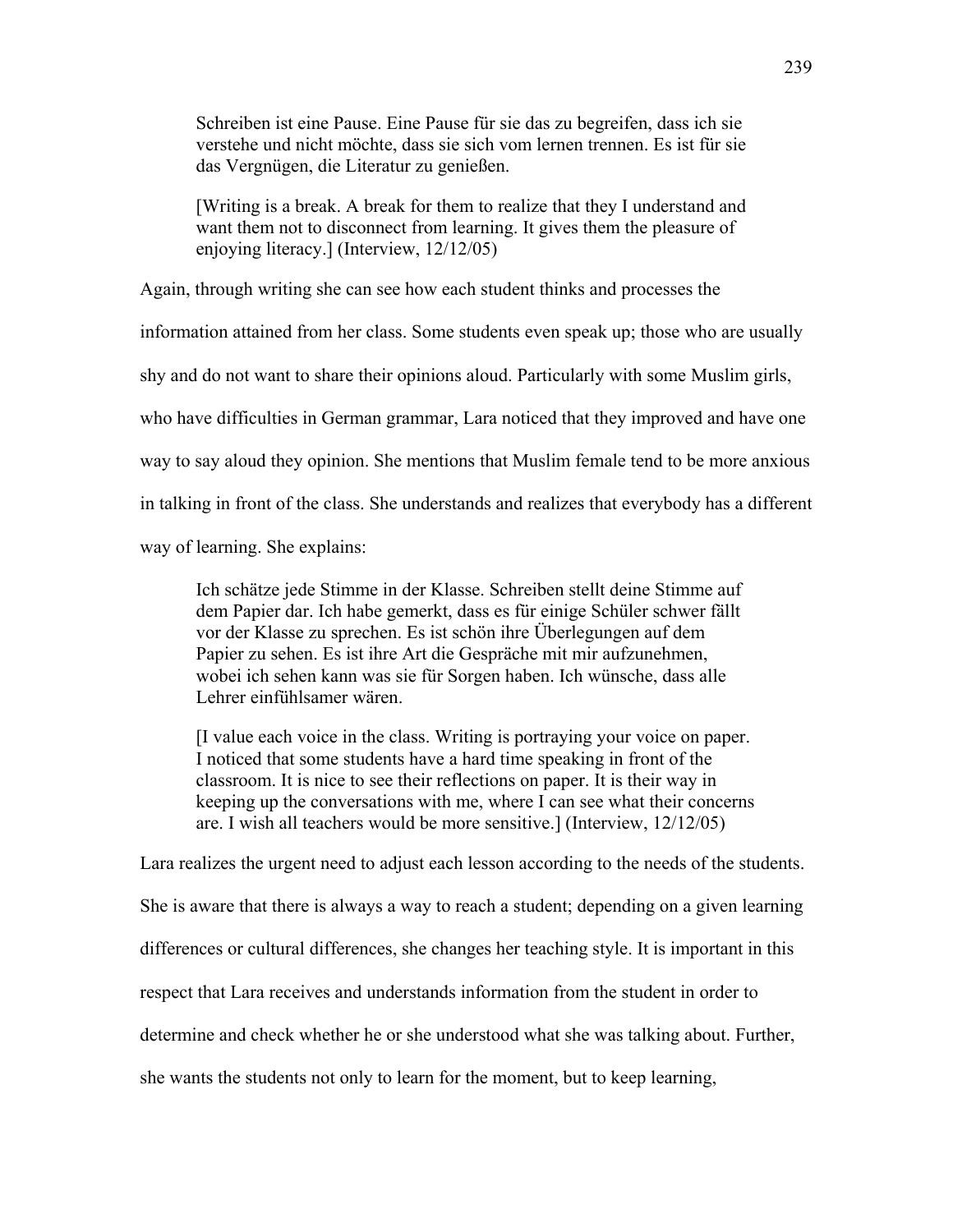> Schreiben ist eine Pause. Eine Pause für sie das zu begreifen, dass ich sie verstehe und nicht möchte, dass sie sich vom lernen trennen. Es ist für sie das Vergnügen, die Literatur zu genießen.
>
> [Writing is a break. A break for them to realize that they I understand and want them not to disconnect from learning. It gives them the pleasure of enjoying literacy.] (Interview, 12/12/05)

Again, through writing she can see how each student thinks and processes the information attained from her class. Some students even speak up; those who are usually shy and do not want to share their opinions aloud. Particularly with some Muslim girls, who have difficulties in German grammar, Lara noticed that they improved and have one way to say aloud they opinion. She mentions that Muslim female tend to be more anxious in talking in front of the class. She understands and realizes that everybody has a different way of learning. She explains:

> Ich schätze jede Stimme in der Klasse. Schreiben stellt deine Stimme auf dem Papier dar. Ich habe gemerkt, dass es für einige Schüler schwer fällt vor der Klasse zu sprechen. Es ist schön ihre Überlegungen auf dem Papier zu sehen. Es ist ihre Art die Gespräche mit mir aufzunehmen, wobei ich sehen kann was sie für Sorgen haben. Ich wünsche, dass alle Lehrer einfühlsamer wären.
>
> [I value each voice in the class. Writing is portraying your voice on paper. I noticed that some students have a hard time speaking in front of the classroom. It is nice to see their reflections on paper. It is their way in keeping up the conversations with me, where I can see what their concerns are. I wish all teachers would be more sensitive.] (Interview, 12/12/05)

Lara realizes the urgent need to adjust each lesson according to the needs of the students. She is aware that there is always a way to reach a student; depending on a given learning differences or cultural differences, she changes her teaching style. It is important in this respect that Lara receives and understands information from the student in order to determine and check whether he or she understood what she was talking about. Further, she wants the students not only to learn for the moment, but to keep learning,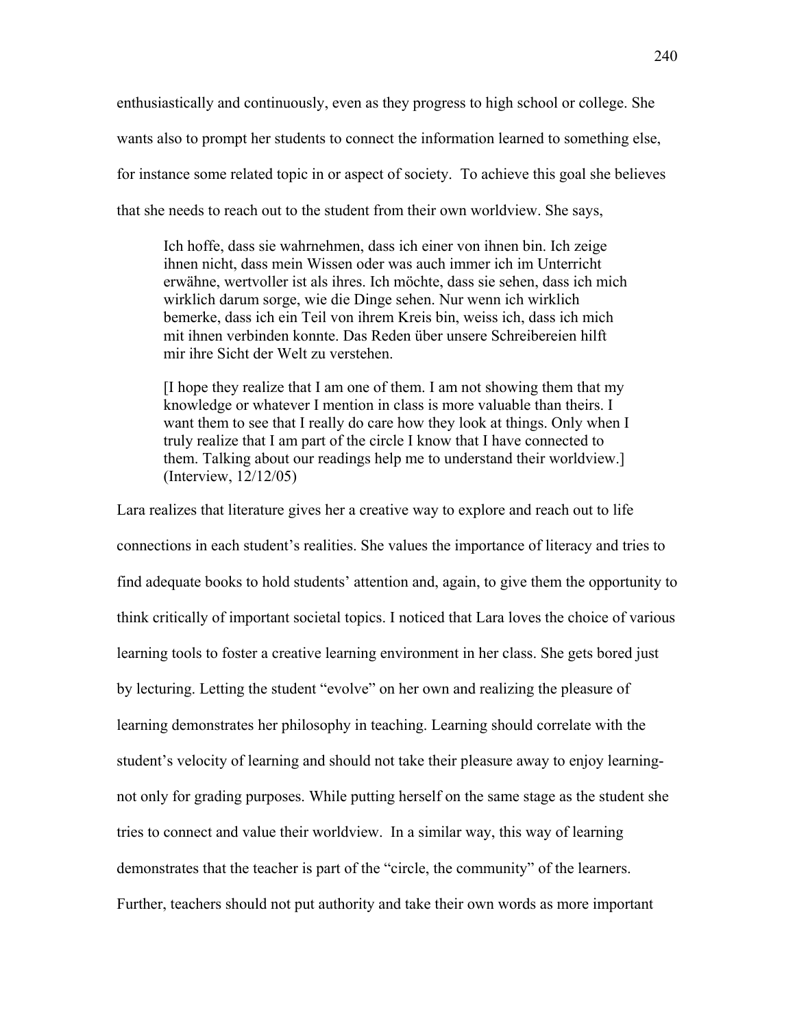enthusiastically and continuously, even as they progress to high school or college. She wants also to prompt her students to connect the information learned to something else, for instance some related topic in or aspect of society. To achieve this goal she believes that she needs to reach out to the student from their own worldview. She says,

> Ich hoffe, dass sie wahrnehmen, dass ich einer von ihnen bin. Ich zeige ihnen nicht, dass mein Wissen oder was auch immer ich im Unterricht erwähne, wertvoller ist als ihres. Ich möchte, dass sie sehen, dass ich mich wirklich darum sorge, wie die Dinge sehen. Nur wenn ich wirklich bemerke, dass ich ein Teil von ihrem Kreis bin, weiss ich, dass ich mich mit ihnen verbinden konnte. Das Reden über unsere Schreibereien hilft mir ihre Sicht der Welt zu verstehen.
>
> [I hope they realize that I am one of them. I am not showing them that my knowledge or whatever I mention in class is more valuable than theirs. I want them to see that I really do care how they look at things. Only when I truly realize that I am part of the circle I know that I have connected to them. Talking about our readings help me to understand their worldview.] (Interview, 12/12/05)

Lara realizes that literature gives her a creative way to explore and reach out to life connections in each student's realities. She values the importance of literacy and tries to find adequate books to hold students' attention and, again, to give them the opportunity to think critically of important societal topics. I noticed that Lara loves the choice of various learning tools to foster a creative learning environment in her class. She gets bored just by lecturing. Letting the student "evolve" on her own and realizing the pleasure of learning demonstrates her philosophy in teaching. Learning should correlate with the student's velocity of learning and should not take their pleasure away to enjoy learning- not only for grading purposes. While putting herself on the same stage as the student she tries to connect and value their worldview. In a similar way, this way of learning demonstrates that the teacher is part of the "circle, the community" of the learners. Further, teachers should not put authority and take their own words as more important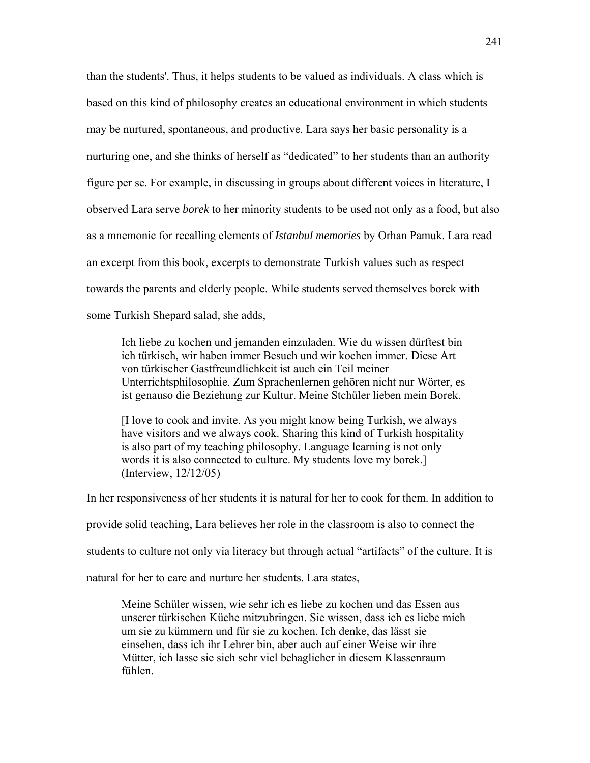than the students'. Thus, it helps students to be valued as individuals. A class which is based on this kind of philosophy creates an educational environment in which students may be nurtured, spontaneous, and productive. Lara says her basic personality is a nurturing one, and she thinks of herself as “dedicated” to her students than an authority figure per se. For example, in discussing in groups about different voices in literature, I observed Lara serve *borek* to her minority students to be used not only as a food, but also as a mnemonic for recalling elements of *Istanbul memories* by Orhan Pamuk. Lara read an excerpt from this book, excerpts to demonstrate Turkish values such as respect towards the parents and elderly people. While students served themselves borek with some Turkish Shepard salad, she adds,

> Ich liebe zu kochen und jemanden einzuladen. Wie du wissen dürftest bin ich türkisch, wir haben immer Besuch und wir kochen immer. Diese Art von türkischer Gastfreundlichkeit ist auch ein Teil meiner Unterrichtsphilosophie. Zum Sprachenlernen gehören nicht nur Wörter, es ist genauso die Beziehung zur Kultur. Meine Stchüler lieben mein Borek.
>
> [I love to cook and invite. As you might know being Turkish, we always have visitors and we always cook. Sharing this kind of Turkish hospitality is also part of my teaching philosophy. Language learning is not only words it is also connected to culture. My students love my borek.] (Interview, 12/12/05)

In her responsiveness of her students it is natural for her to cook for them. In addition to provide solid teaching, Lara believes her role in the classroom is also to connect the students to culture not only via literacy but through actual “artifacts” of the culture. It is natural for her to care and nurture her students. Lara states,

> Meine Schüler wissen, wie sehr ich es liebe zu kochen und das Essen aus unserer türkischen Küche mitzubringen. Sie wissen, dass ich es liebe mich um sie zu kümmern und für sie zu kochen. Ich denke, das lässt sie einsehen, dass ich ihr Lehrer bin, aber auch auf einer Weise wir ihre Mütter, ich lasse sie sich sehr viel behaglicher in diesem Klassenraum fühlen.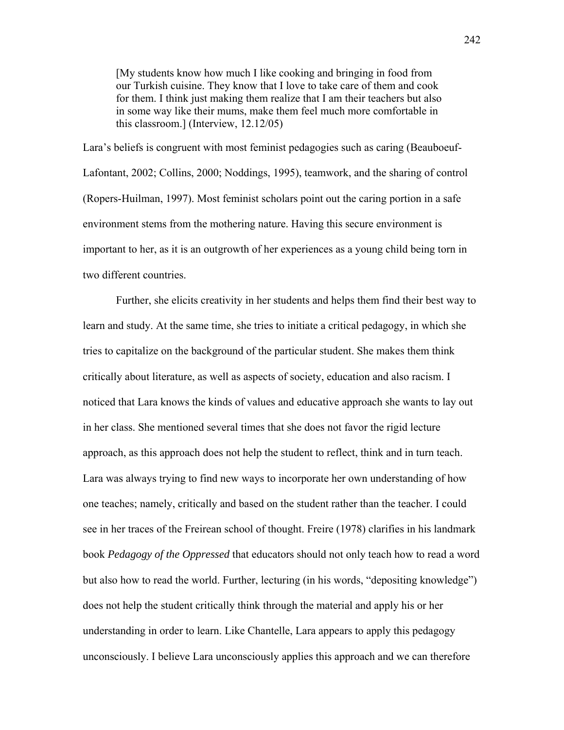> [My students know how much I like cooking and bringing in food from our Turkish cuisine. They know that I love to take care of them and cook for them. I think just making them realize that I am their teachers but also in some way like their mums, make them feel much more comfortable in this classroom.] (Interview, 12.12/05)

Lara's beliefs is congruent with most feminist pedagogies such as caring (Beauboeuf-Lafontant, 2002; Collins, 2000; Noddings, 1995), teamwork, and the sharing of control (Ropers-Huilman, 1997). Most feminist scholars point out the caring portion in a safe environment stems from the mothering nature. Having this secure environment is important to her, as it is an outgrowth of her experiences as a young child being torn in two different countries.

Further, she elicits creativity in her students and helps them find their best way to learn and study. At the same time, she tries to initiate a critical pedagogy, in which she tries to capitalize on the background of the particular student. She makes them think critically about literature, as well as aspects of society, education and also racism. I noticed that Lara knows the kinds of values and educative approach she wants to lay out in her class. She mentioned several times that she does not favor the rigid lecture approach, as this approach does not help the student to reflect, think and in turn teach. Lara was always trying to find new ways to incorporate her own understanding of how one teaches; namely, critically and based on the student rather than the teacher. I could see in her traces of the Freirean school of thought. Freire (1978) clarifies in his landmark book *Pedagogy of the Oppressed* that educators should not only teach how to read a word but also how to read the world. Further, lecturing (in his words, "depositing knowledge") does not help the student critically think through the material and apply his or her understanding in order to learn. Like Chantelle, Lara appears to apply this pedagogy unconsciously. I believe Lara unconsciously applies this approach and we can therefore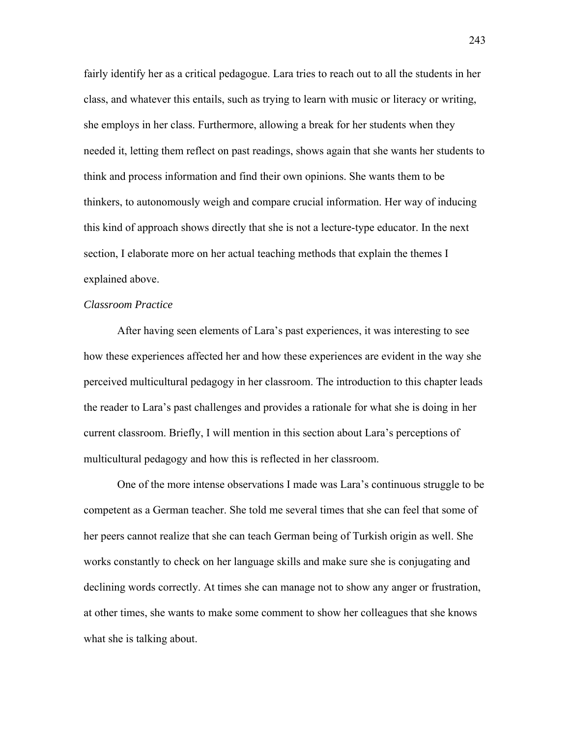fairly identify her as a critical pedagogue. Lara tries to reach out to all the students in her class, and whatever this entails, such as trying to learn with music or literacy or writing, she employs in her class. Furthermore, allowing a break for her students when they needed it, letting them reflect on past readings, shows again that she wants her students to think and process information and find their own opinions. She wants them to be thinkers, to autonomously weigh and compare crucial information. Her way of inducing this kind of approach shows directly that she is not a lecture-type educator. In the next section, I elaborate more on her actual teaching methods that explain the themes I explained above.

*Classroom Practice*

After having seen elements of Lara's past experiences, it was interesting to see how these experiences affected her and how these experiences are evident in the way she perceived multicultural pedagogy in her classroom. The introduction to this chapter leads the reader to Lara's past challenges and provides a rationale for what she is doing in her current classroom. Briefly, I will mention in this section about Lara's perceptions of multicultural pedagogy and how this is reflected in her classroom.

One of the more intense observations I made was Lara's continuous struggle to be competent as a German teacher. She told me several times that she can feel that some of her peers cannot realize that she can teach German being of Turkish origin as well. She works constantly to check on her language skills and make sure she is conjugating and declining words correctly. At times she can manage not to show any anger or frustration, at other times, she wants to make some comment to show her colleagues that she knows what she is talking about.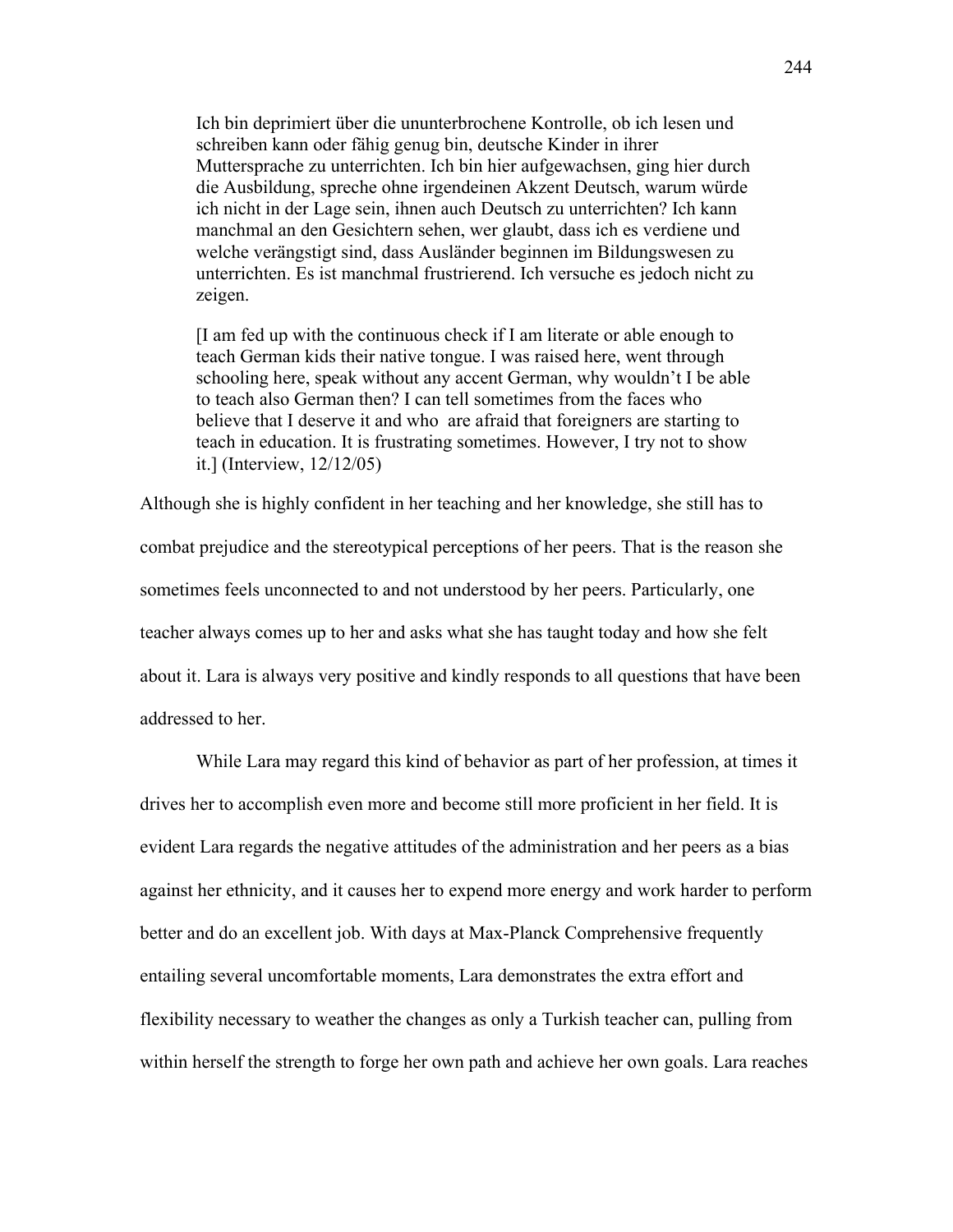> Ich bin deprimiert über die ununterbrochene Kontrolle, ob ich lesen und schreiben kann oder fähig genug bin, deutsche Kinder in ihrer Muttersprache zu unterrichten. Ich bin hier aufgewachsen, ging hier durch die Ausbildung, spreche ohne irgendeinen Akzent Deutsch, warum würde ich nicht in der Lage sein, ihnen auch Deutsch zu unterrichten? Ich kann manchmal an den Gesichtern sehen, wer glaubt, dass ich es verdiene und welche verängstigt sind, dass Ausländer beginnen im Bildungswesen zu unterrichten. Es ist manchmal frustrierend. Ich versuche es jedoch nicht zu zeigen.
>
> [I am fed up with the continuous check if I am literate or able enough to teach German kids their native tongue. I was raised here, went through schooling here, speak without any accent German, why wouldn't I be able to teach also German then? I can tell sometimes from the faces who believe that I deserve it and who  are afraid that foreigners are starting to teach in education. It is frustrating sometimes. However, I try not to show it.] (Interview, 12/12/05)

Although she is highly confident in her teaching and her knowledge, she still has to combat prejudice and the stereotypical perceptions of her peers. That is the reason she sometimes feels unconnected to and not understood by her peers. Particularly, one teacher always comes up to her and asks what she has taught today and how she felt about it. Lara is always very positive and kindly responds to all questions that have been addressed to her.

While Lara may regard this kind of behavior as part of her profession, at times it drives her to accomplish even more and become still more proficient in her field. It is evident Lara regards the negative attitudes of the administration and her peers as a bias against her ethnicity, and it causes her to expend more energy and work harder to perform better and do an excellent job. With days at Max-Planck Comprehensive frequently entailing several uncomfortable moments, Lara demonstrates the extra effort and flexibility necessary to weather the changes as only a Turkish teacher can, pulling from within herself the strength to forge her own path and achieve her own goals. Lara reaches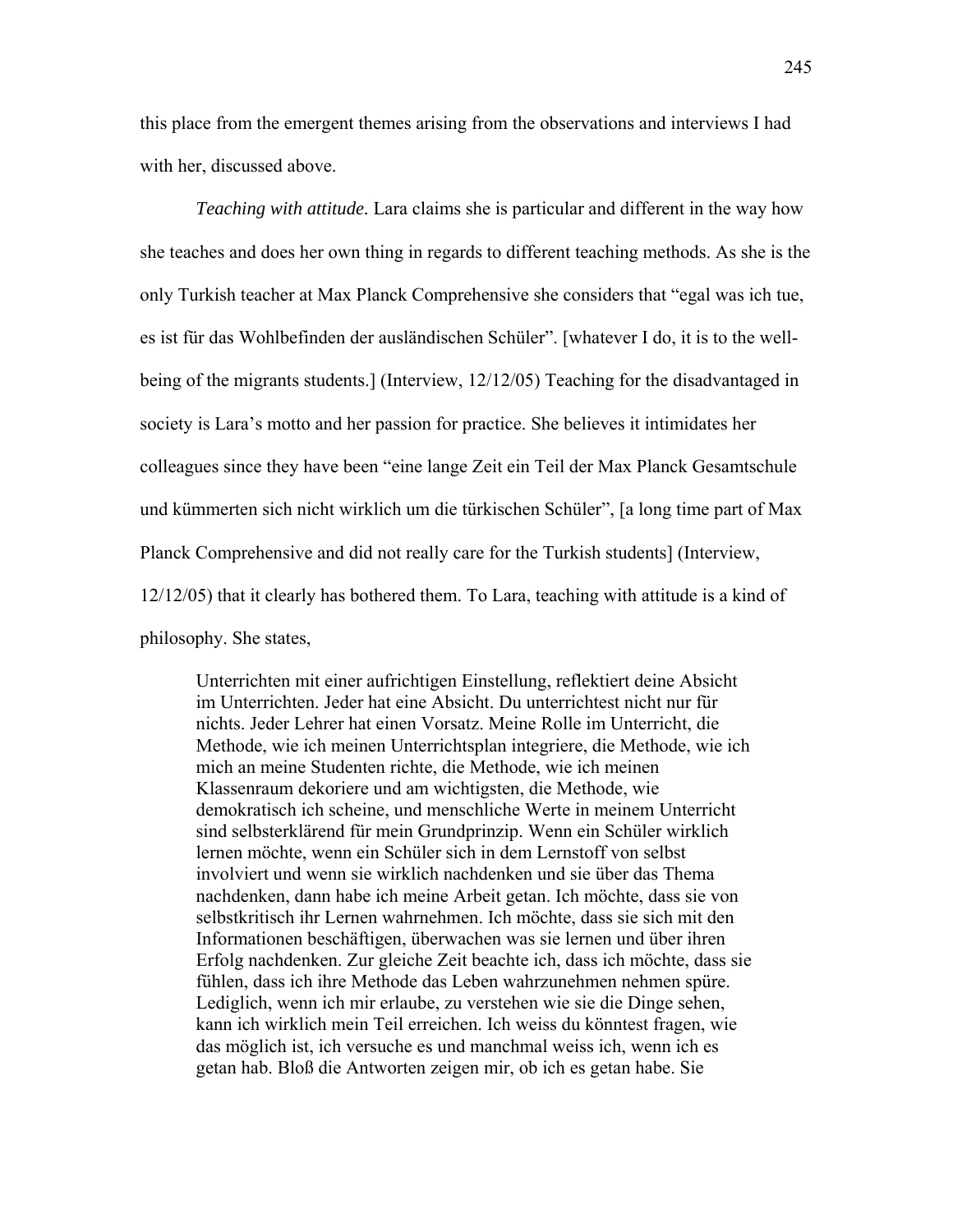this place from the emergent themes arising from the observations and interviews I had with her, discussed above.

*Teaching with attitude.* Lara claims she is particular and different in the way how she teaches and does her own thing in regards to different teaching methods. As she is the only Turkish teacher at Max Planck Comprehensive she considers that "egal was ich tue, es ist für das Wohlbefinden der ausländischen Schüler". [whatever I do, it is to the well-being of the migrants students.] (Interview, 12/12/05) Teaching for the disadvantaged in society is Lara's motto and her passion for practice. She believes it intimidates her colleagues since they have been "eine lange Zeit ein Teil der Max Planck Gesamtschule und kümmerten sich nicht wirklich um die türkischen Schüler", [a long time part of Max Planck Comprehensive and did not really care for the Turkish students] (Interview, 12/12/05) that it clearly has bothered them. To Lara, teaching with attitude is a kind of philosophy. She states,

> Unterrichten mit einer aufrichtigen Einstellung, reflektiert deine Absicht im Unterrichten. Jeder hat eine Absicht. Du unterrichtest nicht nur für nichts. Jeder Lehrer hat einen Vorsatz. Meine Rolle im Unterricht, die Methode, wie ich meinen Unterrichtsplan integriere, die Methode, wie ich mich an meine Studenten richte, die Methode, wie ich meinen Klassenraum dekoriere und am wichtigsten, die Methode, wie demokratisch ich scheine, und menschliche Werte in meinem Unterricht sind selbsterklärend für mein Grundprinzip. Wenn ein Schüler wirklich lernen möchte, wenn ein Schüler sich in dem Lernstoff von selbst involviert und wenn sie wirklich nachdenken und sie über das Thema nachdenken, dann habe ich meine Arbeit getan. Ich möchte, dass sie von selbstkritisch ihr Lernen wahrnehmen. Ich möchte, dass sie sich mit den Informationen beschäftigen, überwachen was sie lernen und über ihren Erfolg nachdenken. Zur gleiche Zeit beachte ich, dass ich möchte, dass sie fühlen, dass ich ihre Methode das Leben wahrzunehmen nehmen spüre. Lediglich, wenn ich mir erlaube, zu verstehen wie sie die Dinge sehen, kann ich wirklich mein Teil erreichen. Ich weiss du könntest fragen, wie das möglich ist, ich versuche es und manchmal weiss ich, wenn ich es getan hab. Bloß die Antworten zeigen mir, ob ich es getan habe. Sie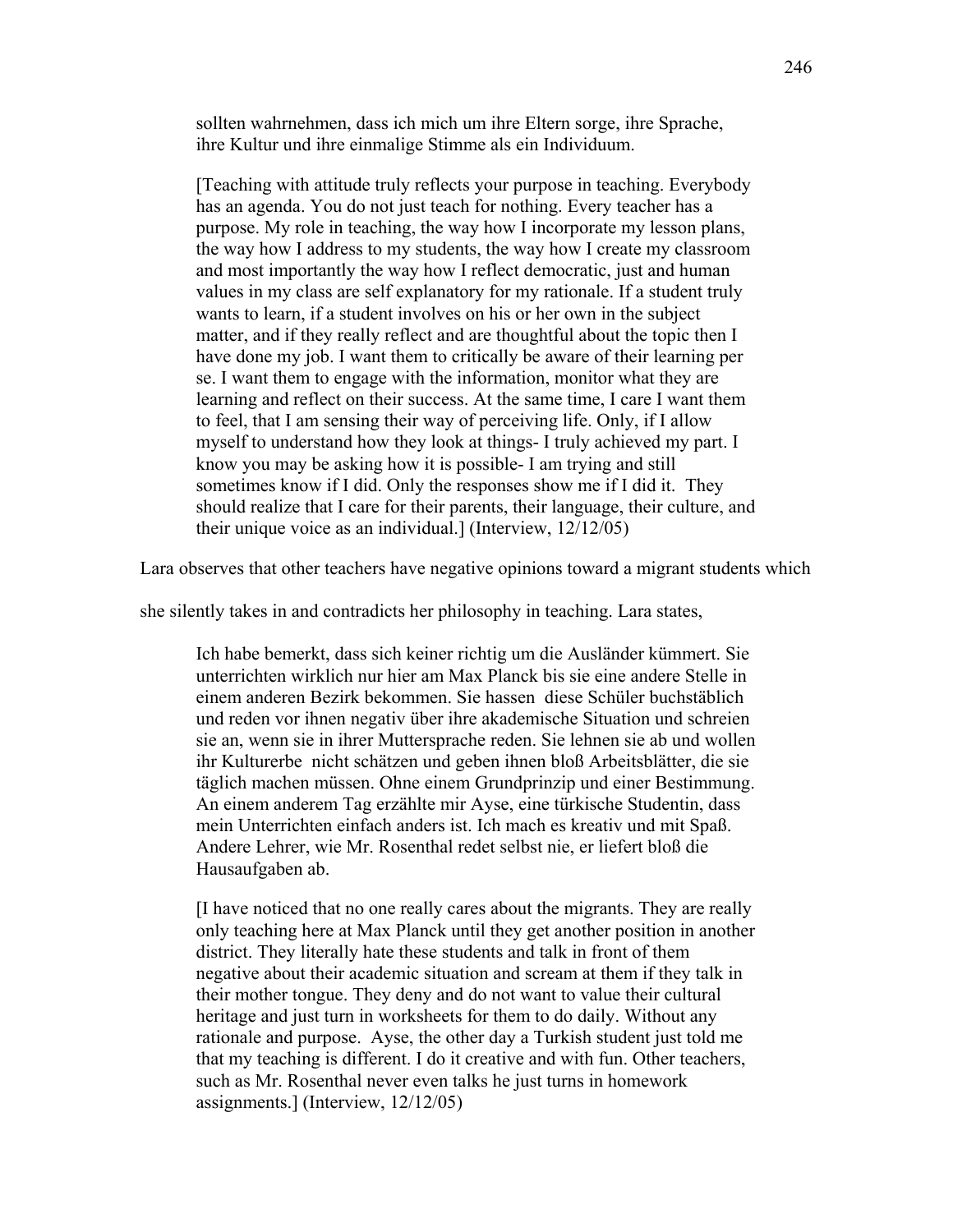> sollten wahrnehmen, dass ich mich um ihre Eltern sorge, ihre Sprache, ihre Kultur und ihre einmalige Stimme als ein Individuum.
>
> [Teaching with attitude truly reflects your purpose in teaching. Everybody has an agenda. You do not just teach for nothing. Every teacher has a purpose. My role in teaching, the way how I incorporate my lesson plans, the way how I address to my students, the way how I create my classroom and most importantly the way how I reflect democratic, just and human values in my class are self explanatory for my rationale. If a student truly wants to learn, if a student involves on his or her own in the subject matter, and if they really reflect and are thoughtful about the topic then I have done my job. I want them to critically be aware of their learning per se. I want them to engage with the information, monitor what they are learning and reflect on their success. At the same time, I care I want them to feel, that I am sensing their way of perceiving life. Only, if I allow myself to understand how they look at things- I truly achieved my part. I know you may be asking how it is possible- I am trying and still sometimes know if I did. Only the responses show me if I did it. They should realize that I care for their parents, their language, their culture, and their unique voice as an individual.] (Interview, 12/12/05)

Lara observes that other teachers have negative opinions toward a migrant students which she silently takes in and contradicts her philosophy in teaching. Lara states,

> Ich habe bemerkt, dass sich keiner richtig um die Ausländer kümmert. Sie unterrichten wirklich nur hier am Max Planck bis sie eine andere Stelle in einem anderen Bezirk bekommen. Sie hassen diese Schüler buchstäblich und reden vor ihnen negativ über ihre akademische Situation und schreien sie an, wenn sie in ihrer Muttersprache reden. Sie lehnen sie ab und wollen ihr Kulturerbe nicht schätzen und geben ihnen bloß Arbeitsblätter, die sie täglich machen müssen. Ohne einem Grundprinzip und einer Bestimmung. An einem anderem Tag erzählte mir Ayse, eine türkische Studentin, dass mein Unterrichten einfach anders ist. Ich mach es kreativ und mit Spaß. Andere Lehrer, wie Mr. Rosenthal redet selbst nie, er liefert bloß die Hausaufgaben ab.
>
> [I have noticed that no one really cares about the migrants. They are really only teaching here at Max Planck until they get another position in another district. They literally hate these students and talk in front of them negative about their academic situation and scream at them if they talk in their mother tongue. They deny and do not want to value their cultural heritage and just turn in worksheets for them to do daily. Without any rationale and purpose. Ayse, the other day a Turkish student just told me that my teaching is different. I do it creative and with fun. Other teachers, such as Mr. Rosenthal never even talks he just turns in homework assignments.] (Interview, 12/12/05)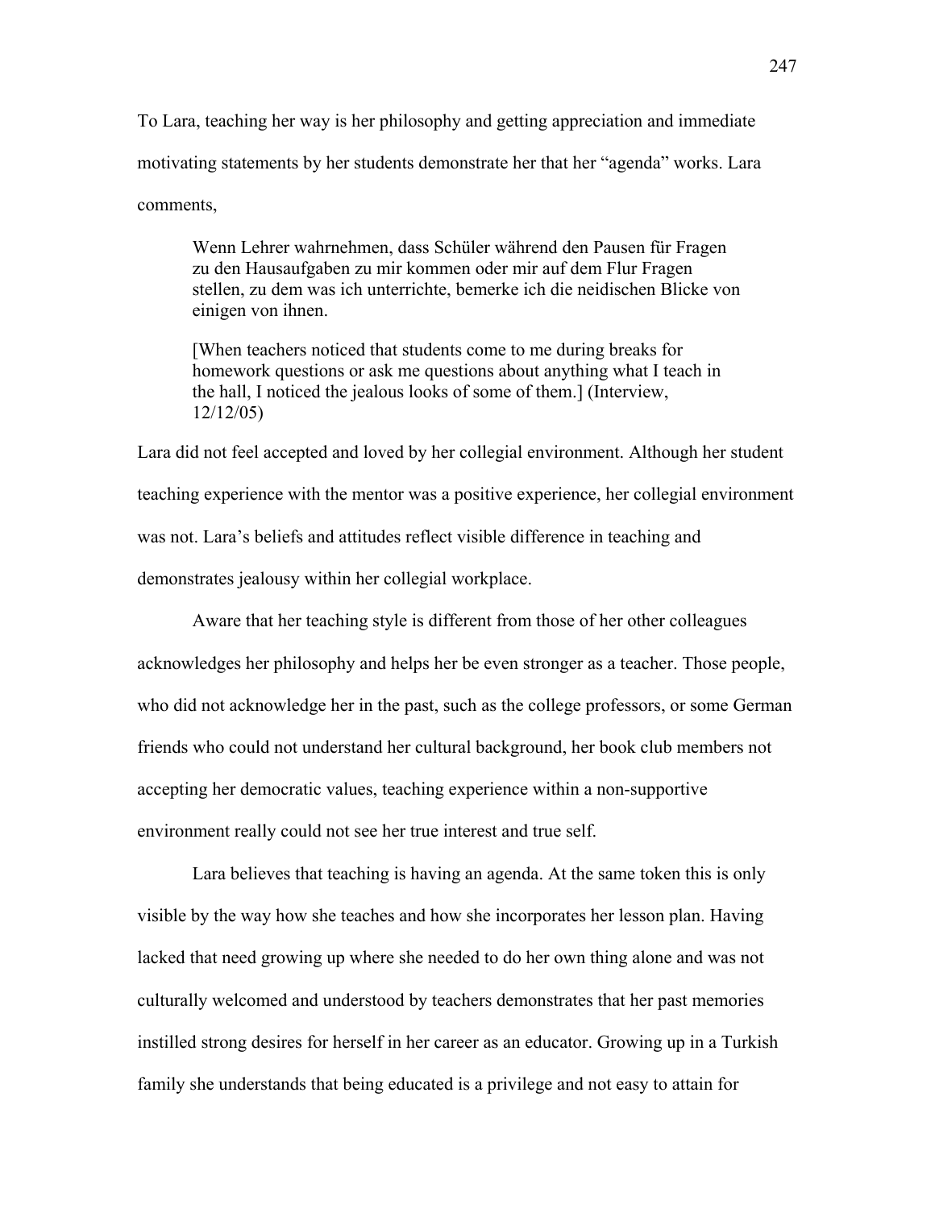To Lara, teaching her way is her philosophy and getting appreciation and immediate motivating statements by her students demonstrate her that her "agenda" works. Lara comments,

> Wenn Lehrer wahrnehmen, dass Schüler während den Pausen für Fragen zu den Hausaufgaben zu mir kommen oder mir auf dem Flur Fragen stellen, zu dem was ich unterrichte, bemerke ich die neidischen Blicke von einigen von ihnen.
>
> [When teachers noticed that students come to me during breaks for homework questions or ask me questions about anything what I teach in the hall, I noticed the jealous looks of some of them.] (Interview, 12/12/05)

Lara did not feel accepted and loved by her collegial environment. Although her student teaching experience with the mentor was a positive experience, her collegial environment was not. Lara's beliefs and attitudes reflect visible difference in teaching and demonstrates jealousy within her collegial workplace.

Aware that her teaching style is different from those of her other colleagues acknowledges her philosophy and helps her be even stronger as a teacher. Those people, who did not acknowledge her in the past, such as the college professors, or some German friends who could not understand her cultural background, her book club members not accepting her democratic values, teaching experience within a non-supportive environment really could not see her true interest and true self.

Lara believes that teaching is having an agenda. At the same token this is only visible by the way how she teaches and how she incorporates her lesson plan. Having lacked that need growing up where she needed to do her own thing alone and was not culturally welcomed and understood by teachers demonstrates that her past memories instilled strong desires for herself in her career as an educator. Growing up in a Turkish family she understands that being educated is a privilege and not easy to attain for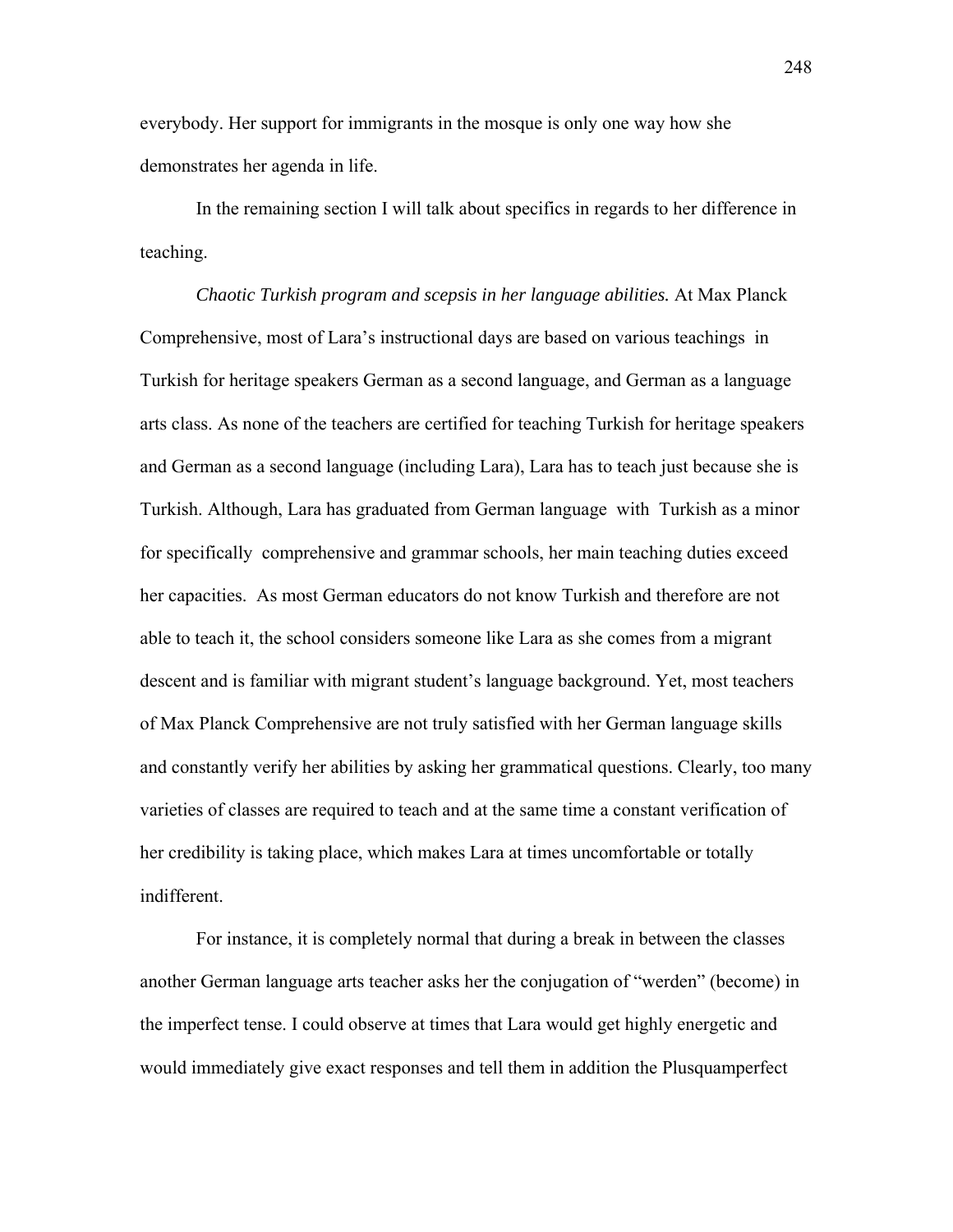everybody. Her support for immigrants in the mosque is only one way how she demonstrates her agenda in life.

In the remaining section I will talk about specifics in regards to her difference in teaching.

*Chaotic Turkish program and scepsis in her language abilities.* At Max Planck Comprehensive, most of Lara's instructional days are based on various teachings in Turkish for heritage speakers German as a second language, and German as a language arts class. As none of the teachers are certified for teaching Turkish for heritage speakers and German as a second language (including Lara), Lara has to teach just because she is Turkish. Although, Lara has graduated from German language with Turkish as a minor for specifically comprehensive and grammar schools, her main teaching duties exceed her capacities. As most German educators do not know Turkish and therefore are not able to teach it, the school considers someone like Lara as she comes from a migrant descent and is familiar with migrant student's language background. Yet, most teachers of Max Planck Comprehensive are not truly satisfied with her German language skills and constantly verify her abilities by asking her grammatical questions. Clearly, too many varieties of classes are required to teach and at the same time a constant verification of her credibility is taking place, which makes Lara at times uncomfortable or totally indifferent.

For instance, it is completely normal that during a break in between the classes another German language arts teacher asks her the conjugation of "werden" (become) in the imperfect tense. I could observe at times that Lara would get highly energetic and would immediately give exact responses and tell them in addition the Plusquamperfect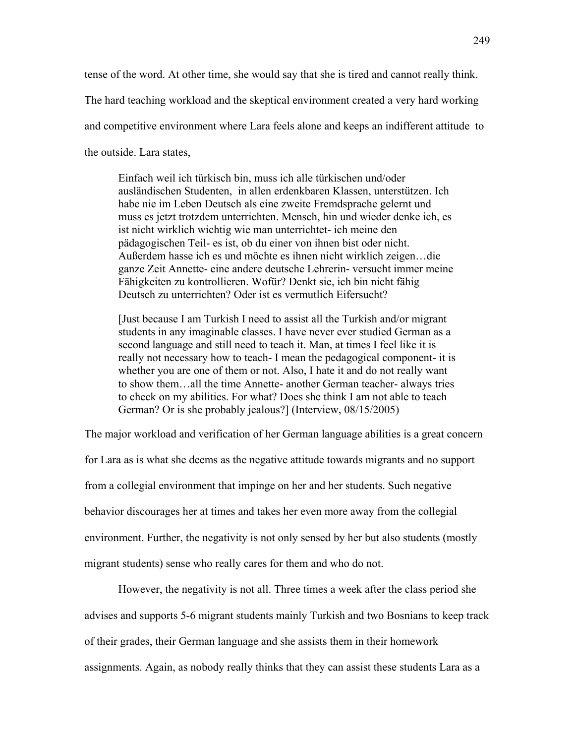tense of the word. At other time, she would say that she is tired and cannot really think. The hard teaching workload and the skeptical environment created a very hard working and competitive environment where Lara feels alone and keeps an indifferent attitude to the outside. Lara states,

> Einfach weil ich türkisch bin, muss ich alle türkischen und/oder ausländischen Studenten, in allen erdenkbaren Klassen, unterstützen. Ich habe nie im Leben Deutsch als eine zweite Fremdsprache gelernt und muss es jetzt trotzdem unterrichten. Mensch, hin und wieder denke ich, es ist nicht wirklich wichtig wie man unterrichtet- ich meine den pädagogischen Teil- es ist, ob du einer von ihnen bist oder nicht. Außerdem hasse ich es und möchte es ihnen nicht wirklich zeigen…die ganze Zeit Annette- eine andere deutsche Lehrerin- versucht immer meine Fähigkeiten zu kontrollieren. Wofür? Denkt sie, ich bin nicht fähig Deutsch zu unterrichten? Oder ist es vermutlich Eifersucht?
>
> [Just because I am Turkish I need to assist all the Turkish and/or migrant students in any imaginable classes. I have never ever studied German as a second language and still need to teach it. Man, at times I feel like it is really not necessary how to teach- I mean the pedagogical component- it is whether you are one of them or not. Also, I hate it and do not really want to show them…all the time Annette- another German teacher- always tries to check on my abilities. For what? Does she think I am not able to teach German? Or is she probably jealous?] (Interview, 08/15/2005)

The major workload and verification of her German language abilities is a great concern for Lara as is what she deems as the negative attitude towards migrants and no support from a collegial environment that impinge on her and her students. Such negative behavior discourages her at times and takes her even more away from the collegial environment. Further, the negativity is not only sensed by her but also students (mostly migrant students) sense who really cares for them and who do not.

However, the negativity is not all. Three times a week after the class period she advises and supports 5-6 migrant students mainly Turkish and two Bosnians to keep track of their grades, their German language and she assists them in their homework assignments. Again, as nobody really thinks that they can assist these students Lara as a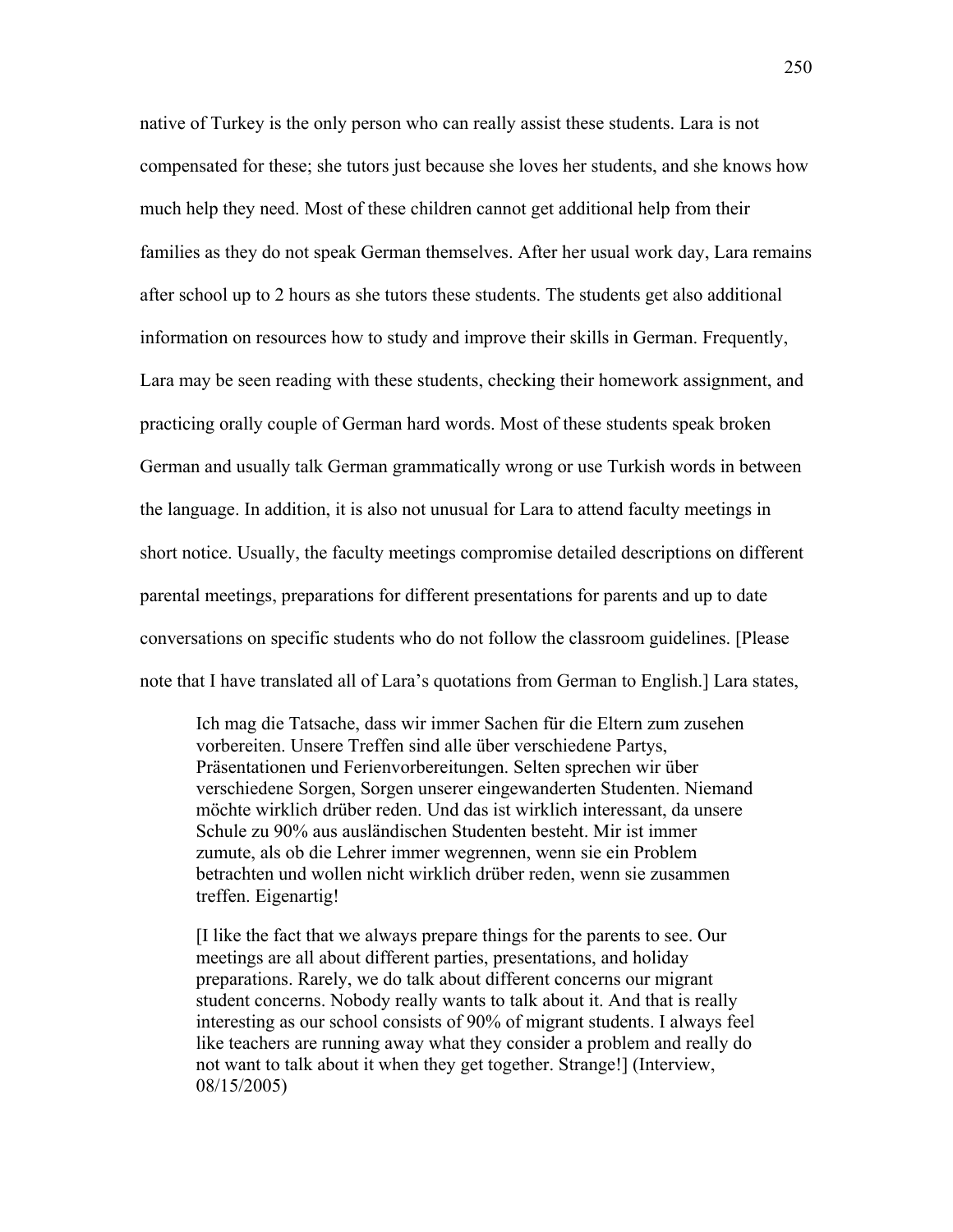native of Turkey is the only person who can really assist these students. Lara is not compensated for these; she tutors just because she loves her students, and she knows how much help they need. Most of these children cannot get additional help from their families as they do not speak German themselves. After her usual work day, Lara remains after school up to 2 hours as she tutors these students. The students get also additional information on resources how to study and improve their skills in German. Frequently, Lara may be seen reading with these students, checking their homework assignment, and practicing orally couple of German hard words. Most of these students speak broken German and usually talk German grammatically wrong or use Turkish words in between the language. In addition, it is also not unusual for Lara to attend faculty meetings in short notice. Usually, the faculty meetings compromise detailed descriptions on different parental meetings, preparations for different presentations for parents and up to date conversations on specific students who do not follow the classroom guidelines. [Please note that I have translated all of Lara's quotations from German to English.] Lara states,

> Ich mag die Tatsache, dass wir immer Sachen für die Eltern zum zusehen vorbereiten. Unsere Treffen sind alle über verschiedene Partys, Präsentationen und Ferienvorbereitungen. Selten sprechen wir über verschiedene Sorgen, Sorgen unserer eingewanderten Studenten. Niemand möchte wirklich drüber reden. Und das ist wirklich interessant, da unsere Schule zu 90% aus ausländischen Studenten besteht. Mir ist immer zumute, als ob die Lehrer immer wegrennen, wenn sie ein Problem betrachten und wollen nicht wirklich drüber reden, wenn sie zusammen treffen. Eigenartig!
>
> [I like the fact that we always prepare things for the parents to see. Our meetings are all about different parties, presentations, and holiday preparations. Rarely, we do talk about different concerns our migrant student concerns. Nobody really wants to talk about it. And that is really interesting as our school consists of 90% of migrant students. I always feel like teachers are running away what they consider a problem and really do not want to talk about it when they get together. Strange!] (Interview, 08/15/2005)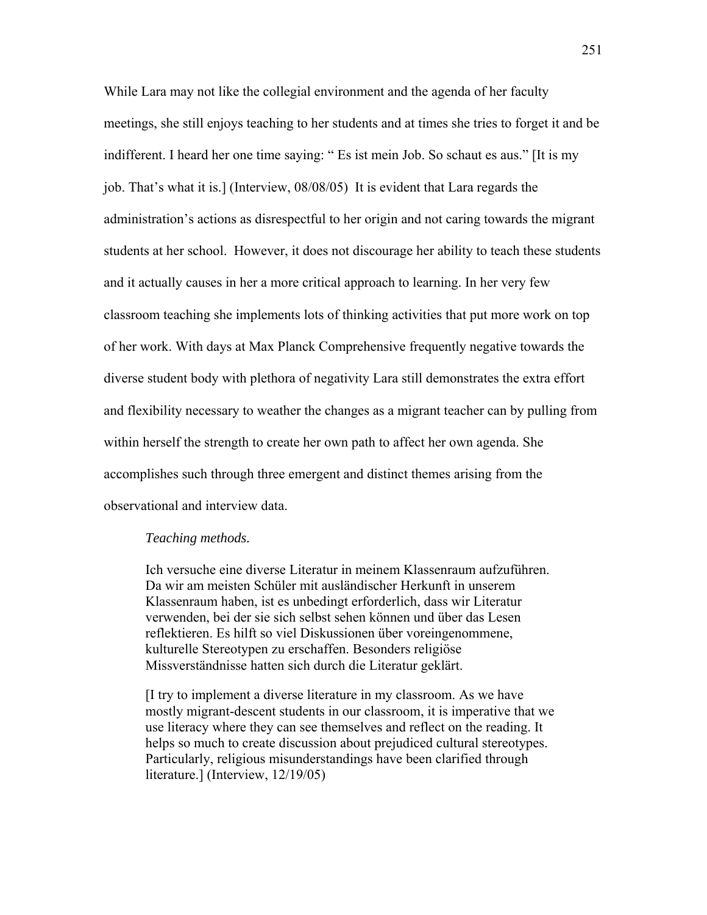While Lara may not like the collegial environment and the agenda of her faculty meetings, she still enjoys teaching to her students and at times she tries to forget it and be indifferent. I heard her one time saying: " Es ist mein Job. So schaut es aus." [It is my job. That's what it is.] (Interview, 08/08/05) It is evident that Lara regards the administration's actions as disrespectful to her origin and not caring towards the migrant students at her school. However, it does not discourage her ability to teach these students and it actually causes in her a more critical approach to learning. In her very few classroom teaching she implements lots of thinking activities that put more work on top of her work. With days at Max Planck Comprehensive frequently negative towards the diverse student body with plethora of negativity Lara still demonstrates the extra effort and flexibility necessary to weather the changes as a migrant teacher can by pulling from within herself the strength to create her own path to affect her own agenda. She accomplishes such through three emergent and distinct themes arising from the observational and interview data.

*Teaching methods.*

> Ich versuche eine diverse Literatur in meinem Klassenraum aufzuführen. Da wir am meisten Schüler mit ausländischer Herkunft in unserem Klassenraum haben, ist es unbedingt erforderlich, dass wir Literatur verwenden, bei der sie sich selbst sehen können und über das Lesen reflektieren. Es hilft so viel Diskussionen über voreingenommene, kulturelle Stereotypen zu erschaffen. Besonders religiöse Missverständnisse hatten sich durch die Literatur geklärt.
>
> [I try to implement a diverse literature in my classroom. As we have mostly migrant-descent students in our classroom, it is imperative that we use literacy where they can see themselves and reflect on the reading. It helps so much to create discussion about prejudiced cultural stereotypes. Particularly, religious misunderstandings have been clarified through literature.] (Interview, 12/19/05)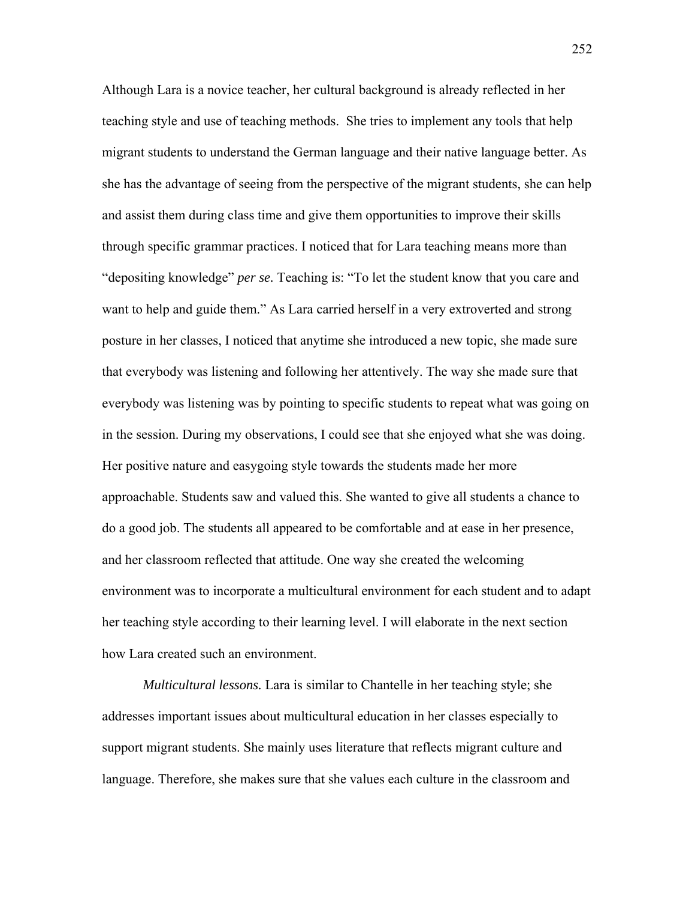Although Lara is a novice teacher, her cultural background is already reflected in her teaching style and use of teaching methods. She tries to implement any tools that help migrant students to understand the German language and their native language better. As she has the advantage of seeing from the perspective of the migrant students, she can help and assist them during class time and give them opportunities to improve their skills through specific grammar practices. I noticed that for Lara teaching means more than "depositing knowledge" *per se.* Teaching is: "To let the student know that you care and want to help and guide them." As Lara carried herself in a very extroverted and strong posture in her classes, I noticed that anytime she introduced a new topic, she made sure that everybody was listening and following her attentively. The way she made sure that everybody was listening was by pointing to specific students to repeat what was going on in the session. During my observations, I could see that she enjoyed what she was doing. Her positive nature and easygoing style towards the students made her more approachable. Students saw and valued this. She wanted to give all students a chance to do a good job. The students all appeared to be comfortable and at ease in her presence, and her classroom reflected that attitude. One way she created the welcoming environment was to incorporate a multicultural environment for each student and to adapt her teaching style according to their learning level. I will elaborate in the next section how Lara created such an environment.

*Multicultural lessons.* Lara is similar to Chantelle in her teaching style; she addresses important issues about multicultural education in her classes especially to support migrant students. She mainly uses literature that reflects migrant culture and language. Therefore, she makes sure that she values each culture in the classroom and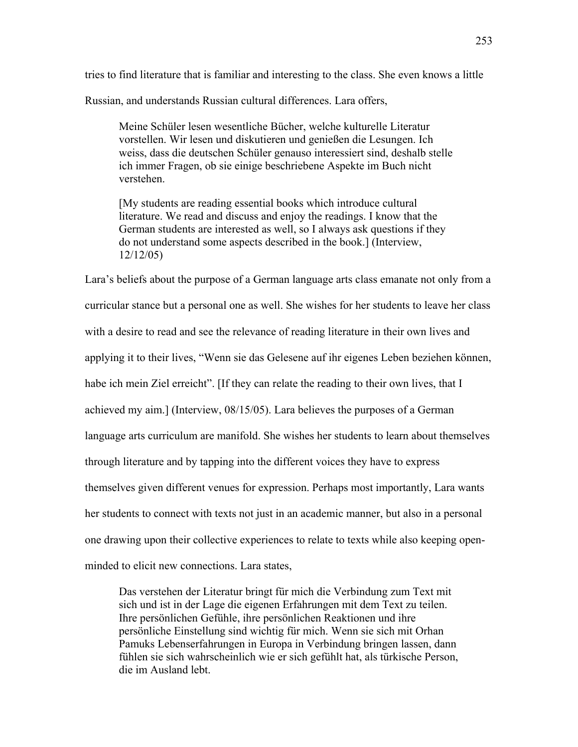tries to find literature that is familiar and interesting to the class. She even knows a little Russian, and understands Russian cultural differences. Lara offers,

> Meine Schüler lesen wesentliche Bücher, welche kulturelle Literatur vorstellen. Wir lesen und diskutieren und genießen die Lesungen. Ich weiss, dass die deutschen Schüler genauso interessiert sind, deshalb stelle ich immer Fragen, ob sie einige beschriebene Aspekte im Buch nicht verstehen.
>
> [My students are reading essential books which introduce cultural literature. We read and discuss and enjoy the readings. I know that the German students are interested as well, so I always ask questions if they do not understand some aspects described in the book.] (Interview, 12/12/05)

Lara's beliefs about the purpose of a German language arts class emanate not only from a curricular stance but a personal one as well. She wishes for her students to leave her class with a desire to read and see the relevance of reading literature in their own lives and applying it to their lives, "Wenn sie das Gelesene auf ihr eigenes Leben beziehen können, habe ich mein Ziel erreicht". [If they can relate the reading to their own lives, that I achieved my aim.] (Interview, 08/15/05). Lara believes the purposes of a German language arts curriculum are manifold. She wishes her students to learn about themselves through literature and by tapping into the different voices they have to express themselves given different venues for expression. Perhaps most importantly, Lara wants her students to connect with texts not just in an academic manner, but also in a personal one drawing upon their collective experiences to relate to texts while also keeping open-minded to elicit new connections. Lara states,

> Das verstehen der Literatur bringt für mich die Verbindung zum Text mit sich und ist in der Lage die eigenen Erfahrungen mit dem Text zu teilen. Ihre persönlichen Gefühle, ihre persönlichen Reaktionen und ihre persönliche Einstellung sind wichtig für mich. Wenn sie sich mit Orhan Pamuks Lebenserfahrungen in Europa in Verbindung bringen lassen, dann fühlen sie sich wahrscheinlich wie er sich gefühlt hat, als türkische Person, die im Ausland lebt.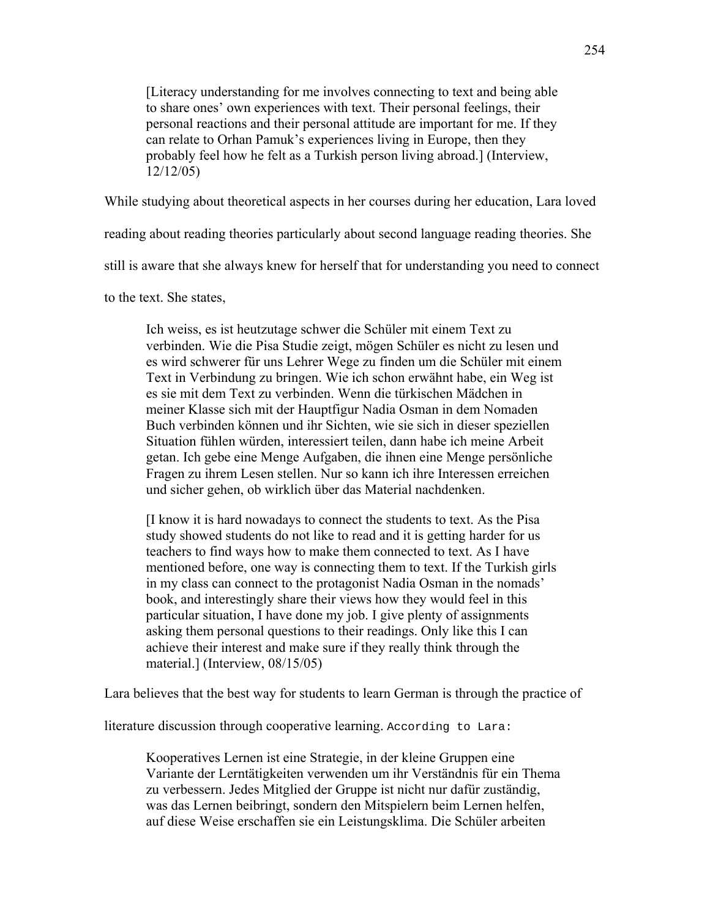> [Literacy understanding for me involves connecting to text and being able to share ones' own experiences with text. Their personal feelings, their personal reactions and their personal attitude are important for me. If they can relate to Orhan Pamuk's experiences living in Europe, then they probably feel how he felt as a Turkish person living abroad.] (Interview, 12/12/05)

While studying about theoretical aspects in her courses during her education, Lara loved reading about reading theories particularly about second language reading theories. She still is aware that she always knew for herself that for understanding you need to connect to the text. She states,

> Ich weiss, es ist heutzutage schwer die Schüler mit einem Text zu verbinden. Wie die Pisa Studie zeigt, mögen Schüler es nicht zu lesen und es wird schwerer für uns Lehrer Wege zu finden um die Schüler mit einem Text in Verbindung zu bringen. Wie ich schon erwähnt habe, ein Weg ist es sie mit dem Text zu verbinden. Wenn die türkischen Mädchen in meiner Klasse sich mit der Hauptfigur Nadia Osman in dem Nomaden Buch verbinden können und ihr Sichten, wie sie sich in dieser speziellen Situation fühlen würden, interessiert teilen, dann habe ich meine Arbeit getan. Ich gebe eine Menge Aufgaben, die ihnen eine Menge persönliche Fragen zu ihrem Lesen stellen. Nur so kann ich ihre Interessen erreichen und sicher gehen, ob wirklich über das Material nachdenken.
>
> [I know it is hard nowadays to connect the students to text. As the Pisa study showed students do not like to read and it is getting harder for us teachers to find ways how to make them connected to text. As I have mentioned before, one way is connecting them to text. If the Turkish girls in my class can connect to the protagonist Nadia Osman in the nomads' book, and interestingly share their views how they would feel in this particular situation, I have done my job. I give plenty of assignments asking them personal questions to their readings. Only like this I can achieve their interest and make sure if they really think through the material.] (Interview, 08/15/05)

Lara believes that the best way for students to learn German is through the practice of literature discussion through cooperative learning. According to Lara:

> Kooperatives Lernen ist eine Strategie, in der kleine Gruppen eine Variante der Lerntätigkeiten verwenden um ihr Verständnis für ein Thema zu verbessern. Jedes Mitglied der Gruppe ist nicht nur dafür zuständig, was das Lernen beibringt, sondern den Mitspielern beim Lernen helfen, auf diese Weise erschaffen sie ein Leistungsklima. Die Schüler arbeiten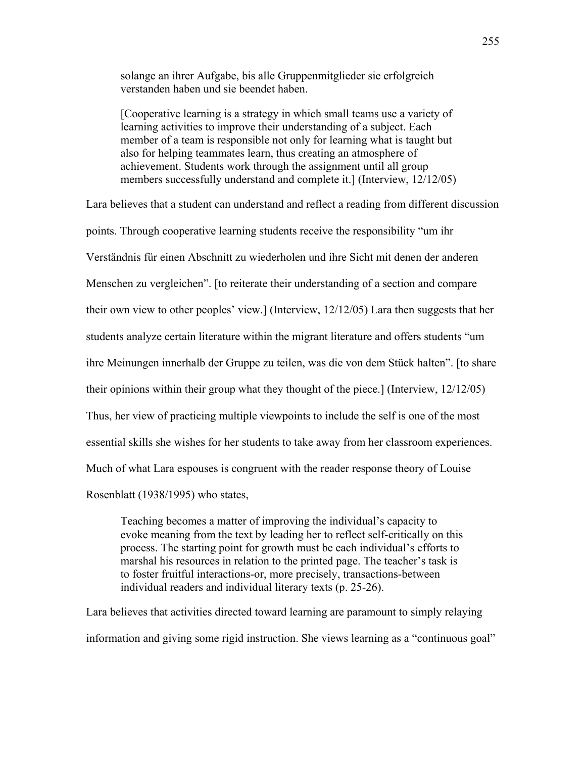> solange an ihrer Aufgabe, bis alle Gruppenmitglieder sie erfolgreich verstanden haben und sie beendet haben.
>
> [Cooperative learning is a strategy in which small teams use a variety of learning activities to improve their understanding of a subject. Each member of a team is responsible not only for learning what is taught but also for helping teammates learn, thus creating an atmosphere of achievement. Students work through the assignment until all group members successfully understand and complete it.] (Interview, 12/12/05)

Lara believes that a student can understand and reflect a reading from different discussion points. Through cooperative learning students receive the responsibility "um ihr Verständnis für einen Abschnitt zu wiederholen und ihre Sicht mit denen der anderen Menschen zu vergleichen". [to reiterate their understanding of a section and compare their own view to other peoples' view.] (Interview, 12/12/05) Lara then suggests that her students analyze certain literature within the migrant literature and offers students "um ihre Meinungen innerhalb der Gruppe zu teilen, was die von dem Stück halten". [to share their opinions within their group what they thought of the piece.] (Interview, 12/12/05) Thus, her view of practicing multiple viewpoints to include the self is one of the most essential skills she wishes for her students to take away from her classroom experiences. Much of what Lara espouses is congruent with the reader response theory of Louise Rosenblatt (1938/1995) who states,

> Teaching becomes a matter of improving the individual's capacity to evoke meaning from the text by leading her to reflect self-critically on this process. The starting point for growth must be each individual's efforts to marshal his resources in relation to the printed page. The teacher's task is to foster fruitful interactions-or, more precisely, transactions-between individual readers and individual literary texts (p. 25-26).

Lara believes that activities directed toward learning are paramount to simply relaying information and giving some rigid instruction. She views learning as a "continuous goal"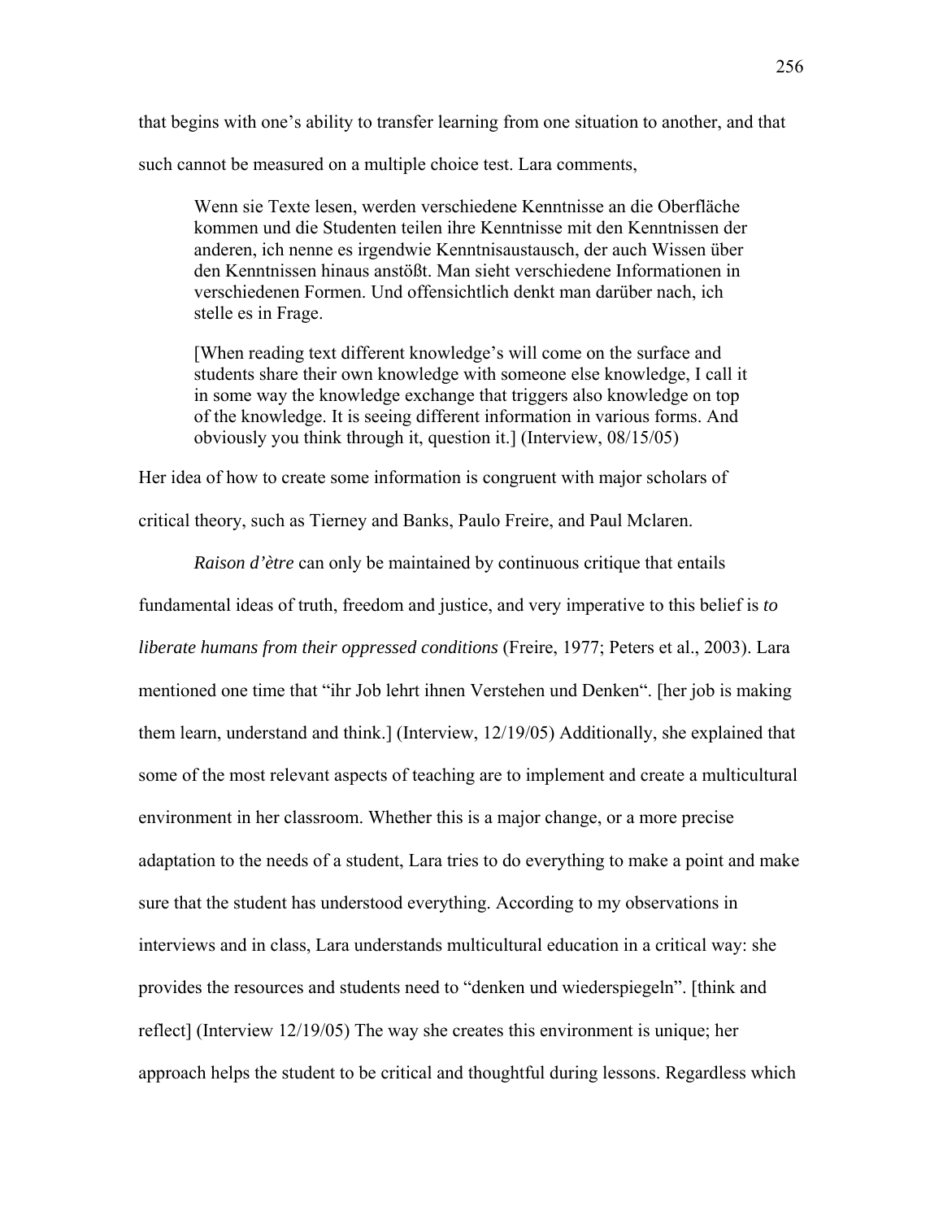that begins with one's ability to transfer learning from one situation to another, and that such cannot be measured on a multiple choice test. Lara comments,

> Wenn sie Texte lesen, werden verschiedene Kenntnisse an die Oberfläche kommen und die Studenten teilen ihre Kenntnisse mit den Kenntnissen der anderen, ich nenne es irgendwie Kenntnisaustausch, der auch Wissen über den Kenntnissen hinaus anstößt. Man sieht verschiedene Informationen in verschiedenen Formen. Und offensichtlich denkt man darüber nach, ich stelle es in Frage.
>
> [When reading text different knowledge's will come on the surface and students share their own knowledge with someone else knowledge, I call it in some way the knowledge exchange that triggers also knowledge on top of the knowledge. It is seeing different information in various forms. And obviously you think through it, question it.] (Interview, 08/15/05)

Her idea of how to create some information is congruent with major scholars of critical theory, such as Tierney and Banks, Paulo Freire, and Paul Mclaren.

*Raison d'ètre* can only be maintained by continuous critique that entails fundamental ideas of truth, freedom and justice, and very imperative to this belief is *to liberate humans from their oppressed conditions* (Freire, 1977; Peters et al., 2003). Lara mentioned one time that "ihr Job lehrt ihnen Verstehen und Denken". [her job is making them learn, understand and think.] (Interview, 12/19/05) Additionally, she explained that some of the most relevant aspects of teaching are to implement and create a multicultural environment in her classroom. Whether this is a major change, or a more precise adaptation to the needs of a student, Lara tries to do everything to make a point and make sure that the student has understood everything. According to my observations in interviews and in class, Lara understands multicultural education in a critical way: she provides the resources and students need to "denken und wiederspiegeln". [think and reflect] (Interview 12/19/05) The way she creates this environment is unique; her approach helps the student to be critical and thoughtful during lessons. Regardless which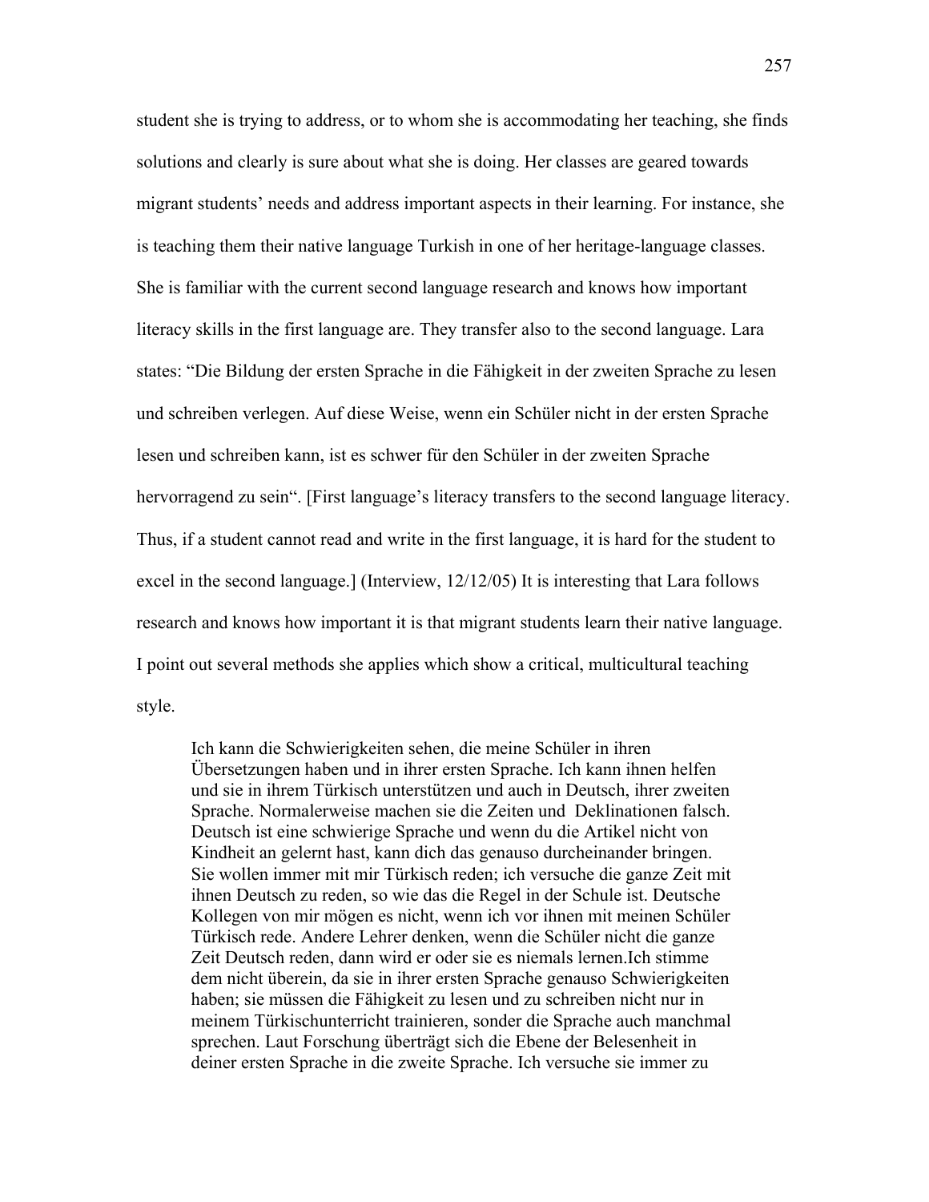student she is trying to address, or to whom she is accommodating her teaching, she finds solutions and clearly is sure about what she is doing. Her classes are geared towards migrant students' needs and address important aspects in their learning. For instance, she is teaching them their native language Turkish in one of her heritage-language classes. She is familiar with the current second language research and knows how important literacy skills in the first language are. They transfer also to the second language. Lara states: "Die Bildung der ersten Sprache in die Fähigkeit in der zweiten Sprache zu lesen und schreiben verlegen. Auf diese Weise, wenn ein Schüler nicht in der ersten Sprache lesen und schreiben kann, ist es schwer für den Schüler in der zweiten Sprache hervorragend zu sein". [First language's literacy transfers to the second language literacy. Thus, if a student cannot read and write in the first language, it is hard for the student to excel in the second language.] (Interview, 12/12/05) It is interesting that Lara follows research and knows how important it is that migrant students learn their native language. I point out several methods she applies which show a critical, multicultural teaching style.

> Ich kann die Schwierigkeiten sehen, die meine Schüler in ihren Übersetzungen haben und in ihrer ersten Sprache. Ich kann ihnen helfen und sie in ihrem Türkisch unterstützen und auch in Deutsch, ihrer zweiten Sprache. Normalerweise machen sie die Zeiten und Deklinationen falsch. Deutsch ist eine schwierige Sprache und wenn du die Artikel nicht von Kindheit an gelernt hast, kann dich das genauso durcheinander bringen. Sie wollen immer mit mir Türkisch reden; ich versuche die ganze Zeit mit ihnen Deutsch zu reden, so wie das die Regel in der Schule ist. Deutsche Kollegen von mir mögen es nicht, wenn ich vor ihnen mit meinen Schüler Türkisch rede. Andere Lehrer denken, wenn die Schüler nicht die ganze Zeit Deutsch reden, dann wird er oder sie es niemals lernen.Ich stimme dem nicht überein, da sie in ihrer ersten Sprache genauso Schwierigkeiten haben; sie müssen die Fähigkeit zu lesen und zu schreiben nicht nur in meinem Türkischunterricht trainieren, sonder die Sprache auch manchmal sprechen. Laut Forschung überträgt sich die Ebene der Belesenheit in deiner ersten Sprache in die zweite Sprache. Ich versuche sie immer zu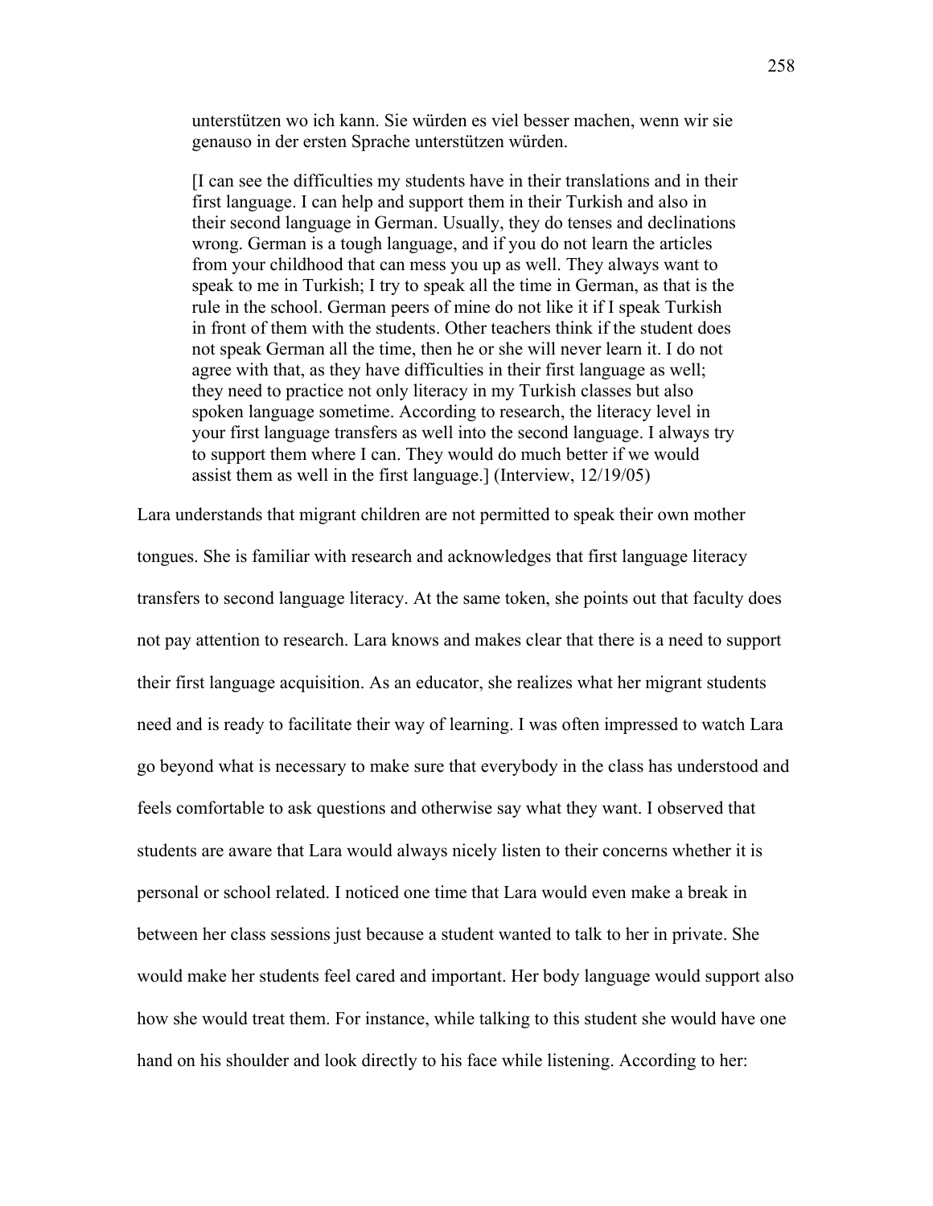> unterstützen wo ich kann. Sie würden es viel besser machen, wenn wir sie genauso in der ersten Sprache unterstützen würden.
>
> [I can see the difficulties my students have in their translations and in their first language. I can help and support them in their Turkish and also in their second language in German. Usually, they do tenses and declinations wrong. German is a tough language, and if you do not learn the articles from your childhood that can mess you up as well. They always want to speak to me in Turkish; I try to speak all the time in German, as that is the rule in the school. German peers of mine do not like it if I speak Turkish in front of them with the students. Other teachers think if the student does not speak German all the time, then he or she will never learn it. I do not agree with that, as they have difficulties in their first language as well; they need to practice not only literacy in my Turkish classes but also spoken language sometime. According to research, the literacy level in your first language transfers as well into the second language. I always try to support them where I can. They would do much better if we would assist them as well in the first language.] (Interview, 12/19/05)

Lara understands that migrant children are not permitted to speak their own mother tongues. She is familiar with research and acknowledges that first language literacy transfers to second language literacy. At the same token, she points out that faculty does not pay attention to research. Lara knows and makes clear that there is a need to support their first language acquisition. As an educator, she realizes what her migrant students need and is ready to facilitate their way of learning. I was often impressed to watch Lara go beyond what is necessary to make sure that everybody in the class has understood and feels comfortable to ask questions and otherwise say what they want. I observed that students are aware that Lara would always nicely listen to their concerns whether it is personal or school related. I noticed one time that Lara would even make a break in between her class sessions just because a student wanted to talk to her in private. She would make her students feel cared and important. Her body language would support also how she would treat them. For instance, while talking to this student she would have one hand on his shoulder and look directly to his face while listening. According to her: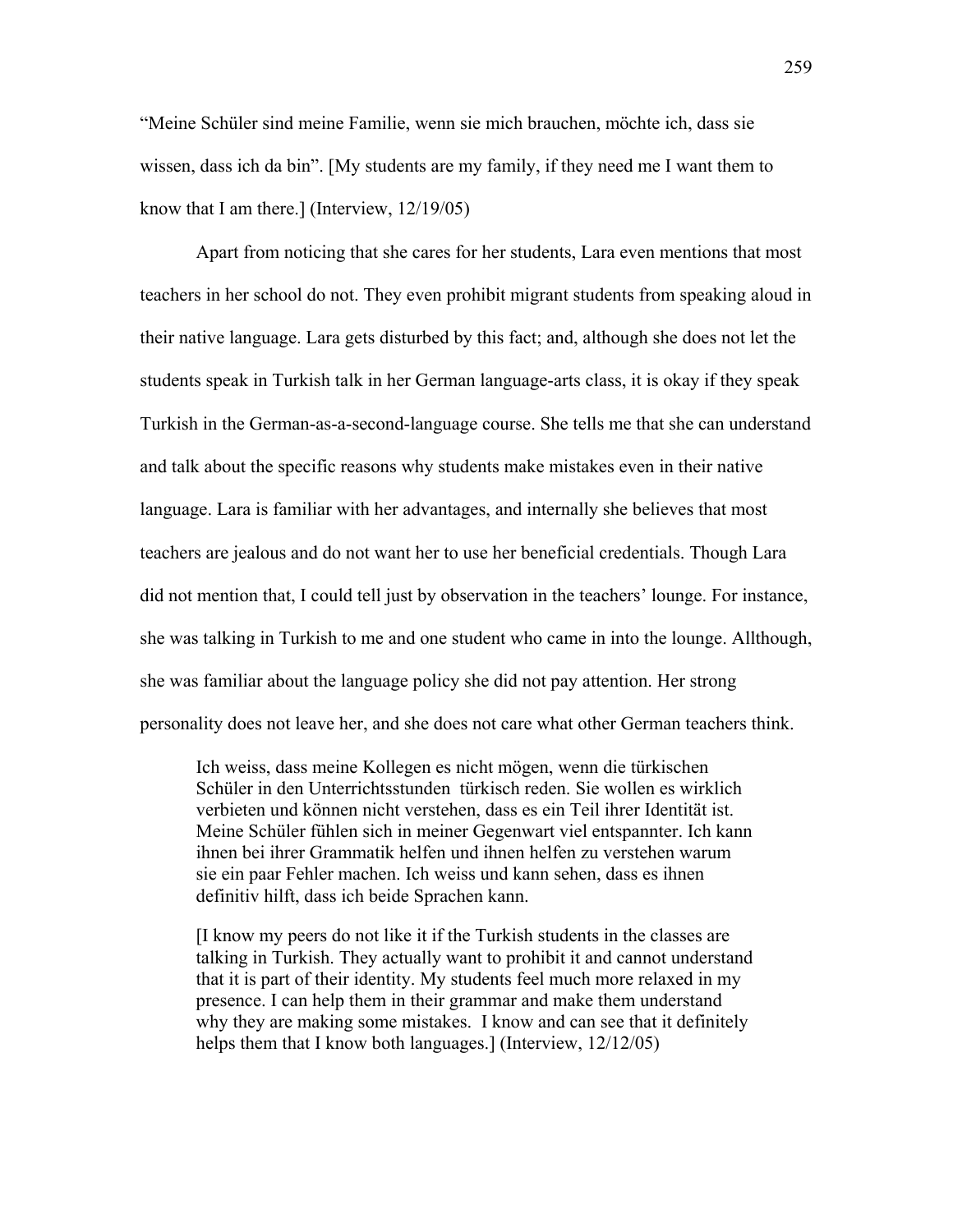"Meine Schüler sind meine Familie, wenn sie mich brauchen, möchte ich, dass sie wissen, dass ich da bin". [My students are my family, if they need me I want them to know that I am there.] (Interview, 12/19/05)

Apart from noticing that she cares for her students, Lara even mentions that most teachers in her school do not. They even prohibit migrant students from speaking aloud in their native language. Lara gets disturbed by this fact; and, although she does not let the students speak in Turkish talk in her German language-arts class, it is okay if they speak Turkish in the German-as-a-second-language course. She tells me that she can understand and talk about the specific reasons why students make mistakes even in their native language. Lara is familiar with her advantages, and internally she believes that most teachers are jealous and do not want her to use her beneficial credentials. Though Lara did not mention that, I could tell just by observation in the teachers' lounge. For instance, she was talking in Turkish to me and one student who came in into the lounge. Allthough, she was familiar about the language policy she did not pay attention. Her strong personality does not leave her, and she does not care what other German teachers think.

> Ich weiss, dass meine Kollegen es nicht mögen, wenn die türkischen Schüler in den Unterrichtsstunden türkisch reden. Sie wollen es wirklich verbieten und können nicht verstehen, dass es ein Teil ihrer Identität ist. Meine Schüler fühlen sich in meiner Gegenwart viel entspannter. Ich kann ihnen bei ihrer Grammatik helfen und ihnen helfen zu verstehen warum sie ein paar Fehler machen. Ich weiss und kann sehen, dass es ihnen definitiv hilft, dass ich beide Sprachen kann.
>
> [I know my peers do not like it if the Turkish students in the classes are talking in Turkish. They actually want to prohibit it and cannot understand that it is part of their identity. My students feel much more relaxed in my presence. I can help them in their grammar and make them understand why they are making some mistakes. I know and can see that it definitely helps them that I know both languages.] (Interview, 12/12/05)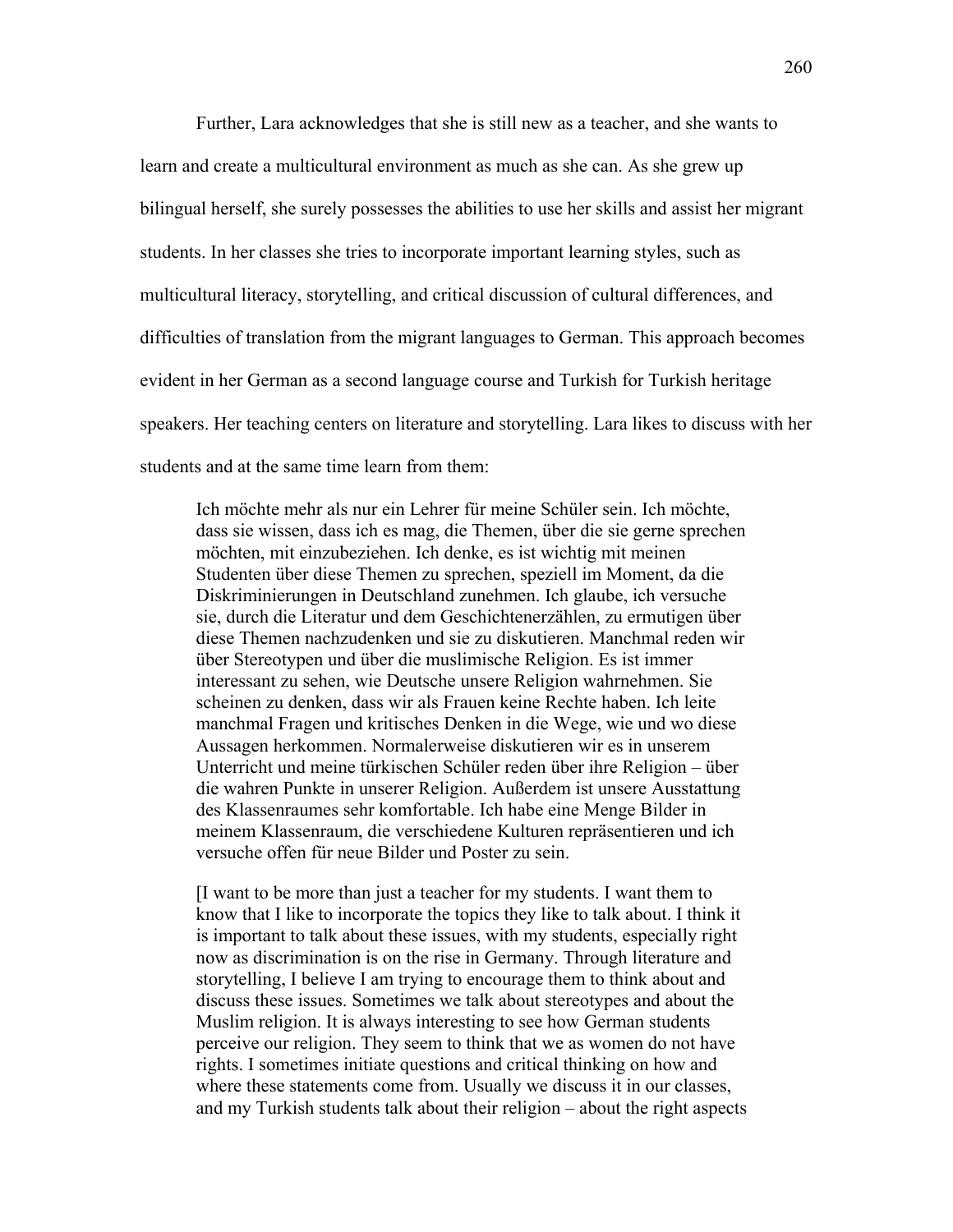Further, Lara acknowledges that she is still new as a teacher, and she wants to learn and create a multicultural environment as much as she can. As she grew up bilingual herself, she surely possesses the abilities to use her skills and assist her migrant students. In her classes she tries to incorporate important learning styles, such as multicultural literacy, storytelling, and critical discussion of cultural differences, and difficulties of translation from the migrant languages to German. This approach becomes evident in her German as a second language course and Turkish for Turkish heritage speakers. Her teaching centers on literature and storytelling. Lara likes to discuss with her students and at the same time learn from them:

> Ich möchte mehr als nur ein Lehrer für meine Schüler sein. Ich möchte, dass sie wissen, dass ich es mag, die Themen, über die sie gerne sprechen möchten, mit einzubeziehen. Ich denke, es ist wichtig mit meinen Studenten über diese Themen zu sprechen, speziell im Moment, da die Diskriminierungen in Deutschland zunehmen. Ich glaube, ich versuche sie, durch die Literatur und dem Geschichtenerzählen, zu ermutigen über diese Themen nachzudenken und sie zu diskutieren. Manchmal reden wir über Stereotypen und über die muslimische Religion. Es ist immer interessant zu sehen, wie Deutsche unsere Religion wahrnehmen. Sie scheinen zu denken, dass wir als Frauen keine Rechte haben. Ich leite manchmal Fragen und kritisches Denken in die Wege, wie und wo diese Aussagen herkommen. Normalerweise diskutieren wir es in unserem Unterricht und meine türkischen Schüler reden über ihre Religion – über die wahren Punkte in unserer Religion. Außerdem ist unsere Ausstattung des Klassenraumes sehr komfortable. Ich habe eine Menge Bilder in meinem Klassenraum, die verschiedene Kulturen repräsentieren und ich versuche offen für neue Bilder und Poster zu sein.
>
> [I want to be more than just a teacher for my students. I want them to know that I like to incorporate the topics they like to talk about. I think it is important to talk about these issues, with my students, especially right now as discrimination is on the rise in Germany. Through literature and storytelling, I believe I am trying to encourage them to think about and discuss these issues. Sometimes we talk about stereotypes and about the Muslim religion. It is always interesting to see how German students perceive our religion. They seem to think that we as women do not have rights. I sometimes initiate questions and critical thinking on how and where these statements come from. Usually we discuss it in our classes, and my Turkish students talk about their religion – about the right aspects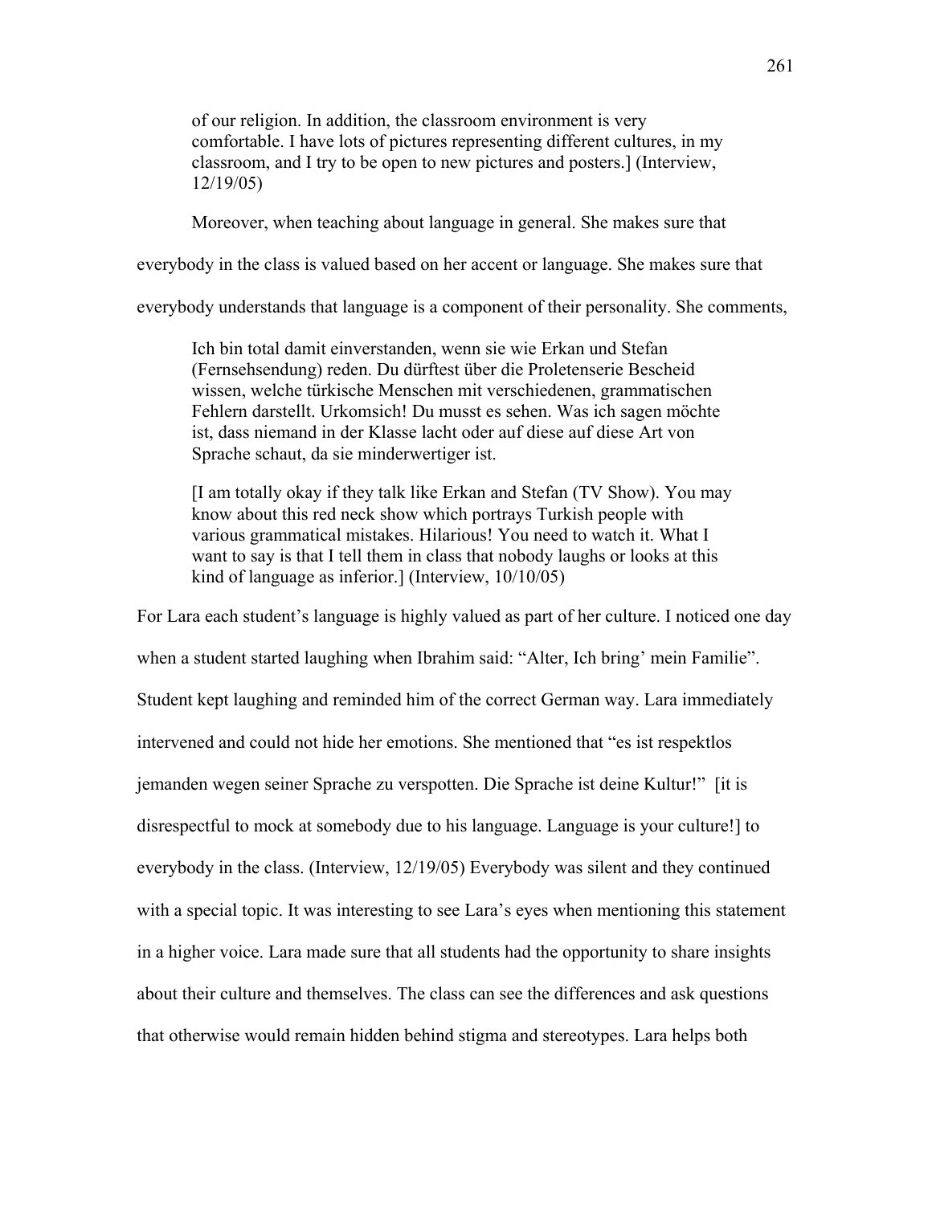> of our religion. In addition, the classroom environment is very comfortable. I have lots of pictures representing different cultures, in my classroom, and I try to be open to new pictures and posters.] (Interview, 12/19/05)

Moreover, when teaching about language in general. She makes sure that everybody in the class is valued based on her accent or language. She makes sure that everybody understands that language is a component of their personality. She comments,

> Ich bin total damit einverstanden, wenn sie wie Erkan und Stefan (Fernsehsendung) reden. Du dürftest über die Proletenserie Bescheid wissen, welche türkische Menschen mit verschiedenen, grammatischen Fehlern darstellt. Urkomsich! Du musst es sehen. Was ich sagen möchte ist, dass niemand in der Klasse lacht oder auf diese auf diese Art von Sprache schaut, da sie minderwertiger ist.
>
> [I am totally okay if they talk like Erkan and Stefan (TV Show). You may know about this red neck show which portrays Turkish people with various grammatical mistakes. Hilarious! You need to watch it. What I want to say is that I tell them in class that nobody laughs or looks at this kind of language as inferior.] (Interview, 10/10/05)

For Lara each student's language is highly valued as part of her culture. I noticed one day when a student started laughing when Ibrahim said: "Alter, Ich bring' mein Familie". Student kept laughing and reminded him of the correct German way. Lara immediately intervened and could not hide her emotions. She mentioned that "es ist respektlos jemanden wegen seiner Sprache zu verspotten. Die Sprache ist deine Kultur!" [it is disrespectful to mock at somebody due to his language. Language is your culture!] to everybody in the class. (Interview, 12/19/05) Everybody was silent and they continued with a special topic. It was interesting to see Lara's eyes when mentioning this statement in a higher voice. Lara made sure that all students had the opportunity to share insights about their culture and themselves. The class can see the differences and ask questions that otherwise would remain hidden behind stigma and stereotypes. Lara helps both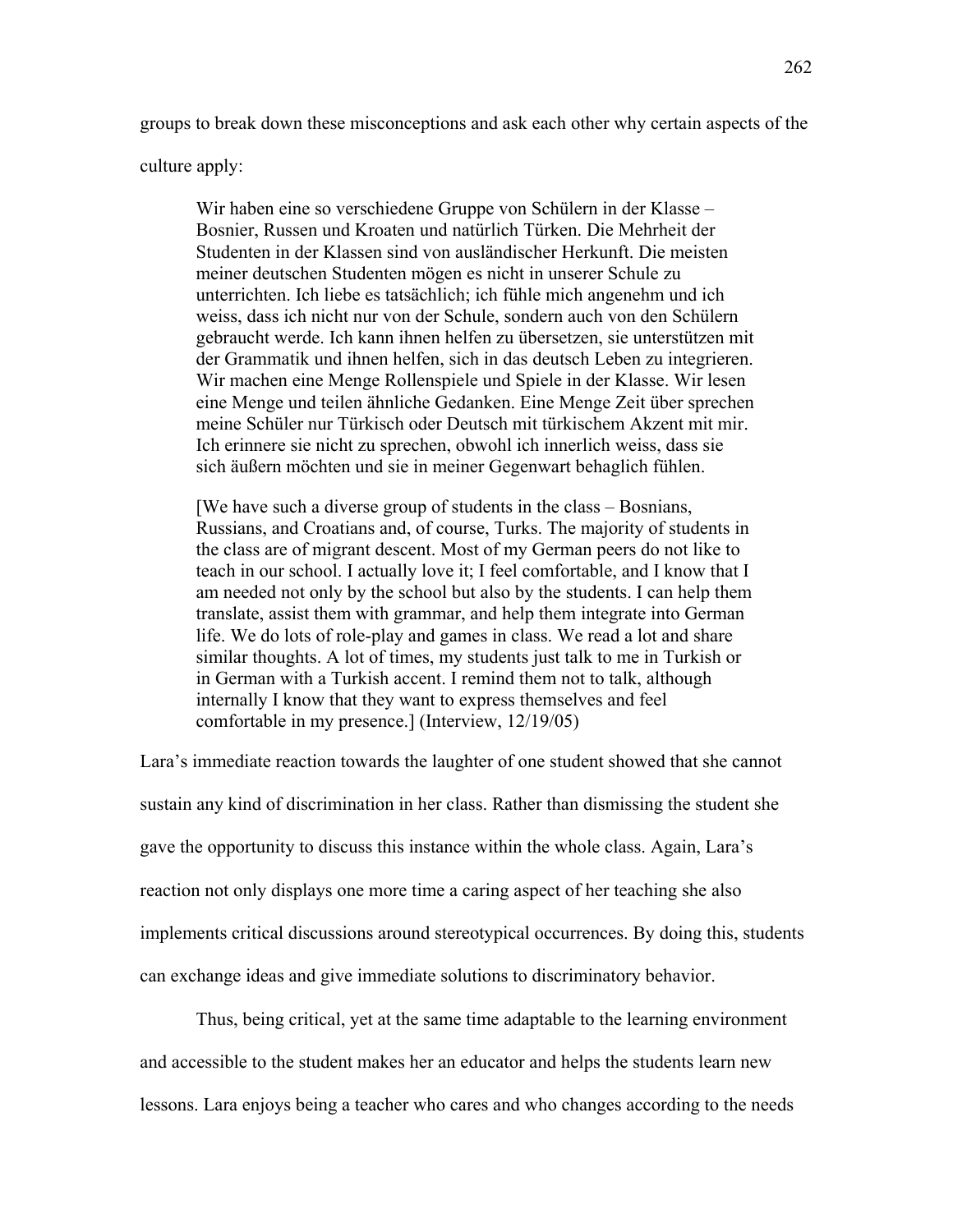groups to break down these misconceptions and ask each other why certain aspects of the culture apply:

> Wir haben eine so verschiedene Gruppe von Schülern in der Klasse – Bosnier, Russen und Kroaten und natürlich Türken. Die Mehrheit der Studenten in der Klassen sind von ausländischer Herkunft. Die meisten meiner deutschen Studenten mögen es nicht in unserer Schule zu unterrichten. Ich liebe es tatsächlich; ich fühle mich angenehm und ich weiss, dass ich nicht nur von der Schule, sondern auch von den Schülern gebraucht werde. Ich kann ihnen helfen zu übersetzen, sie unterstützen mit der Grammatik und ihnen helfen, sich in das deutsch Leben zu integrieren. Wir machen eine Menge Rollenspiele und Spiele in der Klasse. Wir lesen eine Menge und teilen ähnliche Gedanken. Eine Menge Zeit über sprechen meine Schüler nur Türkisch oder Deutsch mit türkischem Akzent mit mir. Ich erinnere sie nicht zu sprechen, obwohl ich innerlich weiss, dass sie sich äußern möchten und sie in meiner Gegenwart behaglich fühlen.
>
> [We have such a diverse group of students in the class – Bosnians, Russians, and Croatians and, of course, Turks. The majority of students in the class are of migrant descent. Most of my German peers do not like to teach in our school. I actually love it; I feel comfortable, and I know that I am needed not only by the school but also by the students. I can help them translate, assist them with grammar, and help them integrate into German life. We do lots of role-play and games in class. We read a lot and share similar thoughts. A lot of times, my students just talk to me in Turkish or in German with a Turkish accent. I remind them not to talk, although internally I know that they want to express themselves and feel comfortable in my presence.] (Interview, 12/19/05)

Lara's immediate reaction towards the laughter of one student showed that she cannot sustain any kind of discrimination in her class. Rather than dismissing the student she gave the opportunity to discuss this instance within the whole class. Again, Lara's reaction not only displays one more time a caring aspect of her teaching she also implements critical discussions around stereotypical occurrences. By doing this, students can exchange ideas and give immediate solutions to discriminatory behavior.

Thus, being critical, yet at the same time adaptable to the learning environment and accessible to the student makes her an educator and helps the students learn new lessons. Lara enjoys being a teacher who cares and who changes according to the needs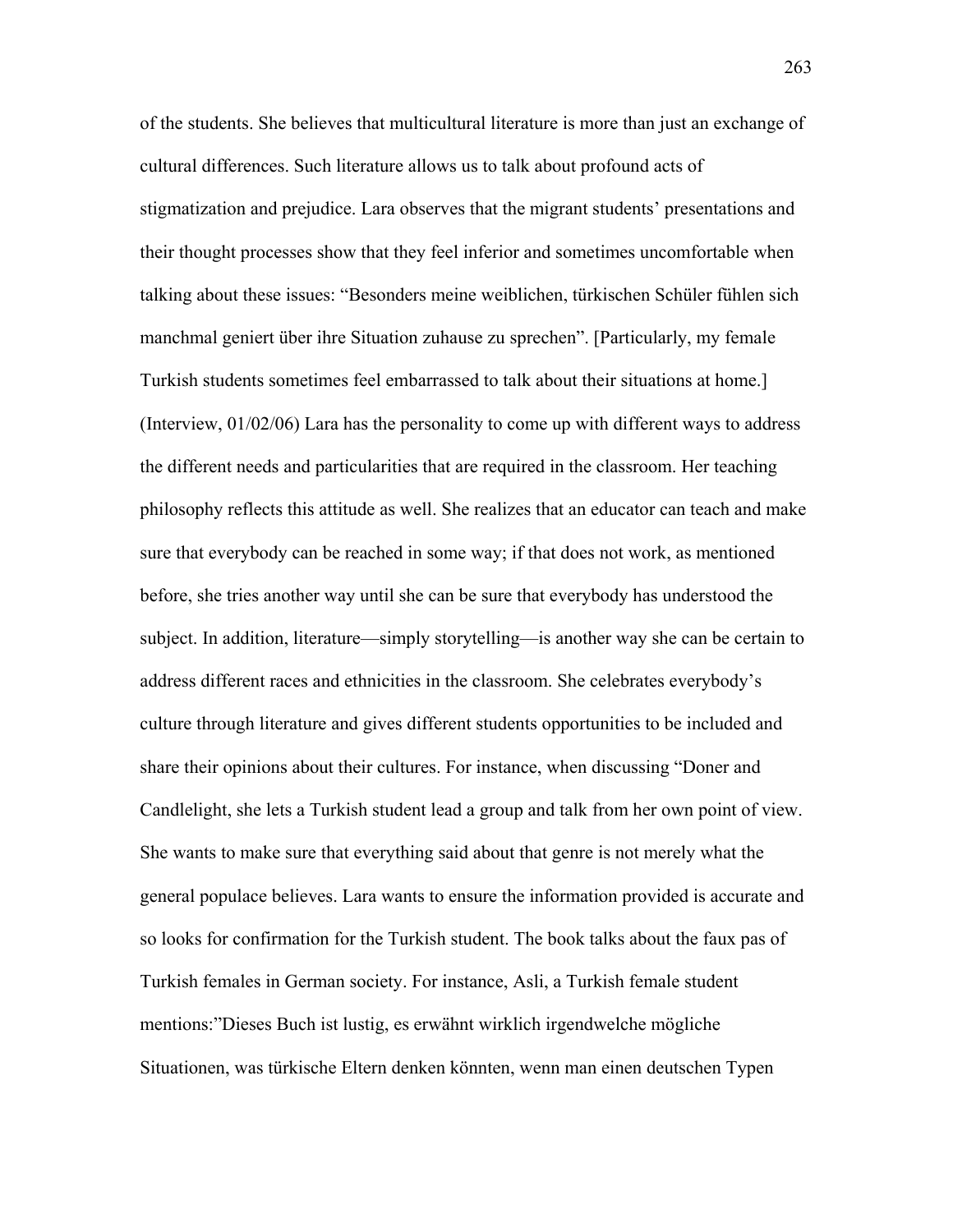of the students. She believes that multicultural literature is more than just an exchange of cultural differences. Such literature allows us to talk about profound acts of stigmatization and prejudice. Lara observes that the migrant students' presentations and their thought processes show that they feel inferior and sometimes uncomfortable when talking about these issues: "Besonders meine weiblichen, türkischen Schüler fühlen sich manchmal geniert über ihre Situation zuhause zu sprechen". [Particularly, my female Turkish students sometimes feel embarrassed to talk about their situations at home.] (Interview, 01/02/06) Lara has the personality to come up with different ways to address the different needs and particularities that are required in the classroom. Her teaching philosophy reflects this attitude as well. She realizes that an educator can teach and make sure that everybody can be reached in some way; if that does not work, as mentioned before, she tries another way until she can be sure that everybody has understood the subject. In addition, literature—simply storytelling—is another way she can be certain to address different races and ethnicities in the classroom. She celebrates everybody's culture through literature and gives different students opportunities to be included and share their opinions about their cultures. For instance, when discussing "Doner and Candlelight, she lets a Turkish student lead a group and talk from her own point of view. She wants to make sure that everything said about that genre is not merely what the general populace believes. Lara wants to ensure the information provided is accurate and so looks for confirmation for the Turkish student. The book talks about the faux pas of Turkish females in German society. For instance, Asli, a Turkish female student mentions:"Dieses Buch ist lustig, es erwähnt wirklich irgendwelche mögliche Situationen, was türkische Eltern denken könnten, wenn man einen deutschen Typen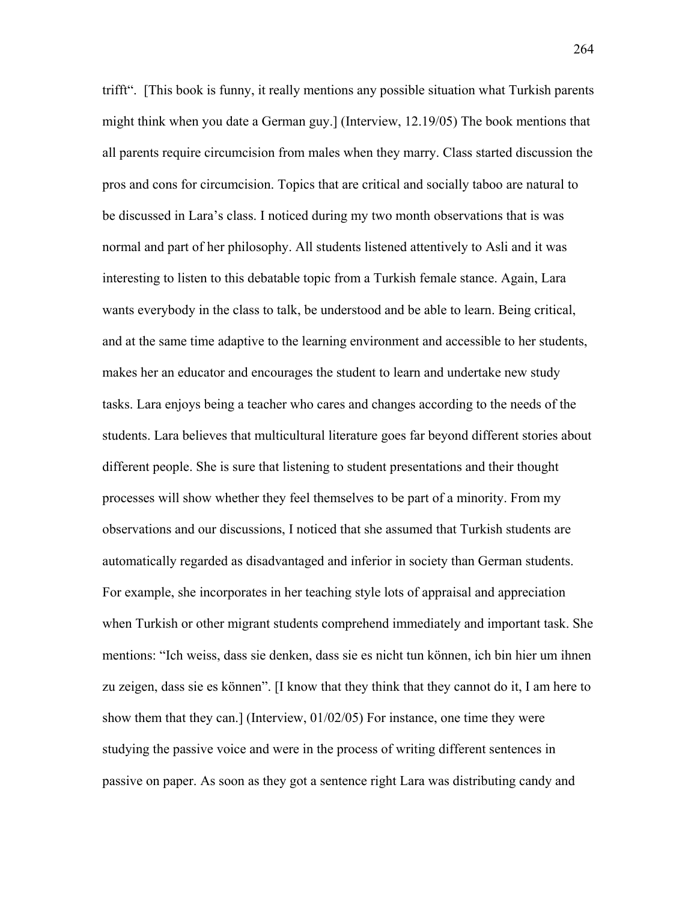trifft“.  [This book is funny, it really mentions any possible situation what Turkish parents might think when you date a German guy.] (Interview, 12.19/05) The book mentions that all parents require circumcision from males when they marry. Class started discussion the pros and cons for circumcision. Topics that are critical and socially taboo are natural to be discussed in Lara’s class. I noticed during my two month observations that is was normal and part of her philosophy. All students listened attentively to Asli and it was interesting to listen to this debatable topic from a Turkish female stance. Again, Lara wants everybody in the class to talk, be understood and be able to learn. Being critical, and at the same time adaptive to the learning environment and accessible to her students, makes her an educator and encourages the student to learn and undertake new study tasks. Lara enjoys being a teacher who cares and changes according to the needs of the students. Lara believes that multicultural literature goes far beyond different stories about different people. She is sure that listening to student presentations and their thought processes will show whether they feel themselves to be part of a minority. From my observations and our discussions, I noticed that she assumed that Turkish students are automatically regarded as disadvantaged and inferior in society than German students. For example, she incorporates in her teaching style lots of appraisal and appreciation when Turkish or other migrant students comprehend immediately and important task. She mentions: “Ich weiss, dass sie denken, dass sie es nicht tun können, ich bin hier um ihnen zu zeigen, dass sie es können”. [I know that they think that they cannot do it, I am here to show them that they can.] (Interview, 01/02/05) For instance, one time they were studying the passive voice and were in the process of writing different sentences in passive on paper. As soon as they got a sentence right Lara was distributing candy and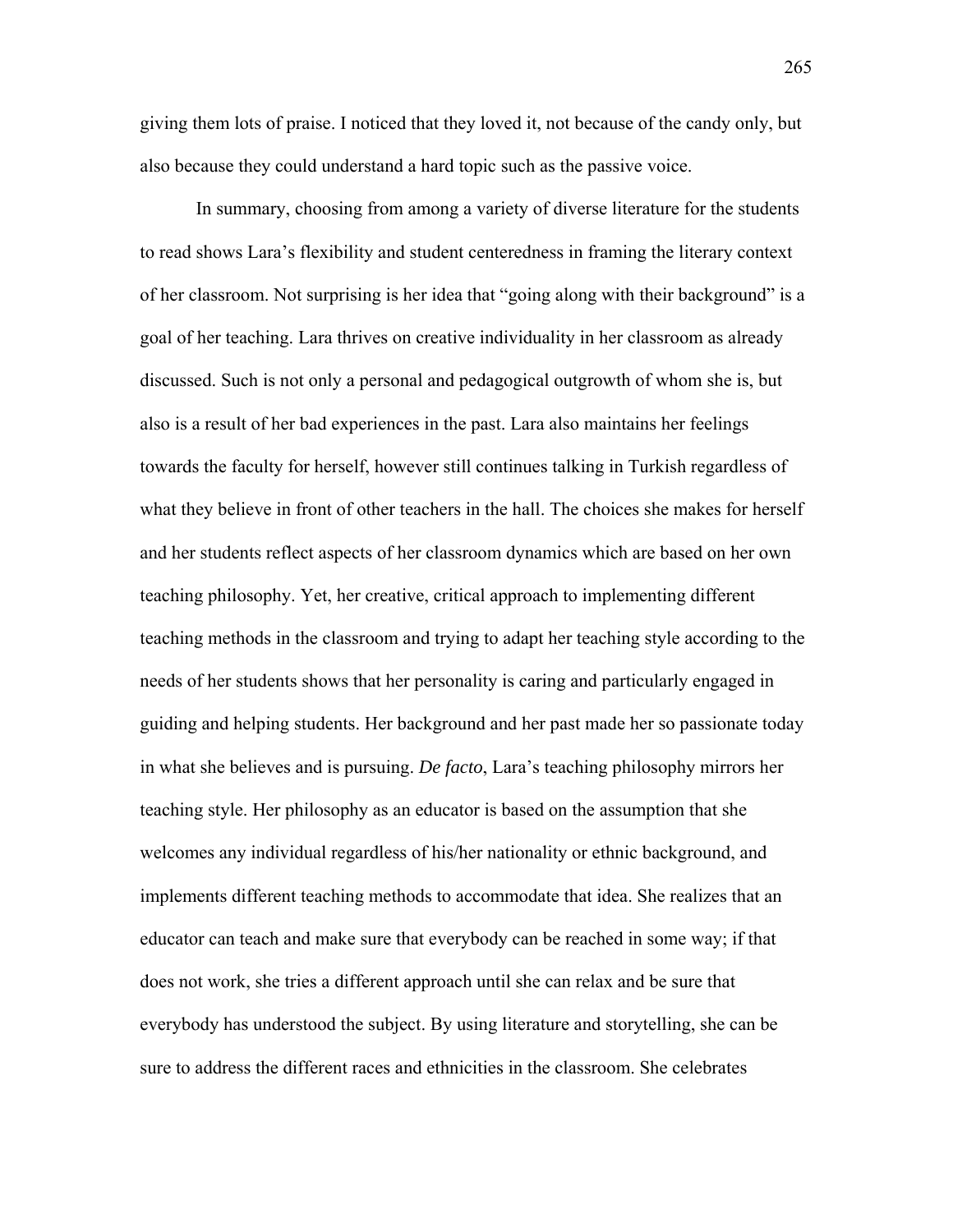giving them lots of praise. I noticed that they loved it, not because of the candy only, but also because they could understand a hard topic such as the passive voice.

In summary, choosing from among a variety of diverse literature for the students to read shows Lara's flexibility and student centeredness in framing the literary context of her classroom. Not surprising is her idea that "going along with their background" is a goal of her teaching. Lara thrives on creative individuality in her classroom as already discussed. Such is not only a personal and pedagogical outgrowth of whom she is, but also is a result of her bad experiences in the past. Lara also maintains her feelings towards the faculty for herself, however still continues talking in Turkish regardless of what they believe in front of other teachers in the hall. The choices she makes for herself and her students reflect aspects of her classroom dynamics which are based on her own teaching philosophy. Yet, her creative, critical approach to implementing different teaching methods in the classroom and trying to adapt her teaching style according to the needs of her students shows that her personality is caring and particularly engaged in guiding and helping students. Her background and her past made her so passionate today in what she believes and is pursuing. *De facto*, Lara's teaching philosophy mirrors her teaching style. Her philosophy as an educator is based on the assumption that she welcomes any individual regardless of his/her nationality or ethnic background, and implements different teaching methods to accommodate that idea. She realizes that an educator can teach and make sure that everybody can be reached in some way; if that does not work, she tries a different approach until she can relax and be sure that everybody has understood the subject. By using literature and storytelling, she can be sure to address the different races and ethnicities in the classroom. She celebrates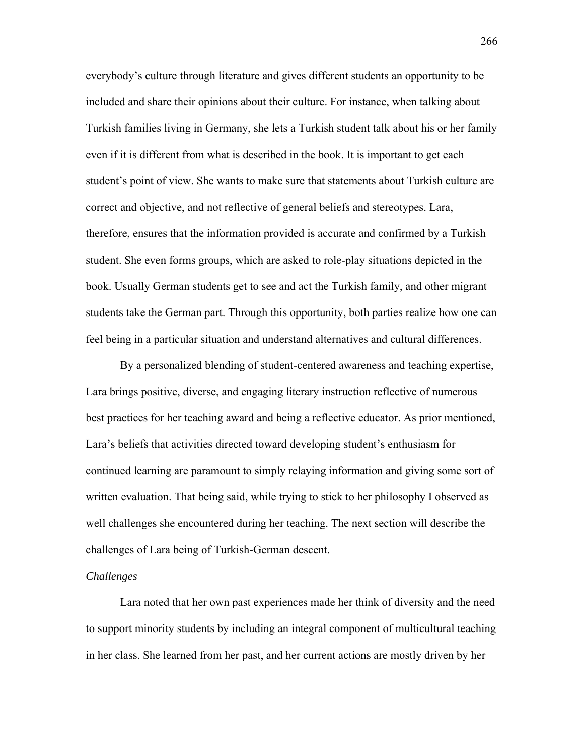everybody's culture through literature and gives different students an opportunity to be included and share their opinions about their culture. For instance, when talking about Turkish families living in Germany, she lets a Turkish student talk about his or her family even if it is different from what is described in the book. It is important to get each student's point of view. She wants to make sure that statements about Turkish culture are correct and objective, and not reflective of general beliefs and stereotypes. Lara, therefore, ensures that the information provided is accurate and confirmed by a Turkish student. She even forms groups, which are asked to role-play situations depicted in the book. Usually German students get to see and act the Turkish family, and other migrant students take the German part. Through this opportunity, both parties realize how one can feel being in a particular situation and understand alternatives and cultural differences.

By a personalized blending of student-centered awareness and teaching expertise, Lara brings positive, diverse, and engaging literary instruction reflective of numerous best practices for her teaching award and being a reflective educator. As prior mentioned, Lara's beliefs that activities directed toward developing student's enthusiasm for continued learning are paramount to simply relaying information and giving some sort of written evaluation. That being said, while trying to stick to her philosophy I observed as well challenges she encountered during her teaching. The next section will describe the challenges of Lara being of Turkish-German descent.

*Challenges*

Lara noted that her own past experiences made her think of diversity and the need to support minority students by including an integral component of multicultural teaching in her class. She learned from her past, and her current actions are mostly driven by her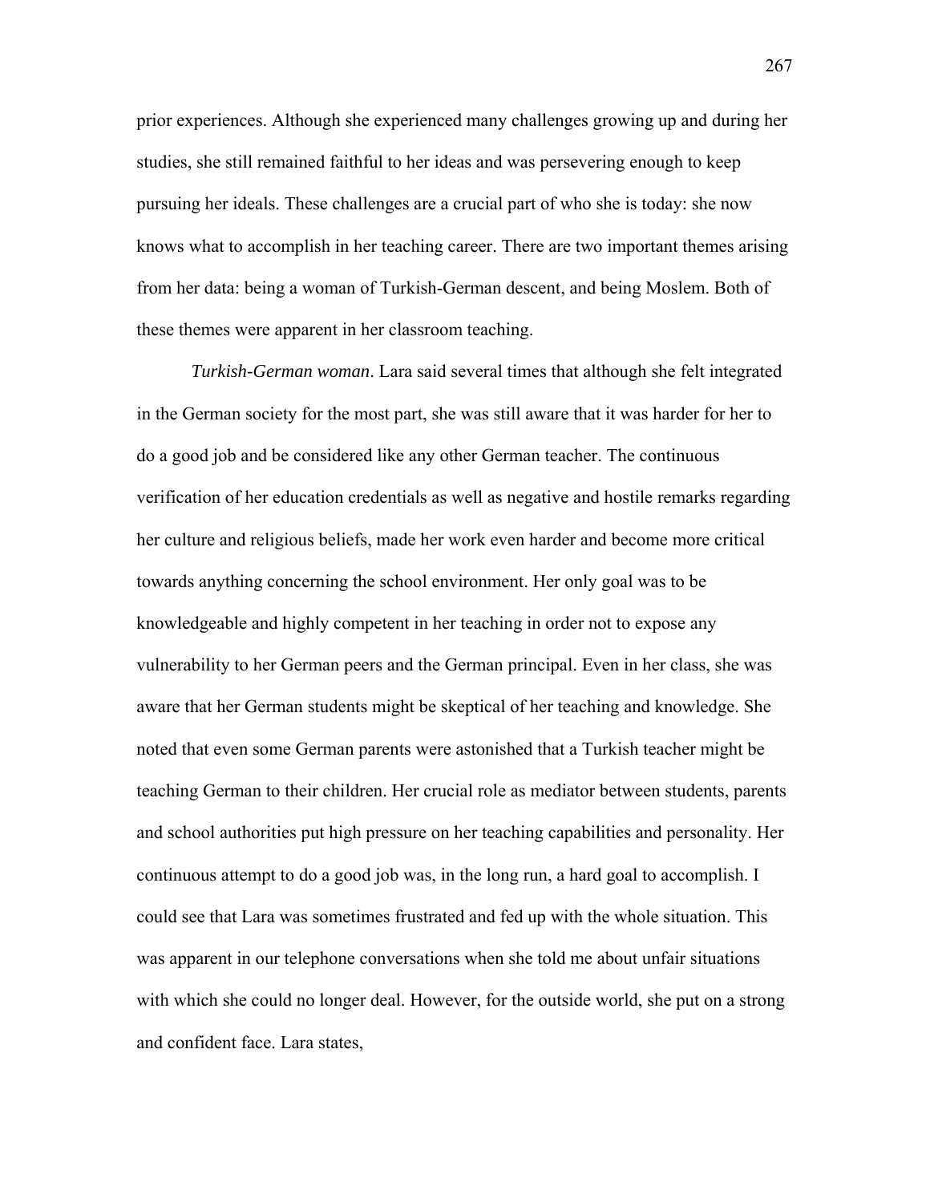prior experiences. Although she experienced many challenges growing up and during her studies, she still remained faithful to her ideas and was persevering enough to keep pursuing her ideals. These challenges are a crucial part of who she is today: she now knows what to accomplish in her teaching career. There are two important themes arising from her data: being a woman of Turkish-German descent, and being Moslem. Both of these themes were apparent in her classroom teaching.

*Turkish-German woman*. Lara said several times that although she felt integrated in the German society for the most part, she was still aware that it was harder for her to do a good job and be considered like any other German teacher. The continuous verification of her education credentials as well as negative and hostile remarks regarding her culture and religious beliefs, made her work even harder and become more critical towards anything concerning the school environment. Her only goal was to be knowledgeable and highly competent in her teaching in order not to expose any vulnerability to her German peers and the German principal. Even in her class, she was aware that her German students might be skeptical of her teaching and knowledge. She noted that even some German parents were astonished that a Turkish teacher might be teaching German to their children. Her crucial role as mediator between students, parents and school authorities put high pressure on her teaching capabilities and personality. Her continuous attempt to do a good job was, in the long run, a hard goal to accomplish. I could see that Lara was sometimes frustrated and fed up with the whole situation. This was apparent in our telephone conversations when she told me about unfair situations with which she could no longer deal. However, for the outside world, she put on a strong and confident face. Lara states,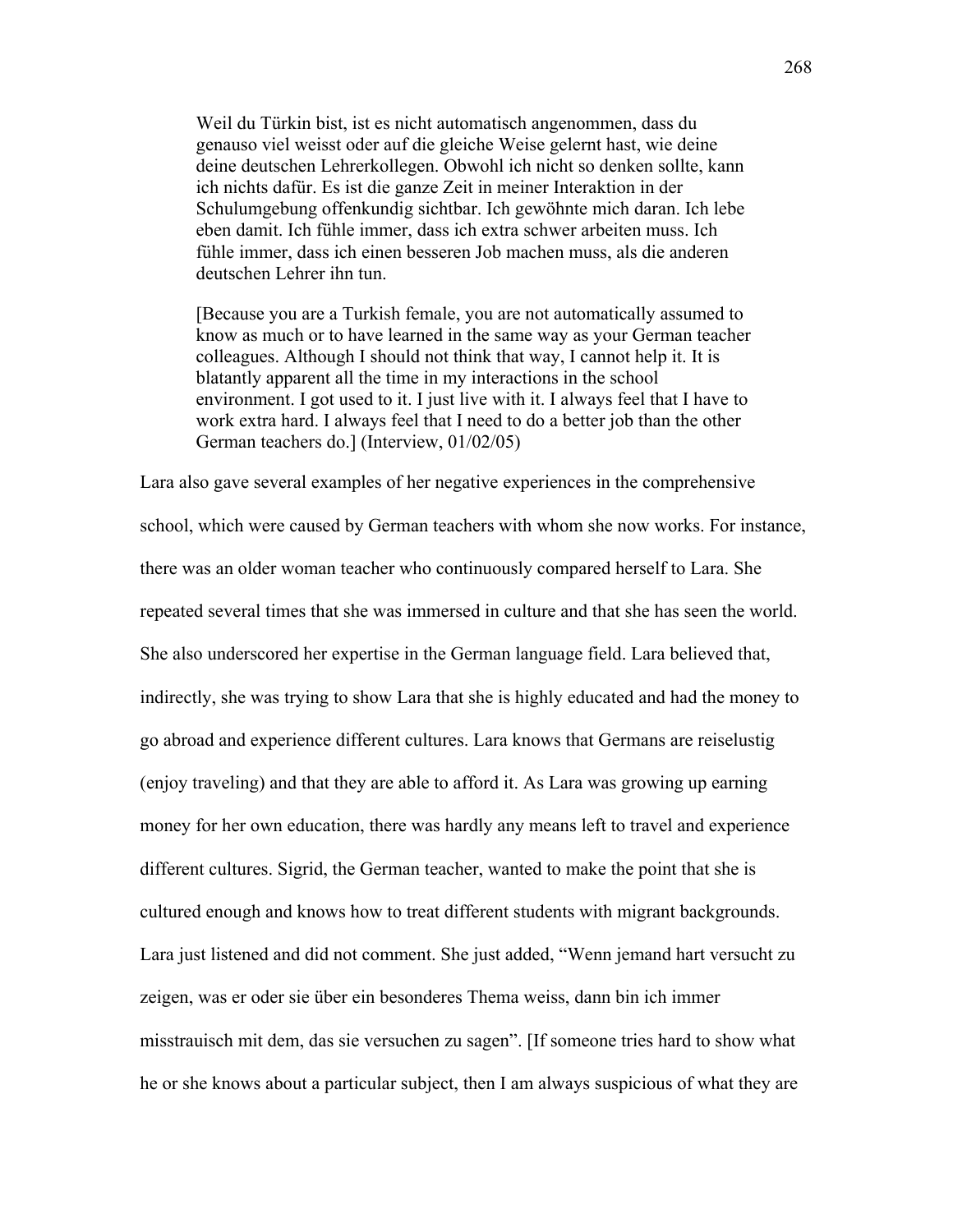> Weil du Türkin bist, ist es nicht automatisch angenommen, dass du genauso viel weisst oder auf die gleiche Weise gelernt hast, wie deine deine deutschen Lehrerkollegen. Obwohl ich nicht so denken sollte, kann ich nichts dafür. Es ist die ganze Zeit in meiner Interaktion in der Schulumgebung offenkundig sichtbar. Ich gewöhnte mich daran. Ich lebe eben damit. Ich fühle immer, dass ich extra schwer arbeiten muss. Ich fühle immer, dass ich einen besseren Job machen muss, als die anderen deutschen Lehrer ihn tun.
>
> [Because you are a Turkish female, you are not automatically assumed to know as much or to have learned in the same way as your German teacher colleagues. Although I should not think that way, I cannot help it. It is blatantly apparent all the time in my interactions in the school environment. I got used to it. I just live with it. I always feel that I have to work extra hard. I always feel that I need to do a better job than the other German teachers do.] (Interview, 01/02/05)

Lara also gave several examples of her negative experiences in the comprehensive school, which were caused by German teachers with whom she now works. For instance, there was an older woman teacher who continuously compared herself to Lara. She repeated several times that she was immersed in culture and that she has seen the world. She also underscored her expertise in the German language field. Lara believed that, indirectly, she was trying to show Lara that she is highly educated and had the money to go abroad and experience different cultures. Lara knows that Germans are reiselustig (enjoy traveling) and that they are able to afford it. As Lara was growing up earning money for her own education, there was hardly any means left to travel and experience different cultures. Sigrid, the German teacher, wanted to make the point that she is cultured enough and knows how to treat different students with migrant backgrounds. Lara just listened and did not comment. She just added, "Wenn jemand hart versucht zu zeigen, was er oder sie über ein besonderes Thema weiss, dann bin ich immer misstrauisch mit dem, das sie versuchen zu sagen". [If someone tries hard to show what he or she knows about a particular subject, then I am always suspicious of what they are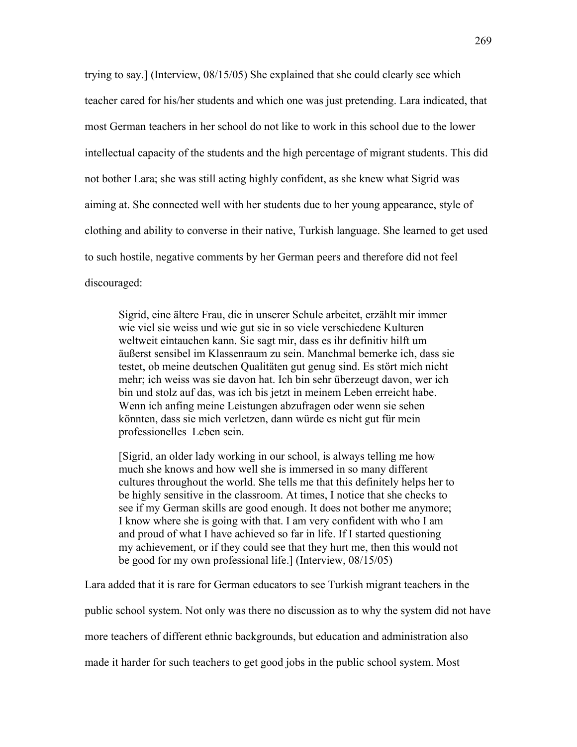trying to say.] (Interview, 08/15/05) She explained that she could clearly see which teacher cared for his/her students and which one was just pretending. Lara indicated, that most German teachers in her school do not like to work in this school due to the lower intellectual capacity of the students and the high percentage of migrant students. This did not bother Lara; she was still acting highly confident, as she knew what Sigrid was aiming at. She connected well with her students due to her young appearance, style of clothing and ability to converse in their native, Turkish language. She learned to get used to such hostile, negative comments by her German peers and therefore did not feel discouraged:

> Sigrid, eine ältere Frau, die in unserer Schule arbeitet, erzählt mir immer wie viel sie weiss und wie gut sie in so viele verschiedene Kulturen weltweit eintauchen kann. Sie sagt mir, dass es ihr definitiv hilft um äußerst sensibel im Klassenraum zu sein. Manchmal bemerke ich, dass sie testet, ob meine deutschen Qualitäten gut genug sind. Es stört mich nicht mehr; ich weiss was sie davon hat. Ich bin sehr überzeugt davon, wer ich bin und stolz auf das, was ich bis jetzt in meinem Leben erreicht habe. Wenn ich anfing meine Leistungen abzufragen oder wenn sie sehen könnten, dass sie mich verletzen, dann würde es nicht gut für mein professionelles Leben sein.
>
> [Sigrid, an older lady working in our school, is always telling me how much she knows and how well she is immersed in so many different cultures throughout the world. She tells me that this definitely helps her to be highly sensitive in the classroom. At times, I notice that she checks to see if my German skills are good enough. It does not bother me anymore; I know where she is going with that. I am very confident with who I am and proud of what I have achieved so far in life. If I started questioning my achievement, or if they could see that they hurt me, then this would not be good for my own professional life.] (Interview, 08/15/05)

Lara added that it is rare for German educators to see Turkish migrant teachers in the public school system. Not only was there no discussion as to why the system did not have more teachers of different ethnic backgrounds, but education and administration also made it harder for such teachers to get good jobs in the public school system. Most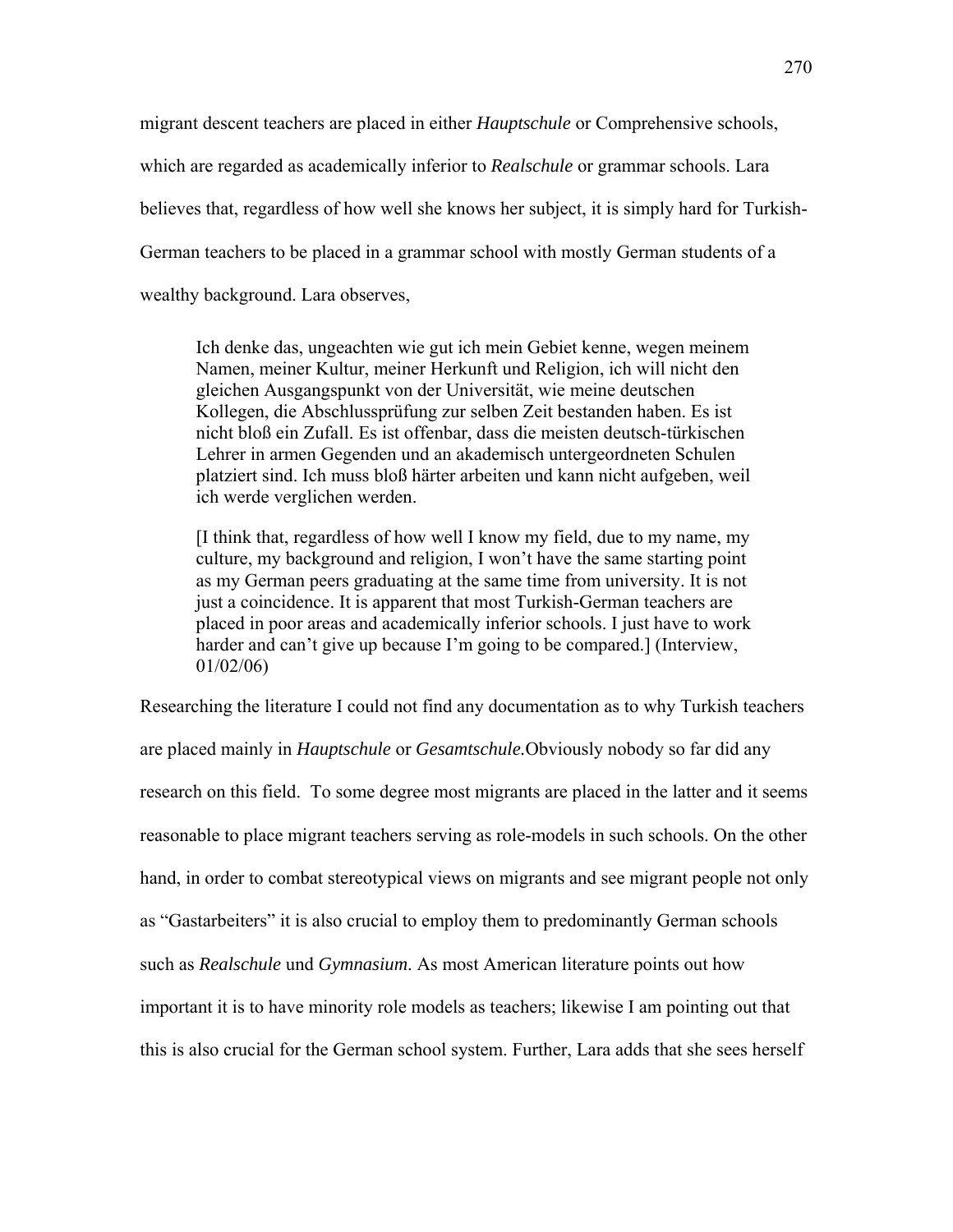migrant descent teachers are placed in either *Hauptschule* or Comprehensive schools, which are regarded as academically inferior to *Realschule* or grammar schools. Lara believes that, regardless of how well she knows her subject, it is simply hard for Turkish-German teachers to be placed in a grammar school with mostly German students of a wealthy background. Lara observes,

> Ich denke das, ungeachten wie gut ich mein Gebiet kenne, wegen meinem Namen, meiner Kultur, meiner Herkunft und Religion, ich will nicht den gleichen Ausgangspunkt von der Universität, wie meine deutschen Kollegen, die Abschlussprüfung zur selben Zeit bestanden haben. Es ist nicht bloß ein Zufall. Es ist offenbar, dass die meisten deutsch-türkischen Lehrer in armen Gegenden und an akademisch untergeordneten Schulen platziert sind. Ich muss bloß härter arbeiten und kann nicht aufgeben, weil ich werde verglichen werden.
>
> [I think that, regardless of how well I know my field, due to my name, my culture, my background and religion, I won't have the same starting point as my German peers graduating at the same time from university. It is not just a coincidence. It is apparent that most Turkish-German teachers are placed in poor areas and academically inferior schools. I just have to work harder and can't give up because I'm going to be compared.] (Interview, 01/02/06)

Researching the literature I could not find any documentation as to why Turkish teachers are placed mainly in *Hauptschule* or *Gesamtschule.*Obviously nobody so far did any research on this field. To some degree most migrants are placed in the latter and it seems reasonable to place migrant teachers serving as role-models in such schools. On the other hand, in order to combat stereotypical views on migrants and see migrant people not only as "Gastarbeiters" it is also crucial to employ them to predominantly German schools such as *Realschule* und *Gymnasium*. As most American literature points out how important it is to have minority role models as teachers; likewise I am pointing out that this is also crucial for the German school system. Further, Lara adds that she sees herself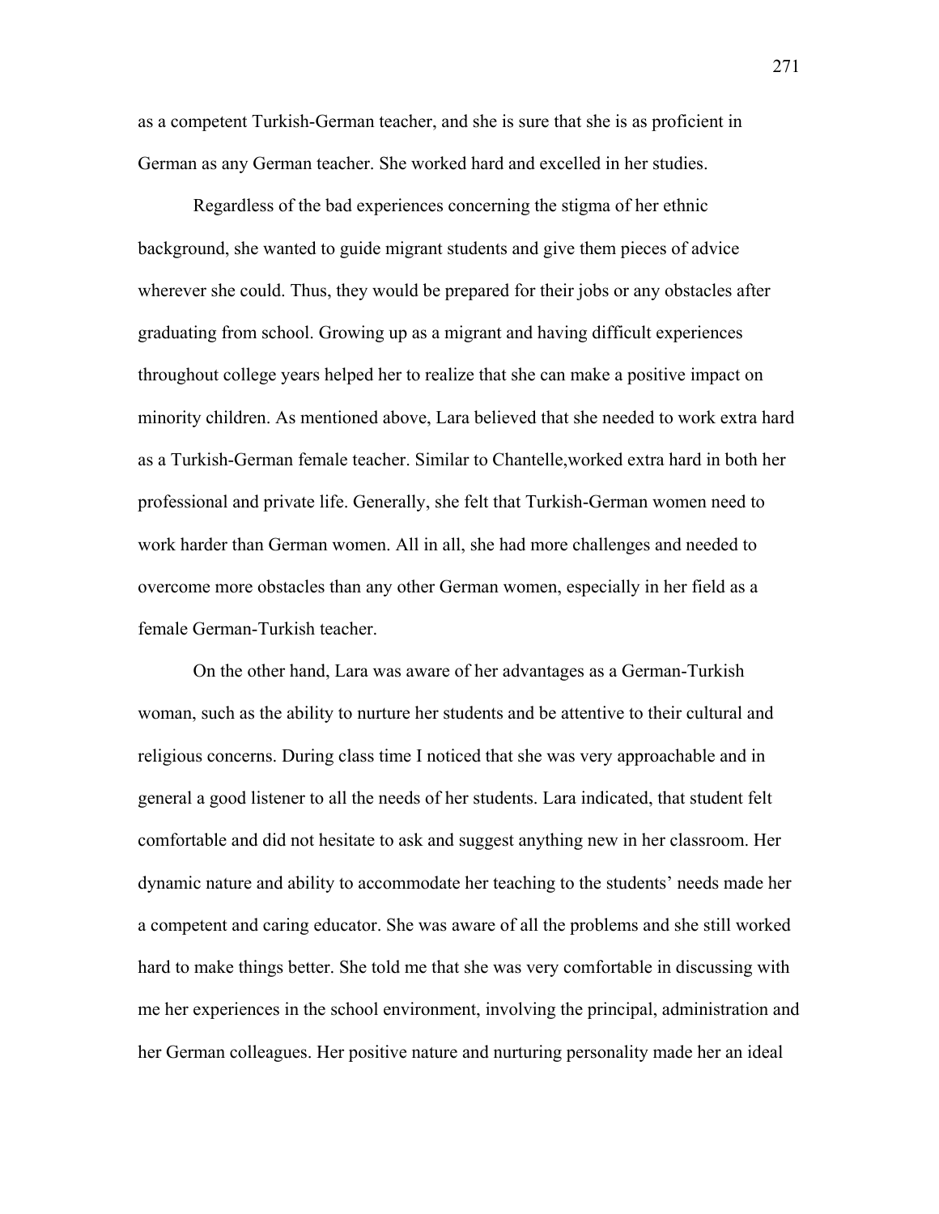as a competent Turkish-German teacher, and she is sure that she is as proficient in German as any German teacher. She worked hard and excelled in her studies.

Regardless of the bad experiences concerning the stigma of her ethnic background, she wanted to guide migrant students and give them pieces of advice wherever she could. Thus, they would be prepared for their jobs or any obstacles after graduating from school. Growing up as a migrant and having difficult experiences throughout college years helped her to realize that she can make a positive impact on minority children. As mentioned above, Lara believed that she needed to work extra hard as a Turkish-German female teacher. Similar to Chantelle,worked extra hard in both her professional and private life. Generally, she felt that Turkish-German women need to work harder than German women. All in all, she had more challenges and needed to overcome more obstacles than any other German women, especially in her field as a female German-Turkish teacher.

On the other hand, Lara was aware of her advantages as a German-Turkish woman, such as the ability to nurture her students and be attentive to their cultural and religious concerns. During class time I noticed that she was very approachable and in general a good listener to all the needs of her students. Lara indicated, that student felt comfortable and did not hesitate to ask and suggest anything new in her classroom. Her dynamic nature and ability to accommodate her teaching to the students' needs made her a competent and caring educator. She was aware of all the problems and she still worked hard to make things better. She told me that she was very comfortable in discussing with me her experiences in the school environment, involving the principal, administration and her German colleagues. Her positive nature and nurturing personality made her an ideal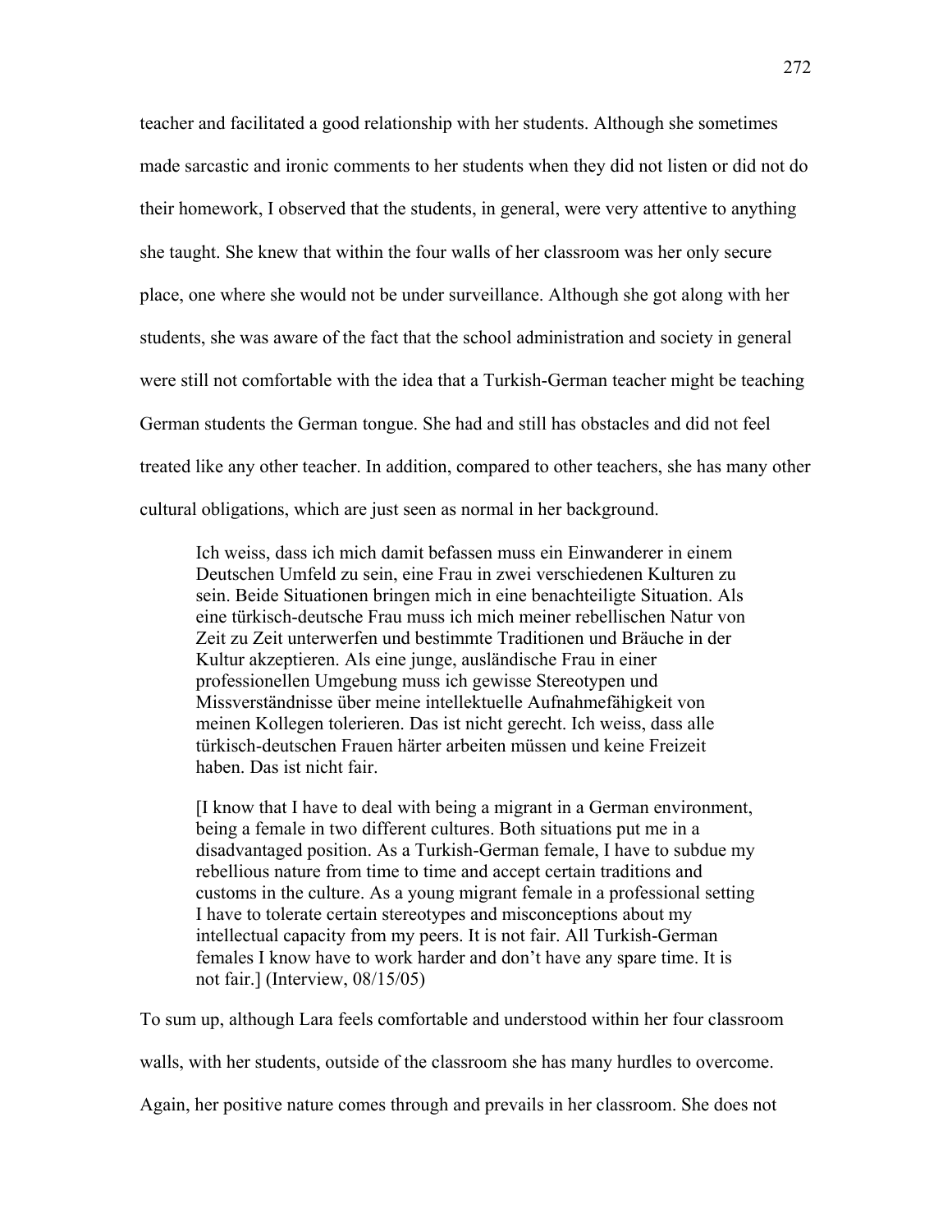teacher and facilitated a good relationship with her students. Although she sometimes made sarcastic and ironic comments to her students when they did not listen or did not do their homework, I observed that the students, in general, were very attentive to anything she taught. She knew that within the four walls of her classroom was her only secure place, one where she would not be under surveillance. Although she got along with her students, she was aware of the fact that the school administration and society in general were still not comfortable with the idea that a Turkish-German teacher might be teaching German students the German tongue. She had and still has obstacles and did not feel treated like any other teacher. In addition, compared to other teachers, she has many other cultural obligations, which are just seen as normal in her background.

> Ich weiss, dass ich mich damit befassen muss ein Einwanderer in einem Deutschen Umfeld zu sein, eine Frau in zwei verschiedenen Kulturen zu sein. Beide Situationen bringen mich in eine benachteiligte Situation. Als eine türkisch-deutsche Frau muss ich mich meiner rebellischen Natur von Zeit zu Zeit unterwerfen und bestimmte Traditionen und Bräuche in der Kultur akzeptieren. Als eine junge, ausländische Frau in einer professionellen Umgebung muss ich gewisse Stereotypen und Missverständnisse über meine intellektuelle Aufnahmefähigkeit von meinen Kollegen tolerieren. Das ist nicht gerecht. Ich weiss, dass alle türkisch-deutschen Frauen härter arbeiten müssen und keine Freizeit haben. Das ist nicht fair.
>
> [I know that I have to deal with being a migrant in a German environment, being a female in two different cultures. Both situations put me in a disadvantaged position. As a Turkish-German female, I have to subdue my rebellious nature from time to time and accept certain traditions and customs in the culture. As a young migrant female in a professional setting I have to tolerate certain stereotypes and misconceptions about my intellectual capacity from my peers. It is not fair. All Turkish-German females I know have to work harder and don't have any spare time. It is not fair.] (Interview, 08/15/05)

To sum up, although Lara feels comfortable and understood within her four classroom walls, with her students, outside of the classroom she has many hurdles to overcome. Again, her positive nature comes through and prevails in her classroom. She does not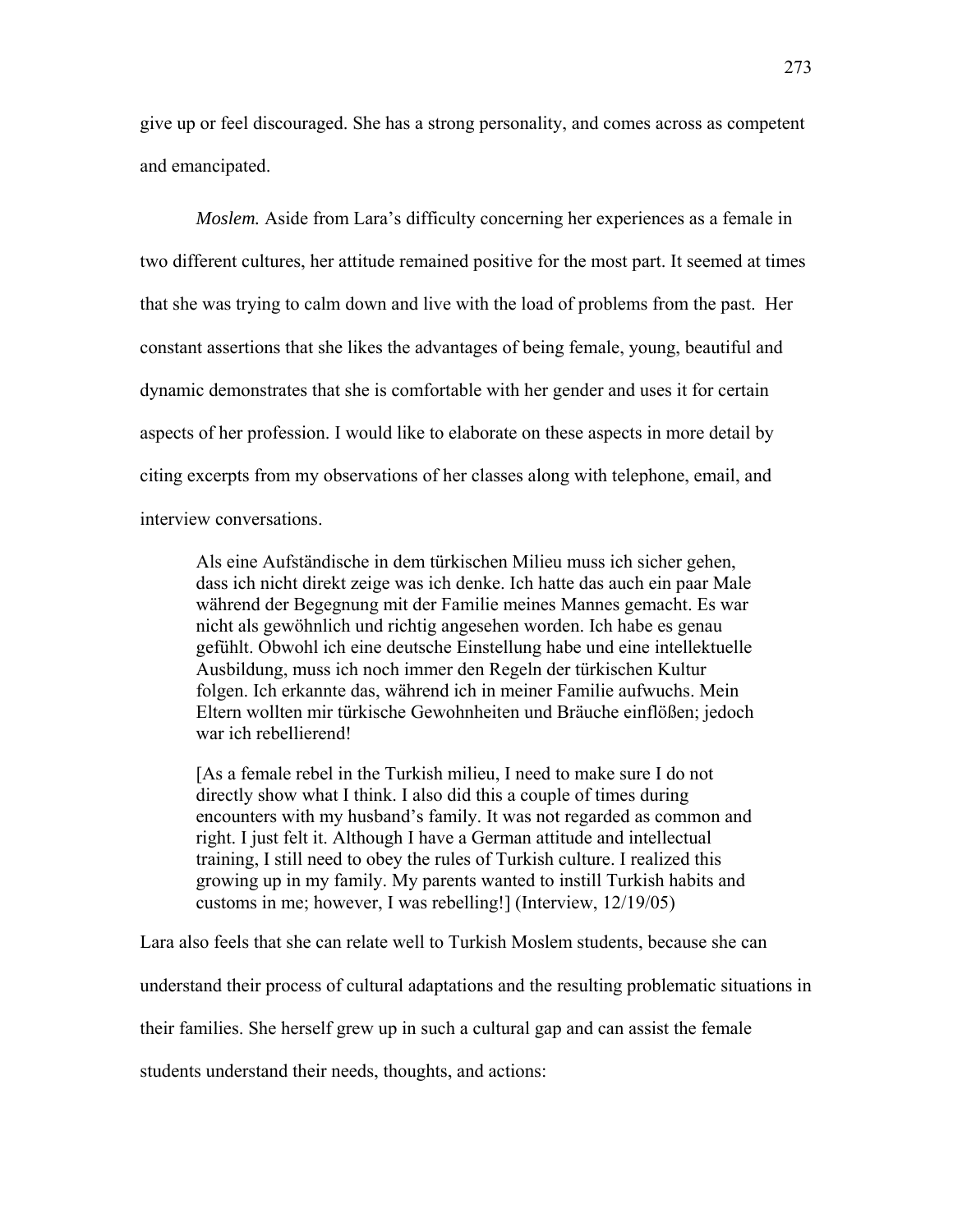give up or feel discouraged. She has a strong personality, and comes across as competent and emancipated.

*Moslem.* Aside from Lara's difficulty concerning her experiences as a female in two different cultures, her attitude remained positive for the most part. It seemed at times that she was trying to calm down and live with the load of problems from the past. Her constant assertions that she likes the advantages of being female, young, beautiful and dynamic demonstrates that she is comfortable with her gender and uses it for certain aspects of her profession. I would like to elaborate on these aspects in more detail by citing excerpts from my observations of her classes along with telephone, email, and interview conversations.

> Als eine Aufständische in dem türkischen Milieu muss ich sicher gehen, dass ich nicht direkt zeige was ich denke. Ich hatte das auch ein paar Male während der Begegnung mit der Familie meines Mannes gemacht. Es war nicht als gewöhnlich und richtig angesehen worden. Ich habe es genau gefühlt. Obwohl ich eine deutsche Einstellung habe und eine intellektuelle Ausbildung, muss ich noch immer den Regeln der türkischen Kultur folgen. Ich erkannte das, während ich in meiner Familie aufwuchs. Mein Eltern wollten mir türkische Gewohnheiten und Bräuche einflößen; jedoch war ich rebellierend!
>
> [As a female rebel in the Turkish milieu, I need to make sure I do not directly show what I think. I also did this a couple of times during encounters with my husband's family. It was not regarded as common and right. I just felt it. Although I have a German attitude and intellectual training, I still need to obey the rules of Turkish culture. I realized this growing up in my family. My parents wanted to instill Turkish habits and customs in me; however, I was rebelling!] (Interview, 12/19/05)

Lara also feels that she can relate well to Turkish Moslem students, because she can understand their process of cultural adaptations and the resulting problematic situations in their families. She herself grew up in such a cultural gap and can assist the female students understand their needs, thoughts, and actions: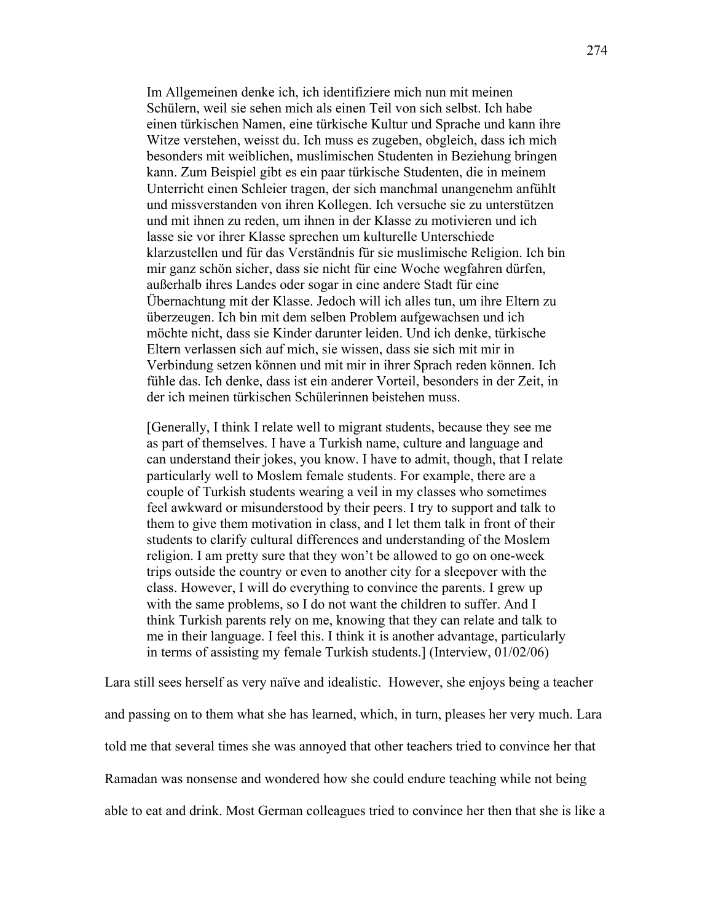> Im Allgemeinen denke ich, ich identifiziere mich nun mit meinen Schülern, weil sie sehen mich als einen Teil von sich selbst. Ich habe einen türkischen Namen, eine türkische Kultur und Sprache und kann ihre Witze verstehen, weisst du. Ich muss es zugeben, obgleich, dass ich mich besonders mit weiblichen, muslimischen Studenten in Beziehung bringen kann. Zum Beispiel gibt es ein paar türkische Studenten, die in meinem Unterricht einen Schleier tragen, der sich manchmal unangenehm anfühlt und missverstanden von ihren Kollegen. Ich versuche sie zu unterstützen und mit ihnen zu reden, um ihnen in der Klasse zu motivieren und ich lasse sie vor ihrer Klasse sprechen um kulturelle Unterschiede klarzustellen und für das Verständnis für sie muslimische Religion. Ich bin mir ganz schön sicher, dass sie nicht für eine Woche wegfahren dürfen, außerhalb ihres Landes oder sogar in eine andere Stadt für eine Übernachtung mit der Klasse. Jedoch will ich alles tun, um ihre Eltern zu überzeugen. Ich bin mit dem selben Problem aufgewachsen und ich möchte nicht, dass sie Kinder darunter leiden. Und ich denke, türkische Eltern verlassen sich auf mich, sie wissen, dass sie sich mit mir in Verbindung setzen können und mit mir in ihrer Sprach reden können. Ich fühle das. Ich denke, dass ist ein anderer Vorteil, besonders in der Zeit, in der ich meinen türkischen Schülerinnen beistehen muss.
>
> [Generally, I think I relate well to migrant students, because they see me as part of themselves. I have a Turkish name, culture and language and can understand their jokes, you know. I have to admit, though, that I relate particularly well to Moslem female students. For example, there are a couple of Turkish students wearing a veil in my classes who sometimes feel awkward or misunderstood by their peers. I try to support and talk to them to give them motivation in class, and I let them talk in front of their students to clarify cultural differences and understanding of the Moslem religion. I am pretty sure that they won't be allowed to go on one-week trips outside the country or even to another city for a sleepover with the class. However, I will do everything to convince the parents. I grew up with the same problems, so I do not want the children to suffer. And I think Turkish parents rely on me, knowing that they can relate and talk to me in their language. I feel this. I think it is another advantage, particularly in terms of assisting my female Turkish students.] (Interview, 01/02/06)

Lara still sees herself as very naïve and idealistic. However, she enjoys being a teacher and passing on to them what she has learned, which, in turn, pleases her very much. Lara told me that several times she was annoyed that other teachers tried to convince her that Ramadan was nonsense and wondered how she could endure teaching while not being able to eat and drink. Most German colleagues tried to convince her then that she is like a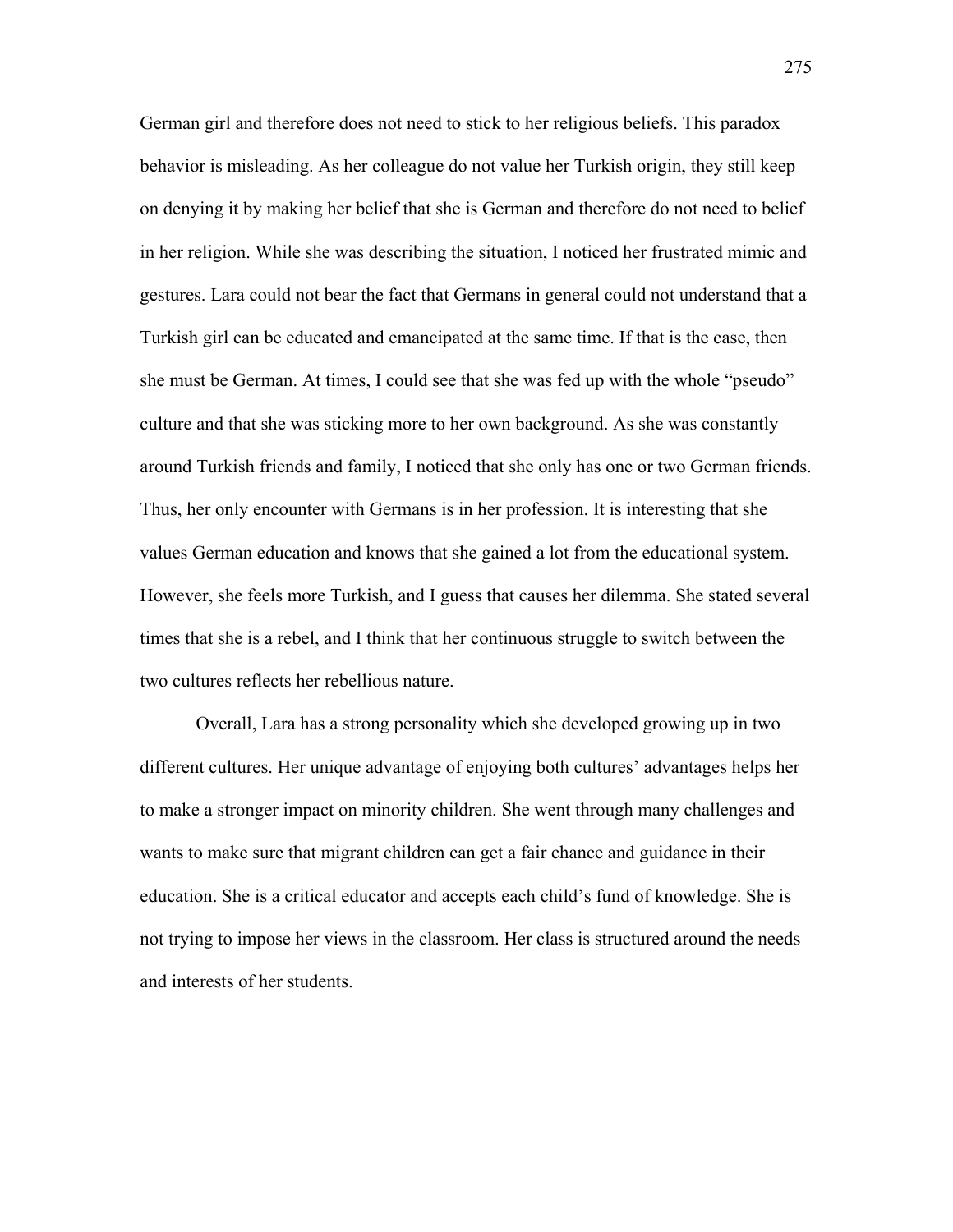German girl and therefore does not need to stick to her religious beliefs. This paradox behavior is misleading. As her colleague do not value her Turkish origin, they still keep on denying it by making her belief that she is German and therefore do not need to belief in her religion. While she was describing the situation, I noticed her frustrated mimic and gestures. Lara could not bear the fact that Germans in general could not understand that a Turkish girl can be educated and emancipated at the same time. If that is the case, then she must be German. At times, I could see that she was fed up with the whole "pseudo" culture and that she was sticking more to her own background. As she was constantly around Turkish friends and family, I noticed that she only has one or two German friends. Thus, her only encounter with Germans is in her profession. It is interesting that she values German education and knows that she gained a lot from the educational system. However, she feels more Turkish, and I guess that causes her dilemma. She stated several times that she is a rebel, and I think that her continuous struggle to switch between the two cultures reflects her rebellious nature.

Overall, Lara has a strong personality which she developed growing up in two different cultures. Her unique advantage of enjoying both cultures' advantages helps her to make a stronger impact on minority children. She went through many challenges and wants to make sure that migrant children can get a fair chance and guidance in their education. She is a critical educator and accepts each child's fund of knowledge. She is not trying to impose her views in the classroom. Her class is structured around the needs and interests of her students.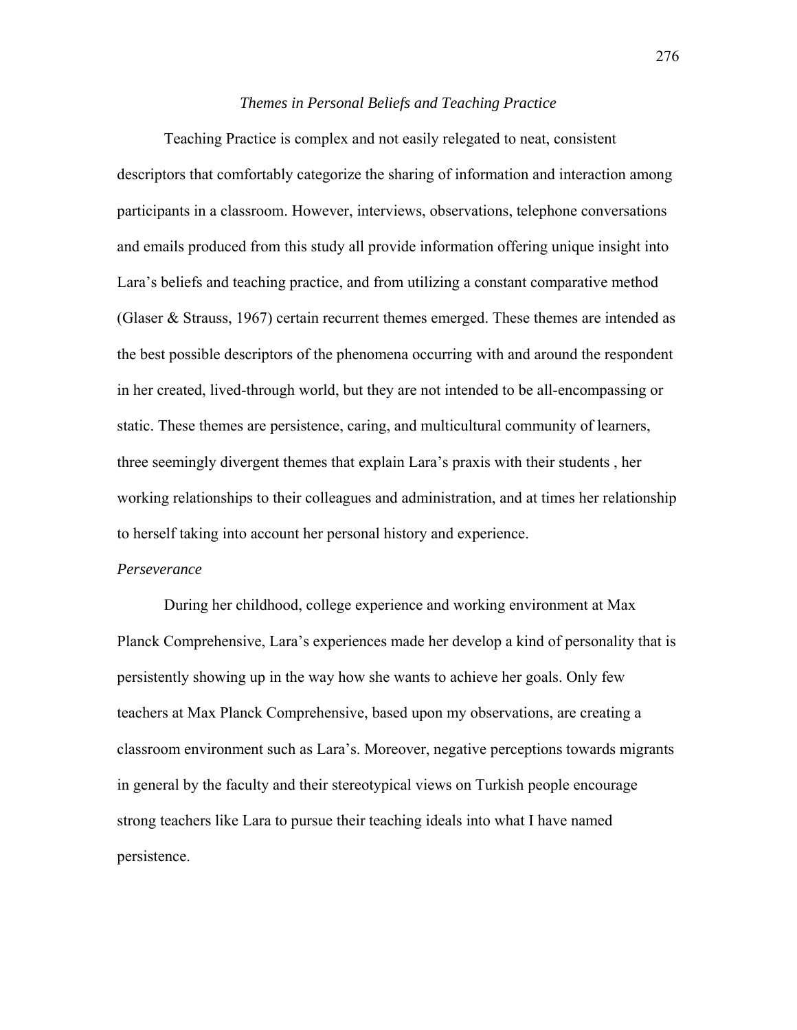*Themes in Personal Beliefs and Teaching Practice*

Teaching Practice is complex and not easily relegated to neat, consistent descriptors that comfortably categorize the sharing of information and interaction among participants in a classroom. However, interviews, observations, telephone conversations and emails produced from this study all provide information offering unique insight into Lara's beliefs and teaching practice, and from utilizing a constant comparative method (Glaser & Strauss, 1967) certain recurrent themes emerged. These themes are intended as the best possible descriptors of the phenomena occurring with and around the respondent in her created, lived-through world, but they are not intended to be all-encompassing or static. These themes are persistence, caring, and multicultural community of learners, three seemingly divergent themes that explain Lara's praxis with their students , her working relationships to their colleagues and administration, and at times her relationship to herself taking into account her personal history and experience.

*Perseverance*

During her childhood, college experience and working environment at Max Planck Comprehensive, Lara's experiences made her develop a kind of personality that is persistently showing up in the way how she wants to achieve her goals. Only few teachers at Max Planck Comprehensive, based upon my observations, are creating a classroom environment such as Lara's. Moreover, negative perceptions towards migrants in general by the faculty and their stereotypical views on Turkish people encourage strong teachers like Lara to pursue their teaching ideals into what I have named persistence.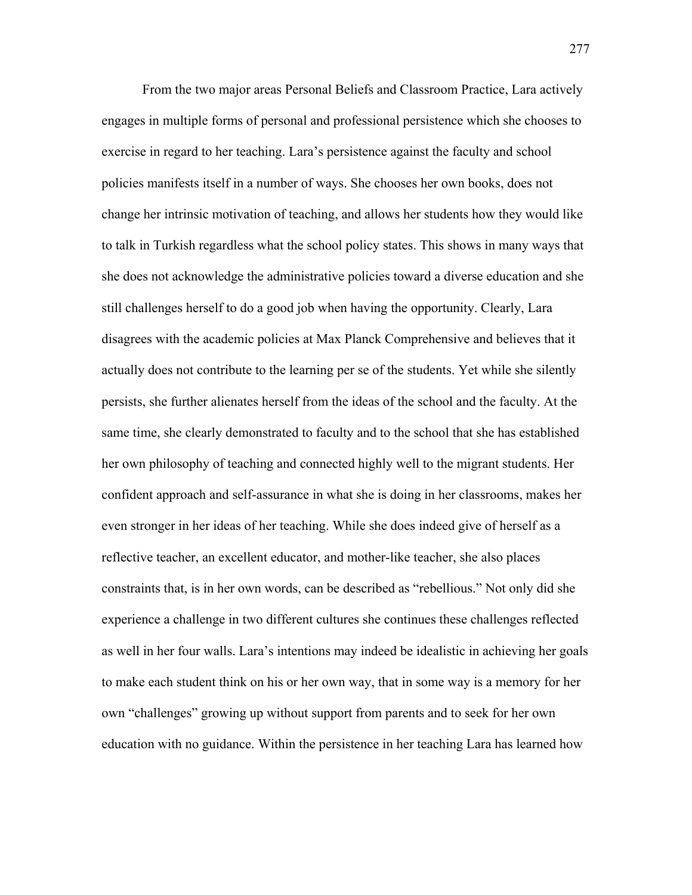From the two major areas Personal Beliefs and Classroom Practice, Lara actively engages in multiple forms of personal and professional persistence which she chooses to exercise in regard to her teaching. Lara's persistence against the faculty and school policies manifests itself in a number of ways. She chooses her own books, does not change her intrinsic motivation of teaching, and allows her students how they would like to talk in Turkish regardless what the school policy states. This shows in many ways that she does not acknowledge the administrative policies toward a diverse education and she still challenges herself to do a good job when having the opportunity. Clearly, Lara disagrees with the academic policies at Max Planck Comprehensive and believes that it actually does not contribute to the learning per se of the students. Yet while she silently persists, she further alienates herself from the ideas of the school and the faculty. At the same time, she clearly demonstrated to faculty and to the school that she has established her own philosophy of teaching and connected highly well to the migrant students. Her confident approach and self-assurance in what she is doing in her classrooms, makes her even stronger in her ideas of her teaching. While she does indeed give of herself as a reflective teacher, an excellent educator, and mother-like teacher, she also places constraints that, is in her own words, can be described as "rebellious." Not only did she experience a challenge in two different cultures she continues these challenges reflected as well in her four walls. Lara's intentions may indeed be idealistic in achieving her goals to make each student think on his or her own way, that in some way is a memory for her own "challenges" growing up without support from parents and to seek for her own education with no guidance. Within the persistence in her teaching Lara has learned how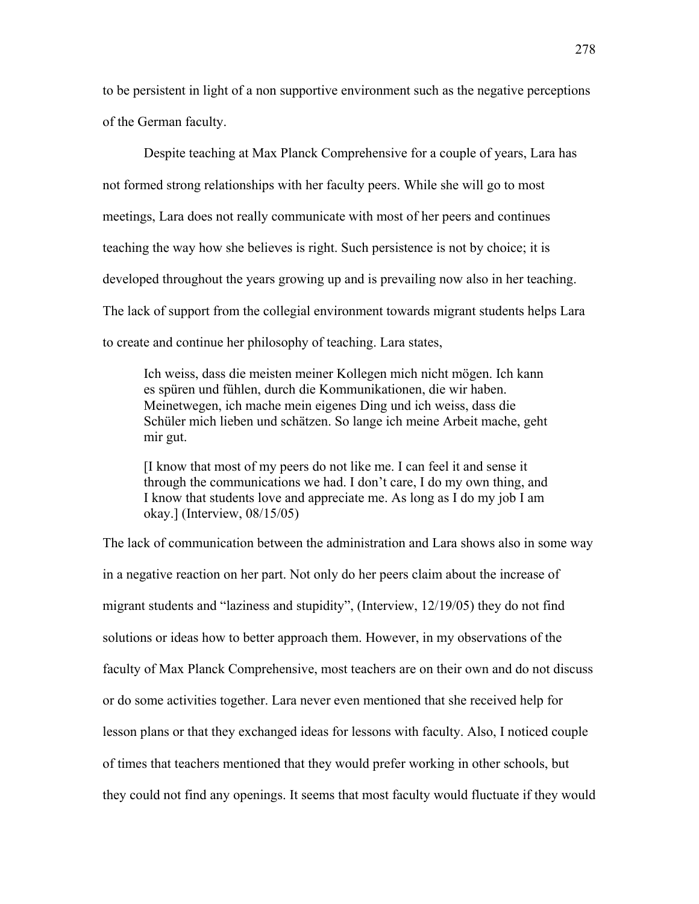to be persistent in light of a non supportive environment such as the negative perceptions of the German faculty.

Despite teaching at Max Planck Comprehensive for a couple of years, Lara has not formed strong relationships with her faculty peers. While she will go to most meetings, Lara does not really communicate with most of her peers and continues teaching the way how she believes is right. Such persistence is not by choice; it is developed throughout the years growing up and is prevailing now also in her teaching. The lack of support from the collegial environment towards migrant students helps Lara to create and continue her philosophy of teaching. Lara states,

> Ich weiss, dass die meisten meiner Kollegen mich nicht mögen. Ich kann es spüren und fühlen, durch die Kommunikationen, die wir haben. Meinetwegen, ich mache mein eigenes Ding und ich weiss, dass die Schüler mich lieben und schätzen. So lange ich meine Arbeit mache, geht mir gut.
>
> [I know that most of my peers do not like me. I can feel it and sense it through the communications we had. I don't care, I do my own thing, and I know that students love and appreciate me. As long as I do my job I am okay.] (Interview, 08/15/05)

The lack of communication between the administration and Lara shows also in some way in a negative reaction on her part. Not only do her peers claim about the increase of migrant students and "laziness and stupidity", (Interview, 12/19/05) they do not find solutions or ideas how to better approach them. However, in my observations of the faculty of Max Planck Comprehensive, most teachers are on their own and do not discuss or do some activities together. Lara never even mentioned that she received help for lesson plans or that they exchanged ideas for lessons with faculty. Also, I noticed couple of times that teachers mentioned that they would prefer working in other schools, but they could not find any openings. It seems that most faculty would fluctuate if they would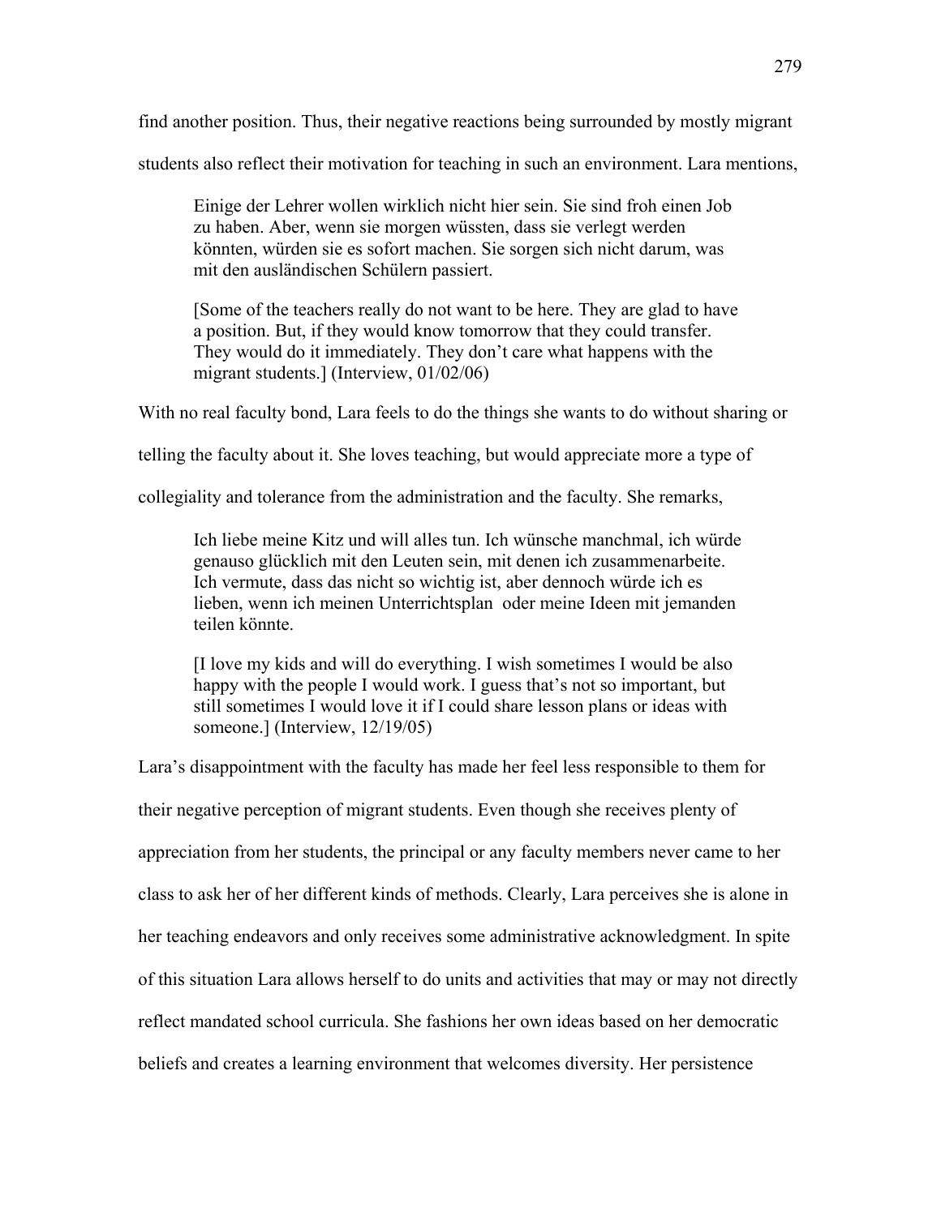find another position. Thus, their negative reactions being surrounded by mostly migrant students also reflect their motivation for teaching in such an environment. Lara mentions,

> Einige der Lehrer wollen wirklich nicht hier sein. Sie sind froh einen Job zu haben. Aber, wenn sie morgen wüssten, dass sie verlegt werden könnten, würden sie es sofort machen. Sie sorgen sich nicht darum, was mit den ausländischen Schülern passiert.
>
> [Some of the teachers really do not want to be here. They are glad to have a position. But, if they would know tomorrow that they could transfer. They would do it immediately. They don't care what happens with the migrant students.] (Interview, 01/02/06)

With no real faculty bond, Lara feels to do the things she wants to do without sharing or telling the faculty about it. She loves teaching, but would appreciate more a type of collegiality and tolerance from the administration and the faculty. She remarks,

> Ich liebe meine Kitz und will alles tun. Ich wünsche manchmal, ich würde genauso glücklich mit den Leuten sein, mit denen ich zusammenarbeite. Ich vermute, dass das nicht so wichtig ist, aber dennoch würde ich es lieben, wenn ich meinen Unterrichtsplan oder meine Ideen mit jemanden teilen könnte.
>
> [I love my kids and will do everything. I wish sometimes I would be also happy with the people I would work. I guess that's not so important, but still sometimes I would love it if I could share lesson plans or ideas with someone.] (Interview, 12/19/05)

Lara's disappointment with the faculty has made her feel less responsible to them for their negative perception of migrant students. Even though she receives plenty of appreciation from her students, the principal or any faculty members never came to her class to ask her of her different kinds of methods. Clearly, Lara perceives she is alone in her teaching endeavors and only receives some administrative acknowledgment. In spite of this situation Lara allows herself to do units and activities that may or may not directly reflect mandated school curricula. She fashions her own ideas based on her democratic beliefs and creates a learning environment that welcomes diversity. Her persistence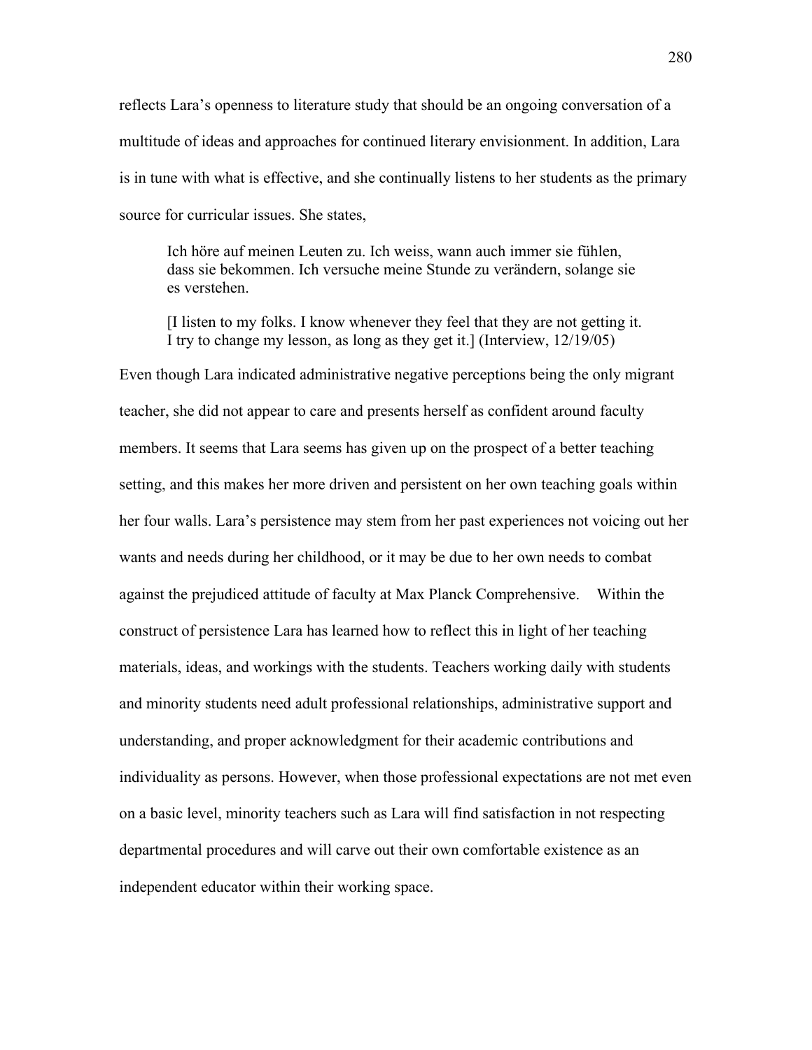reflects Lara's openness to literature study that should be an ongoing conversation of a multitude of ideas and approaches for continued literary envisionment. In addition, Lara is in tune with what is effective, and she continually listens to her students as the primary source for curricular issues. She states,

> Ich höre auf meinen Leuten zu. Ich weiss, wann auch immer sie fühlen, dass sie bekommen. Ich versuche meine Stunde zu verändern, solange sie es verstehen.
>
> [I listen to my folks. I know whenever they feel that they are not getting it. I try to change my lesson, as long as they get it.] (Interview, 12/19/05)

Even though Lara indicated administrative negative perceptions being the only migrant teacher, she did not appear to care and presents herself as confident around faculty members. It seems that Lara seems has given up on the prospect of a better teaching setting, and this makes her more driven and persistent on her own teaching goals within her four walls. Lara's persistence may stem from her past experiences not voicing out her wants and needs during her childhood, or it may be due to her own needs to combat against the prejudiced attitude of faculty at Max Planck Comprehensive. Within the construct of persistence Lara has learned how to reflect this in light of her teaching materials, ideas, and workings with the students. Teachers working daily with students and minority students need adult professional relationships, administrative support and understanding, and proper acknowledgment for their academic contributions and individuality as persons. However, when those professional expectations are not met even on a basic level, minority teachers such as Lara will find satisfaction in not respecting departmental procedures and will carve out their own comfortable existence as an independent educator within their working space.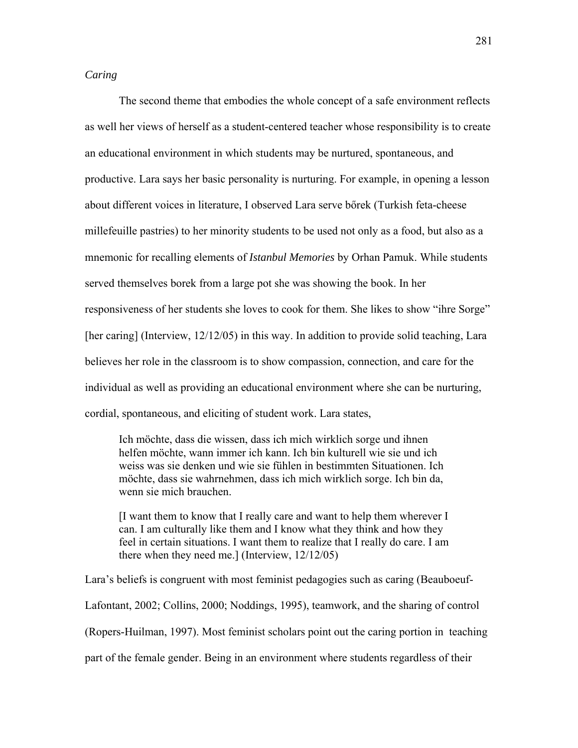*Caring*

The second theme that embodies the whole concept of a safe environment reflects as well her views of herself as a student-centered teacher whose responsibility is to create an educational environment in which students may be nurtured, spontaneous, and productive. Lara says her basic personality is nurturing. For example, in opening a lesson about different voices in literature, I observed Lara serve bőrek (Turkish feta-cheese millefeuille pastries) to her minority students to be used not only as a food, but also as a mnemonic for recalling elements of ***Istanbul Memories*** by Orhan Pamuk. While students served themselves borek from a large pot she was showing the book. In her responsiveness of her students she loves to cook for them. She likes to show "ihre Sorge" [her caring] (Interview, 12/12/05) in this way. In addition to provide solid teaching, Lara believes her role in the classroom is to show compassion, connection, and care for the individual as well as providing an educational environment where she can be nurturing, cordial, spontaneous, and eliciting of student work. Lara states,

> Ich möchte, dass die wissen, dass ich mich wirklich sorge und ihnen helfen möchte, wann immer ich kann. Ich bin kulturell wie sie und ich weiss was sie denken und wie sie fühlen in bestimmten Situationen. Ich möchte, dass sie wahrnehmen, dass ich mich wirklich sorge. Ich bin da, wenn sie mich brauchen.
>
> [I want them to know that I really care and want to help them wherever I can. I am culturally like them and I know what they think and how they feel in certain situations. I want them to realize that I really do care. I am there when they need me.] (Interview, 12/12/05)

Lara's beliefs is congruent with most feminist pedagogies such as caring (Beauboeuf-Lafontant, 2002; Collins, 2000; Noddings, 1995), teamwork, and the sharing of control (Ropers-Huilman, 1997). Most feminist scholars point out the caring portion in teaching part of the female gender. Being in an environment where students regardless of their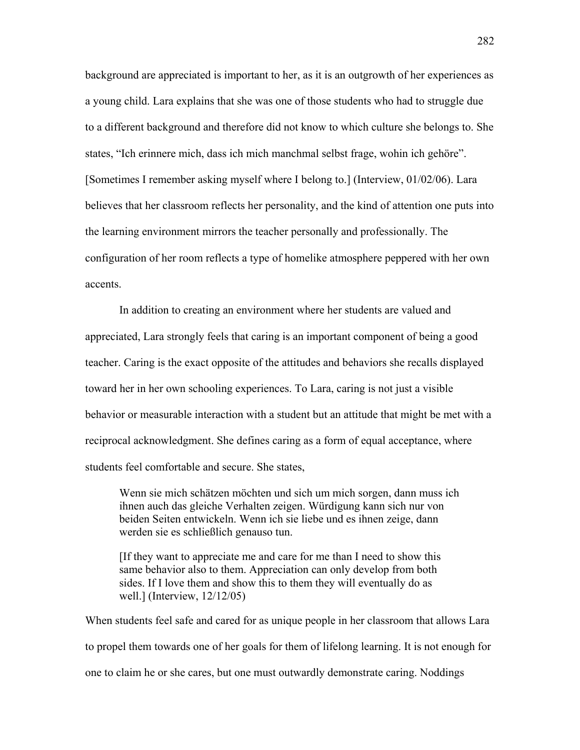background are appreciated is important to her, as it is an outgrowth of her experiences as a young child. Lara explains that she was one of those students who had to struggle due to a different background and therefore did not know to which culture she belongs to. She states, "Ich erinnere mich, dass ich mich manchmal selbst frage, wohin ich gehöre". [Sometimes I remember asking myself where I belong to.] (Interview, 01/02/06). Lara believes that her classroom reflects her personality, and the kind of attention one puts into the learning environment mirrors the teacher personally and professionally. The configuration of her room reflects a type of homelike atmosphere peppered with her own accents.

In addition to creating an environment where her students are valued and appreciated, Lara strongly feels that caring is an important component of being a good teacher. Caring is the exact opposite of the attitudes and behaviors she recalls displayed toward her in her own schooling experiences. To Lara, caring is not just a visible behavior or measurable interaction with a student but an attitude that might be met with a reciprocal acknowledgment. She defines caring as a form of equal acceptance, where students feel comfortable and secure. She states,

> Wenn sie mich schätzen möchten und sich um mich sorgen, dann muss ich ihnen auch das gleiche Verhalten zeigen. Würdigung kann sich nur von beiden Seiten entwickeln. Wenn ich sie liebe und es ihnen zeige, dann werden sie es schließlich genauso tun.
>
> [If they want to appreciate me and care for me than I need to show this same behavior also to them. Appreciation can only develop from both sides. If I love them and show this to them they will eventually do as well.] (Interview, 12/12/05)

When students feel safe and cared for as unique people in her classroom that allows Lara to propel them towards one of her goals for them of lifelong learning. It is not enough for one to claim he or she cares, but one must outwardly demonstrate caring. Noddings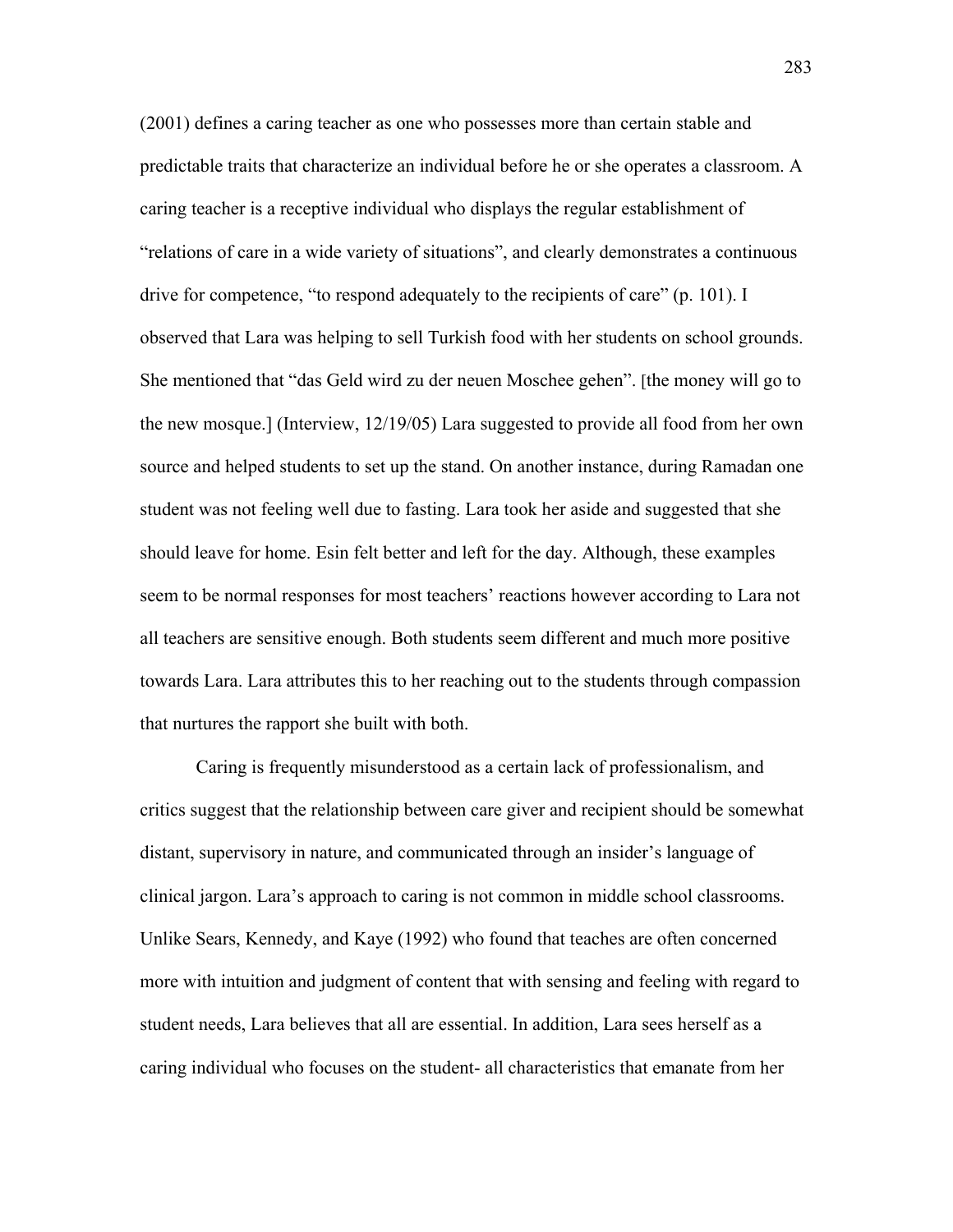(2001) defines a caring teacher as one who possesses more than certain stable and predictable traits that characterize an individual before he or she operates a classroom. A caring teacher is a receptive individual who displays the regular establishment of "relations of care in a wide variety of situations", and clearly demonstrates a continuous drive for competence, "to respond adequately to the recipients of care" (p. 101). I observed that Lara was helping to sell Turkish food with her students on school grounds. She mentioned that "das Geld wird zu der neuen Moschee gehen". [the money will go to the new mosque.] (Interview, 12/19/05) Lara suggested to provide all food from her own source and helped students to set up the stand. On another instance, during Ramadan one student was not feeling well due to fasting. Lara took her aside and suggested that she should leave for home. Esin felt better and left for the day. Although, these examples seem to be normal responses for most teachers' reactions however according to Lara not all teachers are sensitive enough. Both students seem different and much more positive towards Lara. Lara attributes this to her reaching out to the students through compassion that nurtures the rapport she built with both.

Caring is frequently misunderstood as a certain lack of professionalism, and critics suggest that the relationship between care giver and recipient should be somewhat distant, supervisory in nature, and communicated through an insider's language of clinical jargon. Lara's approach to caring is not common in middle school classrooms. Unlike Sears, Kennedy, and Kaye (1992) who found that teaches are often concerned more with intuition and judgment of content that with sensing and feeling with regard to student needs, Lara believes that all are essential. In addition, Lara sees herself as a caring individual who focuses on the student- all characteristics that emanate from her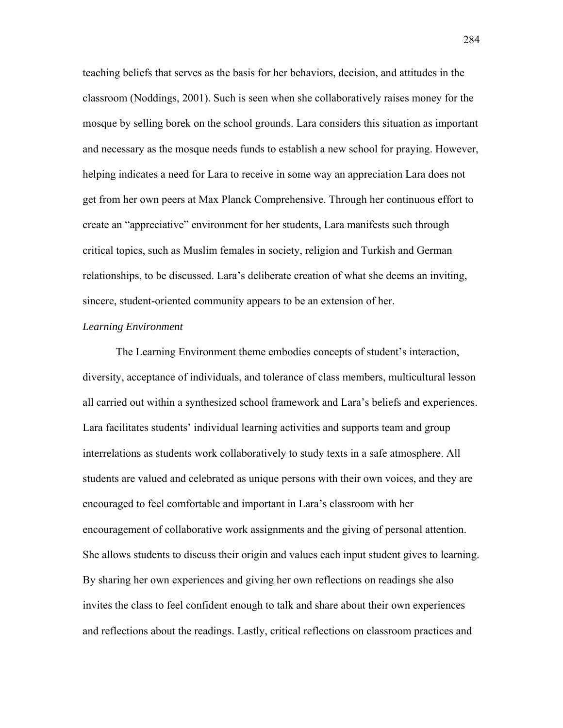teaching beliefs that serves as the basis for her behaviors, decision, and attitudes in the classroom (Noddings, 2001). Such is seen when she collaboratively raises money for the mosque by selling borek on the school grounds. Lara considers this situation as important and necessary as the mosque needs funds to establish a new school for praying. However, helping indicates a need for Lara to receive in some way an appreciation Lara does not get from her own peers at Max Planck Comprehensive. Through her continuous effort to create an "appreciative" environment for her students, Lara manifests such through critical topics, such as Muslim females in society, religion and Turkish and German relationships, to be discussed. Lara's deliberate creation of what she deems an inviting, sincere, student-oriented community appears to be an extension of her.

*Learning Environment*

The Learning Environment theme embodies concepts of student's interaction, diversity, acceptance of individuals, and tolerance of class members, multicultural lesson all carried out within a synthesized school framework and Lara's beliefs and experiences. Lara facilitates students' individual learning activities and supports team and group interrelations as students work collaboratively to study texts in a safe atmosphere. All students are valued and celebrated as unique persons with their own voices, and they are encouraged to feel comfortable and important in Lara's classroom with her encouragement of collaborative work assignments and the giving of personal attention. She allows students to discuss their origin and values each input student gives to learning. By sharing her own experiences and giving her own reflections on readings she also invites the class to feel confident enough to talk and share about their own experiences and reflections about the readings. Lastly, critical reflections on classroom practices and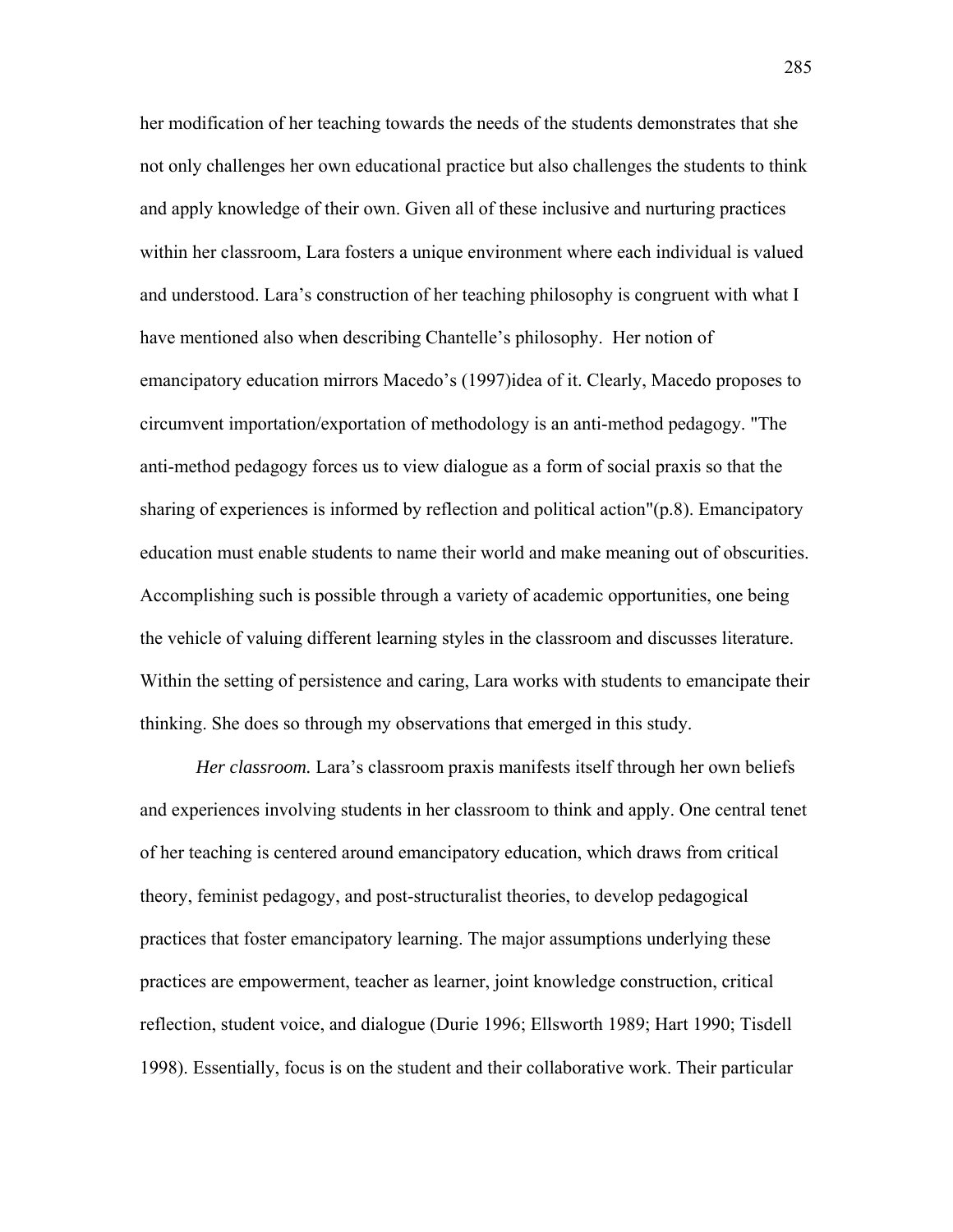her modification of her teaching towards the needs of the students demonstrates that she not only challenges her own educational practice but also challenges the students to think and apply knowledge of their own. Given all of these inclusive and nurturing practices within her classroom, Lara fosters a unique environment where each individual is valued and understood. Lara's construction of her teaching philosophy is congruent with what I have mentioned also when describing Chantelle's philosophy. Her notion of emancipatory education mirrors Macedo's (1997)idea of it. Clearly, Macedo proposes to circumvent importation/exportation of methodology is an anti-method pedagogy. "The anti-method pedagogy forces us to view dialogue as a form of social praxis so that the sharing of experiences is informed by reflection and political action"(p.8). Emancipatory education must enable students to name their world and make meaning out of obscurities. Accomplishing such is possible through a variety of academic opportunities, one being the vehicle of valuing different learning styles in the classroom and discusses literature. Within the setting of persistence and caring, Lara works with students to emancipate their thinking. She does so through my observations that emerged in this study.

*Her classroom.* Lara's classroom praxis manifests itself through her own beliefs and experiences involving students in her classroom to think and apply. One central tenet of her teaching is centered around emancipatory education, which draws from critical theory, feminist pedagogy, and post-structuralist theories, to develop pedagogical practices that foster emancipatory learning. The major assumptions underlying these practices are empowerment, teacher as learner, joint knowledge construction, critical reflection, student voice, and dialogue (Durie 1996; Ellsworth 1989; Hart 1990; Tisdell 1998). Essentially, focus is on the student and their collaborative work. Their particular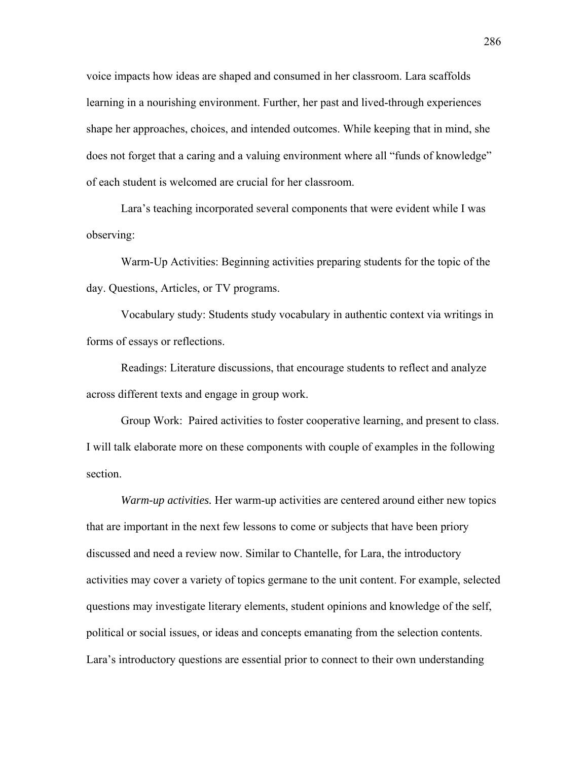voice impacts how ideas are shaped and consumed in her classroom. Lara scaffolds learning in a nourishing environment. Further, her past and lived-through experiences shape her approaches, choices, and intended outcomes. While keeping that in mind, she does not forget that a caring and a valuing environment where all "funds of knowledge" of each student is welcomed are crucial for her classroom.

Lara's teaching incorporated several components that were evident while I was observing:

Warm-Up Activities: Beginning activities preparing students for the topic of the day. Questions, Articles, or TV programs.

Vocabulary study: Students study vocabulary in authentic context via writings in forms of essays or reflections.

Readings: Literature discussions, that encourage students to reflect and analyze across different texts and engage in group work.

Group Work: Paired activities to foster cooperative learning, and present to class. I will talk elaborate more on these components with couple of examples in the following section.

*Warm-up activities.* Her warm-up activities are centered around either new topics that are important in the next few lessons to come or subjects that have been priory discussed and need a review now. Similar to Chantelle, for Lara, the introductory activities may cover a variety of topics germane to the unit content. For example, selected questions may investigate literary elements, student opinions and knowledge of the self, political or social issues, or ideas and concepts emanating from the selection contents. Lara's introductory questions are essential prior to connect to their own understanding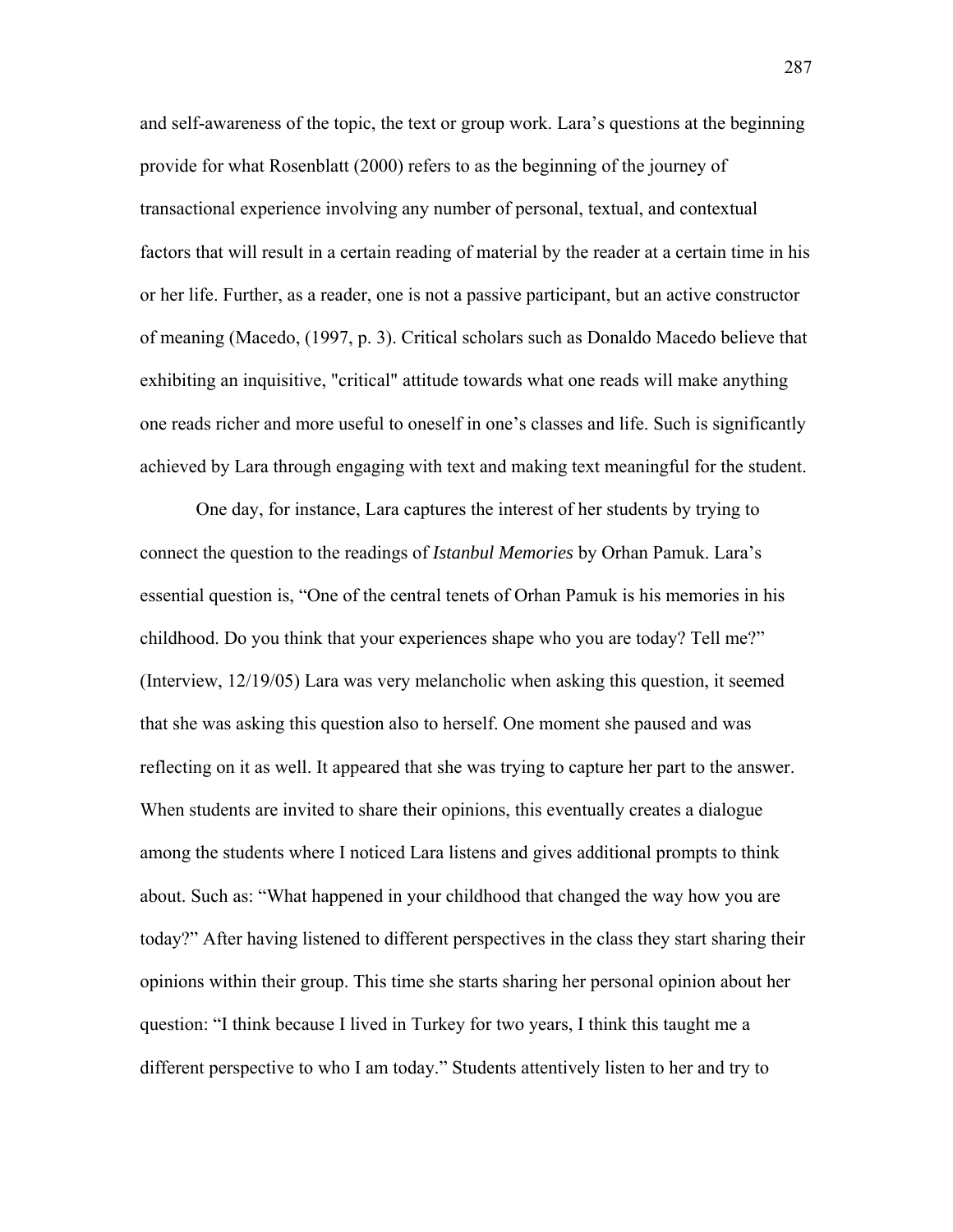and self-awareness of the topic, the text or group work. Lara's questions at the beginning provide for what Rosenblatt (2000) refers to as the beginning of the journey of transactional experience involving any number of personal, textual, and contextual factors that will result in a certain reading of material by the reader at a certain time in his or her life. Further, as a reader, one is not a passive participant, but an active constructor of meaning (Macedo, (1997, p. 3). Critical scholars such as Donaldo Macedo believe that exhibiting an inquisitive, "critical" attitude towards what one reads will make anything one reads richer and more useful to oneself in one's classes and life. Such is significantly achieved by Lara through engaging with text and making text meaningful for the student.

One day, for instance, Lara captures the interest of her students by trying to connect the question to the readings of *Istanbul Memories* by Orhan Pamuk. Lara's essential question is, "One of the central tenets of Orhan Pamuk is his memories in his childhood. Do you think that your experiences shape who you are today? Tell me?" (Interview, 12/19/05) Lara was very melancholic when asking this question, it seemed that she was asking this question also to herself. One moment she paused and was reflecting on it as well. It appeared that she was trying to capture her part to the answer. When students are invited to share their opinions, this eventually creates a dialogue among the students where I noticed Lara listens and gives additional prompts to think about. Such as: "What happened in your childhood that changed the way how you are today?" After having listened to different perspectives in the class they start sharing their opinions within their group. This time she starts sharing her personal opinion about her question: "I think because I lived in Turkey for two years, I think this taught me a different perspective to who I am today." Students attentively listen to her and try to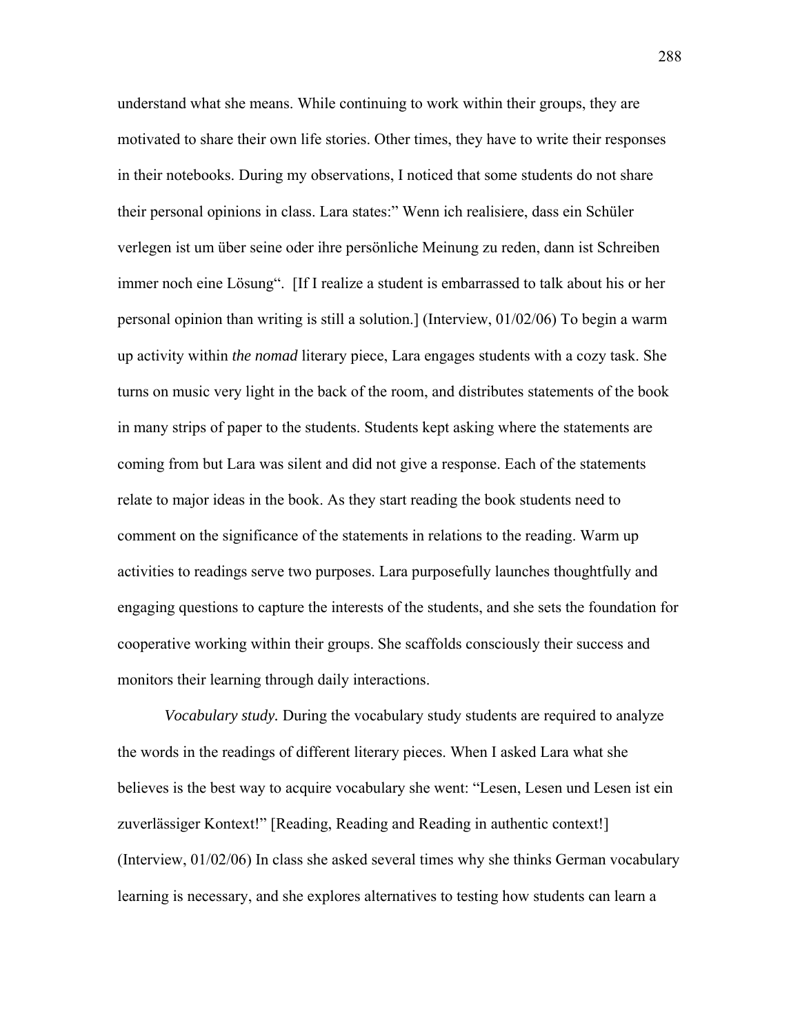understand what she means. While continuing to work within their groups, they are motivated to share their own life stories. Other times, they have to write their responses in their notebooks. During my observations, I noticed that some students do not share their personal opinions in class. Lara states:" Wenn ich realisiere, dass ein Schüler verlegen ist um über seine oder ihre persönliche Meinung zu reden, dann ist Schreiben immer noch eine Lösung". [If I realize a student is embarrassed to talk about his or her personal opinion than writing is still a solution.] (Interview, 01/02/06) To begin a warm up activity within *the nomad* literary piece, Lara engages students with a cozy task. She turns on music very light in the back of the room, and distributes statements of the book in many strips of paper to the students. Students kept asking where the statements are coming from but Lara was silent and did not give a response. Each of the statements relate to major ideas in the book. As they start reading the book students need to comment on the significance of the statements in relations to the reading. Warm up activities to readings serve two purposes. Lara purposefully launches thoughtfully and engaging questions to capture the interests of the students, and she sets the foundation for cooperative working within their groups. She scaffolds consciously their success and monitors their learning through daily interactions.

*Vocabulary study.* During the vocabulary study students are required to analyze the words in the readings of different literary pieces. When I asked Lara what she believes is the best way to acquire vocabulary she went: "Lesen, Lesen und Lesen ist ein zuverlässiger Kontext!" [Reading, Reading and Reading in authentic context!] (Interview, 01/02/06) In class she asked several times why she thinks German vocabulary learning is necessary, and she explores alternatives to testing how students can learn a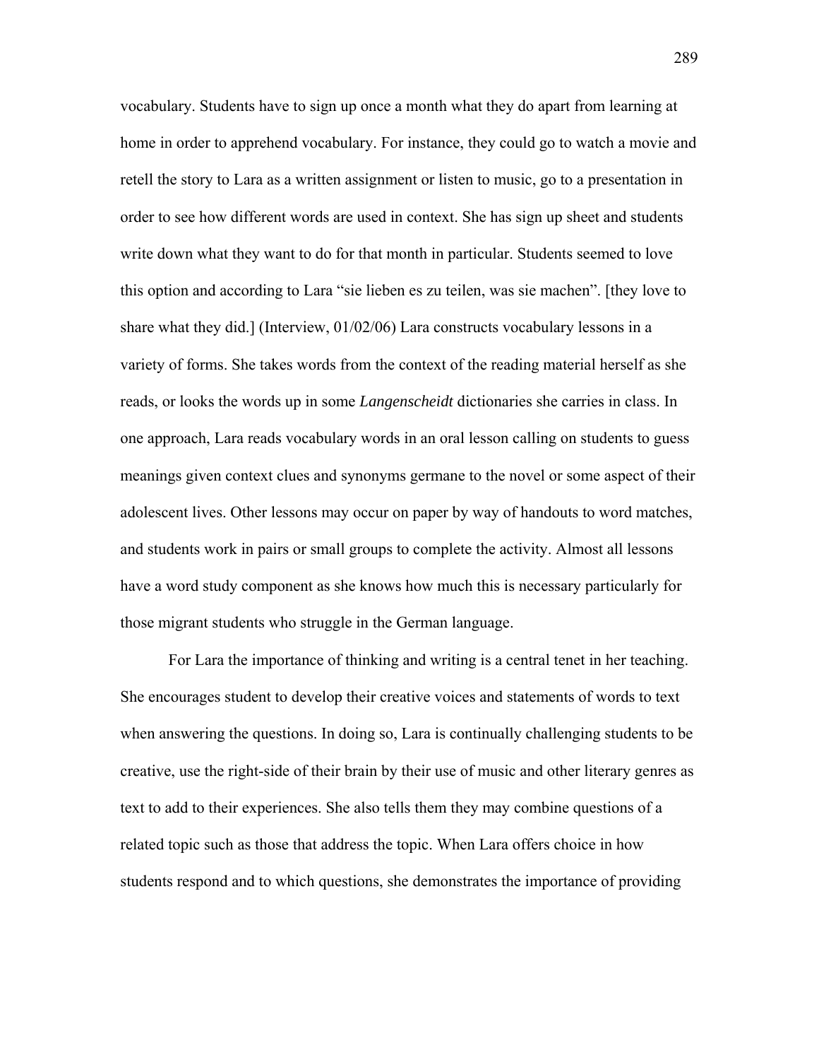vocabulary. Students have to sign up once a month what they do apart from learning at home in order to apprehend vocabulary. For instance, they could go to watch a movie and retell the story to Lara as a written assignment or listen to music, go to a presentation in order to see how different words are used in context. She has sign up sheet and students write down what they want to do for that month in particular. Students seemed to love this option and according to Lara "sie lieben es zu teilen, was sie machen". [they love to share what they did.] (Interview, 01/02/06) Lara constructs vocabulary lessons in a variety of forms. She takes words from the context of the reading material herself as she reads, or looks the words up in some *Langenscheidt* dictionaries she carries in class. In one approach, Lara reads vocabulary words in an oral lesson calling on students to guess meanings given context clues and synonyms germane to the novel or some aspect of their adolescent lives. Other lessons may occur on paper by way of handouts to word matches, and students work in pairs or small groups to complete the activity. Almost all lessons have a word study component as she knows how much this is necessary particularly for those migrant students who struggle in the German language.

For Lara the importance of thinking and writing is a central tenet in her teaching. She encourages student to develop their creative voices and statements of words to text when answering the questions. In doing so, Lara is continually challenging students to be creative, use the right-side of their brain by their use of music and other literary genres as text to add to their experiences. She also tells them they may combine questions of a related topic such as those that address the topic. When Lara offers choice in how students respond and to which questions, she demonstrates the importance of providing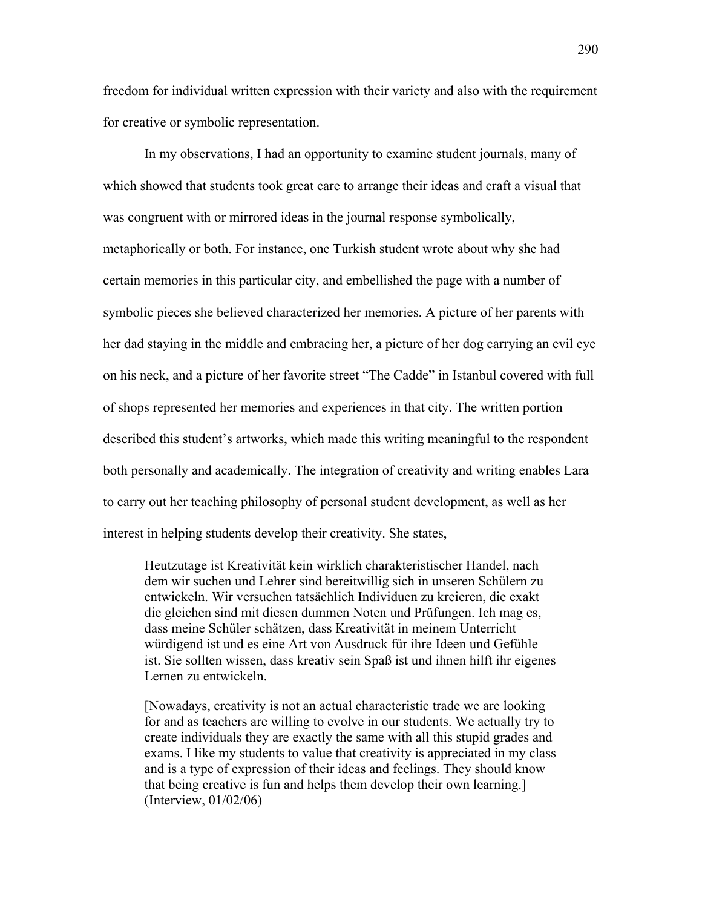freedom for individual written expression with their variety and also with the requirement for creative or symbolic representation.

In my observations, I had an opportunity to examine student journals, many of which showed that students took great care to arrange their ideas and craft a visual that was congruent with or mirrored ideas in the journal response symbolically, metaphorically or both. For instance, one Turkish student wrote about why she had certain memories in this particular city, and embellished the page with a number of symbolic pieces she believed characterized her memories. A picture of her parents with her dad staying in the middle and embracing her, a picture of her dog carrying an evil eye on his neck, and a picture of her favorite street "The Cadde" in Istanbul covered with full of shops represented her memories and experiences in that city. The written portion described this student's artworks, which made this writing meaningful to the respondent both personally and academically. The integration of creativity and writing enables Lara to carry out her teaching philosophy of personal student development, as well as her interest in helping students develop their creativity. She states,

> Heutzutage ist Kreativität kein wirklich charakteristischer Handel, nach dem wir suchen und Lehrer sind bereitwillig sich in unseren Schülern zu entwickeln. Wir versuchen tatsächlich Individuen zu kreieren, die exakt die gleichen sind mit diesen dummen Noten und Prüfungen. Ich mag es, dass meine Schüler schätzen, dass Kreativität in meinem Unterricht würdigend ist und es eine Art von Ausdruck für ihre Ideen und Gefühle ist. Sie sollten wissen, dass kreativ sein Spaß ist und ihnen hilft ihr eigenes Lernen zu entwickeln.
>
> [Nowadays, creativity is not an actual characteristic trade we are looking for and as teachers are willing to evolve in our students. We actually try to create individuals they are exactly the same with all this stupid grades and exams. I like my students to value that creativity is appreciated in my class and is a type of expression of their ideas and feelings. They should know that being creative is fun and helps them develop their own learning.] (Interview, 01/02/06)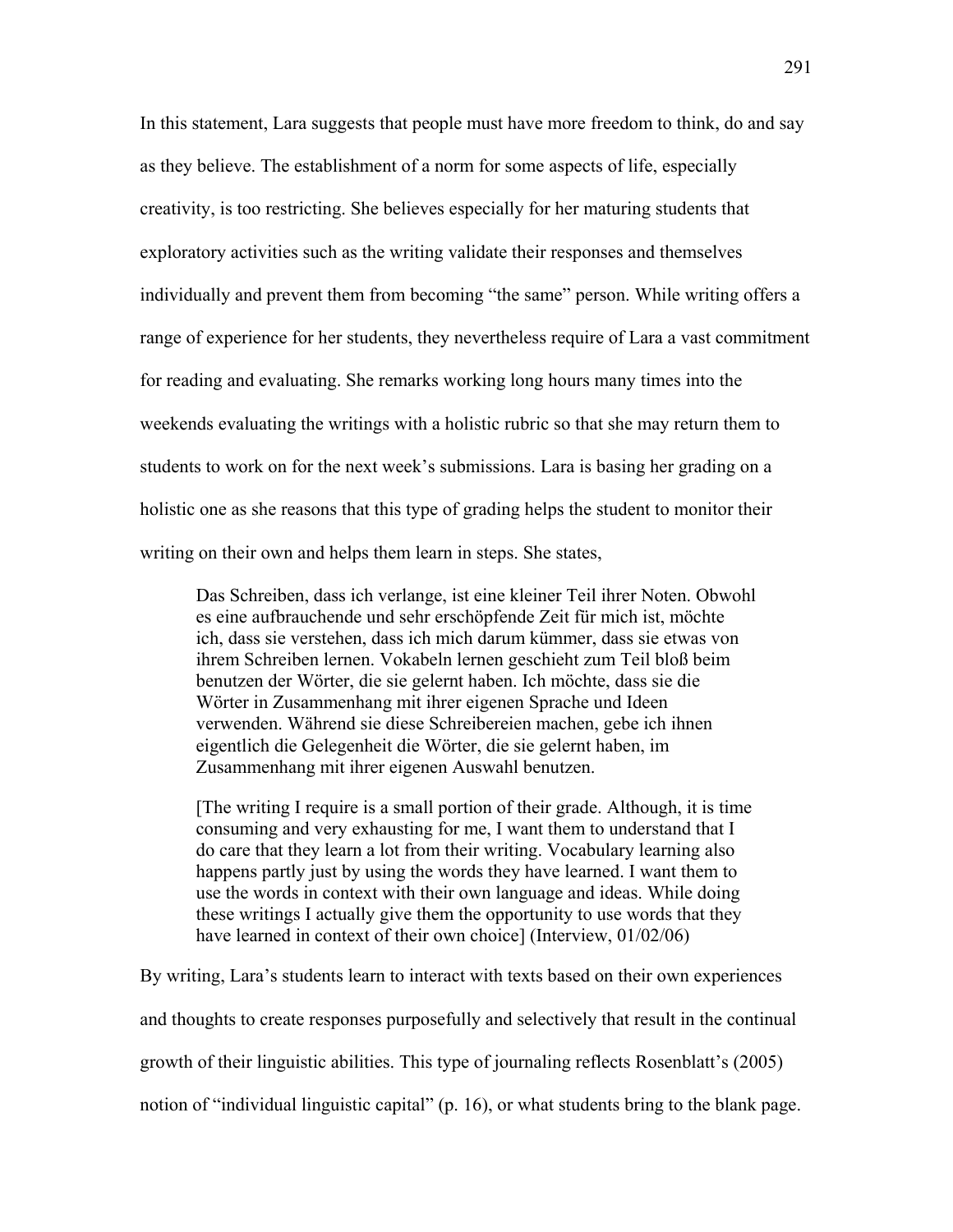In this statement, Lara suggests that people must have more freedom to think, do and say as they believe. The establishment of a norm for some aspects of life, especially creativity, is too restricting. She believes especially for her maturing students that exploratory activities such as the writing validate their responses and themselves individually and prevent them from becoming "the same" person. While writing offers a range of experience for her students, they nevertheless require of Lara a vast commitment for reading and evaluating. She remarks working long hours many times into the weekends evaluating the writings with a holistic rubric so that she may return them to students to work on for the next week's submissions. Lara is basing her grading on a holistic one as she reasons that this type of grading helps the student to monitor their writing on their own and helps them learn in steps. She states,

> Das Schreiben, dass ich verlange, ist eine kleiner Teil ihrer Noten. Obwohl es eine aufbrauchende und sehr erschöpfende Zeit für mich ist, möchte ich, dass sie verstehen, dass ich mich darum kümmer, dass sie etwas von ihrem Schreiben lernen. Vokabeln lernen geschieht zum Teil bloß beim benutzen der Wörter, die sie gelernt haben. Ich möchte, dass sie die Wörter in Zusammenhang mit ihrer eigenen Sprache und Ideen verwenden. Während sie diese Schreibereien machen, gebe ich ihnen eigentlich die Gelegenheit die Wörter, die sie gelernt haben, im Zusammenhang mit ihrer eigenen Auswahl benutzen.
>
> [The writing I require is a small portion of their grade. Although, it is time consuming and very exhausting for me, I want them to understand that I do care that they learn a lot from their writing. Vocabulary learning also happens partly just by using the words they have learned. I want them to use the words in context with their own language and ideas. While doing these writings I actually give them the opportunity to use words that they have learned in context of their own choice] (Interview, 01/02/06)

By writing, Lara's students learn to interact with texts based on their own experiences and thoughts to create responses purposefully and selectively that result in the continual growth of their linguistic abilities. This type of journaling reflects Rosenblatt's (2005) notion of "individual linguistic capital" (p. 16), or what students bring to the blank page.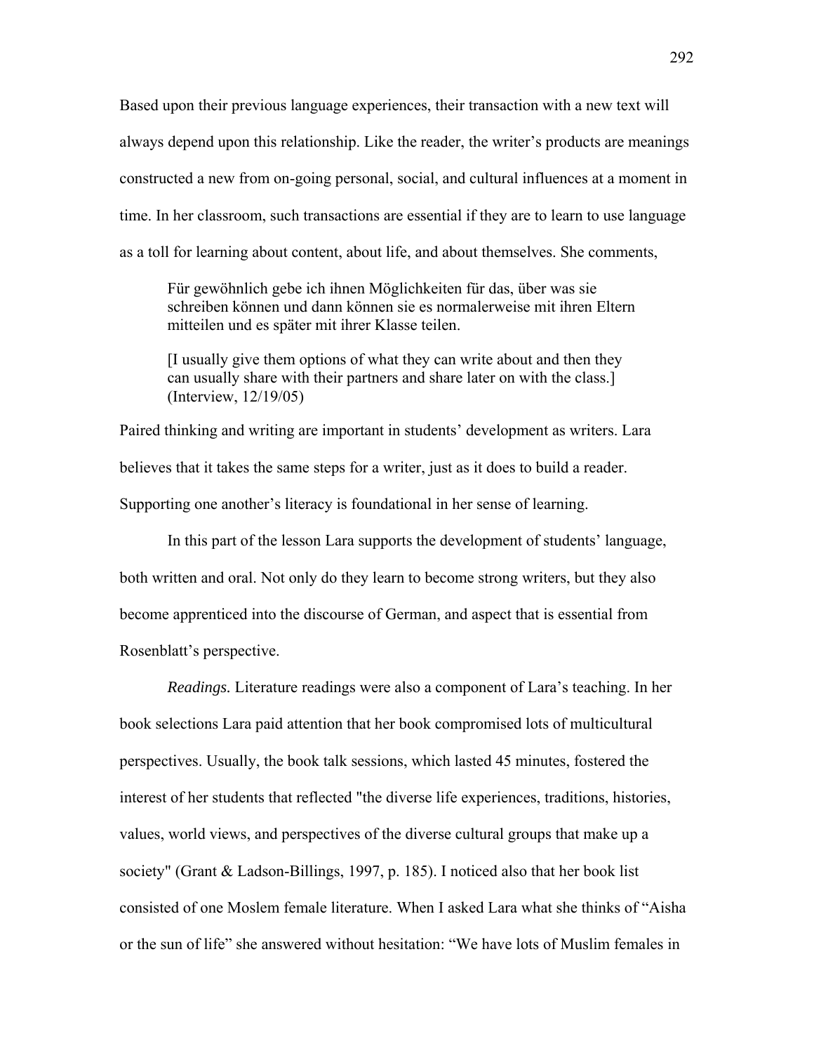Based upon their previous language experiences, their transaction with a new text will always depend upon this relationship. Like the reader, the writer's products are meanings constructed a new from on-going personal, social, and cultural influences at a moment in time. In her classroom, such transactions are essential if they are to learn to use language as a toll for learning about content, about life, and about themselves. She comments,

> Für gewöhnlich gebe ich ihnen Möglichkeiten für das, über was sie schreiben können und dann können sie es normalerweise mit ihren Eltern mitteilen und es später mit ihrer Klasse teilen.
>
> [I usually give them options of what they can write about and then they can usually share with their partners and share later on with the class.] (Interview, 12/19/05)

Paired thinking and writing are important in students' development as writers. Lara believes that it takes the same steps for a writer, just as it does to build a reader. Supporting one another's literacy is foundational in her sense of learning.

In this part of the lesson Lara supports the development of students' language, both written and oral. Not only do they learn to become strong writers, but they also become apprenticed into the discourse of German, and aspect that is essential from Rosenblatt's perspective.

*Readings.* Literature readings were also a component of Lara's teaching. In her book selections Lara paid attention that her book compromised lots of multicultural perspectives. Usually, the book talk sessions, which lasted 45 minutes, fostered the interest of her students that reflected "the diverse life experiences, traditions, histories, values, world views, and perspectives of the diverse cultural groups that make up a society" (Grant & Ladson-Billings, 1997, p. 185). I noticed also that her book list consisted of one Moslem female literature. When I asked Lara what she thinks of "Aisha or the sun of life" she answered without hesitation: "We have lots of Muslim females in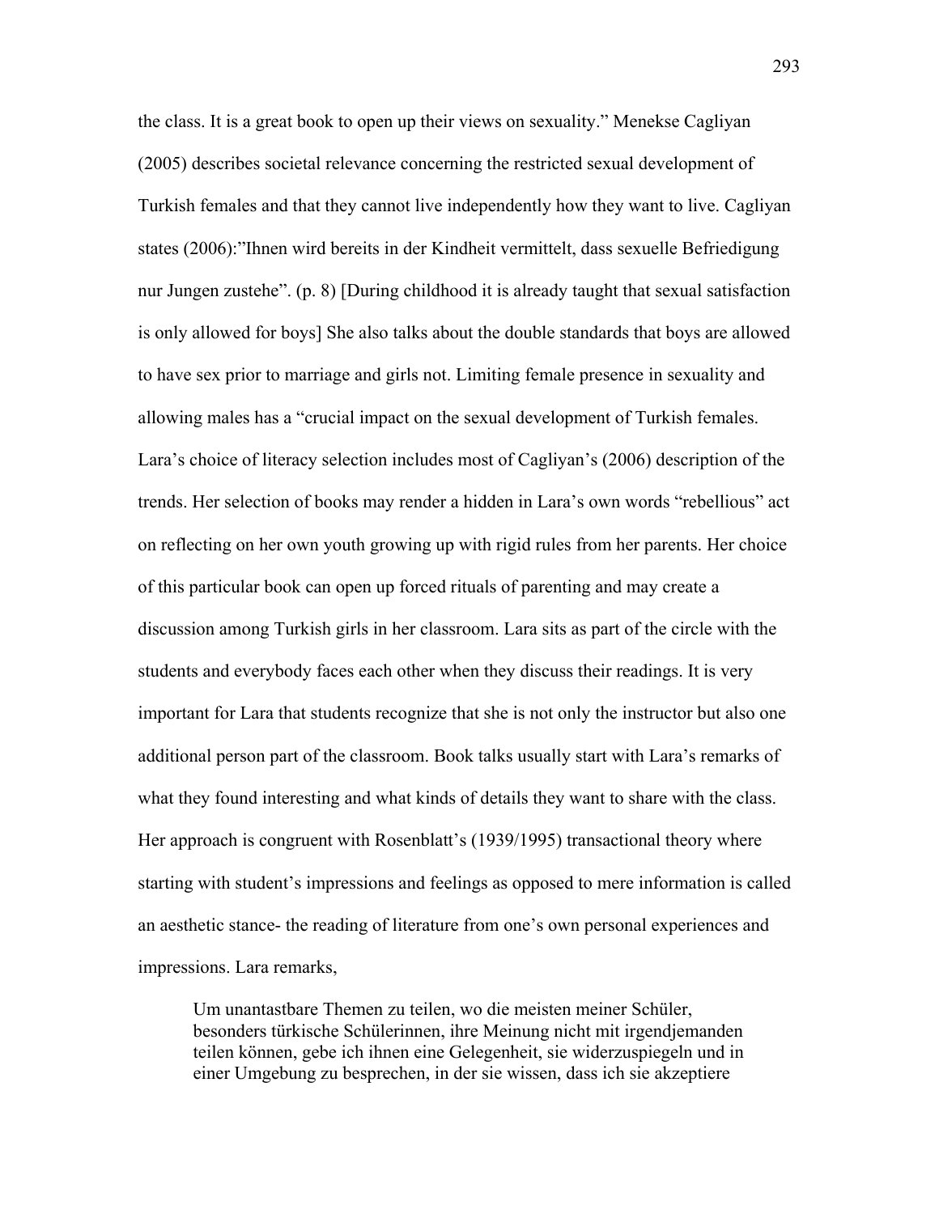the class. It is a great book to open up their views on sexuality." Menekse Cagliyan (2005) describes societal relevance concerning the restricted sexual development of Turkish females and that they cannot live independently how they want to live. Cagliyan states (2006):"Ihnen wird bereits in der Kindheit vermittelt, dass sexuelle Befriedigung nur Jungen zustehe". (p. 8) [During childhood it is already taught that sexual satisfaction is only allowed for boys] She also talks about the double standards that boys are allowed to have sex prior to marriage and girls not. Limiting female presence in sexuality and allowing males has a "crucial impact on the sexual development of Turkish females. Lara's choice of literacy selection includes most of Cagliyan's (2006) description of the trends. Her selection of books may render a hidden in Lara's own words "rebellious" act on reflecting on her own youth growing up with rigid rules from her parents. Her choice of this particular book can open up forced rituals of parenting and may create a discussion among Turkish girls in her classroom. Lara sits as part of the circle with the students and everybody faces each other when they discuss their readings. It is very important for Lara that students recognize that she is not only the instructor but also one additional person part of the classroom. Book talks usually start with Lara's remarks of what they found interesting and what kinds of details they want to share with the class. Her approach is congruent with Rosenblatt's (1939/1995) transactional theory where starting with student's impressions and feelings as opposed to mere information is called an aesthetic stance- the reading of literature from one's own personal experiences and impressions. Lara remarks,

> Um unantastbare Themen zu teilen, wo die meisten meiner Schüler, besonders türkische Schülerinnen, ihre Meinung nicht mit irgendjemanden teilen können, gebe ich ihnen eine Gelegenheit, sie widerzuspiegeln und in einer Umgebung zu besprechen, in der sie wissen, dass ich sie akzeptiere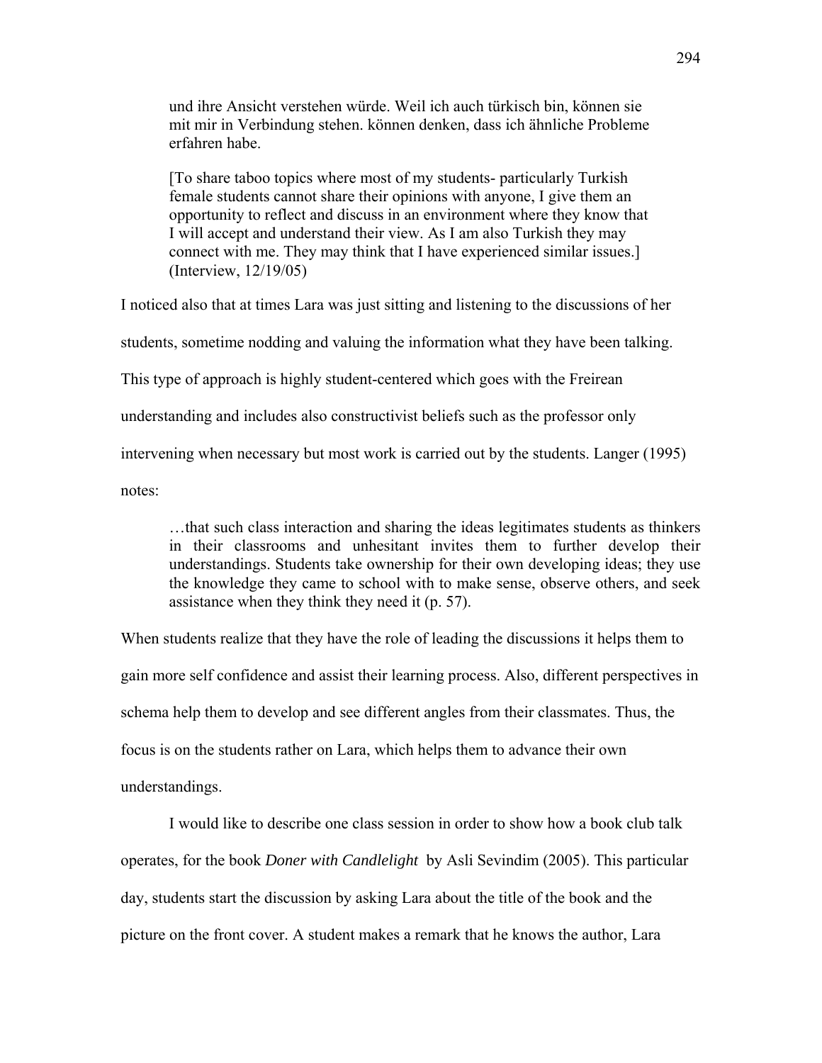> und ihre Ansicht verstehen würde. Weil ich auch türkisch bin, können sie mit mir in Verbindung stehen. können denken, dass ich ähnliche Probleme erfahren habe.
>
> [To share taboo topics where most of my students- particularly Turkish female students cannot share their opinions with anyone, I give them an opportunity to reflect and discuss in an environment where they know that I will accept and understand their view. As I am also Turkish they may connect with me. They may think that I have experienced similar issues.] (Interview, 12/19/05)

I noticed also that at times Lara was just sitting and listening to the discussions of her students, sometime nodding and valuing the information what they have been talking. This type of approach is highly student-centered which goes with the Freirean understanding and includes also constructivist beliefs such as the professor only intervening when necessary but most work is carried out by the students. Langer (1995) notes:

> …that such class interaction and sharing the ideas legitimates students as thinkers in their classrooms and unhesitant invites them to further develop their understandings. Students take ownership for their own developing ideas; they use the knowledge they came to school with to make sense, observe others, and seek assistance when they think they need it (p. 57).

When students realize that they have the role of leading the discussions it helps them to gain more self confidence and assist their learning process. Also, different perspectives in schema help them to develop and see different angles from their classmates. Thus, the focus is on the students rather on Lara, which helps them to advance their own understandings.

I would like to describe one class session in order to show how a book club talk operates, for the book *Doner with Candlelight* by Asli Sevindim (2005). This particular day, students start the discussion by asking Lara about the title of the book and the picture on the front cover. A student makes a remark that he knows the author, Lara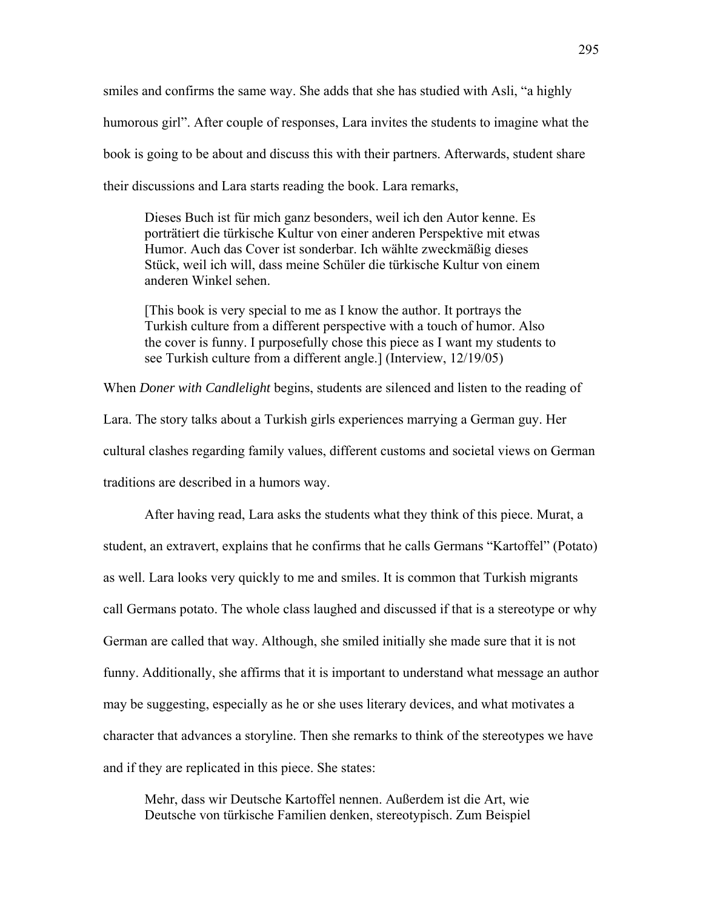smiles and confirms the same way. She adds that she has studied with Asli, “a highly humorous girl”. After couple of responses, Lara invites the students to imagine what the book is going to be about and discuss this with their partners. Afterwards, student share their discussions and Lara starts reading the book. Lara remarks,

> Dieses Buch ist für mich ganz besonders, weil ich den Autor kenne. Es porträtiert die türkische Kultur von einer anderen Perspektive mit etwas Humor. Auch das Cover ist sonderbar. Ich wählte zweckmäßig dieses Stück, weil ich will, dass meine Schüler die türkische Kultur von einem anderen Winkel sehen.
>
> [This book is very special to me as I know the author. It portrays the Turkish culture from a different perspective with a touch of humor. Also the cover is funny. I purposefully chose this piece as I want my students to see Turkish culture from a different angle.] (Interview, 12/19/05)

When *Doner with Candlelight* begins, students are silenced and listen to the reading of Lara. The story talks about a Turkish girls experiences marrying a German guy. Her cultural clashes regarding family values, different customs and societal views on German traditions are described in a humors way.

After having read, Lara asks the students what they think of this piece. Murat, a student, an extravert, explains that he confirms that he calls Germans “Kartoffel” (Potato) as well. Lara looks very quickly to me and smiles. It is common that Turkish migrants call Germans potato. The whole class laughed and discussed if that is a stereotype or why German are called that way. Although, she smiled initially she made sure that it is not funny. Additionally, she affirms that it is important to understand what message an author may be suggesting, especially as he or she uses literary devices, and what motivates a character that advances a storyline. Then she remarks to think of the stereotypes we have and if they are replicated in this piece. She states:

> Mehr, dass wir Deutsche Kartoffel nennen. Außerdem ist die Art, wie Deutsche von türkische Familien denken, stereotypisch. Zum Beispiel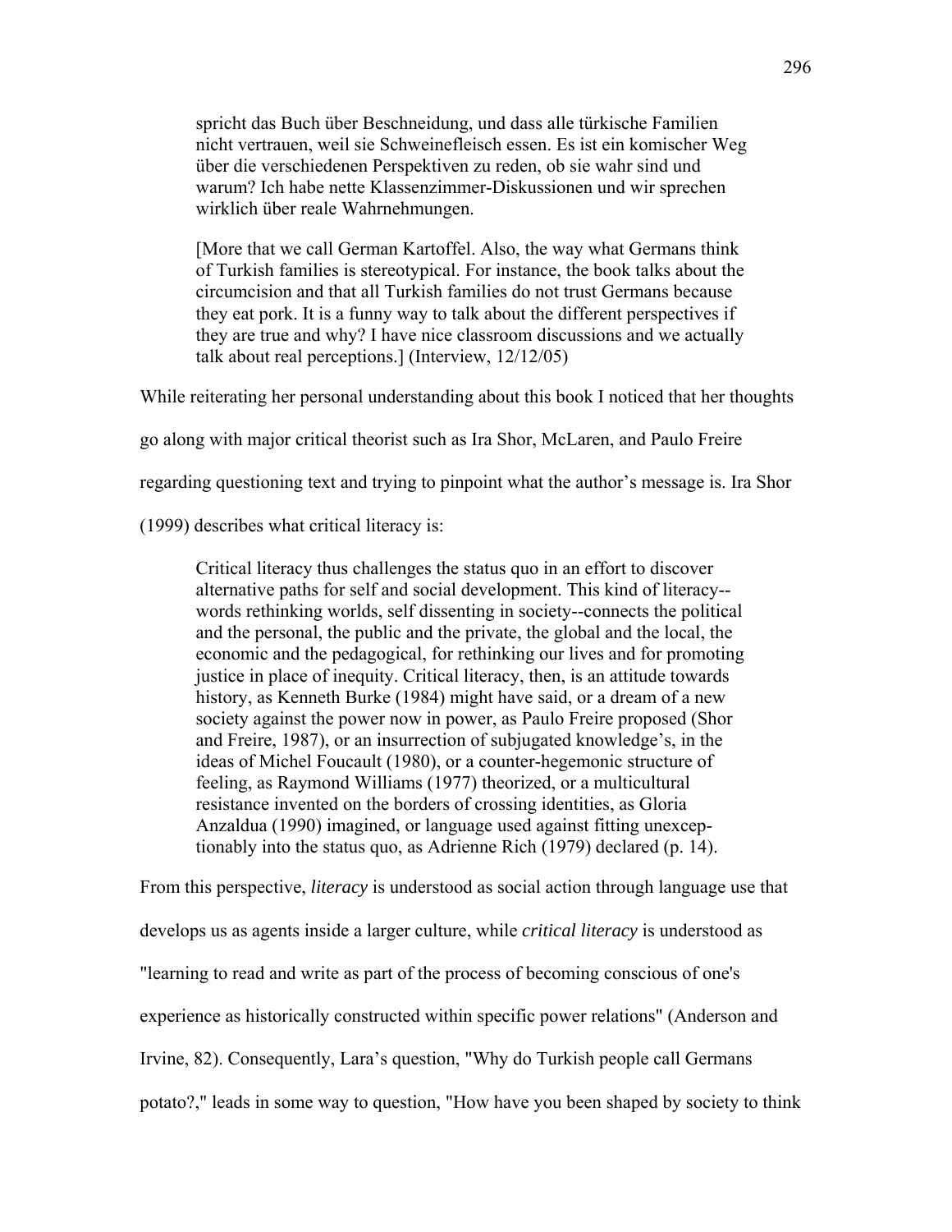> spricht das Buch über Beschneidung, und dass alle türkische Familien nicht vertrauen, weil sie Schweinefleisch essen. Es ist ein komischer Weg über die verschiedenen Perspektiven zu reden, ob sie wahr sind und warum? Ich habe nette Klassenzimmer-Diskussionen und wir sprechen wirklich über reale Wahrnehmungen.
>
> [More that we call German Kartoffel. Also, the way what Germans think of Turkish families is stereotypical. For instance, the book talks about the circumcision and that all Turkish families do not trust Germans because they eat pork. It is a funny way to talk about the different perspectives if they are true and why? I have nice classroom discussions and we actually talk about real perceptions.] (Interview, 12/12/05)

While reiterating her personal understanding about this book I noticed that her thoughts go along with major critical theorist such as Ira Shor, McLaren, and Paulo Freire regarding questioning text and trying to pinpoint what the author's message is. Ira Shor (1999) describes what critical literacy is:

> Critical literacy thus challenges the status quo in an effort to discover alternative paths for self and social development. This kind of literacy--words rethinking worlds, self dissenting in society--connects the political and the personal, the public and the private, the global and the local, the economic and the pedagogical, for rethinking our lives and for promoting justice in place of inequity. Critical literacy, then, is an attitude towards history, as Kenneth Burke (1984) might have said, or a dream of a new society against the power now in power, as Paulo Freire proposed (Shor and Freire, 1987), or an insurrection of subjugated knowledge's, in the ideas of Michel Foucault (1980), or a counter-hegemonic structure of feeling, as Raymond Williams (1977) theorized, or a multicultural resistance invented on the borders of crossing identities, as Gloria Anzaldua (1990) imagined, or language used against fitting unexceptionably into the status quo, as Adrienne Rich (1979) declared (p. 14).

From this perspective, *literacy* is understood as social action through language use that develops us as agents inside a larger culture, while *critical literacy* is understood as "learning to read and write as part of the process of becoming conscious of one's experience as historically constructed within specific power relations" (Anderson and Irvine, 82). Consequently, Lara's question, "Why do Turkish people call Germans potato?," leads in some way to question, "How have you been shaped by society to think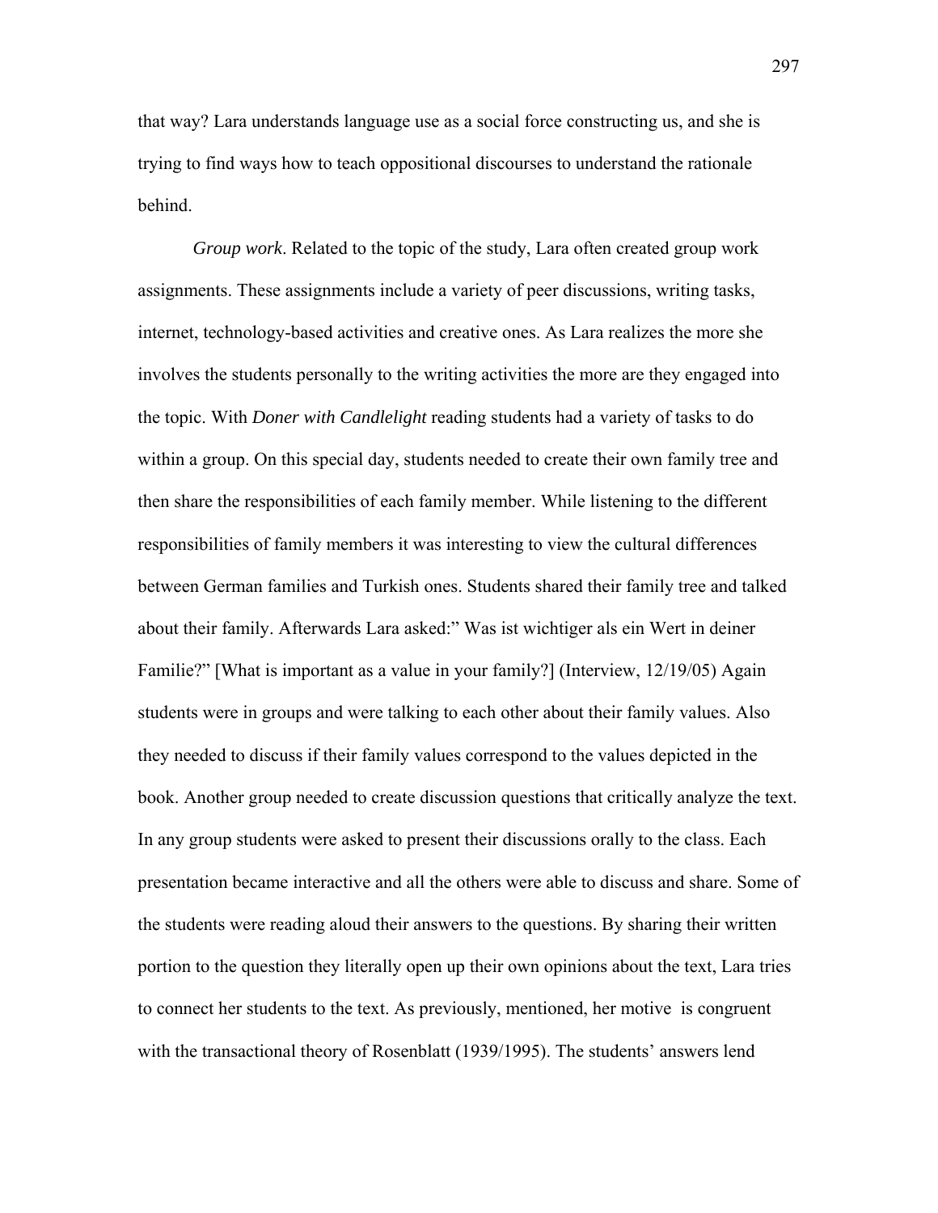that way? Lara understands language use as a social force constructing us, and she is trying to find ways how to teach oppositional discourses to understand the rationale behind.

*Group work*. Related to the topic of the study, Lara often created group work assignments. These assignments include a variety of peer discussions, writing tasks, internet, technology-based activities and creative ones. As Lara realizes the more she involves the students personally to the writing activities the more are they engaged into the topic. With *Doner with Candlelight* reading students had a variety of tasks to do within a group. On this special day, students needed to create their own family tree and then share the responsibilities of each family member. While listening to the different responsibilities of family members it was interesting to view the cultural differences between German families and Turkish ones. Students shared their family tree and talked about their family. Afterwards Lara asked:" Was ist wichtiger als ein Wert in deiner Familie?" [What is important as a value in your family?] (Interview, 12/19/05) Again students were in groups and were talking to each other about their family values. Also they needed to discuss if their family values correspond to the values depicted in the book. Another group needed to create discussion questions that critically analyze the text. In any group students were asked to present their discussions orally to the class. Each presentation became interactive and all the others were able to discuss and share. Some of the students were reading aloud their answers to the questions. By sharing their written portion to the question they literally open up their own opinions about the text, Lara tries to connect her students to the text. As previously, mentioned, her motive is congruent with the transactional theory of Rosenblatt (1939/1995). The students' answers lend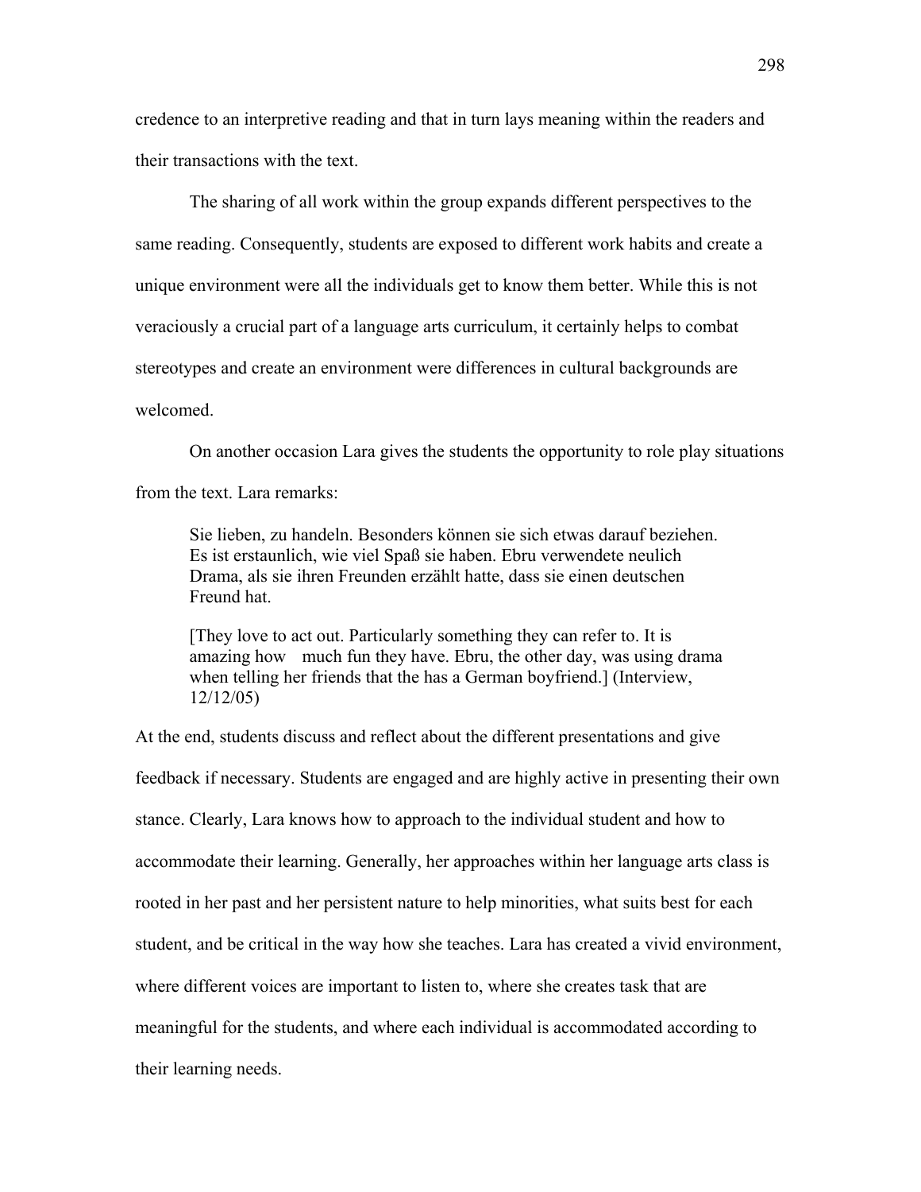credence to an interpretive reading and that in turn lays meaning within the readers and their transactions with the text.

The sharing of all work within the group expands different perspectives to the same reading. Consequently, students are exposed to different work habits and create a unique environment were all the individuals get to know them better. While this is not veraciously a crucial part of a language arts curriculum, it certainly helps to combat stereotypes and create an environment were differences in cultural backgrounds are welcomed.

On another occasion Lara gives the students the opportunity to role play situations from the text. Lara remarks:

> Sie lieben, zu handeln. Besonders können sie sich etwas darauf beziehen. Es ist erstaunlich, wie viel Spaß sie haben. Ebru verwendete neulich Drama, als sie ihren Freunden erzählt hatte, dass sie einen deutschen Freund hat.
>
> [They love to act out. Particularly something they can refer to. It is amazing how much fun they have. Ebru, the other day, was using drama when telling her friends that the has a German boyfriend.] (Interview, 12/12/05)

At the end, students discuss and reflect about the different presentations and give feedback if necessary. Students are engaged and are highly active in presenting their own stance. Clearly, Lara knows how to approach to the individual student and how to accommodate their learning. Generally, her approaches within her language arts class is rooted in her past and her persistent nature to help minorities, what suits best for each student, and be critical in the way how she teaches. Lara has created a vivid environment, where different voices are important to listen to, where she creates task that are meaningful for the students, and where each individual is accommodated according to their learning needs.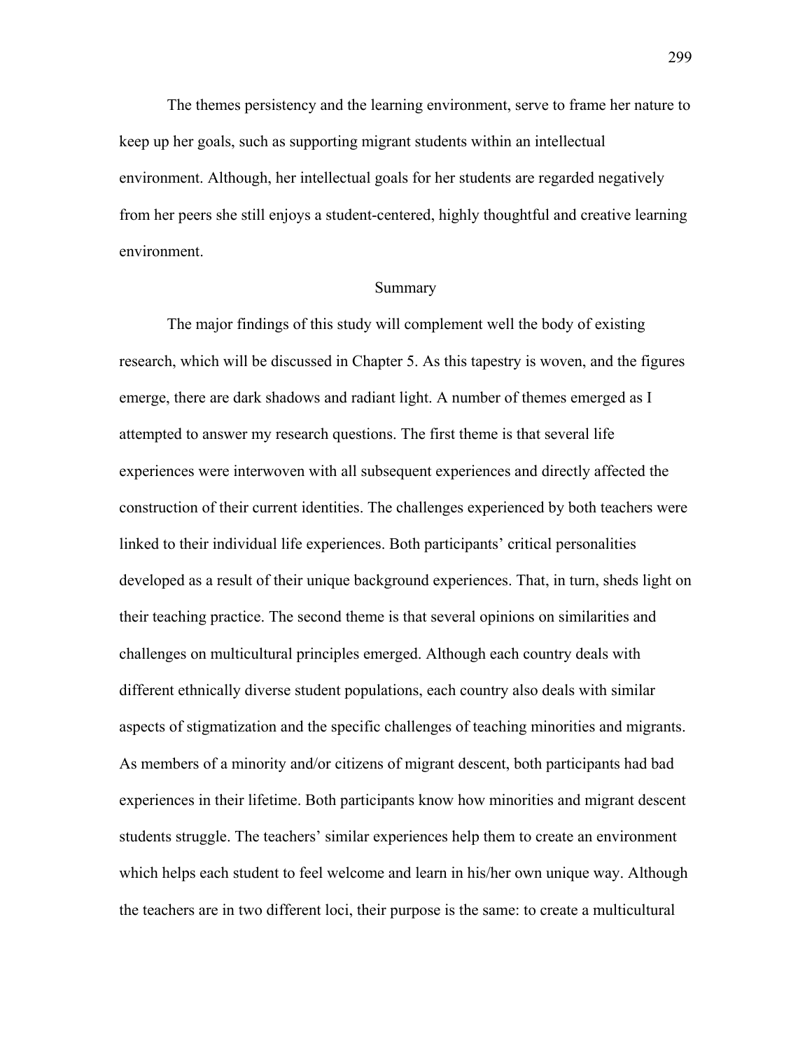The themes persistency and the learning environment, serve to frame her nature to keep up her goals, such as supporting migrant students within an intellectual environment. Although, her intellectual goals for her students are regarded negatively from her peers she still enjoys a student-centered, highly thoughtful and creative learning environment.

## Summary

The major findings of this study will complement well the body of existing research, which will be discussed in Chapter 5. As this tapestry is woven, and the figures emerge, there are dark shadows and radiant light. A number of themes emerged as I attempted to answer my research questions. The first theme is that several life experiences were interwoven with all subsequent experiences and directly affected the construction of their current identities. The challenges experienced by both teachers were linked to their individual life experiences. Both participants' critical personalities developed as a result of their unique background experiences. That, in turn, sheds light on their teaching practice. The second theme is that several opinions on similarities and challenges on multicultural principles emerged. Although each country deals with different ethnically diverse student populations, each country also deals with similar aspects of stigmatization and the specific challenges of teaching minorities and migrants. As members of a minority and/or citizens of migrant descent, both participants had bad experiences in their lifetime. Both participants know how minorities and migrant descent students struggle. The teachers' similar experiences help them to create an environment which helps each student to feel welcome and learn in his/her own unique way. Although the teachers are in two different loci, their purpose is the same: to create a multicultural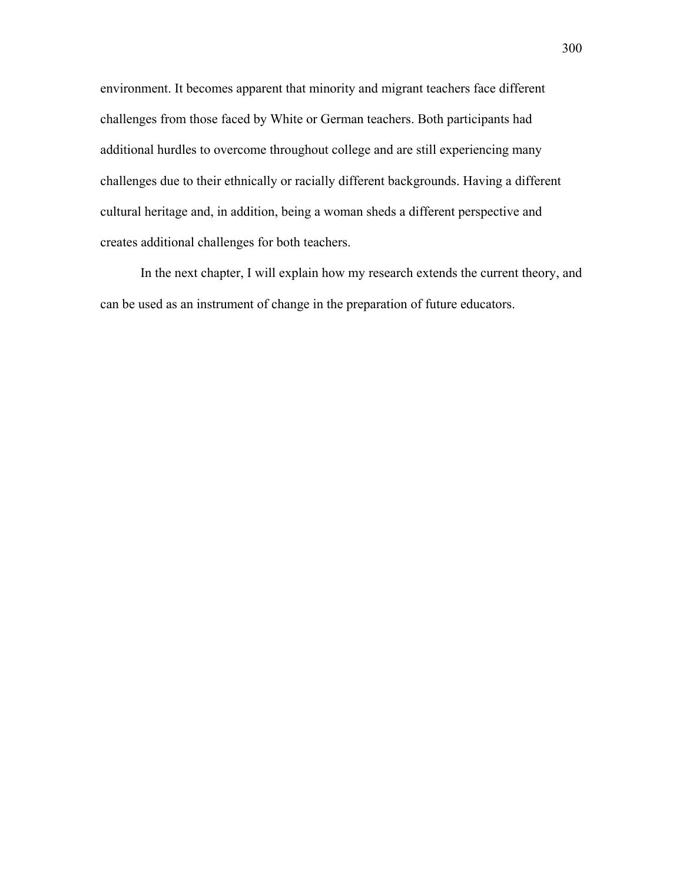environment. It becomes apparent that minority and migrant teachers face different challenges from those faced by White or German teachers. Both participants had additional hurdles to overcome throughout college and are still experiencing many challenges due to their ethnically or racially different backgrounds. Having a different cultural heritage and, in addition, being a woman sheds a different perspective and creates additional challenges for both teachers.

In the next chapter, I will explain how my research extends the current theory, and can be used as an instrument of change in the preparation of future educators.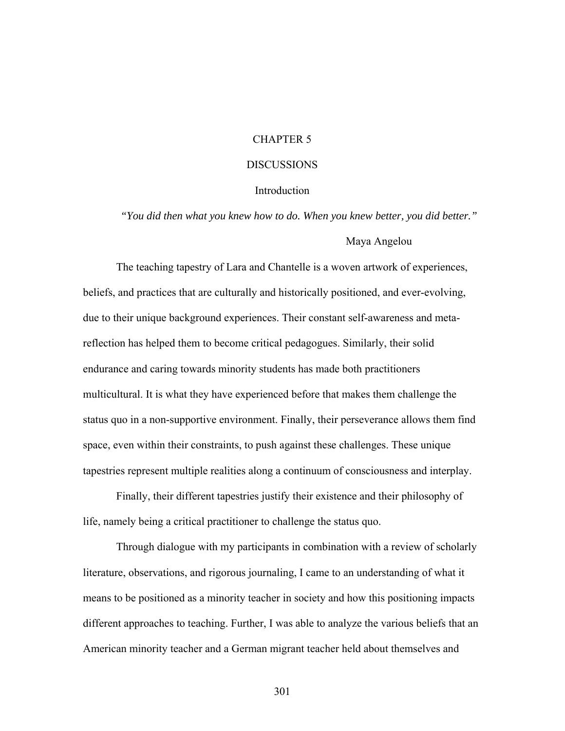# CHAPTER 5

# DISCUSSIONS

## Introduction

*"You did then what you knew how to do. When you knew better, you did better."*

Maya Angelou

The teaching tapestry of Lara and Chantelle is a woven artwork of experiences, beliefs, and practices that are culturally and historically positioned, and ever-evolving, due to their unique background experiences. Their constant self-awareness and meta-reflection has helped them to become critical pedagogues. Similarly, their solid endurance and caring towards minority students has made both practitioners multicultural. It is what they have experienced before that makes them challenge the status quo in a non-supportive environment. Finally, their perseverance allows them find space, even within their constraints, to push against these challenges. These unique tapestries represent multiple realities along a continuum of consciousness and interplay.

Finally, their different tapestries justify their existence and their philosophy of life, namely being a critical practitioner to challenge the status quo.

Through dialogue with my participants in combination with a review of scholarly literature, observations, and rigorous journaling, I came to an understanding of what it means to be positioned as a minority teacher in society and how this positioning impacts different approaches to teaching. Further, I was able to analyze the various beliefs that an American minority teacher and a German migrant teacher held about themselves and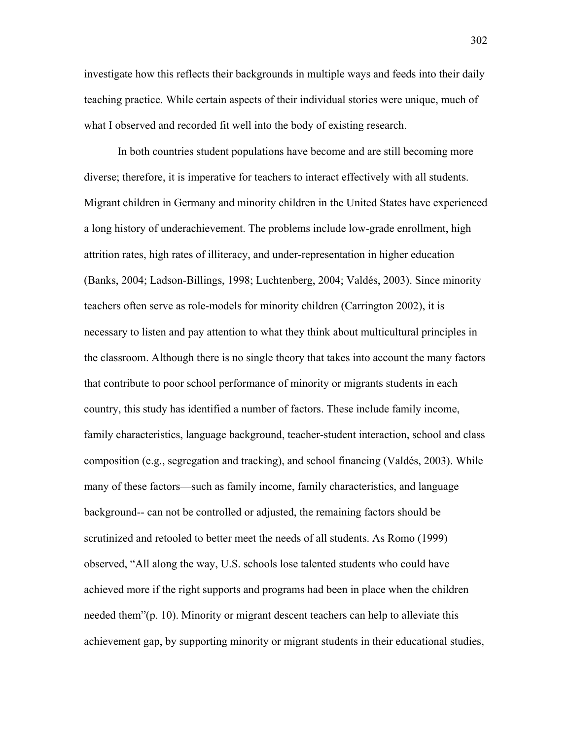investigate how this reflects their backgrounds in multiple ways and feeds into their daily teaching practice. While certain aspects of their individual stories were unique, much of what I observed and recorded fit well into the body of existing research.

In both countries student populations have become and are still becoming more diverse; therefore, it is imperative for teachers to interact effectively with all students. Migrant children in Germany and minority children in the United States have experienced a long history of underachievement. The problems include low-grade enrollment, high attrition rates, high rates of illiteracy, and under-representation in higher education (Banks, 2004; Ladson-Billings, 1998; Luchtenberg, 2004; Valdés, 2003). Since minority teachers often serve as role-models for minority children (Carrington 2002), it is necessary to listen and pay attention to what they think about multicultural principles in the classroom. Although there is no single theory that takes into account the many factors that contribute to poor school performance of minority or migrants students in each country, this study has identified a number of factors. These include family income, family characteristics, language background, teacher-student interaction, school and class composition (e.g., segregation and tracking), and school financing (Valdés, 2003). While many of these factors—such as family income, family characteristics, and language background-- can not be controlled or adjusted, the remaining factors should be scrutinized and retooled to better meet the needs of all students. As Romo (1999) observed, "All along the way, U.S. schools lose talented students who could have achieved more if the right supports and programs had been in place when the children needed them"(p. 10). Minority or migrant descent teachers can help to alleviate this achievement gap, by supporting minority or migrant students in their educational studies,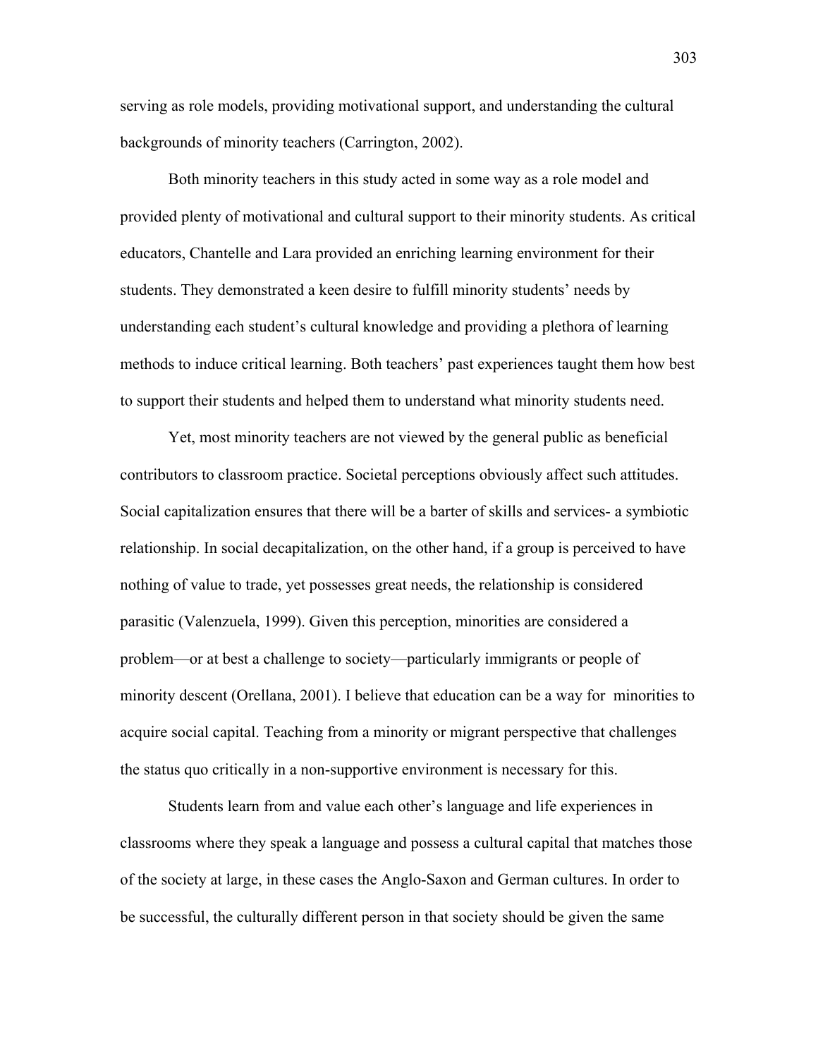serving as role models, providing motivational support, and understanding the cultural backgrounds of minority teachers (Carrington, 2002).

Both minority teachers in this study acted in some way as a role model and provided plenty of motivational and cultural support to their minority students. As critical educators, Chantelle and Lara provided an enriching learning environment for their students. They demonstrated a keen desire to fulfill minority students' needs by understanding each student's cultural knowledge and providing a plethora of learning methods to induce critical learning. Both teachers' past experiences taught them how best to support their students and helped them to understand what minority students need.

Yet, most minority teachers are not viewed by the general public as beneficial contributors to classroom practice. Societal perceptions obviously affect such attitudes. Social capitalization ensures that there will be a barter of skills and services- a symbiotic relationship. In social decapitalization, on the other hand, if a group is perceived to have nothing of value to trade, yet possesses great needs, the relationship is considered parasitic (Valenzuela, 1999). Given this perception, minorities are considered a problem—or at best a challenge to society—particularly immigrants or people of minority descent (Orellana, 2001). I believe that education can be a way for minorities to acquire social capital. Teaching from a minority or migrant perspective that challenges the status quo critically in a non-supportive environment is necessary for this.

Students learn from and value each other's language and life experiences in classrooms where they speak a language and possess a cultural capital that matches those of the society at large, in these cases the Anglo-Saxon and German cultures. In order to be successful, the culturally different person in that society should be given the same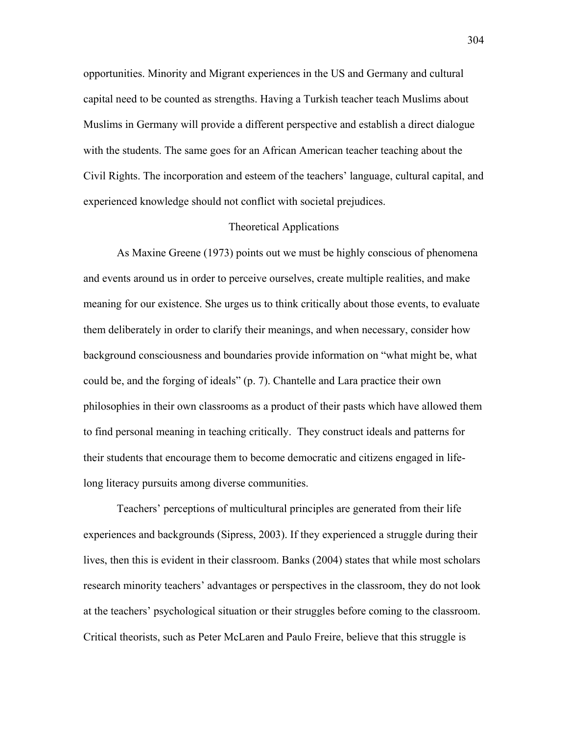opportunities. Minority and Migrant experiences in the US and Germany and cultural capital need to be counted as strengths. Having a Turkish teacher teach Muslims about Muslims in Germany will provide a different perspective and establish a direct dialogue with the students. The same goes for an African American teacher teaching about the Civil Rights. The incorporation and esteem of the teachers' language, cultural capital, and experienced knowledge should not conflict with societal prejudices.

## Theoretical Applications

As Maxine Greene (1973) points out we must be highly conscious of phenomena and events around us in order to perceive ourselves, create multiple realities, and make meaning for our existence. She urges us to think critically about those events, to evaluate them deliberately in order to clarify their meanings, and when necessary, consider how background consciousness and boundaries provide information on "what might be, what could be, and the forging of ideals" (p. 7). Chantelle and Lara practice their own philosophies in their own classrooms as a product of their pasts which have allowed them to find personal meaning in teaching critically. They construct ideals and patterns for their students that encourage them to become democratic and citizens engaged in life-long literacy pursuits among diverse communities.

Teachers' perceptions of multicultural principles are generated from their life experiences and backgrounds (Sipress, 2003). If they experienced a struggle during their lives, then this is evident in their classroom. Banks (2004) states that while most scholars research minority teachers' advantages or perspectives in the classroom, they do not look at the teachers' psychological situation or their struggles before coming to the classroom. Critical theorists, such as Peter McLaren and Paulo Freire, believe that this struggle is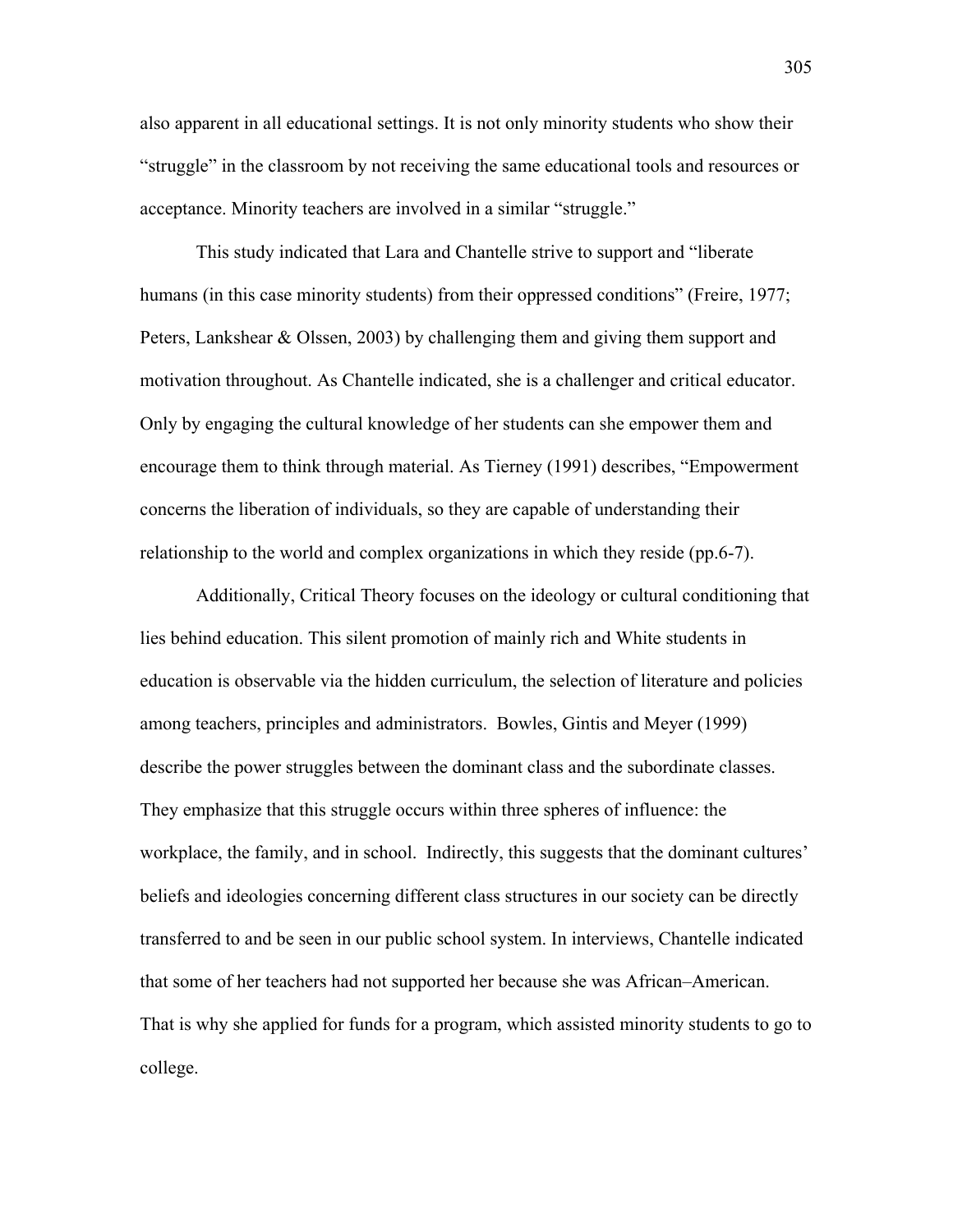also apparent in all educational settings. It is not only minority students who show their "struggle" in the classroom by not receiving the same educational tools and resources or acceptance. Minority teachers are involved in a similar "struggle."

This study indicated that Lara and Chantelle strive to support and "liberate humans (in this case minority students) from their oppressed conditions" (Freire, 1977; Peters, Lankshear & Olssen, 2003) by challenging them and giving them support and motivation throughout. As Chantelle indicated, she is a challenger and critical educator. Only by engaging the cultural knowledge of her students can she empower them and encourage them to think through material. As Tierney (1991) describes, "Empowerment concerns the liberation of individuals, so they are capable of understanding their relationship to the world and complex organizations in which they reside (pp.6-7).

Additionally, Critical Theory focuses on the ideology or cultural conditioning that lies behind education. This silent promotion of mainly rich and White students in education is observable via the hidden curriculum, the selection of literature and policies among teachers, principles and administrators. Bowles, Gintis and Meyer (1999) describe the power struggles between the dominant class and the subordinate classes. They emphasize that this struggle occurs within three spheres of influence: the workplace, the family, and in school. Indirectly, this suggests that the dominant cultures' beliefs and ideologies concerning different class structures in our society can be directly transferred to and be seen in our public school system. In interviews, Chantelle indicated that some of her teachers had not supported her because she was African–American. That is why she applied for funds for a program, which assisted minority students to go to college.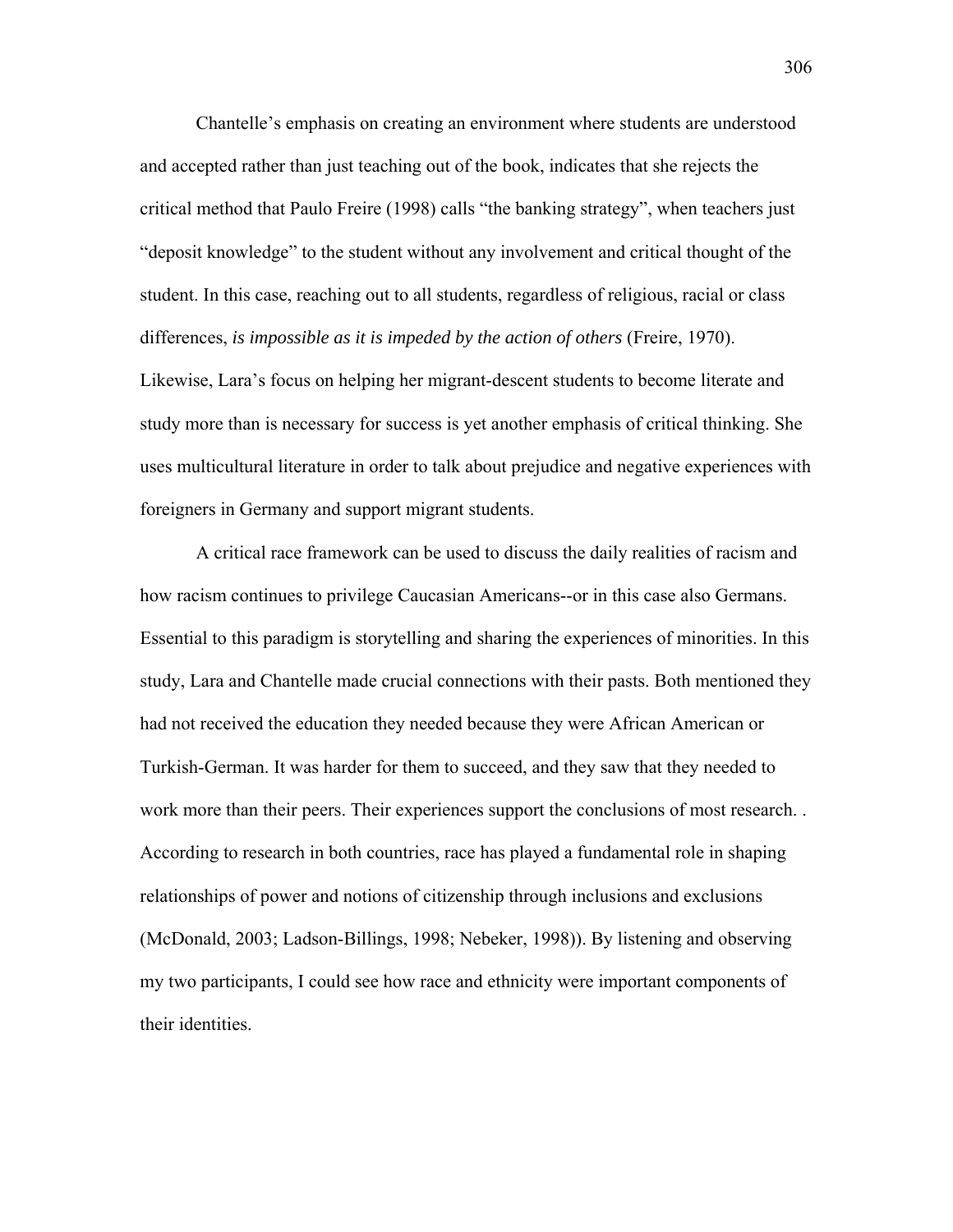Chantelle's emphasis on creating an environment where students are understood and accepted rather than just teaching out of the book, indicates that she rejects the critical method that Paulo Freire (1998) calls "the banking strategy", when teachers just "deposit knowledge" to the student without any involvement and critical thought of the student. In this case, reaching out to all students, regardless of religious, racial or class differences, *is impossible as it is impeded by the action of others* (Freire, 1970). Likewise, Lara's focus on helping her migrant-descent students to become literate and study more than is necessary for success is yet another emphasis of critical thinking. She uses multicultural literature in order to talk about prejudice and negative experiences with foreigners in Germany and support migrant students.

A critical race framework can be used to discuss the daily realities of racism and how racism continues to privilege Caucasian Americans--or in this case also Germans. Essential to this paradigm is storytelling and sharing the experiences of minorities. In this study, Lara and Chantelle made crucial connections with their pasts. Both mentioned they had not received the education they needed because they were African American or Turkish-German. It was harder for them to succeed, and they saw that they needed to work more than their peers. Their experiences support the conclusions of most research. . According to research in both countries, race has played a fundamental role in shaping relationships of power and notions of citizenship through inclusions and exclusions (McDonald, 2003; Ladson-Billings, 1998; Nebeker, 1998)). By listening and observing my two participants, I could see how race and ethnicity were important components of their identities.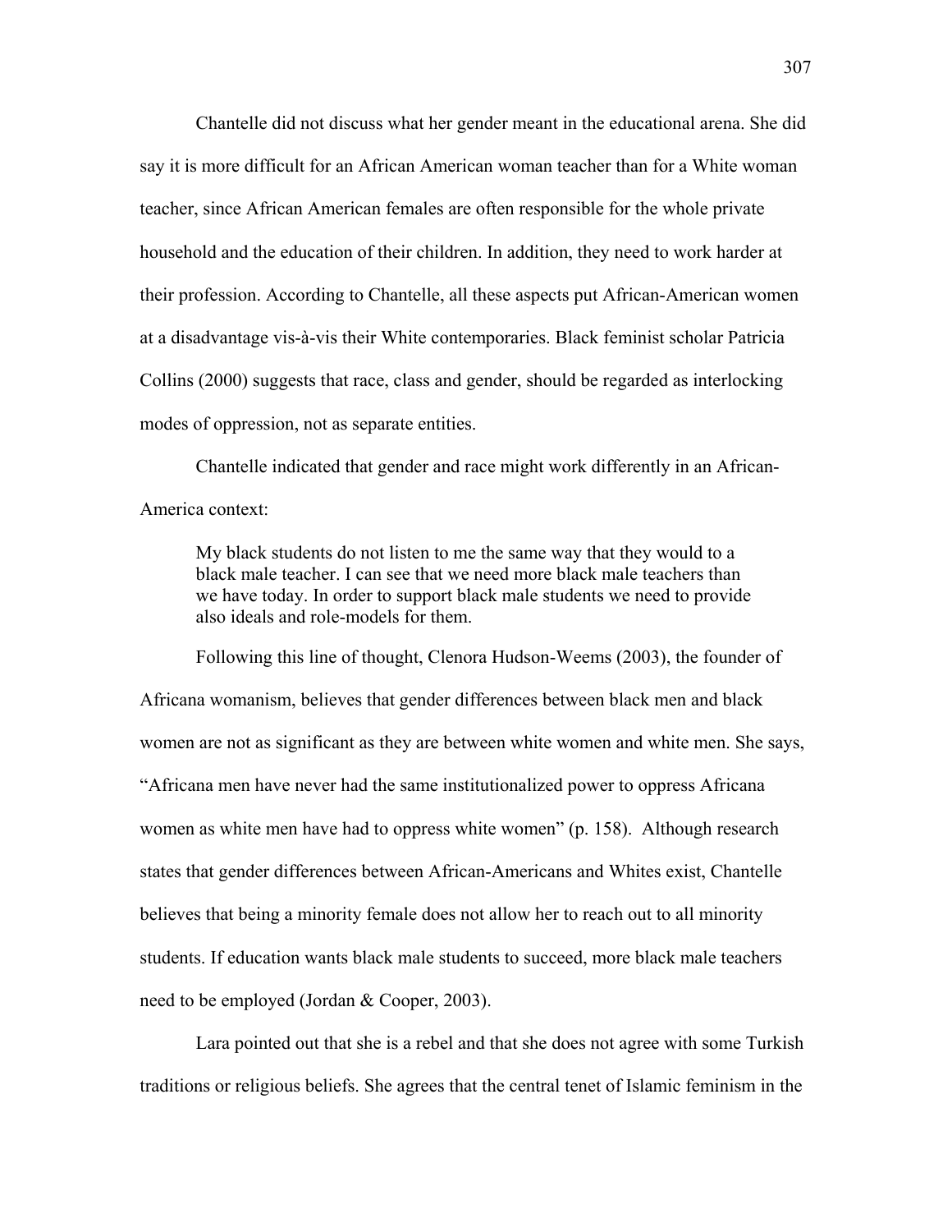Chantelle did not discuss what her gender meant in the educational arena. She did say it is more difficult for an African American woman teacher than for a White woman teacher, since African American females are often responsible for the whole private household and the education of their children. In addition, they need to work harder at their profession. According to Chantelle, all these aspects put African-American women at a disadvantage vis-à-vis their White contemporaries. Black feminist scholar Patricia Collins (2000) suggests that race, class and gender, should be regarded as interlocking modes of oppression, not as separate entities.

Chantelle indicated that gender and race might work differently in an African-America context:

> My black students do not listen to me the same way that they would to a black male teacher. I can see that we need more black male teachers than we have today. In order to support black male students we need to provide also ideals and role-models for them.

Following this line of thought, Clenora Hudson-Weems (2003), the founder of Africana womanism, believes that gender differences between black men and black women are not as significant as they are between white women and white men. She says, "Africana men have never had the same institutionalized power to oppress Africana women as white men have had to oppress white women" (p. 158). Although research states that gender differences between African-Americans and Whites exist, Chantelle believes that being a minority female does not allow her to reach out to all minority students. If education wants black male students to succeed, more black male teachers need to be employed (Jordan & Cooper, 2003).

Lara pointed out that she is a rebel and that she does not agree with some Turkish traditions or religious beliefs. She agrees that the central tenet of Islamic feminism in the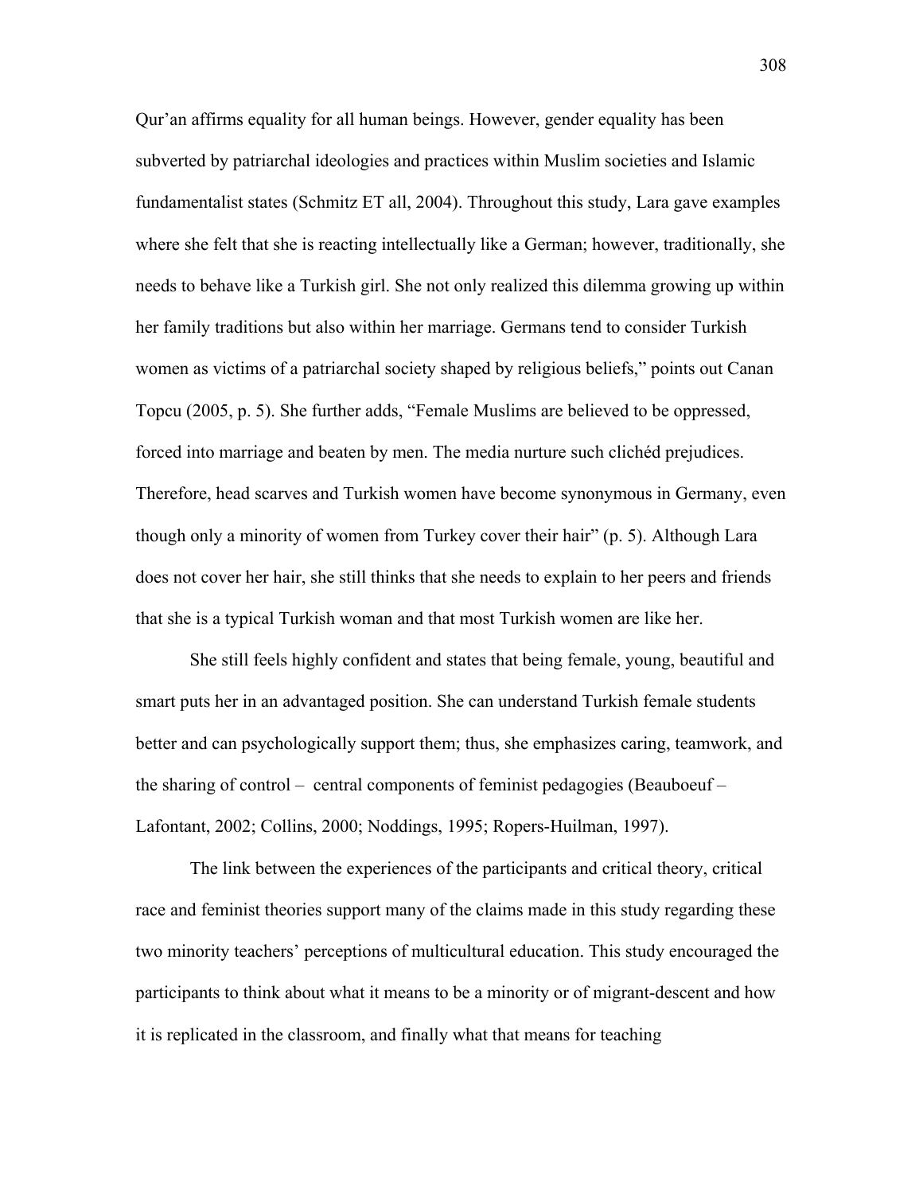Qur'an affirms equality for all human beings. However, gender equality has been subverted by patriarchal ideologies and practices within Muslim societies and Islamic fundamentalist states (Schmitz ET all, 2004). Throughout this study, Lara gave examples where she felt that she is reacting intellectually like a German; however, traditionally, she needs to behave like a Turkish girl. She not only realized this dilemma growing up within her family traditions but also within her marriage. Germans tend to consider Turkish women as victims of a patriarchal society shaped by religious beliefs," points out Canan Topcu (2005, p. 5). She further adds, "Female Muslims are believed to be oppressed, forced into marriage and beaten by men. The media nurture such clichéd prejudices. Therefore, head scarves and Turkish women have become synonymous in Germany, even though only a minority of women from Turkey cover their hair" (p. 5). Although Lara does not cover her hair, she still thinks that she needs to explain to her peers and friends that she is a typical Turkish woman and that most Turkish women are like her.

She still feels highly confident and states that being female, young, beautiful and smart puts her in an advantaged position. She can understand Turkish female students better and can psychologically support them; thus, she emphasizes caring, teamwork, and the sharing of control – central components of feminist pedagogies (Beauboeuf – Lafontant, 2002; Collins, 2000; Noddings, 1995; Ropers-Huilman, 1997).

The link between the experiences of the participants and critical theory, critical race and feminist theories support many of the claims made in this study regarding these two minority teachers' perceptions of multicultural education. This study encouraged the participants to think about what it means to be a minority or of migrant-descent and how it is replicated in the classroom, and finally what that means for teaching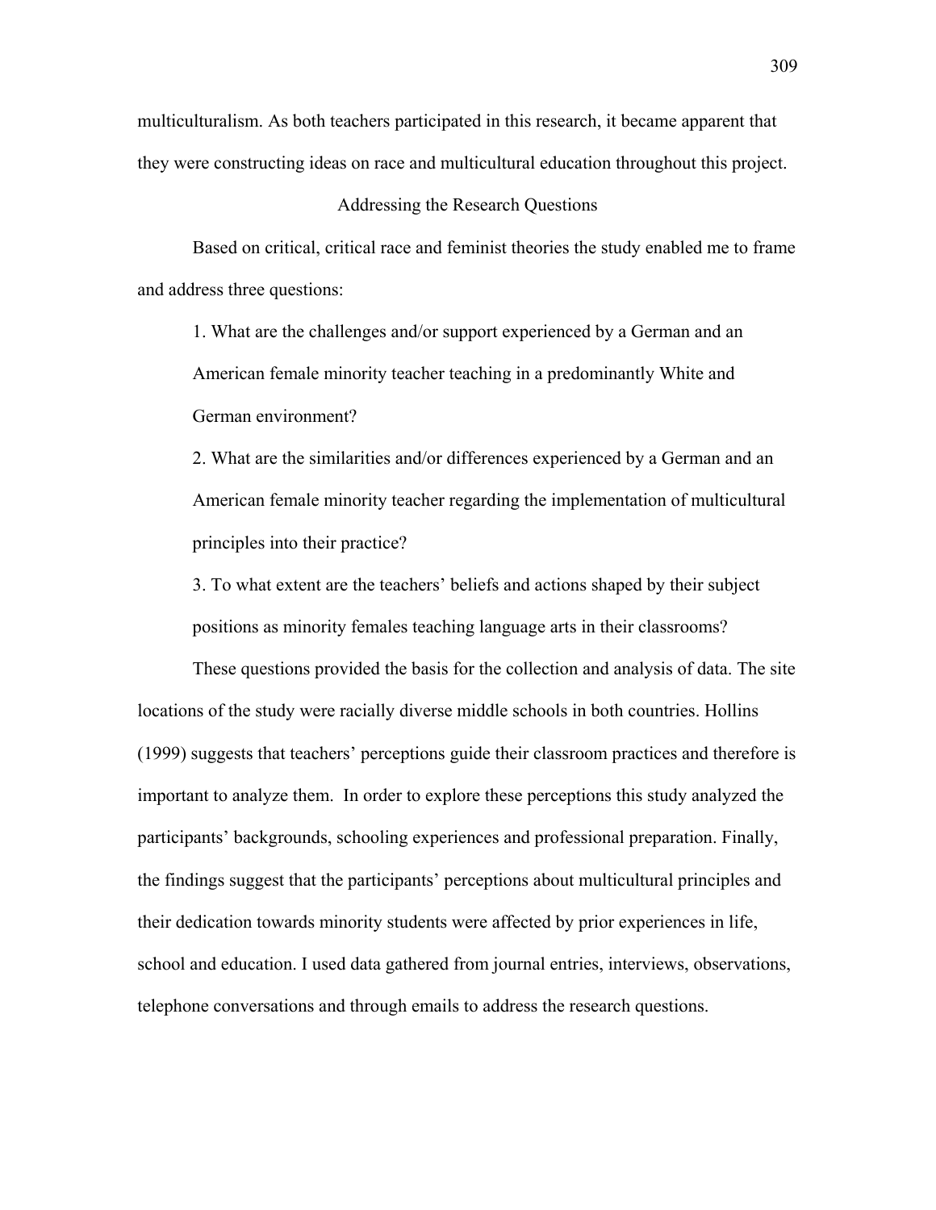multiculturalism. As both teachers participated in this research, it became apparent that they were constructing ideas on race and multicultural education throughout this project.

## Addressing the Research Questions

Based on critical, critical race and feminist theories the study enabled me to frame and address three questions:

1. What are the challenges and/or support experienced by a German and an American female minority teacher teaching in a predominantly White and German environment?

2. What are the similarities and/or differences experienced by a German and an American female minority teacher regarding the implementation of multicultural principles into their practice?

3. To what extent are the teachers' beliefs and actions shaped by their subject positions as minority females teaching language arts in their classrooms?

These questions provided the basis for the collection and analysis of data. The site locations of the study were racially diverse middle schools in both countries. Hollins (1999) suggests that teachers' perceptions guide their classroom practices and therefore is important to analyze them. In order to explore these perceptions this study analyzed the participants' backgrounds, schooling experiences and professional preparation. Finally, the findings suggest that the participants' perceptions about multicultural principles and their dedication towards minority students were affected by prior experiences in life, school and education. I used data gathered from journal entries, interviews, observations, telephone conversations and through emails to address the research questions.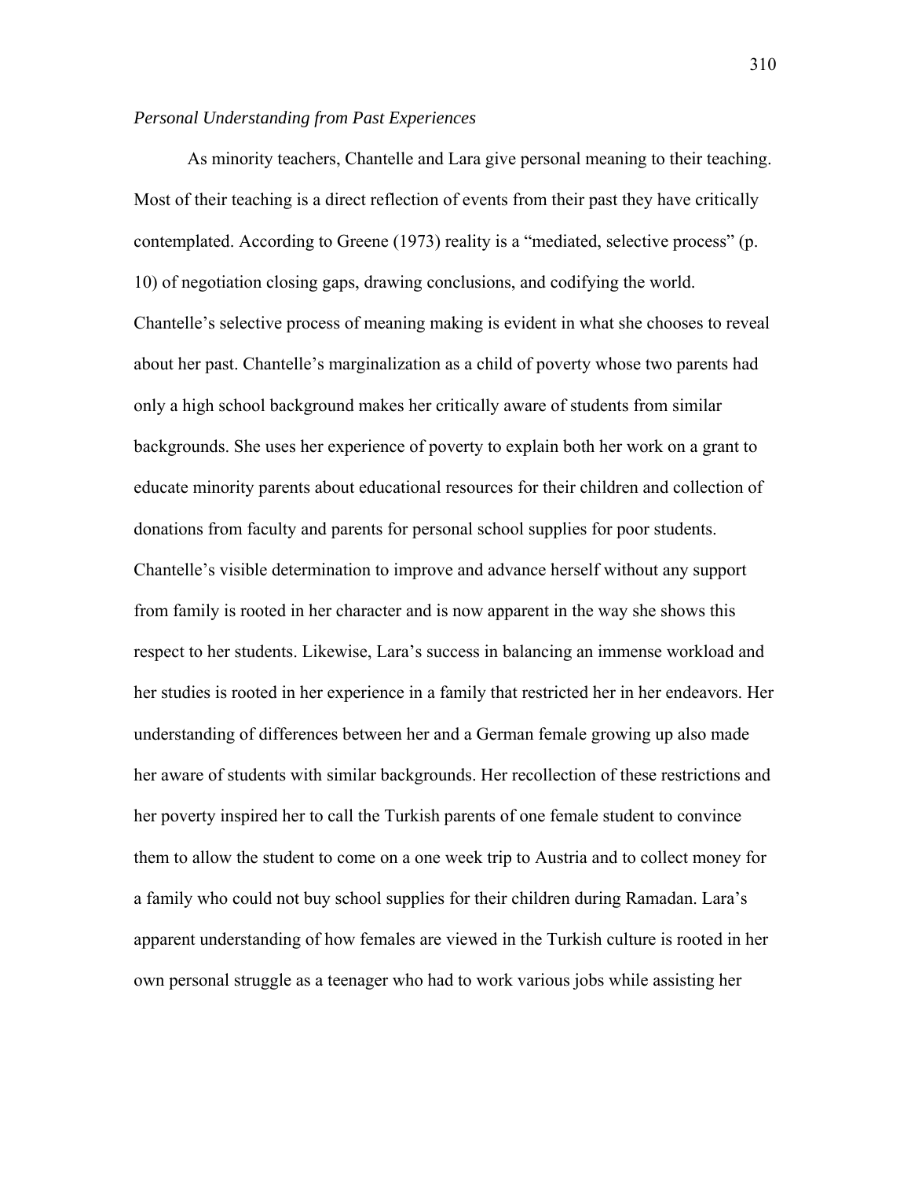*Personal Understanding from Past Experiences*

As minority teachers, Chantelle and Lara give personal meaning to their teaching. Most of their teaching is a direct reflection of events from their past they have critically contemplated. According to Greene (1973) reality is a "mediated, selective process" (p. 10) of negotiation closing gaps, drawing conclusions, and codifying the world. Chantelle's selective process of meaning making is evident in what she chooses to reveal about her past. Chantelle's marginalization as a child of poverty whose two parents had only a high school background makes her critically aware of students from similar backgrounds. She uses her experience of poverty to explain both her work on a grant to educate minority parents about educational resources for their children and collection of donations from faculty and parents for personal school supplies for poor students. Chantelle's visible determination to improve and advance herself without any support from family is rooted in her character and is now apparent in the way she shows this respect to her students. Likewise, Lara's success in balancing an immense workload and her studies is rooted in her experience in a family that restricted her in her endeavors. Her understanding of differences between her and a German female growing up also made her aware of students with similar backgrounds. Her recollection of these restrictions and her poverty inspired her to call the Turkish parents of one female student to convince them to allow the student to come on a one week trip to Austria and to collect money for a family who could not buy school supplies for their children during Ramadan. Lara's apparent understanding of how females are viewed in the Turkish culture is rooted in her own personal struggle as a teenager who had to work various jobs while assisting her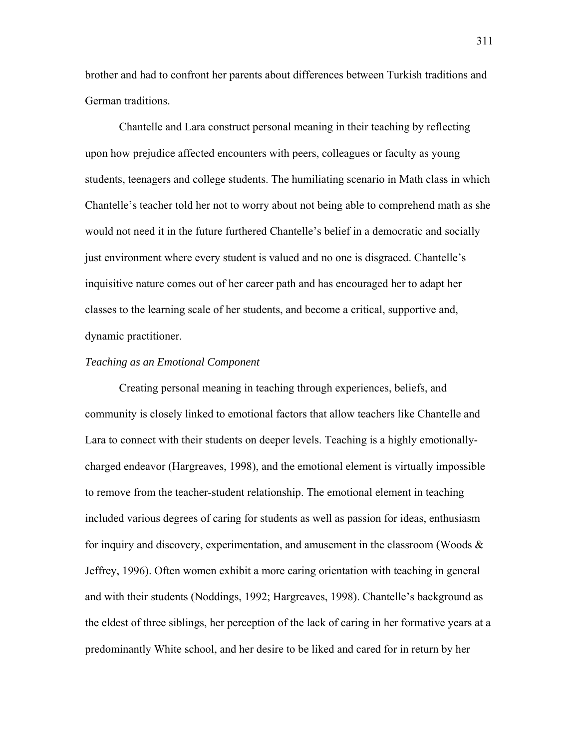brother and had to confront her parents about differences between Turkish traditions and German traditions.

Chantelle and Lara construct personal meaning in their teaching by reflecting upon how prejudice affected encounters with peers, colleagues or faculty as young students, teenagers and college students. The humiliating scenario in Math class in which Chantelle's teacher told her not to worry about not being able to comprehend math as she would not need it in the future furthered Chantelle's belief in a democratic and socially just environment where every student is valued and no one is disgraced. Chantelle's inquisitive nature comes out of her career path and has encouraged her to adapt her classes to the learning scale of her students, and become a critical, supportive and, dynamic practitioner.

*Teaching as an Emotional Component*

Creating personal meaning in teaching through experiences, beliefs, and community is closely linked to emotional factors that allow teachers like Chantelle and Lara to connect with their students on deeper levels. Teaching is a highly emotionally-charged endeavor (Hargreaves, 1998), and the emotional element is virtually impossible to remove from the teacher-student relationship. The emotional element in teaching included various degrees of caring for students as well as passion for ideas, enthusiasm for inquiry and discovery, experimentation, and amusement in the classroom (Woods & Jeffrey, 1996). Often women exhibit a more caring orientation with teaching in general and with their students (Noddings, 1992; Hargreaves, 1998). Chantelle's background as the eldest of three siblings, her perception of the lack of caring in her formative years at a predominantly White school, and her desire to be liked and cared for in return by her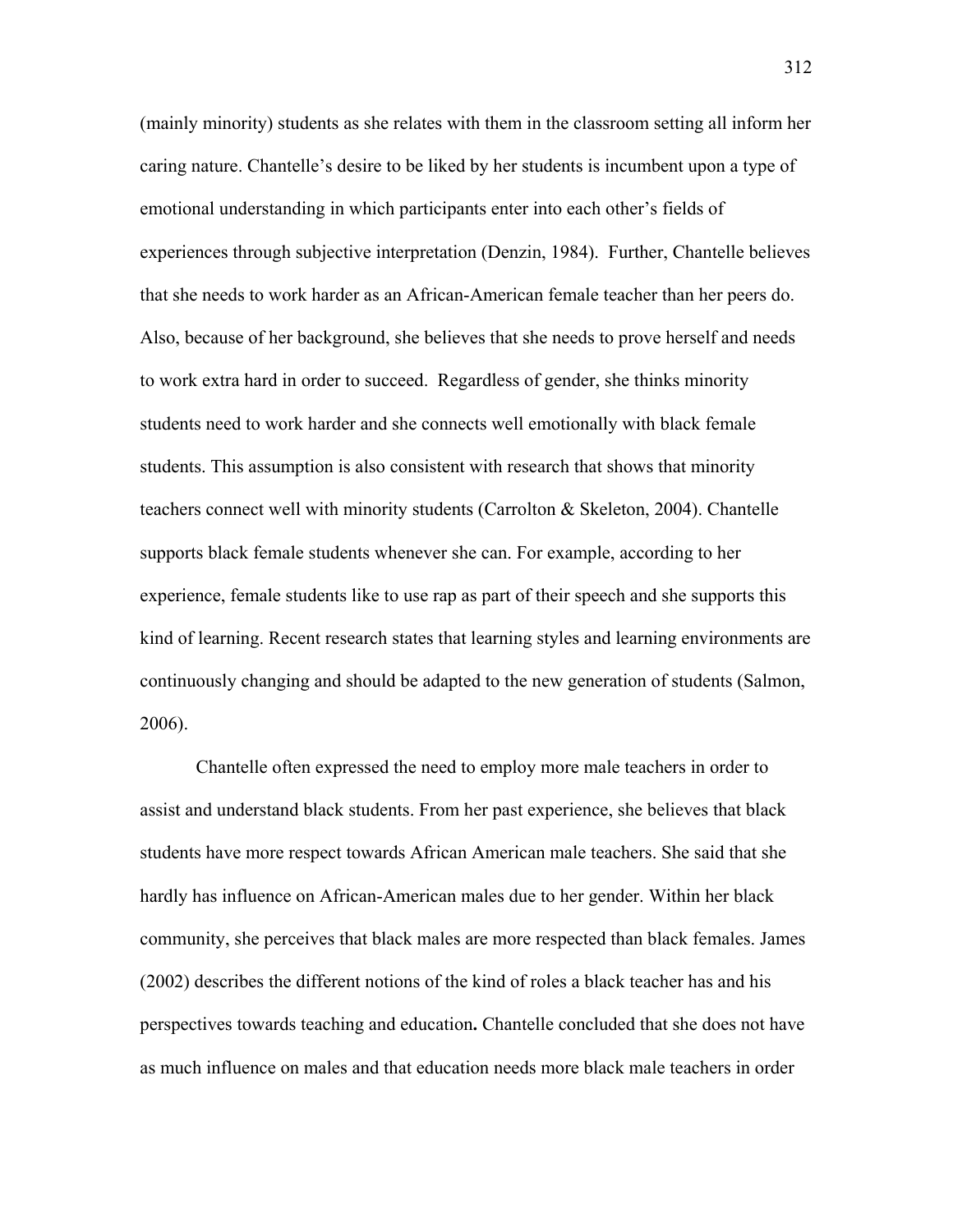(mainly minority) students as she relates with them in the classroom setting all inform her caring nature. Chantelle's desire to be liked by her students is incumbent upon a type of emotional understanding in which participants enter into each other's fields of experiences through subjective interpretation (Denzin, 1984). Further, Chantelle believes that she needs to work harder as an African-American female teacher than her peers do. Also, because of her background, she believes that she needs to prove herself and needs to work extra hard in order to succeed. Regardless of gender, she thinks minority students need to work harder and she connects well emotionally with black female students. This assumption is also consistent with research that shows that minority teachers connect well with minority students (Carrolton & Skeleton, 2004). Chantelle supports black female students whenever she can. For example, according to her experience, female students like to use rap as part of their speech and she supports this kind of learning. Recent research states that learning styles and learning environments are continuously changing and should be adapted to the new generation of students (Salmon, 2006).

Chantelle often expressed the need to employ more male teachers in order to assist and understand black students. From her past experience, she believes that black students have more respect towards African American male teachers. She said that she hardly has influence on African-American males due to her gender. Within her black community, she perceives that black males are more respected than black females. James (2002) describes the different notions of the kind of roles a black teacher has and his perspectives towards teaching and education**.** Chantelle concluded that she does not have as much influence on males and that education needs more black male teachers in order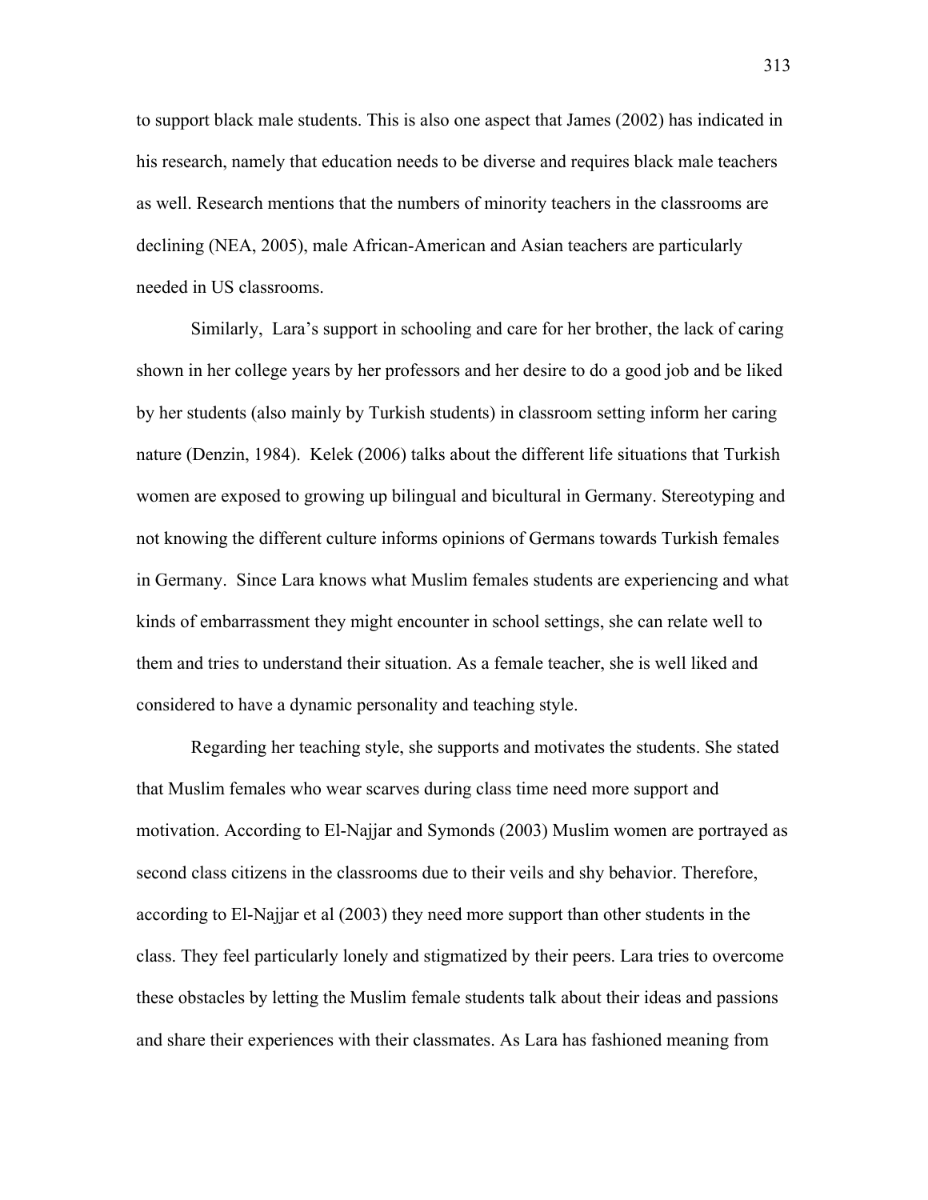to support black male students. This is also one aspect that James (2002) has indicated in his research, namely that education needs to be diverse and requires black male teachers as well. Research mentions that the numbers of minority teachers in the classrooms are declining (NEA, 2005), male African-American and Asian teachers are particularly needed in US classrooms.

Similarly, Lara's support in schooling and care for her brother, the lack of caring shown in her college years by her professors and her desire to do a good job and be liked by her students (also mainly by Turkish students) in classroom setting inform her caring nature (Denzin, 1984). Kelek (2006) talks about the different life situations that Turkish women are exposed to growing up bilingual and bicultural in Germany. Stereotyping and not knowing the different culture informs opinions of Germans towards Turkish females in Germany. Since Lara knows what Muslim females students are experiencing and what kinds of embarrassment they might encounter in school settings, she can relate well to them and tries to understand their situation. As a female teacher, she is well liked and considered to have a dynamic personality and teaching style.

Regarding her teaching style, she supports and motivates the students. She stated that Muslim females who wear scarves during class time need more support and motivation. According to El-Najjar and Symonds (2003) Muslim women are portrayed as second class citizens in the classrooms due to their veils and shy behavior. Therefore, according to El-Najjar et al (2003) they need more support than other students in the class. They feel particularly lonely and stigmatized by their peers. Lara tries to overcome these obstacles by letting the Muslim female students talk about their ideas and passions and share their experiences with their classmates. As Lara has fashioned meaning from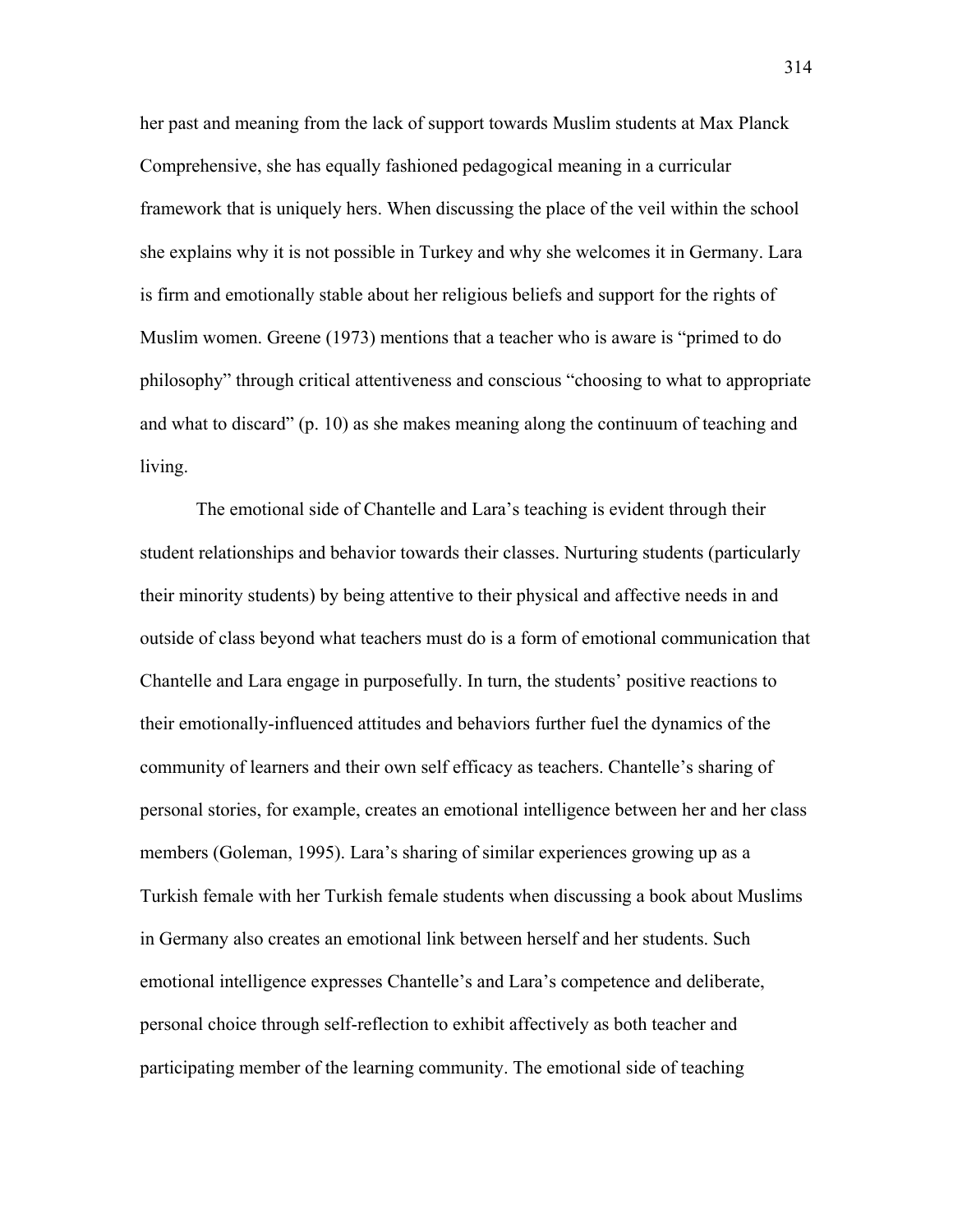her past and meaning from the lack of support towards Muslim students at Max Planck Comprehensive, she has equally fashioned pedagogical meaning in a curricular framework that is uniquely hers. When discussing the place of the veil within the school she explains why it is not possible in Turkey and why she welcomes it in Germany. Lara is firm and emotionally stable about her religious beliefs and support for the rights of Muslim women. Greene (1973) mentions that a teacher who is aware is "primed to do philosophy" through critical attentiveness and conscious "choosing to what to appropriate and what to discard" (p. 10) as she makes meaning along the continuum of teaching and living.

The emotional side of Chantelle and Lara's teaching is evident through their student relationships and behavior towards their classes. Nurturing students (particularly their minority students) by being attentive to their physical and affective needs in and outside of class beyond what teachers must do is a form of emotional communication that Chantelle and Lara engage in purposefully. In turn, the students' positive reactions to their emotionally-influenced attitudes and behaviors further fuel the dynamics of the community of learners and their own self efficacy as teachers. Chantelle's sharing of personal stories, for example, creates an emotional intelligence between her and her class members (Goleman, 1995). Lara's sharing of similar experiences growing up as a Turkish female with her Turkish female students when discussing a book about Muslims in Germany also creates an emotional link between herself and her students. Such emotional intelligence expresses Chantelle's and Lara's competence and deliberate, personal choice through self-reflection to exhibit affectively as both teacher and participating member of the learning community. The emotional side of teaching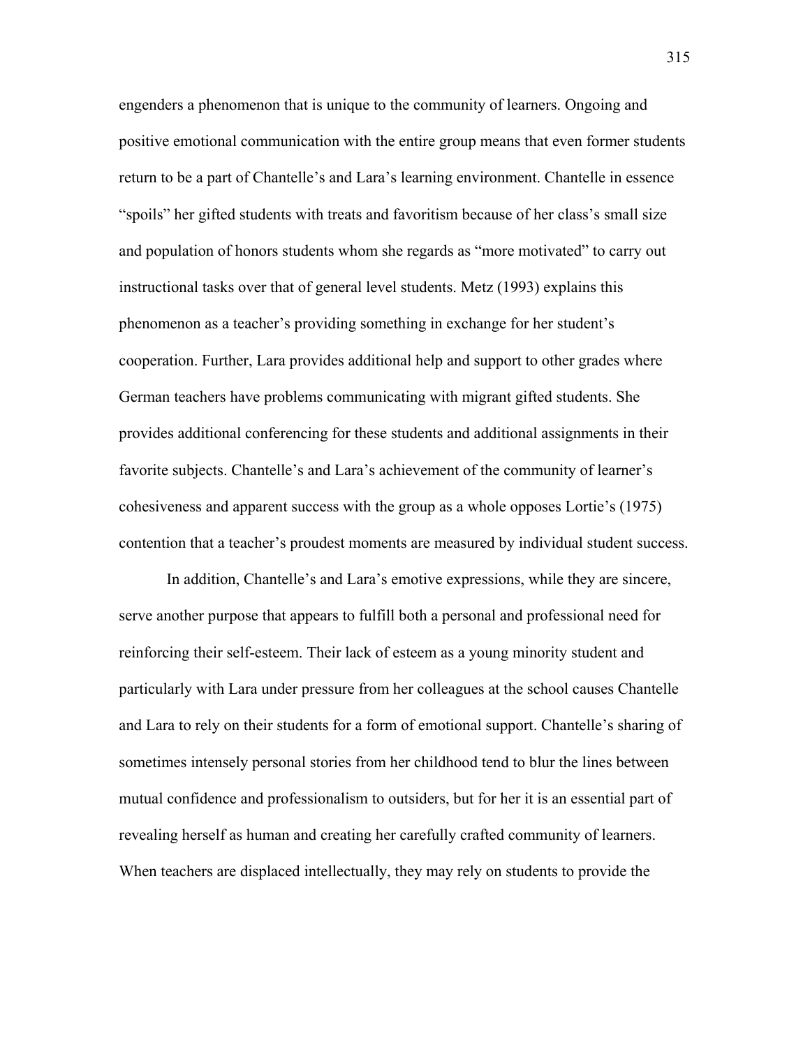engenders a phenomenon that is unique to the community of learners. Ongoing and positive emotional communication with the entire group means that even former students return to be a part of Chantelle's and Lara's learning environment. Chantelle in essence "spoils" her gifted students with treats and favoritism because of her class's small size and population of honors students whom she regards as "more motivated" to carry out instructional tasks over that of general level students. Metz (1993) explains this phenomenon as a teacher's providing something in exchange for her student's cooperation. Further, Lara provides additional help and support to other grades where German teachers have problems communicating with migrant gifted students. She provides additional conferencing for these students and additional assignments in their favorite subjects. Chantelle's and Lara's achievement of the community of learner's cohesiveness and apparent success with the group as a whole opposes Lortie's (1975) contention that a teacher's proudest moments are measured by individual student success.

In addition, Chantelle's and Lara's emotive expressions, while they are sincere, serve another purpose that appears to fulfill both a personal and professional need for reinforcing their self-esteem. Their lack of esteem as a young minority student and particularly with Lara under pressure from her colleagues at the school causes Chantelle and Lara to rely on their students for a form of emotional support. Chantelle's sharing of sometimes intensely personal stories from her childhood tend to blur the lines between mutual confidence and professionalism to outsiders, but for her it is an essential part of revealing herself as human and creating her carefully crafted community of learners. When teachers are displaced intellectually, they may rely on students to provide the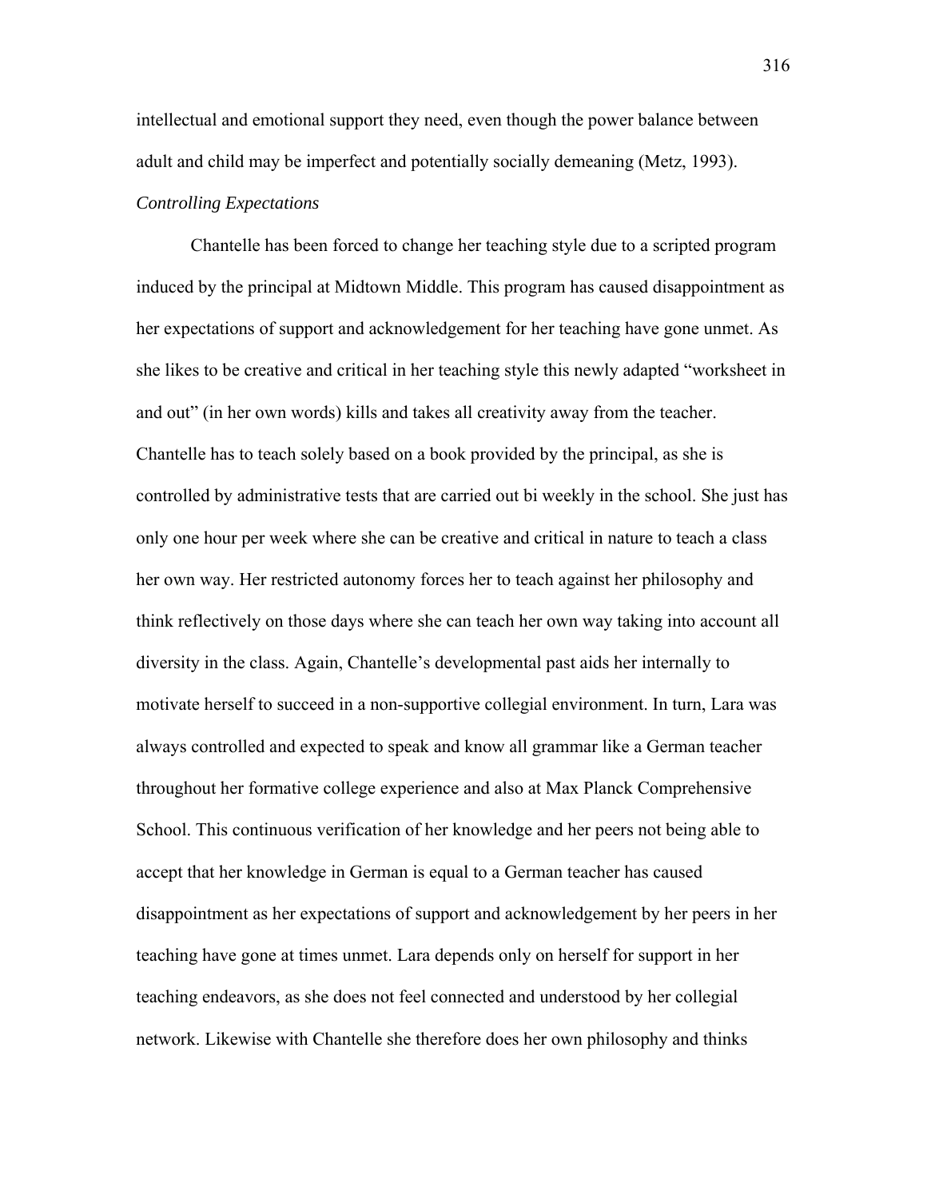intellectual and emotional support they need, even though the power balance between adult and child may be imperfect and potentially socially demeaning (Metz, 1993).

*Controlling Expectations*

Chantelle has been forced to change her teaching style due to a scripted program induced by the principal at Midtown Middle. This program has caused disappointment as her expectations of support and acknowledgement for her teaching have gone unmet. As she likes to be creative and critical in her teaching style this newly adapted "worksheet in and out" (in her own words) kills and takes all creativity away from the teacher. Chantelle has to teach solely based on a book provided by the principal, as she is controlled by administrative tests that are carried out bi weekly in the school. She just has only one hour per week where she can be creative and critical in nature to teach a class her own way. Her restricted autonomy forces her to teach against her philosophy and think reflectively on those days where she can teach her own way taking into account all diversity in the class. Again, Chantelle's developmental past aids her internally to motivate herself to succeed in a non-supportive collegial environment. In turn, Lara was always controlled and expected to speak and know all grammar like a German teacher throughout her formative college experience and also at Max Planck Comprehensive School. This continuous verification of her knowledge and her peers not being able to accept that her knowledge in German is equal to a German teacher has caused disappointment as her expectations of support and acknowledgement by her peers in her teaching have gone at times unmet. Lara depends only on herself for support in her teaching endeavors, as she does not feel connected and understood by her collegial network. Likewise with Chantelle she therefore does her own philosophy and thinks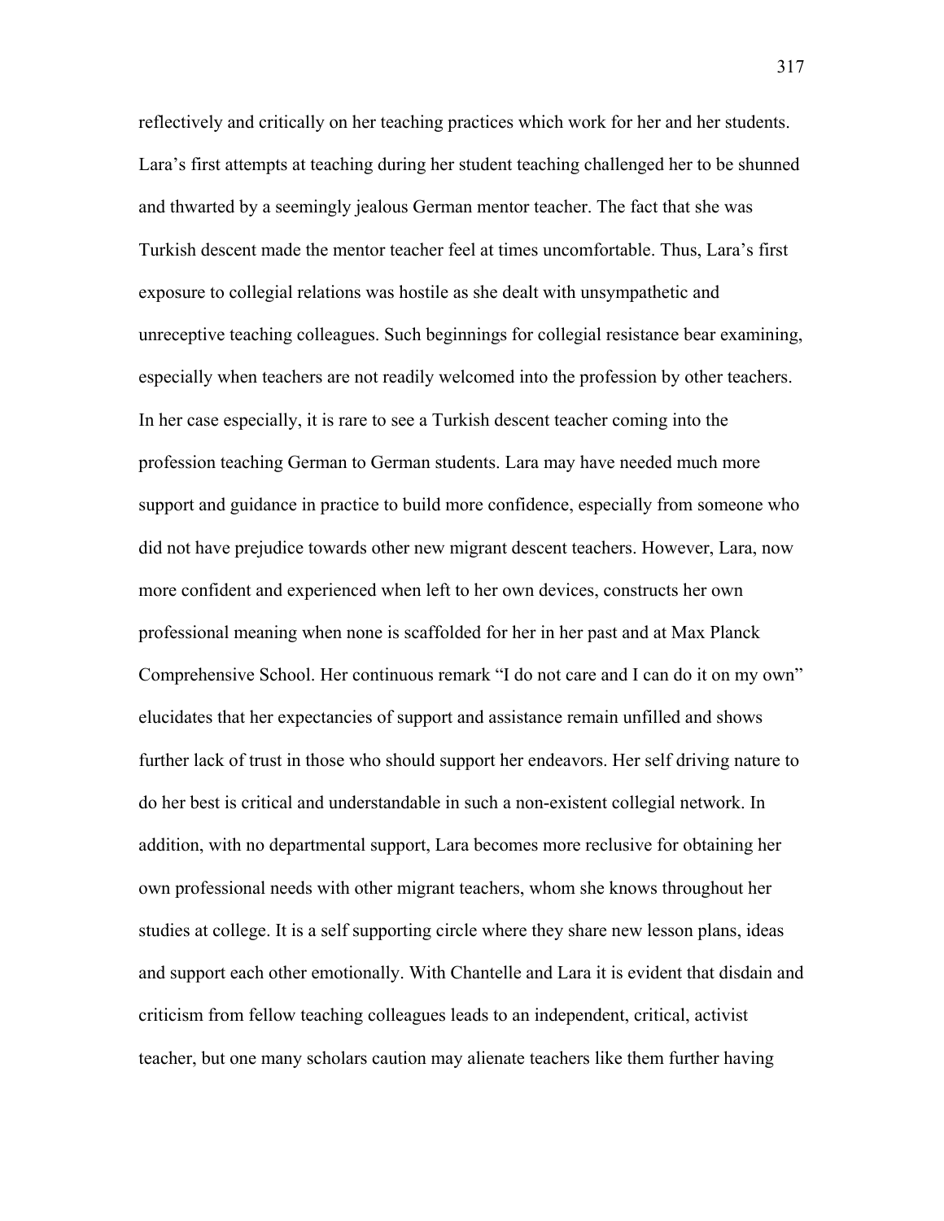reflectively and critically on her teaching practices which work for her and her students. Lara's first attempts at teaching during her student teaching challenged her to be shunned and thwarted by a seemingly jealous German mentor teacher. The fact that she was Turkish descent made the mentor teacher feel at times uncomfortable. Thus, Lara's first exposure to collegial relations was hostile as she dealt with unsympathetic and unreceptive teaching colleagues. Such beginnings for collegial resistance bear examining, especially when teachers are not readily welcomed into the profession by other teachers. In her case especially, it is rare to see a Turkish descent teacher coming into the profession teaching German to German students. Lara may have needed much more support and guidance in practice to build more confidence, especially from someone who did not have prejudice towards other new migrant descent teachers. However, Lara, now more confident and experienced when left to her own devices, constructs her own professional meaning when none is scaffolded for her in her past and at Max Planck Comprehensive School. Her continuous remark "I do not care and I can do it on my own" elucidates that her expectancies of support and assistance remain unfilled and shows further lack of trust in those who should support her endeavors. Her self driving nature to do her best is critical and understandable in such a non-existent collegial network. In addition, with no departmental support, Lara becomes more reclusive for obtaining her own professional needs with other migrant teachers, whom she knows throughout her studies at college. It is a self supporting circle where they share new lesson plans, ideas and support each other emotionally. With Chantelle and Lara it is evident that disdain and criticism from fellow teaching colleagues leads to an independent, critical, activist teacher, but one many scholars caution may alienate teachers like them further having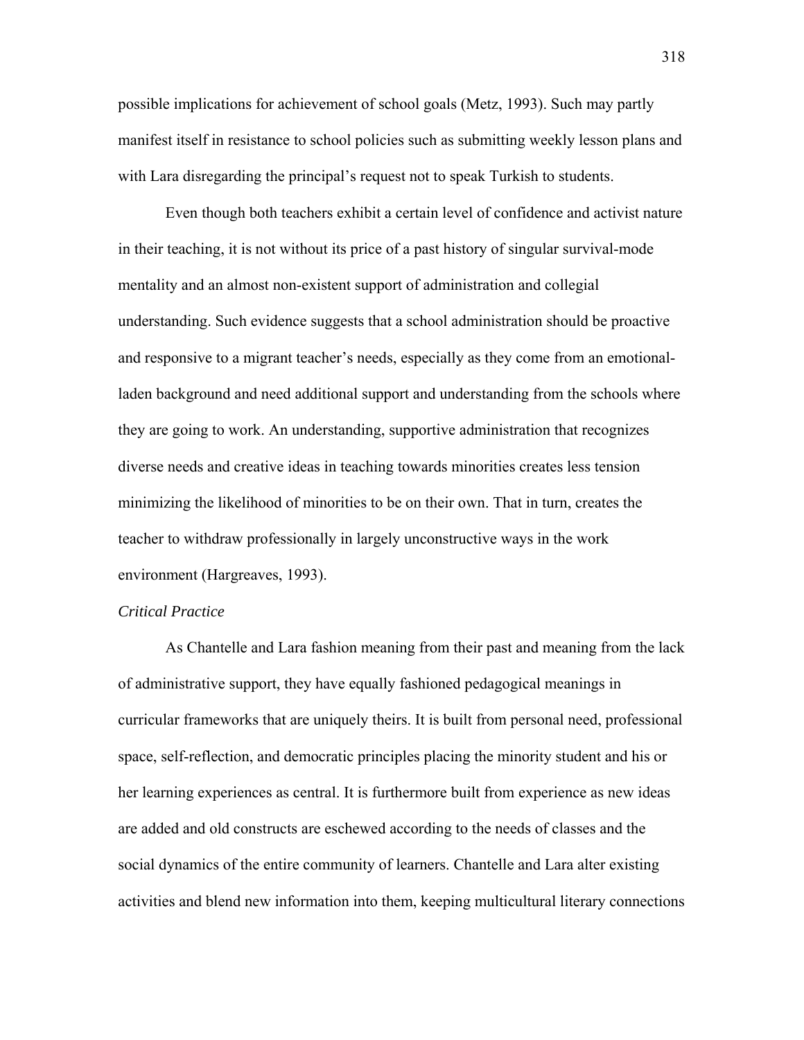possible implications for achievement of school goals (Metz, 1993). Such may partly manifest itself in resistance to school policies such as submitting weekly lesson plans and with Lara disregarding the principal's request not to speak Turkish to students.

Even though both teachers exhibit a certain level of confidence and activist nature in their teaching, it is not without its price of a past history of singular survival-mode mentality and an almost non-existent support of administration and collegial understanding. Such evidence suggests that a school administration should be proactive and responsive to a migrant teacher's needs, especially as they come from an emotional-laden background and need additional support and understanding from the schools where they are going to work. An understanding, supportive administration that recognizes diverse needs and creative ideas in teaching towards minorities creates less tension minimizing the likelihood of minorities to be on their own. That in turn, creates the teacher to withdraw professionally in largely unconstructive ways in the work environment (Hargreaves, 1993).

*Critical Practice*

As Chantelle and Lara fashion meaning from their past and meaning from the lack of administrative support, they have equally fashioned pedagogical meanings in curricular frameworks that are uniquely theirs. It is built from personal need, professional space, self-reflection, and democratic principles placing the minority student and his or her learning experiences as central. It is furthermore built from experience as new ideas are added and old constructs are eschewed according to the needs of classes and the social dynamics of the entire community of learners. Chantelle and Lara alter existing activities and blend new information into them, keeping multicultural literary connections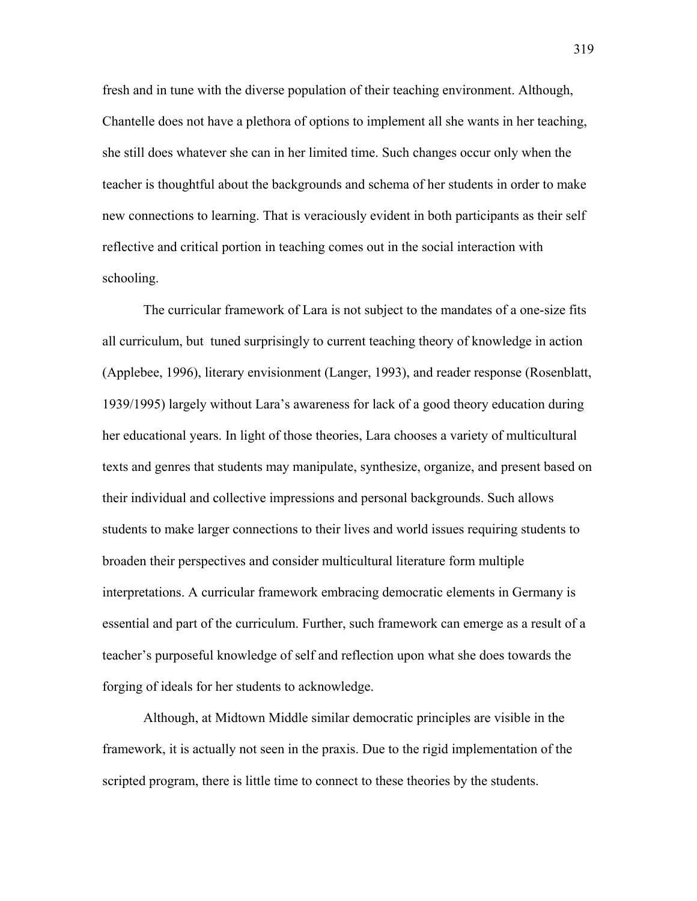fresh and in tune with the diverse population of their teaching environment. Although, Chantelle does not have a plethora of options to implement all she wants in her teaching, she still does whatever she can in her limited time. Such changes occur only when the teacher is thoughtful about the backgrounds and schema of her students in order to make new connections to learning. That is veraciously evident in both participants as their self reflective and critical portion in teaching comes out in the social interaction with schooling.

The curricular framework of Lara is not subject to the mandates of a one-size fits all curriculum, but  tuned surprisingly to current teaching theory of knowledge in action (Applebee, 1996), literary envisionment (Langer, 1993), and reader response (Rosenblatt, 1939/1995) largely without Lara's awareness for lack of a good theory education during her educational years. In light of those theories, Lara chooses a variety of multicultural texts and genres that students may manipulate, synthesize, organize, and present based on their individual and collective impressions and personal backgrounds. Such allows students to make larger connections to their lives and world issues requiring students to broaden their perspectives and consider multicultural literature form multiple interpretations. A curricular framework embracing democratic elements in Germany is essential and part of the curriculum. Further, such framework can emerge as a result of a teacher's purposeful knowledge of self and reflection upon what she does towards the forging of ideals for her students to acknowledge.

Although, at Midtown Middle similar democratic principles are visible in the framework, it is actually not seen in the praxis. Due to the rigid implementation of the scripted program, there is little time to connect to these theories by the students.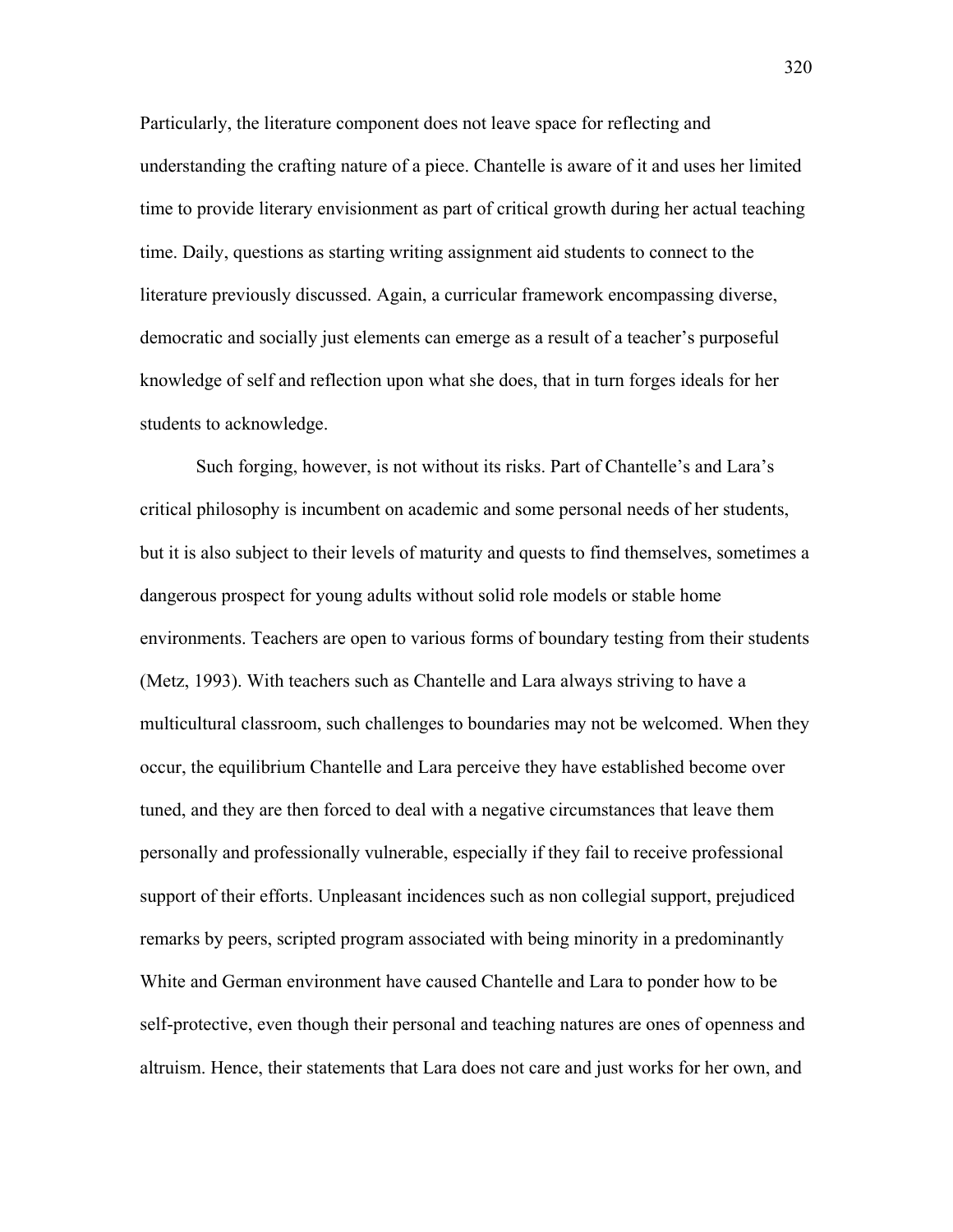Particularly, the literature component does not leave space for reflecting and understanding the crafting nature of a piece. Chantelle is aware of it and uses her limited time to provide literary envisionment as part of critical growth during her actual teaching time. Daily, questions as starting writing assignment aid students to connect to the literature previously discussed. Again, a curricular framework encompassing diverse, democratic and socially just elements can emerge as a result of a teacher's purposeful knowledge of self and reflection upon what she does, that in turn forges ideals for her students to acknowledge.

Such forging, however, is not without its risks. Part of Chantelle's and Lara's critical philosophy is incumbent on academic and some personal needs of her students, but it is also subject to their levels of maturity and quests to find themselves, sometimes a dangerous prospect for young adults without solid role models or stable home environments. Teachers are open to various forms of boundary testing from their students (Metz, 1993). With teachers such as Chantelle and Lara always striving to have a multicultural classroom, such challenges to boundaries may not be welcomed. When they occur, the equilibrium Chantelle and Lara perceive they have established become over tuned, and they are then forced to deal with a negative circumstances that leave them personally and professionally vulnerable, especially if they fail to receive professional support of their efforts. Unpleasant incidences such as non collegial support, prejudiced remarks by peers, scripted program associated with being minority in a predominantly White and German environment have caused Chantelle and Lara to ponder how to be self-protective, even though their personal and teaching natures are ones of openness and altruism. Hence, their statements that Lara does not care and just works for her own, and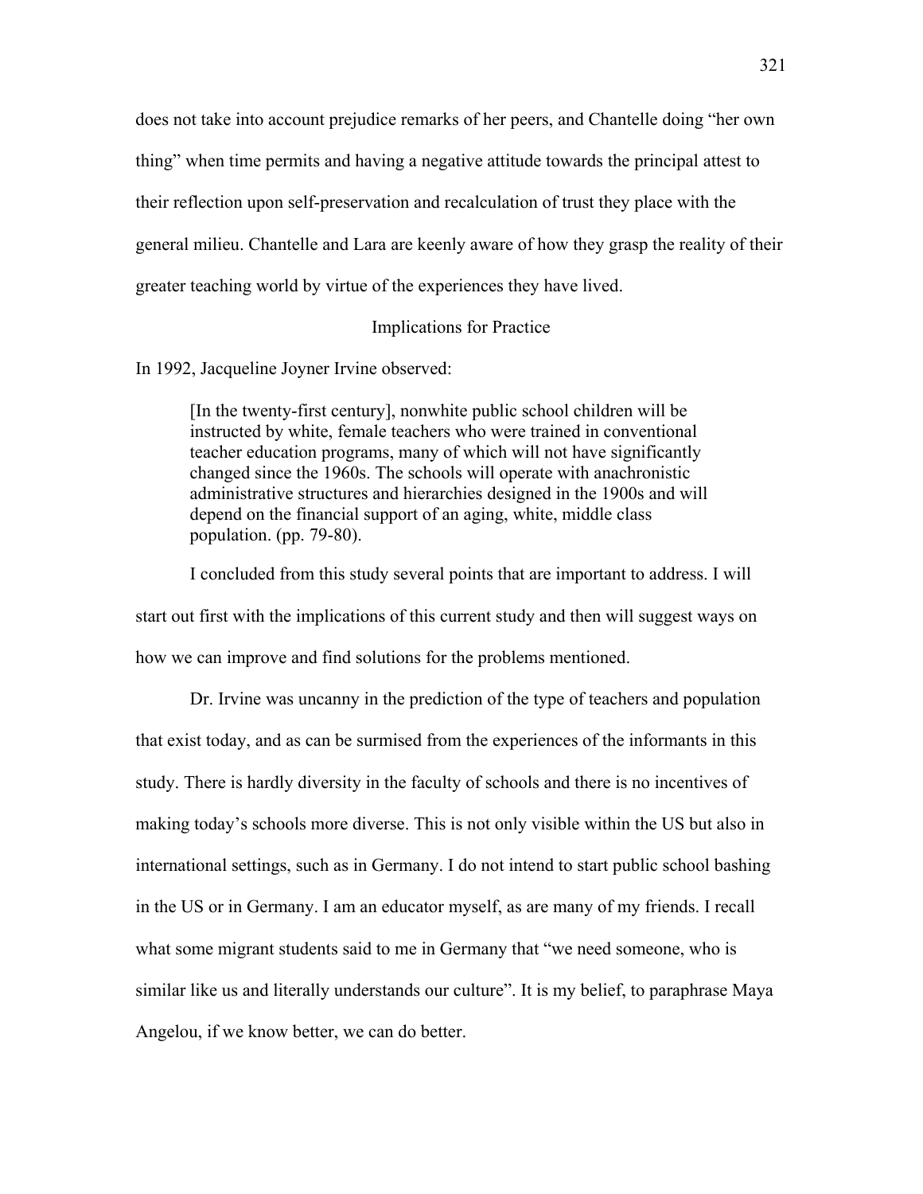does not take into account prejudice remarks of her peers, and Chantelle doing "her own thing" when time permits and having a negative attitude towards the principal attest to their reflection upon self-preservation and recalculation of trust they place with the general milieu. Chantelle and Lara are keenly aware of how they grasp the reality of their greater teaching world by virtue of the experiences they have lived.

## Implications for Practice

In 1992, Jacqueline Joyner Irvine observed:

> [In the twenty-first century], nonwhite public school children will be instructed by white, female teachers who were trained in conventional teacher education programs, many of which will not have significantly changed since the 1960s. The schools will operate with anachronistic administrative structures and hierarchies designed in the 1900s and will depend on the financial support of an aging, white, middle class population. (pp. 79-80).

I concluded from this study several points that are important to address. I will start out first with the implications of this current study and then will suggest ways on how we can improve and find solutions for the problems mentioned.

Dr. Irvine was uncanny in the prediction of the type of teachers and population that exist today, and as can be surmised from the experiences of the informants in this study. There is hardly diversity in the faculty of schools and there is no incentives of making today's schools more diverse. This is not only visible within the US but also in international settings, such as in Germany. I do not intend to start public school bashing in the US or in Germany. I am an educator myself, as are many of my friends. I recall what some migrant students said to me in Germany that "we need someone, who is similar like us and literally understands our culture". It is my belief, to paraphrase Maya Angelou, if we know better, we can do better.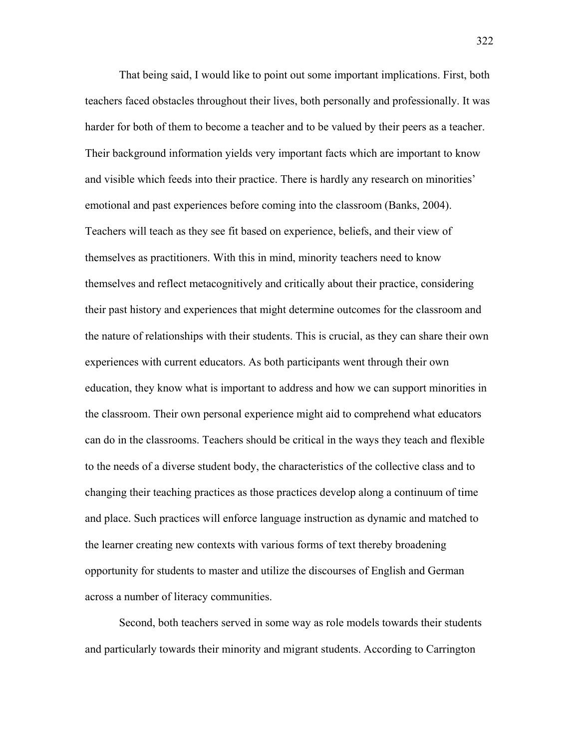That being said, I would like to point out some important implications. First, both teachers faced obstacles throughout their lives, both personally and professionally. It was harder for both of them to become a teacher and to be valued by their peers as a teacher. Their background information yields very important facts which are important to know and visible which feeds into their practice. There is hardly any research on minorities' emotional and past experiences before coming into the classroom (Banks, 2004). Teachers will teach as they see fit based on experience, beliefs, and their view of themselves as practitioners. With this in mind, minority teachers need to know themselves and reflect metacognitively and critically about their practice, considering their past history and experiences that might determine outcomes for the classroom and the nature of relationships with their students. This is crucial, as they can share their own experiences with current educators. As both participants went through their own education, they know what is important to address and how we can support minorities in the classroom. Their own personal experience might aid to comprehend what educators can do in the classrooms. Teachers should be critical in the ways they teach and flexible to the needs of a diverse student body, the characteristics of the collective class and to changing their teaching practices as those practices develop along a continuum of time and place. Such practices will enforce language instruction as dynamic and matched to the learner creating new contexts with various forms of text thereby broadening opportunity for students to master and utilize the discourses of English and German across a number of literacy communities.

Second, both teachers served in some way as role models towards their students and particularly towards their minority and migrant students. According to Carrington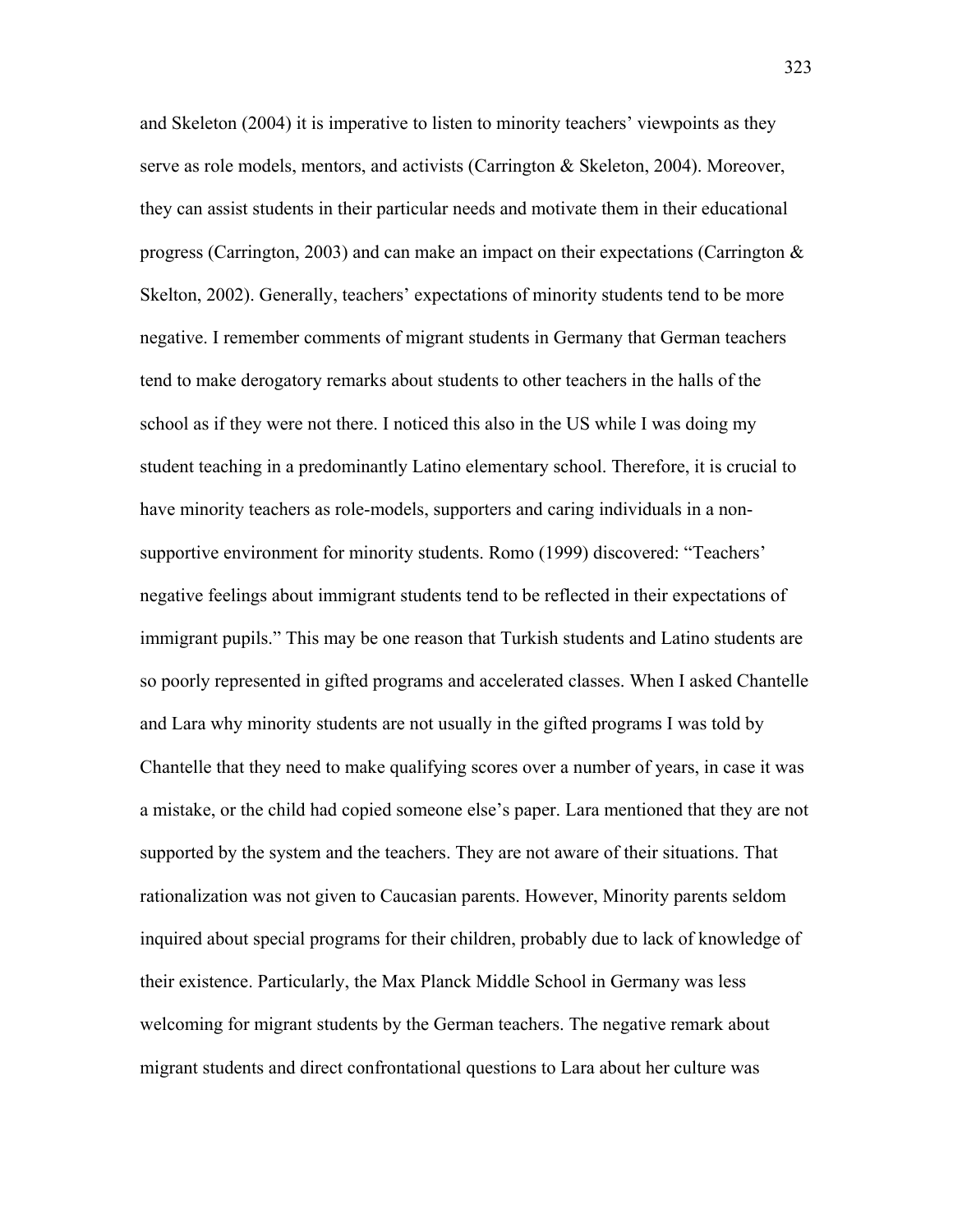and Skeleton (2004) it is imperative to listen to minority teachers' viewpoints as they serve as role models, mentors, and activists (Carrington & Skeleton, 2004). Moreover, they can assist students in their particular needs and motivate them in their educational progress (Carrington, 2003) and can make an impact on their expectations (Carrington & Skelton, 2002). Generally, teachers' expectations of minority students tend to be more negative. I remember comments of migrant students in Germany that German teachers tend to make derogatory remarks about students to other teachers in the halls of the school as if they were not there. I noticed this also in the US while I was doing my student teaching in a predominantly Latino elementary school. Therefore, it is crucial to have minority teachers as role-models, supporters and caring individuals in a non-supportive environment for minority students. Romo (1999) discovered: "Teachers' negative feelings about immigrant students tend to be reflected in their expectations of immigrant pupils." This may be one reason that Turkish students and Latino students are so poorly represented in gifted programs and accelerated classes. When I asked Chantelle and Lara why minority students are not usually in the gifted programs I was told by Chantelle that they need to make qualifying scores over a number of years, in case it was a mistake, or the child had copied someone else's paper. Lara mentioned that they are not supported by the system and the teachers. They are not aware of their situations. That rationalization was not given to Caucasian parents. However, Minority parents seldom inquired about special programs for their children, probably due to lack of knowledge of their existence. Particularly, the Max Planck Middle School in Germany was less welcoming for migrant students by the German teachers. The negative remark about migrant students and direct confrontational questions to Lara about her culture was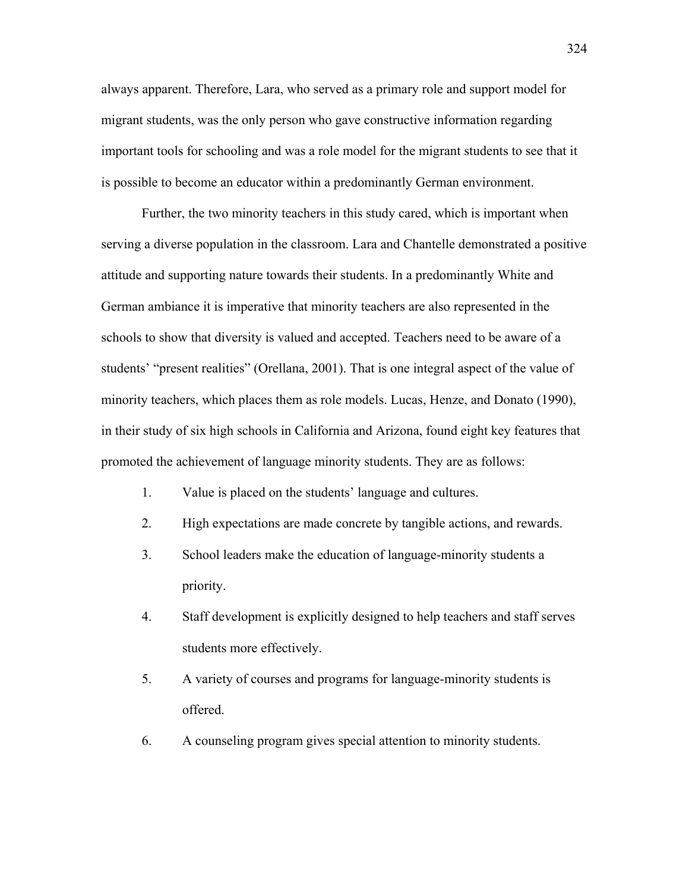always apparent. Therefore, Lara, who served as a primary role and support model for migrant students, was the only person who gave constructive information regarding important tools for schooling and was a role model for the migrant students to see that it is possible to become an educator within a predominantly German environment.

Further, the two minority teachers in this study cared, which is important when serving a diverse population in the classroom. Lara and Chantelle demonstrated a positive attitude and supporting nature towards their students. In a predominantly White and German ambiance it is imperative that minority teachers are also represented in the schools to show that diversity is valued and accepted. Teachers need to be aware of a students' "present realities" (Orellana, 2001). That is one integral aspect of the value of minority teachers, which places them as role models. Lucas, Henze, and Donato (1990), in their study of six high schools in California and Arizona, found eight key features that promoted the achievement of language minority students. They are as follows:

1. Value is placed on the students' language and cultures.
2. High expectations are made concrete by tangible actions, and rewards.
3. School leaders make the education of language-minority students a priority.
4. Staff development is explicitly designed to help teachers and staff serves students more effectively.
5. A variety of courses and programs for language-minority students is offered.
6. A counseling program gives special attention to minority students.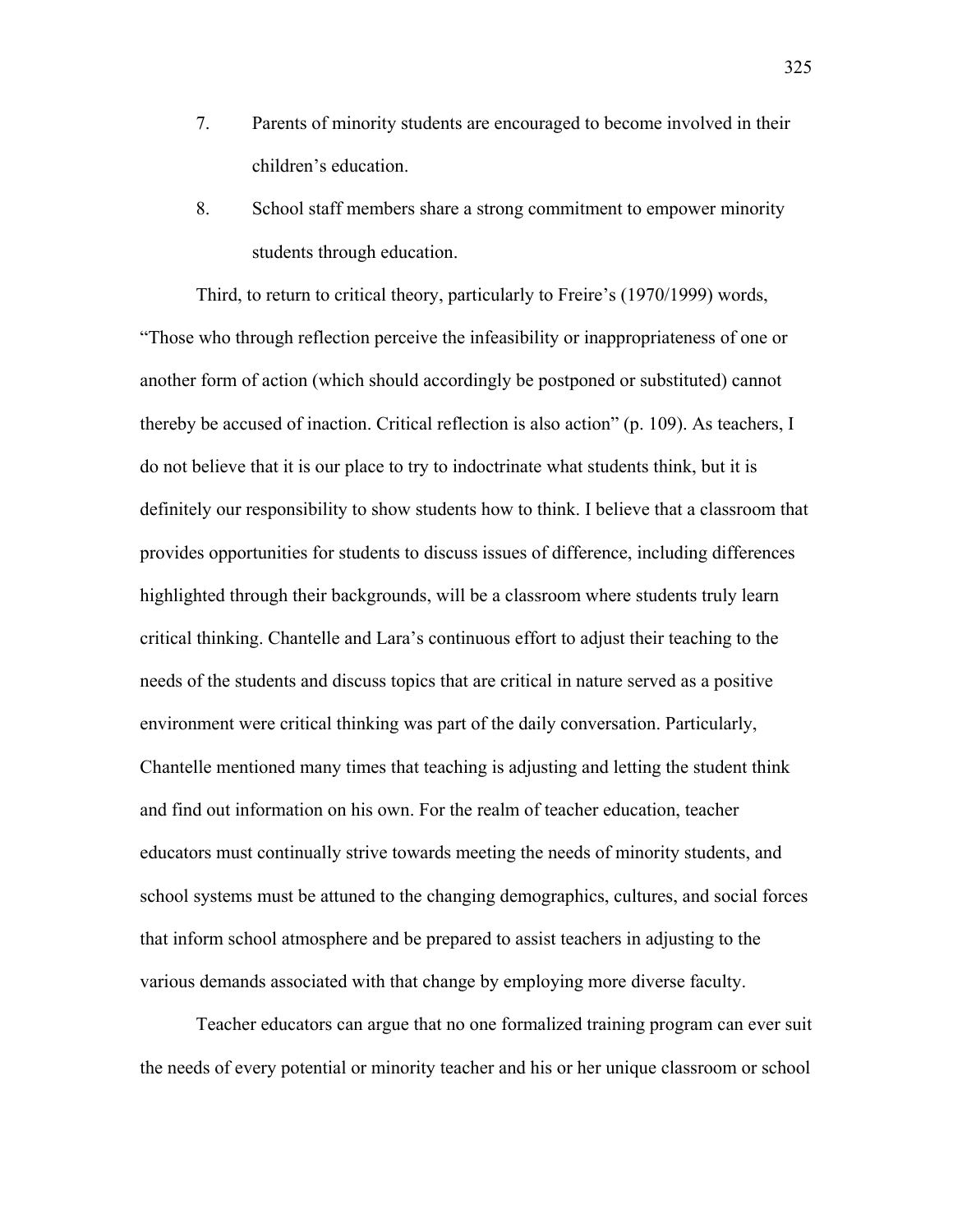7. Parents of minority students are encouraged to become involved in their children's education.

8. School staff members share a strong commitment to empower minority students through education.

Third, to return to critical theory, particularly to Freire's (1970/1999) words, "Those who through reflection perceive the infeasibility or inappropriateness of one or another form of action (which should accordingly be postponed or substituted) cannot thereby be accused of inaction. Critical reflection is also action" (p. 109). As teachers, I do not believe that it is our place to try to indoctrinate what students think, but it is definitely our responsibility to show students how to think. I believe that a classroom that provides opportunities for students to discuss issues of difference, including differences highlighted through their backgrounds, will be a classroom where students truly learn critical thinking. Chantelle and Lara's continuous effort to adjust their teaching to the needs of the students and discuss topics that are critical in nature served as a positive environment were critical thinking was part of the daily conversation. Particularly, Chantelle mentioned many times that teaching is adjusting and letting the student think and find out information on his own. For the realm of teacher education, teacher educators must continually strive towards meeting the needs of minority students, and school systems must be attuned to the changing demographics, cultures, and social forces that inform school atmosphere and be prepared to assist teachers in adjusting to the various demands associated with that change by employing more diverse faculty.

Teacher educators can argue that no one formalized training program can ever suit the needs of every potential or minority teacher and his or her unique classroom or school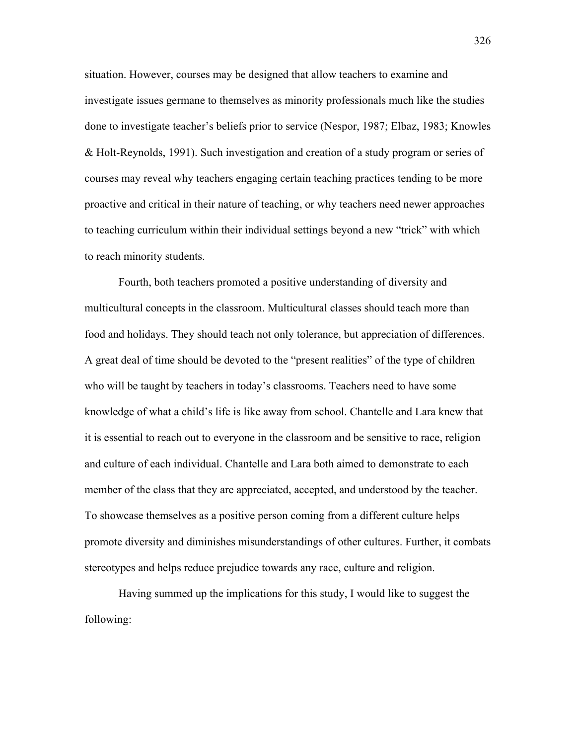situation. However, courses may be designed that allow teachers to examine and investigate issues germane to themselves as minority professionals much like the studies done to investigate teacher's beliefs prior to service (Nespor, 1987; Elbaz, 1983; Knowles & Holt-Reynolds, 1991). Such investigation and creation of a study program or series of courses may reveal why teachers engaging certain teaching practices tending to be more proactive and critical in their nature of teaching, or why teachers need newer approaches to teaching curriculum within their individual settings beyond a new "trick" with which to reach minority students.

Fourth, both teachers promoted a positive understanding of diversity and multicultural concepts in the classroom. Multicultural classes should teach more than food and holidays. They should teach not only tolerance, but appreciation of differences. A great deal of time should be devoted to the "present realities" of the type of children who will be taught by teachers in today's classrooms. Teachers need to have some knowledge of what a child's life is like away from school. Chantelle and Lara knew that it is essential to reach out to everyone in the classroom and be sensitive to race, religion and culture of each individual. Chantelle and Lara both aimed to demonstrate to each member of the class that they are appreciated, accepted, and understood by the teacher. To showcase themselves as a positive person coming from a different culture helps promote diversity and diminishes misunderstandings of other cultures. Further, it combats stereotypes and helps reduce prejudice towards any race, culture and religion.

Having summed up the implications for this study, I would like to suggest the following: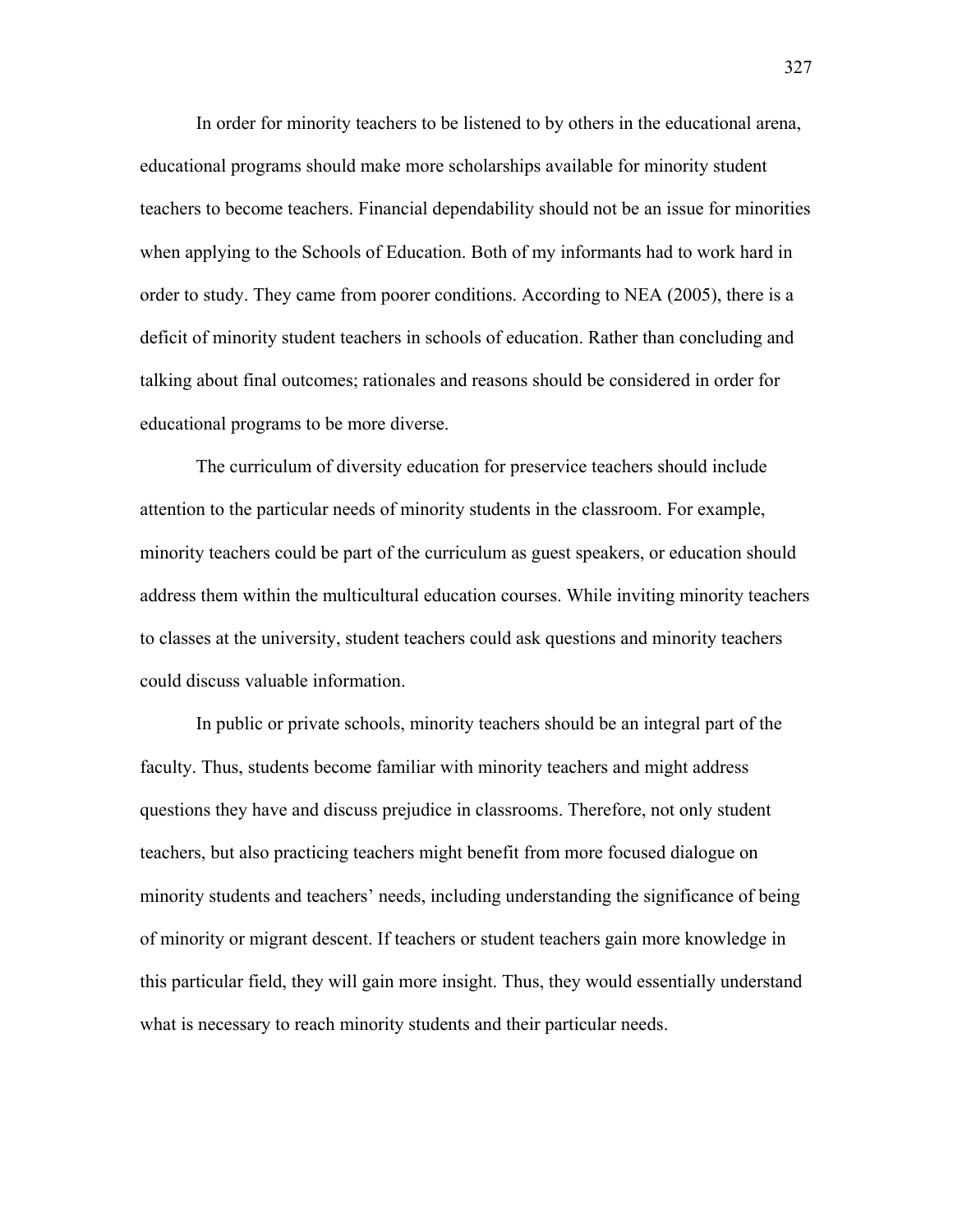In order for minority teachers to be listened to by others in the educational arena, educational programs should make more scholarships available for minority student teachers to become teachers. Financial dependability should not be an issue for minorities when applying to the Schools of Education. Both of my informants had to work hard in order to study. They came from poorer conditions. According to NEA (2005), there is a deficit of minority student teachers in schools of education. Rather than concluding and talking about final outcomes; rationales and reasons should be considered in order for educational programs to be more diverse.

The curriculum of diversity education for preservice teachers should include attention to the particular needs of minority students in the classroom. For example, minority teachers could be part of the curriculum as guest speakers, or education should address them within the multicultural education courses. While inviting minority teachers to classes at the university, student teachers could ask questions and minority teachers could discuss valuable information.

In public or private schools, minority teachers should be an integral part of the faculty. Thus, students become familiar with minority teachers and might address questions they have and discuss prejudice in classrooms. Therefore, not only student teachers, but also practicing teachers might benefit from more focused dialogue on minority students and teachers' needs, including understanding the significance of being of minority or migrant descent. If teachers or student teachers gain more knowledge in this particular field, they will gain more insight. Thus, they would essentially understand what is necessary to reach minority students and their particular needs.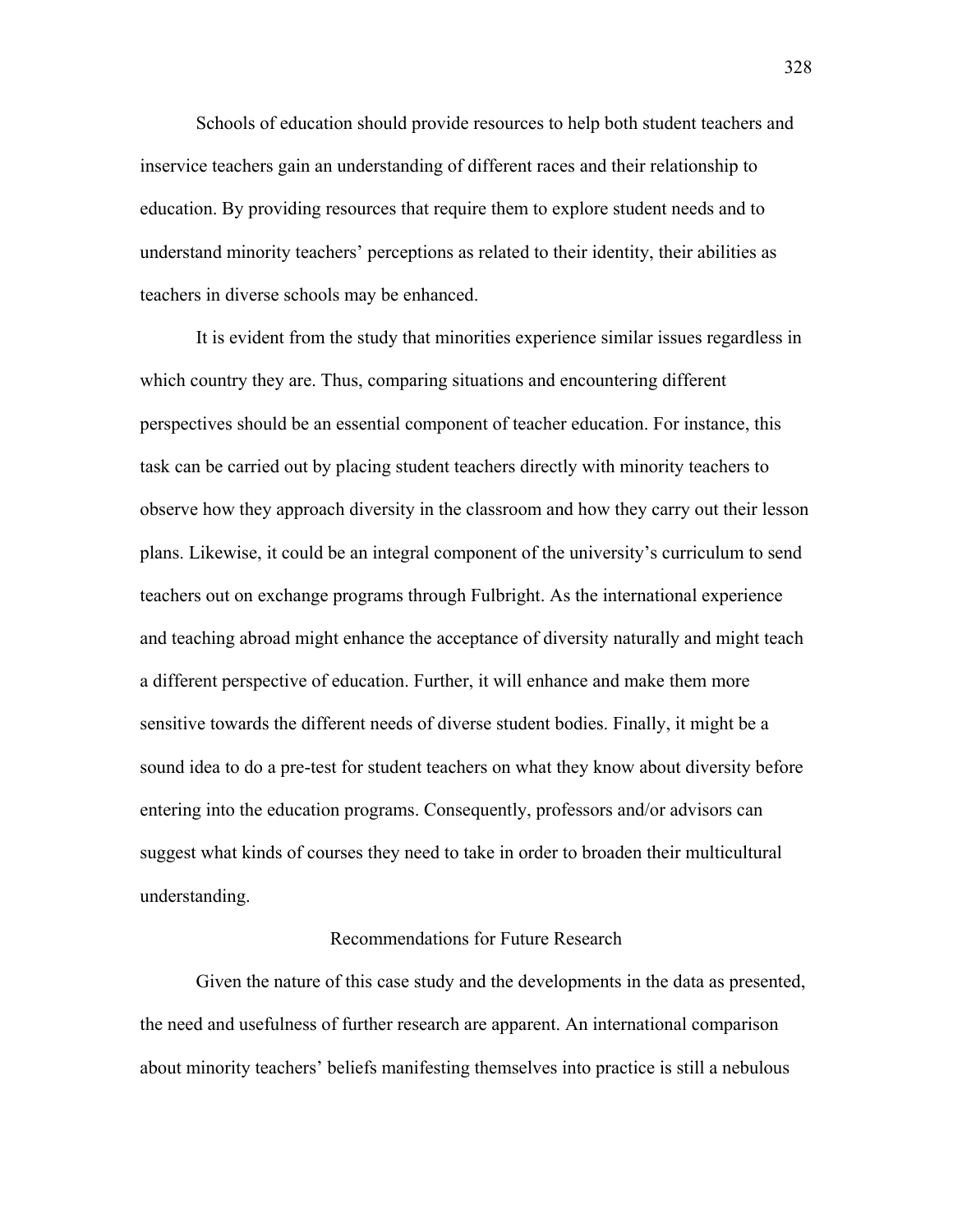Schools of education should provide resources to help both student teachers and inservice teachers gain an understanding of different races and their relationship to education. By providing resources that require them to explore student needs and to understand minority teachers' perceptions as related to their identity, their abilities as teachers in diverse schools may be enhanced.

It is evident from the study that minorities experience similar issues regardless in which country they are. Thus, comparing situations and encountering different perspectives should be an essential component of teacher education. For instance, this task can be carried out by placing student teachers directly with minority teachers to observe how they approach diversity in the classroom and how they carry out their lesson plans. Likewise, it could be an integral component of the university's curriculum to send teachers out on exchange programs through Fulbright. As the international experience and teaching abroad might enhance the acceptance of diversity naturally and might teach a different perspective of education. Further, it will enhance and make them more sensitive towards the different needs of diverse student bodies. Finally, it might be a sound idea to do a pre-test for student teachers on what they know about diversity before entering into the education programs. Consequently, professors and/or advisors can suggest what kinds of courses they need to take in order to broaden their multicultural understanding.

## Recommendations for Future Research

Given the nature of this case study and the developments in the data as presented, the need and usefulness of further research are apparent. An international comparison about minority teachers' beliefs manifesting themselves into practice is still a nebulous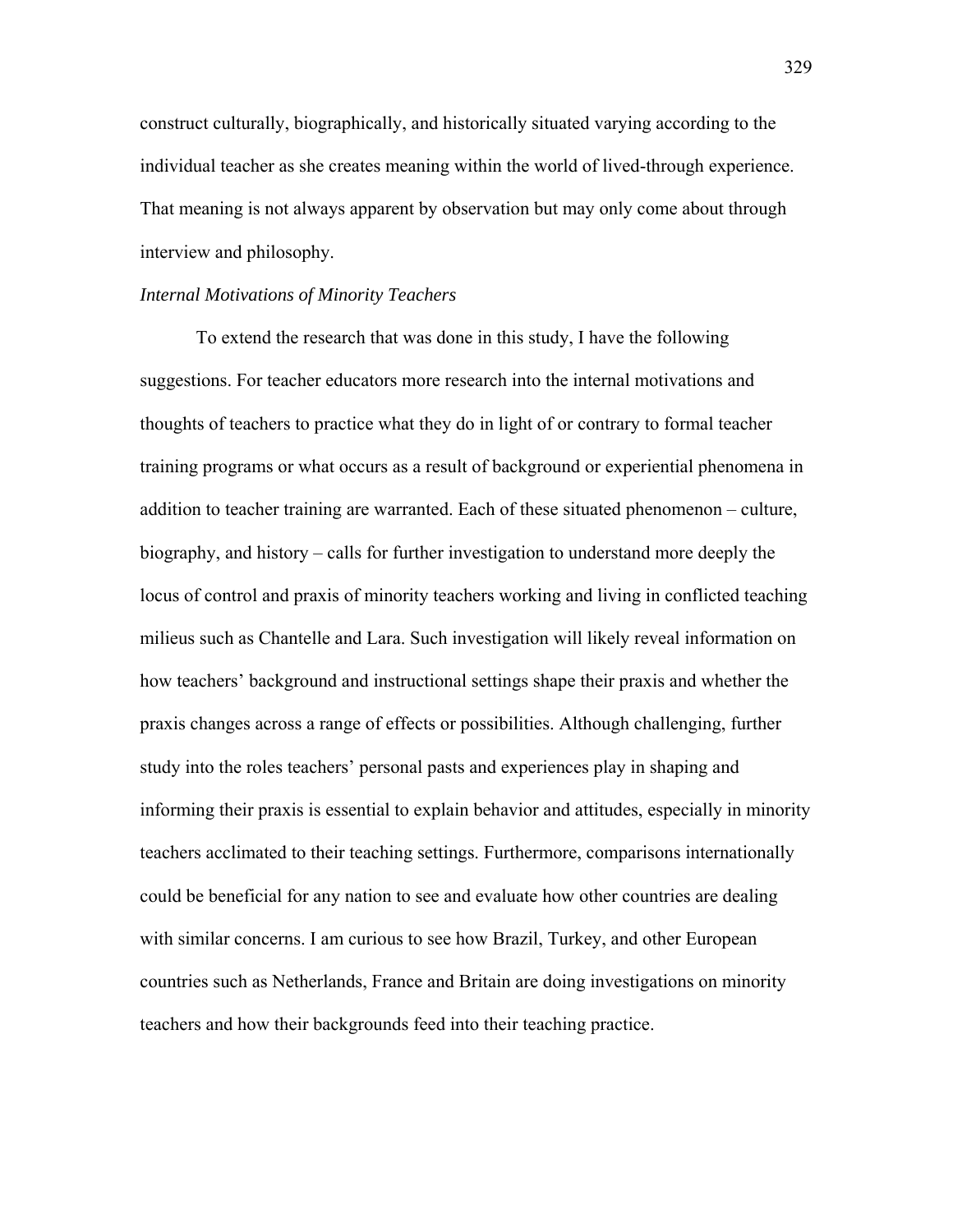construct culturally, biographically, and historically situated varying according to the individual teacher as she creates meaning within the world of lived-through experience. That meaning is not always apparent by observation but may only come about through interview and philosophy.

### *Internal Motivations of Minority Teachers*

To extend the research that was done in this study, I have the following suggestions. For teacher educators more research into the internal motivations and thoughts of teachers to practice what they do in light of or contrary to formal teacher training programs or what occurs as a result of background or experiential phenomena in addition to teacher training are warranted. Each of these situated phenomenon – culture, biography, and history – calls for further investigation to understand more deeply the locus of control and praxis of minority teachers working and living in conflicted teaching milieus such as Chantelle and Lara. Such investigation will likely reveal information on how teachers' background and instructional settings shape their praxis and whether the praxis changes across a range of effects or possibilities. Although challenging, further study into the roles teachers' personal pasts and experiences play in shaping and informing their praxis is essential to explain behavior and attitudes, especially in minority teachers acclimated to their teaching settings. Furthermore, comparisons internationally could be beneficial for any nation to see and evaluate how other countries are dealing with similar concerns. I am curious to see how Brazil, Turkey, and other European countries such as Netherlands, France and Britain are doing investigations on minority teachers and how their backgrounds feed into their teaching practice.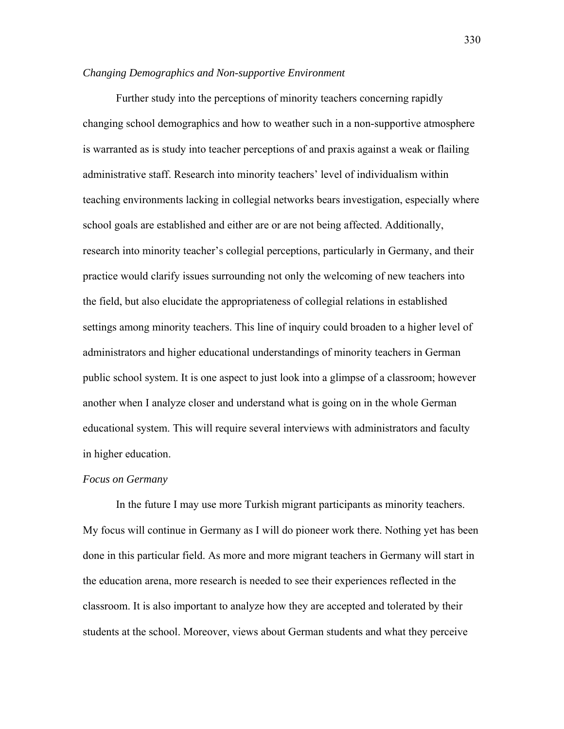*Changing Demographics and Non-supportive Environment*

Further study into the perceptions of minority teachers concerning rapidly changing school demographics and how to weather such in a non-supportive atmosphere is warranted as is study into teacher perceptions of and praxis against a weak or flailing administrative staff. Research into minority teachers' level of individualism within teaching environments lacking in collegial networks bears investigation, especially where school goals are established and either are or are not being affected. Additionally, research into minority teacher's collegial perceptions, particularly in Germany, and their practice would clarify issues surrounding not only the welcoming of new teachers into the field, but also elucidate the appropriateness of collegial relations in established settings among minority teachers. This line of inquiry could broaden to a higher level of administrators and higher educational understandings of minority teachers in German public school system. It is one aspect to just look into a glimpse of a classroom; however another when I analyze closer and understand what is going on in the whole German educational system. This will require several interviews with administrators and faculty in higher education.

*Focus on Germany*

In the future I may use more Turkish migrant participants as minority teachers. My focus will continue in Germany as I will do pioneer work there. Nothing yet has been done in this particular field. As more and more migrant teachers in Germany will start in the education arena, more research is needed to see their experiences reflected in the classroom. It is also important to analyze how they are accepted and tolerated by their students at the school. Moreover, views about German students and what they perceive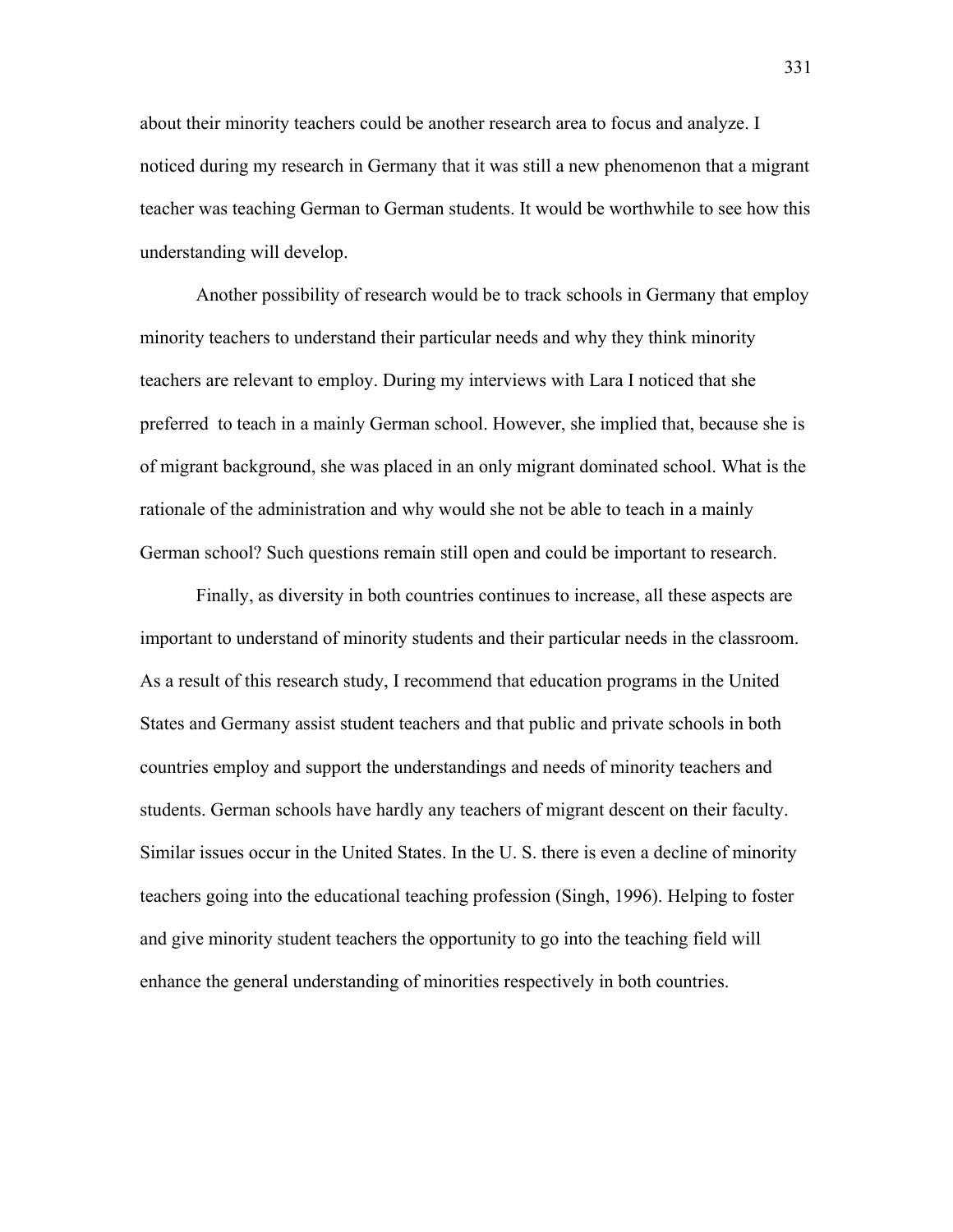about their minority teachers could be another research area to focus and analyze. I noticed during my research in Germany that it was still a new phenomenon that a migrant teacher was teaching German to German students. It would be worthwhile to see how this understanding will develop.

Another possibility of research would be to track schools in Germany that employ minority teachers to understand their particular needs and why they think minority teachers are relevant to employ. During my interviews with Lara I noticed that she preferred to teach in a mainly German school. However, she implied that, because she is of migrant background, she was placed in an only migrant dominated school. What is the rationale of the administration and why would she not be able to teach in a mainly German school? Such questions remain still open and could be important to research.

Finally, as diversity in both countries continues to increase, all these aspects are important to understand of minority students and their particular needs in the classroom. As a result of this research study, I recommend that education programs in the United States and Germany assist student teachers and that public and private schools in both countries employ and support the understandings and needs of minority teachers and students. German schools have hardly any teachers of migrant descent on their faculty. Similar issues occur in the United States. In the U. S. there is even a decline of minority teachers going into the educational teaching profession (Singh, 1996). Helping to foster and give minority student teachers the opportunity to go into the teaching field will enhance the general understanding of minorities respectively in both countries.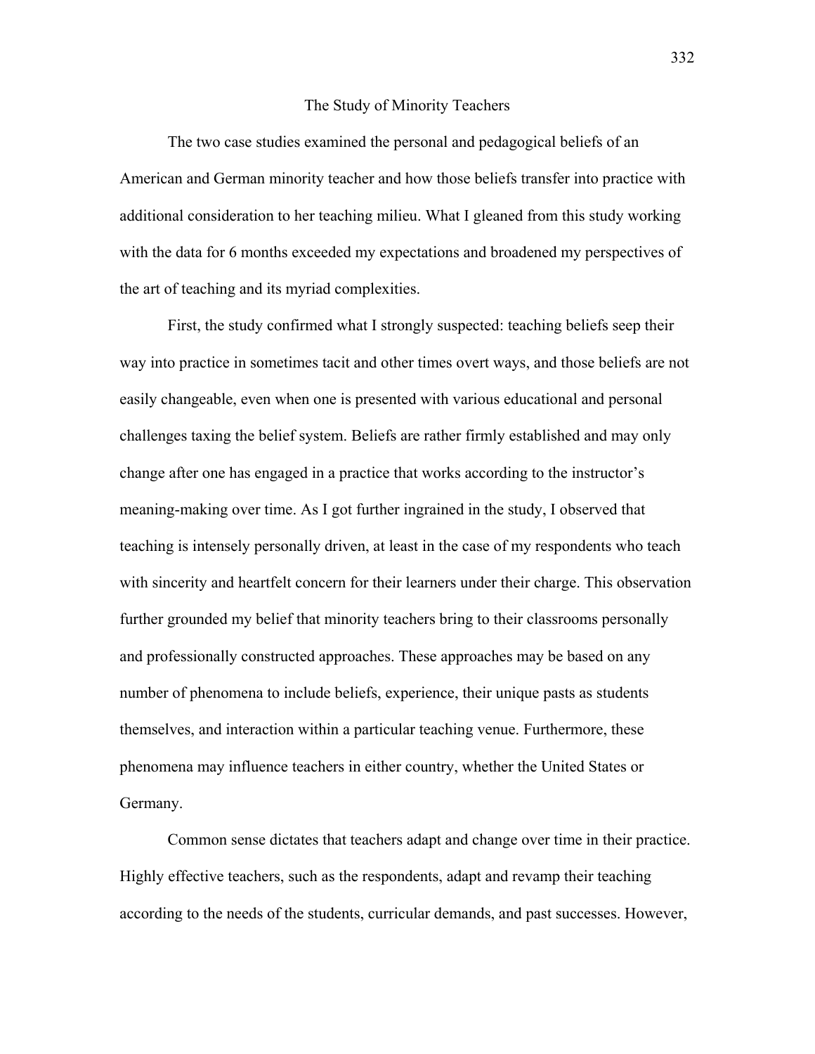## The Study of Minority Teachers

The two case studies examined the personal and pedagogical beliefs of an American and German minority teacher and how those beliefs transfer into practice with additional consideration to her teaching milieu. What I gleaned from this study working with the data for 6 months exceeded my expectations and broadened my perspectives of the art of teaching and its myriad complexities.

First, the study confirmed what I strongly suspected: teaching beliefs seep their way into practice in sometimes tacit and other times overt ways, and those beliefs are not easily changeable, even when one is presented with various educational and personal challenges taxing the belief system. Beliefs are rather firmly established and may only change after one has engaged in a practice that works according to the instructor's meaning-making over time. As I got further ingrained in the study, I observed that teaching is intensely personally driven, at least in the case of my respondents who teach with sincerity and heartfelt concern for their learners under their charge. This observation further grounded my belief that minority teachers bring to their classrooms personally and professionally constructed approaches. These approaches may be based on any number of phenomena to include beliefs, experience, their unique pasts as students themselves, and interaction within a particular teaching venue. Furthermore, these phenomena may influence teachers in either country, whether the United States or Germany.

Common sense dictates that teachers adapt and change over time in their practice. Highly effective teachers, such as the respondents, adapt and revamp their teaching according to the needs of the students, curricular demands, and past successes. However,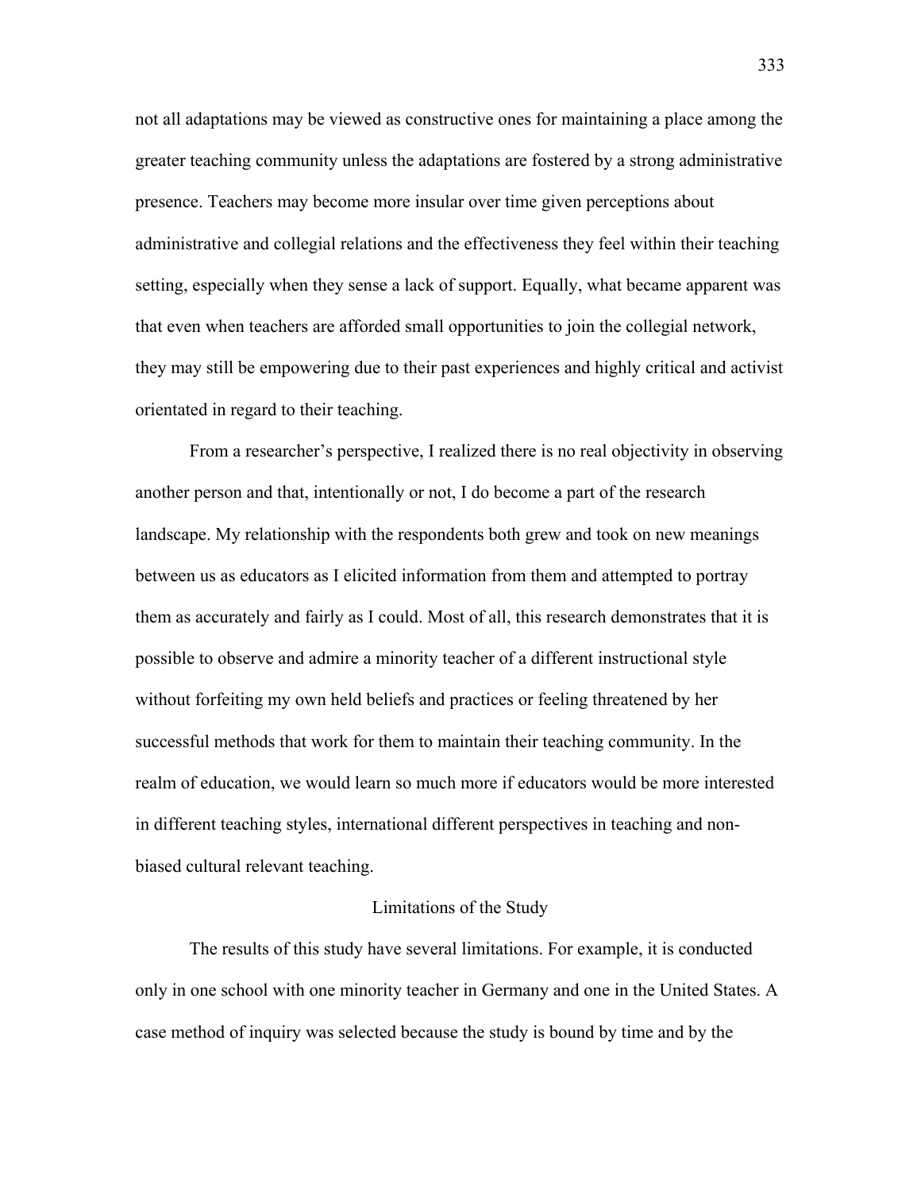not all adaptations may be viewed as constructive ones for maintaining a place among the greater teaching community unless the adaptations are fostered by a strong administrative presence. Teachers may become more insular over time given perceptions about administrative and collegial relations and the effectiveness they feel within their teaching setting, especially when they sense a lack of support. Equally, what became apparent was that even when teachers are afforded small opportunities to join the collegial network, they may still be empowering due to their past experiences and highly critical and activist orientated in regard to their teaching.

From a researcher's perspective, I realized there is no real objectivity in observing another person and that, intentionally or not, I do become a part of the research landscape. My relationship with the respondents both grew and took on new meanings between us as educators as I elicited information from them and attempted to portray them as accurately and fairly as I could. Most of all, this research demonstrates that it is possible to observe and admire a minority teacher of a different instructional style without forfeiting my own held beliefs and practices or feeling threatened by her successful methods that work for them to maintain their teaching community. In the realm of education, we would learn so much more if educators would be more interested in different teaching styles, international different perspectives in teaching and non-biased cultural relevant teaching.

## Limitations of the Study

The results of this study have several limitations. For example, it is conducted only in one school with one minority teacher in Germany and one in the United States. A case method of inquiry was selected because the study is bound by time and by the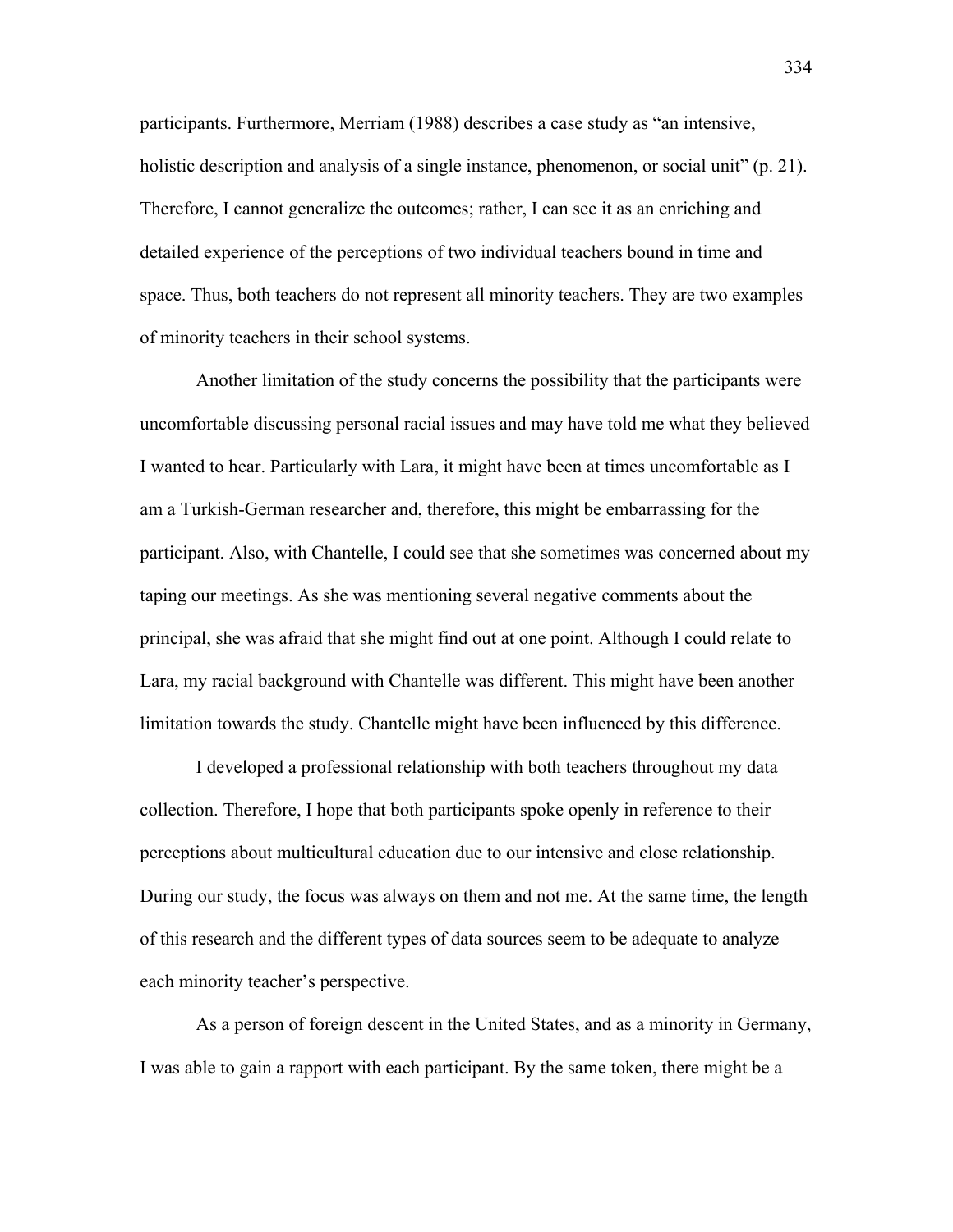participants. Furthermore, Merriam (1988) describes a case study as "an intensive, holistic description and analysis of a single instance, phenomenon, or social unit" (p. 21). Therefore, I cannot generalize the outcomes; rather, I can see it as an enriching and detailed experience of the perceptions of two individual teachers bound in time and space. Thus, both teachers do not represent all minority teachers. They are two examples of minority teachers in their school systems.

Another limitation of the study concerns the possibility that the participants were uncomfortable discussing personal racial issues and may have told me what they believed I wanted to hear. Particularly with Lara, it might have been at times uncomfortable as I am a Turkish-German researcher and, therefore, this might be embarrassing for the participant. Also, with Chantelle, I could see that she sometimes was concerned about my taping our meetings. As she was mentioning several negative comments about the principal, she was afraid that she might find out at one point. Although I could relate to Lara, my racial background with Chantelle was different. This might have been another limitation towards the study. Chantelle might have been influenced by this difference.

I developed a professional relationship with both teachers throughout my data collection. Therefore, I hope that both participants spoke openly in reference to their perceptions about multicultural education due to our intensive and close relationship. During our study, the focus was always on them and not me. At the same time, the length of this research and the different types of data sources seem to be adequate to analyze each minority teacher's perspective.

As a person of foreign descent in the United States, and as a minority in Germany, I was able to gain a rapport with each participant. By the same token, there might be a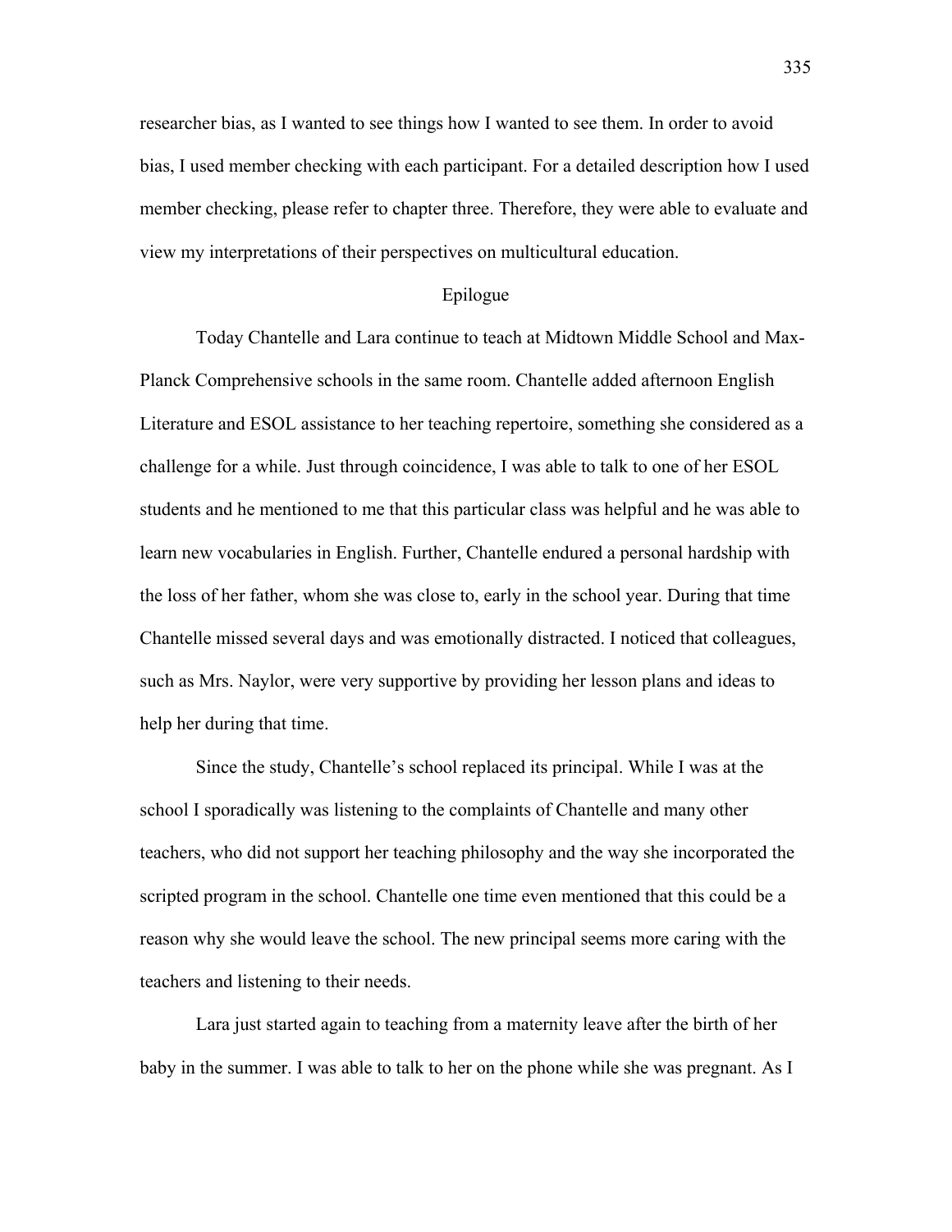researcher bias, as I wanted to see things how I wanted to see them. In order to avoid bias, I used member checking with each participant. For a detailed description how I used member checking, please refer to chapter three. Therefore, they were able to evaluate and view my interpretations of their perspectives on multicultural education.

## Epilogue

Today Chantelle and Lara continue to teach at Midtown Middle School and Max-Planck Comprehensive schools in the same room. Chantelle added afternoon English Literature and ESOL assistance to her teaching repertoire, something she considered as a challenge for a while. Just through coincidence, I was able to talk to one of her ESOL students and he mentioned to me that this particular class was helpful and he was able to learn new vocabularies in English. Further, Chantelle endured a personal hardship with the loss of her father, whom she was close to, early in the school year. During that time Chantelle missed several days and was emotionally distracted. I noticed that colleagues, such as Mrs. Naylor, were very supportive by providing her lesson plans and ideas to help her during that time.

Since the study, Chantelle's school replaced its principal. While I was at the school I sporadically was listening to the complaints of Chantelle and many other teachers, who did not support her teaching philosophy and the way she incorporated the scripted program in the school. Chantelle one time even mentioned that this could be a reason why she would leave the school. The new principal seems more caring with the teachers and listening to their needs.

Lara just started again to teaching from a maternity leave after the birth of her baby in the summer. I was able to talk to her on the phone while she was pregnant. As I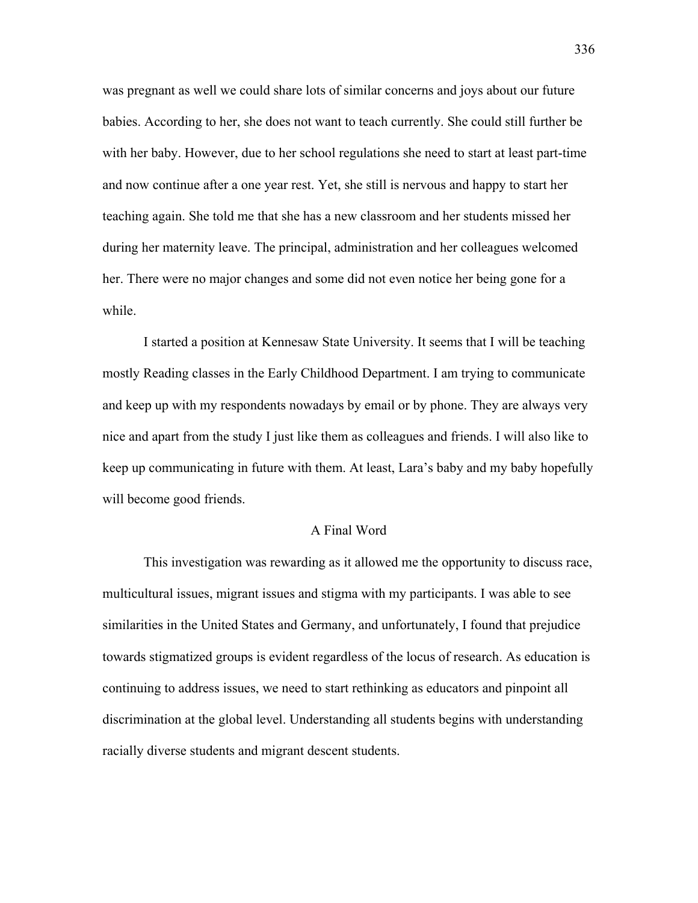was pregnant as well we could share lots of similar concerns and joys about our future babies. According to her, she does not want to teach currently. She could still further be with her baby. However, due to her school regulations she need to start at least part-time and now continue after a one year rest. Yet, she still is nervous and happy to start her teaching again. She told me that she has a new classroom and her students missed her during her maternity leave. The principal, administration and her colleagues welcomed her. There were no major changes and some did not even notice her being gone for a while.

I started a position at Kennesaw State University. It seems that I will be teaching mostly Reading classes in the Early Childhood Department. I am trying to communicate and keep up with my respondents nowadays by email or by phone. They are always very nice and apart from the study I just like them as colleagues and friends. I will also like to keep up communicating in future with them. At least, Lara's baby and my baby hopefully will become good friends.

## A Final Word

This investigation was rewarding as it allowed me the opportunity to discuss race, multicultural issues, migrant issues and stigma with my participants. I was able to see similarities in the United States and Germany, and unfortunately, I found that prejudice towards stigmatized groups is evident regardless of the locus of research. As education is continuing to address issues, we need to start rethinking as educators and pinpoint all discrimination at the global level. Understanding all students begins with understanding racially diverse students and migrant descent students.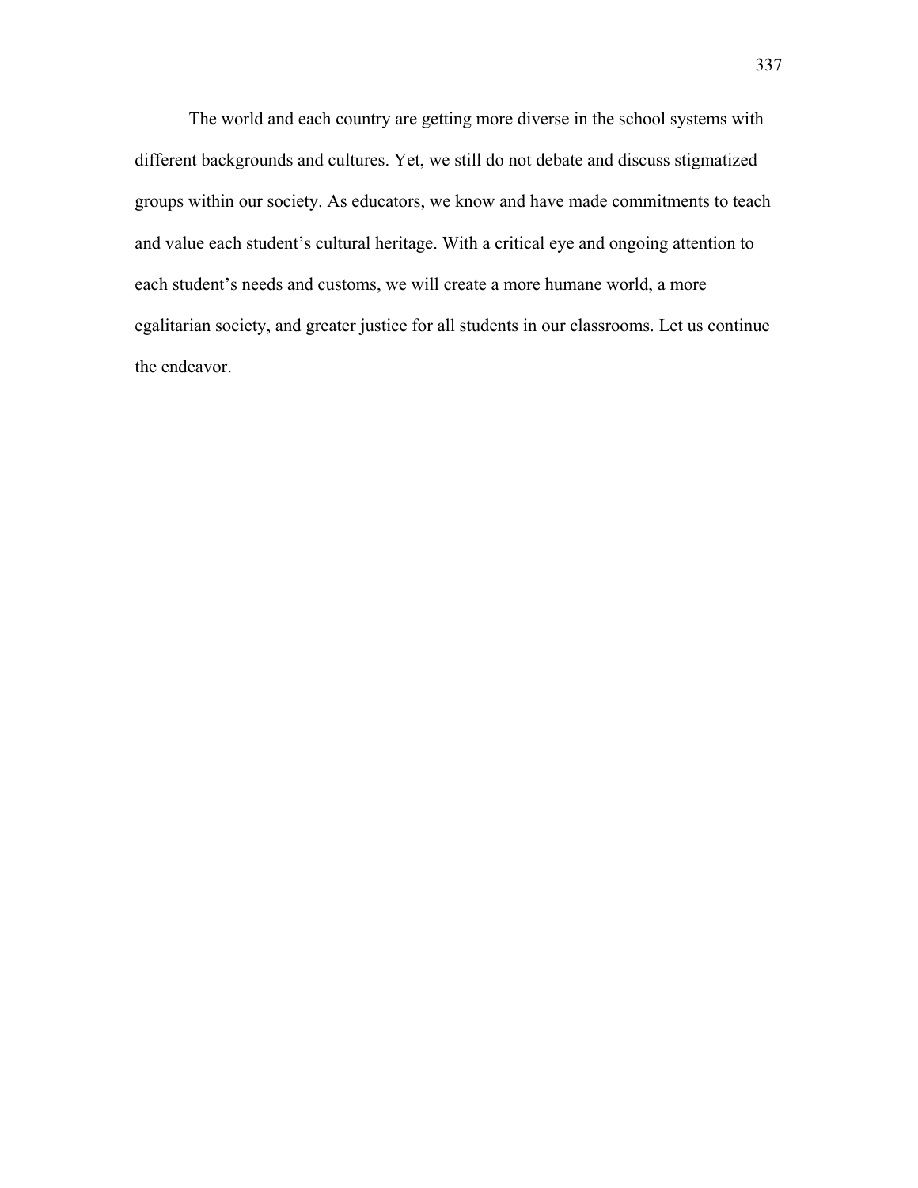The world and each country are getting more diverse in the school systems with different backgrounds and cultures. Yet, we still do not debate and discuss stigmatized groups within our society. As educators, we know and have made commitments to teach and value each student's cultural heritage. With a critical eye and ongoing attention to each student's needs and customs, we will create a more humane world, a more egalitarian society, and greater justice for all students in our classrooms. Let us continue the endeavor.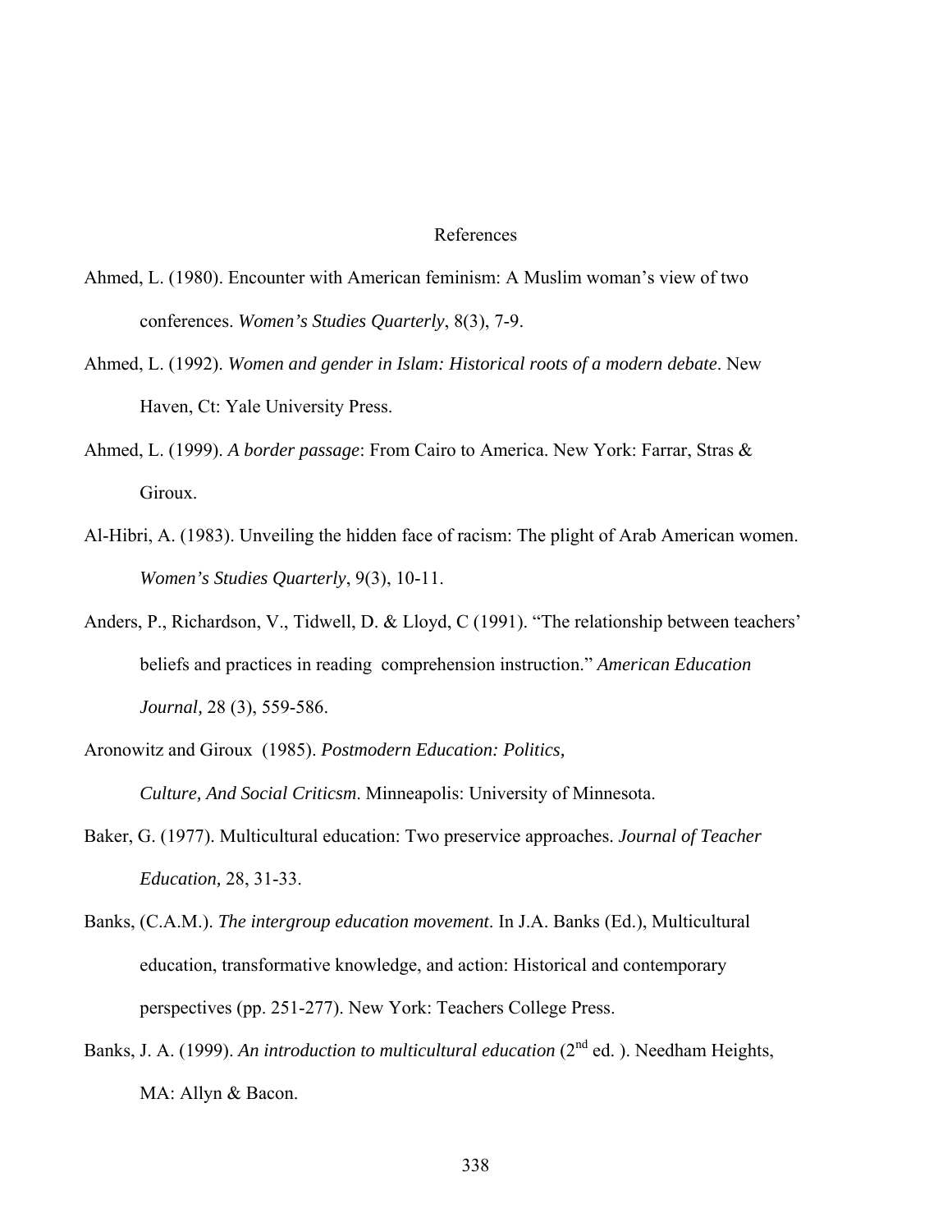# References

Ahmed, L. (1980). Encounter with American feminism: A Muslim woman's view of two conferences. *Women's Studies Quarterly*, 8(3), 7-9.

Ahmed, L. (1992). *Women and gender in Islam: Historical roots of a modern debate*. New Haven, Ct: Yale University Press.

Ahmed, L. (1999). *A border passage*: From Cairo to America. New York: Farrar, Stras & Giroux.

Al-Hibri, A. (1983). Unveiling the hidden face of racism: The plight of Arab American women. *Women's Studies Quarterly*, 9(3), 10-11.

Anders, P., Richardson, V., Tidwell, D. & Lloyd, C (1991). "The relationship between teachers' beliefs and practices in reading comprehension instruction." *American Education Journal,* 28 (3), 559-586.

Aronowitz and Giroux (1985). *Postmodern Education: Politics, Culture, And Social Criticsm*. Minneapolis: University of Minnesota.

Baker, G. (1977). Multicultural education: Two preservice approaches. *Journal of Teacher Education,* 28, 31-33.

Banks, (C.A.M.). *The intergroup education movement*. In J.A. Banks (Ed.), Multicultural education, transformative knowledge, and action: Historical and contemporary perspectives (pp. 251-277). New York: Teachers College Press.

Banks, J. A. (1999). *An introduction to multicultural education* (2nd ed. ). Needham Heights, MA: Allyn & Bacon.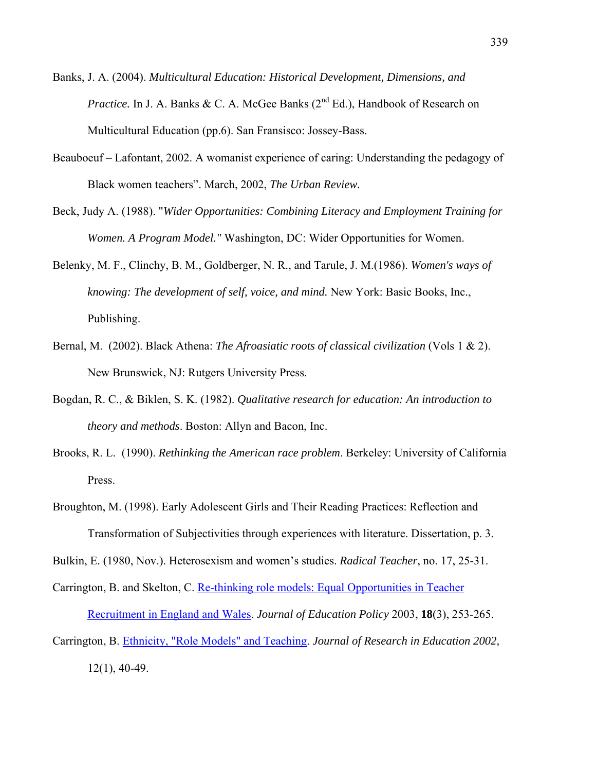Banks, J. A. (2004). *Multicultural Education: Historical Development, Dimensions, and Practice.* In J. A. Banks & C. A. McGee Banks (2nd Ed.), Handbook of Research on Multicultural Education (pp.6). San Fransisco: Jossey-Bass.

Beauboeuf – Lafontant, 2002. A womanist experience of caring: Understanding the pedagogy of Black women teachers". March, 2002, *The Urban Review.*

Beck, Judy A. (1988). "*Wider Opportunities: Combining Literacy and Employment Training for Women. A Program Model."* Washington, DC: Wider Opportunities for Women.

Belenky, M. F., Clinchy, B. M., Goldberger, N. R., and Tarule, J. M.(1986). *Women's ways of knowing: The development of self, voice, and mind.* New York: Basic Books, Inc., Publishing.

Bernal, M. (2002). Black Athena: *The Afroasiatic roots of classical civilization* (Vols 1 & 2). New Brunswick, NJ: Rutgers University Press.

Bogdan, R. C., & Biklen, S. K. (1982). *Qualitative research for education: An introduction to theory and methods*. Boston: Allyn and Bacon, Inc.

Brooks, R. L. (1990). *Rethinking the American race problem*. Berkeley: University of California Press.

Broughton, M. (1998). Early Adolescent Girls and Their Reading Practices: Reflection and Transformation of Subjectivities through experiences with literature. Dissertation, p. 3.

Bulkin, E. (1980, Nov.). Heterosexism and women's studies. *Radical Teacher*, no. 17, 25-31.

Carrington, B. and Skelton, C. Re-thinking role models: Equal Opportunities in Teacher Recruitment in England and Wales. *Journal of Education Policy* 2003, **18**(3), 253-265.

Carrington, B. Ethnicity, "Role Models" and Teaching. *Journal of Research in Education 2002,* 12(1), 40-49.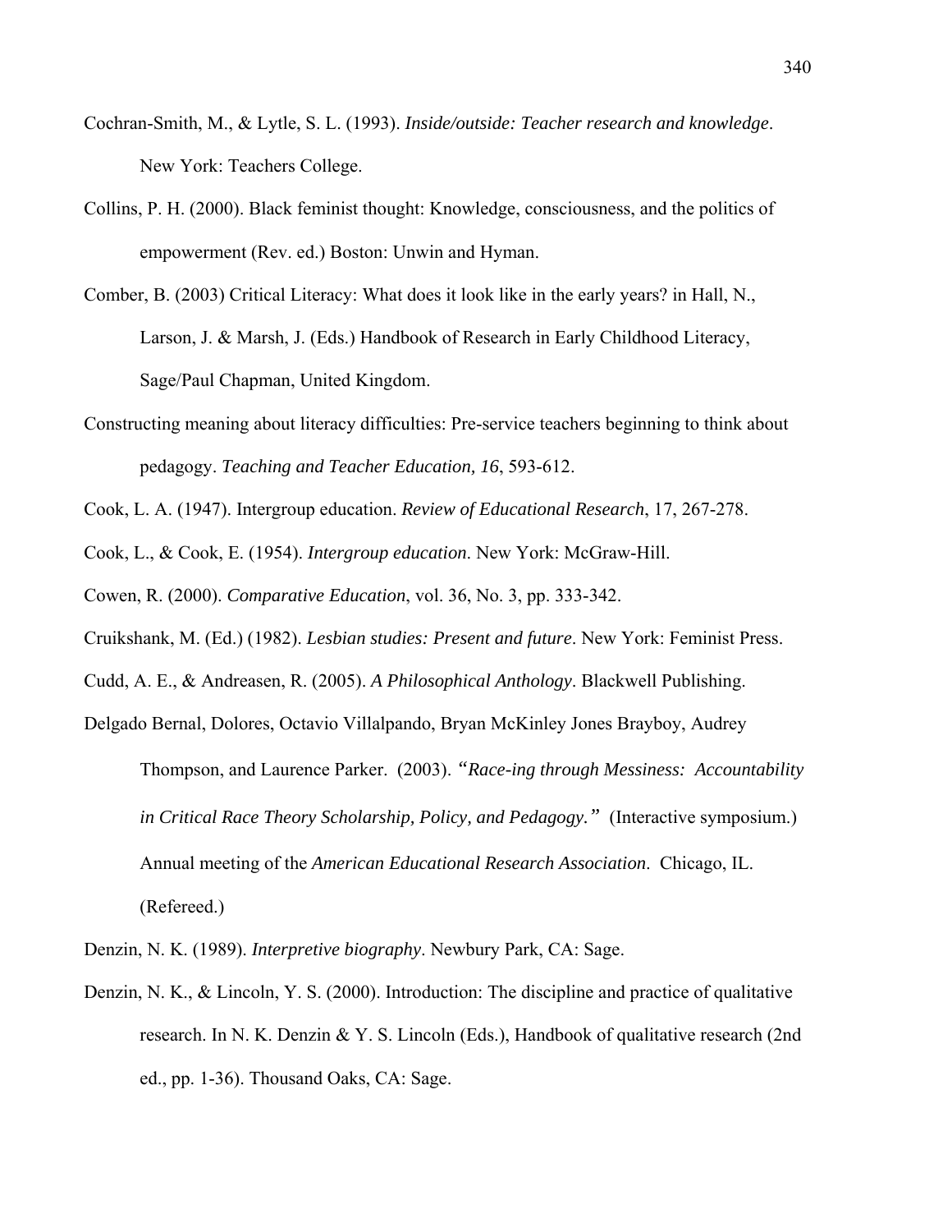Cochran-Smith, M., & Lytle, S. L. (1993). *Inside/outside: Teacher research and knowledge*. New York: Teachers College.

Collins, P. H. (2000). Black feminist thought: Knowledge, consciousness, and the politics of empowerment (Rev. ed.) Boston: Unwin and Hyman.

Comber, B. (2003) Critical Literacy: What does it look like in the early years? in Hall, N., Larson, J. & Marsh, J. (Eds.) Handbook of Research in Early Childhood Literacy, Sage/Paul Chapman, United Kingdom.

Constructing meaning about literacy difficulties: Pre-service teachers beginning to think about pedagogy. *Teaching and Teacher Education, 16*, 593-612.

Cook, L. A. (1947). Intergroup education. *Review of Educational Research*, 17, 267-278.

Cook, L., & Cook, E. (1954). *Intergroup education*. New York: McGraw-Hill.

Cowen, R. (2000). *Comparative Education*, vol. 36, No. 3, pp. 333-342.

Cruikshank, M. (Ed.) (1982). *Lesbian studies: Present and future*. New York: Feminist Press.

Cudd, A. E., & Andreasen, R. (2005). *A Philosophical Anthology*. Blackwell Publishing.

Delgado Bernal, Dolores, Octavio Villalpando, Bryan McKinley Jones Brayboy, Audrey Thompson, and Laurence Parker. (2003). *"Race-ing through Messiness: Accountability in Critical Race Theory Scholarship, Policy, and Pedagogy."* (Interactive symposium.) Annual meeting of the *American Educational Research Association*. Chicago, IL. (Refereed.)

Denzin, N. K. (1989). *Interpretive biography*. Newbury Park, CA: Sage.

Denzin, N. K., & Lincoln, Y. S. (2000). Introduction: The discipline and practice of qualitative research. In N. K. Denzin & Y. S. Lincoln (Eds.), Handbook of qualitative research (2nd ed., pp. 1-36). Thousand Oaks, CA: Sage.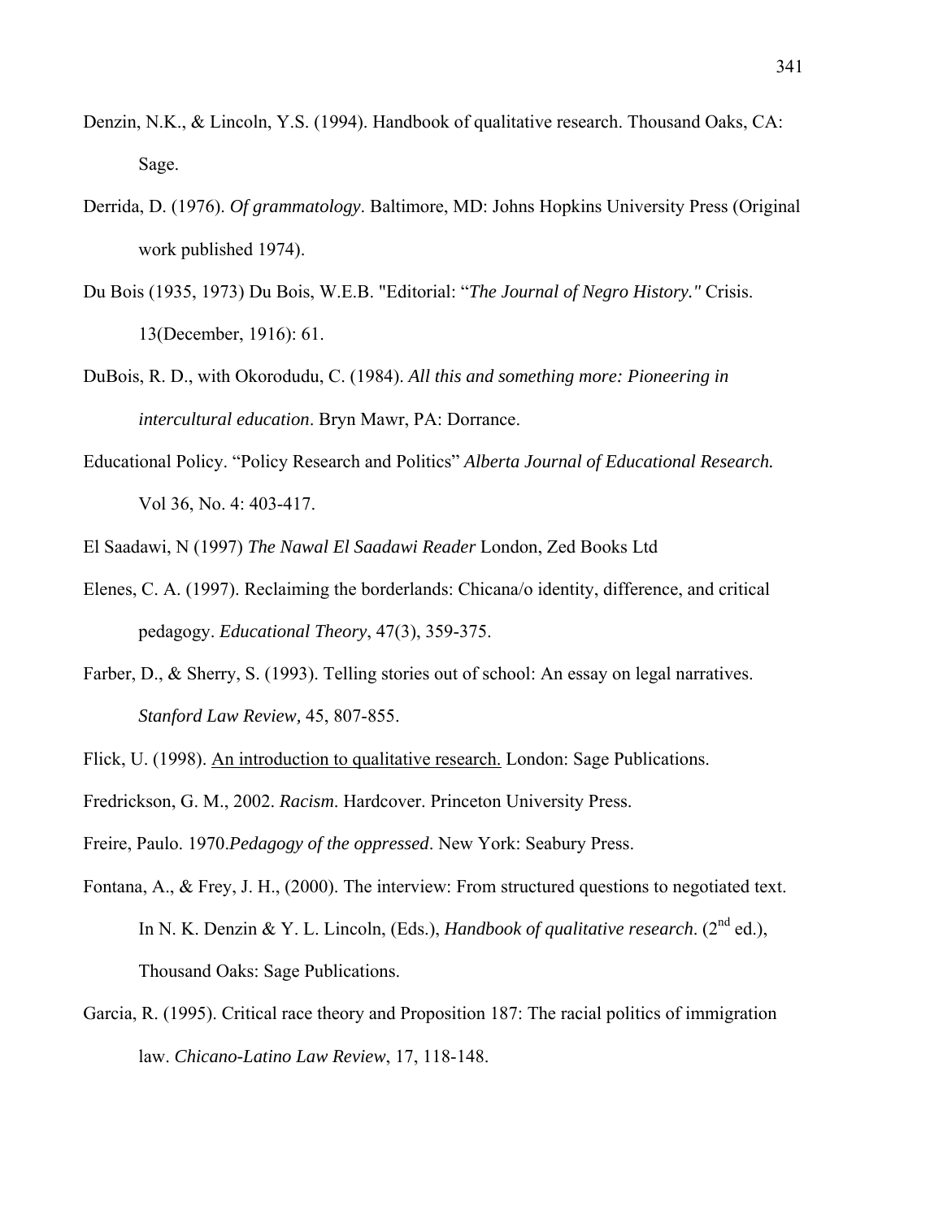Denzin, N.K., & Lincoln, Y.S. (1994). Handbook of qualitative research. Thousand Oaks, CA: Sage.

Derrida, D. (1976). *Of grammatology*. Baltimore, MD: Johns Hopkins University Press (Original work published 1974).

Du Bois (1935, 1973) Du Bois, W.E.B. "Editorial: "*The Journal of Negro History."* Crisis. 13(December, 1916): 61.

DuBois, R. D., with Okorodudu, C. (1984). *All this and something more: Pioneering in intercultural education*. Bryn Mawr, PA: Dorrance.

Educational Policy. "Policy Research and Politics" *Alberta Journal of Educational Research.* Vol 36, No. 4: 403-417.

El Saadawi, N (1997) *The Nawal El Saadawi Reader* London, Zed Books Ltd

Elenes, C. A. (1997). Reclaiming the borderlands: Chicana/o identity, difference, and critical pedagogy. *Educational Theory*, 47(3), 359-375.

Farber, D., & Sherry, S. (1993). Telling stories out of school: An essay on legal narratives. *Stanford Law Review,* 45, 807-855.

Flick, U. (1998). An introduction to qualitative research. London: Sage Publications.

Fredrickson, G. M., 2002. *Racism*. Hardcover. Princeton University Press.

Freire, Paulo. 1970.*Pedagogy of the oppressed*. New York: Seabury Press.

Fontana, A., & Frey, J. H., (2000). The interview: From structured questions to negotiated text. In N. K. Denzin & Y. L. Lincoln, (Eds.), *Handbook of qualitative research*. (2nd ed.), Thousand Oaks: Sage Publications.

Garcia, R. (1995). Critical race theory and Proposition 187: The racial politics of immigration law. *Chicano-Latino Law Review*, 17, 118-148.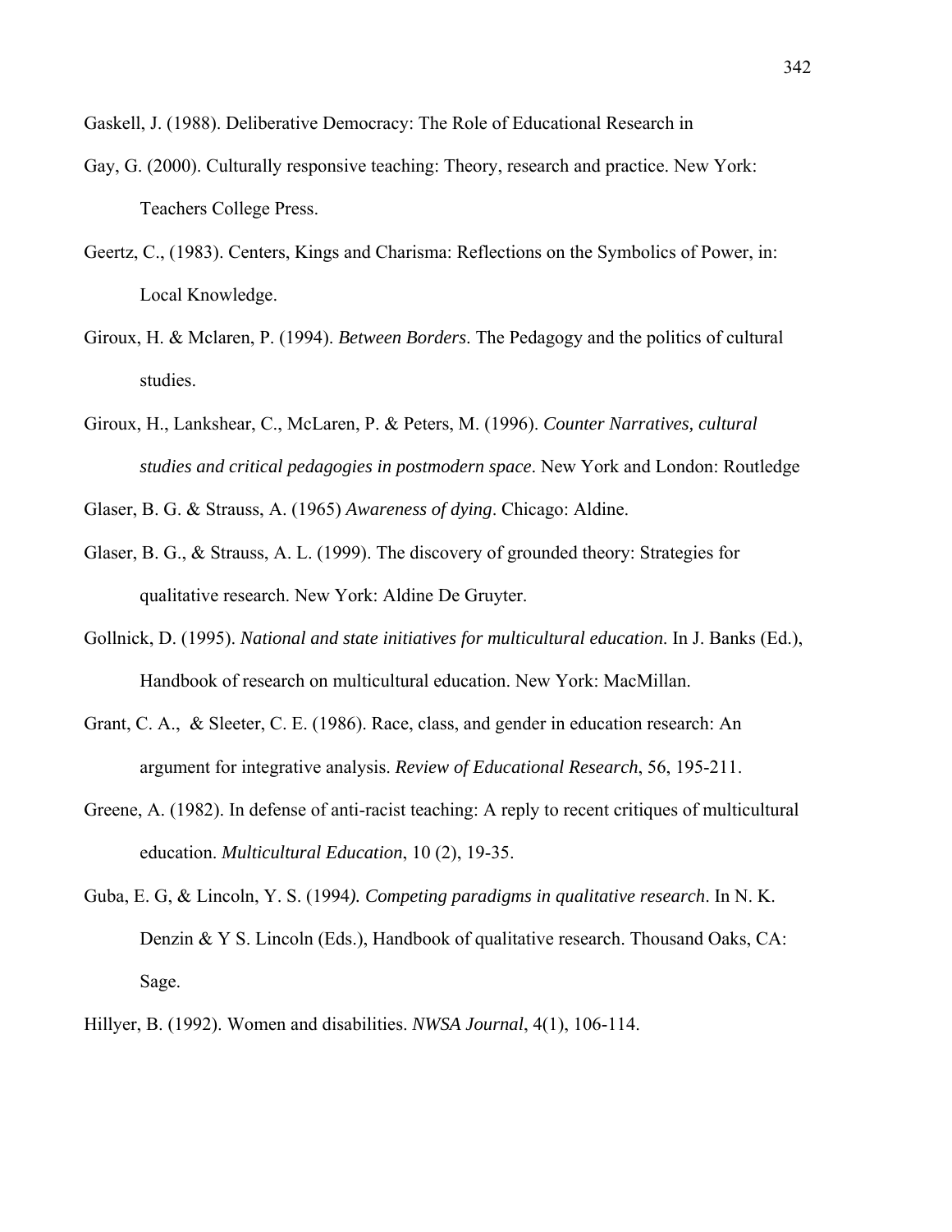Gaskell, J. (1988). Deliberative Democracy: The Role of Educational Research in

Gay, G. (2000). Culturally responsive teaching: Theory, research and practice. New York: Teachers College Press.

Geertz, C., (1983). Centers, Kings and Charisma: Reflections on the Symbolics of Power, in: Local Knowledge.

Giroux, H. & Mclaren, P. (1994). *Between Borders*. The Pedagogy and the politics of cultural studies.

Giroux, H., Lankshear, C., McLaren, P. & Peters, M. (1996). *Counter Narratives, cultural studies and critical pedagogies in postmodern space*. New York and London: Routledge

Glaser, B. G. & Strauss, A. (1965) *Awareness of dying*. Chicago: Aldine.

Glaser, B. G., & Strauss, A. L. (1999). The discovery of grounded theory: Strategies for qualitative research. New York: Aldine De Gruyter.

Gollnick, D. (1995). *National and state initiatives for multicultural education*. In J. Banks (Ed.), Handbook of research on multicultural education. New York: MacMillan.

Grant, C. A., & Sleeter, C. E. (1986). Race, class, and gender in education research: An argument for integrative analysis. *Review of Educational Research*, 56, 195-211.

Greene, A. (1982). In defense of anti-racist teaching: A reply to recent critiques of multicultural education. *Multicultural Education*, 10 (2), 19-35.

Guba, E. G, & Lincoln, Y. S. (1994*). Competing paradigms in qualitative research*. In N. K. Denzin & Y S. Lincoln (Eds.), Handbook of qualitative research. Thousand Oaks, CA: Sage.

Hillyer, B. (1992). Women and disabilities. *NWSA Journal*, 4(1), 106-114.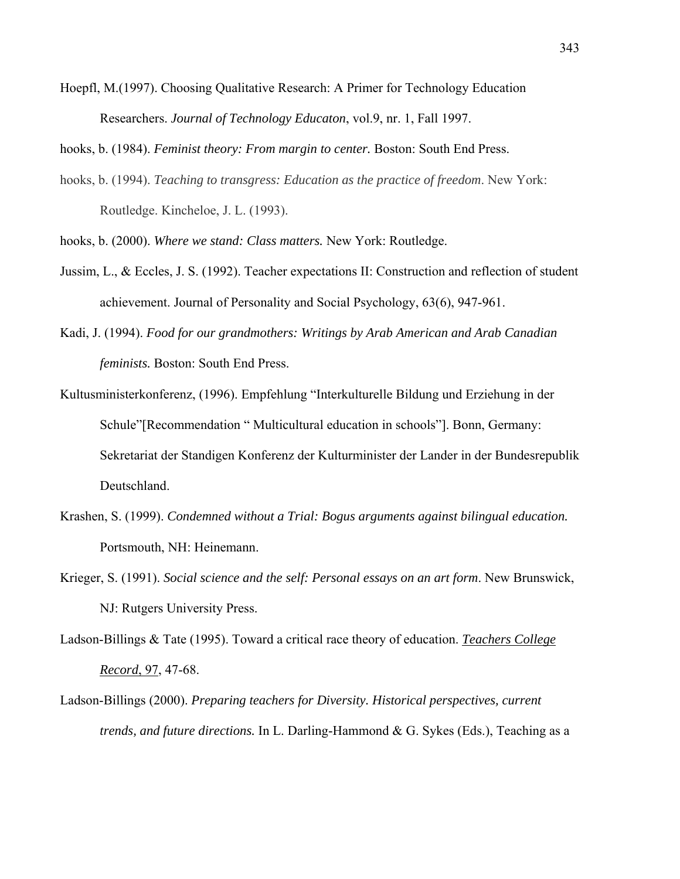Hoepfl, M.(1997). Choosing Qualitative Research: A Primer for Technology Education Researchers. *Journal of Technology Educaton*, vol.9, nr. 1, Fall 1997.

hooks, b. (1984). *Feminist theory: From margin to center.* Boston: South End Press.

hooks, b. (1994). *Teaching to transgress: Education as the practice of freedom*. New York: Routledge. Kincheloe, J. L. (1993).

hooks, b. (2000). *Where we stand: Class matters.* New York: Routledge.

Jussim, L., & Eccles, J. S. (1992). Teacher expectations II: Construction and reflection of student achievement. Journal of Personality and Social Psychology, 63(6), 947-961.

Kadi, J. (1994). *Food for our grandmothers: Writings by Arab American and Arab Canadian feminists.* Boston: South End Press.

Kultusministerkonferenz, (1996). Empfehlung "Interkulturelle Bildung und Erziehung in der Schule"[Recommendation " Multicultural education in schools"]. Bonn, Germany: Sekretariat der Standigen Konferenz der Kulturminister der Lander in der Bundesrepublik Deutschland.

Krashen, S. (1999). *Condemned without a Trial: Bogus arguments against bilingual education.* Portsmouth, NH: Heinemann.

Krieger, S. (1991). *Social science and the self: Personal essays on an art form*. New Brunswick, NJ: Rutgers University Press.

Ladson-Billings & Tate (1995). Toward a critical race theory of education. *Teachers College Record*, 97, 47-68.

Ladson-Billings (2000). *Preparing teachers for Diversity. Historical perspectives, current trends, and future directions.* In L. Darling-Hammond & G. Sykes (Eds.), Teaching as a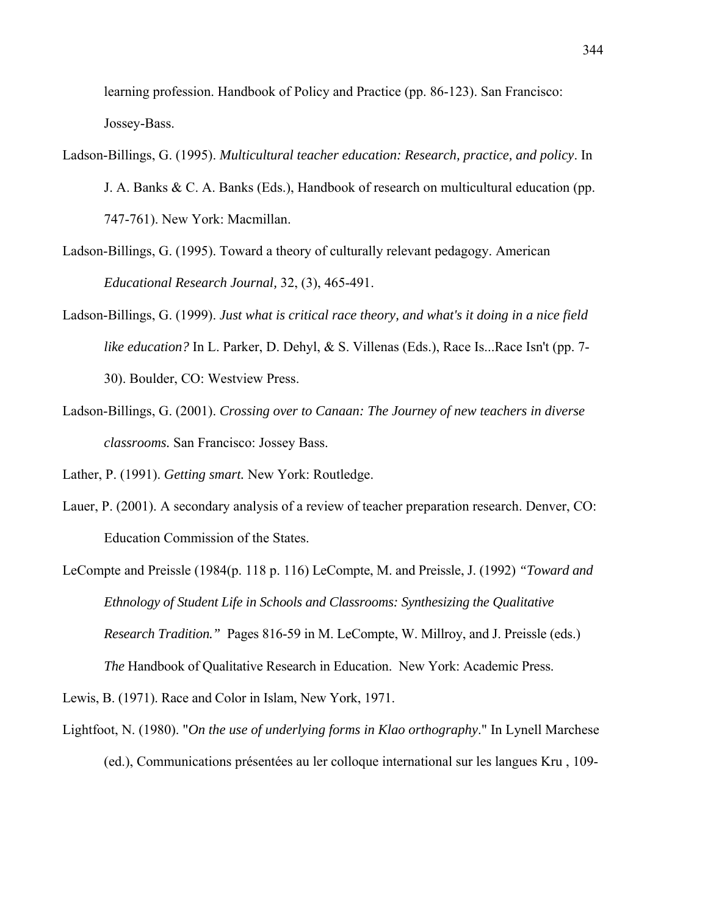learning profession. Handbook of Policy and Practice (pp. 86-123). San Francisco: Jossey-Bass.

Ladson-Billings, G. (1995). *Multicultural teacher education: Research, practice, and policy*. In J. A. Banks & C. A. Banks (Eds.), Handbook of research on multicultural education (pp. 747-761). New York: Macmillan.

Ladson-Billings, G. (1995). Toward a theory of culturally relevant pedagogy. American *Educational Research Journal*, 32, (3), 465-491.

Ladson-Billings, G. (1999). *Just what is critical race theory, and what's it doing in a nice field like education?* In L. Parker, D. Dehyl, & S. Villenas (Eds.), Race Is...Race Isn't (pp. 7-30). Boulder, CO: Westview Press.

Ladson-Billings, G. (2001). *Crossing over to Canaan: The Journey of new teachers in diverse classrooms.* San Francisco: Jossey Bass.

Lather, P. (1991). *Getting smart.* New York: Routledge.

Lauer, P. (2001). A secondary analysis of a review of teacher preparation research. Denver, CO: Education Commission of the States.

LeCompte and Preissle (1984(p. 118 p. 116) LeCompte, M. and Preissle, J. (1992) *"Toward and Ethnology of Student Life in Schools and Classrooms: Synthesizing the Qualitative Research Tradition."* Pages 816-59 in M. LeCompte, W. Millroy, and J. Preissle (eds.) *The* Handbook of Qualitative Research in Education. New York: Academic Press.

Lewis, B. (1971). Race and Color in Islam, New York, 1971.

Lightfoot, N. (1980). "*On the use of underlying forms in Klao orthography*." In Lynell Marchese (ed.), Communications présentées au ler colloque international sur les langues Kru , 109-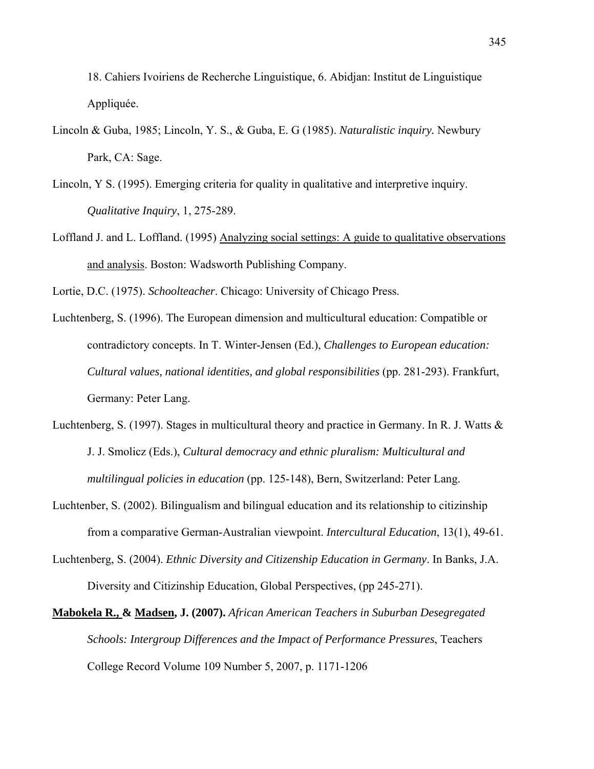18. Cahiers Ivoiriens de Recherche Linguistique, 6. Abidjan: Institut de Linguistique Appliquée.

Lincoln & Guba, 1985; Lincoln, Y. S., & Guba, E. G (1985). *Naturalistic inquiry.* Newbury Park, CA: Sage.

Lincoln, Y S. (1995). Emerging criteria for quality in qualitative and interpretive inquiry. *Qualitative Inquiry*, 1, 275-289.

Loffland J. and L. Loffland. (1995) <u>Analyzing social settings: A guide to qualitative observations and analysis</u>. Boston: Wadsworth Publishing Company.

Lortie, D.C. (1975). *Schoolteacher*. Chicago: University of Chicago Press.

Luchtenberg, S. (1996). The European dimension and multicultural education: Compatible or contradictory concepts. In T. Winter-Jensen (Ed.), *Challenges to European education: Cultural values, national identities, and global responsibilities* (pp. 281-293). Frankfurt, Germany: Peter Lang.

Luchtenberg, S. (1997). Stages in multicultural theory and practice in Germany. In R. J. Watts & J. J. Smolicz (Eds.), *Cultural democracy and ethnic pluralism: Multicultural and multilingual policies in education* (pp. 125-148), Bern, Switzerland: Peter Lang.

Luchtenber, S. (2002). Bilingualism and bilingual education and its relationship to citizinship from a comparative German-Australian viewpoint. *Intercultural Education*, 13(1), 49-61.

Luchtenberg, S. (2004). *Ethnic Diversity and Citizenship Education in Germany*. In Banks, J.A. Diversity and Citizinship Education, Global Perspectives, (pp 245-271).

**<u>Mabokela R.,</u> & <u>Madsen</u>, J. (2007).** *African American Teachers in Suburban Desegregated Schools: Intergroup Differences and the Impact of Performance Pressures*, Teachers College Record Volume 109 Number 5, 2007, p. 1171-1206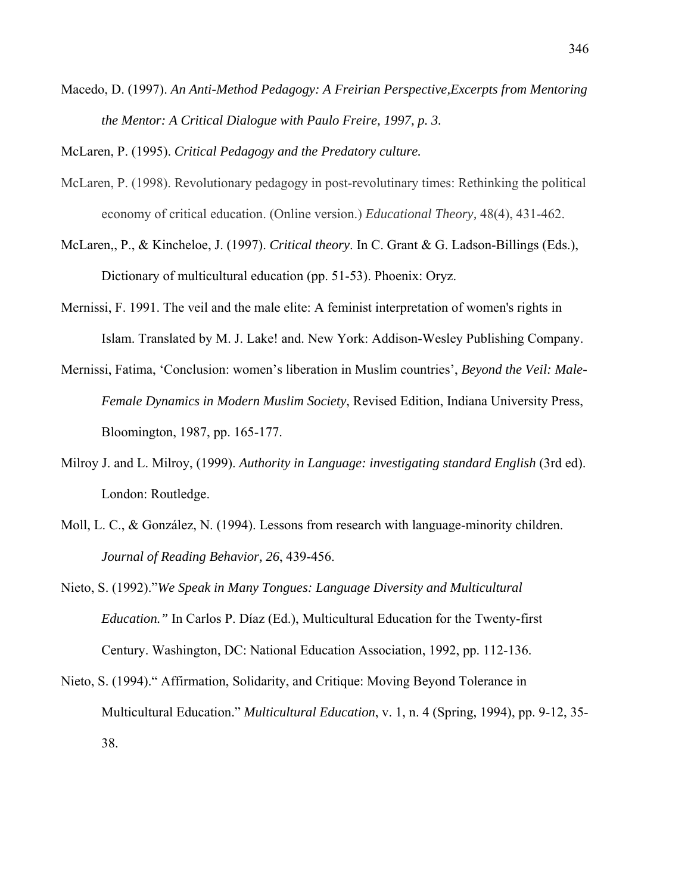Macedo, D. (1997). *An Anti-Method Pedagogy: A Freirian Perspective,Excerpts from Mentoring the Mentor: A Critical Dialogue with Paulo Freire, 1997, p. 3.*

McLaren, P. (1995). *Critical Pedagogy and the Predatory culture.*

McLaren, P. (1998). Revolutionary pedagogy in post-revolutinary times: Rethinking the political economy of critical education. (Online version.) *Educational Theory,* 48(4), 431-462.

McLaren,, P., & Kincheloe, J. (1997). *Critical theory*. In C. Grant & G. Ladson-Billings (Eds.), Dictionary of multicultural education (pp. 51-53). Phoenix: Oryz.

Mernissi, F. 1991. The veil and the male elite: A feminist interpretation of women's rights in Islam. Translated by M. J. Lake! and. New York: Addison-Wesley Publishing Company.

Mernissi, Fatima, 'Conclusion: women's liberation in Muslim countries', *Beyond the Veil: Male-Female Dynamics in Modern Muslim Society*, Revised Edition, Indiana University Press, Bloomington, 1987, pp. 165-177.

Milroy J. and L. Milroy, (1999). *Authority in Language: investigating standard English* (3rd ed). London: Routledge.

Moll, L. C., & González, N. (1994). Lessons from research with language-minority children. *Journal of Reading Behavior, 26*, 439-456.

Nieto, S. (1992)."*We Speak in Many Tongues: Language Diversity and Multicultural Education."* In Carlos P. Díaz (Ed.), Multicultural Education for the Twenty-first Century. Washington, DC: National Education Association, 1992, pp. 112-136.

Nieto, S. (1994)." Affirmation, Solidarity, and Critique: Moving Beyond Tolerance in Multicultural Education." *Multicultural Education*, v. 1, n. 4 (Spring, 1994), pp. 9-12, 35-38.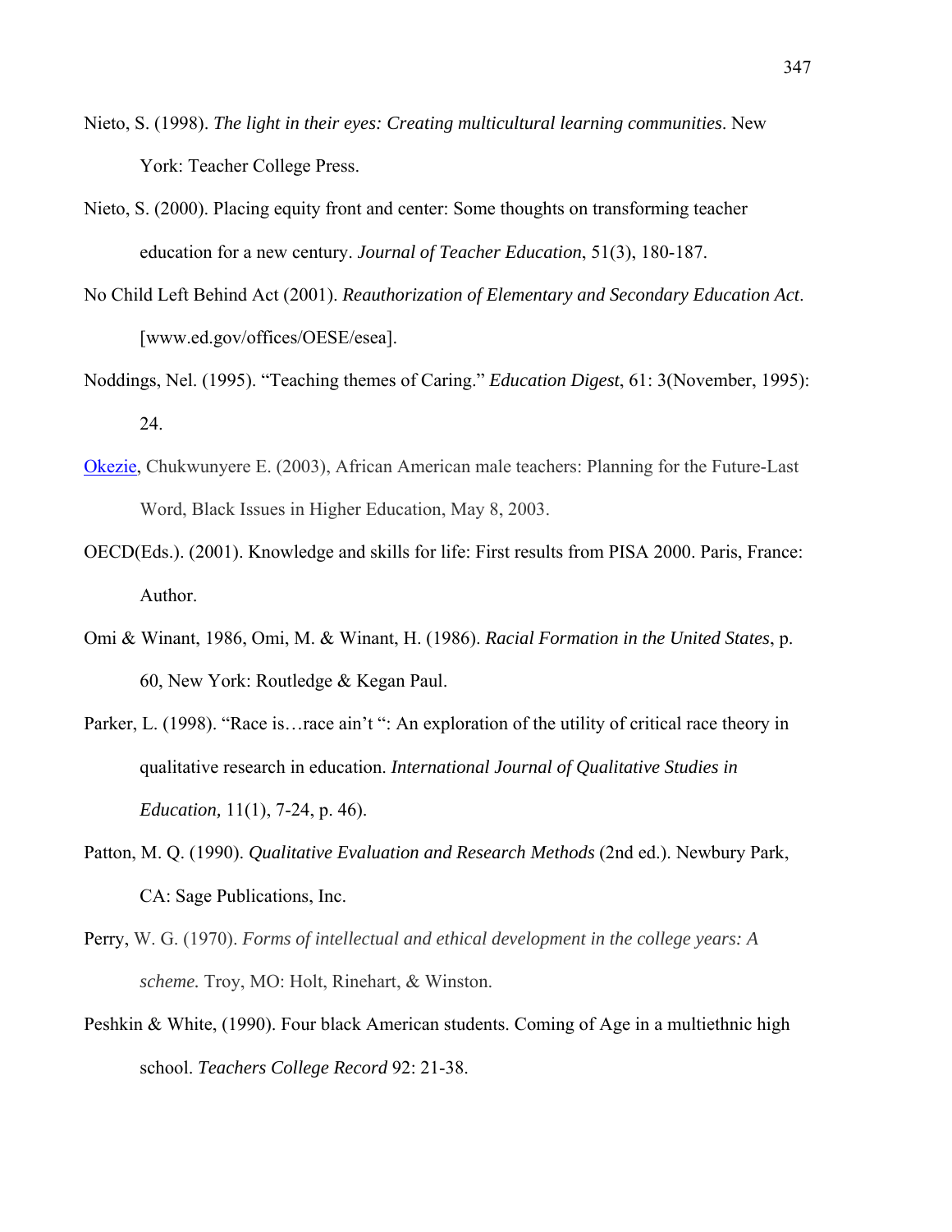Nieto, S. (1998). *The light in their eyes: Creating multicultural learning communities*. New York: Teacher College Press.

Nieto, S. (2000). Placing equity front and center: Some thoughts on transforming teacher education for a new century. *Journal of Teacher Education*, 51(3), 180-187.

No Child Left Behind Act (2001). *Reauthorization of Elementary and Secondary Education Act*. [www.ed.gov/offices/OESE/esea].

Noddings, Nel. (1995). "Teaching themes of Caring." *Education Digest*, 61: 3(November, 1995): 24.

Okezie, Chukwunyere E. (2003), African American male teachers: Planning for the Future-Last Word, Black Issues in Higher Education, May 8, 2003.

OECD(Eds.). (2001). Knowledge and skills for life: First results from PISA 2000. Paris, France: Author.

Omi & Winant, 1986, Omi, M. & Winant, H. (1986). *Racial Formation in the United States*, p. 60, New York: Routledge & Kegan Paul.

Parker, L. (1998). "Race is…race ain't ": An exploration of the utility of critical race theory in qualitative research in education. *International Journal of Qualitative Studies in Education,* 11(1), 7-24, p. 46).

Patton, M. Q. (1990). *Qualitative Evaluation and Research Methods* (2nd ed.). Newbury Park, CA: Sage Publications, Inc.

Perry, W. G. (1970). *Forms of intellectual and ethical development in the college years: A scheme.* Troy, MO: Holt, Rinehart, & Winston.

Peshkin & White, (1990). Four black American students. Coming of Age in a multiethnic high school. *Teachers College Record* 92: 21-38.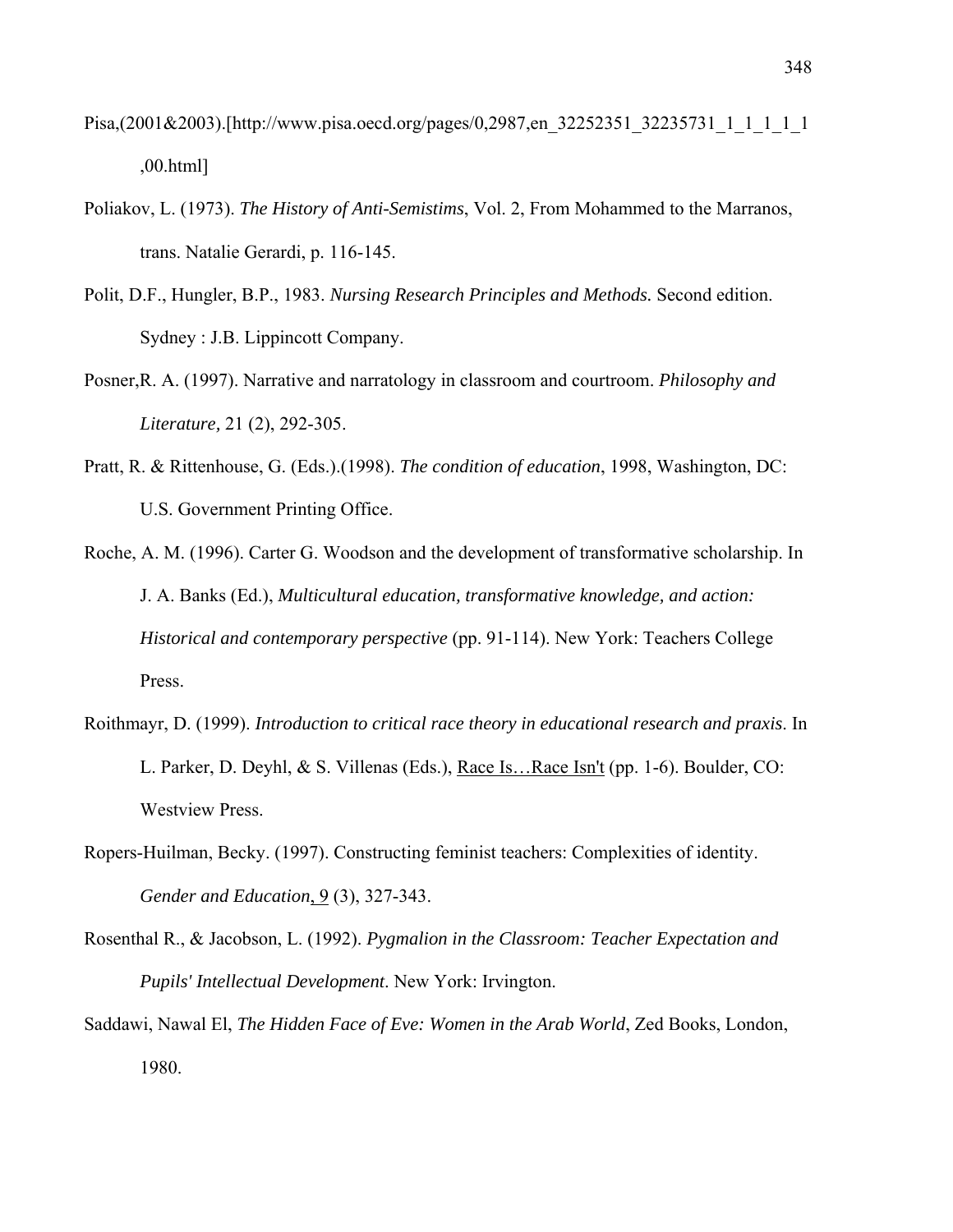Pisa,(2001&2003).[http://www.pisa.oecd.org/pages/0,2987,en_32252351_32235731_1_1_1_1_1,00.html]

Poliakov, L. (1973). *The History of Anti-Semistims*, Vol. 2, From Mohammed to the Marranos, trans. Natalie Gerardi, p. 116-145.

Polit, D.F., Hungler, B.P., 1983. *Nursing Research Principles and Methods.* Second edition. Sydney : J.B. Lippincott Company.

Posner,R. A. (1997). Narrative and narratology in classroom and courtroom. *Philosophy and Literature,* 21 (2), 292-305.

Pratt, R. & Rittenhouse, G. (Eds.).(1998). *The condition of education*, 1998, Washington, DC: U.S. Government Printing Office.

Roche, A. M. (1996). Carter G. Woodson and the development of transformative scholarship. In J. A. Banks (Ed.), *Multicultural education, transformative knowledge, and action: Historical and contemporary perspective* (pp. 91-114). New York: Teachers College Press.

Roithmayr, D. (1999). *Introduction to critical race theory in educational research and praxis*. In L. Parker, D. Deyhl, & S. Villenas (Eds.), Race Is…Race Isn't (pp. 1-6). Boulder, CO: Westview Press.

Ropers-Huilman, Becky. (1997). Constructing feminist teachers: Complexities of identity. *Gender and Education*, 9 (3), 327-343.

Rosenthal R., & Jacobson, L. (1992). *Pygmalion in the Classroom: Teacher Expectation and Pupils' Intellectual Development*. New York: Irvington.

Saddawi, Nawal El, *The Hidden Face of Eve: Women in the Arab World*, Zed Books, London, 1980.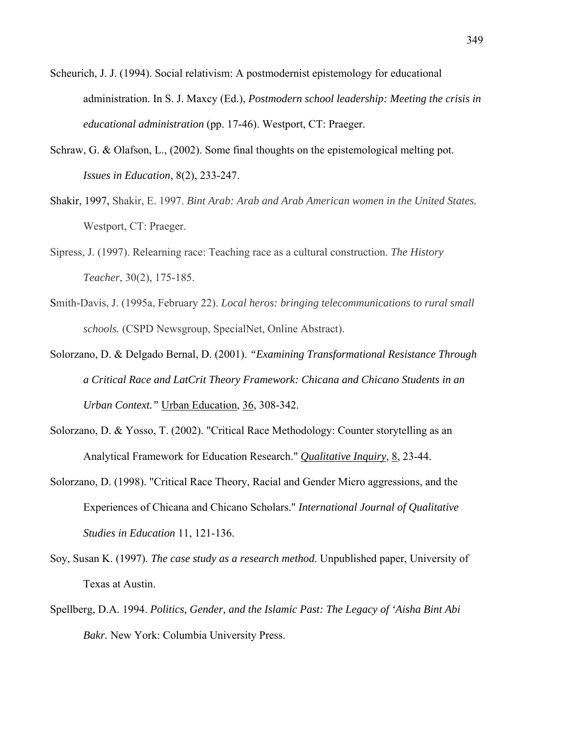Scheurich, J. J. (1994). Social relativism: A postmodernist epistemology for educational administration. In S. J. Maxcy (Ed.), *Postmodern school leadership: Meeting the crisis in educational administration* (pp. 17-46). Westport, CT: Praeger.

Schraw, G. & Olafson, L., (2002). Some final thoughts on the epistemological melting pot. *Issues in Education*, 8(2), 233-247.

Shakir, 1997, Shakir, E. 1997. *Bint Arab: Arab and Arab American women in the United States.* Westport, CT: Praeger.

Sipress, J. (1997). Relearning race: Teaching race as a cultural construction. *The History Teacher*, 30(2), 175-185.

Smith-Davis, J. (1995a, February 22). *Local heros: bringing telecommunications to rural small schools.* (CSPD Newsgroup, SpecialNet, Online Abstract).

Solorzano, D. & Delgado Bernal, D. (2001). *"Examining Transformational Resistance Through a Critical Race and LatCrit Theory Framework: Chicana and Chicano Students in an Urban Context."* Urban Education, 36, 308-342.

Solorzano, D. & Yosso, T. (2002). "Critical Race Methodology: Counter storytelling as an Analytical Framework for Education Research." *Qualitative Inquiry*, 8, 23-44.

Solorzano, D. (1998). "Critical Race Theory, Racial and Gender Micro aggressions, and the Experiences of Chicana and Chicano Scholars." *International Journal of Qualitative Studies in Education* 11, 121-136.

Soy, Susan K. (1997). *The case study as a research method*. Unpublished paper, University of Texas at Austin.

Spellberg, D.A. 1994. *Politics, Gender, and the Islamic Past: The Legacy of 'Aisha Bint Abi Bakr.* New York: Columbia University Press.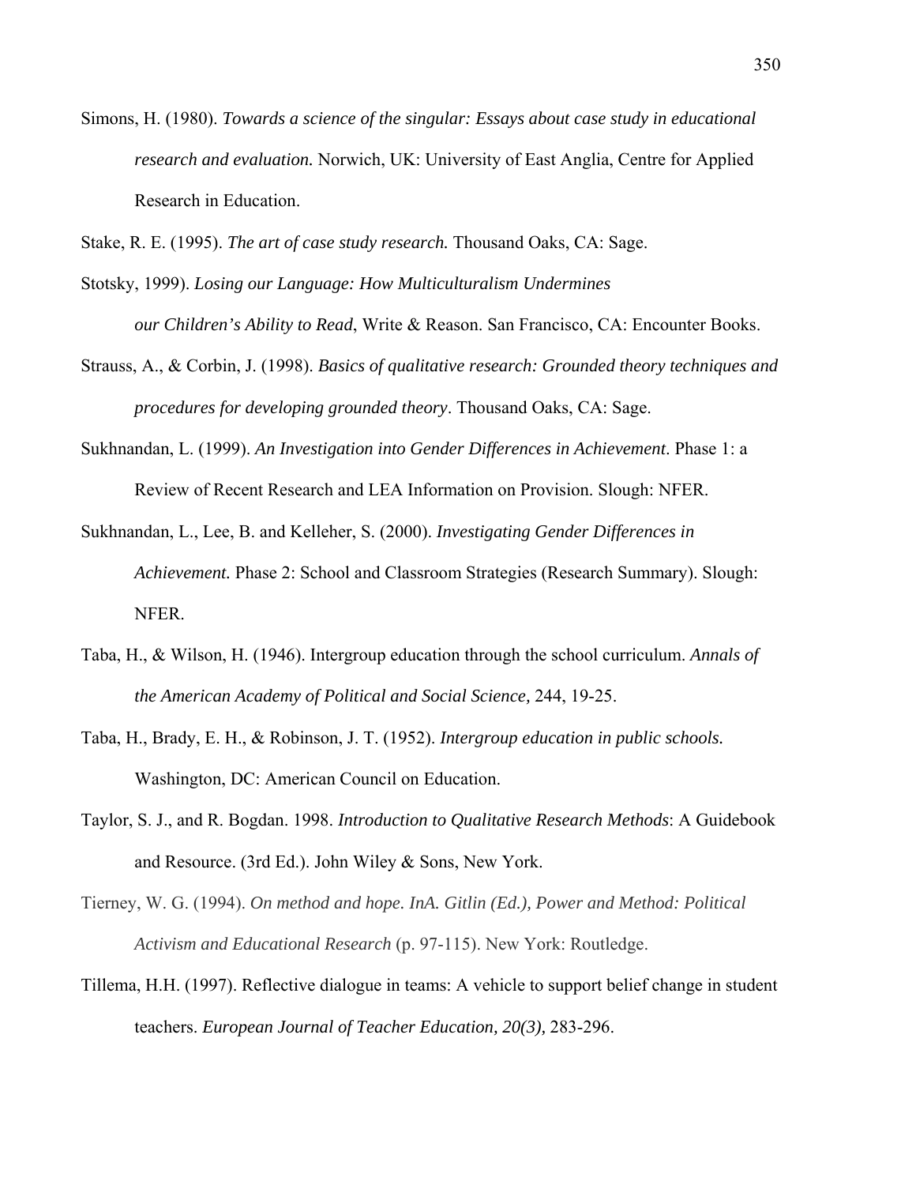Simons, H. (1980). *Towards a science of the singular: Essays about case study in educational research and evaluation.* Norwich, UK: University of East Anglia, Centre for Applied Research in Education.

Stake, R. E. (1995). *The art of case study research.* Thousand Oaks, CA: Sage.

Stotsky, 1999). *Losing our Language: How Multiculturalism Undermines our Children's Ability to Read*, Write & Reason. San Francisco, CA: Encounter Books.

Strauss, A., & Corbin, J. (1998). *Basics of qualitative research: Grounded theory techniques and procedures for developing grounded theory*. Thousand Oaks, CA: Sage.

Sukhnandan, L. (1999). *An Investigation into Gender Differences in Achievement*. Phase 1: a Review of Recent Research and LEA Information on Provision. Slough: NFER.

Sukhnandan, L., Lee, B. and Kelleher, S. (2000). *Investigating Gender Differences in Achievement.* Phase 2: School and Classroom Strategies (Research Summary). Slough: NFER.

Taba, H., & Wilson, H. (1946). Intergroup education through the school curriculum. *Annals of the American Academy of Political and Social Science,* 244, 19-25.

Taba, H., Brady, E. H., & Robinson, J. T. (1952). *Intergroup education in public schools.* Washington, DC: American Council on Education.

Taylor, S. J., and R. Bogdan. 1998. *Introduction to Qualitative Research Methods*: A Guidebook and Resource. (3rd Ed.). John Wiley & Sons, New York.

Tierney, W. G. (1994). *On method and hope. InA. Gitlin (Ed.), Power and Method: Political Activism and Educational Research* (p. 97-115). New York: Routledge.

Tillema, H.H. (1997). Reflective dialogue in teams: A vehicle to support belief change in student teachers. *European Journal of Teacher Education, 20(3),* 283-296.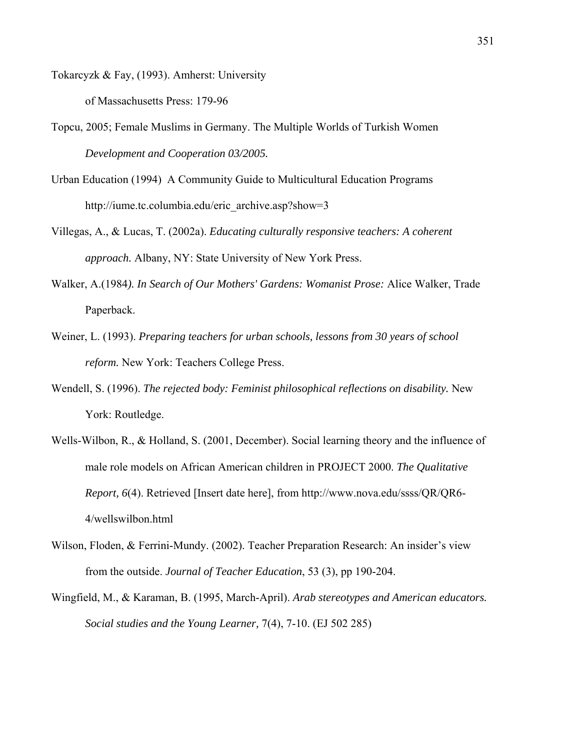Tokarcyzk & Fay, (1993). Amherst: University of Massachusetts Press: 179-96

Topcu, 2005; Female Muslims in Germany. The Multiple Worlds of Turkish Women *Development and Cooperation 03/2005.*

Urban Education (1994) A Community Guide to Multicultural Education Programs http://iume.tc.columbia.edu/eric_archive.asp?show=3

Villegas, A., & Lucas, T. (2002a). *Educating culturally responsive teachers: A coherent approach.* Albany, NY: State University of New York Press.

Walker, A.(1984*). In Search of Our Mothers' Gardens: Womanist Prose:* Alice Walker, Trade Paperback.

Weiner, L. (1993). *Preparing teachers for urban schools, lessons from 30 years of school reform.* New York: Teachers College Press.

Wendell, S. (1996). *The rejected body: Feminist philosophical reflections on disability.* New York: Routledge.

Wells-Wilbon, R., & Holland, S. (2001, December). Social learning theory and the influence of male role models on African American children in PROJECT 2000. *The Qualitative Report, 6*(4). Retrieved [Insert date here], from http://www.nova.edu/ssss/QR/QR6-4/wellswilbon.html

Wilson, Floden, & Ferrini-Mundy. (2002). Teacher Preparation Research: An insider's view from the outside. *Journal of Teacher Education*, 53 (3), pp 190-204.

Wingfield, M., & Karaman, B. (1995, March-April). *Arab stereotypes and American educators. Social studies and the Young Learner,* 7(4), 7-10. (EJ 502 285)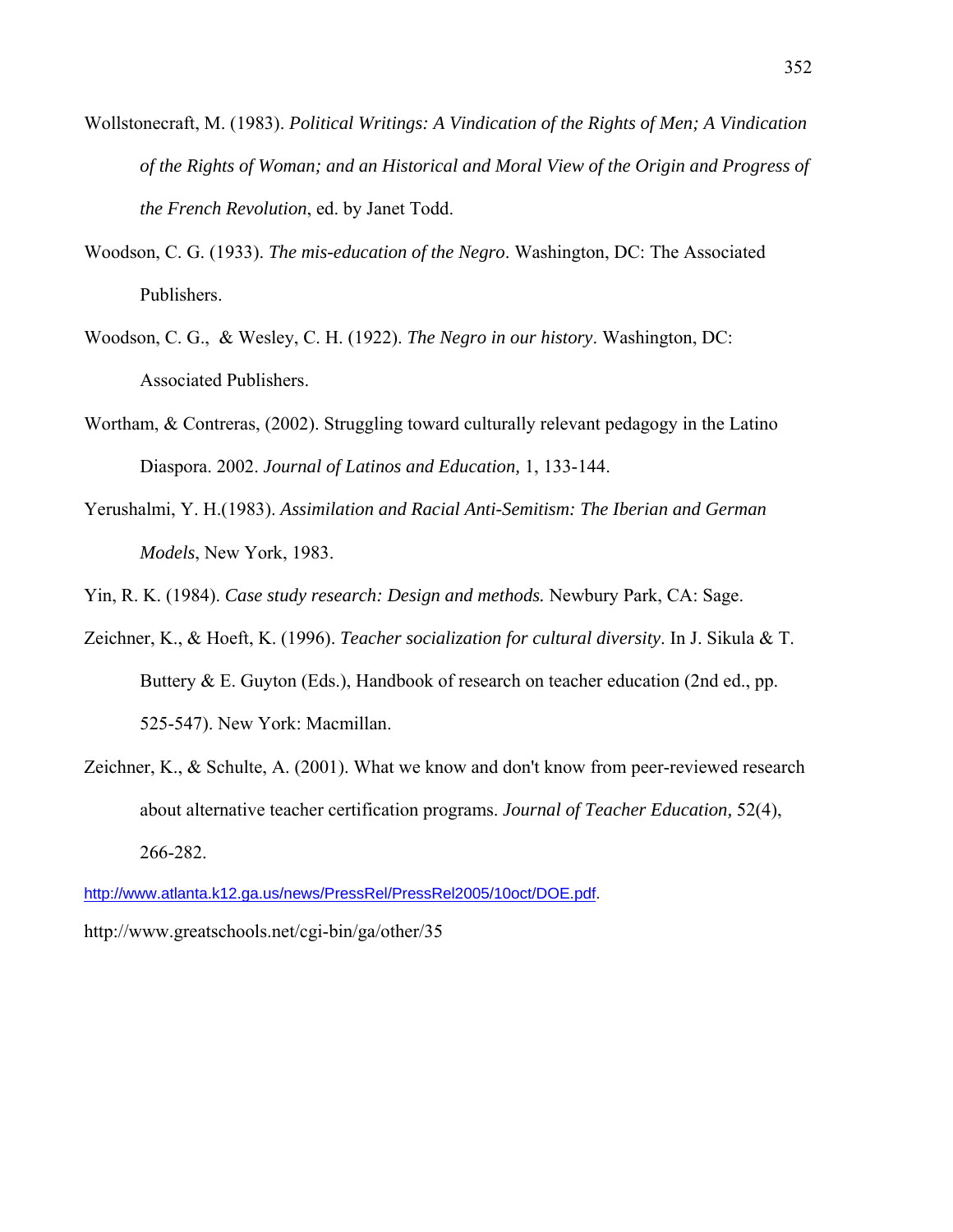Wollstonecraft, M. (1983). *Political Writings: A Vindication of the Rights of Men; A Vindication of the Rights of Woman; and an Historical and Moral View of the Origin and Progress of the French Revolution*, ed. by Janet Todd.

Woodson, C. G. (1933). *The mis-education of the Negro*. Washington, DC: The Associated Publishers.

Woodson, C. G., & Wesley, C. H. (1922). *The Negro in our history*. Washington, DC: Associated Publishers.

Wortham, & Contreras, (2002). Struggling toward culturally relevant pedagogy in the Latino Diaspora. 2002. *Journal of Latinos and Education,* 1, 133-144.

Yerushalmi, Y. H.(1983). *Assimilation and Racial Anti-Semitism: The Iberian and German Models*, New York, 1983.

Yin, R. K. (1984). *Case study research: Design and methods.* Newbury Park, CA: Sage.

Zeichner, K., & Hoeft, K. (1996). *Teacher socialization for cultural diversity*. In J. Sikula & T. Buttery & E. Guyton (Eds.), Handbook of research on teacher education (2nd ed., pp. 525-547). New York: Macmillan.

Zeichner, K., & Schulte, A. (2001). What we know and don't know from peer-reviewed research about alternative teacher certification programs. *Journal of Teacher Education,* 52(4), 266-282.

http://www.atlanta.k12.ga.us/news/PressRel/PressRel2005/10oct/DOE.pdf.

http://www.greatschools.net/cgi-bin/ga/other/35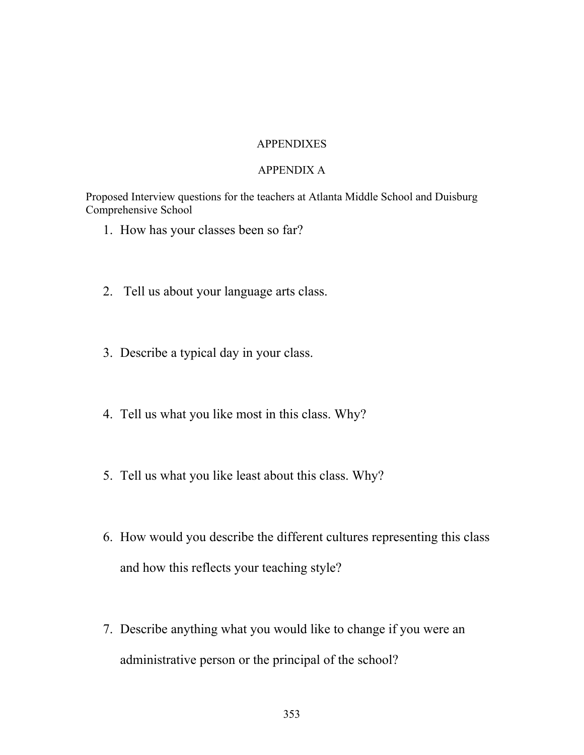# APPENDIXES

## APPENDIX A

Proposed Interview questions for the teachers at Atlanta Middle School and Duisburg Comprehensive School

1. How has your classes been so far?

2. Tell us about your language arts class.

3. Describe a typical day in your class.

4. Tell us what you like most in this class. Why?

5. Tell us what you like least about this class. Why?

6. How would you describe the different cultures representing this class and how this reflects your teaching style?

7. Describe anything what you would like to change if you were an administrative person or the principal of the school?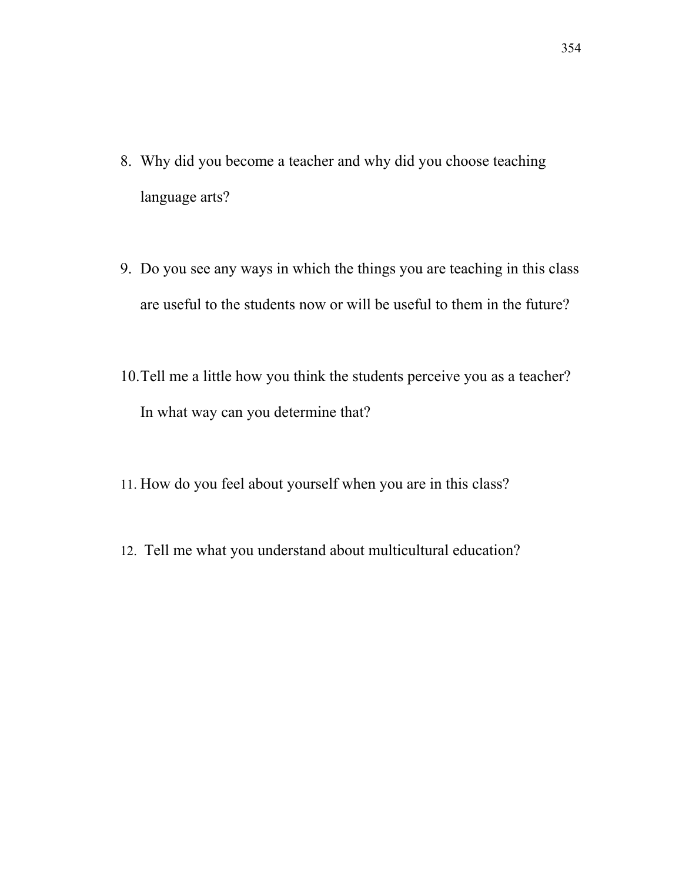8. Why did you become a teacher and why did you choose teaching language arts?

9. Do you see any ways in which the things you are teaching in this class are useful to the students now or will be useful to them in the future?

10. Tell me a little how you think the students perceive you as a teacher? In what way can you determine that?

11. How do you feel about yourself when you are in this class?

12. Tell me what you understand about multicultural education?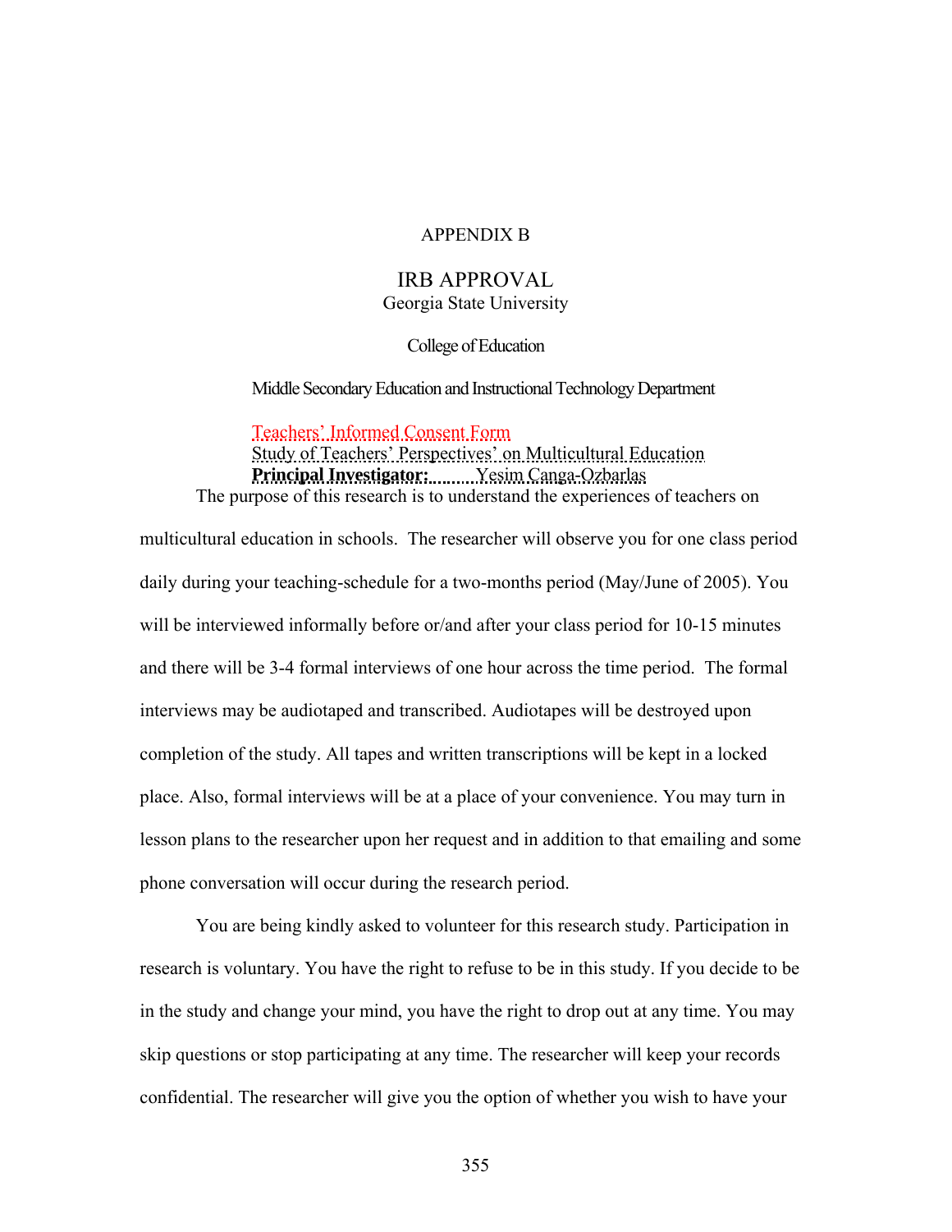# APPENDIX B

## IRB APPROVAL

Georgia State University

College of Education

Middle Secondary Education and Instructional Technology Department

Teachers' Informed Consent Form
Study of Teachers' Perspectives' on Multicultural Education
**Principal Investigator:** Yesim Canga-Ozbarlas

The purpose of this research is to understand the experiences of teachers on multicultural education in schools. The researcher will observe you for one class period daily during your teaching-schedule for a two-months period (May/June of 2005). You will be interviewed informally before or/and after your class period for 10-15 minutes and there will be 3-4 formal interviews of one hour across the time period. The formal interviews may be audiotaped and transcribed. Audiotapes will be destroyed upon completion of the study. All tapes and written transcriptions will be kept in a locked place. Also, formal interviews will be at a place of your convenience. You may turn in lesson plans to the researcher upon her request and in addition to that emailing and some phone conversation will occur during the research period.

You are being kindly asked to volunteer for this research study. Participation in research is voluntary. You have the right to refuse to be in this study. If you decide to be in the study and change your mind, you have the right to drop out at any time. You may skip questions or stop participating at any time. The researcher will keep your records confidential. The researcher will give you the option of whether you wish to have your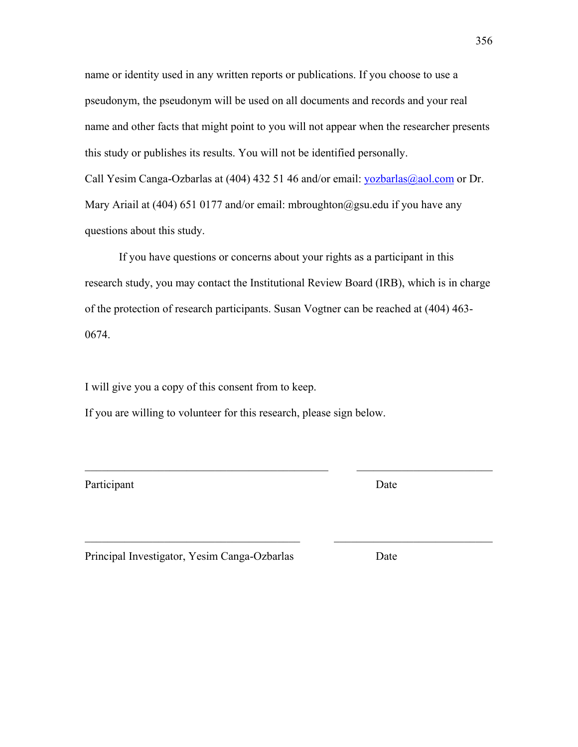name or identity used in any written reports or publications. If you choose to use a pseudonym, the pseudonym will be used on all documents and records and your real name and other facts that might point to you will not appear when the researcher presents this study or publishes its results. You will not be identified personally.

Call Yesim Canga-Ozbarlas at (404) 432 51 46 and/or email: yozbarlas@aol.com or Dr. Mary Ariail at (404) 651 0177 and/or email: mbroughton@gsu.edu if you have any questions about this study.

If you have questions or concerns about your rights as a participant in this research study, you may contact the Institutional Review Board (IRB), which is in charge of the protection of research participants. Susan Vogtner can be reached at (404) 463-0674.

I will give you a copy of this consent from to keep.

If you are willing to volunteer for this research, please sign below.

_____________________________________________ ________________________

Participant Date

________________________________________ ____________________________

Principal Investigator, Yesim Canga-Ozbarlas Date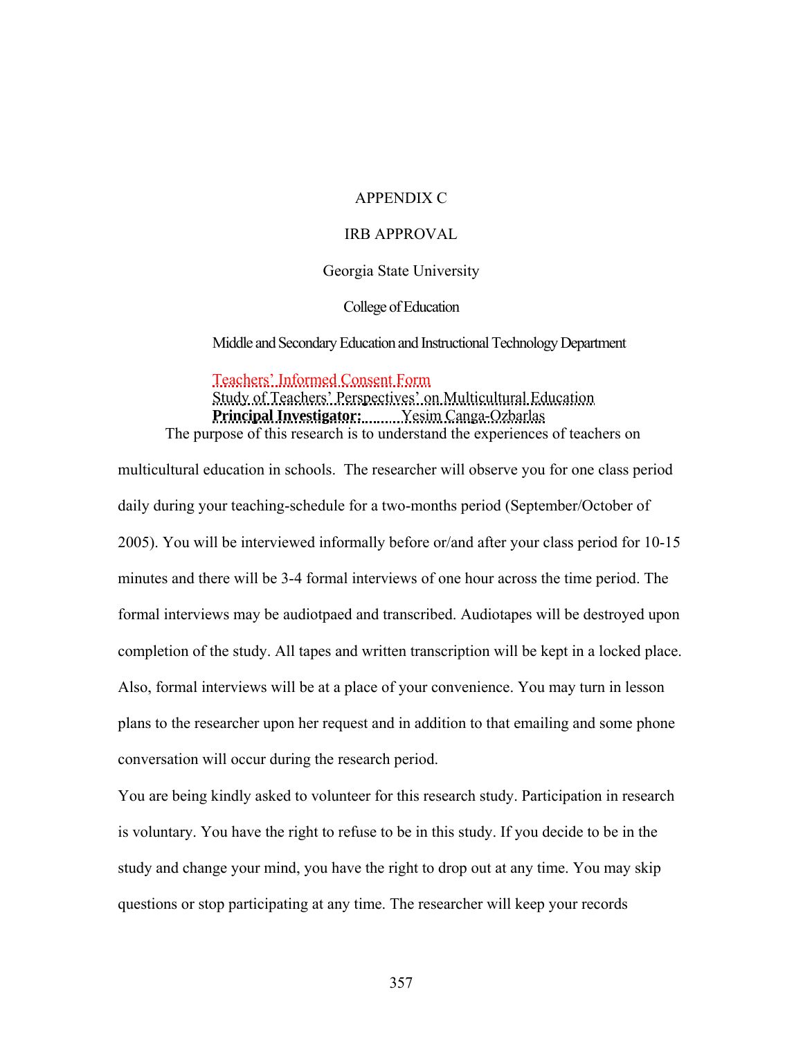# APPENDIX C

## IRB APPROVAL

Georgia State University

College of Education

Middle and Secondary Education and Instructional Technology Department

Teachers' Informed Consent Form
Study of Teachers' Perspectives' on Multicultural Education
**Principal Investigator:** Yesim Canga-Ozbarlas

The purpose of this research is to understand the experiences of teachers on multicultural education in schools. The researcher will observe you for one class period daily during your teaching-schedule for a two-months period (September/October of 2005). You will be interviewed informally before or/and after your class period for 10-15 minutes and there will be 3-4 formal interviews of one hour across the time period. The formal interviews may be audiotpaed and transcribed. Audiotapes will be destroyed upon completion of the study. All tapes and written transcription will be kept in a locked place. Also, formal interviews will be at a place of your convenience. You may turn in lesson plans to the researcher upon her request and in addition to that emailing and some phone conversation will occur during the research period.

You are being kindly asked to volunteer for this research study. Participation in research is voluntary. You have the right to refuse to be in this study. If you decide to be in the study and change your mind, you have the right to drop out at any time. You may skip questions or stop participating at any time. The researcher will keep your records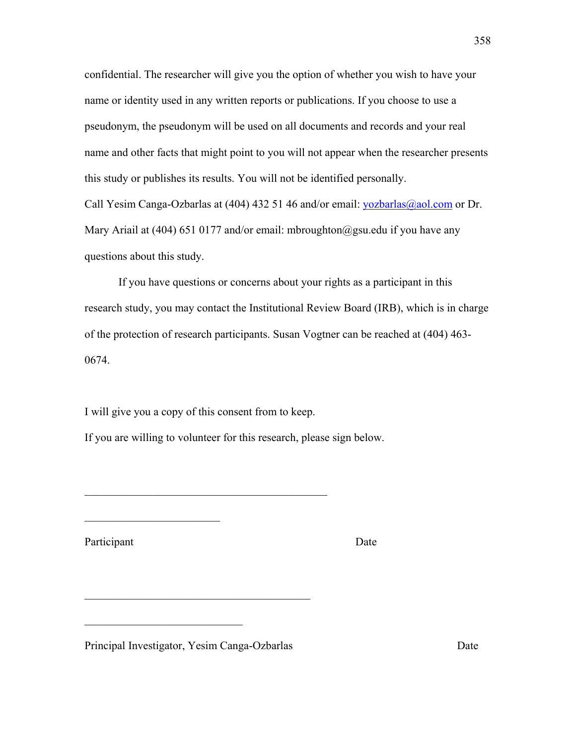confidential. The researcher will give you the option of whether you wish to have your name or identity used in any written reports or publications. If you choose to use a pseudonym, the pseudonym will be used on all documents and records and your real name and other facts that might point to you will not appear when the researcher presents this study or publishes its results. You will not be identified personally.

Call Yesim Canga-Ozbarlas at (404) 432 51 46 and/or email: yozbarlas@aol.com or Dr. Mary Ariail at (404) 651 0177 and/or email: mbroughton@gsu.edu if you have any questions about this study.

If you have questions or concerns about your rights as a participant in this research study, you may contact the Institutional Review Board (IRB), which is in charge of the protection of research participants. Susan Vogtner can be reached at (404) 463-0674.

I will give you a copy of this consent from to keep.

If you are willing to volunteer for this research, please sign below.

\_\_\_\_\_\_\_\_\_\_\_\_\_\_\_\_\_\_\_\_\_\_\_\_\_\_\_\_\_\_\_\_\_\_\_\_\_\_\_\_\_\_\_\_\_\_\_\_

\_\_\_\_\_\_\_\_\_\_\_\_\_\_\_\_\_\_\_\_\_\_\_\_\_\_\_\_

Participant                                                         Date

\_\_\_\_\_\_\_\_\_\_\_\_\_\_\_\_\_\_\_\_\_\_\_\_\_\_\_\_\_\_\_\_\_\_\_\_\_\_\_\_\_\_\_\_\_

\_\_\_\_\_\_\_\_\_\_\_\_\_\_\_\_\_\_\_\_\_\_\_\_\_\_\_\_\_\_\_

Principal Investigator, Yesim Canga-Ozbarlas                                   Date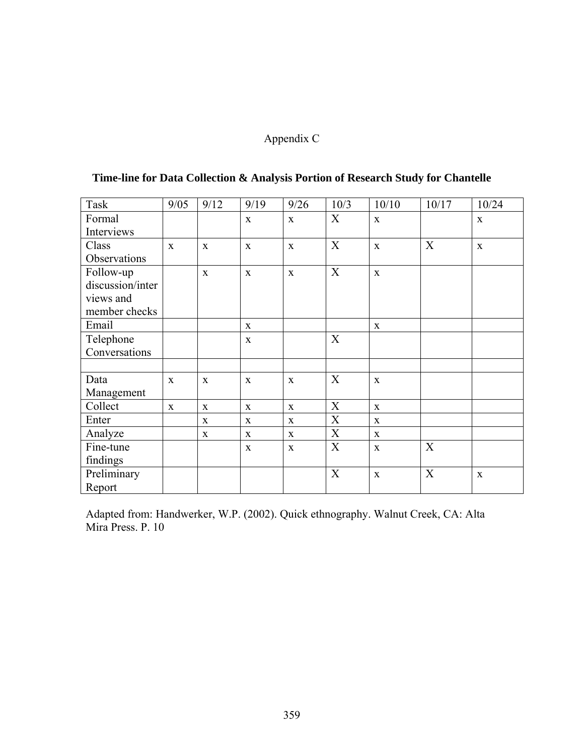Appendix C

**Time-line for Data Collection & Analysis Portion of Research Study for Chantelle**

| Task | 9/05 | 9/12 | 9/19 | 9/26 | 10/3 | 10/10 | 10/17 | 10/24 |
|---|---|---|---|---|---|---|---|---|
| Formal Interviews | | | x | x | X | x | | x |
| Class Observations | x | x | x | x | X | x | X | x |
| Follow-up discussion/interviews and member checks | | x | x | x | X | x | | |
| Email | | | x | | | x | | |
| Telephone Conversations | | | x | | X | | | |
| | | | | | | | | |
| Data Management | x | x | x | x | X | x | | |
| Collect | x | x | x | x | X | x | | |
| Enter | | x | x | x | X | x | | |
| Analyze | | x | x | x | X | x | | |
| Fine-tune findings | | | x | x | X | x | X | |
| Preliminary Report | | | | | X | x | X | x |

Adapted from: Handwerker, W.P. (2002). Quick ethnography. Walnut Creek, CA: Alta Mira Press. P. 10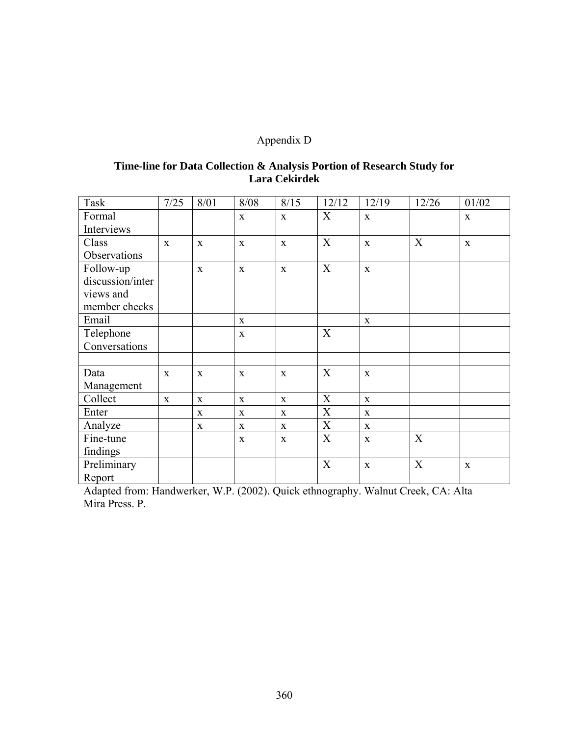Appendix D

**Time-line for Data Collection & Analysis Portion of Research Study for Lara Cekirdek**

| Task | 7/25 | 8/01 | 8/08 | 8/15 | 12/12 | 12/19 | 12/26 | 01/02 |
|---|---|---|---|---|---|---|---|---|
| Formal Interviews | | | x | x | X | x | | x |
| Class Observations | x | x | x | x | X | x | X | x |
| Follow-up discussion/interviews and member checks | | x | x | x | X | x | | |
| Email | | | x | | | x | | |
| Telephone Conversations | | | x | | X | | | |
| | | | | | | | | |
| Data Management | x | x | x | x | X | x | | |
| Collect | x | x | x | x | X | x | | |
| Enter | | x | x | x | X | x | | |
| Analyze | | x | x | x | X | x | | |
| Fine-tune findings | | | x | x | X | x | X | |
| Preliminary Report | | | | | X | x | X | x |

Adapted from: Handwerker, W.P. (2002). Quick ethnography. Walnut Creek, CA: Alta Mira Press. P.